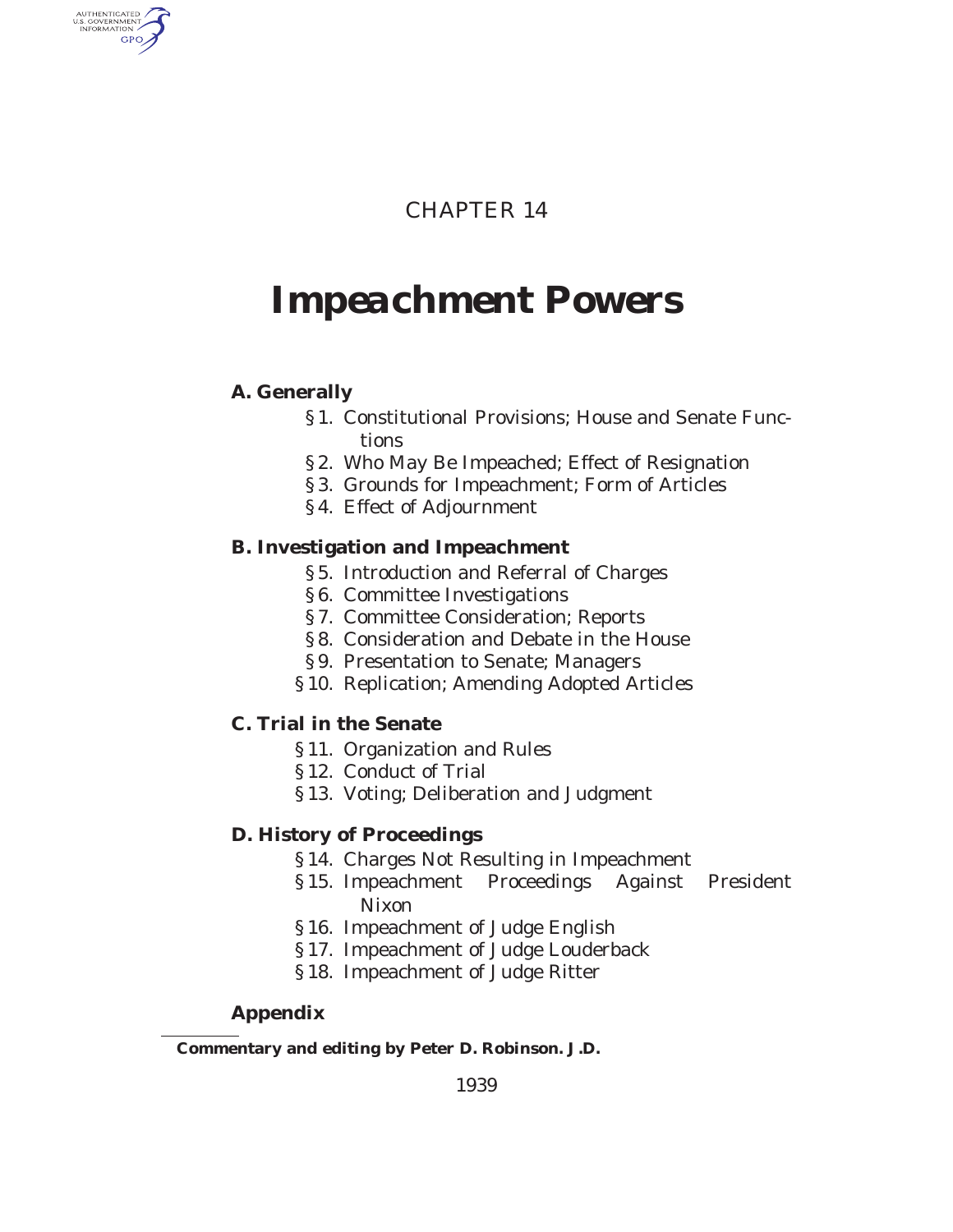# CHAPTER 14

# Impeachment Powers

## A. Generally

§ 1. Constitutional Provisions; House and Senate Functions
§ 2. Who May Be Impeached; Effect of Resignation
§ 3. Grounds for Impeachment; Form of Articles
§ 4. Effect of Adjournment

## B. Investigation and Impeachment

§ 5. Introduction and Referral of Charges
§ 6. Committee Investigations
§ 7. Committee Consideration; Reports
§ 8. Consideration and Debate in the House
§ 9. Presentation to Senate; Managers
§ 10. Replication; Amending Adopted Articles

## C. Trial in the Senate

§ 11. Organization and Rules
§ 12. Conduct of Trial
§ 13. Voting; Deliberation and Judgment

## D. History of Proceedings

§ 14. Charges Not Resulting in Impeachment
§ 15. Impeachment Proceedings Against President Nixon
§ 16. Impeachment of Judge English
§ 17. Impeachment of Judge Louderback
§ 18. Impeachment of Judge Ritter

## Appendix

---

**Commentary and editing by Peter D. Robinson. J.D.**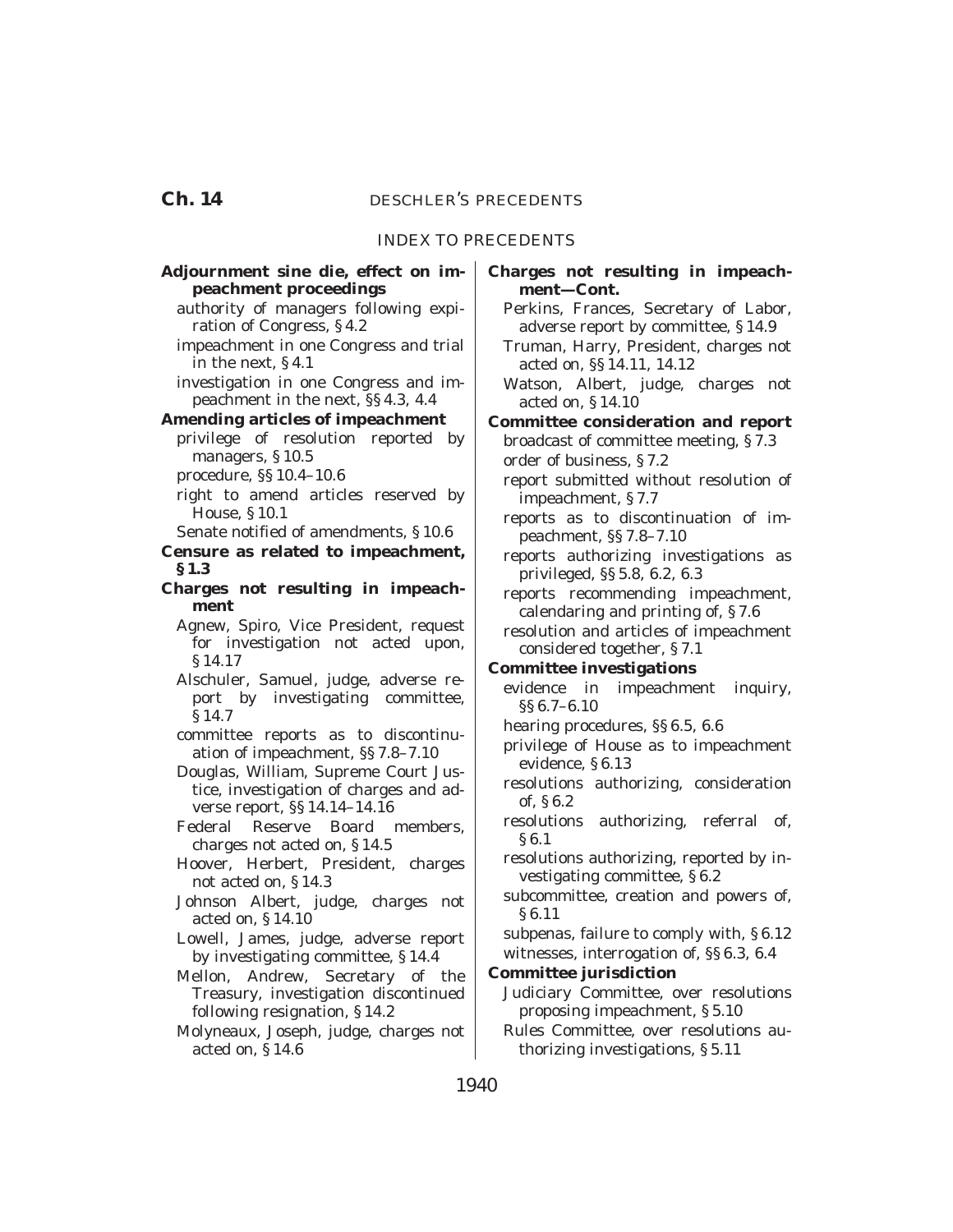# Ch. 14 DESCHLER'S PRECEDENTS

## INDEX TO PRECEDENTS

**Adjournment sine die, effect on impeachment proceedings**
- authority of managers following expiration of Congress, § 4.2
- impeachment in one Congress and trial in the next, § 4.1
- investigation in one Congress and impeachment in the next, §§ 4.3, 4.4

**Amending articles of impeachment**
- privilege of resolution reported by managers, § 10.5
- procedure, §§ 10.4–10.6
- right to amend articles reserved by House, § 10.1
- Senate notified of amendments, § 10.6

**Censure as related to impeachment, § 1.3**

**Charges not resulting in impeachment**
- Agnew, Spiro, Vice President, request for investigation not acted upon, § 14.17
- Alschuler, Samuel, judge, adverse report by investigating committee, § 14.7
- committee reports as to discontinuation of impeachment, §§ 7.8–7.10
- Douglas, William, Supreme Court Justice, investigation of charges and adverse report, §§ 14.14–14.16
- Federal Reserve Board members, charges not acted on, § 14.5
- Hoover, Herbert, President, charges not acted on, § 14.3
- Johnson Albert, judge, charges not acted on, § 14.10
- Lowell, James, judge, adverse report by investigating committee, § 14.4
- Mellon, Andrew, Secretary of the Treasury, investigation discontinued following resignation, § 14.2
- Molyneaux, Joseph, judge, charges not acted on, § 14.6

**Charges not resulting in impeachment—Cont.**
- Perkins, Frances, Secretary of Labor, adverse report by committee, § 14.9
- Truman, Harry, President, charges not acted on, §§ 14.11, 14.12
- Watson, Albert, judge, charges not acted on, § 14.10

**Committee consideration and report**
- broadcast of committee meeting, § 7.3
- order of business, § 7.2
- report submitted without resolution of impeachment, § 7.7
- reports as to discontinuation of impeachment, §§ 7.8–7.10
- reports authorizing investigations as privileged, §§ 5.8, 6.2, 6.3
- reports recommending impeachment, calendaring and printing of, § 7.6
- resolution and articles of impeachment considered together, § 7.1

**Committee investigations**
- evidence in impeachment inquiry, §§ 6.7–6.10
- hearing procedures, §§ 6.5, 6.6
- privilege of House as to impeachment evidence, § 6.13
- resolutions authorizing, consideration of, § 6.2
- resolutions authorizing, referral of, § 6.1
- resolutions authorizing, reported by investigating committee, § 6.2
- subcommittee, creation and powers of, § 6.11
- subpenas, failure to comply with, § 6.12
- witnesses, interrogation of, §§ 6.3, 6.4

**Committee jurisdiction**
- Judiciary Committee, over resolutions proposing impeachment, § 5.10
- Rules Committee, over resolutions authorizing investigations, § 5.11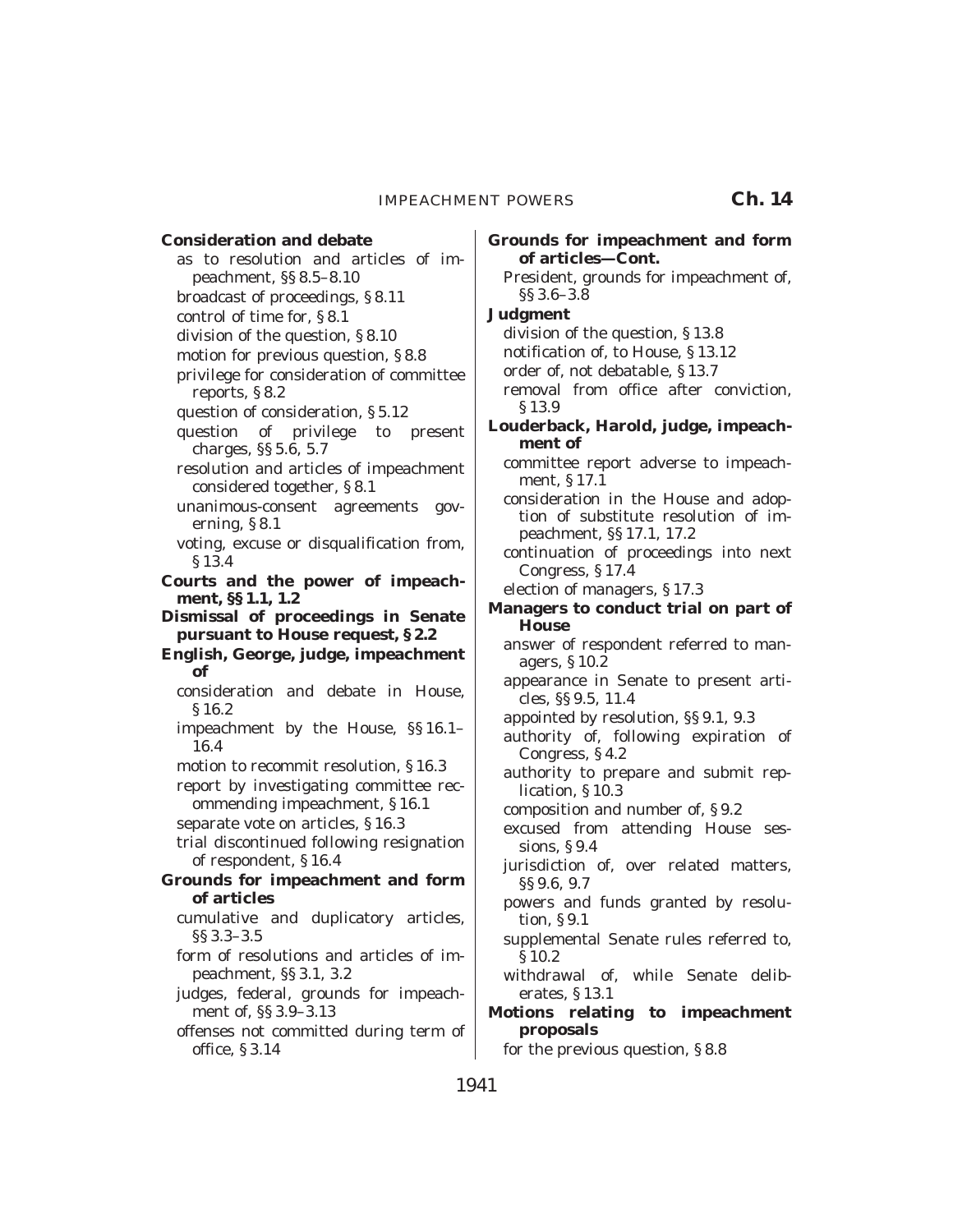**Consideration and debate**

- as to resolution and articles of impeachment, §§ 8.5–8.10
- broadcast of proceedings, § 8.11
- control of time for, § 8.1
- division of the question, § 8.10
- motion for previous question, § 8.8
- privilege for consideration of committee reports, § 8.2
- question of consideration, § 5.12
- question of privilege to present charges, §§ 5.6, 5.7
- resolution and articles of impeachment considered together, § 8.1
- unanimous-consent agreements governing, § 8.1
- voting, excuse or disqualification from, § 13.4

**Courts and the power of impeachment, §§ 1.1, 1.2**

**Dismissal of proceedings in Senate pursuant to House request, § 2.2**

**English, George, judge, impeachment of**

- consideration and debate in House, § 16.2
- impeachment by the House, §§ 16.1–16.4
- motion to recommit resolution, § 16.3
- report by investigating committee recommending impeachment, § 16.1
- separate vote on articles, § 16.3
- trial discontinued following resignation of respondent, § 16.4

**Grounds for impeachment and form of articles**

- cumulative and duplicatory articles, §§ 3.3–3.5
- form of resolutions and articles of impeachment, §§ 3.1, 3.2
- judges, federal, grounds for impeachment of, §§ 3.9–3.13
- offenses not committed during term of office, § 3.14

**Grounds for impeachment and form of articles—Cont.**

- President, grounds for impeachment of, §§ 3.6–3.8

**Judgment**

- division of the question, § 13.8
- notification of, to House, § 13.12
- order of, not debatable, § 13.7
- removal from office after conviction, § 13.9

**Louderback, Harold, judge, impeachment of**

- committee report adverse to impeachment, § 17.1
- consideration in the House and adoption of substitute resolution of impeachment, §§ 17.1, 17.2
- continuation of proceedings into next Congress, § 17.4
- election of managers, § 17.3

**Managers to conduct trial on part of House**

- answer of respondent referred to managers, § 10.2
- appearance in Senate to present articles, §§ 9.5, 11.4
- appointed by resolution, §§ 9.1, 9.3
- authority of, following expiration of Congress, § 4.2
- authority to prepare and submit replication, § 10.3
- composition and number of, § 9.2
- excused from attending House sessions, § 9.4
- jurisdiction of, over related matters, §§ 9.6, 9.7
- powers and funds granted by resolution, § 9.1
- supplemental Senate rules referred to, § 10.2
- withdrawal of, while Senate deliberates, § 13.1

**Motions relating to impeachment proposals**

- for the previous question, § 8.8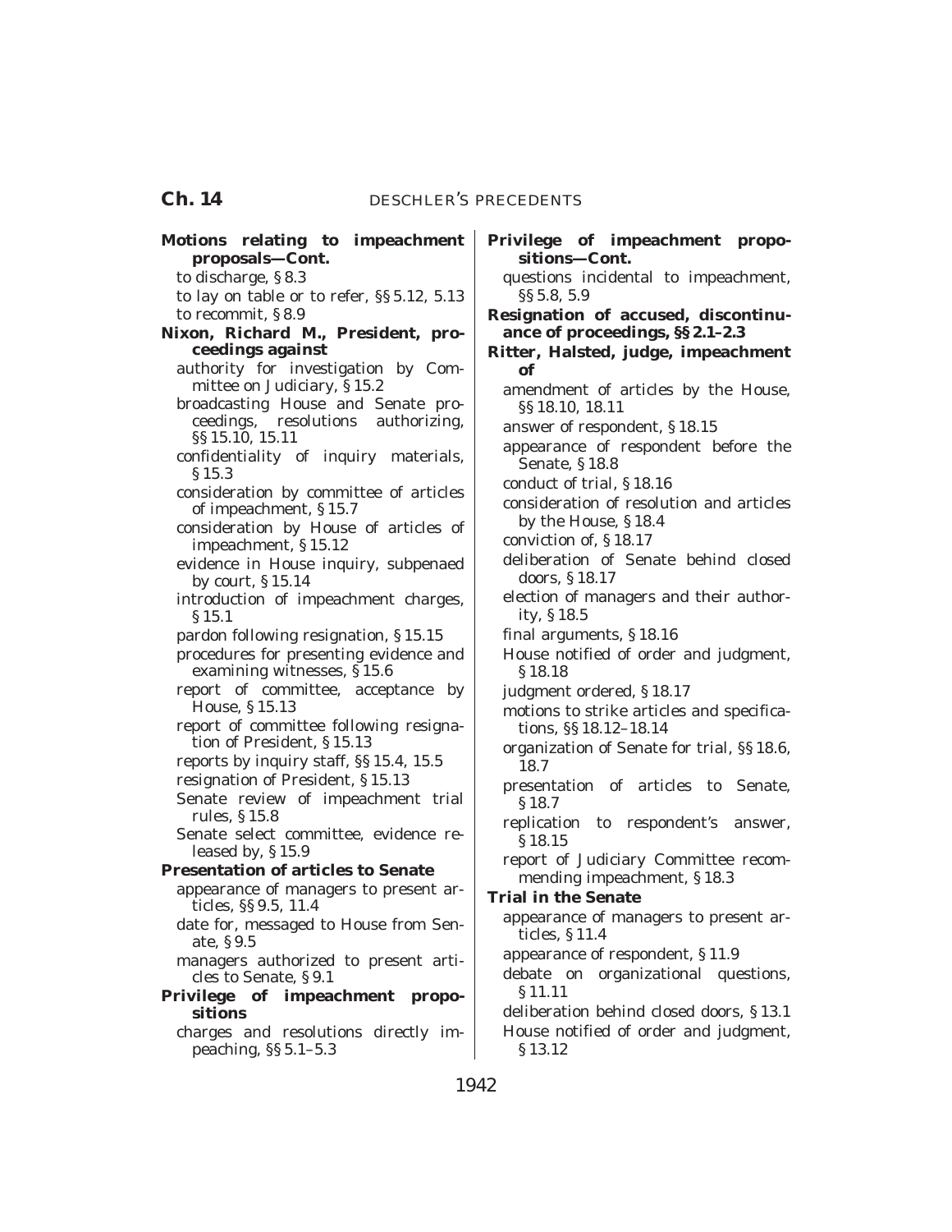**Motions relating to impeachment proposals—Cont.**

- to discharge, § 8.3
- to lay on table or to refer, §§ 5.12, 5.13
- to recommit, § 8.9

**Nixon, Richard M., President, proceedings against**

- authority for investigation by Committee on Judiciary, § 15.2
- broadcasting House and Senate proceedings, resolutions authorizing, §§ 15.10, 15.11
- confidentiality of inquiry materials, § 15.3
- consideration by committee of articles of impeachment, § 15.7
- consideration by House of articles of impeachment, § 15.12
- evidence in House inquiry, subpenaed by court, § 15.14
- introduction of impeachment charges, § 15.1
- pardon following resignation, § 15.15
- procedures for presenting evidence and examining witnesses, § 15.6
- report of committee, acceptance by House, § 15.13
- report of committee following resignation of President, § 15.13
- reports by inquiry staff, §§ 15.4, 15.5
- resignation of President, § 15.13
- Senate review of impeachment trial rules, § 15.8
- Senate select committee, evidence released by, § 15.9

**Presentation of articles to Senate**

- appearance of managers to present articles, §§ 9.5, 11.4
- date for, messaged to House from Senate, § 9.5
- managers authorized to present articles to Senate, § 9.1

**Privilege of impeachment propositions**

- charges and resolutions directly impeaching, §§ 5.1–5.3

**Privilege of impeachment propositions—Cont.**

- questions incidental to impeachment, §§ 5.8, 5.9

**Resignation of accused, discontinuance of proceedings, §§ 2.1–2.3**

**Ritter, Halsted, judge, impeachment of**

- amendment of articles by the House, §§ 18.10, 18.11
- answer of respondent, § 18.15
- appearance of respondent before the Senate, § 18.8
- conduct of trial, § 18.16
- consideration of resolution and articles by the House, § 18.4
- conviction of, § 18.17
- deliberation of Senate behind closed doors, § 18.17
- election of managers and their authority, § 18.5
- final arguments, § 18.16
- House notified of order and judgment, § 18.18
- judgment ordered, § 18.17
- motions to strike articles and specifications, §§ 18.12–18.14
- organization of Senate for trial, §§ 18.6, 18.7
- presentation of articles to Senate, § 18.7
- replication to respondent's answer, § 18.15
- report of Judiciary Committee recommending impeachment, § 18.3

**Trial in the Senate**

- appearance of managers to present articles, § 11.4
- appearance of respondent, § 11.9
- debate on organizational questions, § 11.11
- deliberation behind closed doors, § 13.1
- House notified of order and judgment, § 13.12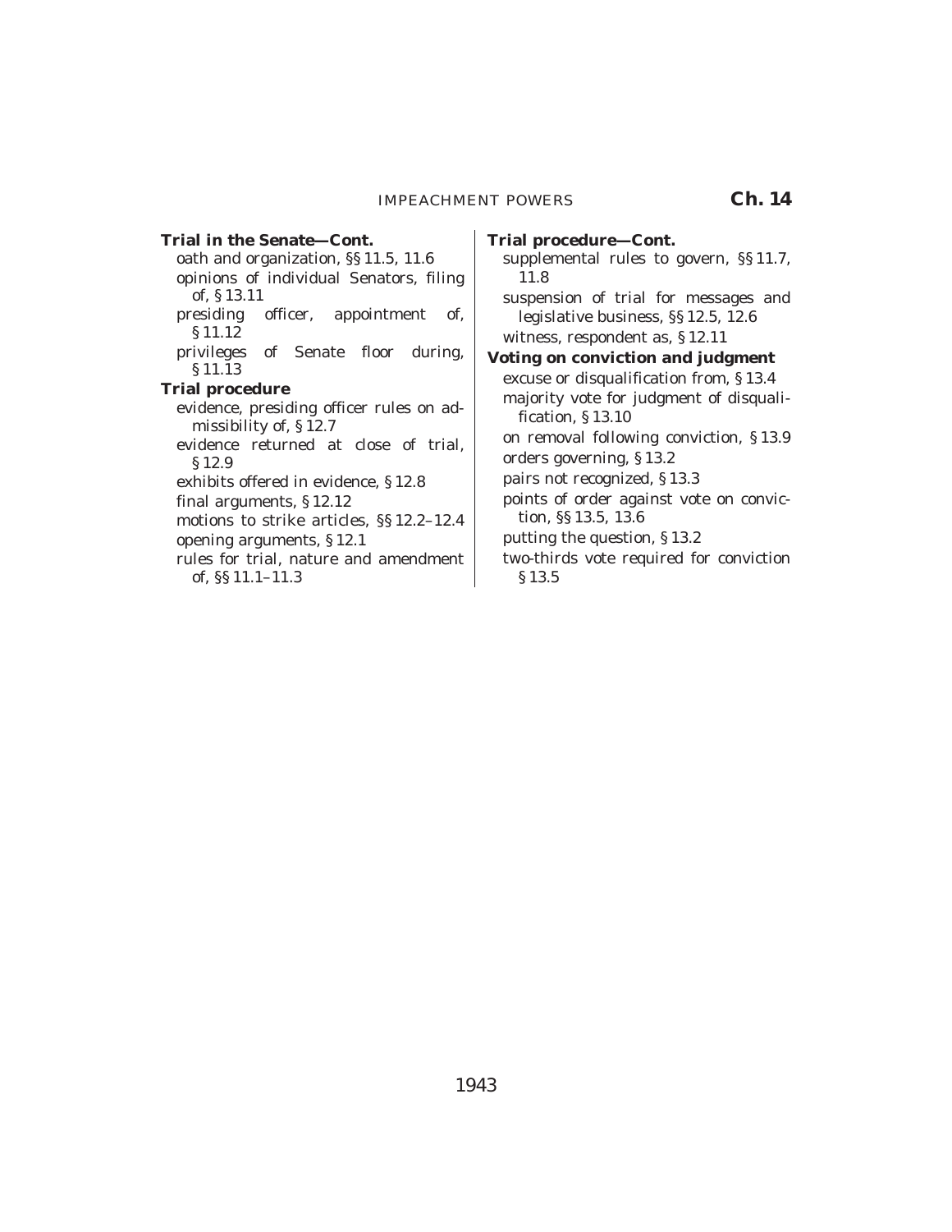**Trial in the Senate—Cont.**

oath and organization, §§ 11.5, 11.6

opinions of individual Senators, filing of, § 13.11

presiding officer, appointment of, § 11.12

privileges of Senate floor during, § 11.13

**Trial procedure**

evidence, presiding officer rules on admissibility of, § 12.7

evidence returned at close of trial, § 12.9

exhibits offered in evidence, § 12.8

final arguments, § 12.12

motions to strike articles, §§ 12.2–12.4

opening arguments, § 12.1

rules for trial, nature and amendment of, §§ 11.1–11.3

**Trial procedure—Cont.**

supplemental rules to govern, §§ 11.7, 11.8

suspension of trial for messages and legislative business, §§ 12.5, 12.6

witness, respondent as, § 12.11

**Voting on conviction and judgment**

excuse or disqualification from, § 13.4

majority vote for judgment of disqualification, § 13.10

on removal following conviction, § 13.9

orders governing, § 13.2

pairs not recognized, § 13.3

points of order against vote on conviction, §§ 13.5, 13.6

putting the question, § 13.2

two-thirds vote required for conviction § 13.5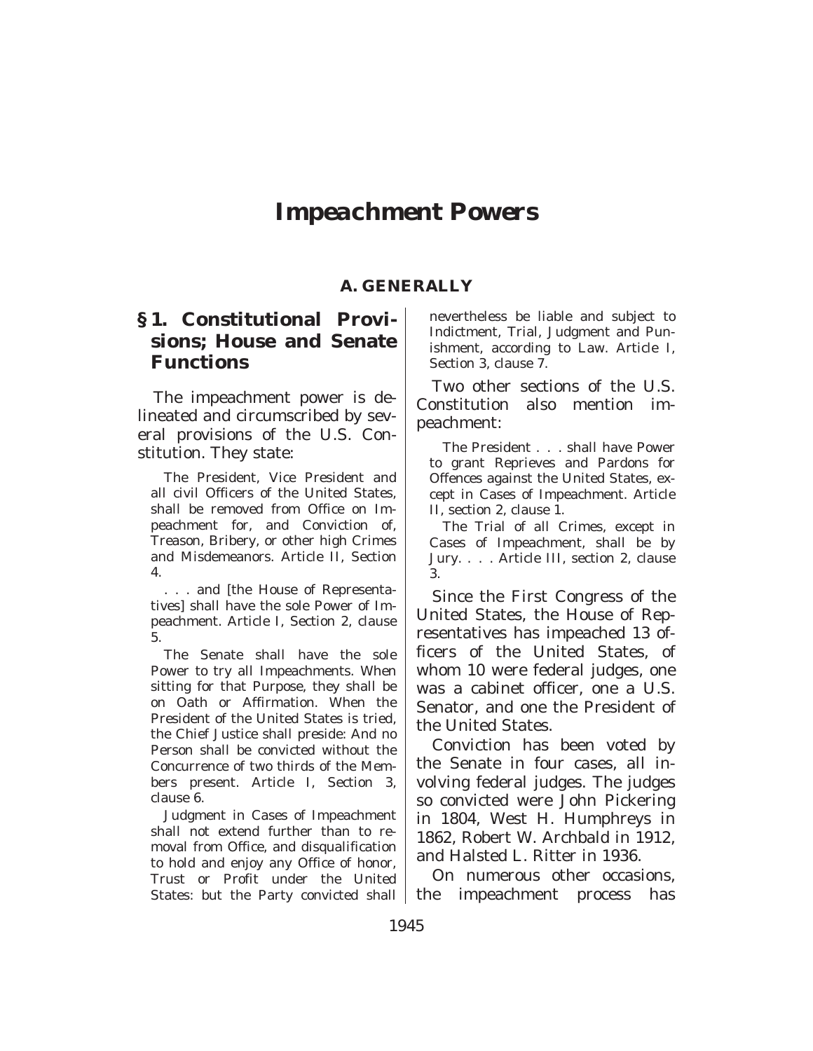# Impeachment Powers

## A. GENERALLY

### § 1. Constitutional Provisions; House and Senate Functions

The impeachment power is delineated and circumscribed by several provisions of the U.S. Constitution. They state:

> The President, Vice President and all civil Officers of the United States, shall be removed from Office on Impeachment for, and Conviction of, Treason, Bribery, or other high Crimes and Misdemeanors. Article II, Section 4.
>
> . . . and [the House of Representatives] shall have the sole Power of Impeachment. Article I, Section 2, clause 5.
>
> The Senate shall have the sole Power to try all Impeachments. When sitting for that Purpose, they shall be on Oath or Affirmation. When the President of the United States is tried, the Chief Justice shall preside: And no Person shall be convicted without the Concurrence of two thirds of the Members present. Article I, Section 3, clause 6.
>
> Judgment in Cases of Impeachment shall not extend further than to removal from Office, and disqualification to hold and enjoy any Office of honor, Trust or Profit under the United States: but the Party convicted shall nevertheless be liable and subject to Indictment, Trial, Judgment and Punishment, according to Law. Article I, Section 3, clause 7.

Two other sections of the U.S. Constitution also mention impeachment:

> The President . . . shall have Power to grant Reprieves and Pardons for Offences against the United States, except in Cases of Impeachment. Article II, section 2, clause 1.
>
> The Trial of all Crimes, except in Cases of Impeachment, shall be by Jury. . . . Article III, section 2, clause 3.

Since the First Congress of the United States, the House of Representatives has impeached 13 officers of the United States, of whom 10 were federal judges, one was a cabinet officer, one a U.S. Senator, and one the President of the United States.

Conviction has been voted by the Senate in four cases, all involving federal judges. The judges so convicted were John Pickering in 1804, West H. Humphreys in 1862, Robert W. Archbald in 1912, and Halsted L. Ritter in 1936.

On numerous other occasions, the impeachment process has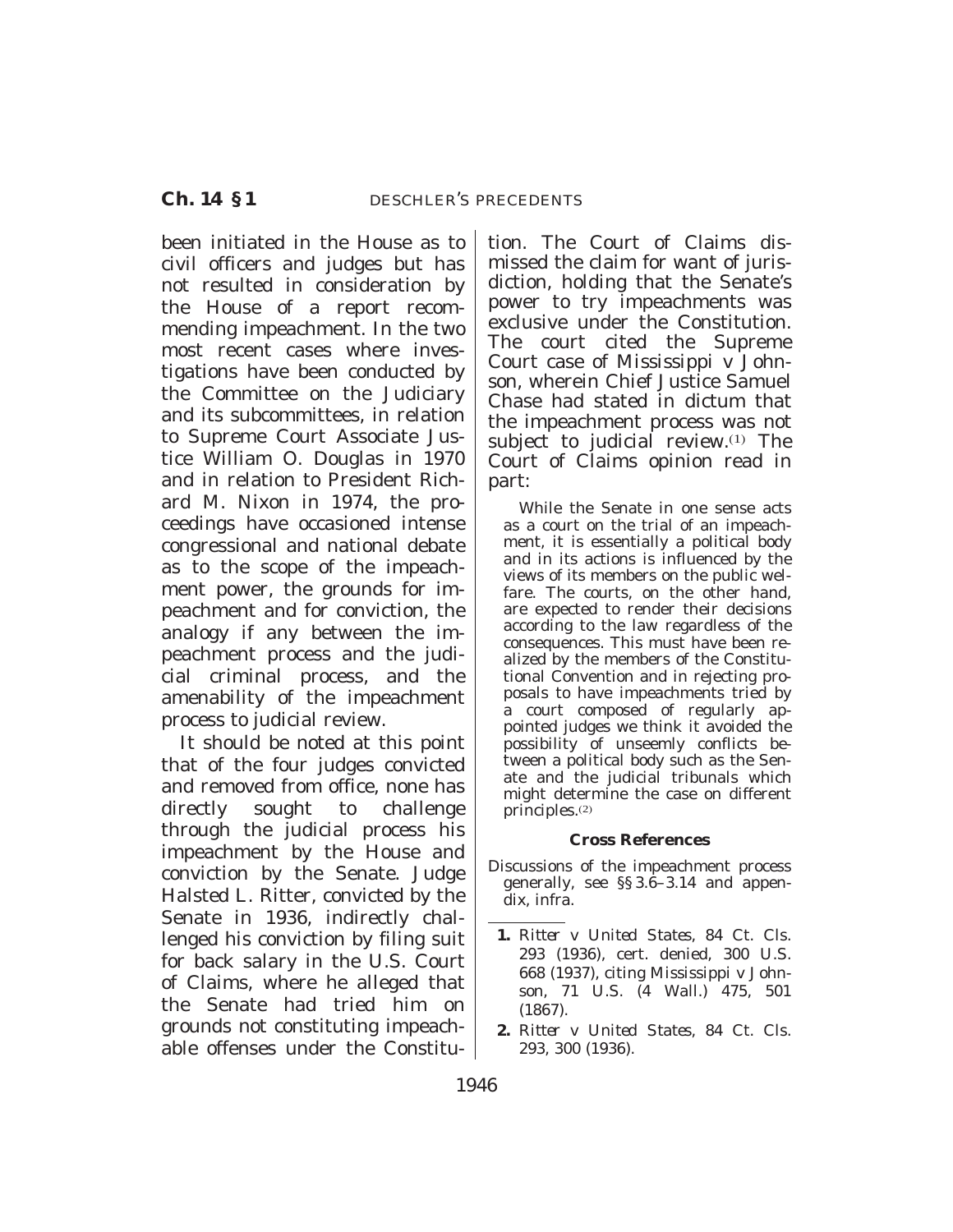been initiated in the House as to civil officers and judges but has not resulted in consideration by the House of a report recommending impeachment. In the two most recent cases where investigations have been conducted by the Committee on the Judiciary and its subcommittees, in relation to Supreme Court Associate Justice William O. Douglas in 1970 and in relation to President Richard M. Nixon in 1974, the proceedings have occasioned intense congressional and national debate as to the scope of the impeachment power, the grounds for impeachment and for conviction, the analogy if any between the impeachment process and the judicial criminal process, and the amenability of the impeachment process to judicial review.

It should be noted at this point that of the four judges convicted and removed from office, none has directly sought to challenge through the judicial process his impeachment by the House and conviction by the Senate. Judge Halsted L. Ritter, convicted by the Senate in 1936, indirectly challenged his conviction by filing suit for back salary in the U.S. Court of Claims, where he alleged that the Senate had tried him on grounds not constituting impeachable offenses under the Constitution. The Court of Claims dismissed the claim for want of jurisdiction, holding that the Senate's power to try impeachments was exclusive under the Constitution. The court cited the Supreme Court case of Mississippi v Johnson, wherein Chief Justice Samuel Chase had stated in dictum that the impeachment process was not subject to judicial review.[1] The Court of Claims opinion read in part:

> While the Senate in one sense acts as a court on the trial of an impeachment, it is essentially a political body and in its actions is influenced by the views of its members on the public welfare. The courts, on the other hand, are expected to render their decisions according to the law regardless of the consequences. This must have been realized by the members of the Constitutional Convention and in rejecting proposals to have impeachments tried by a court composed of regularly appointed judges we think it avoided the possibility of unseemly conflicts between a political body such as the Senate and the judicial tribunals which might determine the case on different principles.[2]

**Cross References**

Discussions of the impeachment process generally, see §§ 3.6–3.14 and appendix, infra.

---

**1.** *Ritter* v *United States*, 84 Ct. Cls. 293 (1936), cert. denied, 300 U.S. 668 (1937), citing *Mississippi* v *Johnson*, 71 U.S. (4 Wall.) 475, 501 (1867).

**2.** *Ritter* v *United States*, 84 Ct. Cls. 293, 300 (1936).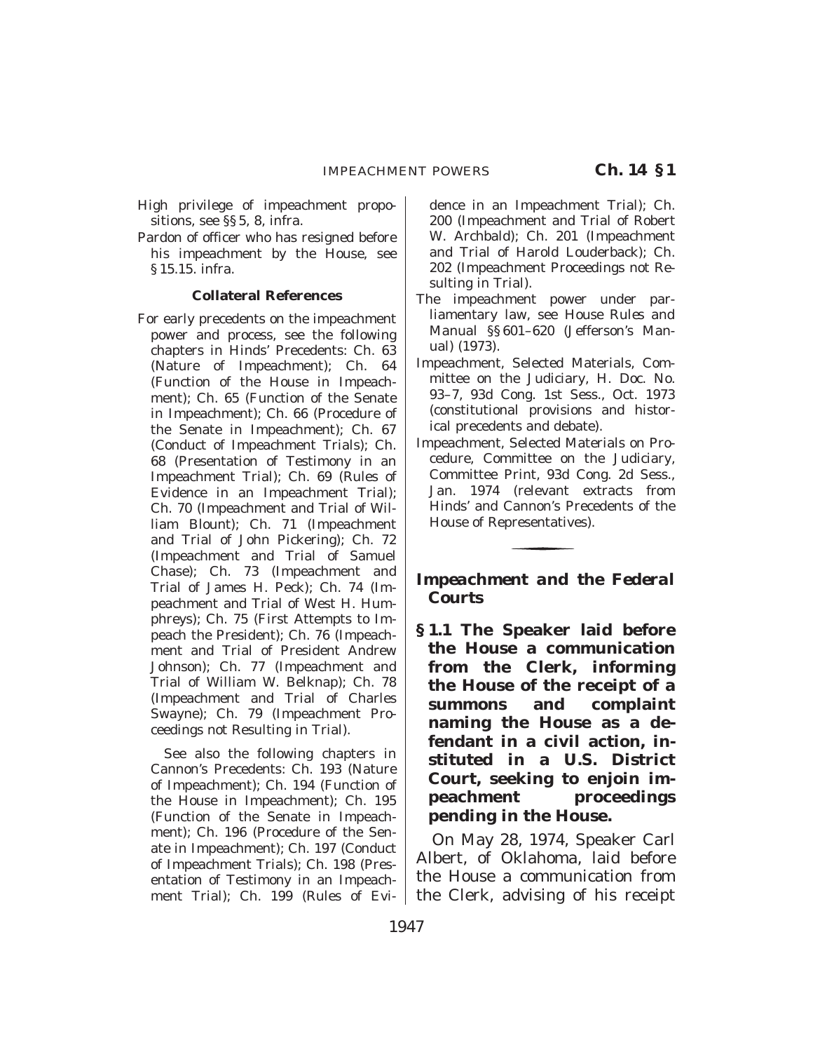High privilege of impeachment propositions, see §§ 5, 8, infra.

Pardon of officer who has resigned before his impeachment by the House, see § 15.15. infra.

**Collateral References**

For early precedents on the impeachment power and process, see the following chapters in Hinds' Precedents: Ch. 63 (Nature of Impeachment); Ch. 64 (Function of the House in Impeachment); Ch. 65 (Function of the Senate in Impeachment); Ch. 66 (Procedure of the Senate in Impeachment); Ch. 67 (Conduct of Impeachment Trials); Ch. 68 (Presentation of Testimony in an Impeachment Trial); Ch. 69 (Rules of Evidence in an Impeachment Trial); Ch. 70 (Impeachment and Trial of William Blount); Ch. 71 (Impeachment and Trial of John Pickering); Ch. 72 (Impeachment and Trial of Samuel Chase); Ch. 73 (Impeachment and Trial of James H. Peck); Ch. 74 (Impeachment and Trial of West H. Humphreys); Ch. 75 (First Attempts to Impeach the President); Ch. 76 (Impeachment and Trial of President Andrew Johnson); Ch. 77 (Impeachment and Trial of William W. Belknap); Ch. 78 (Impeachment and Trial of Charles Swayne); Ch. 79 (Impeachment Proceedings not Resulting in Trial).

See also the following chapters in Cannon's Precedents: Ch. 193 (Nature of Impeachment); Ch. 194 (Function of the House in Impeachment); Ch. 195 (Function of the Senate in Impeachment); Ch. 196 (Procedure of the Senate in Impeachment); Ch. 197 (Conduct of Impeachment Trials); Ch. 198 (Presentation of Testimony in an Impeachment Trial); Ch. 199 (Rules of Evidence in an Impeachment Trial); Ch. 200 (Impeachment and Trial of Robert W. Archbald); Ch. 201 (Impeachment and Trial of Harold Louderback); Ch. 202 (Impeachment Proceedings not Resulting in Trial).

The impeachment power under parliamentary law, see *House Rules and Manual* §§ 601–620 (Jefferson's Manual) (1973).

Impeachment, Selected Materials, Committee on the Judiciary, H. Doc. No. 93–7, 93d Cong. 1st Sess., Oct. 1973 (constitutional provisions and historical precedents and debate).

Impeachment, Selected Materials on Procedure, Committee on the Judiciary, Committee Print, 93d Cong. 2d Sess., Jan. 1974 (relevant extracts from Hinds' and Cannon's Precedents of the House of Representatives).

---

## *Impeachment and the Federal Courts*

**§ 1.1 The Speaker laid before the House a communication from the Clerk, informing the House of the receipt of a summons and complaint naming the House as a defendant in a civil action, instituted in a U.S. District Court, seeking to enjoin impeachment proceedings pending in the House.**

On May 28, 1974, Speaker Carl Albert, of Oklahoma, laid before the House a communication from the Clerk, advising of his receipt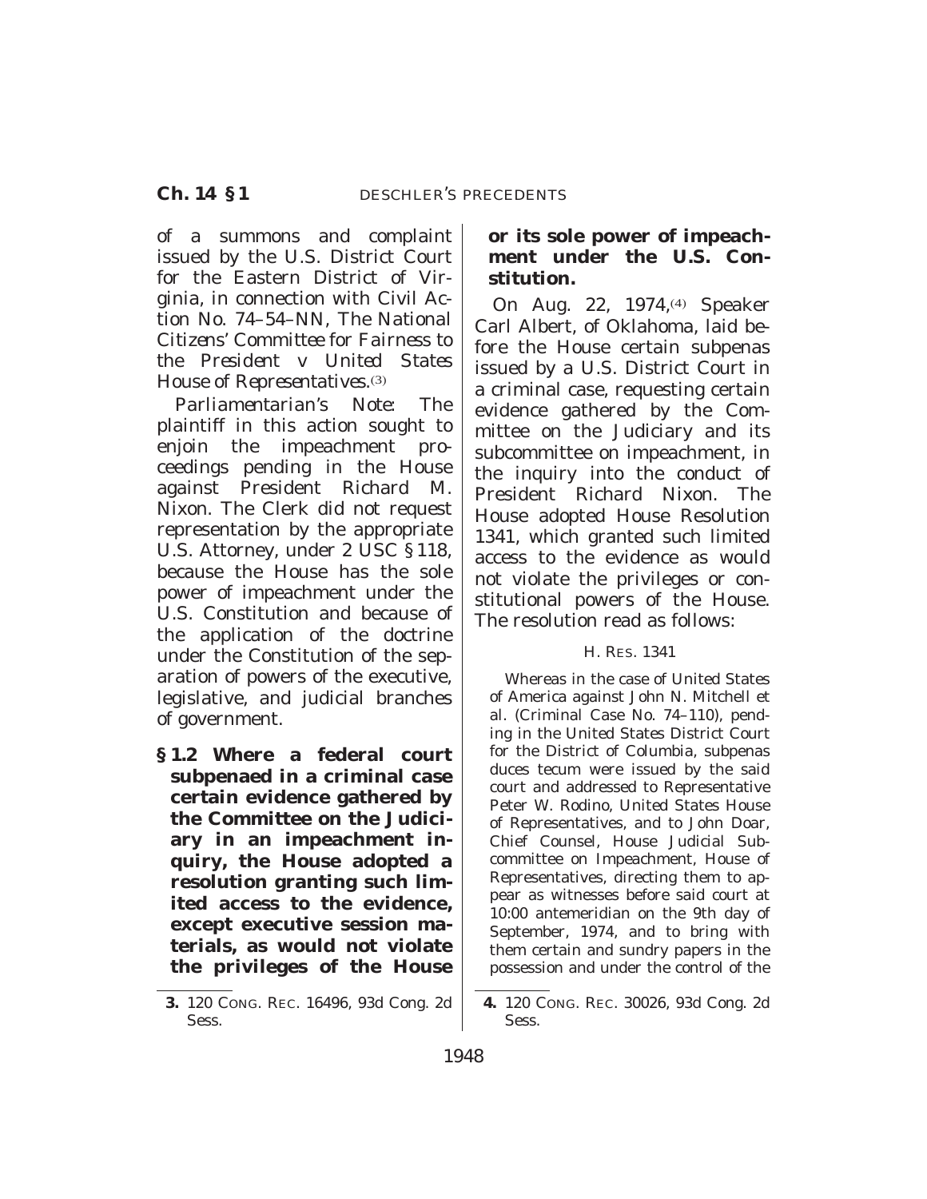of a summons and complaint issued by the U.S. District Court for the Eastern District of Virginia, in connection with Civil Action No. 74–54–NN, *The National Citizens' Committee for Fairness to the President* v *United States House of Representatives*.[3]

*Parliamentarian's Note:* The plaintiff in this action sought to enjoin the impeachment proceedings pending in the House against President Richard M. Nixon. The Clerk did not request representation by the appropriate U.S. Attorney, under 2 USC §118, because the House has the sole power of impeachment under the U.S. Constitution and because of the application of the doctrine under the Constitution of the separation of powers of the executive, legislative, and judicial branches of government.

**§1.2 Where a federal court subpenaed in a criminal case certain evidence gathered by the Committee on the Judiciary in an impeachment inquiry, the House adopted a resolution granting such limited access to the evidence, except executive session materials, as would not violate the privileges of the House or its sole power of impeachment under the U.S. Constitution.**

On Aug. 22, 1974,[4] Speaker Carl Albert, of Oklahoma, laid before the House certain subpenas issued by a U.S. District Court in a criminal case, requesting certain evidence gathered by the Committee on the Judiciary and its subcommittee on impeachment, in the inquiry into the conduct of President Richard Nixon. The House adopted House Resolution 1341, which granted such limited access to the evidence as would not violate the privileges or constitutional powers of the House. The resolution read as follows:

H. RES. 1341

Whereas in the case of United States of America against John N. Mitchell et al. (Criminal Case No. 74–110), pending in the United States District Court for the District of Columbia, subpenas duces tecum were issued by the said court and addressed to Representative Peter W. Rodino, United States House of Representatives, and to John Doar, Chief Counsel, House Judicial Subcommittee on Impeachment, House of Representatives, directing them to appear as witnesses before said court at 10:00 antemeridian on the 9th day of September, 1974, and to bring with them certain and sundry papers in the possession and under the control of the

3. 120 CONG. REC. 16496, 93d Cong. 2d Sess.

4. 120 CONG. REC. 30026, 93d Cong. 2d Sess.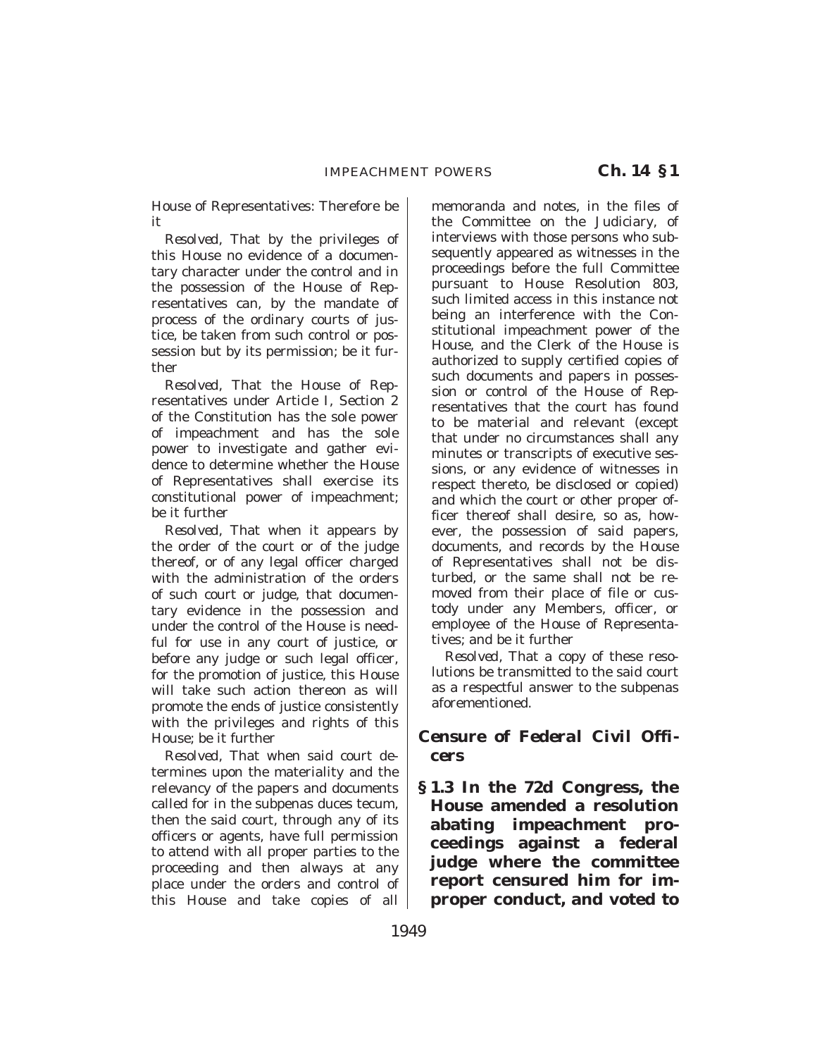House of Representatives: Therefore be it

*Resolved*, That by the privileges of this House no evidence of a documentary character under the control and in the possession of the House of Representatives can, by the mandate of process of the ordinary courts of justice, be taken from such control or possession but by its permission; be it further

*Resolved*, That the House of Representatives under Article I, Section 2 of the Constitution has the sole power of impeachment and has the sole power to investigate and gather evidence to determine whether the House of Representatives shall exercise its constitutional power of impeachment; be it further

*Resolved*, That when it appears by the order of the court or of the judge thereof, or of any legal officer charged with the administration of the orders of such court or judge, that documentary evidence in the possession and under the control of the House is needful for use in any court of justice, or before any judge or such legal officer, for the promotion of justice, this House will take such action thereon as will promote the ends of justice consistently with the privileges and rights of this House; be it further

*Resolved*, That when said court determines upon the materiality and the relevancy of the papers and documents called for in the subpenas duces tecum, then the said court, through any of its officers or agents, have full permission to attend with all proper parties to the proceeding and then always at any place under the orders and control of this House and take copies of all memoranda and notes, in the files of the Committee on the Judiciary, of interviews with those persons who subsequently appeared as witnesses in the proceedings before the full Committee pursuant to House Resolution 803, such limited access in this instance not being an interference with the Constitutional impeachment power of the House, and the Clerk of the House is authorized to supply certified copies of such documents and papers in possession or control of the House of Representatives that the court has found to be material and relevant (except that under no circumstances shall any minutes or transcripts of executive sessions, or any evidence of witnesses in respect thereto, be disclosed or copied) and which the court or other proper officer thereof shall desire, so as, however, the possession of said papers, documents, and records by the House of Representatives shall not be disturbed, or the same shall not be removed from their place of file or custody under any Members, officer, or employee of the House of Representatives; and be it further

*Resolved*, That a copy of these resolutions be transmitted to the said court as a respectful answer to the subpenas aforementioned.

### *Censure of Federal Civil Officers*

**§ 1.3 In the 72d Congress, the House amended a resolution abating impeachment proceedings against a federal judge where the committee report censured him for improper conduct, and voted to**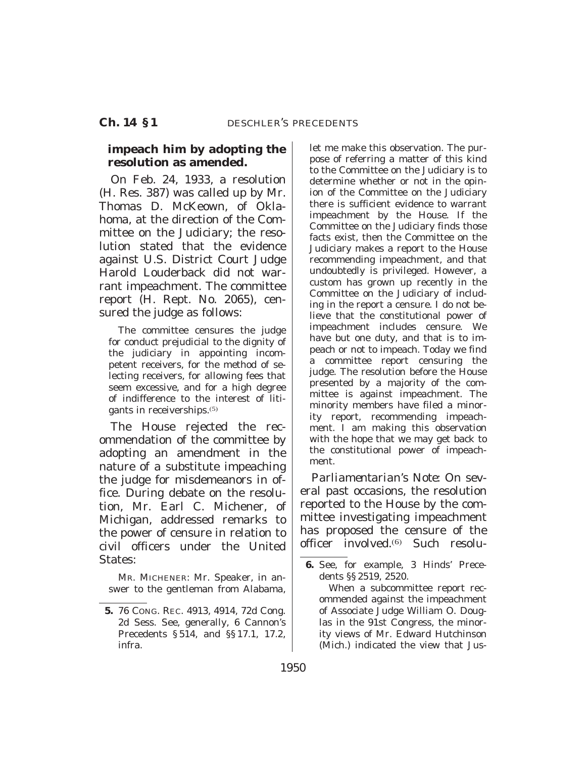**impeach him by adopting the resolution as amended.**

On Feb. 24, 1933, a resolution (H. Res. 387) was called up by Mr. Thomas D. McKeown, of Oklahoma, at the direction of the Committee on the Judiciary; the resolution stated that the evidence against U.S. District Court Judge Harold Louderback did not warrant impeachment. The committee report (H. Rept. No. 2065), censured the judge as follows:

> The committee censures the judge for conduct prejudicial to the dignity of the judiciary in appointing incompetent receivers, for the method of selecting receivers, for allowing fees that seem excessive, and for a high degree of indifference to the interest of litigants in receiverships.[5]

The House rejected the recommendation of the committee by adopting an amendment in the nature of a substitute impeaching the judge for misdemeanors in office. During debate on the resolution, Mr. Earl C. Michener, of Michigan, addressed remarks to the power of censure in relation to civil officers under the United States:

> MR. MICHENER: Mr. Speaker, in answer to the gentleman from Alabama, let me make this observation. The purpose of referring a matter of this kind to the Committee on the Judiciary is to determine whether or not in the opinion of the Committee on the Judiciary there is sufficient evidence to warrant impeachment by the House. If the Committee on the Judiciary finds those facts exist, then the Committee on the Judiciary makes a report to the House recommending impeachment, and that undoubtedly is privileged. However, a custom has grown up recently in the Committee on the Judiciary of including in the report a censure. I do not believe that the constitutional power of impeachment includes censure. We have but one duty, and that is to impeach or not to impeach. Today we find a committee report censuring the judge. The resolution before the House presented by a majority of the committee is against impeachment. The minority members have filed a minority report, recommending impeachment. I am making this observation with the hope that we may get back to the constitutional power of impeachment.

*Parliamentarian's Note:* On several past occasions, the resolution reported to the House by the committee investigating impeachment has proposed the censure of the officer involved.[6] Such resolu-

---

**5.** 76 CONG. REC. 4913, 4914, 72d Cong. 2d Sess. See, generally, 6 Cannon's Precedents § 514, and §§ 17.1, 17.2, infra.

**6.** See, for example, 3 Hinds' Precedents §§ 2519, 2520.

When a subcommittee report recommended against the impeachment of Associate Judge William O. Douglas in the 91st Congress, the minority views of Mr. Edward Hutchinson (Mich.) indicated the view that Jus-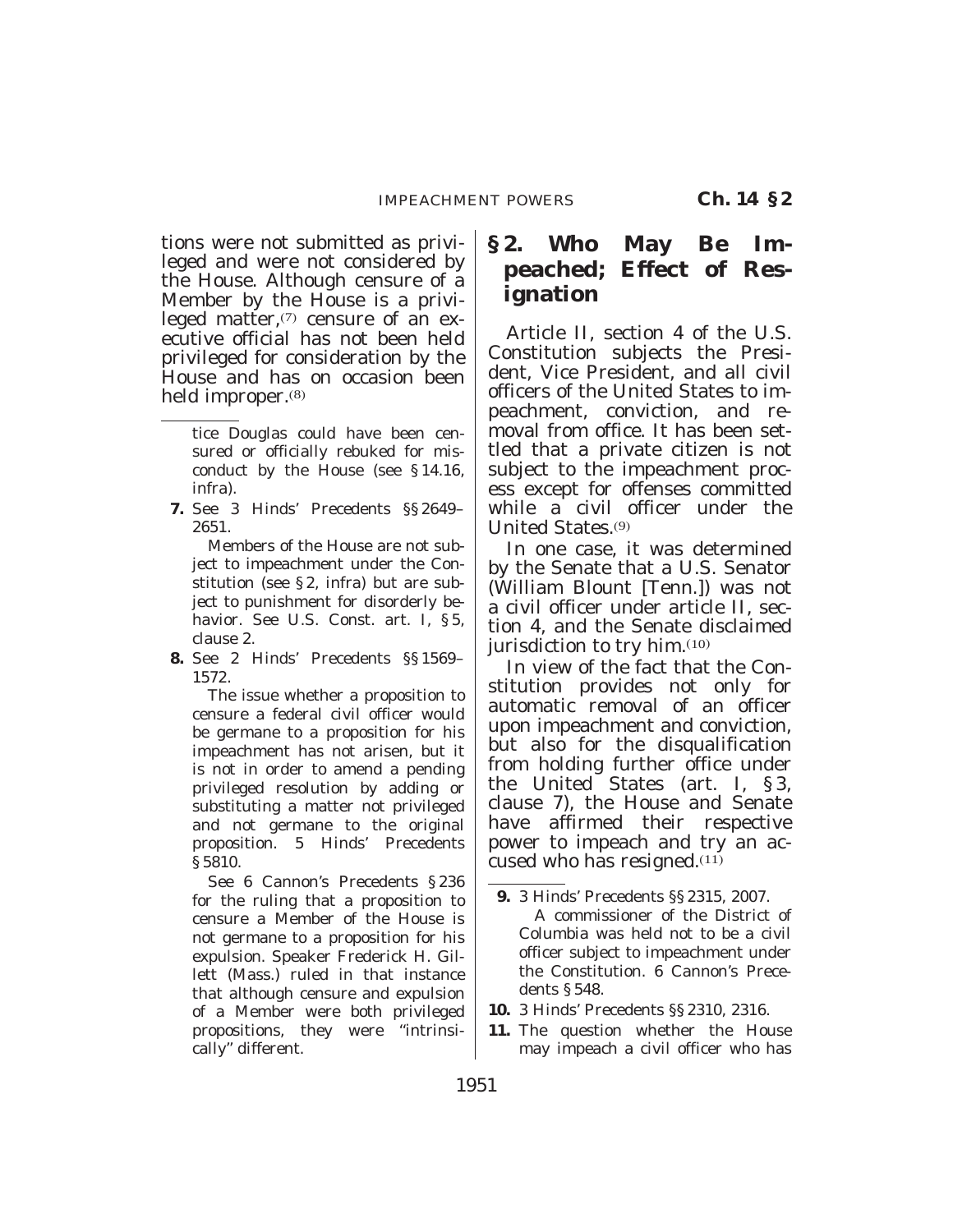tions were not submitted as privileged and were not considered by the House. Although censure of a Member by the House is a privileged matter,[7] censure of an executive official has not been held privileged for consideration by the House and has on occasion been held improper.[8]

tice Douglas could have been censured or officially rebuked for misconduct by the House (see § 14.16, infra).

**7.** See 3 Hinds' Precedents §§ 2649–2651.

Members of the House are not subject to impeachment under the Constitution (see § 2, infra) but are subject to punishment for disorderly behavior. See U.S. Const. art. I, § 5, clause 2.

**8.** See 2 Hinds' Precedents §§ 1569–1572.

The issue whether a proposition to censure a federal civil officer would be germane to a proposition for his impeachment has not arisen, but it is not in order to amend a pending privileged resolution by adding or substituting a matter not privileged and not germane to the original proposition. 5 Hinds' Precedents § 5810.

See 6 Cannon's Precedents § 236 for the ruling that a proposition to censure a Member of the House is not germane to a proposition for his expulsion. Speaker Frederick H. Gillett (Mass.) ruled in that instance that although censure and expulsion of a Member were both privileged propositions, they were "intrinsically" different.

## § 2. Who May Be Impeached; Effect of Resignation

Article II, section 4 of the U.S. Constitution subjects the President, Vice President, and all civil officers of the United States to impeachment, conviction, and removal from office. It has been settled that a private citizen is not subject to the impeachment process except for offenses committed while a civil officer under the United States.[9]

In one case, it was determined by the Senate that a U.S. Senator (William Blount [Tenn.]) was not a civil officer under article II, section 4, and the Senate disclaimed jurisdiction to try him.[10]

In view of the fact that the Constitution provides not only for automatic removal of an officer upon impeachment and conviction, but also for the disqualification from holding further office under the United States (art. I, § 3, clause 7), the House and Senate have affirmed their respective power to impeach and try an accused who has resigned.[11]

**9.** 3 Hinds' Precedents §§ 2315, 2007.

A commissioner of the District of Columbia was held not to be a civil officer subject to impeachment under the Constitution. 6 Cannon's Precedents § 548.

**10.** 3 Hinds' Precedents §§ 2310, 2316.

**11.** The question whether the House may impeach a civil officer who has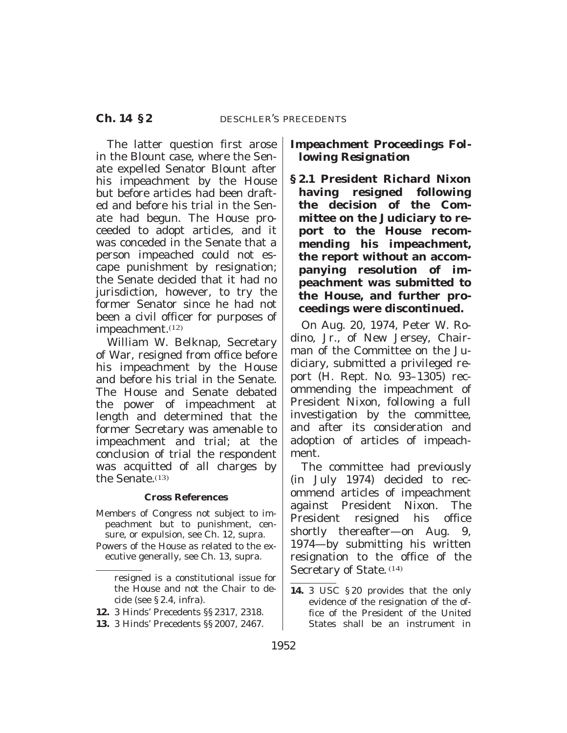The latter question first arose in the Blount case, where the Senate expelled Senator Blount after his impeachment by the House but before articles had been drafted and before his trial in the Senate had begun. The House proceeded to adopt articles, and it was conceded in the Senate that a person impeached could not escape punishment by resignation; the Senate decided that it had no jurisdiction, however, to try the former Senator since he had not been a civil officer for purposes of impeachment.[12]

William W. Belknap, Secretary of War, resigned from office before his impeachment by the House and before his trial in the Senate. The House and Senate debated the power of impeachment at length and determined that the former Secretary was amenable to impeachment and trial; at the conclusion of trial the respondent was acquitted of all charges by the Senate.[13]

**Cross References**

Members of Congress not subject to impeachment but to punishment, censure, or expulsion, see Ch. 12, supra.

Powers of the House as related to the executive generally, see Ch. 13, supra.

resigned is a constitutional issue for the House and not the Chair to decide (see § 2.4, infra).

**12.** 3 Hinds' Precedents §§ 2317, 2318.

**13.** 3 Hinds' Precedents §§ 2007, 2467.

### *Impeachment Proceedings Following Resignation*

**§ 2.1 President Richard Nixon having resigned following the decision of the Committee on the Judiciary to report to the House recommending his impeachment, the report without an accompanying resolution of impeachment was submitted to the House, and further proceedings were discontinued.**

On Aug. 20, 1974, Peter W. Rodino, Jr., of New Jersey, Chairman of the Committee on the Judiciary, submitted a privileged report (H. Rept. No. 93–1305) recommending the impeachment of President Nixon, following a full investigation by the committee, and after its consideration and adoption of articles of impeachment.

The committee had previously (in July 1974) decided to recommend articles of impeachment against President Nixon. The President resigned his office shortly thereafter—on Aug. 9, 1974—by submitting his written resignation to the office of the Secretary of State.[14]

**14.** 3 USC § 20 provides that the only evidence of the resignation of the office of the President of the United States shall be an instrument in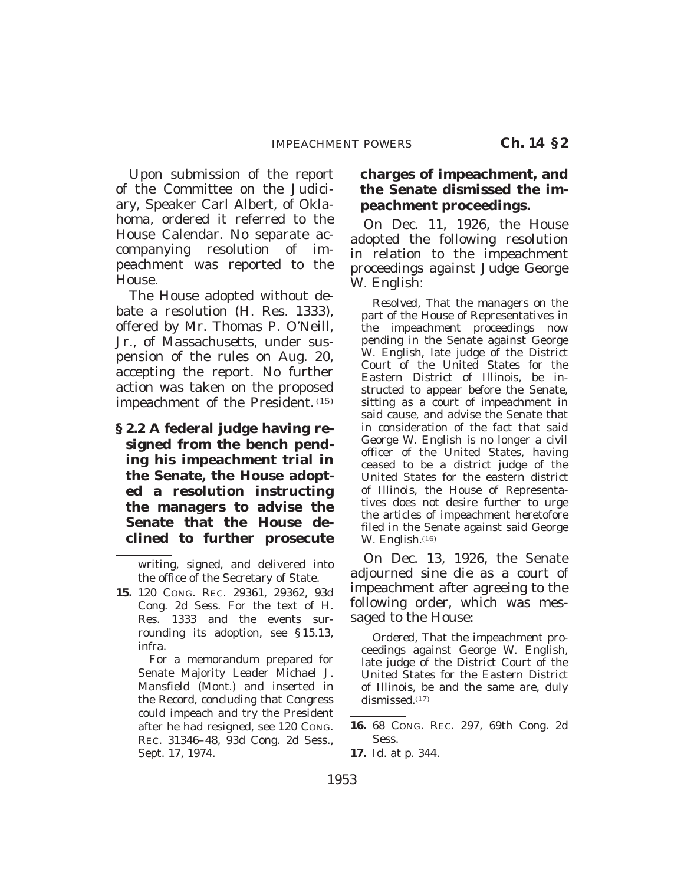Upon submission of the report of the Committee on the Judiciary, Speaker Carl Albert, of Oklahoma, ordered it referred to the House Calendar. No separate accompanying resolution of impeachment was reported to the House.

The House adopted without debate a resolution (H. Res. 1333), offered by Mr. Thomas P. O'Neill, Jr., of Massachusetts, under suspension of the rules on Aug. 20, accepting the report. No further action was taken on the proposed impeachment of the President.[15]

**§ 2.2 A federal judge having resigned from the bench pending his impeachment trial in the Senate, the House adopted a resolution instructing the managers to advise the Senate that the House declined to further prosecute charges of impeachment, and the Senate dismissed the impeachment proceedings.**

On Dec. 11, 1926, the House adopted the following resolution in relation to the impeachment proceedings against Judge George W. English:

> *Resolved*, That the managers on the part of the House of Representatives in the impeachment proceedings now pending in the Senate against George W. English, late judge of the District Court of the United States for the Eastern District of Illinois, be instructed to appear before the Senate, sitting as a court of impeachment in said cause, and advise the Senate that in consideration of the fact that said George W. English is no longer a civil officer of the United States, having ceased to be a district judge of the United States for the eastern district of Illinois, the House of Representatives does not desire further to urge the articles of impeachment heretofore filed in the Senate against said George W. English.[16]

On Dec. 13, 1926, the Senate adjourned sine die as a court of impeachment after agreeing to the following order, which was messaged to the House:

> *Ordered*, That the impeachment proceedings against George W. English, late judge of the District Court of the United States for the Eastern District of Illinois, be and the same are, duly dismissed.[17]

---

writing, signed, and delivered into the office of the Secretary of State.

**15.** 120 CONG. REC. 29361, 29362, 93d Cong. 2d Sess. For the text of H. Res. 1333 and the events surrounding its adoption, see § 15.13, infra.

For a memorandum prepared for Senate Majority Leader Michael J. Mansfield (Mont.) and inserted in the Record, concluding that Congress could impeach and try the President after he had resigned, see 120 CONG. REC. 31346–48, 93d Cong. 2d Sess., Sept. 17, 1974.

**16.** 68 CONG. REC. 297, 69th Cong. 2d Sess.

**17.** *Id.* at p. 344.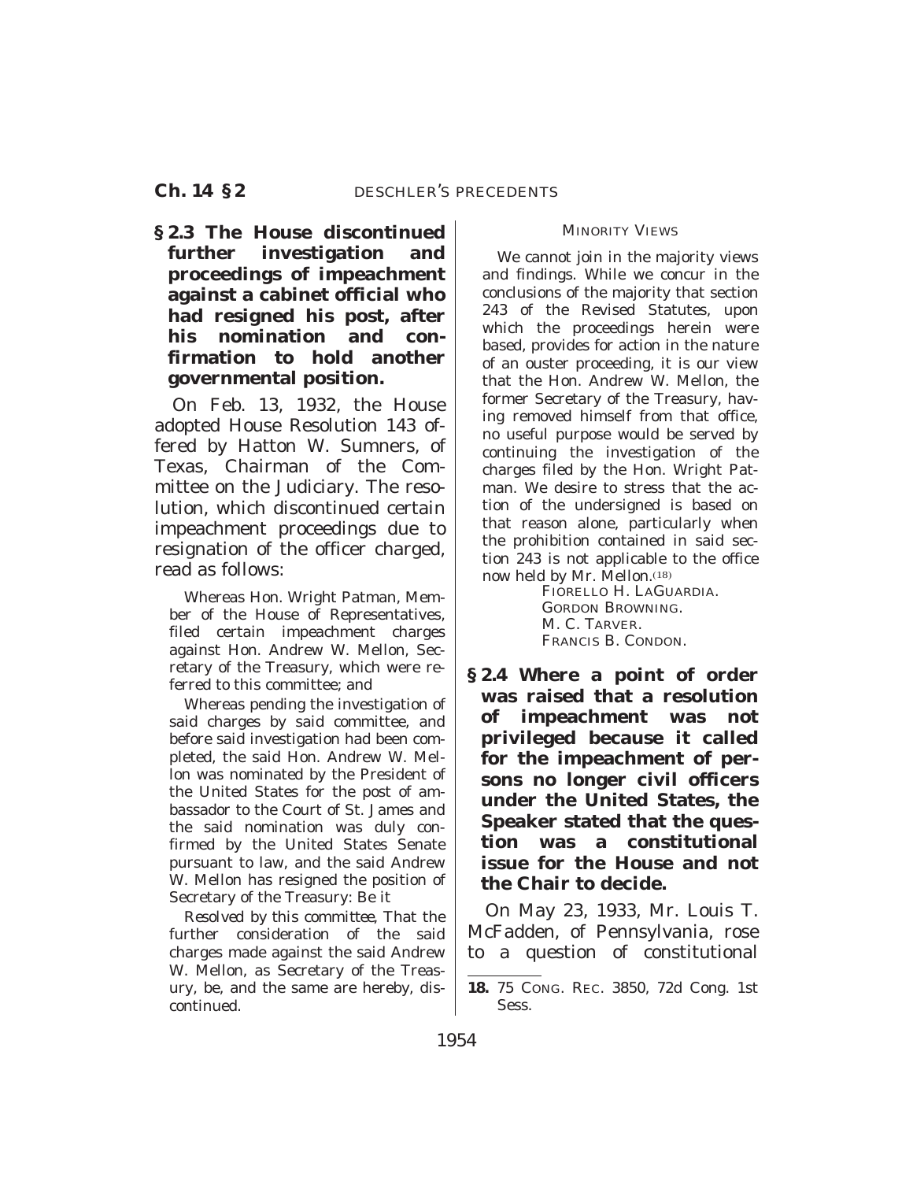**§ 2.3 The House discontinued further investigation and proceedings of impeachment against a cabinet official who had resigned his post, after his nomination and confirmation to hold another governmental position.**

On Feb. 13, 1932, the House adopted House Resolution 143 offered by Hatton W. Sumners, of Texas, Chairman of the Committee on the Judiciary. The resolution, which discontinued certain impeachment proceedings due to resignation of the officer charged, read as follows:

> Whereas Hon. Wright Patman, Member of the House of Representatives, filed certain impeachment charges against Hon. Andrew W. Mellon, Secretary of the Treasury, which were referred to this committee; and
>
> Whereas pending the investigation of said charges by said committee, and before said investigation had been completed, the said Hon. Andrew W. Mellon was nominated by the President of the United States for the post of ambassador to the Court of St. James and the said nomination was duly confirmed by the United States Senate pursuant to law, and the said Andrew W. Mellon has resigned the position of Secretary of the Treasury: Be it
>
> *Resolved by this committee,* That the further consideration of the said charges made against the said Andrew W. Mellon, as Secretary of the Treasury, be, and the same are hereby, discontinued.

MINORITY VIEWS

> We cannot join in the majority views and findings. While we concur in the conclusions of the majority that section 243 of the Revised Statutes, upon which the proceedings herein were based, provides for action in the nature of an ouster proceeding, it is our view that the Hon. Andrew W. Mellon, the former Secretary of the Treasury, having removed himself from that office, no useful purpose would be served by continuing the investigation of the charges filed by the Hon. Wright Patman. We desire to stress that the action of the undersigned is based on that reason alone, particularly when the prohibition contained in said section 243 is not applicable to the office now held by Mr. Mellon.[18]
>
> FIORELLO H. LAGUARDIA.
> GORDON BROWNING.
> M. C. TARVER.
> FRANCIS B. CONDON.

**§ 2.4 Where a point of order was raised that a resolution of impeachment was not privileged because it called for the impeachment of persons no longer civil officers under the United States, the Speaker stated that the question was a constitutional issue for the House and not the Chair to decide.**

On May 23, 1933, Mr. Louis T. McFadden, of Pennsylvania, rose to a question of constitutional

---

18. 75 CONG. REC. 3850, 72d Cong. 1st Sess.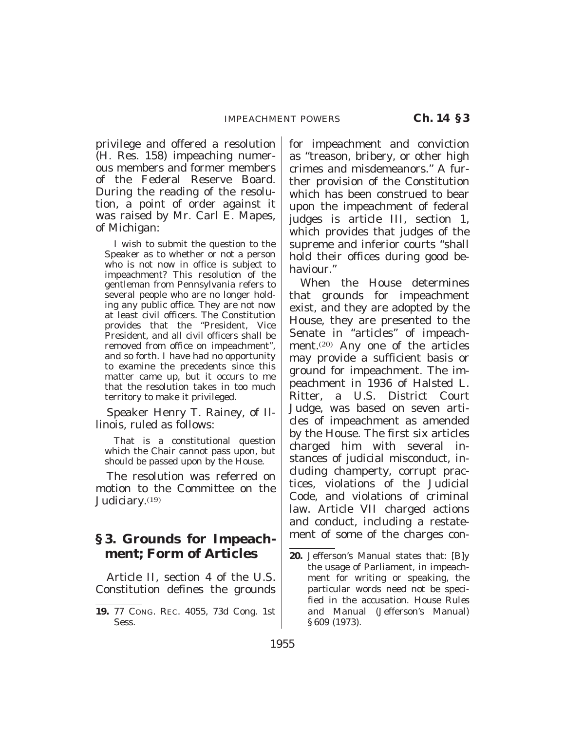privilege and offered a resolution (H. Res. 158) impeaching numerous members and former members of the Federal Reserve Board. During the reading of the resolution, a point of order against it was raised by Mr. Carl E. Mapes, of Michigan:

> I wish to submit the question to the Speaker as to whether or not a person who is not now in office is subject to impeachment? This resolution of the gentleman from Pennsylvania refers to several people who are no longer holding any public office. They are not now at least civil officers. The Constitution provides that the "President, Vice President, and all civil officers shall be removed from office on impeachment", and so forth. I have had no opportunity to examine the precedents since this matter came up, but it occurs to me that the resolution takes in too much territory to make it privileged.

Speaker Henry T. Rainey, of Illinois, ruled as follows:

> That is a constitutional question which the Chair cannot pass upon, but should be passed upon by the House.

The resolution was referred on motion to the Committee on the Judiciary.[19]

## § 3. Grounds for Impeachment; Form of Articles

Article II, section 4 of the U.S. Constitution defines the grounds for impeachment and conviction as "treason, bribery, or other high crimes and misdemeanors." A further provision of the Constitution which has been construed to bear upon the impeachment of federal judges is article III, section 1, which provides that judges of the supreme and inferior courts "shall hold their offices during good behaviour."

When the House determines that grounds for impeachment exist, and they are adopted by the House, they are presented to the Senate in "articles" of impeachment.[20] Any one of the articles may provide a sufficient basis or ground for impeachment. The impeachment in 1936 of Halsted L. Ritter, a U.S. District Court Judge, was based on seven articles of impeachment as amended by the House. The first six articles charged him with several instances of judicial misconduct, including champerty, corrupt practices, violations of the Judicial Code, and violations of criminal law. Article VII charged actions and conduct, including a restatement of some of the charges con-

---

**19.** 77 CONG. REC. 4055, 73d Cong. 1st Sess.

**20.** Jefferson's Manual states that: [B]y the usage of Parliament, in impeachment for writing or speaking, the particular words need not be specified in the accusation. House Rules and Manual (Jefferson's Manual) § 609 (1973).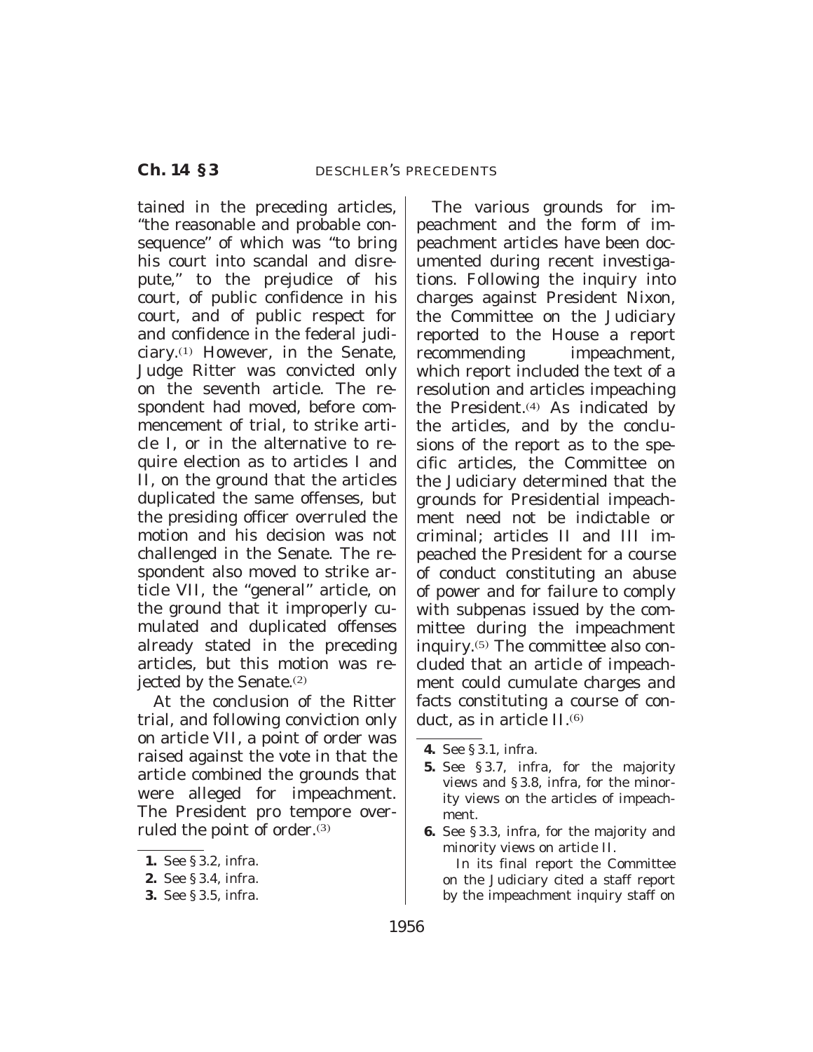tained in the preceding articles, "the reasonable and probable consequence" of which was "to bring his court into scandal and disrepute," to the prejudice of his court, of public confidence in his court, and of public respect for and confidence in the federal judiciary.[1] However, in the Senate, Judge Ritter was convicted only on the seventh article. The respondent had moved, before commencement of trial, to strike article I, or in the alternative to require election as to articles I and II, on the ground that the articles duplicated the same offenses, but the presiding officer overruled the motion and his decision was not challenged in the Senate. The respondent also moved to strike article VII, the "general" article, on the ground that it improperly cumulated and duplicated offenses already stated in the preceding articles, but this motion was rejected by the Senate.[2]

At the conclusion of the Ritter trial, and following conviction only on article VII, a point of order was raised against the vote in that the article combined the grounds that were alleged for impeachment. The President pro tempore overruled the point of order.[3]

---

**1.** See § 3.2, infra.

**2.** See § 3.4, infra.

**3.** See § 3.5, infra.

---

The various grounds for impeachment and the form of impeachment articles have been documented during recent investigations. Following the inquiry into charges against President Nixon, the Committee on the Judiciary reported to the House a report recommending impeachment, which report included the text of a resolution and articles impeaching the President.[4] As indicated by the articles, and by the conclusions of the report as to the specific articles, the Committee on the Judiciary determined that the grounds for Presidential impeachment need not be indictable or criminal; articles II and III impeached the President for a course of conduct constituting an abuse of power and for failure to comply with subpenas issued by the committee during the impeachment inquiry.[5] The committee also concluded that an article of impeachment could cumulate charges and facts constituting a course of conduct, as in article II.[6]

---

**4.** See § 3.1, infra.

**5.** See § 3.7, infra, for the majority views and § 3.8, infra, for the minority views on the articles of impeachment.

**6.** See § 3.3, infra, for the majority and minority views on article II.

In its final report the Committee on the Judiciary cited a staff report by the impeachment inquiry staff on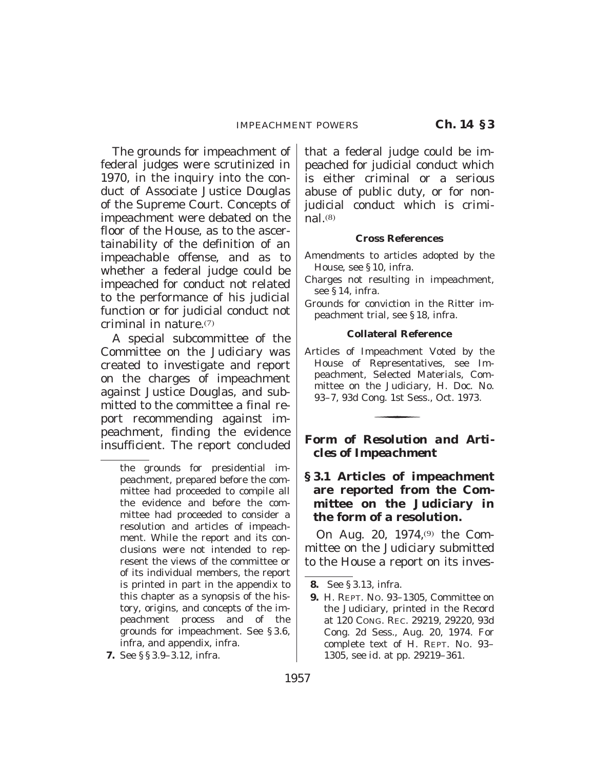The grounds for impeachment of federal judges were scrutinized in 1970, in the inquiry into the conduct of Associate Justice Douglas of the Supreme Court. Concepts of impeachment were debated on the floor of the House, as to the ascertainability of the definition of an impeachable offense, and as to whether a federal judge could be impeached for conduct not related to the performance of his judicial function or for judicial conduct not criminal in nature.[7]

A special subcommittee of the Committee on the Judiciary was created to investigate and report on the charges of impeachment against Justice Douglas, and submitted to the committee a final report recommending against impeachment, finding the evidence insufficient. The report concluded that a federal judge could be impeached for judicial conduct which is either criminal or a serious abuse of public duty, or for nonjudicial conduct which is criminal.[8]

the grounds for presidential impeachment, prepared before the committee had proceeded to compile all the evidence and before the committee had proceeded to consider a resolution and articles of impeachment. While the report and its conclusions were not intended to represent the views of the committee or of its individual members, the report is printed in part in the appendix to this chapter as a synopsis of the history, origins, and concepts of the impeachment process and of the grounds for impeachment. See § 3.6, infra, and appendix, infra.

**7.** See §§ 3.9–3.12, infra.

**Cross References**

Amendments to articles adopted by the House, see § 10, infra.

Charges not resulting in impeachment, see § 14, infra.

Grounds for conviction in the Ritter impeachment trial, see § 18, infra.

**Collateral Reference**

Articles of Impeachment Voted by the House of Representatives, see Impeachment, Selected Materials, Committee on the Judiciary, H. Doc. No. 93–7, 93d Cong. 1st Sess., Oct. 1973.

---

### *Form of Resolution and Articles of Impeachment*

**§ 3.1 Articles of impeachment are reported from the Committee on the Judiciary in the form of a resolution.**

On Aug. 20, 1974,[9] the Committee on the Judiciary submitted to the House a report on its inves-

**8.** See § 3.13, infra.

**9.** H. REPT. NO. 93–1305, Committee on the Judiciary, printed in the Record at 120 CONG. REC. 29219, 29220, 93d Cong. 2d Sess., Aug. 20, 1974. For complete text of H. REPT. NO. 93–1305, see id. at pp. 29219–361.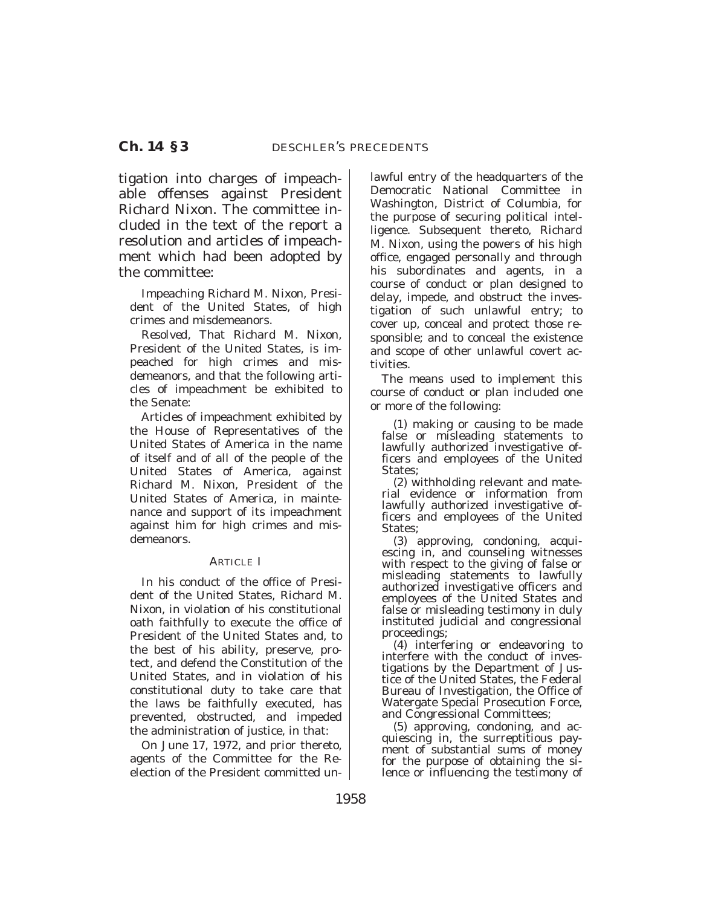tigation into charges of impeachable offenses against President Richard Nixon. The committee included in the text of the report a resolution and articles of impeachment which had been adopted by the committee:

Impeaching Richard M. Nixon, President of the United States, of high crimes and misdemeanors.

*Resolved*, That Richard M. Nixon, President of the United States, is impeached for high crimes and misdemeanors, and that the following articles of impeachment be exhibited to the Senate:

Articles of impeachment exhibited by the House of Representatives of the United States of America in the name of itself and of all of the people of the United States of America, against Richard M. Nixon, President of the United States of America, in maintenance and support of its impeachment against him for high crimes and misdemeanors.

ARTICLE I

In his conduct of the office of President of the United States, Richard M. Nixon, in violation of his constitutional oath faithfully to execute the office of President of the United States and, to the best of his ability, preserve, protect, and defend the Constitution of the United States, and in violation of his constitutional duty to take care that the laws be faithfully executed, has prevented, obstructed, and impeded the administration of justice, in that:

On June 17, 1972, and prior thereto, agents of the Committee for the Reelection of the President committed unlawful entry of the headquarters of the Democratic National Committee in Washington, District of Columbia, for the purpose of securing political intelligence. Subsequent thereto, Richard M. Nixon, using the powers of his high office, engaged personally and through his subordinates and agents, in a course of conduct or plan designed to delay, impede, and obstruct the investigation of such unlawful entry; to cover up, conceal and protect those responsible; and to conceal the existence and scope of other unlawful covert activities.

The means used to implement this course of conduct or plan included one or more of the following:

(1) making or causing to be made false or misleading statements to lawfully authorized investigative officers and employees of the United States;

(2) withholding relevant and material evidence or information from lawfully authorized investigative officers and employees of the United States;

(3) approving, condoning, acquiescing in, and counseling witnesses with respect to the giving of false or misleading statements to lawfully authorized investigative officers and employees of the United States and false or misleading testimony in duly instituted judicial and congressional proceedings;

(4) interfering or endeavoring to interfere with the conduct of investigations by the Department of Justice of the United States, the Federal Bureau of Investigation, the Office of Watergate Special Prosecution Force, and Congressional Committees;

(5) approving, condoning, and acquiescing in, the surreptitious payment of substantial sums of money for the purpose of obtaining the silence or influencing the testimony of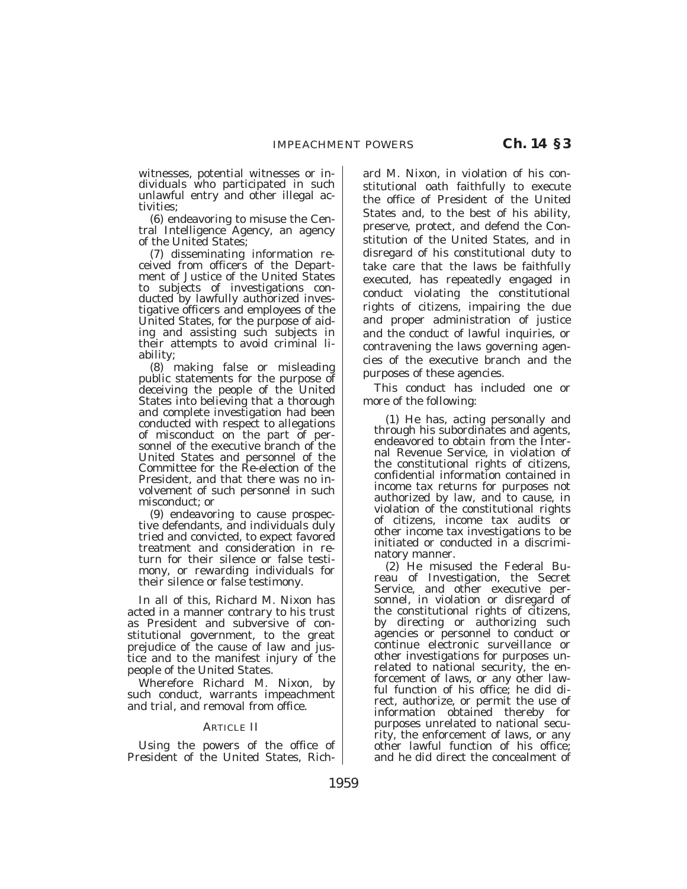witnesses, potential witnesses or individuals who participated in such unlawful entry and other illegal activities;

(6) endeavoring to misuse the Central Intelligence Agency, an agency of the United States;

(7) disseminating information received from officers of the Department of Justice of the United States to subjects of investigations conducted by lawfully authorized investigative officers and employees of the United States, for the purpose of aiding and assisting such subjects in their attempts to avoid criminal liability;

(8) making false or misleading public statements for the purpose of deceiving the people of the United States into believing that a thorough and complete investigation had been conducted with respect to allegations of misconduct on the part of personnel of the executive branch of the United States and personnel of the Committee for the Re-election of the President, and that there was no involvement of such personnel in such misconduct; or

(9) endeavoring to cause prospective defendants, and individuals duly tried and convicted, to expect favored treatment and consideration in return for their silence or false testimony, or rewarding individuals for their silence or false testimony.

In all of this, Richard M. Nixon has acted in a manner contrary to his trust as President and subversive of constitutional government, to the great prejudice of the cause of law and justice and to the manifest injury of the people of the United States.

Wherefore Richard M. Nixon, by such conduct, warrants impeachment and trial, and removal from office.

ARTICLE II

Using the powers of the office of President of the United States, Richard M. Nixon, in violation of his constitutional oath faithfully to execute the office of President of the United States and, to the best of his ability, preserve, protect, and defend the Constitution of the United States, and in disregard of his constitutional duty to take care that the laws be faithfully executed, has repeatedly engaged in conduct violating the constitutional rights of citizens, impairing the due and proper administration of justice and the conduct of lawful inquiries, or contravening the laws governing agencies of the executive branch and the purposes of these agencies.

This conduct has included one or more of the following:

(1) He has, acting personally and through his subordinates and agents, endeavored to obtain from the Internal Revenue Service, in violation of the constitutional rights of citizens, confidential information contained in income tax returns for purposes not authorized by law, and to cause, in violation of the constitutional rights of citizens, income tax audits or other income tax investigations to be initiated or conducted in a discriminatory manner.

(2) He misused the Federal Bureau of Investigation, the Secret Service, and other executive personnel, in violation or disregard of the constitutional rights of citizens, by directing or authorizing such agencies or personnel to conduct or continue electronic surveillance or other investigations for purposes unrelated to national security, the enforcement of laws, or any other lawful function of his office; he did direct, authorize, or permit the use of information obtained thereby for purposes unrelated to national security, the enforcement of laws, or any other lawful function of his office; and he did direct the concealment of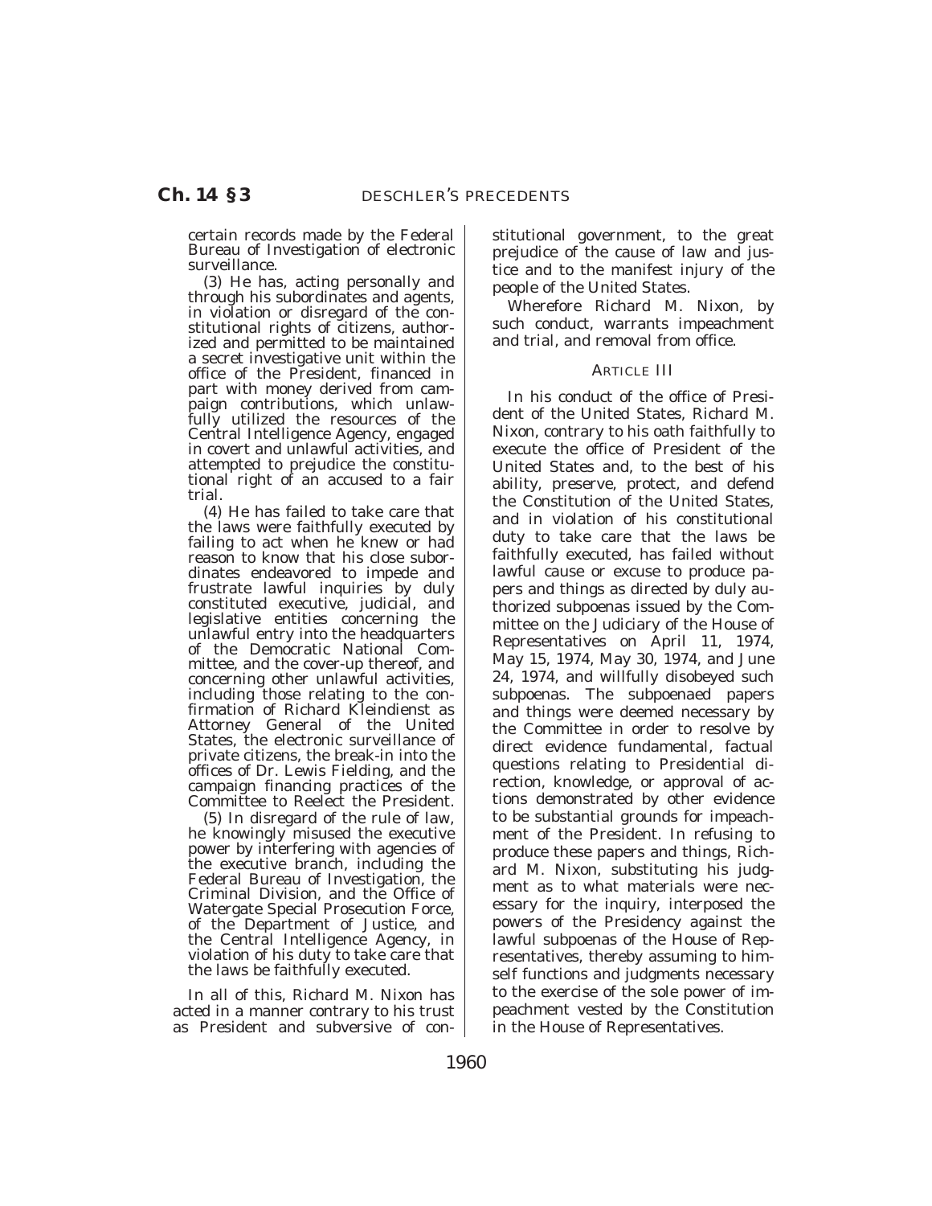certain records made by the Federal Bureau of Investigation of electronic surveillance.

(3) He has, acting personally and through his subordinates and agents, in violation or disregard of the constitutional rights of citizens, authorized and permitted to be maintained a secret investigative unit within the office of the President, financed in part with money derived from campaign contributions, which unlawfully utilized the resources of the Central Intelligence Agency, engaged in covert and unlawful activities, and attempted to prejudice the constitutional right of an accused to a fair trial.

(4) He has failed to take care that the laws were faithfully executed by failing to act when he knew or had reason to know that his close subordinates endeavored to impede and frustrate lawful inquiries by duly constituted executive, judicial, and legislative entities concerning the unlawful entry into the headquarters of the Democratic National Committee, and the cover-up thereof, and concerning other unlawful activities, including those relating to the confirmation of Richard Kleindienst as Attorney General of the United States, the electronic surveillance of private citizens, the break-in into the offices of Dr. Lewis Fielding, and the campaign financing practices of the Committee to Reelect the President.

(5) In disregard of the rule of law, he knowingly misused the executive power by interfering with agencies of the executive branch, including the Federal Bureau of Investigation, the Criminal Division, and the Office of Watergate Special Prosecution Force, of the Department of Justice, and the Central Intelligence Agency, in violation of his duty to take care that the laws be faithfully executed.

In all of this, Richard M. Nixon has acted in a manner contrary to his trust as President and subversive of constitutional government, to the great prejudice of the cause of law and justice and to the manifest injury of the people of the United States.

Wherefore Richard M. Nixon, by such conduct, warrants impeachment and trial, and removal from office.

ARTICLE III

In his conduct of the office of President of the United States, Richard M. Nixon, contrary to his oath faithfully to execute the office of President of the United States and, to the best of his ability, preserve, protect, and defend the Constitution of the United States, and in violation of his constitutional duty to take care that the laws be faithfully executed, has failed without lawful cause or excuse to produce papers and things as directed by duly authorized subpoenas issued by the Committee on the Judiciary of the House of Representatives on April 11, 1974, May 15, 1974, May 30, 1974, and June 24, 1974, and willfully disobeyed such subpoenas. The subpoenaed papers and things were deemed necessary by the Committee in order to resolve by direct evidence fundamental, factual questions relating to Presidential direction, knowledge, or approval of actions demonstrated by other evidence to be substantial grounds for impeachment of the President. In refusing to produce these papers and things, Richard M. Nixon, substituting his judgment as to what materials were necessary for the inquiry, interposed the powers of the Presidency against the lawful subpoenas of the House of Representatives, thereby assuming to himself functions and judgments necessary to the exercise of the sole power of impeachment vested by the Constitution in the House of Representatives.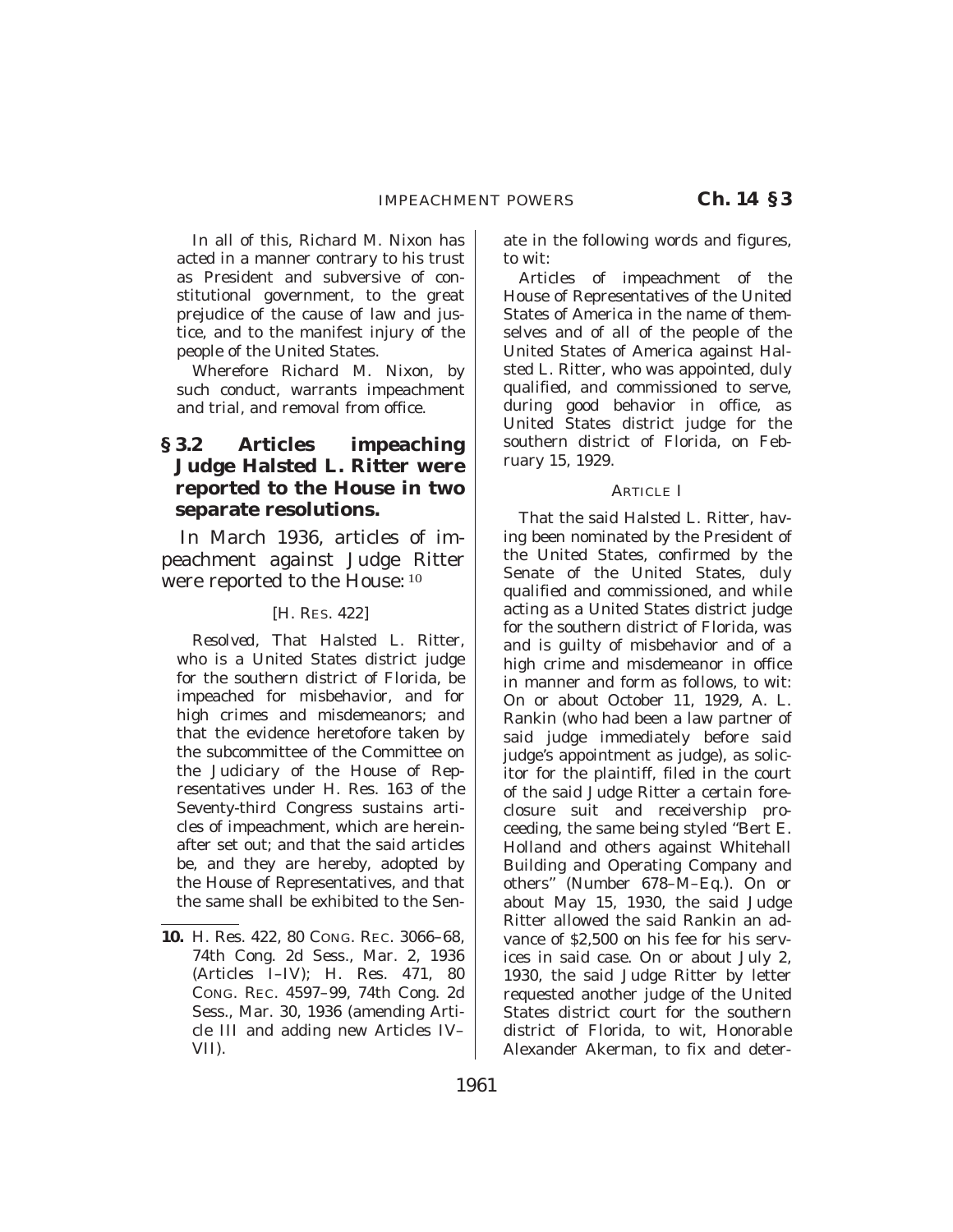In all of this, Richard M. Nixon has acted in a manner contrary to his trust as President and subversive of constitutional government, to the great prejudice of the cause of law and justice, and to the manifest injury of the people of the United States.

Wherefore Richard M. Nixon, by such conduct, warrants impeachment and trial, and removal from office.

### § 3.2 Articles impeaching Judge Halsted L. Ritter were reported to the House in two separate resolutions.

In March 1936, articles of impeachment against Judge Ritter were reported to the House:[10]

[H. RES. 422]

*Resolved*, That Halsted L. Ritter, who is a United States district judge for the southern district of Florida, be impeached for misbehavior, and for high crimes and misdemeanors; and that the evidence heretofore taken by the subcommittee of the Committee on the Judiciary of the House of Representatives under H. Res. 163 of the Seventy-third Congress sustains articles of impeachment, which are hereinafter set out; and that the said articles be, and they are hereby, adopted by the House of Representatives, and that the same shall be exhibited to the Senate in the following words and figures, to wit:

Articles of impeachment of the House of Representatives of the United States of America in the name of themselves and of all of the people of the United States of America against Halsted L. Ritter, who was appointed, duly qualified, and commissioned to serve, during good behavior in office, as United States district judge for the southern district of Florida, on February 15, 1929.

ARTICLE I

That the said Halsted L. Ritter, having been nominated by the President of the United States, confirmed by the Senate of the United States, duly qualified and commissioned, and while acting as a United States district judge for the southern district of Florida, was and is guilty of misbehavior and of a high crime and misdemeanor in office in manner and form as follows, to wit: On or about October 11, 1929, A. L. Rankin (who had been a law partner of said judge immediately before said judge's appointment as judge), as solicitor for the plaintiff, filed in the court of the said Judge Ritter a certain foreclosure suit and receivership proceeding, the same being styled "Bert E. Holland and others against Whitehall Building and Operating Company and others" (Number 678–M–Eq.). On or about May 15, 1930, the said Judge Ritter allowed the said Rankin an advance of $2,500 on his fee for his services in said case. On or about July 2, 1930, the said Judge Ritter by letter requested another judge of the United States district court for the southern district of Florida, to wit, Honorable Alexander Akerman, to fix and deter-

---

10. H. Res. 422, 80 CONG. REC. 3066–68, 74th Cong. 2d Sess., Mar. 2, 1936 (Articles I–IV); H. Res. 471, 80 CONG. REC. 4597–99, 74th Cong. 2d Sess., Mar. 30, 1936 (amending Article III and adding new Articles IV–VII).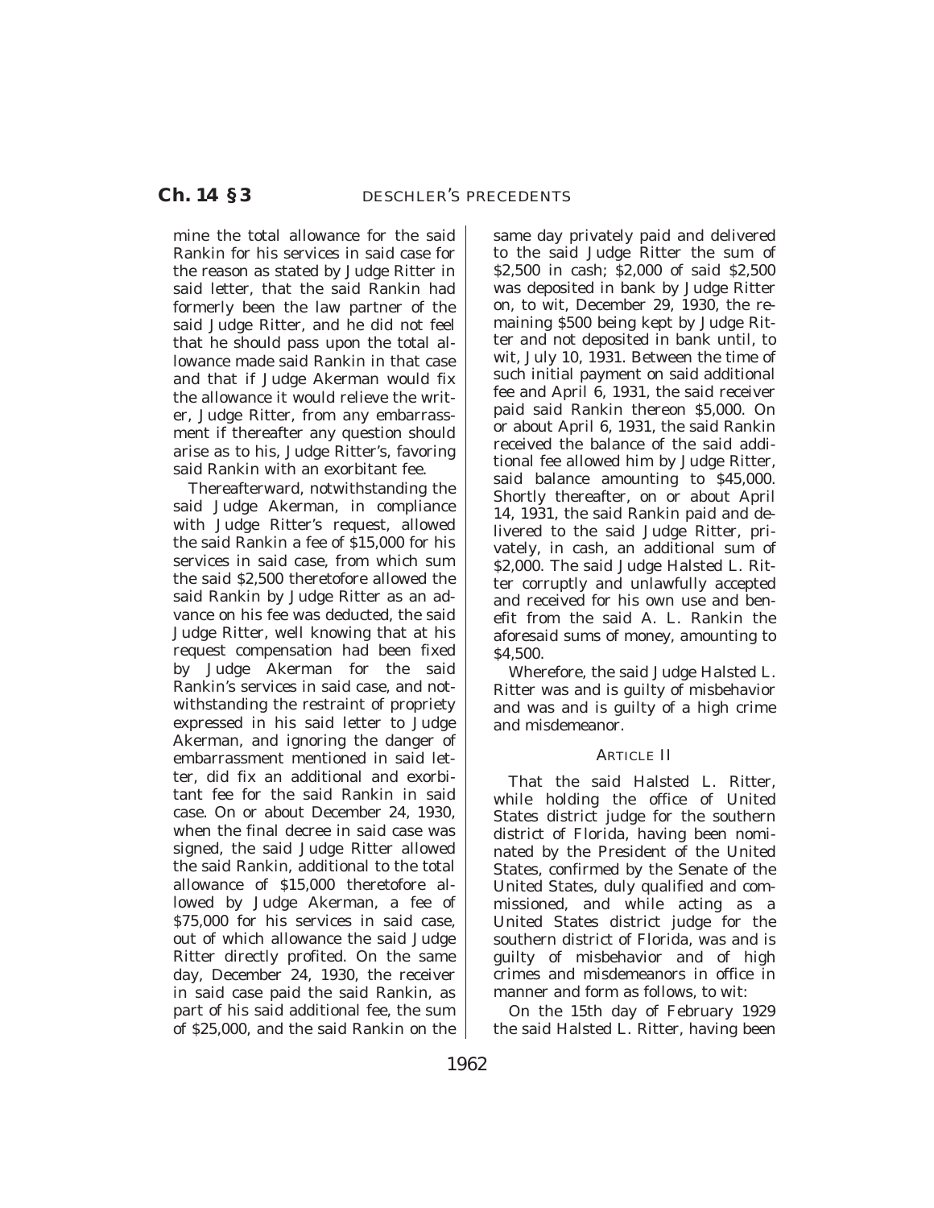mine the total allowance for the said Rankin for his services in said case for the reason as stated by Judge Ritter in said letter, that the said Rankin had formerly been the law partner of the said Judge Ritter, and he did not feel that he should pass upon the total allowance made said Rankin in that case and that if Judge Akerman would fix the allowance it would relieve the writer, Judge Ritter, from any embarrassment if thereafter any question should arise as to his, Judge Ritter's, favoring said Rankin with an exorbitant fee.

Thereafterward, notwithstanding the said Judge Akerman, in compliance with Judge Ritter's request, allowed the said Rankin a fee of $15,000 for his services in said case, from which sum the said $2,500 theretofore allowed the said Rankin by Judge Ritter as an advance on his fee was deducted, the said Judge Ritter, well knowing that at his request compensation had been fixed by Judge Akerman for the said Rankin's services in said case, and notwithstanding the restraint of propriety expressed in his said letter to Judge Akerman, and ignoring the danger of embarrassment mentioned in said letter, did fix an additional and exorbitant fee for the said Rankin in said case. On or about December 24, 1930, when the final decree in said case was signed, the said Judge Ritter allowed the said Rankin, additional to the total allowance of $15,000 theretofore allowed by Judge Akerman, a fee of $75,000 for his services in said case, out of which allowance the said Judge Ritter directly profited. On the same day, December 24, 1930, the receiver in said case paid the said Rankin, as part of his said additional fee, the sum of $25,000, and the said Rankin on the same day privately paid and delivered to the said Judge Ritter the sum of $2,500 in cash; $2,000 of said $2,500 was deposited in bank by Judge Ritter on, to wit, December 29, 1930, the remaining $500 being kept by Judge Ritter and not deposited in bank until, to wit, July 10, 1931. Between the time of such initial payment on said additional fee and April 6, 1931, the said receiver paid said Rankin thereon $5,000. On or about April 6, 1931, the said Rankin received the balance of the said additional fee allowed him by Judge Ritter, said balance amounting to $45,000. Shortly thereafter, on or about April 14, 1931, the said Rankin paid and delivered to the said Judge Ritter, privately, in cash, an additional sum of $2,000. The said Judge Halsted L. Ritter corruptly and unlawfully accepted and received for his own use and benefit from the said A. L. Rankin the aforesaid sums of money, amounting to $4,500.

Wherefore, the said Judge Halsted L. Ritter was and is guilty of misbehavior and was and is guilty of a high crime and misdemeanor.

ARTICLE II

That the said Halsted L. Ritter, while holding the office of United States district judge for the southern district of Florida, having been nominated by the President of the United States, confirmed by the Senate of the United States, duly qualified and commissioned, and while acting as a United States district judge for the southern district of Florida, was and is guilty of misbehavior and of high crimes and misdemeanors in office in manner and form as follows, to wit:

On the 15th day of February 1929 the said Halsted L. Ritter, having been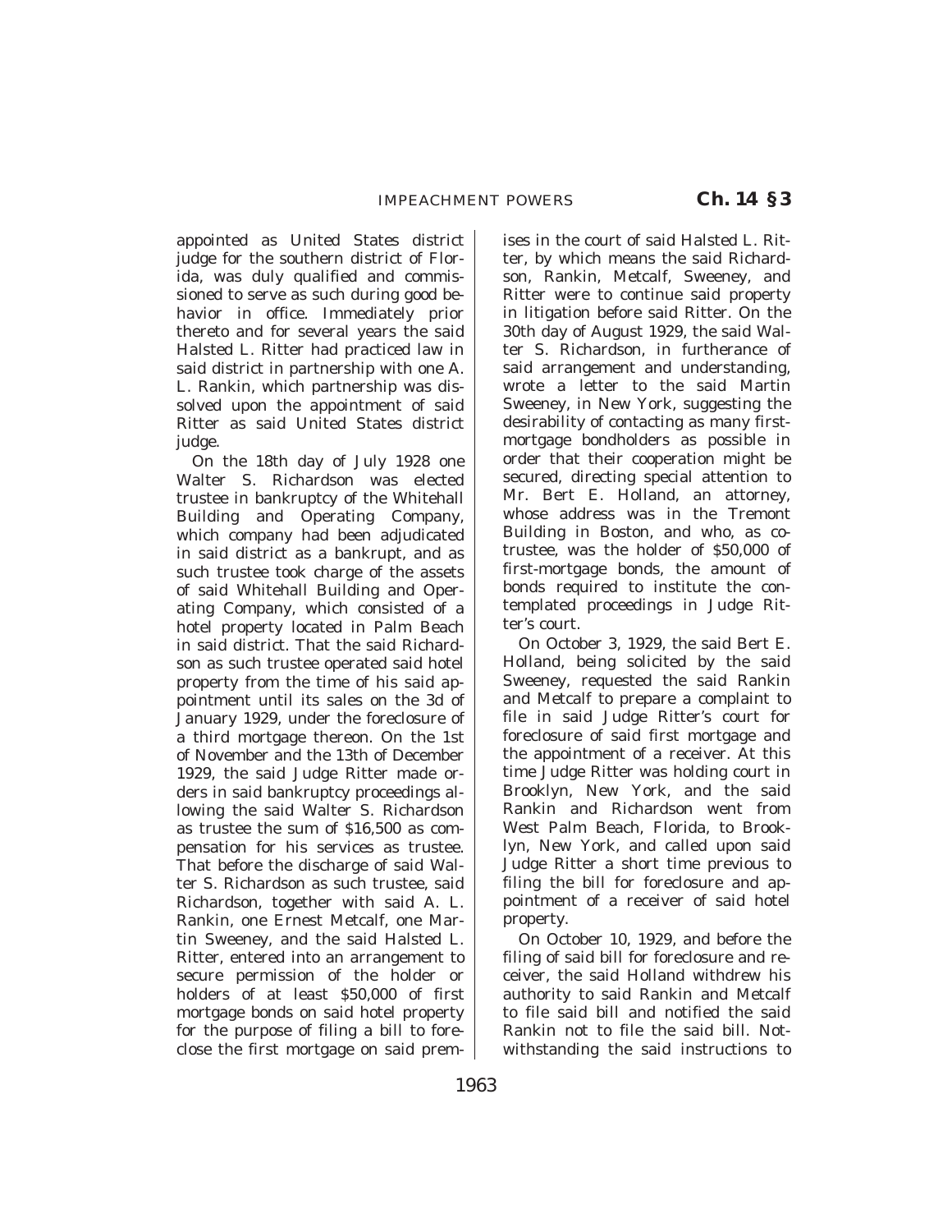appointed as United States district judge for the southern district of Florida, was duly qualified and commissioned to serve as such during good behavior in office. Immediately prior thereto and for several years the said Halsted L. Ritter had practiced law in said district in partnership with one A. L. Rankin, which partnership was dissolved upon the appointment of said Ritter as said United States district judge.

On the 18th day of July 1928 one Walter S. Richardson was elected trustee in bankruptcy of the Whitehall Building and Operating Company, which company had been adjudicated in said district as a bankrupt, and as such trustee took charge of the assets of said Whitehall Building and Operating Company, which consisted of a hotel property located in Palm Beach in said district. That the said Richardson as such trustee operated said hotel property from the time of his said appointment until its sales on the 3d of January 1929, under the foreclosure of a third mortgage thereon. On the 1st of November and the 13th of December 1929, the said Judge Ritter made orders in said bankruptcy proceedings allowing the said Walter S. Richardson as trustee the sum of $16,500 as compensation for his services as trustee. That before the discharge of said Walter S. Richardson as such trustee, said Richardson, together with said A. L. Rankin, one Ernest Metcalf, one Martin Sweeney, and the said Halsted L. Ritter, entered into an arrangement to secure permission of the holder or holders of at least $50,000 of first mortgage bonds on said hotel property for the purpose of filing a bill to foreclose the first mortgage on said premises in the court of said Halsted L. Ritter, by which means the said Richardson, Rankin, Metcalf, Sweeney, and Ritter were to continue said property in litigation before said Ritter. On the 30th day of August 1929, the said Walter S. Richardson, in furtherance of said arrangement and understanding, wrote a letter to the said Martin Sweeney, in New York, suggesting the desirability of contacting as many first-mortgage bondholders as possible in order that their cooperation might be secured, directing special attention to Mr. Bert E. Holland, an attorney, whose address was in the Tremont Building in Boston, and who, as co-trustee, was the holder of $50,000 of first-mortgage bonds, the amount of bonds required to institute the contemplated proceedings in Judge Ritter's court.

On October 3, 1929, the said Bert E. Holland, being solicited by the said Sweeney, requested the said Rankin and Metcalf to prepare a complaint to file in said Judge Ritter's court for foreclosure of said first mortgage and the appointment of a receiver. At this time Judge Ritter was holding court in Brooklyn, New York, and the said Rankin and Richardson went from West Palm Beach, Florida, to Brooklyn, New York, and called upon said Judge Ritter a short time previous to filing the bill for foreclosure and appointment of a receiver of said hotel property.

On October 10, 1929, and before the filing of said bill for foreclosure and receiver, the said Holland withdrew his authority to said Rankin and Metcalf to file said bill and notified the said Rankin not to file the said bill. Notwithstanding the said instructions to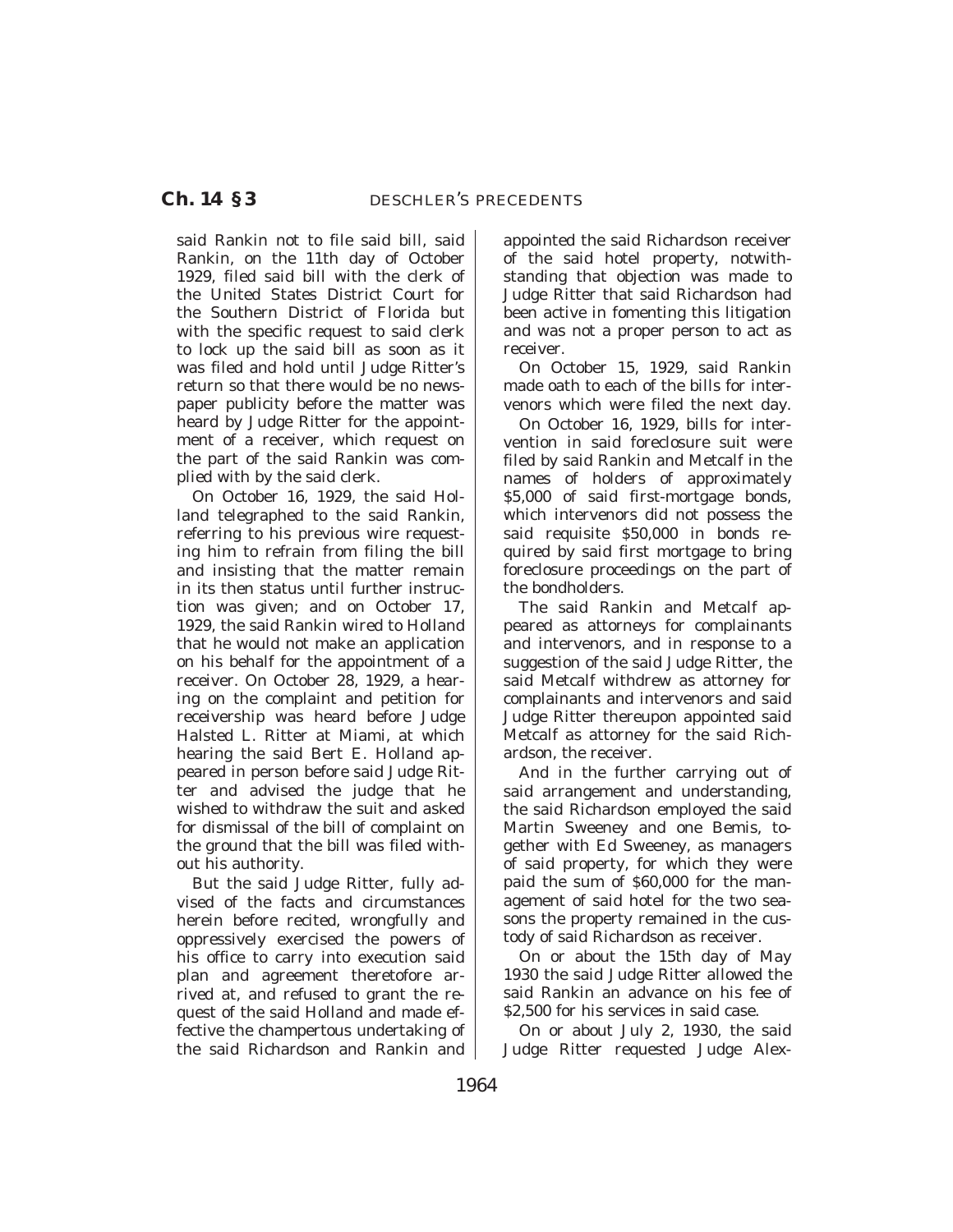said Rankin not to file said bill, said Rankin, on the 11th day of October 1929, filed said bill with the clerk of the United States District Court for the Southern District of Florida but with the specific request to said clerk to lock up the said bill as soon as it was filed and hold until Judge Ritter's return so that there would be no newspaper publicity before the matter was heard by Judge Ritter for the appointment of a receiver, which request on the part of the said Rankin was complied with by the said clerk.

On October 16, 1929, the said Holland telegraphed to the said Rankin, referring to his previous wire requesting him to refrain from filing the bill and insisting that the matter remain in its then status until further instruction was given; and on October 17, 1929, the said Rankin wired to Holland that he would not make an application on his behalf for the appointment of a receiver. On October 28, 1929, a hearing on the complaint and petition for receivership was heard before Judge Halsted L. Ritter at Miami, at which hearing the said Bert E. Holland appeared in person before said Judge Ritter and advised the judge that he wished to withdraw the suit and asked for dismissal of the bill of complaint on the ground that the bill was filed without his authority.

But the said Judge Ritter, fully advised of the facts and circumstances herein before recited, wrongfully and oppressively exercised the powers of his office to carry into execution said plan and agreement theretofore arrived at, and refused to grant the request of the said Holland and made effective the champertous undertaking of the said Richardson and Rankin and appointed the said Richardson receiver of the said hotel property, notwithstanding that objection was made to Judge Ritter that said Richardson had been active in fomenting this litigation and was not a proper person to act as receiver.

On October 15, 1929, said Rankin made oath to each of the bills for intervenors which were filed the next day.

On October 16, 1929, bills for intervention in said foreclosure suit were filed by said Rankin and Metcalf in the names of holders of approximately $5,000 of said first-mortgage bonds, which intervenors did not possess the said requisite $50,000 in bonds required by said first mortgage to bring foreclosure proceedings on the part of the bondholders.

The said Rankin and Metcalf appeared as attorneys for complainants and intervenors, and in response to a suggestion of the said Judge Ritter, the said Metcalf withdrew as attorney for complainants and intervenors and said Judge Ritter thereupon appointed said Metcalf as attorney for the said Richardson, the receiver.

And in the further carrying out of said arrangement and understanding, the said Richardson employed the said Martin Sweeney and one Bemis, together with Ed Sweeney, as managers of said property, for which they were paid the sum of $60,000 for the management of said hotel for the two seasons the property remained in the custody of said Richardson as receiver.

On or about the 15th day of May 1930 the said Judge Ritter allowed the said Rankin an advance on his fee of $2,500 for his services in said case.

On or about July 2, 1930, the said Judge Ritter requested Judge Alex-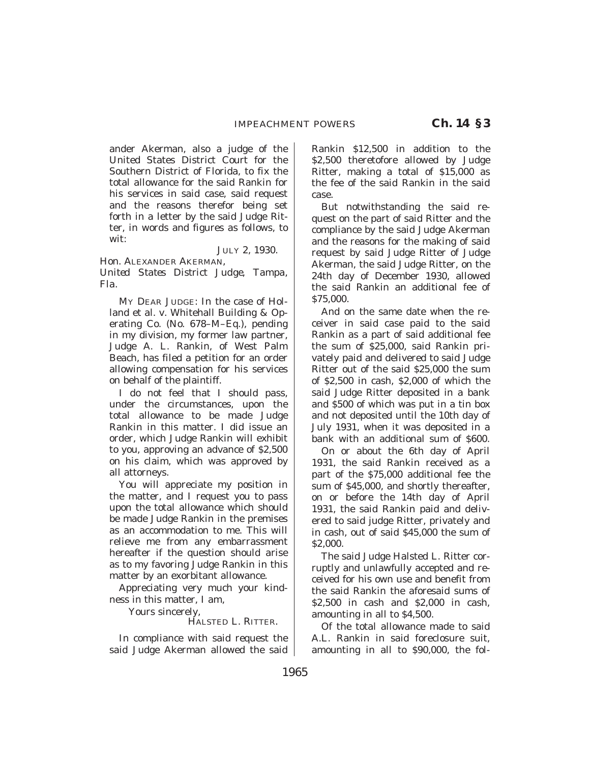ander Akerman, also a judge of the United States District Court for the Southern District of Florida, to fix the total allowance for the said Rankin for his services in said case, said request and the reasons therefor being set forth in a letter by the said Judge Ritter, in words and figures as follows, to wit:

JULY 2, 1930.

HON. ALEXANDER AKERMAN,
*United States District Judge, Tampa, Fla.*

MY DEAR JUDGE: In the case of Holland et al. v. Whitehall Building & Operating Co. (No. 678–M–Eq.), pending in my division, my former law partner, Judge A. L. Rankin, of West Palm Beach, has filed a petition for an order allowing compensation for his services on behalf of the plaintiff.

I do not feel that I should pass, under the circumstances, upon the total allowance to be made Judge Rankin in this matter. I did issue an order, which Judge Rankin will exhibit to you, approving an advance of $2,500 on his claim, which was approved by all attorneys.

You will appreciate my position in the matter, and I request you to pass upon the total allowance which should be made Judge Rankin in the premises as an accommodation to me. This will relieve me from any embarrassment hereafter if the question should arise as to my favoring Judge Rankin in this matter by an exorbitant allowance.

Appreciating very much your kindness in this matter, I am,

Yours sincerely,

HALSTED L. RITTER.

In compliance with said request the said Judge Akerman allowed the said Rankin $12,500 in addition to the $2,500 theretofore allowed by Judge Ritter, making a total of $15,000 as the fee of the said Rankin in the said case.

But notwithstanding the said request on the part of said Ritter and the compliance by the said Judge Akerman and the reasons for the making of said request by said Judge Ritter of Judge Akerman, the said Judge Ritter, on the 24th day of December 1930, allowed the said Rankin an additional fee of $75,000.

And on the same date when the receiver in said case paid to the said Rankin as a part of said additional fee the sum of $25,000, said Rankin privately paid and delivered to said Judge Ritter out of the said $25,000 the sum of $2,500 in cash, $2,000 of which the said Judge Ritter deposited in a bank and $500 of which was put in a tin box and not deposited until the 10th day of July 1931, when it was deposited in a bank with an additional sum of $600.

On or about the 6th day of April 1931, the said Rankin received as a part of the $75,000 additional fee the sum of $45,000, and shortly thereafter, on or before the 14th day of April 1931, the said Rankin paid and delivered to said judge Ritter, privately and in cash, out of said $45,000 the sum of $2,000.

The said Judge Halsted L. Ritter corruptly and unlawfully accepted and received for his own use and benefit from the said Rankin the aforesaid sums of $2,500 in cash and $2,000 in cash, amounting in all to $4,500.

Of the total allowance made to said A.L. Rankin in said foreclosure suit, amounting in all to $90,000, the fol-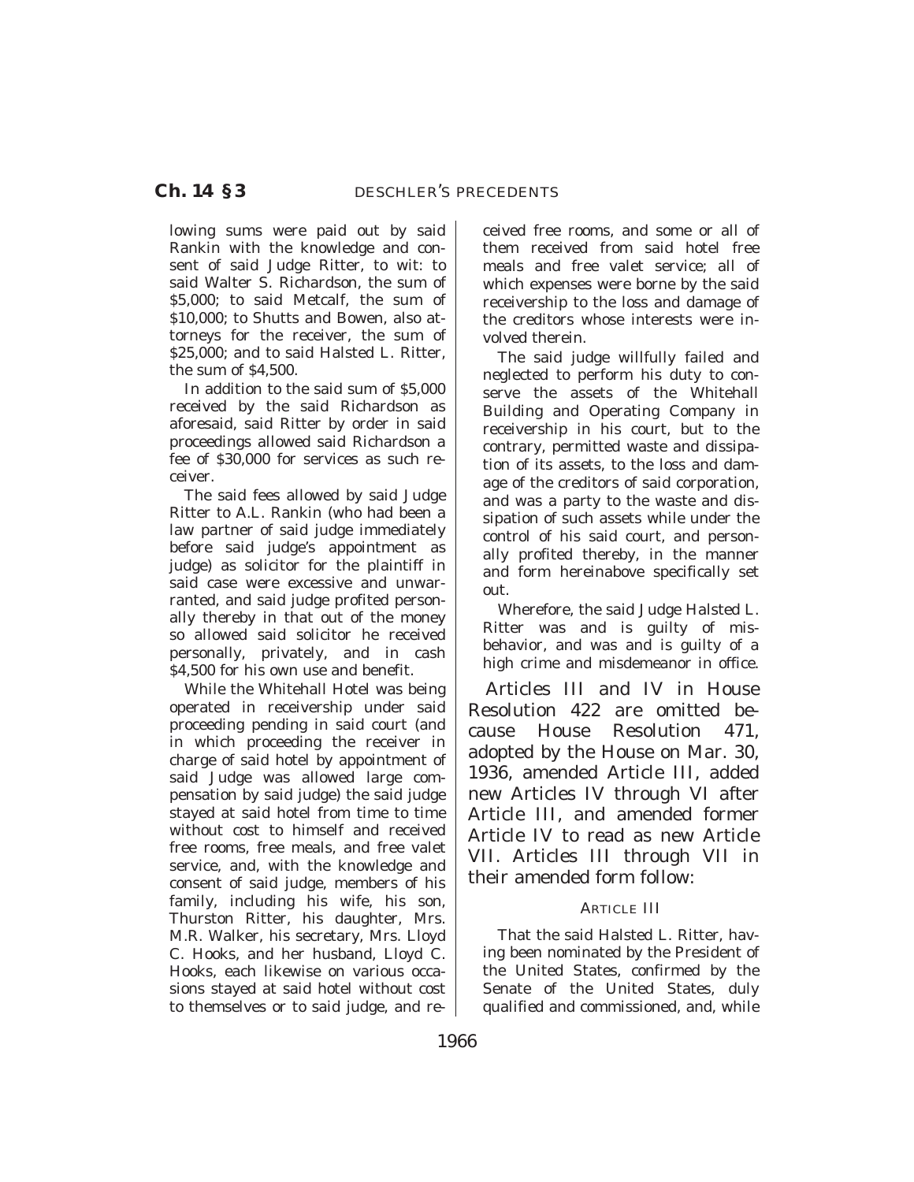lowing sums were paid out by said Rankin with the knowledge and consent of said Judge Ritter, to wit: to said Walter S. Richardson, the sum of $5,000; to said Metcalf, the sum of $10,000; to Shutts and Bowen, also attorneys for the receiver, the sum of $25,000; and to said Halsted L. Ritter, the sum of $4,500.

In addition to the said sum of $5,000 received by the said Richardson as aforesaid, said Ritter by order in said proceedings allowed said Richardson a fee of $30,000 for services as such receiver.

The said fees allowed by said Judge Ritter to A.L. Rankin (who had been a law partner of said judge immediately before said judge's appointment as judge) as solicitor for the plaintiff in said case were excessive and unwarranted, and said judge profited personally thereby in that out of the money so allowed said solicitor he received personally, privately, and in cash $4,500 for his own use and benefit.

While the Whitehall Hotel was being operated in receivership under said proceeding pending in said court (and in which proceeding the receiver in charge of said hotel by appointment of said Judge was allowed large compensation by said judge) the said judge stayed at said hotel from time to time without cost to himself and received free rooms, free meals, and free valet service, and, with the knowledge and consent of said judge, members of his family, including his wife, his son, Thurston Ritter, his daughter, Mrs. M.R. Walker, his secretary, Mrs. Lloyd C. Hooks, and her husband, Lloyd C. Hooks, each likewise on various occasions stayed at said hotel without cost to themselves or to said judge, and received free rooms, and some or all of them received from said hotel free meals and free valet service; all of which expenses were borne by the said receivership to the loss and damage of the creditors whose interests were involved therein.

The said judge willfully failed and neglected to perform his duty to conserve the assets of the Whitehall Building and Operating Company in receivership in his court, but to the contrary, permitted waste and dissipation of its assets, to the loss and damage of the creditors of said corporation, and was a party to the waste and dissipation of such assets while under the control of his said court, and personally profited thereby, in the manner and form hereinabove specifically set out.

Wherefore, the said Judge Halsted L. Ritter was and is guilty of misbehavior, and was and is guilty of a high crime and misdemeanor in office.

Articles III and IV in House Resolution 422 are omitted because House Resolution 471, adopted by the House on Mar. 30, 1936, amended Article III, added new Articles IV through VI after Article III, and amended former Article IV to read as new Article VII. Articles III through VII in their amended form follow:

ARTICLE III

That the said Halsted L. Ritter, having been nominated by the President of the United States, confirmed by the Senate of the United States, duly qualified and commissioned, and, while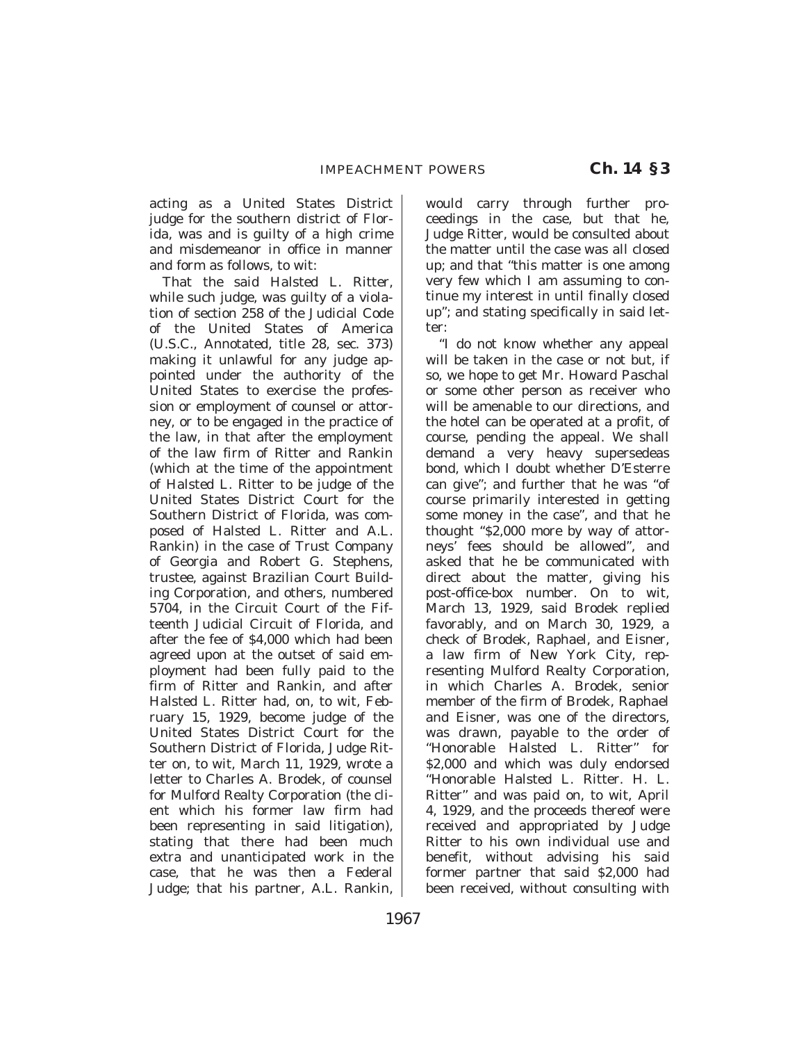acting as a United States District judge for the southern district of Florida, was and is guilty of a high crime and misdemeanor in office in manner and form as follows, to wit:

That the said Halsted L. Ritter, while such judge, was guilty of a violation of section 258 of the Judicial Code of the United States of America (U.S.C., Annotated, title 28, sec. 373) making it unlawful for any judge appointed under the authority of the United States to exercise the profession or employment of counsel or attorney, or to be engaged in the practice of the law, in that after the employment of the law firm of Ritter and Rankin (which at the time of the appointment of Halsted L. Ritter to be judge of the United States District Court for the Southern District of Florida, was composed of Halsted L. Ritter and A.L. Rankin) in the case of Trust Company of Georgia and Robert G. Stephens, trustee, against Brazilian Court Building Corporation, and others, numbered 5704, in the Circuit Court of the Fifteenth Judicial Circuit of Florida, and after the fee of $4,000 which had been agreed upon at the outset of said employment had been fully paid to the firm of Ritter and Rankin, and after Halsted L. Ritter had, on, to wit, February 15, 1929, become judge of the United States District Court for the Southern District of Florida, Judge Ritter on, to wit, March 11, 1929, wrote a letter to Charles A. Brodek, of counsel for Mulford Realty Corporation (the client which his former law firm had been representing in said litigation), stating that there had been much extra and unanticipated work in the case, that he was then a Federal Judge; that his partner, A.L. Rankin, would carry through further proceedings in the case, but that he, Judge Ritter, would be consulted about the matter until the case was all closed up; and that "this matter is one among very few which I am assuming to continue my interest in until finally closed up"; and stating specifically in said letter:

"I do not know whether any appeal will be taken in the case or not but, if so, we hope to get Mr. Howard Paschal or some other person as receiver who will be amenable to our directions, and the hotel can be operated at a profit, of course, pending the appeal. We shall demand a very heavy supersedeas bond, which I doubt whether D'Esterre can give"; and further that he was "of course primarily interested in getting some money in the case", and that he thought "$2,000 more by way of attorneys' fees should be allowed", and asked that he be communicated with direct about the matter, giving his post-office-box number. On to wit, March 13, 1929, said Brodek replied favorably, and on March 30, 1929, a check of Brodek, Raphael, and Eisner, a law firm of New York City, representing Mulford Realty Corporation, in which Charles A. Brodek, senior member of the firm of Brodek, Raphael and Eisner, was one of the directors, was drawn, payable to the order of "Honorable Halsted L. Ritter" for $2,000 and which was duly endorsed "Honorable Halsted L. Ritter. H. L. Ritter" and was paid on, to wit, April 4, 1929, and the proceeds thereof were received and appropriated by Judge Ritter to his own individual use and benefit, without advising his said former partner that said $2,000 had been received, without consulting with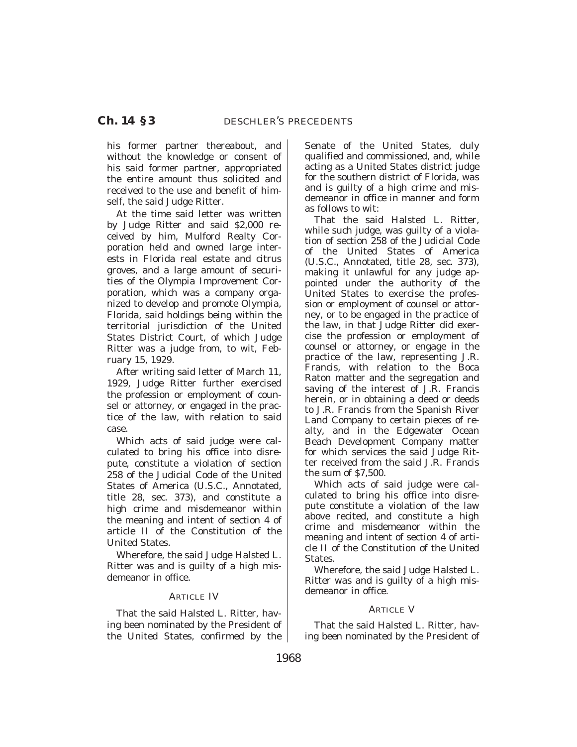his former partner thereabout, and without the knowledge or consent of his said former partner, appropriated the entire amount thus solicited and received to the use and benefit of himself, the said Judge Ritter.

At the time said letter was written by Judge Ritter and said $2,000 received by him, Mulford Realty Corporation held and owned large interests in Florida real estate and citrus groves, and a large amount of securities of the Olympia Improvement Corporation, which was a company organized to develop and promote Olympia, Florida, said holdings being within the territorial jurisdiction of the United States District Court, of which Judge Ritter was a judge from, to wit, February 15, 1929.

After writing said letter of March 11, 1929, Judge Ritter further exercised the profession or employment of counsel or attorney, or engaged in the practice of the law, with relation to said case.

Which acts of said judge were calculated to bring his office into disrepute, constitute a violation of section 258 of the Judicial Code of the United States of America (U.S.C., Annotated, title 28, sec. 373), and constitute a high crime and misdemeanor within the meaning and intent of section 4 of article II of the Constitution of the United States.

Wherefore, the said Judge Halsted L. Ritter was and is guilty of a high misdemeanor in office.

### ARTICLE IV

That the said Halsted L. Ritter, having been nominated by the President of the United States, confirmed by the Senate of the United States, duly qualified and commissioned, and, while acting as a United States district judge for the southern district of Florida, was and is guilty of a high crime and misdemeanor in office in manner and form as follows to wit:

That the said Halsted L. Ritter, while such judge, was guilty of a violation of section 258 of the Judicial Code of the United States of America (U.S.C., Annotated, title 28, sec. 373), making it unlawful for any judge appointed under the authority of the United States to exercise the profession or employment of counsel or attorney, or to be engaged in the practice of the law, in that Judge Ritter did exercise the profession or employment of counsel or attorney, or engage in the practice of the law, representing J.R. Francis, with relation to the Boca Raton matter and the segregation and saving of the interest of J.R. Francis herein, or in obtaining a deed or deeds to J.R. Francis from the Spanish River Land Company to certain pieces of realty, and in the Edgewater Ocean Beach Development Company matter for which services the said Judge Ritter received from the said J.R. Francis the sum of $7,500.

Which acts of said judge were calculated to bring his office into disrepute constitute a violation of the law above recited, and constitute a high crime and misdemeanor within the meaning and intent of section 4 of article II of the Constitution of the United States.

Wherefore, the said Judge Halsted L. Ritter was and is guilty of a high misdemeanor in office.

### ARTICLE V

That the said Halsted L. Ritter, having been nominated by the President of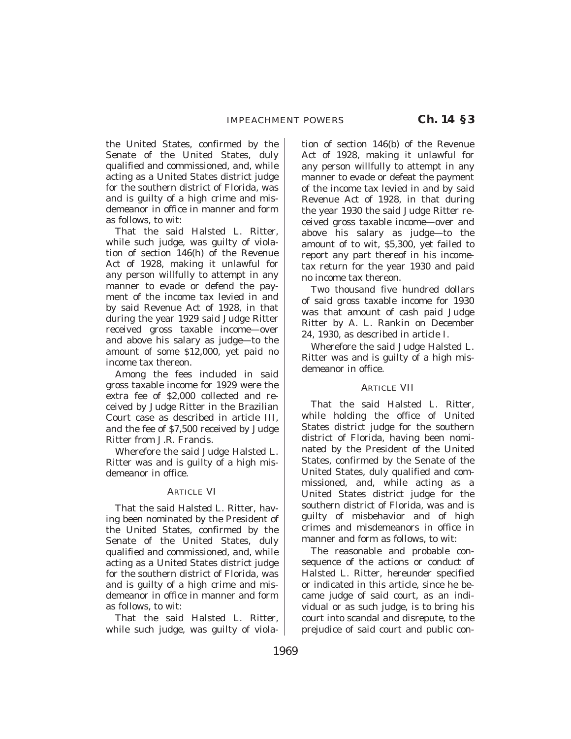the United States, confirmed by the Senate of the United States, duly qualified and commissioned, and, while acting as a United States district judge for the southern district of Florida, was and is guilty of a high crime and misdemeanor in office in manner and form as follows, to wit:

That the said Halsted L. Ritter, while such judge, was guilty of violation of section 146(h) of the Revenue Act of 1928, making it unlawful for any person willfully to attempt in any manner to evade or defend the payment of the income tax levied in and by said Revenue Act of 1928, in that during the year 1929 said Judge Ritter received gross taxable income—over and above his salary as judge—to the amount of some $12,000, yet paid no income tax thereon.

Among the fees included in said gross taxable income for 1929 were the extra fee of $2,000 collected and received by Judge Ritter in the Brazilian Court case as described in article III, and the fee of $7,500 received by Judge Ritter from J.R. Francis.

Wherefore the said Judge Halsted L. Ritter was and is guilty of a high misdemeanor in office.

### ARTICLE VI

That the said Halsted L. Ritter, having been nominated by the President of the United States, confirmed by the Senate of the United States, duly qualified and commissioned, and, while acting as a United States district judge for the southern district of Florida, was and is guilty of a high crime and misdemeanor in office in manner and form as follows, to wit:

That the said Halsted L. Ritter, while such judge, was guilty of violation of section 146(b) of the Revenue Act of 1928, making it unlawful for any person willfully to attempt in any manner to evade or defeat the payment of the income tax levied in and by said Revenue Act of 1928, in that during the year 1930 the said Judge Ritter received gross taxable income—over and above his salary as judge—to the amount of to wit, $5,300, yet failed to report any part thereof in his income-tax return for the year 1930 and paid no income tax thereon.

Two thousand five hundred dollars of said gross taxable income for 1930 was that amount of cash paid Judge Ritter by A. L. Rankin on December 24, 1930, as described in article I.

Wherefore the said Judge Halsted L. Ritter was and is guilty of a high misdemeanor in office.

### ARTICLE VII

That the said Halsted L. Ritter, while holding the office of United States district judge for the southern district of Florida, having been nominated by the President of the United States, confirmed by the Senate of the United States, duly qualified and commissioned, and, while acting as a United States district judge for the southern district of Florida, was and is guilty of misbehavior and of high crimes and misdemeanors in office in manner and form as follows, to wit:

The reasonable and probable consequence of the actions or conduct of Halsted L. Ritter, hereunder specified or indicated in this article, since he became judge of said court, as an individual or as such judge, is to bring his court into scandal and disrepute, to the prejudice of said court and public con-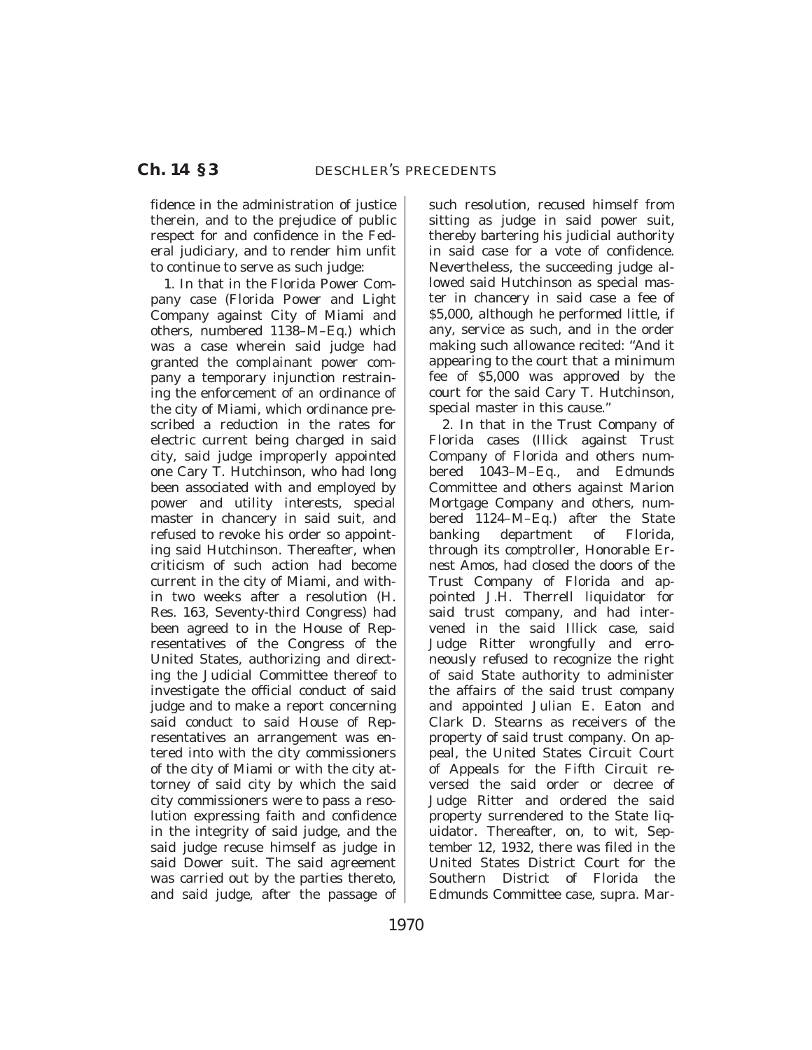fidence in the administration of justice therein, and to the prejudice of public respect for and confidence in the Federal judiciary, and to render him unfit to continue to serve as such judge:

1. In that in the Florida Power Company case (Florida Power and Light Company against City of Miami and others, numbered 1138–M–Eq.) which was a case wherein said judge had granted the complainant power company a temporary injunction restraining the enforcement of an ordinance of the city of Miami, which ordinance prescribed a reduction in the rates for electric current being charged in said city, said judge improperly appointed one Cary T. Hutchinson, who had long been associated with and employed by power and utility interests, special master in chancery in said suit, and refused to revoke his order so appointing said Hutchinson. Thereafter, when criticism of such action had become current in the city of Miami, and within two weeks after a resolution (H. Res. 163, Seventy-third Congress) had been agreed to in the House of Representatives of the Congress of the United States, authorizing and directing the Judicial Committee thereof to investigate the official conduct of said judge and to make a report concerning said conduct to said House of Representatives an arrangement was entered into with the city commissioners of the city of Miami or with the city attorney of said city by which the said city commissioners were to pass a resolution expressing faith and confidence in the integrity of said judge, and the said judge recuse himself as judge in said Dower suit. The said agreement was carried out by the parties thereto, and said judge, after the passage of such resolution, recused himself from sitting as judge in said power suit, thereby bartering his judicial authority in said case for a vote of confidence. Nevertheless, the succeeding judge allowed said Hutchinson as special master in chancery in said case a fee of $5,000, although he performed little, if any, service as such, and in the order making such allowance recited: "And it appearing to the court that a minimum fee of $5,000 was approved by the court for the said Cary T. Hutchinson, special master in this cause."

2. In that in the Trust Company of Florida cases (Illick against Trust Company of Florida and others numbered 1043–M–Eq., and Edmunds Committee and others against Marion Mortgage Company and others, numbered 1124–M–Eq.) after the State banking department of Florida, through its comptroller, Honorable Ernest Amos, had closed the doors of the Trust Company of Florida and appointed J.H. Therrell liquidator for said trust company, and had intervened in the said Illick case, said Judge Ritter wrongfully and erroneously refused to recognize the right of said State authority to administer the affairs of the said trust company and appointed Julian E. Eaton and Clark D. Stearns as receivers of the property of said trust company. On appeal, the United States Circuit Court of Appeals for the Fifth Circuit reversed the said order or decree of Judge Ritter and ordered the said property surrendered to the State liquidator. Thereafter, on, to wit, September 12, 1932, there was filed in the United States District Court for the Southern District of Florida the Edmunds Committee case, supra. Mar-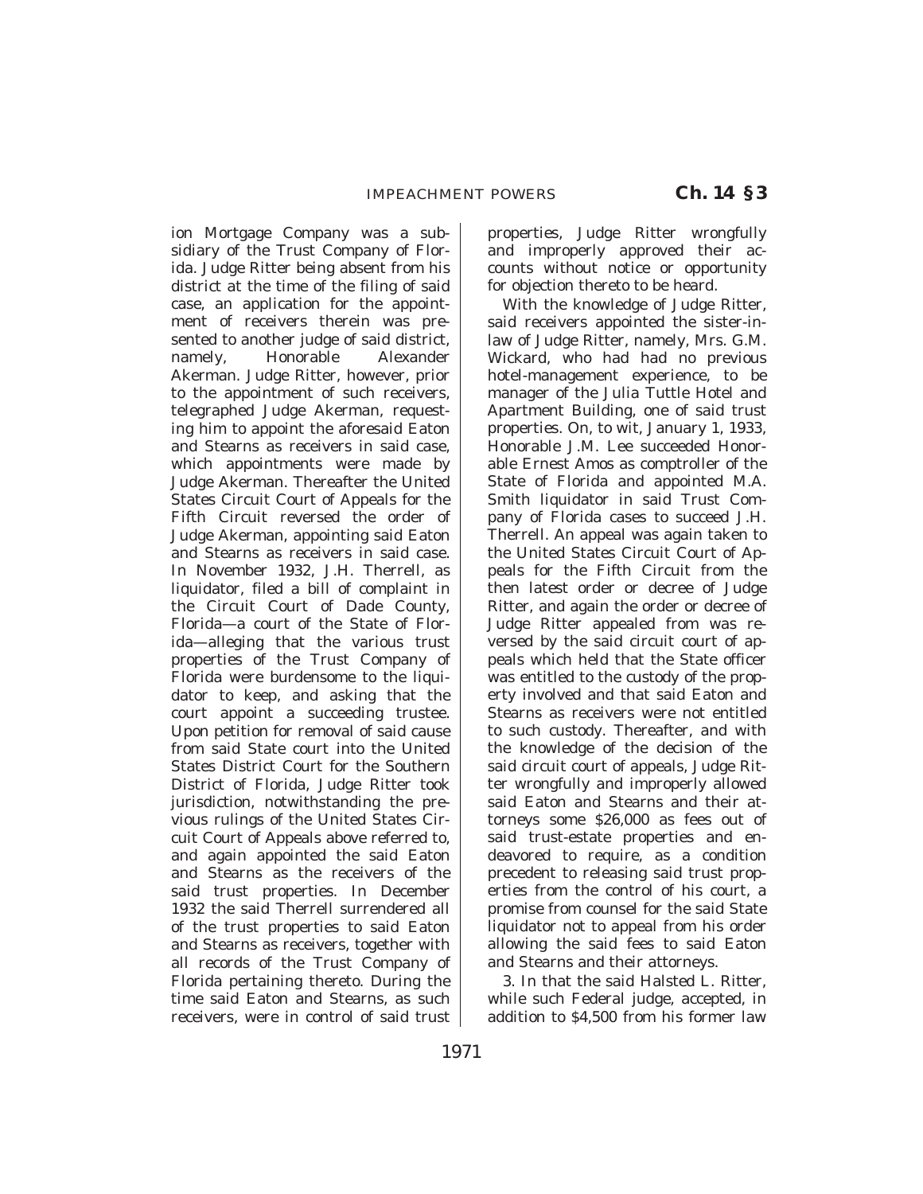ion Mortgage Company was a subsidiary of the Trust Company of Florida. Judge Ritter being absent from his district at the time of the filing of said case, an application for the appointment of receivers therein was presented to another judge of said district, namely, Honorable Alexander Akerman. Judge Ritter, however, prior to the appointment of such receivers, telegraphed Judge Akerman, requesting him to appoint the aforesaid Eaton and Stearns as receivers in said case, which appointments were made by Judge Akerman. Thereafter the United States Circuit Court of Appeals for the Fifth Circuit reversed the order of Judge Akerman, appointing said Eaton and Stearns as receivers in said case. In November 1932, J.H. Therrell, as liquidator, filed a bill of complaint in the Circuit Court of Dade County, Florida—a court of the State of Florida—alleging that the various trust properties of the Trust Company of Florida were burdensome to the liquidator to keep, and asking that the court appoint a succeeding trustee. Upon petition for removal of said cause from said State court into the United States District Court for the Southern District of Florida, Judge Ritter took jurisdiction, notwithstanding the previous rulings of the United States Circuit Court of Appeals above referred to, and again appointed the said Eaton and Stearns as the receivers of the said trust properties. In December 1932 the said Therrell surrendered all of the trust properties to said Eaton and Stearns as receivers, together with all records of the Trust Company of Florida pertaining thereto. During the time said Eaton and Stearns, as such receivers, were in control of said trust properties, Judge Ritter wrongfully and improperly approved their accounts without notice or opportunity for objection thereto to be heard.

With the knowledge of Judge Ritter, said receivers appointed the sister-in-law of Judge Ritter, namely, Mrs. G.M. Wickard, who had had no previous hotel-management experience, to be manager of the Julia Tuttle Hotel and Apartment Building, one of said trust properties. On, to wit, January 1, 1933, Honorable J.M. Lee succeeded Honorable Ernest Amos as comptroller of the State of Florida and appointed M.A. Smith liquidator in said Trust Company of Florida cases to succeed J.H. Therrell. An appeal was again taken to the United States Circuit Court of Appeals for the Fifth Circuit from the then latest order or decree of Judge Ritter, and again the order or decree of Judge Ritter appealed from was reversed by the said circuit court of appeals which held that the State officer was entitled to the custody of the property involved and that said Eaton and Stearns as receivers were not entitled to such custody. Thereafter, and with the knowledge of the decision of the said circuit court of appeals, Judge Ritter wrongfully and improperly allowed said Eaton and Stearns and their attorneys some $26,000 as fees out of said trust-estate properties and endeavored to require, as a condition precedent to releasing said trust properties from the control of his court, a promise from counsel for the said State liquidator not to appeal from his order allowing the said fees to said Eaton and Stearns and their attorneys.

3. In that the said Halsted L. Ritter, while such Federal judge, accepted, in addition to $4,500 from his former law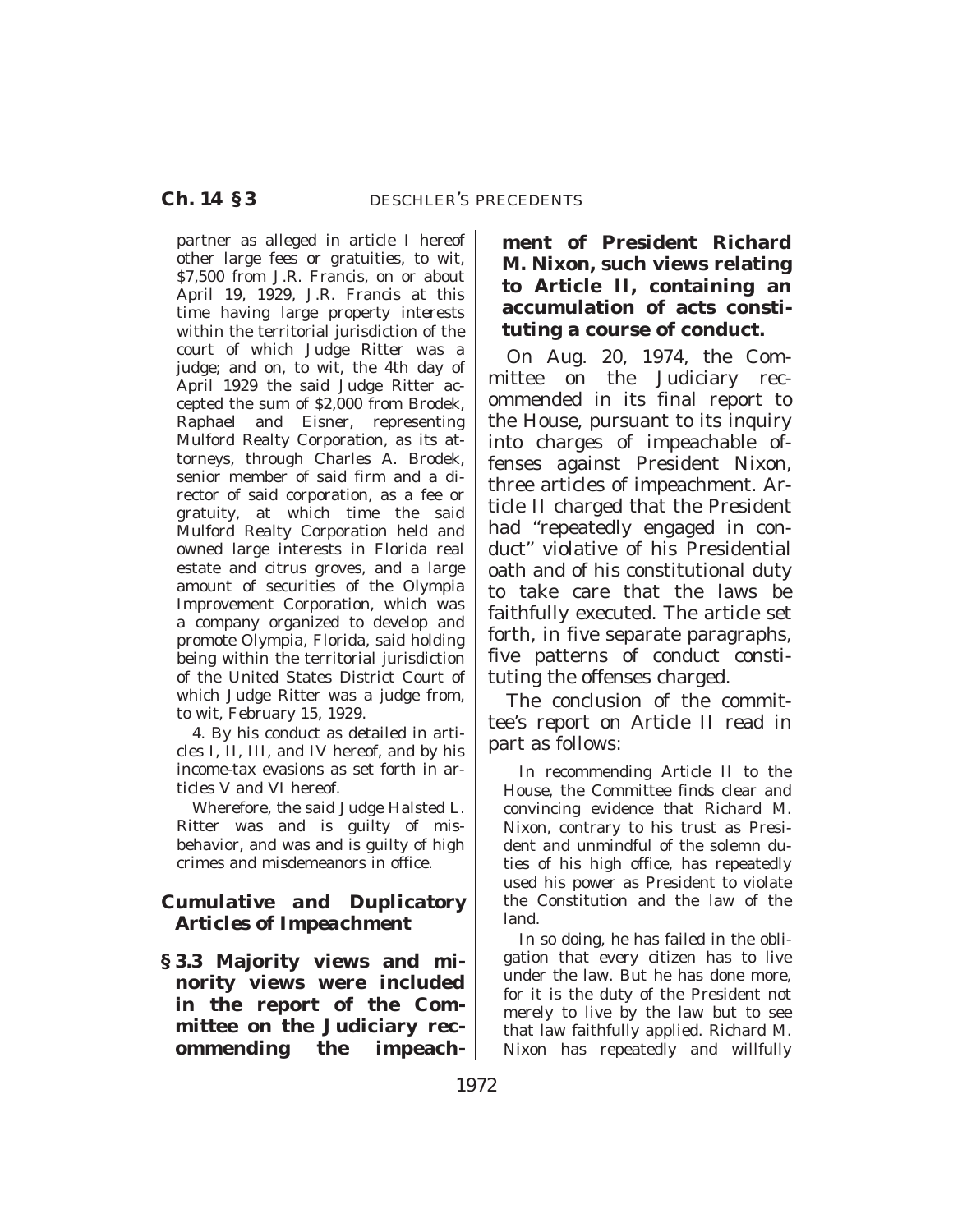partner as alleged in article I hereof other large fees or gratuities, to wit, $7,500 from J.R. Francis, on or about April 19, 1929, J.R. Francis at this time having large property interests within the territorial jurisdiction of the court of which Judge Ritter was a judge; and on, to wit, the 4th day of April 1929 the said Judge Ritter accepted the sum of $2,000 from Brodek, Raphael and Eisner, representing Mulford Realty Corporation, as its attorneys, through Charles A. Brodek, senior member of said firm and a director of said corporation, as a fee or gratuity, at which time the said Mulford Realty Corporation held and owned large interests in Florida real estate and citrus groves, and a large amount of securities of the Olympia Improvement Corporation, which was a company organized to develop and promote Olympia, Florida, said holding being within the territorial jurisdiction of the United States District Court of which Judge Ritter was a judge from, to wit, February 15, 1929.

4. By his conduct as detailed in articles I, II, III, and IV hereof, and by his income-tax evasions as set forth in articles V and VI hereof.

Wherefore, the said Judge Halsted L. Ritter was and is guilty of misbehavior, and was and is guilty of high crimes and misdemeanors in office.

### *Cumulative and Duplicatory Articles of Impeachment*

**§ 3.3 Majority views and minority views were included in the report of the Committee on the Judiciary recommending the impeachment of President Richard M. Nixon, such views relating to Article II, containing an accumulation of acts constituting a course of conduct.**

On Aug. 20, 1974, the Committee on the Judiciary recommended in its final report to the House, pursuant to its inquiry into charges of impeachable offenses against President Nixon, three articles of impeachment. Article II charged that the President had "repeatedly engaged in conduct" violative of his Presidential oath and of his constitutional duty to take care that the laws be faithfully executed. The article set forth, in five separate paragraphs, five patterns of conduct constituting the offenses charged.

The conclusion of the committee's report on Article II read in part as follows:

In recommending Article II to the House, the Committee finds clear and convincing evidence that Richard M. Nixon, contrary to his trust as President and unmindful of the solemn duties of his high office, has repeatedly used his power as President to violate the Constitution and the law of the land.

In so doing, he has failed in the obligation that every citizen has to live under the law. But he has done more, for it is the duty of the President not merely to live by the law but to see that law faithfully applied. Richard M. Nixon has repeatedly and willfully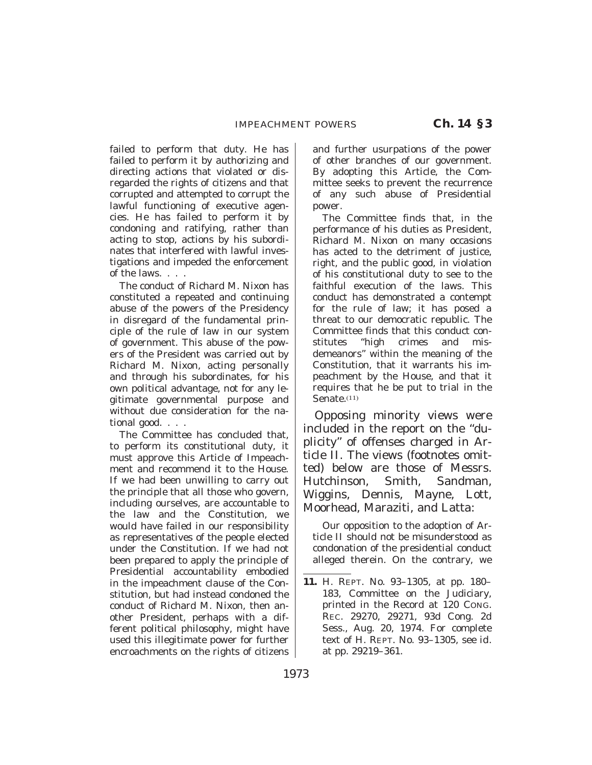failed to perform that duty. He has failed to perform it by authorizing and directing actions that violated or disregarded the rights of citizens and that corrupted and attempted to corrupt the lawful functioning of executive agencies. He has failed to perform it by condoning and ratifying, rather than acting to stop, actions by his subordinates that interfered with lawful investigations and impeded the enforcement of the laws. . . .

The conduct of Richard M. Nixon has constituted a repeated and continuing abuse of the powers of the Presidency in disregard of the fundamental principle of the rule of law in our system of government. This abuse of the powers of the President was carried out by Richard M. Nixon, acting personally and through his subordinates, for his own political advantage, not for any legitimate governmental purpose and without due consideration for the national good. . . .

The Committee has concluded that, to perform its constitutional duty, it must approve this Article of Impeachment and recommend it to the House. If we had been unwilling to carry out the principle that all those who govern, including ourselves, are accountable to the law and the Constitution, we would have failed in our responsibility as representatives of the people elected under the Constitution. If we had not been prepared to apply the principle of Presidential accountability embodied in the impeachment clause of the Constitution, but had instead condoned the conduct of Richard M. Nixon, then another President, perhaps with a different political philosophy, might have used this illegitimate power for further encroachments on the rights of citizens and further usurpations of the power of other branches of our government. By adopting this Article, the Committee seeks to prevent the recurrence of any such abuse of Presidential power.

The Committee finds that, in the performance of his duties as President, Richard M. Nixon on many occasions has acted to the detriment of justice, right, and the public good, in violation of his constitutional duty to see to the faithful execution of the laws. This conduct has demonstrated a contempt for the rule of law; it has posed a threat to our democratic republic. The Committee finds that this conduct constitutes "high crimes and misdemeanors" within the meaning of the Constitution, that it warrants his impeachment by the House, and that it requires that he be put to trial in the Senate.(11)

Opposing minority views were included in the report on the "duplicity" of offenses charged in Article II. The views (footnotes omitted) below are those of Messrs. Hutchinson, Smith, Sandman, Wiggins, Dennis, Mayne, Lott, Moorhead, Maraziti, and Latta:

Our opposition to the adoption of Article II should not be misunderstood as condonation of the presidential conduct alleged therein. On the contrary, we

---

**11.** H. REPT. No. 93–1305, at pp. 180–183, Committee on the Judiciary, printed in the Record at 120 CONG. REC. 29270, 29271, 93d Cong. 2d Sess., Aug. 20, 1974. For complete text of H. REPT. No. 93–1305, see id. at pp. 29219–361.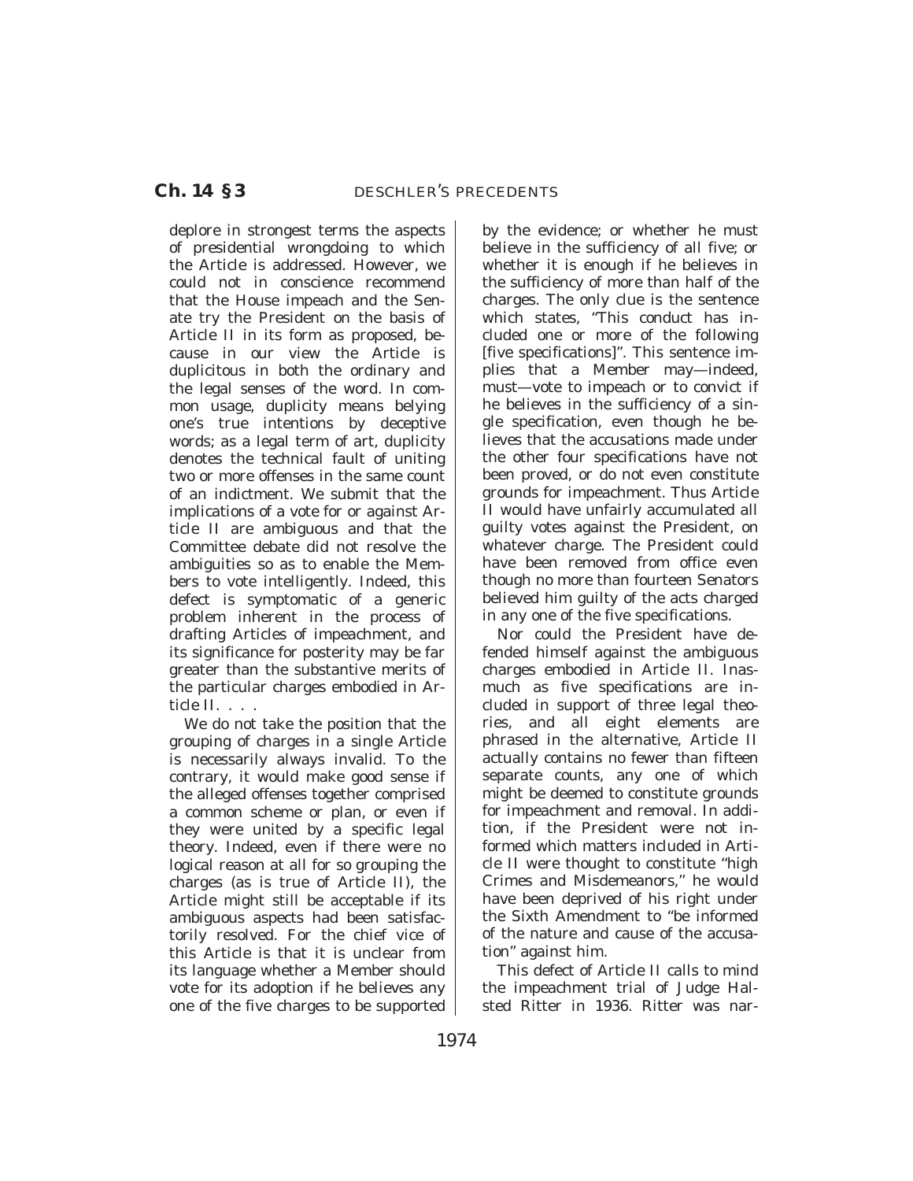deplore in strongest terms the aspects of presidential wrongdoing to which the Article is addressed. However, we could not in conscience recommend that the House impeach and the Senate try the President on the basis of Article II in its form as proposed, because in our view the Article is duplicitous in both the ordinary and the legal senses of the word. In common usage, duplicity means belying one's true intentions by deceptive words; as a legal term of art, duplicity denotes the technical fault of uniting two or more offenses in the same count of an indictment. We submit that the implications of a vote for or against Article II are ambiguous and that the Committee debate did not resolve the ambiguities so as to enable the Members to vote intelligently. Indeed, this defect is symptomatic of a generic problem inherent in the process of drafting Articles of impeachment, and its significance for posterity may be far greater than the substantive merits of the particular charges embodied in Article II. . . .

We do not take the position that the grouping of charges in a single Article is necessarily always invalid. To the contrary, it would make good sense if the alleged offenses together comprised a common scheme or plan, or even if they were united by a specific legal theory. Indeed, even if there were no logical reason at all for so grouping the charges (as is true of Article II), the Article might still be acceptable if its ambiguous aspects had been satisfactorily resolved. For the chief vice of this Article is that it is unclear from its language whether a Member should vote for its adoption if he believes any one of the five charges to be supported by the evidence; or whether he must believe in the sufficiency of all five; or whether it is enough if he believes in the sufficiency of more than half of the charges. The only clue is the sentence which states, "This conduct has included one or more of the following [five specifications]". This sentence implies that a Member may—indeed, must—vote to impeach or to convict if he believes in the sufficiency of a single specification, even though he believes that the accusations made under the other four specifications have not been proved, or do not even constitute grounds for impeachment. Thus Article II would have unfairly accumulated all guilty votes against the President, on whatever charge. The President could have been removed from office even though no more than fourteen Senators believed him guilty of the acts charged in any one of the five specifications.

Nor could the President have defended himself against the ambiguous charges embodied in Article II. Inasmuch as five specifications are included in support of three legal theories, and all eight elements are phrased in the alternative, Article II actually contains no fewer than fifteen separate counts, any one of which might be deemed to constitute grounds for impeachment and removal. In addition, if the President were not informed which matters included in Article II were thought to constitute "high Crimes and Misdemeanors," he would have been deprived of his right under the Sixth Amendment to "be informed of the nature and cause of the accusation" against him.

This defect of Article II calls to mind the impeachment trial of Judge Halsted Ritter in 1936. Ritter was nar-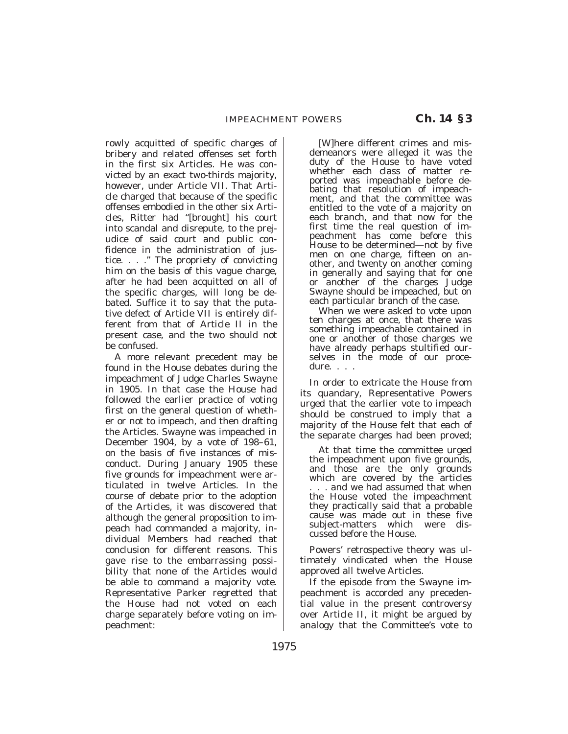rowly acquitted of specific charges of bribery and related offenses set forth in the first six Articles. He was convicted by an exact two-thirds majority, however, under Article VII. That Article charged that because of the specific offenses embodied in the other six Articles, Ritter had "[brought] his court into scandal and disrepute, to the prejudice of said court and public confidence in the administration of justice. . . ." The propriety of convicting him on the basis of this vague charge, after he had been acquitted on all of the specific charges, will long be debated. Suffice it to say that the putative defect of Article VII is entirely different from that of Article II in the present case, and the two should not be confused.

A more relevant precedent may be found in the House debates during the impeachment of Judge Charles Swayne in 1905. In that case the House had followed the earlier practice of voting first on the general question of whether or not to impeach, and then drafting the Articles. Swayne was impeached in December 1904, by a vote of 198–61, on the basis of five instances of misconduct. During January 1905 these five grounds for impeachment were articulated in twelve Articles. In the course of debate prior to the adoption of the Articles, it was discovered that although the general proposition to impeach had commanded a majority, individual Members had reached that conclusion for different reasons. This gave rise to the embarrassing possibility that none of the Articles would be able to command a majority vote. Representative Parker regretted that the House had not voted on each charge separately before voting on impeachment:

> [W]here different crimes and misdemeanors were alleged it was the duty of the House to have voted whether each class of matter reported was impeachable before debating that resolution of impeachment, and that the committee was entitled to the vote of a majority on each branch, and that now for the first time the real question of impeachment has come before this House to be determined—not by five men on one charge, fifteen on another, and twenty on another coming in generally and saying that for one or another of the charges Judge Swayne should be impeached, but on each particular branch of the case.
>
> When we were asked to vote upon ten charges at once, that there was something impeachable contained in one or another of those charges we have already perhaps stultified ourselves in the mode of our procedure. . . .

In order to extricate the House from its quandary, Representative Powers urged that the earlier vote to impeach should be construed to imply that a majority of the House felt that each of the separate charges had been proved;

> At that time the committee urged the impeachment upon five grounds, and those are the only grounds which are covered by the articles . . . and we had assumed that when the House voted the impeachment they practically said that a probable cause was made out in these five subject-matters which were discussed before the House.

Powers' retrospective theory was ultimately vindicated when the House approved all twelve Articles.

If the episode from the Swayne impeachment is accorded any precedential value in the present controversy over Article II, it might be argued by analogy that the Committee's vote to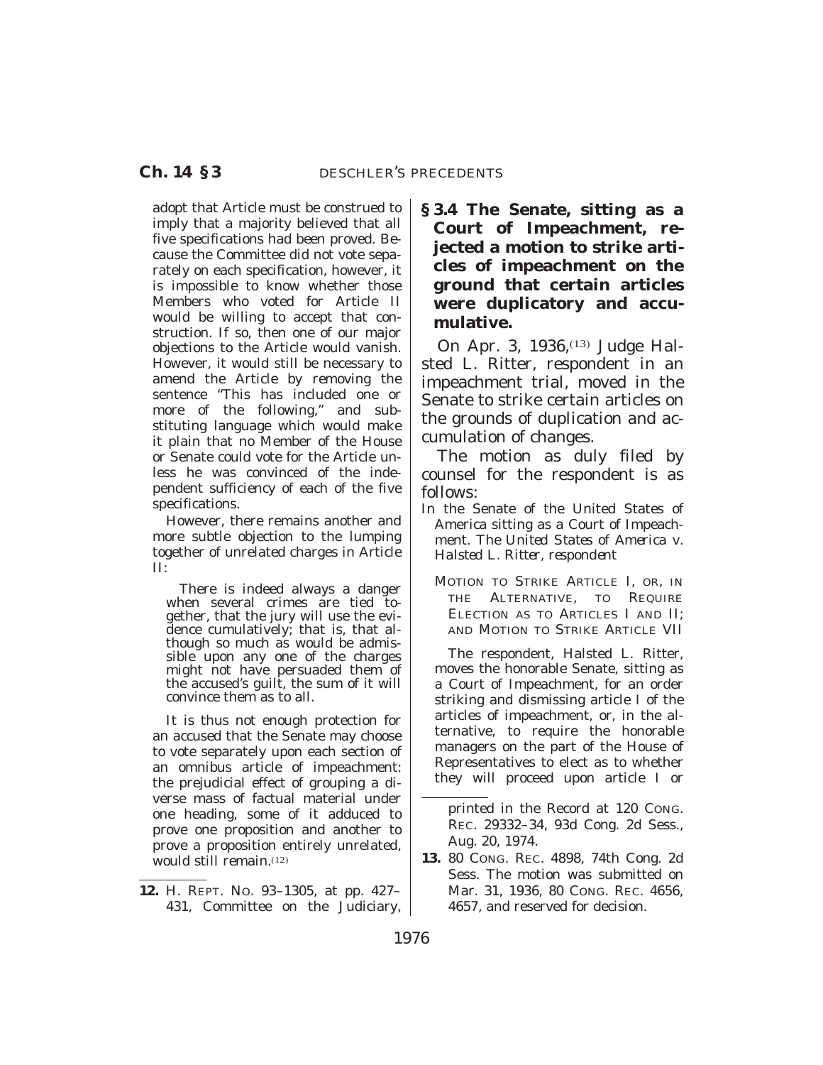adopt that Article must be construed to imply that a majority believed that all five specifications had been proved. Because the Committee did not vote separately on each specification, however, it is impossible to know whether those Members who voted for Article II would be willing to accept that construction. If so, then one of our major objections to the Article would vanish. However, it would still be necessary to amend the Article by removing the sentence "This has included one or more of the following," and substituting language which would make it plain that no Member of the House or Senate could vote for the Article unless he was convinced of the independent sufficiency of each of the five specifications.

However, there remains another and more subtle objection to the lumping together of unrelated charges in Article II:

> There is indeed always a danger when several crimes are tied together, that the jury will use the evidence cumulatively; that is, that although so much as would be admissible upon any one of the charges might not have persuaded them of the accused's guilt, the sum of it will convince them as to all.

It is thus not enough protection for an accused that the Senate may choose to vote separately upon each section of an omnibus article of impeachment: the prejudicial effect of grouping a diverse mass of factual material under one heading, some of it adduced to prove one proposition and another to prove a proposition entirely unrelated, would still remain.[12]

### § 3.4 The Senate, sitting as a Court of Impeachment, rejected a motion to strike articles of impeachment on the ground that certain articles were duplicatory and accumulative.

On Apr. 3, 1936,[13] Judge Halsted L. Ritter, respondent in an impeachment trial, moved in the Senate to strike certain articles on the grounds of duplication and accumulation of changes.

The motion as duly filed by counsel for the respondent is as follows:

In the Senate of the United States of America sitting as a Court of Impeachment. *The United States of America v. Halsted L. Ritter, respondent*

MOTION TO STRIKE ARTICLE I, OR, IN THE ALTERNATIVE, TO REQUIRE ELECTION AS TO ARTICLES I AND II; AND MOTION TO STRIKE ARTICLE VII

The respondent, Halsted L. Ritter, moves the honorable Senate, sitting as a Court of Impeachment, for an order striking and dismissing article I of the articles of impeachment, or, in the alternative, to require the honorable managers on the part of the House of Representatives to elect as to whether they will proceed upon article I or

---

12. H. REPT. NO. 93–1305, at pp. 427–431, Committee on the Judiciary, printed in the Record at 120 CONG. REC. 29332–34, 93d Cong. 2d Sess., Aug. 20, 1974.

13. 80 CONG. REC. 4898, 74th Cong. 2d Sess. The motion was submitted on Mar. 31, 1936, 80 CONG. REC. 4656, 4657, and reserved for decision.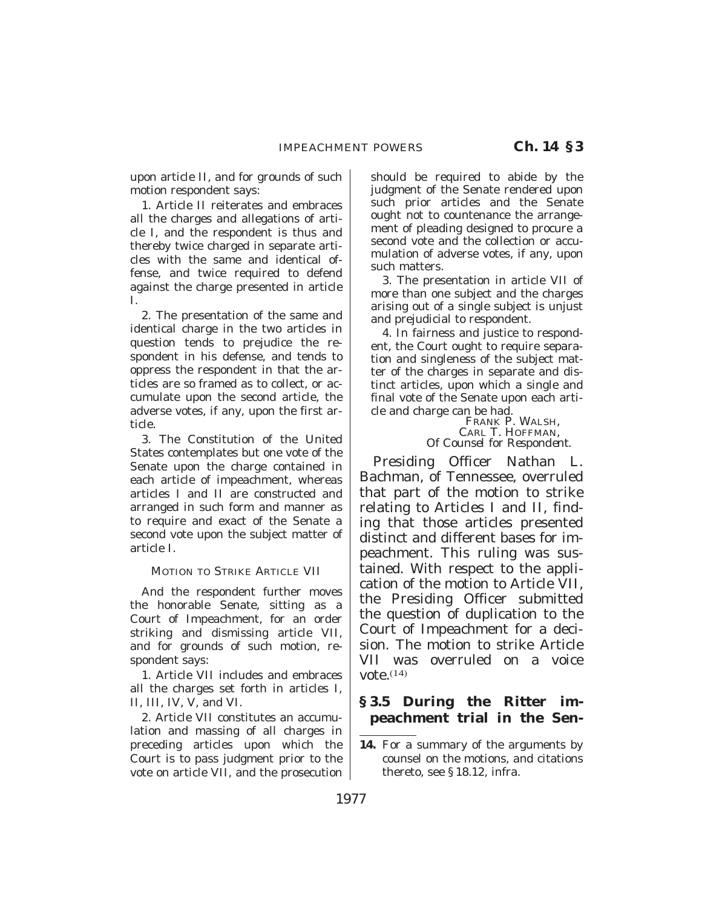upon article II, and for grounds of such motion respondent says:

1. Article II reiterates and embraces all the charges and allegations of article I, and the respondent is thus and thereby twice charged in separate articles with the same and identical offense, and twice required to defend against the charge presented in article I.

2. The presentation of the same and identical charge in the two articles in question tends to prejudice the respondent in his defense, and tends to oppress the respondent in that the articles are so framed as to collect, or accumulate upon the second article, the adverse votes, if any, upon the first article.

3. The Constitution of the United States contemplates but one vote of the Senate upon the charge contained in each article of impeachment, whereas articles I and II are constructed and arranged in such form and manner as to require and exact of the Senate a second vote upon the subject matter of article I.

MOTION TO STRIKE ARTICLE VII

And the respondent further moves the honorable Senate, sitting as a Court of Impeachment, for an order striking and dismissing article VII, and for grounds of such motion, respondent says:

1. Article VII includes and embraces all the charges set forth in articles I, II, III, IV, V, and VI.

2. Article VII constitutes an accumulation and massing of all charges in preceding articles upon which the Court is to pass judgment prior to the vote on article VII, and the prosecution should be required to abide by the judgment of the Senate rendered upon such prior articles and the Senate ought not to countenance the arrangement of pleading designed to procure a second vote and the collection or accumulation of adverse votes, if any, upon such matters.

3. The presentation in article VII of more than one subject and the charges arising out of a single subject is unjust and prejudicial to respondent.

4. In fairness and justice to respondent, the Court ought to require separation and singleness of the subject matter of the charges in separate and distinct articles, upon which a single and final vote of the Senate upon each article and charge can be had.

FRANK P. WALSH,
CARL T. HOFFMAN,
*Of Counsel for Respondent.*

Presiding Officer Nathan L. Bachman, of Tennessee, overruled that part of the motion to strike relating to Articles I and II, finding that those articles presented distinct and different bases for impeachment. This ruling was sustained. With respect to the application of the motion to Article VII, the Presiding Officer submitted the question of duplication to the Court of Impeachment for a decision. The motion to strike Article VII was overruled on a voice vote.[14]

**§ 3.5 During the Ritter impeachment trial in the Sen-**

14. For a summary of the arguments by counsel on the motions, and citations thereto, see § 18.12, infra.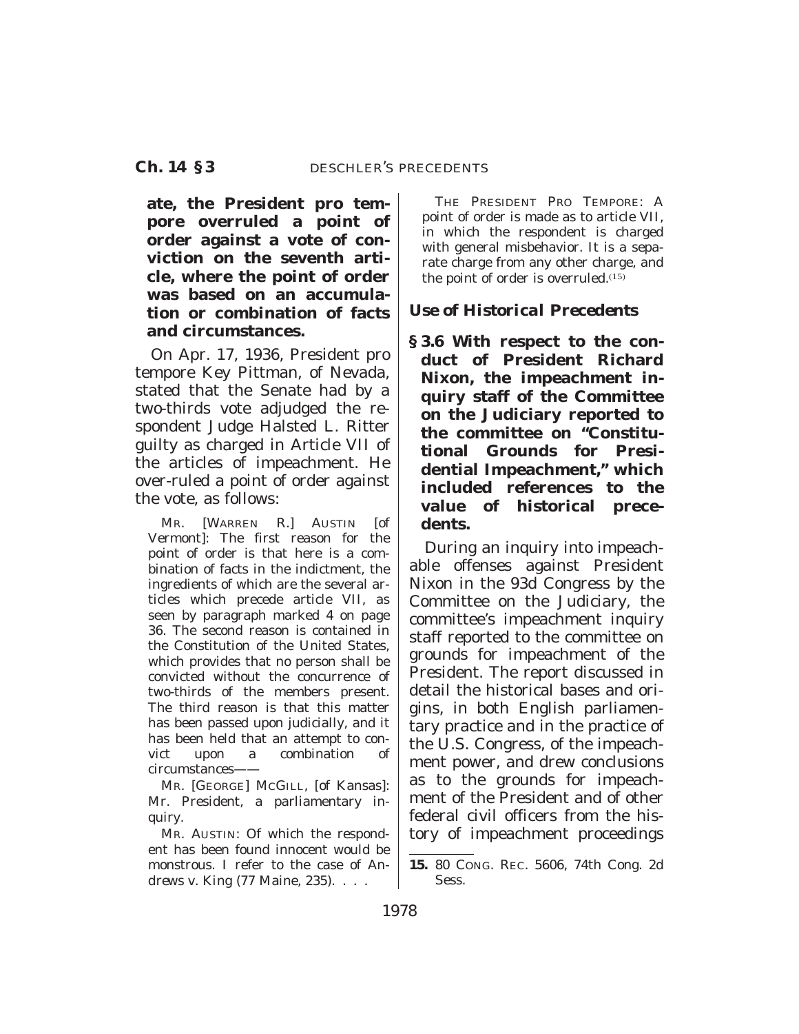**ate, the President pro tempore overruled a point of order against a vote of conviction on the seventh article, where the point of order was based on an accumulation or combination of facts and circumstances.**

On Apr. 17, 1936, President pro tempore Key Pittman, of Nevada, stated that the Senate had by a two-thirds vote adjudged the respondent Judge Halsted L. Ritter guilty as charged in Article VII of the articles of impeachment. He over-ruled a point of order against the vote, as follows:

MR. [WARREN R.] AUSTIN [of Vermont]: The first reason for the point of order is that here is a combination of facts in the indictment, the ingredients of which are the several articles which precede article VII, as seen by paragraph marked 4 on page 36. The second reason is contained in the Constitution of the United States, which provides that no person shall be convicted without the concurrence of two-thirds of the members present. The third reason is that this matter has been passed upon judicially, and it has been held that an attempt to convict upon a combination of circumstances——

MR. [GEORGE] MCGILL, [of Kansas]: Mr. President, a parliamentary inquiry.

MR. AUSTIN: Of which the respondent has been found innocent would be monstrous. I refer to the case of Andrews v. King (77 Maine, 235). . . .

THE PRESIDENT PRO TEMPORE: A point of order is made as to article VII, in which the respondent is charged with general misbehavior. It is a separate charge from any other charge, and the point of order is overruled.[15]

### *Use of Historical Precedents*

**§ 3.6 With respect to the conduct of President Richard Nixon, the impeachment inquiry staff of the Committee on the Judiciary reported to the committee on "Constitutional Grounds for Presidential Impeachment," which included references to the value of historical precedents.**

During an inquiry into impeachable offenses against President Nixon in the 93d Congress by the Committee on the Judiciary, the committee's impeachment inquiry staff reported to the committee on grounds for impeachment of the President. The report discussed in detail the historical bases and origins, in both English parliamentary practice and in the practice of the U.S. Congress, of the impeachment power, and drew conclusions as to the grounds for impeachment of the President and of other federal civil officers from the history of impeachment proceedings

---

15. 80 CONG. REC. 5606, 74th Cong. 2d Sess.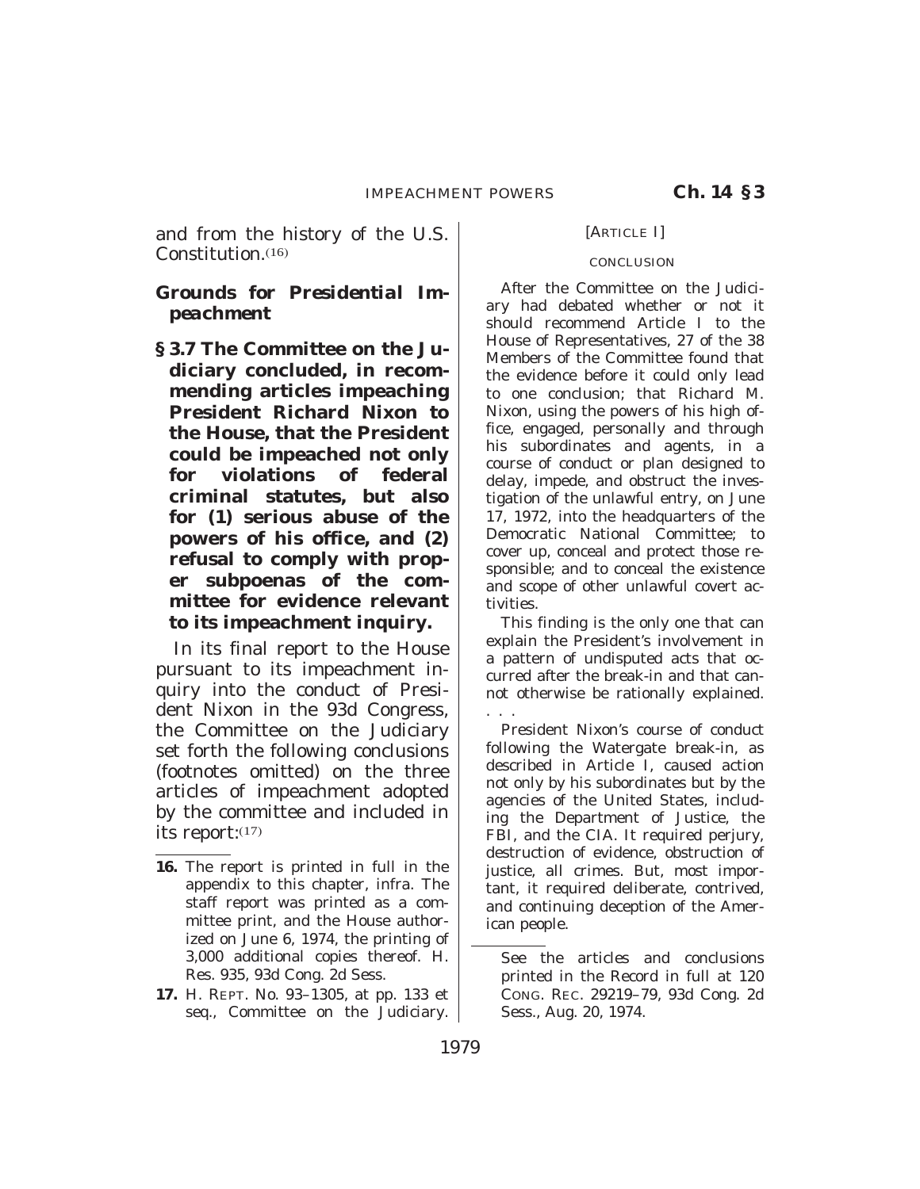and from the history of the U.S. Constitution.[16]

## Grounds for Presidential Impeachment

**§ 3.7 The Committee on the Judiciary concluded, in recommending articles impeaching President Richard Nixon to the House, that the President could be impeached not only for violations of federal criminal statutes, but also for (1) serious abuse of the powers of his office, and (2) refusal to comply with proper subpoenas of the committee for evidence relevant to its impeachment inquiry.**

In its final report to the House pursuant to its impeachment inquiry into the conduct of President Nixon in the 93d Congress, the Committee on the Judiciary set forth the following conclusions (footnotes omitted) on the three articles of impeachment adopted by the committee and included in its report:[17]

[ARTICLE I]

CONCLUSION

After the Committee on the Judiciary had debated whether or not it should recommend Article I to the House of Representatives, 27 of the 38 Members of the Committee found that the evidence before it could only lead to one conclusion; that Richard M. Nixon, using the powers of his high office, engaged, personally and through his subordinates and agents, in a course of conduct or plan designed to delay, impede, and obstruct the investigation of the unlawful entry, on June 17, 1972, into the headquarters of the Democratic National Committee; to cover up, conceal and protect those responsible; and to conceal the existence and scope of other unlawful covert activities.

This finding is the only one that can explain the President's involvement in a pattern of undisputed acts that occurred after the break-in and that cannot otherwise be rationally explained. . . .

President Nixon's course of conduct following the Watergate break-in, as described in Article I, caused action not only by his subordinates but by the agencies of the United States, including the Department of Justice, the FBI, and the CIA. It required perjury, destruction of evidence, obstruction of justice, all crimes. But, most important, it required deliberate, contrived, and continuing deception of the American people.

---

**16.** The report is printed in full in the appendix to this chapter, infra. The staff report was printed as a committee print, and the House authorized on June 6, 1974, the printing of 3,000 additional copies thereof. H. Res. 935, 93d Cong. 2d Sess.

**17.** H. REPT. No. 93–1305, at pp. 133 et seq., Committee on the Judiciary. See the articles and conclusions printed in the Record in full at 120 CONG. REC. 29219–79, 93d Cong. 2d Sess., Aug. 20, 1974.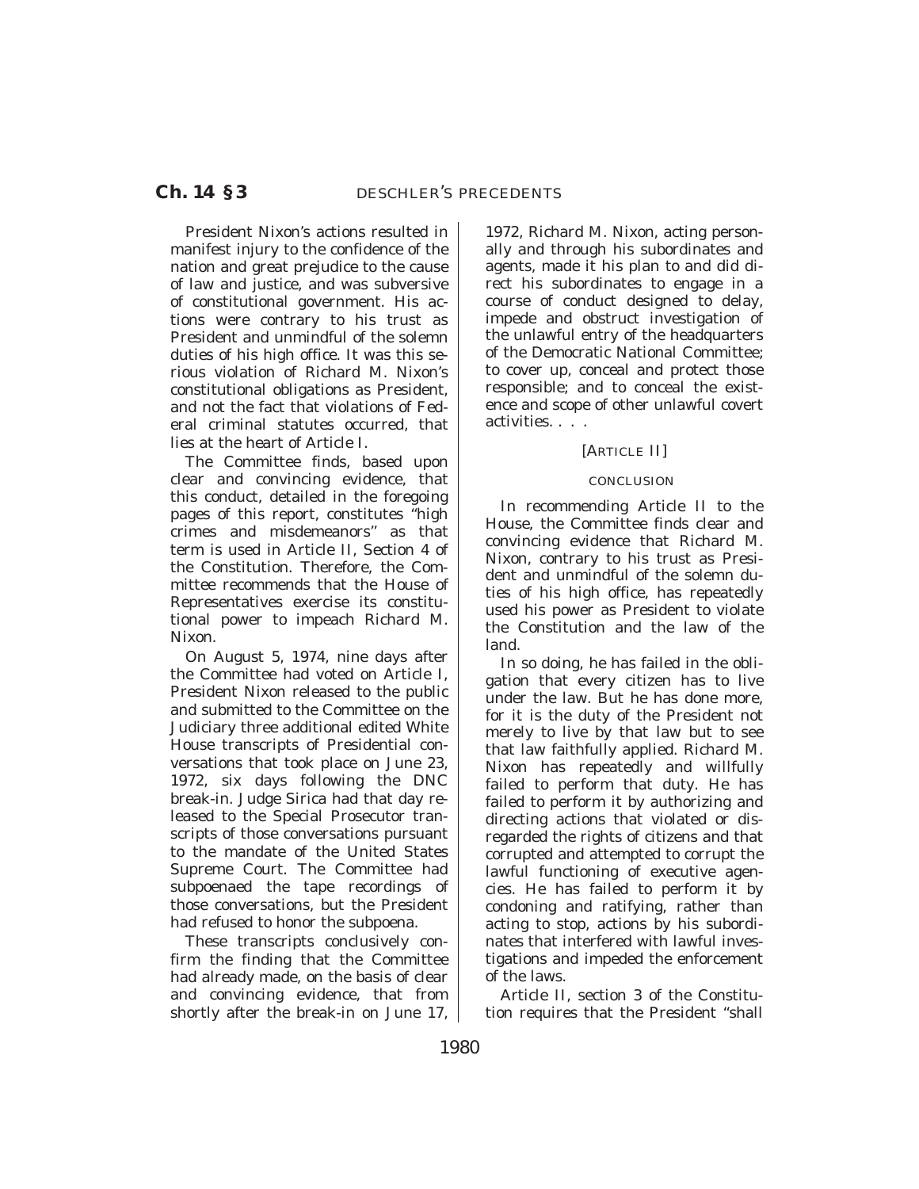President Nixon's actions resulted in manifest injury to the confidence of the nation and great prejudice to the cause of law and justice, and was subversive of constitutional government. His actions were contrary to his trust as President and unmindful of the solemn duties of his high office. It was this serious violation of Richard M. Nixon's constitutional obligations as President, and not the fact that violations of Federal criminal statutes occurred, that lies at the heart of Article I.

The Committee finds, based upon clear and convincing evidence, that this conduct, detailed in the foregoing pages of this report, constitutes "high crimes and misdemeanors" as that term is used in Article II, Section 4 of the Constitution. Therefore, the Committee recommends that the House of Representatives exercise its constitutional power to impeach Richard M. Nixon.

On August 5, 1974, nine days after the Committee had voted on Article I, President Nixon released to the public and submitted to the Committee on the Judiciary three additional edited White House transcripts of Presidential conversations that took place on June 23, 1972, six days following the DNC break-in. Judge Sirica had that day released to the Special Prosecutor transcripts of those conversations pursuant to the mandate of the United States Supreme Court. The Committee had subpoenaed the tape recordings of those conversations, but the President had refused to honor the subpoena.

These transcripts conclusively confirm the finding that the Committee had already made, on the basis of clear and convincing evidence, that from shortly after the break-in on June 17, 1972, Richard M. Nixon, acting personally and through his subordinates and agents, made it his plan to and did direct his subordinates to engage in a course of conduct designed to delay, impede and obstruct investigation of the unlawful entry of the headquarters of the Democratic National Committee; to cover up, conceal and protect those responsible; and to conceal the existence and scope of other unlawful covert activities. . . .

[Article II]

CONCLUSION

In recommending Article II to the House, the Committee finds clear and convincing evidence that Richard M. Nixon, contrary to his trust as President and unmindful of the solemn duties of his high office, has repeatedly used his power as President to violate the Constitution and the law of the land.

In so doing, he has failed in the obligation that every citizen has to live under the law. But he has done more, for it is the duty of the President not merely to live by that law but to see that law faithfully applied. Richard M. Nixon has repeatedly and willfully failed to perform that duty. He has failed to perform it by authorizing and directing actions that violated or disregarded the rights of citizens and that corrupted and attempted to corrupt the lawful functioning of executive agencies. He has failed to perform it by condoning and ratifying, rather than acting to stop, actions by his subordinates that interfered with lawful investigations and impeded the enforcement of the laws.

Article II, section 3 of the Constitution requires that the President "shall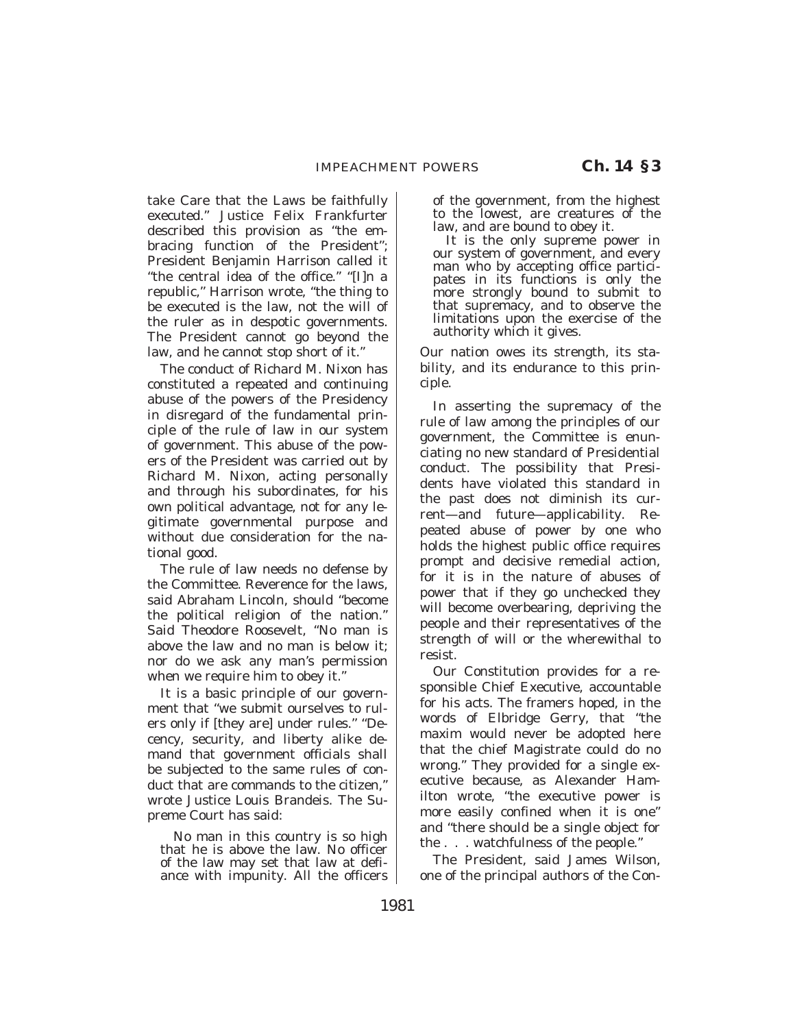take Care that the Laws be faithfully executed.'' Justice Felix Frankfurter described this provision as ''the embracing function of the President''; President Benjamin Harrison called it ''the central idea of the office.'' ''[I]n a republic,'' Harrison wrote, ''the thing to be executed is the law, not the will of the ruler as in despotic governments. The President cannot go beyond the law, and he cannot stop short of it.''

The conduct of Richard M. Nixon has constituted a repeated and continuing abuse of the powers of the Presidency in disregard of the fundamental principle of the rule of law in our system of government. This abuse of the powers of the President was carried out by Richard M. Nixon, acting personally and through his subordinates, for his own political advantage, not for any legitimate governmental purpose and without due consideration for the national good.

The rule of law needs no defense by the Committee. Reverence for the laws, said Abraham Lincoln, should ''become the political religion of the nation.'' Said Theodore Roosevelt, ''No man is above the law and no man is below it; nor do we ask any man's permission when we require him to obey it.''

It is a basic principle of our government that ''we submit ourselves to rulers only if [they are] under rules.'' ''Decency, security, and liberty alike demand that government officials shall be subjected to the same rules of conduct that are commands to the citizen,'' wrote Justice Louis Brandeis. The Supreme Court has said:

> No man in this country is so high that he is above the law. No officer of the law may set that law at defiance with impunity. All the officers of the government, from the highest to the lowest, are creatures of the law, and are bound to obey it.
>
> It is the only supreme power in our system of government, and every man who by accepting office participates in its functions is only the more strongly bound to submit to that supremacy, and to observe the limitations upon the exercise of the authority which it gives.

Our nation owes its strength, its stability, and its endurance to this principle.

In asserting the supremacy of the rule of law among the principles of our government, the Committee is enunciating no new standard of Presidential conduct. The possibility that Presidents have violated this standard in the past does not diminish its current—and future—applicability. Repeated abuse of power by one who holds the highest public office requires prompt and decisive remedial action, for it is in the nature of abuses of power that if they go unchecked they will become overbearing, depriving the people and their representatives of the strength of will or the wherewithal to resist.

Our Constitution provides for a responsible Chief Executive, accountable for his acts. The framers hoped, in the words of Elbridge Gerry, that ''the maxim would never be adopted here that the chief Magistrate could do no wrong.'' They provided for a single executive because, as Alexander Hamilton wrote, ''the executive power is more easily confined when it is one'' and ''there should be a single object for the . . . watchfulness of the people.''

The President, said James Wilson, one of the principal authors of the Con-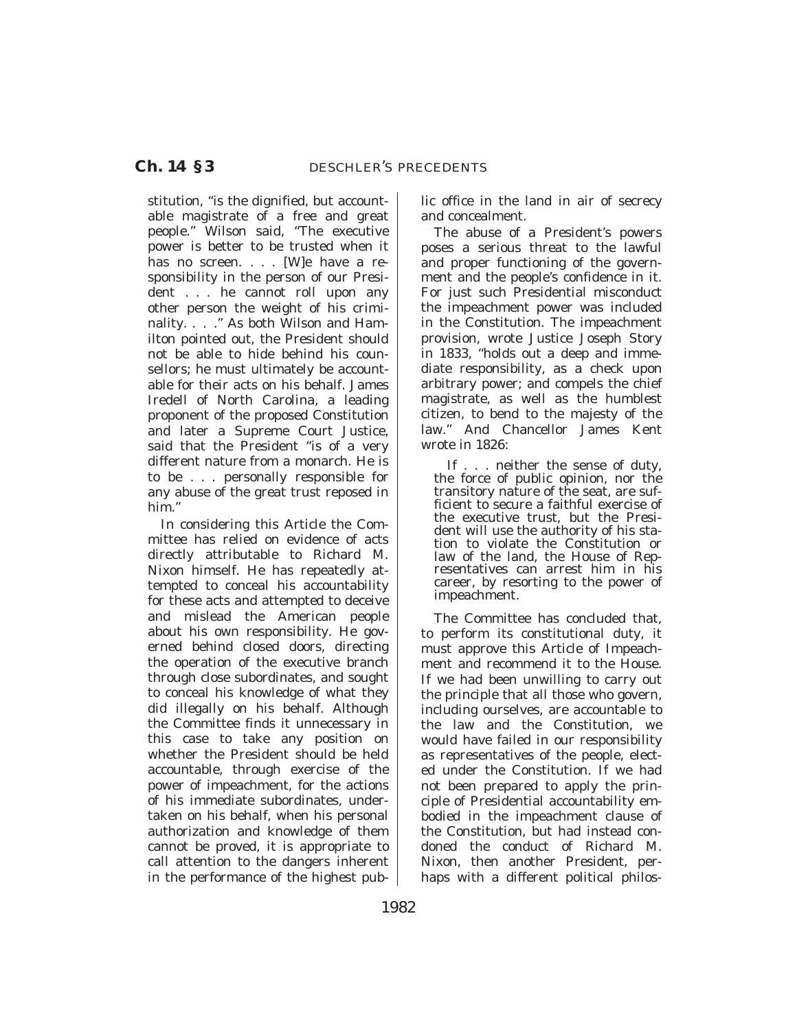stitution, "is the dignified, but accountable magistrate of a free and great people." Wilson said, "The executive power is better to be trusted when it has no screen. . . . [W]e have a responsibility in the person of our President . . . he cannot roll upon any other person the weight of his criminality. . . ." As both Wilson and Hamilton pointed out, the President should not be able to hide behind his counsellors; he must ultimately be accountable for their acts on his behalf. James Iredell of North Carolina, a leading proponent of the proposed Constitution and later a Supreme Court Justice, said that the President "is of a very different nature from a monarch. He is to be . . . personally responsible for any abuse of the great trust reposed in him."

In considering this Article the Committee has relied on evidence of acts directly attributable to Richard M. Nixon himself. He has repeatedly attempted to conceal his accountability for these acts and attempted to deceive and mislead the American people about his own responsibility. He governed behind closed doors, directing the operation of the executive branch through close subordinates, and sought to conceal his knowledge of what they did illegally on his behalf. Although the Committee finds it unnecessary in this case to take any position on whether the President should be held accountable, through exercise of the power of impeachment, for the actions of his immediate subordinates, undertaken on his behalf, when his personal authorization and knowledge of them cannot be proved, it is appropriate to call attention to the dangers inherent in the performance of the highest public office in the land in air of secrecy and concealment.

The abuse of a President's powers poses a serious threat to the lawful and proper functioning of the government and the people's confidence in it. For just such Presidential misconduct the impeachment power was included in the Constitution. The impeachment provision, wrote Justice Joseph Story in 1833, "holds out a deep and immediate responsibility, as a check upon arbitrary power; and compels the chief magistrate, as well as the humblest citizen, to bend to the majesty of the law." And Chancellor James Kent wrote in 1826:

> If . . . neither the sense of duty, the force of public opinion, nor the transitory nature of the seat, are sufficient to secure a faithful exercise of the executive trust, but the President will use the authority of his station to violate the Constitution or law of the land, the House of Representatives can arrest him in his career, by resorting to the power of impeachment.

The Committee has concluded that, to perform its constitutional duty, it must approve this Article of Impeachment and recommend it to the House. If we had been unwilling to carry out the principle that all those who govern, including ourselves, are accountable to the law and the Constitution, we would have failed in our responsibility as representatives of the people, elected under the Constitution. If we had not been prepared to apply the principle of Presidential accountability embodied in the impeachment clause of the Constitution, but had instead condoned the conduct of Richard M. Nixon, then another President, perhaps with a different political philos-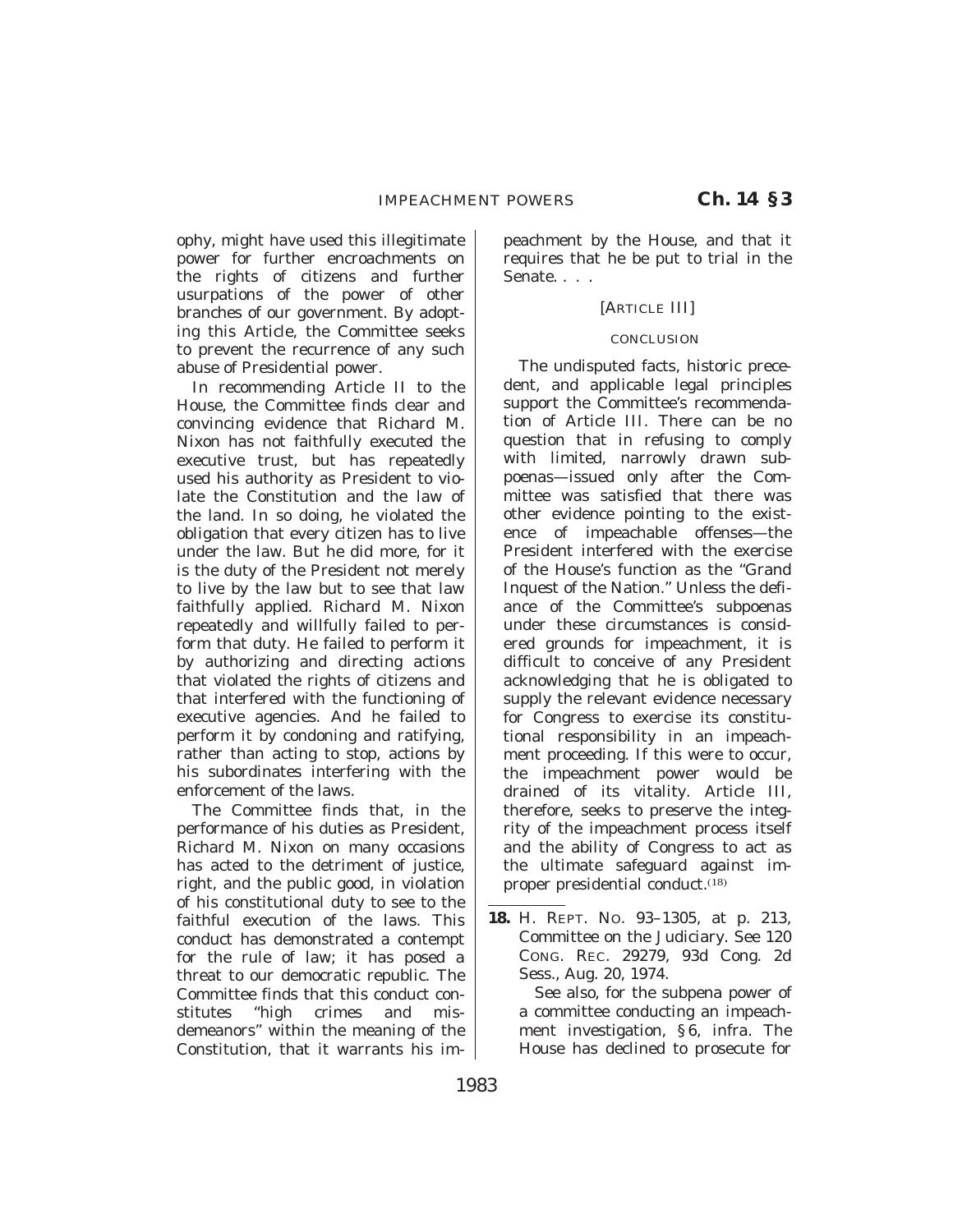ophy, might have used this illegitimate power for further encroachments on the rights of citizens and further usurpations of the power of other branches of our government. By adopting this Article, the Committee seeks to prevent the recurrence of any such abuse of Presidential power.

In recommending Article II to the House, the Committee finds clear and convincing evidence that Richard M. Nixon has not faithfully executed the executive trust, but has repeatedly used his authority as President to violate the Constitution and the law of the land. In so doing, he violated the obligation that every citizen has to live under the law. But he did more, for it is the duty of the President not merely to live by the law but to see that law faithfully applied. Richard M. Nixon repeatedly and willfully failed to perform that duty. He failed to perform it by authorizing and directing actions that violated the rights of citizens and that interfered with the functioning of executive agencies. And he failed to perform it by condoning and ratifying, rather than acting to stop, actions by his subordinates interfering with the enforcement of the laws.

The Committee finds that, in the performance of his duties as President, Richard M. Nixon on many occasions has acted to the detriment of justice, right, and the public good, in violation of his constitutional duty to see to the faithful execution of the laws. This conduct has demonstrated a contempt for the rule of law; it has posed a threat to our democratic republic. The Committee finds that this conduct constitutes "high crimes and misdemeanors" within the meaning of the Constitution, that it warrants his impeachment by the House, and that it requires that he be put to trial in the Senate. . . .

[ARTICLE III]

CONCLUSION

The undisputed facts, historic precedent, and applicable legal principles support the Committee's recommendation of Article III. There can be no question that in refusing to comply with limited, narrowly drawn subpoenas—issued only after the Committee was satisfied that there was other evidence pointing to the existence of impeachable offenses—the President interfered with the exercise of the House's function as the "Grand Inquest of the Nation." Unless the defiance of the Committee's subpoenas under these circumstances is considered grounds for impeachment, it is difficult to conceive of any President acknowledging that he is obligated to supply the relevant evidence necessary for Congress to exercise its constitutional responsibility in an impeachment proceeding. If this were to occur, the impeachment power would be drained of its vitality. Article III, therefore, seeks to preserve the integrity of the impeachment process itself and the ability of Congress to act as the ultimate safeguard against improper presidential conduct.[18]

---

**18.** H. REPT. NO. 93–1305, at p. 213, Committee on the Judiciary. See 120 CONG. REC. 29279, 93d Cong. 2d Sess., Aug. 20, 1974.

See also, for the subpena power of a committee conducting an impeachment investigation, § 6, infra. The House has declined to prosecute for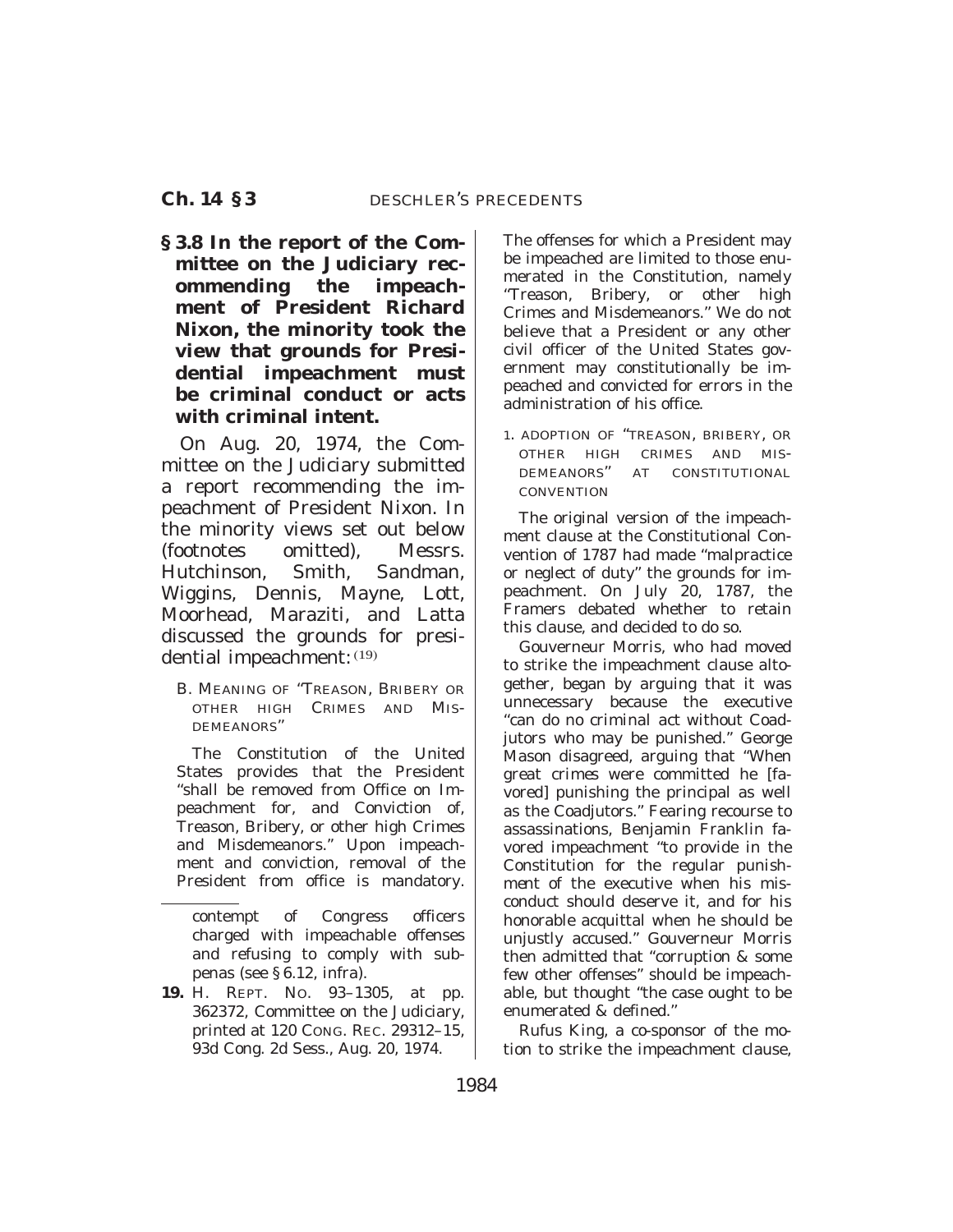**§ 3.8 In the report of the Committee on the Judiciary recommending the impeachment of President Richard Nixon, the minority took the view that grounds for Presidential impeachment must be criminal conduct or acts with criminal intent.**

On Aug. 20, 1974, the Committee on the Judiciary submitted a report recommending the impeachment of President Nixon. In the minority views set out below (footnotes omitted), Messrs. Hutchinson, Smith, Sandman, Wiggins, Dennis, Mayne, Lott, Moorhead, Maraziti, and Latta discussed the grounds for presidential impeachment:[19]

B. MEANING OF "TREASON, BRIBERY OR OTHER HIGH CRIMES AND MISDEMEANORS"

The Constitution of the United States provides that the President "shall be removed from Office on Impeachment for, and Conviction of, Treason, Bribery, or other high Crimes and Misdemeanors." Upon impeachment and conviction, removal of the President from office is mandatory. The offenses for which a President may be impeached are limited to those enumerated in the Constitution, namely "Treason, Bribery, or other high Crimes and Misdemeanors." We do not believe that a President or any other civil officer of the United States government may constitutionally be impeached and convicted for errors in the administration of his office.

1. ADOPTION OF "TREASON, BRIBERY, OR OTHER HIGH CRIMES AND MISDEMEANORS" AT CONSTITUTIONAL CONVENTION

The original version of the impeachment clause at the Constitutional Convention of 1787 had made "malpractice or neglect of duty" the grounds for impeachment. On July 20, 1787, the Framers debated whether to retain this clause, and decided to do so.

Gouverneur Morris, who had moved to strike the impeachment clause altogether, began by arguing that it was unnecessary because the executive "can do no criminal act without Coadjutors who may be punished." George Mason disagreed, arguing that "When great crimes were committed he [favored] punishing the principal as well as the Coadjutors." Fearing recourse to assassinations, Benjamin Franklin favored impeachment "to provide in the Constitution for the regular punishment of the executive when his misconduct should deserve it, and for his honorable acquittal when he should be unjustly accused." Gouverneur Morris then admitted that "corruption & some few other offenses" should be impeachable, but thought "the case ought to be enumerated & defined."

Rufus King, a co-sponsor of the motion to strike the impeachment clause,

---

contempt of Congress officers charged with impeachable offenses and refusing to comply with subpenas (see § 6.12, infra).

**19.** H. REPT. NO. 93–1305, at pp. 362372, Committee on the Judiciary, printed at 120 CONG. REC. 29312–15, 93d Cong. 2d Sess., Aug. 20, 1974.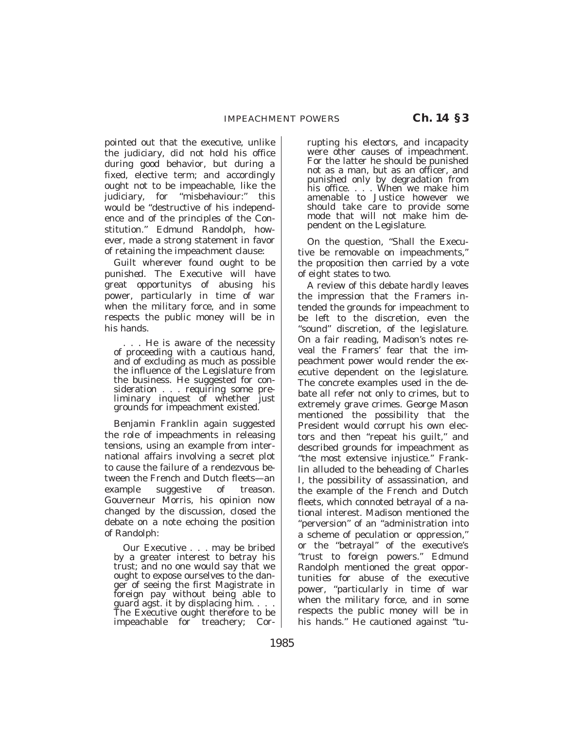pointed out that the executive, unlike the judiciary, did not hold his office during good behavior, but during a fixed, elective term; and accordingly ought not to be impeachable, like the judiciary, for ''misbehaviour:'' this would be ''destructive of his independence and of the principles of the Constitution.'' Edmund Randolph, however, made a strong statement in favor of retaining the impeachment clause:

> Guilt wherever found ought to be punished. The Executive will have great opportunitys of abusing his power, particularly in time of war when the military force, and in some respects the public money will be in his hands.
>
> . . . He is aware of the necessity of proceeding with a cautious hand, and of excluding as much as possible the influence of the Legislature from the business. He suggested for consideration . . . requiring some preliminary inquest of whether just grounds for impeachment existed.

Benjamin Franklin again suggested the role of impeachments in releasing tensions, using an example from international affairs involving a secret plot to cause the failure of a rendezvous between the French and Dutch fleets—an example suggestive of treason. Gouverneur Morris, his opinion now changed by the discussion, closed the debate on a note echoing the position of Randolph:

> Our Executive . . . may be bribed by a greater interest to betray his trust; and no one would say that we ought to expose ourselves to the danger of seeing the first Magistrate in foreign pay without being able to guard agst. it by displacing him. . . . The Executive ought therefore to be impeachable for treachery; Corrupting his electors, and incapacity were other causes of impeachment. For the latter he should be punished not as a man, but as an officer, and punished only by degradation from his office. . . . When we make him amenable to Justice however we should take care to provide some mode that will not make him dependent on the Legislature.

On the question, ''Shall the Executive be removable on impeachments,'' the proposition then carried by a vote of eight states to two.

A review of this debate hardly leaves the impression that the Framers intended the grounds for impeachment to be left to the discretion, even the ''sound'' discretion, of the legislature. On a fair reading, Madison's notes reveal the Framers' fear that the impeachment power would render the executive dependent on the legislature. The concrete examples used in the debate all refer not only to crimes, but to extremely grave crimes. George Mason mentioned the possibility that the President would corrupt his own electors and then ''repeat his guilt,'' and described grounds for impeachment as ''the most extensive injustice.'' Franklin alluded to the beheading of Charles I, the possibility of assassination, and the example of the French and Dutch fleets, which connoted betrayal of a national interest. Madison mentioned the ''perversion'' of an ''administration into a scheme of peculation or oppression,'' or the ''betrayal'' of the executive's ''trust to foreign powers.'' Edmund Randolph mentioned the great opportunities for abuse of the executive power, ''particularly in time of war when the military force, and in some respects the public money will be in his hands.'' He cautioned against ''tu-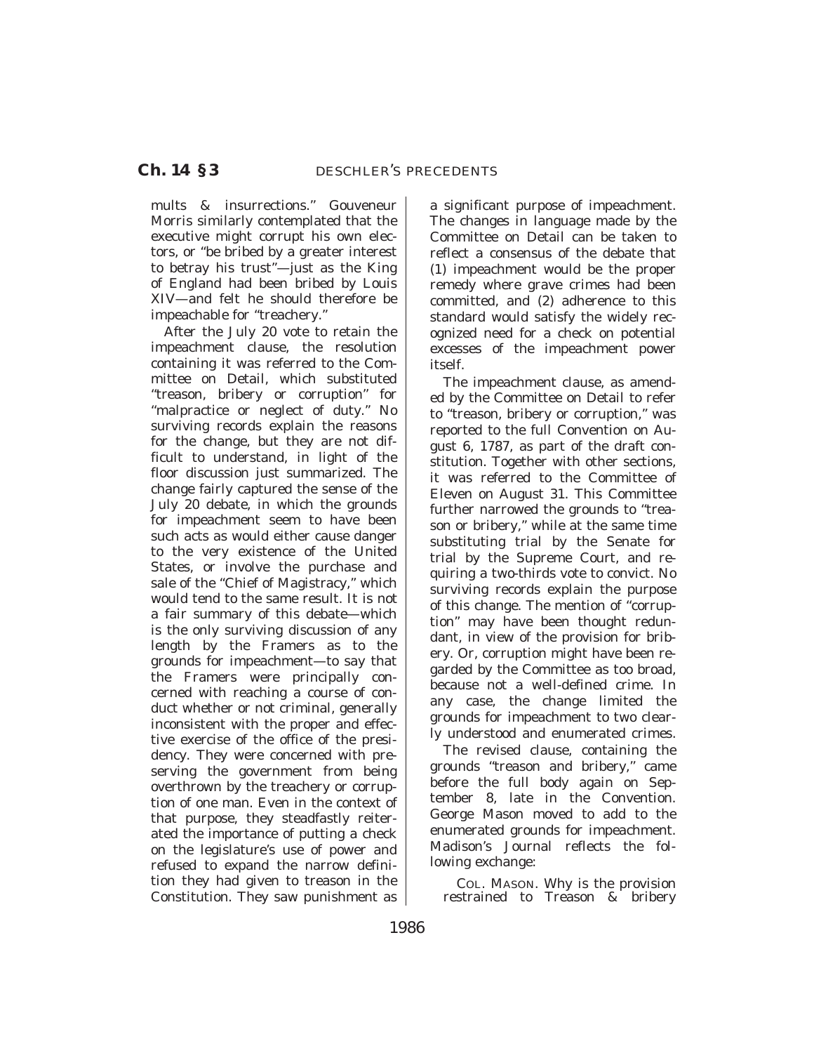mults & insurrections." Gouveneur Morris similarly contemplated that the executive might corrupt his own electors, or "be bribed by a greater interest to betray his trust"—just as the King of England had been bribed by Louis XIV—and felt he should therefore be impeachable for "treachery."

After the July 20 vote to retain the impeachment clause, the resolution containing it was referred to the Committee on Detail, which substituted "treason, bribery or corruption" for "malpractice or neglect of duty." No surviving records explain the reasons for the change, but they are not difficult to understand, in light of the floor discussion just summarized. The change fairly captured the sense of the July 20 debate, in which the grounds for impeachment seem to have been such acts as would either cause danger to the very existence of the United States, or involve the purchase and sale of the "Chief of Magistracy," which would tend to the same result. It is not a fair summary of this debate—which is the only surviving discussion of any length by the Framers as to the grounds for impeachment—to say that the Framers were principally concerned with reaching a course of conduct whether or not criminal, generally inconsistent with the proper and effective exercise of the office of the presidency. They were concerned with preserving the government from being overthrown by the treachery or corruption of one man. Even in the context of that purpose, they steadfastly reiterated the importance of putting a check on the legislature's use of power and refused to expand the narrow definition they had given to treason in the Constitution. They saw punishment as a significant purpose of impeachment. The changes in language made by the Committee on Detail can be taken to reflect a consensus of the debate that (1) impeachment would be the proper remedy where grave crimes had been committed, and (2) adherence to this standard would satisfy the widely recognized need for a check on potential excesses of the impeachment power itself.

The impeachment clause, as amended by the Committee on Detail to refer to "treason, bribery or corruption," was reported to the full Convention on August 6, 1787, as part of the draft constitution. Together with other sections, it was referred to the Committee of Eleven on August 31. This Committee further narrowed the grounds to "treason or bribery," while at the same time substituting trial by the Senate for trial by the Supreme Court, and requiring a two-thirds vote to convict. No surviving records explain the purpose of this change. The mention of "corruption" may have been thought redundant, in view of the provision for bribery. Or, corruption might have been regarded by the Committee as too broad, because not a well-defined crime. In any case, the change limited the grounds for impeachment to two clearly understood and enumerated crimes.

The revised clause, containing the grounds "treason and bribery," came before the full body again on September 8, late in the Convention. George Mason moved to add to the enumerated grounds for impeachment. Madison's Journal reflects the following exchange:

> COL. MASON. Why is the provision restrained to Treason & bribery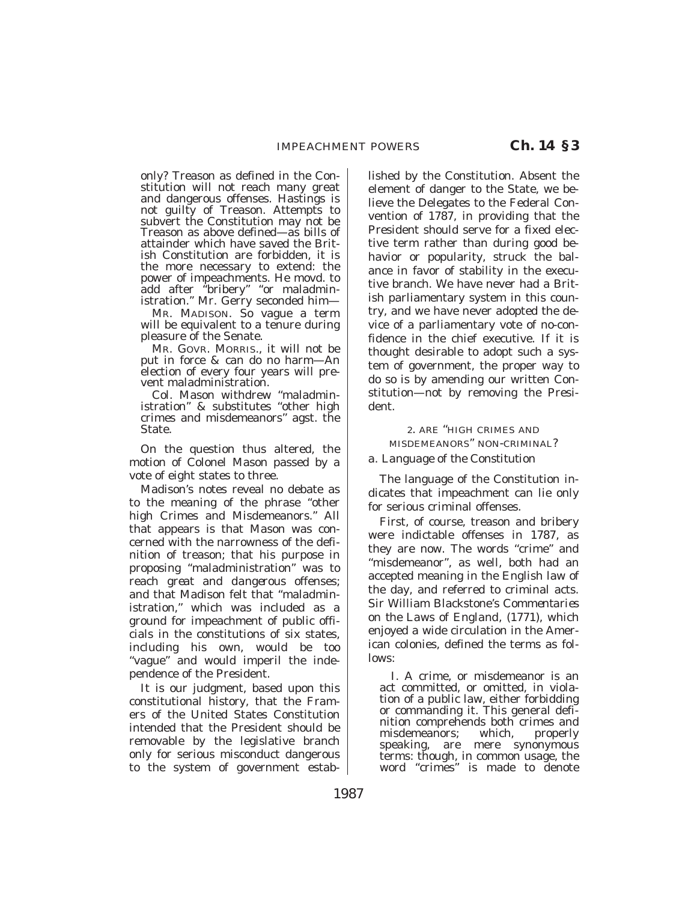only? Treason as defined in the Constitution will not reach many great and dangerous offenses. Hastings is not guilty of Treason. Attempts to subvert the Constitution may not be Treason as above defined—as bills of attainder which have saved the British Constitution are forbidden, it is the more necessary to extend: the power of impeachments. He movd. to add after "bribery" "or maladministration." Mr. Gerry seconded him—

> MR. MADISON. So vague a term will be equivalent to a tenure during pleasure of the Senate.
>
> MR. GOVR. MORRIS., it will not be put in force & can do no harm—An election of every four years will prevent maladministration.
>
> Col. Mason withdrew "maladministration" & substitutes "other high crimes and misdemeanors" agst. the State.

On the question thus altered, the motion of Colonel Mason passed by a vote of eight states to three.

Madison's notes reveal no debate as to the meaning of the phrase "other high Crimes and Misdemeanors." All that appears is that Mason was concerned with the narrowness of the definition of treason; that his purpose in proposing "maladministration" was to reach great and dangerous offenses; and that Madison felt that "maladministration," which was included as a ground for impeachment of public officials in the constitutions of six states, including his own, would be too "vague" and would imperil the independence of the President.

It is our judgment, based upon this constitutional history, that the Framers of the United States Constitution intended that the President should be removable by the legislative branch only for serious misconduct dangerous to the system of government established by the Constitution. Absent the element of danger to the State, we believe the Delegates to the Federal Convention of 1787, in providing that the President should serve for a fixed elective term rather than during good behavior or popularity, struck the balance in favor of stability in the executive branch. We have never had a British parliamentary system in this country, and we have never adopted the device of a parliamentary vote of no-confidence in the chief executive. If it is thought desirable to adopt such a system of government, the proper way to do so is by amending our written Constitution—not by removing the President.

### 2. ARE "HIGH CRIMES AND MISDEMEANORS" NON-CRIMINAL?

#### a. Language of the Constitution

The language of the Constitution indicates that impeachment can lie only for serious criminal offenses.

First, of course, treason and bribery were indictable offenses in 1787, as they are now. The words "crime" and "misdemeanor", as well, both had an accepted meaning in the English law of the day, and referred to criminal acts. Sir William Blackstone's *Commentaries on the Laws of England*, (1771), which enjoyed a wide circulation in the American colonies, defined the terms as follows:

> I. A crime, or misdemeanor is an act committed, or omitted, in violation of a public law, either forbidding or commanding it. This general definition comprehends both crimes and misdemeanors; which, properly speaking, are mere synonymous terms: though, in common usage, the word "crimes" is made to denote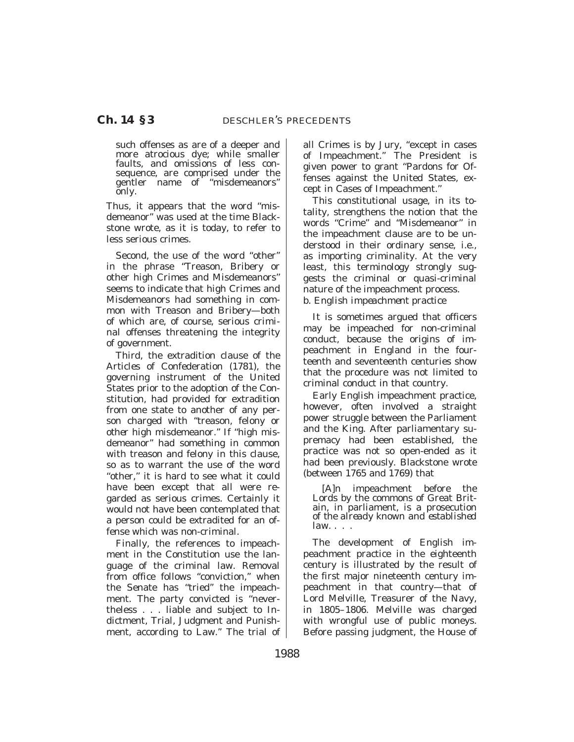> such offenses as are of a deeper and more atrocious dye; while smaller faults, and omissions of less consequence, are comprised under the gentler name of "misdemeanors" only.

Thus, it appears that the word "misdemeanor" was used at the time Blackstone wrote, as it is today, to refer to less serious crimes.

Second, the use of the word "other" in the phrase "Treason, Bribery or other high Crimes and Misdemeanors" seems to indicate that high Crimes and Misdemeanors had something in common with Treason and Bribery—both of which are, of course, serious criminal offenses threatening the integrity of government.

Third, the extradition clause of the Articles of Confederation (1781), the governing instrument of the United States prior to the adoption of the Constitution, had provided for extradition from one state to another of any person charged with "treason, felony or other high misdemeanor." If "high misdemeanor" had something in common with treason and felony in this clause, so as to warrant the use of the word "other," it is hard to see what it could have been except that all were regarded as serious crimes. Certainly it would not have been contemplated that a person could be extradited for an offense which was non-criminal.

Finally, the references to impeachment in the Constitution use the language of the criminal law. Removal from office follows "conviction," when the Senate has "tried" the impeachment. The party convicted is "nevertheless . . . liable and subject to Indictment, Trial, Judgment and Punishment, according to Law." The trial of all Crimes is by Jury, "except in cases of Impeachment." The President is given power to grant "Pardons for Offenses against the United States, except in Cases of Impeachment."

This constitutional usage, in its totality, strengthens the notion that the words "Crime" and "Misdemeanor" in the impeachment clause are to be understood in their ordinary sense, i.e., as importing criminality. At the very least, this terminology strongly suggests the criminal or quasi-criminal nature of the impeachment process.

*b. English impeachment practice*

It is sometimes argued that officers may be impeached for non-criminal conduct, because the origins of impeachment in England in the fourteenth and seventeenth centuries show that the procedure was not limited to criminal conduct in that country.

Early English impeachment practice, however, often involved a straight power struggle between the Parliament and the King. After parliamentary supremacy had been established, the practice was not so open-ended as it had been previously. Blackstone wrote (between 1765 and 1769) that

> [A]n impeachment before the Lords by the commons of Great Britain, in parliament, is a prosecution of the *already known and established law*. . . .

The development of English impeachment practice in the eighteenth century is illustrated by the result of the first major nineteenth century impeachment in that country—that of Lord Melville, Treasurer of the Navy, in 1805–1806. Melville was charged with wrongful use of public moneys. Before passing judgment, the House of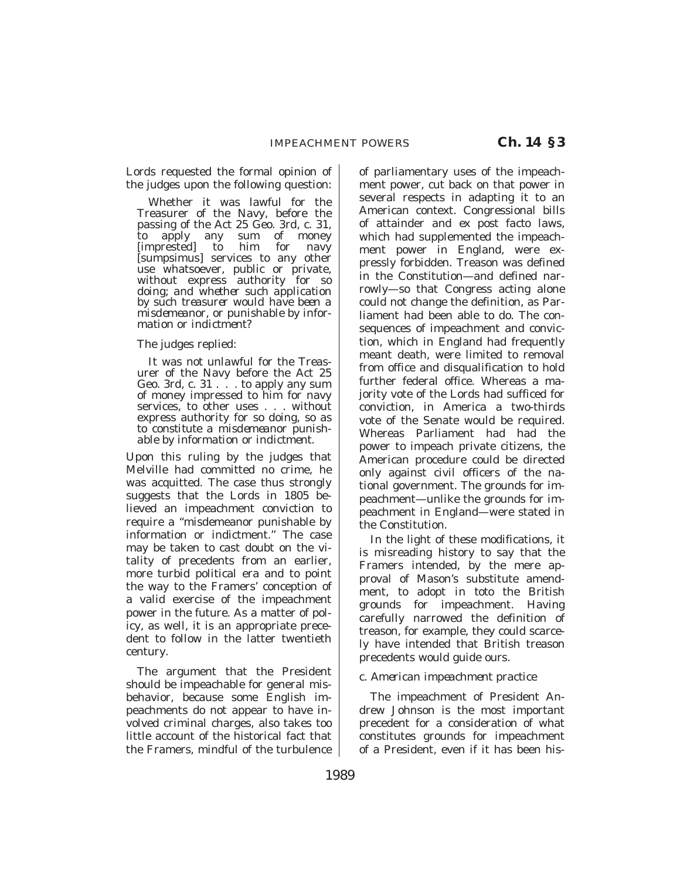Lords requested the formal opinion of the judges upon the following question:

> Whether it was lawful for the Treasurer of the Navy, before the passing of the Act 25 Geo. 3rd, c. 31, to apply any sum of money [imprested] to him for navy [sumpsimus] services to any other use whatsoever, public or private, without express authority for so doing; and whether such application by such treasurer would have been a misdemeanor, or punishable by information or indictment?

The judges replied:

> It was not unlawful for the Treasurer of the Navy before the Act 25 Geo. 3rd, c. 31 . . . to apply any sum of money impressed to him for navy services, to other uses . . . without express authority for so doing, so as to constitute a misdemeanor punishable by information or indictment.

Upon this ruling by the judges that Melville had committed no crime, he was acquitted. The case thus strongly suggests that the Lords in 1805 believed an impeachment conviction to require a "misdemeanor punishable by information or indictment." The case may be taken to cast doubt on the vitality of precedents from an earlier, more turbid political era and to point the way to the Framers' conception of a valid exercise of the impeachment power in the future. As a matter of policy, as well, it is an appropriate precedent to follow in the latter twentieth century.

The argument that the President should be impeachable for general misbehavior, because some English impeachments do not appear to have involved criminal charges, also takes too little account of the historical fact that the Framers, mindful of the turbulence of parliamentary uses of the impeachment power, cut back on that power in several respects in adapting it to an American context. Congressional bills of attainder and *ex post facto* laws, which had supplemented the impeachment power in England, were expressly forbidden. Treason was defined in the Constitution—and defined narrowly—so that Congress acting alone could not change the definition, as Parliament had been able to do. The consequences of impeachment and conviction, which in England had frequently meant death, were limited to removal from office and disqualification to hold further federal office. Whereas a majority vote of the Lords had sufficed for conviction, in America a two-thirds vote of the Senate would be required. Whereas Parliament had had the power to impeach private citizens, the American procedure could be directed only against civil officers of the national government. The grounds for impeachment—unlike the grounds for impeachment in England—were stated in the Constitution.

In the light of these modifications, it is misreading history to say that the Framers intended, by the mere approval of Mason's substitute amendment, to adopt in toto the British grounds for impeachment. Having carefully narrowed the definition of treason, for example, they could scarcely have intended that British treason precedents would guide ours.

*c. American impeachment practice*

The impeachment of President Andrew Johnson is the most important precedent for a consideration of what constitutes grounds for impeachment of a President, even if it has been his-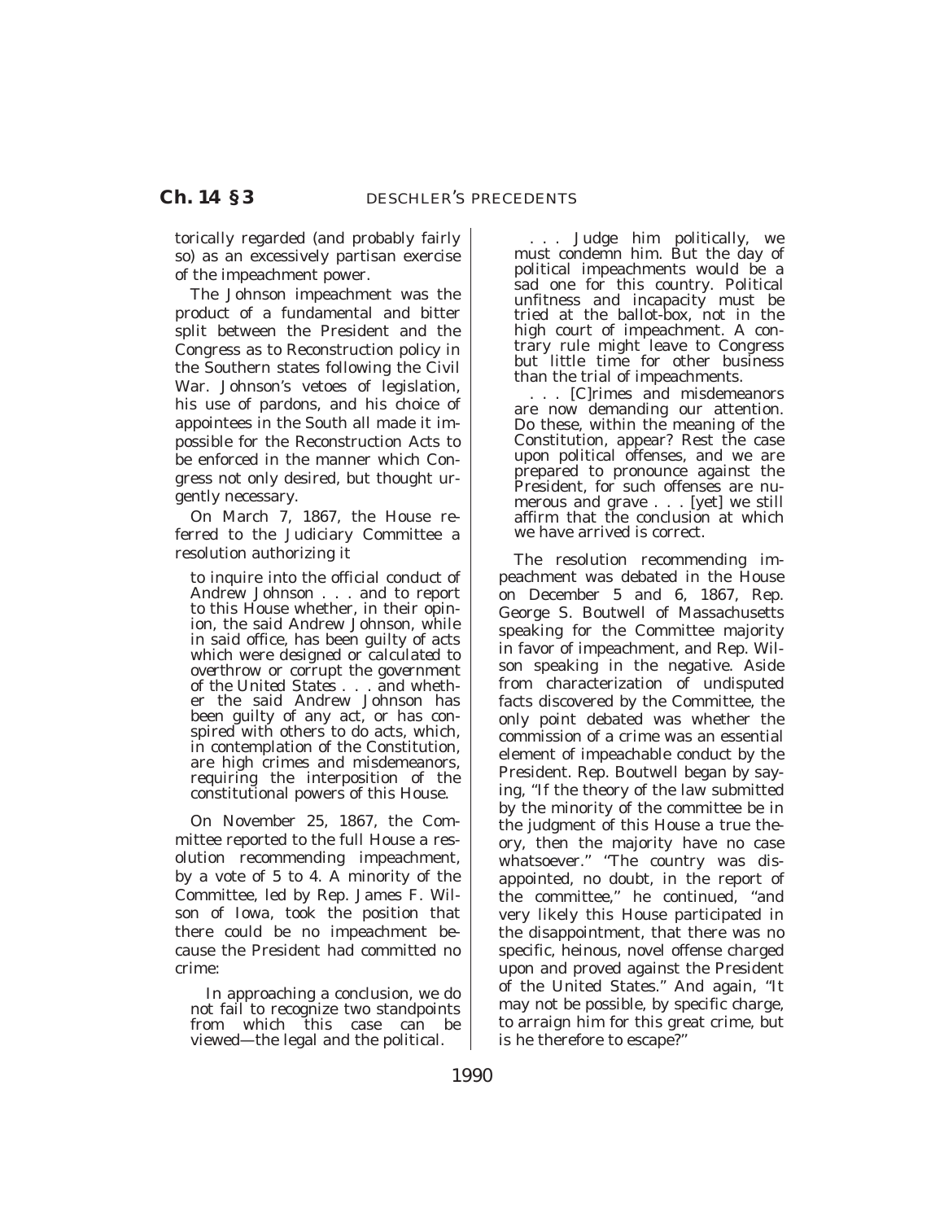torically regarded (and probably fairly so) as an excessively partisan exercise of the impeachment power.

The Johnson impeachment was the product of a fundamental and bitter split between the President and the Congress as to Reconstruction policy in the Southern states following the Civil War. Johnson's vetoes of legislation, his use of pardons, and his choice of appointees in the South all made it impossible for the Reconstruction Acts to be enforced in the manner which Congress not only desired, but thought urgently necessary.

On March 7, 1867, the House referred to the Judiciary Committee a resolution authorizing it

> to inquire into the official conduct of Andrew Johnson . . . and to report to this House whether, in their opinion, the said Andrew Johnson, while in said office, has been guilty of acts which were designed or calculated to overthrow or corrupt the government of the United States . . . and whether the said Andrew Johnson has been guilty of any act, or has conspired with others to do acts, which, in contemplation of the Constitution, are high crimes and misdemeanors, requiring the interposition of the constitutional powers of this House.

On November 25, 1867, the Committee reported to the full House a resolution recommending impeachment, by a vote of 5 to 4. A minority of the Committee, led by Rep. James F. Wilson of Iowa, took the position that there could be no impeachment because the President had committed no crime:

> In approaching a conclusion, we do not fail to recognize two standpoints from which this case can be viewed—the legal and the political.
>
> . . . Judge him politically, we must condemn him. But the day of political impeachments would be a sad one for this country. Political unfitness and incapacity must be tried at the ballot-box, not in the high court of impeachment. A contrary rule might leave to Congress but little time for other business than the trial of impeachments.
>
> . . . [C]rimes and misdemeanors are now demanding our attention. Do these, within the meaning of the Constitution, appear? Rest the case upon political offenses, and we are prepared to pronounce against the President, for such offenses are numerous and grave . . . [yet] we still affirm that the conclusion at which we have arrived is correct.

The resolution recommending impeachment was debated in the House on December 5 and 6, 1867, Rep. George S. Boutwell of Massachusetts speaking for the Committee majority in favor of impeachment, and Rep. Wilson speaking in the negative. Aside from characterization of undisputed facts discovered by the Committee, the only point debated was whether the commission of a crime was an essential element of impeachable conduct by the President. Rep. Boutwell began by saying, "If the theory of the law submitted by the minority of the committee be in the judgment of this House a true theory, then the majority have no case whatsoever." "The country was disappointed, no doubt, in the report of the committee," he continued, "and very likely this House participated in the disappointment, that there was no specific, heinous, novel offense charged upon and proved against the President of the United States." And again, "It may not be possible, by specific charge, to arraign him for this great crime, but is he therefore to escape?"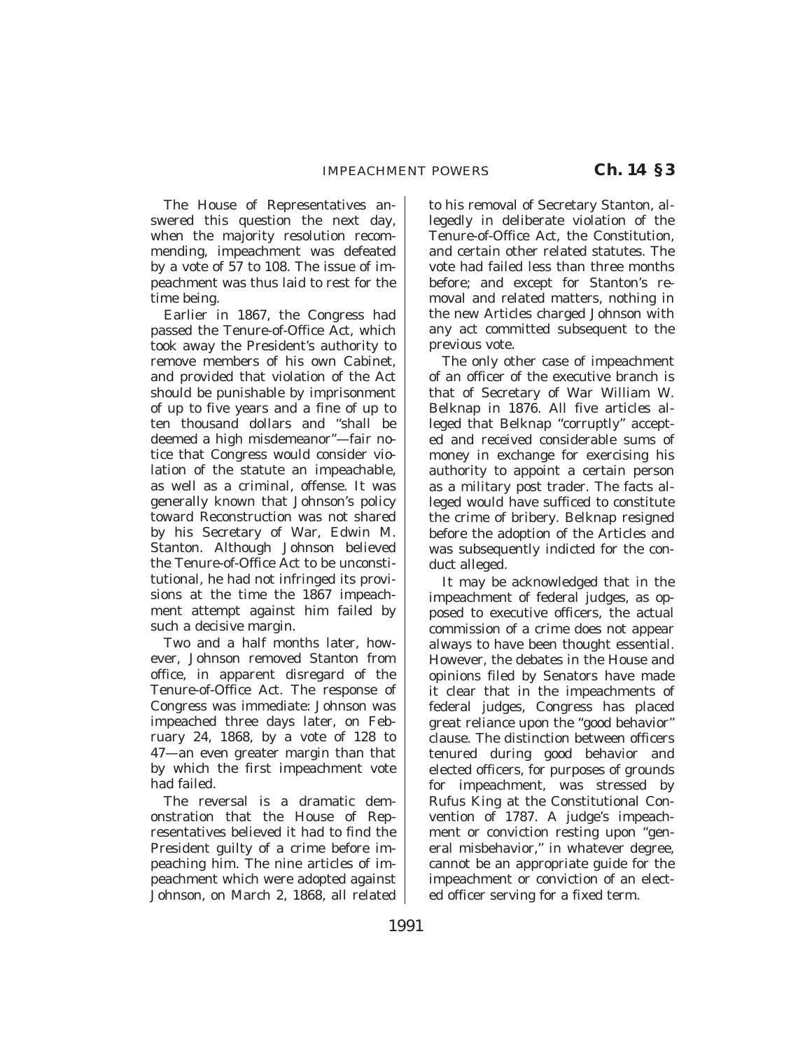The House of Representatives answered this question the next day, when the majority resolution recommending, impeachment was defeated by a vote of 57 to 108. The issue of impeachment was thus laid to rest for the time being.

Earlier in 1867, the Congress had passed the Tenure-of-Office Act, which took away the President's authority to remove members of his own Cabinet, and provided that violation of the Act should be punishable by imprisonment of up to five years and a fine of up to ten thousand dollars and ''shall be deemed a high misdemeanor''—fair notice that Congress would consider violation of the statute an impeachable, as well as a criminal, offense. It was generally known that Johnson's policy toward Reconstruction was not shared by his Secretary of War, Edwin M. Stanton. Although Johnson believed the Tenure-of-Office Act to be unconstitutional, he had not infringed its provisions at the time the 1867 impeachment attempt against him failed by such a decisive margin.

Two and a half months later, however, Johnson removed Stanton from office, in apparent disregard of the Tenure-of-Office Act. The response of Congress was immediate: Johnson was impeached three days later, on February 24, 1868, by a vote of 128 to 47—an even greater margin than that by which the first impeachment vote had failed.

The reversal is a dramatic demonstration that the House of Representatives believed it had to find the President guilty of a crime before impeaching him. The nine articles of impeachment which were adopted against Johnson, on March 2, 1868, all related to his removal of Secretary Stanton, allegedly in deliberate violation of the Tenure-of-Office Act, the Constitution, and certain other related statutes. The vote had failed less than three months before; and except for Stanton's removal and related matters, nothing in the new Articles charged Johnson with any act committed subsequent to the previous vote.

The only other case of impeachment of an officer of the executive branch is that of Secretary of War William W. Belknap in 1876. All five articles alleged that Belknap ''corruptly'' accepted and received considerable sums of money in exchange for exercising his authority to appoint a certain person as a military post trader. The facts alleged would have sufficed to constitute the crime of bribery. Belknap resigned before the adoption of the Articles and was subsequently indicted for the conduct alleged.

It may be acknowledged that in the impeachment of federal judges, as opposed to executive officers, the actual commission of a crime does not appear always to have been thought essential. However, the debates in the House and opinions filed by Senators have made it clear that in the impeachments of federal judges, Congress has placed great reliance upon the ''good behavior'' clause. The distinction between officers tenured during good behavior and elected officers, for purposes of grounds for impeachment, was stressed by Rufus King at the Constitutional Convention of 1787. A judge's impeachment or conviction resting upon ''general misbehavior,'' in whatever degree, cannot be an appropriate guide for the impeachment or conviction of an elected officer serving for a fixed term.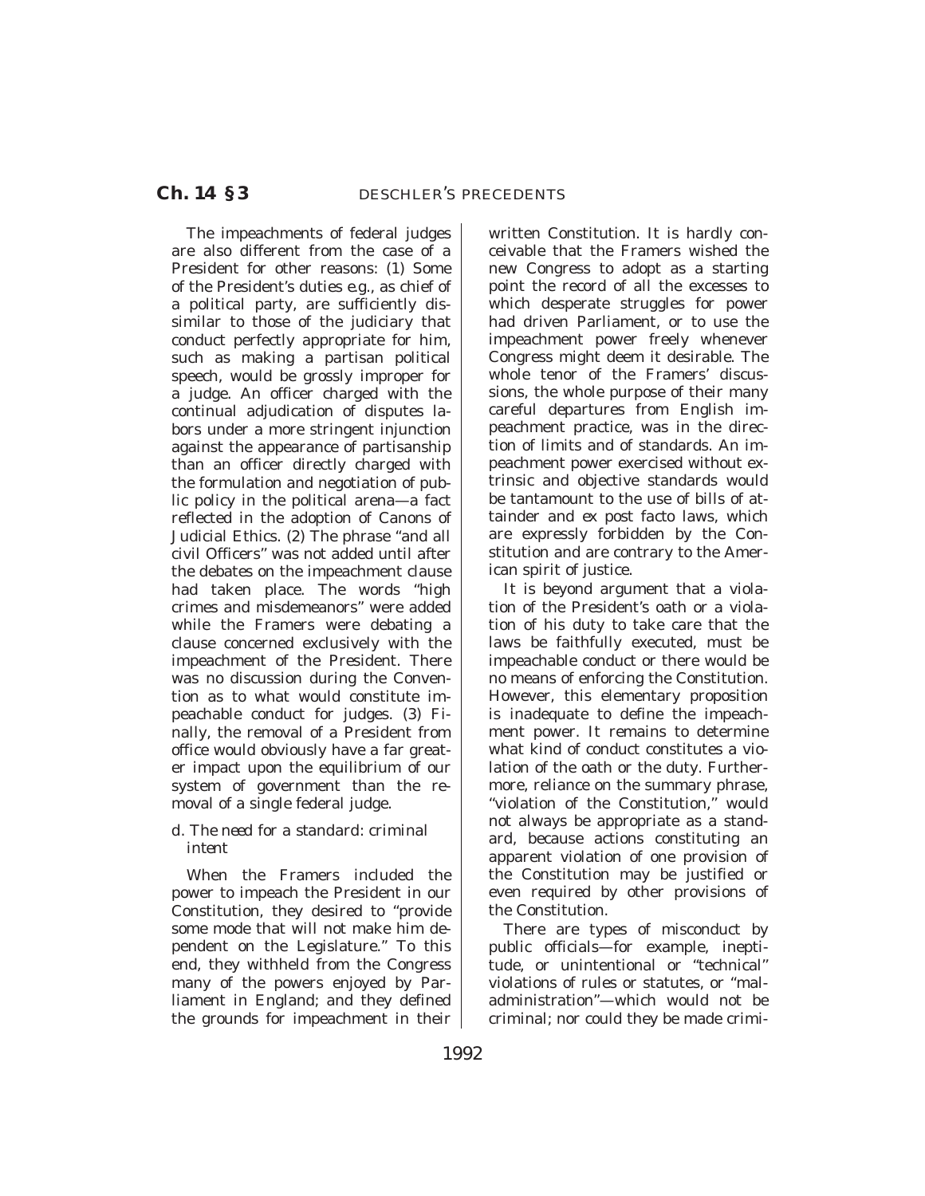The impeachments of federal judges are also different from the case of a President for other reasons: (1) Some of the President's duties e.g., as chief of a political party, are sufficiently dissimilar to those of the judiciary that conduct perfectly appropriate for him, such as making a partisan political speech, would be grossly improper for a judge. An officer charged with the continual adjudication of disputes labors under a more stringent injunction against the appearance of partisanship than an officer directly charged with the formulation and negotiation of public policy in the political arena—a fact reflected in the adoption of Canons of Judicial Ethics. (2) The phrase "and all civil Officers" was not added until after the debates on the impeachment clause had taken place. The words "high crimes and misdemeanors" were added while the Framers were debating a clause concerned exclusively with the impeachment of the President. There was no discussion during the Convention as to what would constitute impeachable conduct for judges. (3) Finally, the removal of a President from office would obviously have a far greater impact upon the equilibrium of our system of government than the removal of a single federal judge.

d. *The need for a standard: criminal intent*

When the Framers included the power to impeach the President in our Constitution, they desired to "provide some mode that will not make him dependent on the Legislature." To this end, they withheld from the Congress many of the powers enjoyed by Parliament in England; and they defined the grounds for impeachment in their written Constitution. It is hardly conceivable that the Framers wished the new Congress to adopt as a starting point the record of all the excesses to which desperate struggles for power had driven Parliament, or to use the impeachment power freely whenever Congress might deem it desirable. The whole tenor of the Framers' discussions, the whole purpose of their many careful departures from English impeachment practice, was in the direction of limits and of standards. An impeachment power exercised without extrinsic and objective standards would be tantamount to the use of bills of attainder and ex post facto laws, which are expressly forbidden by the Constitution and are contrary to the American spirit of justice.

It is beyond argument that a violation of the President's oath or a violation of his duty to take care that the laws be faithfully executed, must be impeachable conduct or there would be no means of enforcing the Constitution. However, this elementary proposition is inadequate to define the impeachment power. It remains to determine what kind of conduct constitutes a violation of the oath or the duty. Furthermore, reliance on the summary phrase, "violation of the Constitution," would not always be appropriate as a standard, because actions constituting an apparent violation of one provision of the Constitution may be justified or even required by other provisions of the Constitution.

There are types of misconduct by public officials—for example, ineptitude, or unintentional or "technical" violations of rules or statutes, or "maladministration"—which would not be criminal; nor could they be made crimi-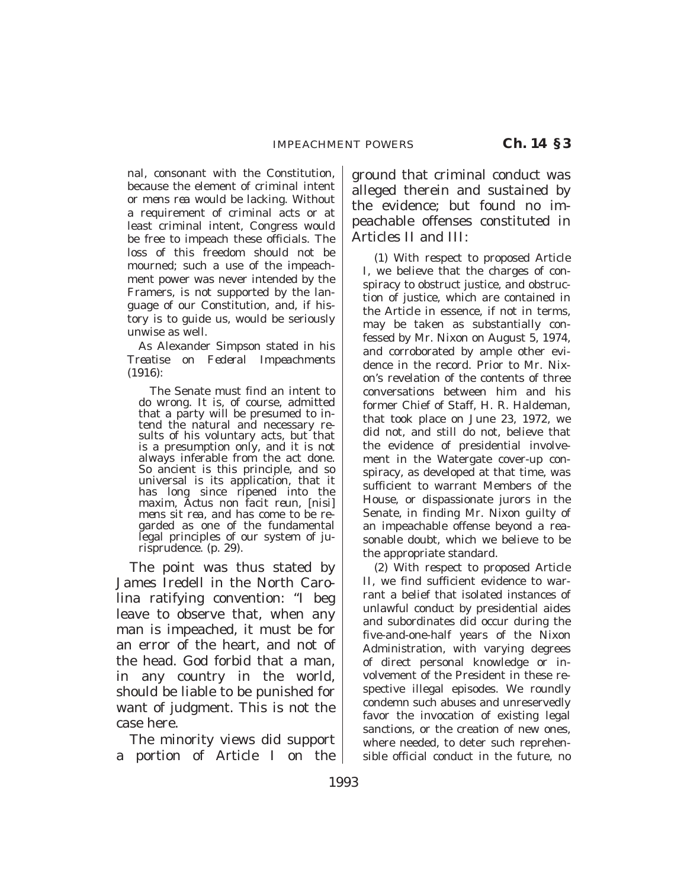nal, consonant with the Constitution, because the element of criminal intent or *mens rea* would be lacking. Without a requirement of criminal acts or at least criminal intent, Congress would be free to impeach these officials. The loss of this freedom should not be mourned; such a use of the impeachment power was never intended by the Framers, is not supported by the language of our Constitution, and, if history is to guide us, would be seriously unwise as well.

As Alexander Simpson stated in his *Treatise on Federal Impeachments* (1916):

> The Senate must find an intent to do wrong. It is, of course, admitted that a party will be presumed to intend the natural and necessary results of his voluntary acts, but that is a presumption only, and it is not always inferable from the act done. So ancient is this principle, and so universal is its application, that it has long since ripened into the maxim, *Actus non facit reun, [nisi] mens sit rea*, and has come to be regarded as one of the fundamental legal principles of our system of jurisprudence. (p. 29).

The point was thus stated by James Iredell in the North Carolina ratifying convention: "I beg leave to observe that, when any man is impeached, it must be for an error of the heart, and not of the head. God forbid that a man, in any country in the world, should be liable to be punished for want of judgment. This is not the case here.

The minority views did support a portion of Article I on the ground that criminal conduct was alleged therein and sustained by the evidence; but found no impeachable offenses constituted in Articles II and III:

(1) With respect to proposed Article I, we believe that the charges of conspiracy to obstruct justice, and obstruction of justice, which are contained in the Article in essence, if not in terms, may be taken as substantially confessed by Mr. Nixon on August 5, 1974, and corroborated by ample other evidence in the record. Prior to Mr. Nixon's revelation of the contents of three conversations between him and his former Chief of Staff, H. R. Haldeman, that took place on June 23, 1972, we did not, and still do not, believe that the evidence of presidential involvement in the Watergate cover-up conspiracy, as developed at that time, was sufficient to warrant Members of the House, or dispassionate jurors in the Senate, in finding Mr. Nixon guilty of an impeachable offense beyond a reasonable doubt, which we believe to be the appropriate standard.

(2) With respect to proposed Article II, we find sufficient evidence to warrant a belief that isolated instances of unlawful conduct by presidential aides and subordinates did occur during the five-and-one-half years of the Nixon Administration, with varying degrees of direct personal knowledge or involvement of the President in these respective illegal episodes. We roundly condemn such abuses and unreservedly favor the invocation of existing legal sanctions, or the creation of new ones, where needed, to deter such reprehensible official conduct in the future, no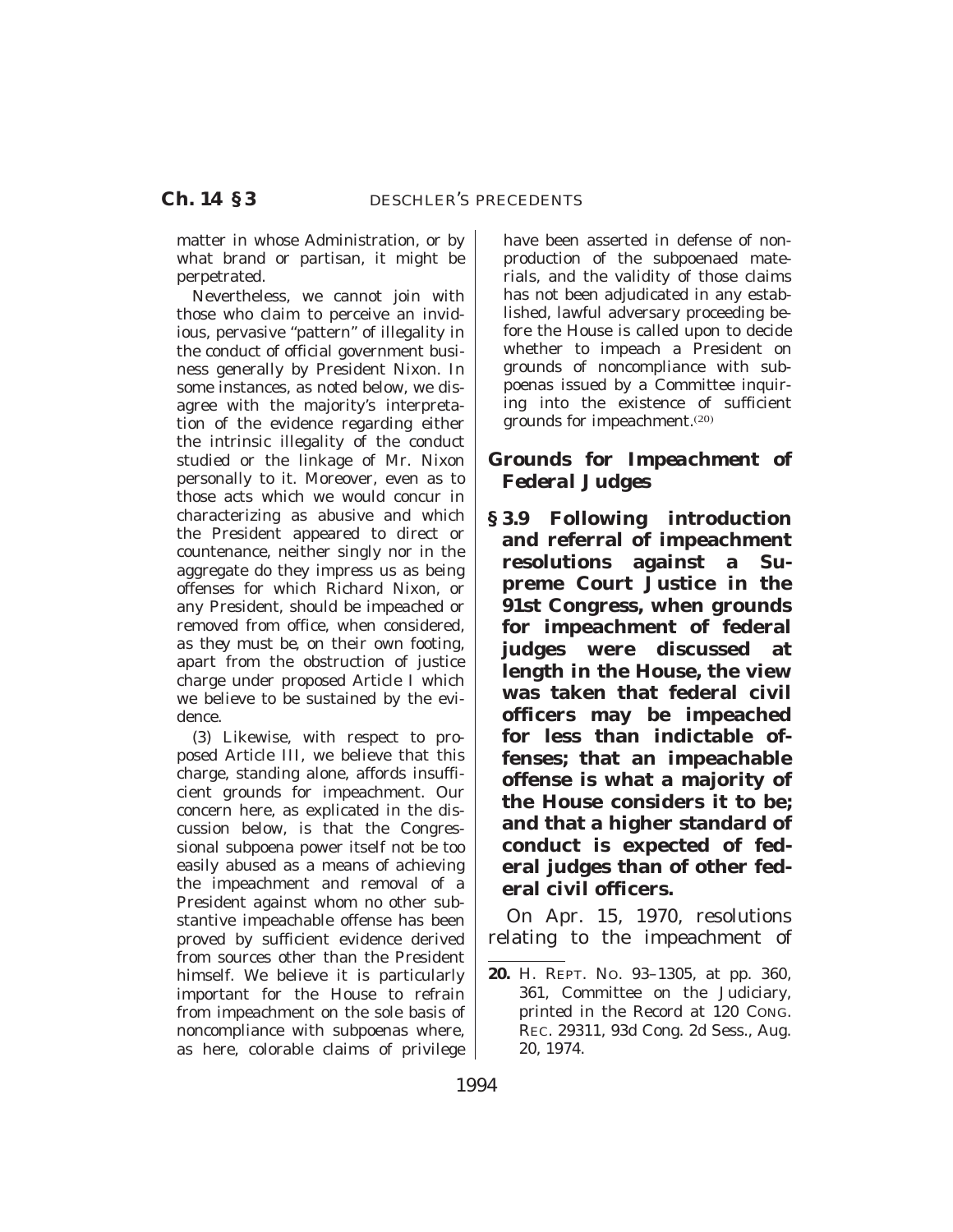matter in whose Administration, or by what brand or partisan, it might be perpetrated.

Nevertheless, we cannot join with those who claim to perceive an invidious, pervasive "pattern" of illegality in the conduct of official government business generally by President Nixon. In some instances, as noted below, we disagree with the majority's interpretation of the evidence regarding either the intrinsic illegality of the conduct studied or the linkage of Mr. Nixon personally to it. Moreover, even as to those acts which we would concur in characterizing as abusive and which the President appeared to direct or countenance, neither singly nor in the aggregate do they impress us as being offenses for which Richard Nixon, or any President, should be impeached or removed from office, when considered, as they must be, on their own footing, apart from the obstruction of justice charge under proposed Article I which we believe to be sustained by the evidence.

(3) Likewise, with respect to proposed Article III, we believe that this charge, standing alone, affords insufficient grounds for impeachment. Our concern here, as explicated in the discussion below, is that the Congressional subpoena power itself not be too easily abused as a means of achieving the impeachment and removal of a President against whom no other substantive impeachable offense has been proved by sufficient evidence derived from sources other than the President himself. We believe it is particularly important for the House to refrain from impeachment on the sole basis of noncompliance with subpoenas where, as here, colorable claims of privilege have been asserted in defense of nonproduction of the subpoenaed materials, and the validity of those claims has not been adjudicated in any established, lawful adversary proceeding before the House is called upon to decide whether to impeach a President on grounds of noncompliance with subpoenas issued by a Committee inquiring into the existence of sufficient grounds for impeachment.[20]

### *Grounds for Impeachment of Federal Judges*

**§ 3.9 Following introduction and referral of impeachment resolutions against a Supreme Court Justice in the 91st Congress, when grounds for impeachment of federal judges were discussed at length in the House, the view was taken that federal civil officers may be impeached for less than indictable offenses; that an impeachable offense is what a majority of the House considers it to be; and that a higher standard of conduct is expected of federal judges than of other federal civil officers.**

On Apr. 15, 1970, resolutions relating to the impeachment of

---

**20.** H. REPT. NO. 93–1305, at pp. 360, 361, Committee on the Judiciary, printed in the Record at 120 CONG. REC. 29311, 93d Cong. 2d Sess., Aug. 20, 1974.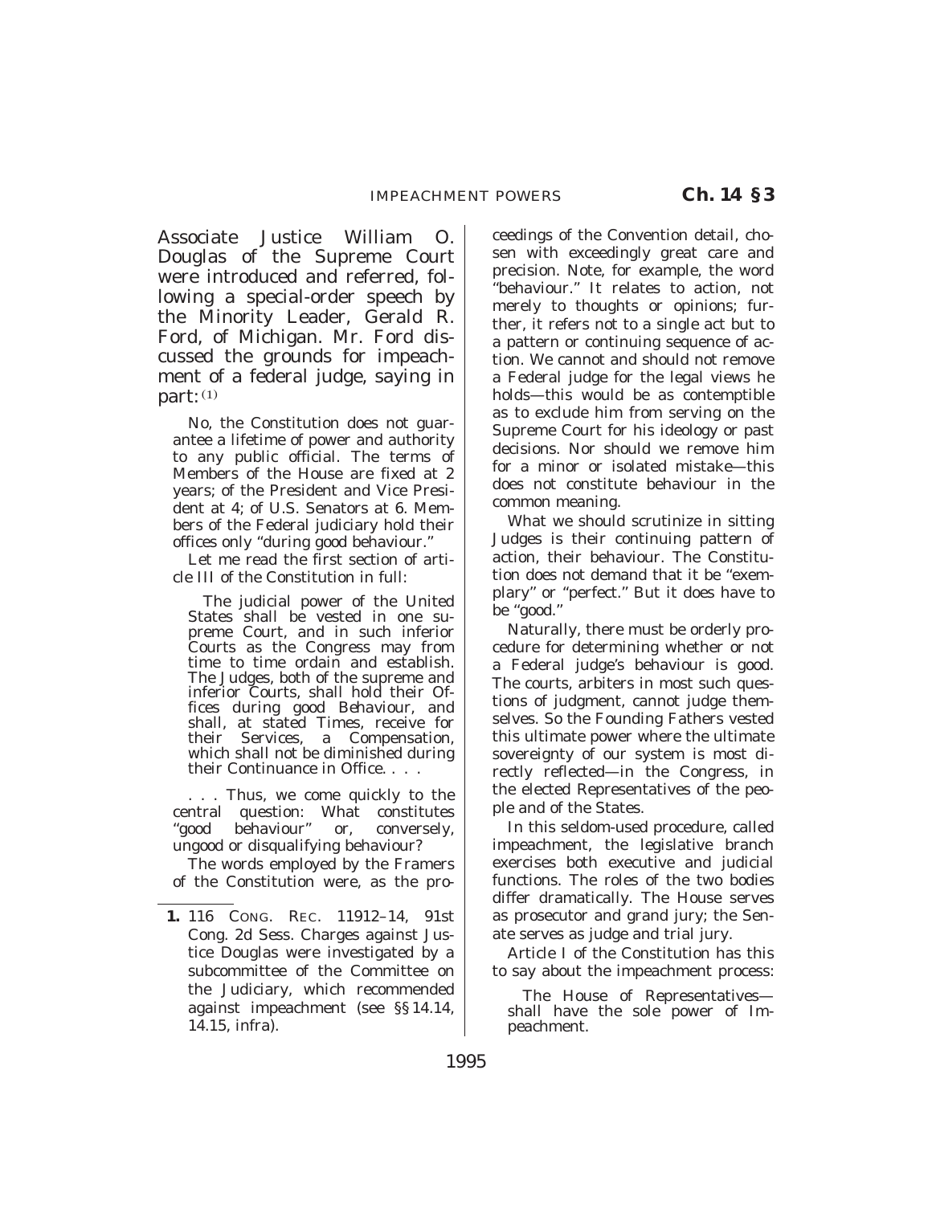Associate Justice William O. Douglas of the Supreme Court were introduced and referred, following a special-order speech by the Minority Leader, Gerald R. Ford, of Michigan. Mr. Ford discussed the grounds for impeachment of a federal judge, saying in part:[1]

> No, the Constitution does not guarantee a lifetime of power and authority to any public official. The terms of Members of the House are fixed at 2 years; of the President and Vice President at 4; of U.S. Senators at 6. Members of the Federal judiciary hold their offices only "during good behaviour."
>
> Let me read the first section of article III of the Constitution in full:
>
>> The judicial power of the United States shall be vested in one supreme Court, and in such inferior Courts as the Congress may from time to time ordain and establish. The Judges, both of the supreme and inferior Courts, shall hold their Offices during good Behaviour, and shall, at stated Times, receive for their Services, a Compensation, which shall not be diminished during their Continuance in Office. . . .
>
> . . . Thus, we come quickly to the central question: What constitutes "good behaviour" or, conversely, ungood or disqualifying behaviour?
>
> The words employed by the Framers of the Constitution were, as the proceedings of the Convention detail, chosen with exceedingly great care and precision. Note, for example, the word "behaviour." It relates to action, not merely to thoughts or opinions; further, it refers not to a single act but to a pattern or continuing sequence of action. We cannot and should not remove a Federal judge for the legal views he holds—this would be as contemptible as to exclude him from serving on the Supreme Court for his ideology or past decisions. Nor should we remove him for a minor or isolated mistake—this does not constitute behaviour in the common meaning.
>
> What we should scrutinize in sitting Judges is their continuing pattern of action, their behaviour. The Constitution does not demand that it be "exemplary" or "perfect." But it does have to be "good."
>
> Naturally, there must be orderly procedure for determining whether or not a Federal judge's behaviour is good. The courts, arbiters in most such questions of judgment, cannot judge themselves. So the Founding Fathers vested this ultimate power where the ultimate sovereignty of our system is most directly reflected—in the Congress, in the elected Representatives of the people and of the States.
>
> In this seldom-used procedure, called impeachment, the legislative branch exercises both executive and judicial functions. The roles of the two bodies differ dramatically. The House serves as prosecutor and grand jury; the Senate serves as judge and trial jury.
>
> Article I of the Constitution has this to say about the impeachment process:
>
>> The House of Representatives—shall have the sole power of Impeachment.

---

**1.** 116 CONG. REC. 11912–14, 91st Cong. 2d Sess. Charges against Justice Douglas were investigated by a subcommittee of the Committee on the Judiciary, which recommended against impeachment (see §§ 14.14, 14.15, infra).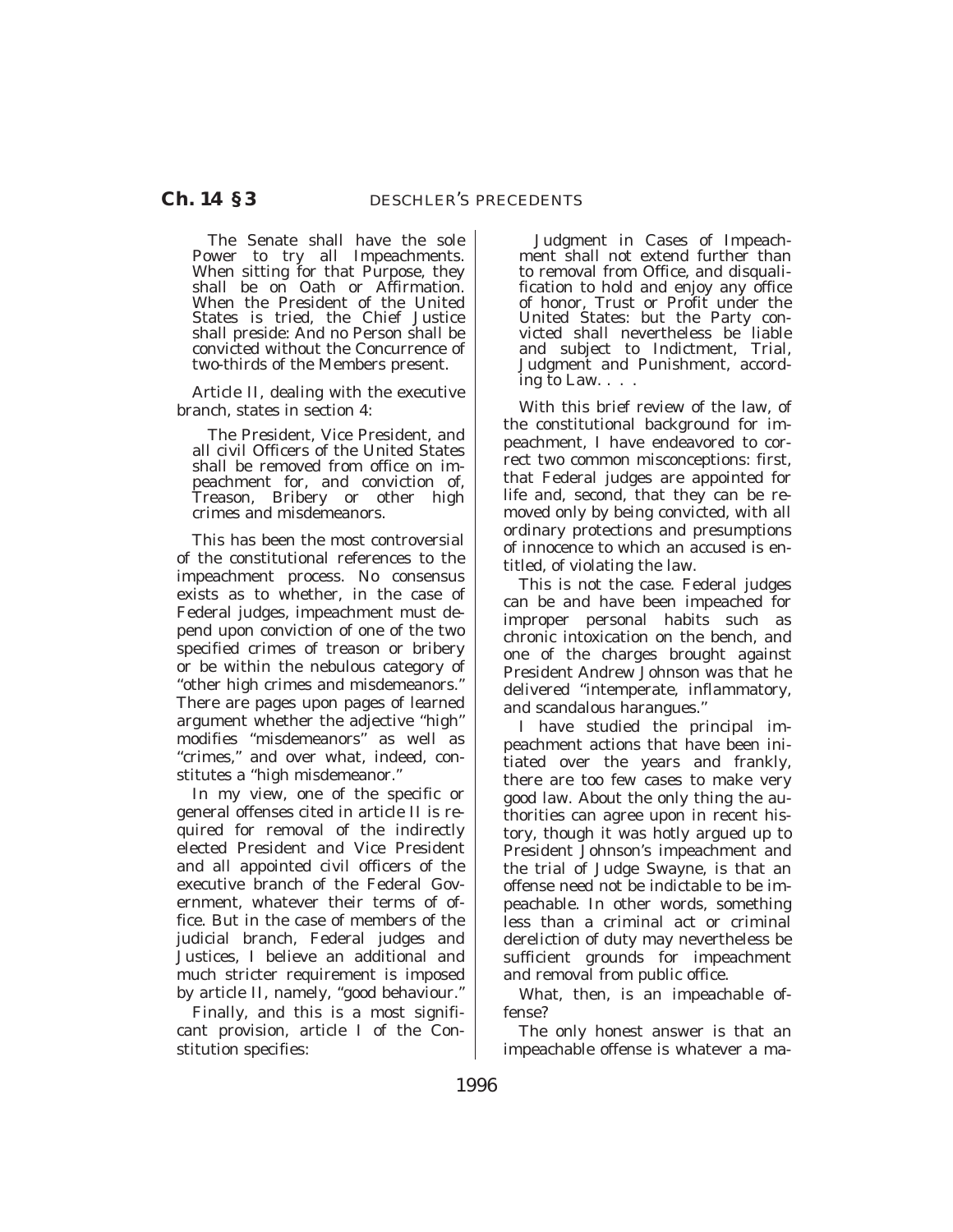The Senate shall have the sole Power to try all Impeachments. When sitting for that Purpose, they shall be on Oath or Affirmation. When the President of the United States is tried, the Chief Justice shall preside: And no Person shall be convicted without the Concurrence of two-thirds of the Members present.

Article II, dealing with the executive branch, states in section 4:

> The President, Vice President, and all civil Officers of the United States shall be removed from office on impeachment for, and conviction of, Treason, Bribery or other high crimes and misdemeanors.

This has been the most controversial of the constitutional references to the impeachment process. No consensus exists as to whether, in the case of Federal judges, impeachment must depend upon conviction of one of the two specified crimes of treason or bribery or be within the nebulous category of "other high crimes and misdemeanors." There are pages upon pages of learned argument whether the adjective "high" modifies "misdemeanors" as well as "crimes," and over what, indeed, constitutes a "high misdemeanor."

In my view, one of the specific or general offenses cited in article II is required for removal of the indirectly elected President and Vice President and all appointed civil officers of the executive branch of the Federal Government, whatever their terms of office. But in the case of members of the judicial branch, Federal judges and Justices, I believe an additional and much stricter requirement is imposed by article II, namely, "good behaviour."

Finally, and this is a most significant provision, article I of the Constitution specifies:

> Judgment in Cases of Impeachment shall not extend further than to removal from Office, and disqualification to hold and enjoy any office of honor, Trust or Profit under the United States: but the Party convicted shall nevertheless be liable and subject to Indictment, Trial, Judgment and Punishment, according to Law. . . .

With this brief review of the law, of the constitutional background for impeachment, I have endeavored to correct two common misconceptions: first, that Federal judges are appointed for life and, second, that they can be removed only by being convicted, with all ordinary protections and presumptions of innocence to which an accused is entitled, of violating the law.

This is not the case. Federal judges can be and have been impeached for improper personal habits such as chronic intoxication on the bench, and one of the charges brought against President Andrew Johnson was that he delivered "intemperate, inflammatory, and scandalous harangues."

I have studied the principal impeachment actions that have been initiated over the years and frankly, there are too few cases to make very good law. About the only thing the authorities can agree upon in recent history, though it was hotly argued up to President Johnson's impeachment and the trial of Judge Swayne, is that an offense need not be indictable to be impeachable. In other words, something less than a criminal act or criminal dereliction of duty may nevertheless be sufficient grounds for impeachment and removal from public office.

What, then, is an impeachable offense?

The only honest answer is that an impeachable offense is whatever a ma-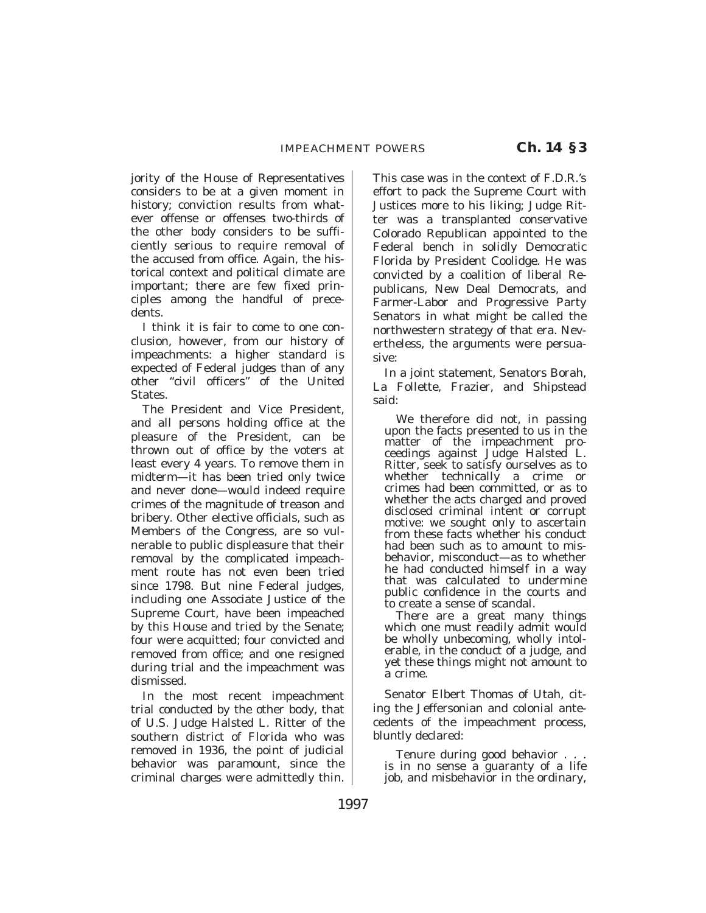jority of the House of Representatives considers to be at a given moment in history; conviction results from whatever offense or offenses two-thirds of the other body considers to be sufficiently serious to require removal of the accused from office. Again, the historical context and political climate are important; there are few fixed principles among the handful of precedents.

I think it is fair to come to one conclusion, however, from our history of impeachments: a higher standard is expected of Federal judges than of any other ''civil officers'' of the United States.

The President and Vice President, and all persons holding office at the pleasure of the President, can be thrown out of office by the voters at least every 4 years. To remove them in midterm—it has been tried only twice and never done—would indeed require crimes of the magnitude of treason and bribery. Other elective officials, such as Members of the Congress, are so vulnerable to public displeasure that their removal by the complicated impeachment route has not even been tried since 1798. But nine Federal judges, including one Associate Justice of the Supreme Court, have been impeached by this House and tried by the Senate; four were acquitted; four convicted and removed from office; and one resigned during trial and the impeachment was dismissed.

In the most recent impeachment trial conducted by the other body, that of U.S. Judge Halsted L. Ritter of the southern district of Florida who was removed in 1936, the point of judicial behavior was paramount, since the criminal charges were admittedly thin. This case was in the context of F.D.R.'s effort to pack the Supreme Court with Justices more to his liking; Judge Ritter was a transplanted conservative Colorado Republican appointed to the Federal bench in solidly Democratic Florida by President Coolidge. He was convicted by a coalition of liberal Republicans, New Deal Democrats, and Farmer-Labor and Progressive Party Senators in what might be called the northwestern strategy of that era. Nevertheless, the arguments were persuasive:

In a joint statement, Senators Borah, La Follette, Frazier, and Shipstead said:

> We therefore did not, in passing upon the facts presented to us in the matter of the impeachment proceedings against Judge Halsted L. Ritter, seek to satisfy ourselves as to whether technically a crime or crimes had been committed, or as to whether the acts charged and proved disclosed criminal intent or corrupt motive: we sought only to ascertain from these facts whether his conduct had been such as to amount to misbehavior, misconduct—as to whether he had conducted himself in a way that was calculated to undermine public confidence in the courts and to create a sense of scandal.
>
> There are a great many things which one must readily admit would be wholly unbecoming, wholly intolerable, in the conduct of a judge, and yet these things might not amount to a crime.

Senator Elbert Thomas of Utah, citing the Jeffersonian and colonial antecedents of the impeachment process, bluntly declared:

> Tenure during good behavior . . . is in no sense a guaranty of a life job, and misbehavior in the ordinary,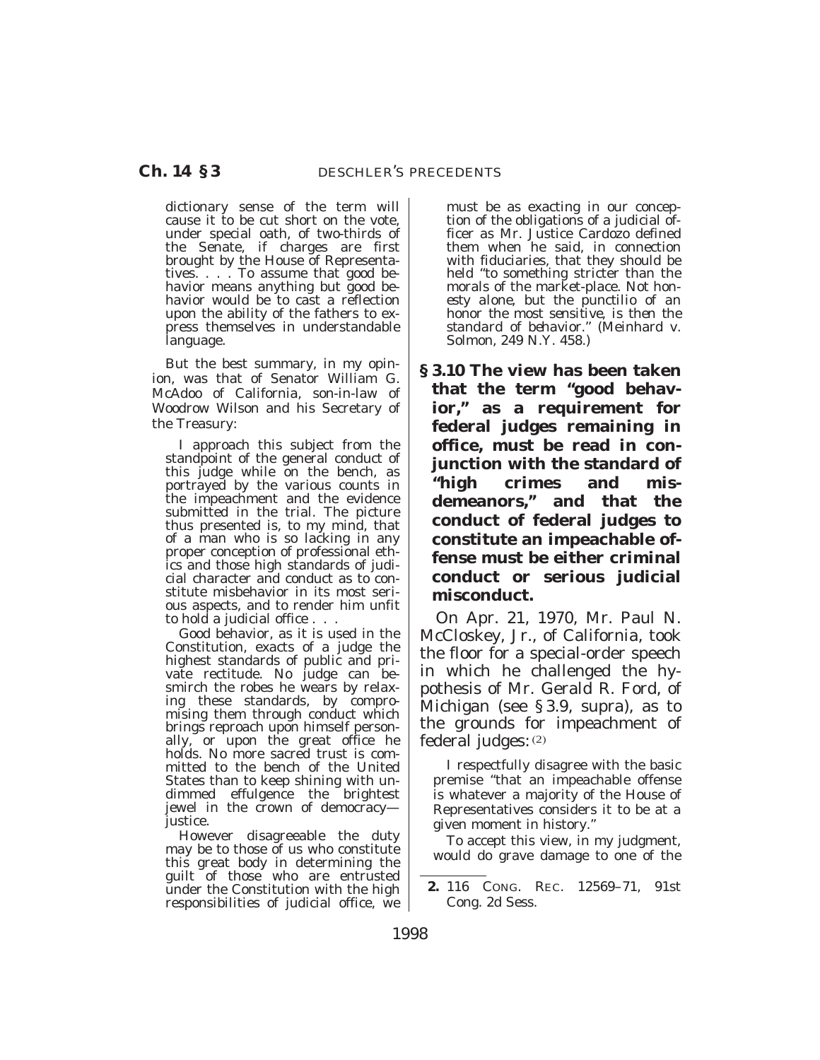dictionary sense of the term will cause it to be cut short on the vote, under special oath, of two-thirds of the Senate, if charges are first brought by the House of Representatives. . . . To assume that good behavior means anything but good behavior would be to cast a reflection upon the ability of the fathers to express themselves in understandable language.

But the best summary, in my opinion, was that of Senator William G. McAdoo of California, son-in-law of Woodrow Wilson and his Secretary of the Treasury:

> I approach this subject from the standpoint of the general conduct of this judge while on the bench, as portrayed by the various counts in the impeachment and the evidence submitted in the trial. The picture thus presented is, to my mind, that of a man who is so lacking in any proper conception of professional ethics and those high standards of judicial character and conduct as to constitute misbehavior in its most serious aspects, and to render him unfit to hold a judicial office . . .
>
> Good behavior, as it is used in the Constitution, exacts of a judge the highest standards of public and private rectitude. No judge can besmirch the robes he wears by relaxing these standards, by compromising them through conduct which brings reproach upon himself personally, or upon the great office he holds. No more sacred trust is committed to the bench of the United States than to keep shining with undimmed effulgence the brightest jewel in the crown of democracy—justice.
>
> However disagreeable the duty may be to those of us who constitute this great body in determining the guilt of those who are entrusted under the Constitution with the high responsibilities of judicial office, we must be as exacting in our conception of the obligations of a judicial officer as Mr. Justice Cardozo defined them when he said, in connection with fiduciaries, that they should be held "to something stricter than the morals of the market-place. Not honesty alone, but the punctilio of an honor the most sensitive, is then the standard of behavior." (Meinhard v. Solmon, 249 N.Y. 458.)

**§ 3.10 The view has been taken that the term "good behavior," as a requirement for federal judges remaining in office, must be read in conjunction with the standard of "high crimes and misdemeanors," and that the conduct of federal judges to constitute an impeachable offense must be either criminal conduct or serious judicial misconduct.**

On Apr. 21, 1970, Mr. Paul N. McCloskey, Jr., of California, took the floor for a special-order speech in which he challenged the hypothesis of Mr. Gerald R. Ford, of Michigan (see § 3.9, supra), as to the grounds for impeachment of federal judges:[2]

> I respectfully disagree with the basic premise "that an impeachable offense is whatever a majority of the House of Representatives considers it to be at a given moment in history."
>
> To accept this view, in my judgment, would do grave damage to one of the

---

**2.** 116 CONG. REC. 12569–71, 91st Cong. 2d Sess.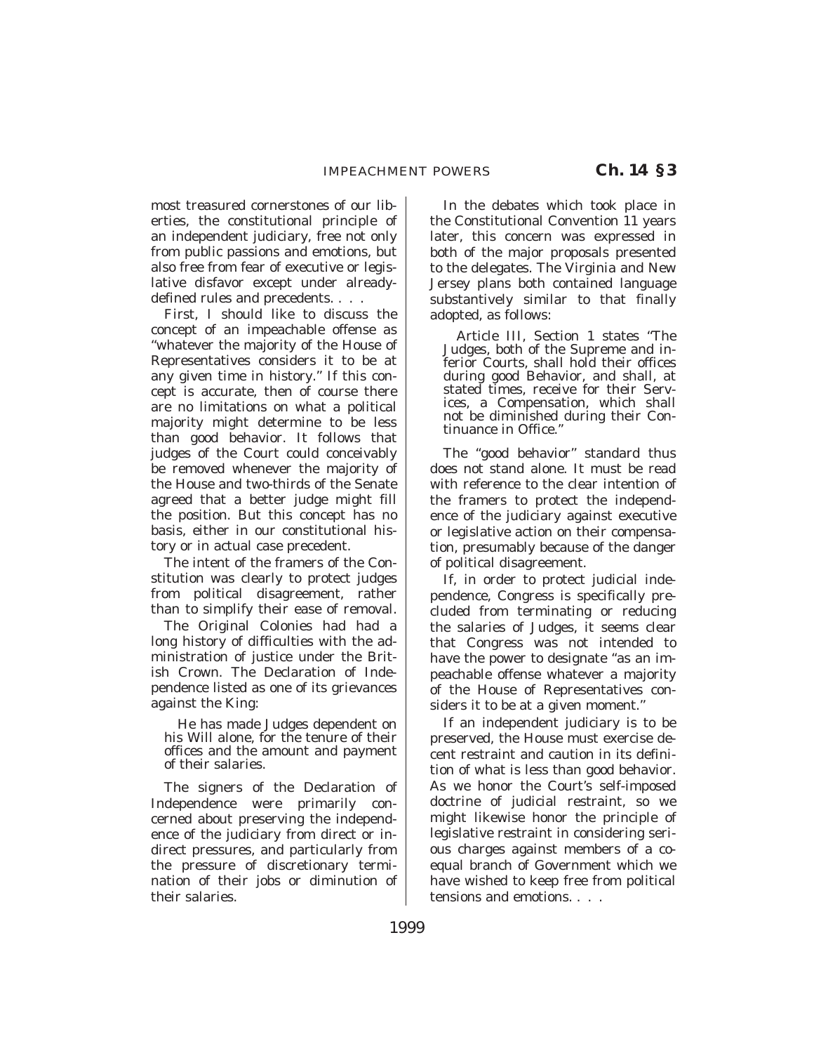most treasured cornerstones of our liberties, the constitutional principle of an independent judiciary, free not only from public passions and emotions, but also free from fear of executive or legislative disfavor except under already-defined rules and precedents. . . .

First, I should like to discuss the concept of an impeachable offense as "whatever the majority of the House of Representatives considers it to be at any given time in history." If this concept is accurate, then of course there are no limitations on what a political majority might determine to be less than good behavior. It follows that judges of the Court could conceivably be removed whenever the majority of the House and two-thirds of the Senate agreed that a better judge might fill the position. But this concept has no basis, either in our constitutional history or in actual case precedent.

The intent of the framers of the Constitution was clearly to protect judges from political disagreement, rather than to simplify their ease of removal.

The Original Colonies had had a long history of difficulties with the administration of justice under the British Crown. The Declaration of Independence listed as one of its grievances against the King:

> He has made Judges dependent on his Will alone, for the tenure of their offices and the amount and payment of their salaries.

The signers of the Declaration of Independence were primarily concerned about preserving the independence of the judiciary from direct or indirect pressures, and particularly from the pressure of discretionary termination of their jobs or diminution of their salaries.

In the debates which took place in the Constitutional Convention 11 years later, this concern was expressed in both of the major proposals presented to the delegates. The Virginia and New Jersey plans both contained language substantively similar to that finally adopted, as follows:

> Article III, Section 1 states "The Judges, both of the Supreme and inferior Courts, shall hold their offices during good Behavior, and shall, at stated times, receive for their Services, a Compensation, which shall not be diminished during their Continuance in Office."

The "good behavior" standard thus does not stand alone. It must be read with reference to the clear intention of the framers to protect the independence of the judiciary against executive or legislative action on their compensation, presumably because of the danger of political disagreement.

If, in order to protect judicial independence, Congress is specifically precluded from terminating or reducing the salaries of Judges, it seems clear that Congress was not intended to have the power to designate "as an impeachable offense whatever a majority of the House of Representatives considers it to be at a given moment."

If an independent judiciary is to be preserved, the House must exercise decent restraint and caution in its definition of what is less than good behavior. As we honor the Court's self-imposed doctrine of judicial restraint, so we might likewise honor the principle of legislative restraint in considering serious charges against members of a coequal branch of Government which we have wished to keep free from political tensions and emotions. . . .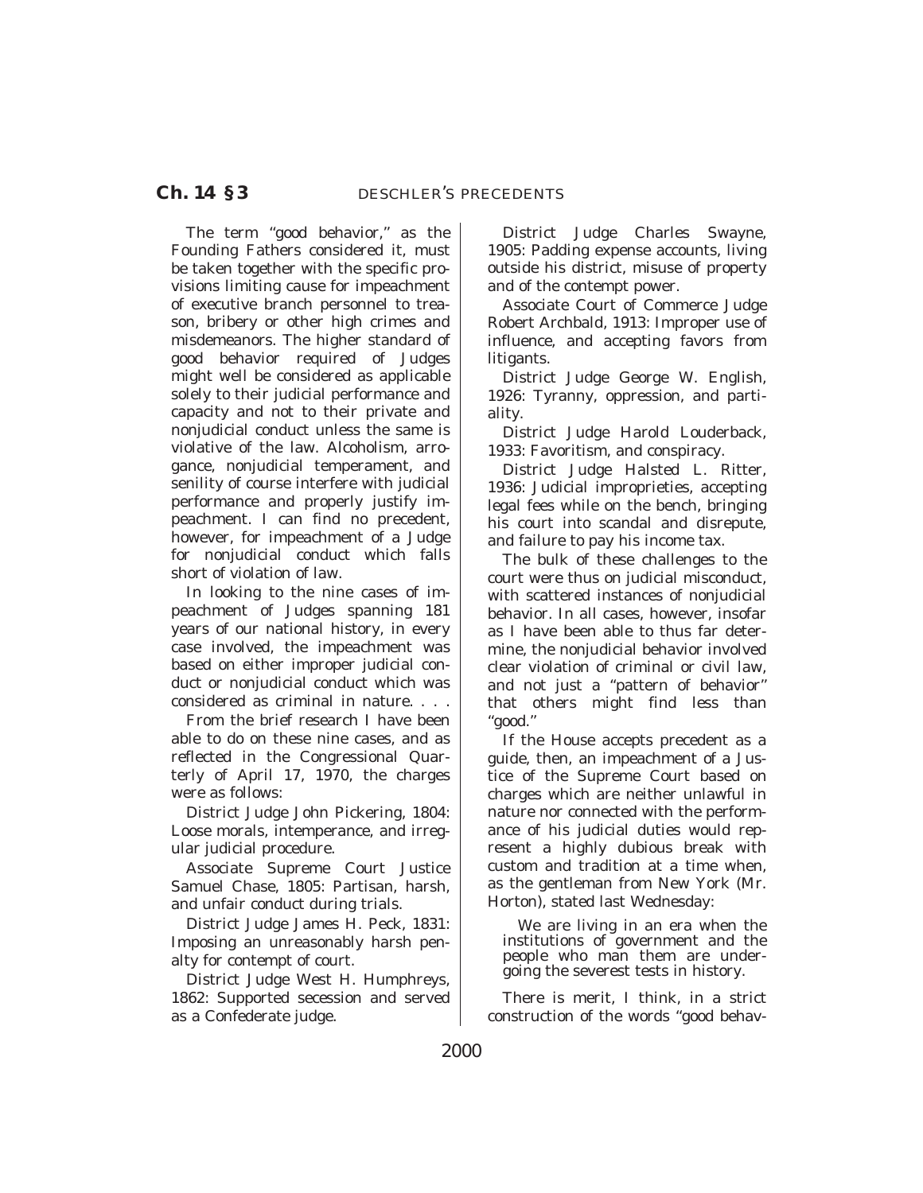The term "good behavior," as the Founding Fathers considered it, must be taken together with the specific provisions limiting cause for impeachment of executive branch personnel to treason, bribery or other high crimes and misdemeanors. The higher standard of good behavior required of Judges might well be considered as applicable solely to their judicial performance and capacity and not to their private and nonjudicial conduct unless the same is violative of the law. Alcoholism, arrogance, nonjudicial temperament, and senility of course interfere with judicial performance and properly justify impeachment. I can find no precedent, however, for impeachment of a Judge for nonjudicial conduct which falls short of violation of law.

In looking to the nine cases of impeachment of Judges spanning 181 years of our national history, in every case involved, the impeachment was based on either improper judicial conduct or nonjudicial conduct which was considered as criminal in nature. . . .

From the brief research I have been able to do on these nine cases, and as reflected in the Congressional Quarterly of April 17, 1970, the charges were as follows:

District Judge John Pickering, 1804: Loose morals, intemperance, and irregular judicial procedure.

Associate Supreme Court Justice Samuel Chase, 1805: Partisan, harsh, and unfair conduct during trials.

District Judge James H. Peck, 1831: Imposing an unreasonably harsh penalty for contempt of court.

District Judge West H. Humphreys, 1862: Supported secession and served as a Confederate judge.

District Judge Charles Swayne, 1905: Padding expense accounts, living outside his district, misuse of property and of the contempt power.

Associate Court of Commerce Judge Robert Archbald, 1913: Improper use of influence, and accepting favors from litigants.

District Judge George W. English, 1926: Tyranny, oppression, and partiality.

District Judge Harold Louderback, 1933: Favoritism, and conspiracy.

District Judge Halsted L. Ritter, 1936: Judicial improprieties, accepting legal fees while on the bench, bringing his court into scandal and disrepute, and failure to pay his income tax.

The bulk of these challenges to the court were thus on judicial misconduct, with scattered instances of nonjudicial behavior. In all cases, however, insofar as I have been able to thus far determine, the nonjudicial behavior involved clear violation of criminal or civil law, and not just a "pattern of behavior" that others might find less than "good."

If the House accepts precedent as a guide, then, an impeachment of a Justice of the Supreme Court based on charges which are neither unlawful in nature nor connected with the performance of his judicial duties would represent a highly dubious break with custom and tradition at a time when, as the gentleman from New York (Mr. Horton), stated last Wednesday:

> We are living in an era when the institutions of government and the people who man them are undergoing the severest tests in history.

There is merit, I think, in a strict construction of the words "good behav-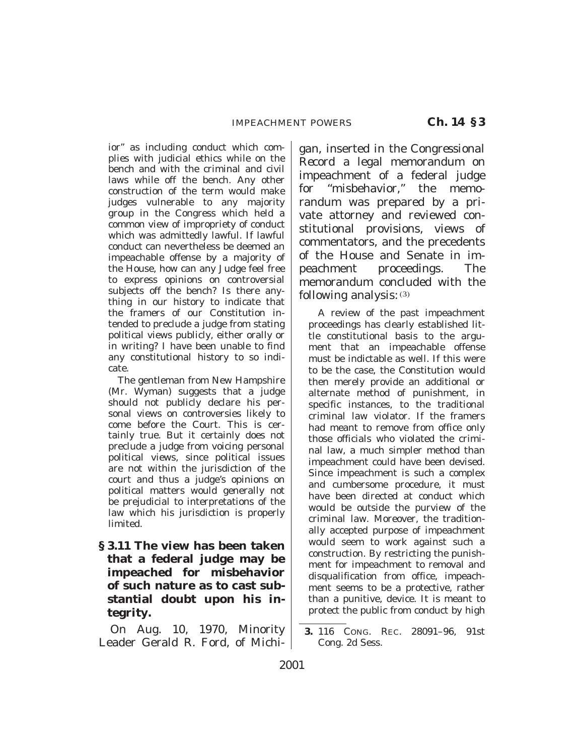ior" as including conduct which complies with judicial ethics while on the bench and with the criminal and civil laws while off the bench. Any other construction of the term would make judges vulnerable to any majority group in the Congress which held a common view of impropriety of conduct which was admittedly lawful. If lawful conduct can nevertheless be deemed an impeachable offense by a majority of the House, how can any Judge feel free to express opinions on controversial subjects off the bench? Is there anything in our history to indicate that the framers of our Constitution intended to preclude a judge from stating political views publicly, either orally or in writing? I have been unable to find any constitutional history to so indicate.

The gentleman from New Hampshire (Mr. Wyman) suggests that a judge should not publicly declare his personal views on controversies likely to come before the Court. This is certainly true. But it certainly does not preclude a judge from voicing personal political views, since political issues are not within the jurisdiction of the court and thus a judge's opinions on political matters would generally not be prejudicial to interpretations of the law which his jurisdiction is properly limited.

**§ 3.11 The view has been taken that a federal judge may be impeached for misbehavior of such nature as to cast substantial doubt upon his integrity.**

On Aug. 10, 1970, Minority Leader Gerald R. Ford, of Michigan, inserted in the Congressional Record a legal memorandum on impeachment of a federal judge for "misbehavior," the memorandum was prepared by a private attorney and reviewed constitutional provisions, views of commentators, and the precedents of the House and Senate in impeachment proceedings. The memorandum concluded with the following analysis:[3]

A review of the past impeachment proceedings has clearly established little constitutional basis to the argument that an impeachable offense must be indictable as well. If this were to be the case, the Constitution would then merely provide an additional or alternate method of punishment, in specific instances, to the traditional criminal law violator. If the framers had meant to remove from office only those officials who violated the criminal law, a much simpler method than impeachment could have been devised. Since impeachment is such a complex and cumbersome procedure, it must have been directed at conduct which would be outside the purview of the criminal law. Moreover, the traditionally accepted purpose of impeachment would seem to work against such a construction. By restricting the punishment for impeachment to removal and disqualification from office, impeachment seems to be a protective, rather than a punitive, device. It is meant to protect the public from conduct by high

3. 116 CONG. REC. 28091–96, 91st Cong. 2d Sess.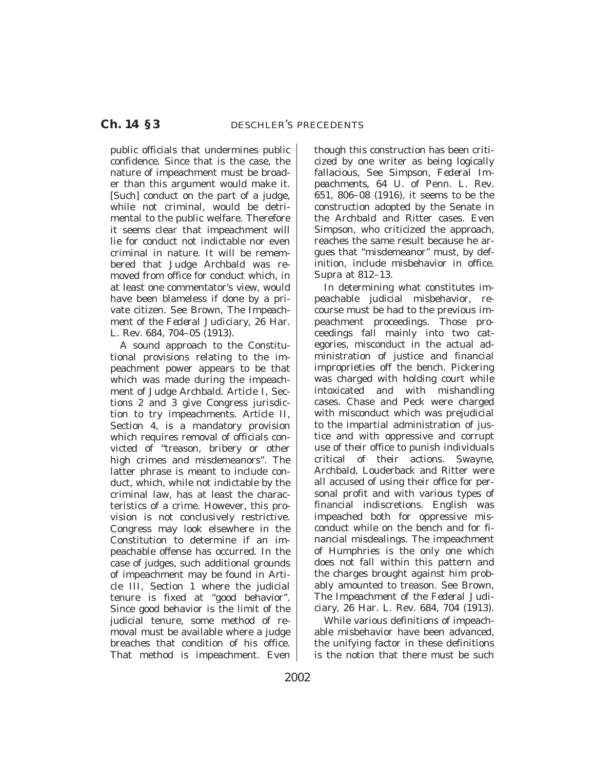public officials that undermines public confidence. Since that is the case, the nature of impeachment must be broader than this argument would make it. [Such] conduct on the part of a judge, while not criminal, would be detrimental to the public welfare. Therefore it seems clear that impeachment will lie for conduct not indictable nor even criminal in nature. It will be remembered that Judge Archbald was removed from office for conduct which, in at least one commentator's view, would have been blameless if done by a private citizen. See Brown, *The Impeachment of the Federal Judiciary*, 26 Har. L. Rev. 684, 704–05 (1913).

A sound approach to the Constitutional provisions relating to the impeachment power appears to be that which was made during the impeachment of Judge Archbald. Article I, Sections 2 and 3 give Congress jurisdiction to try impeachments. Article II, Section 4, is a mandatory provision which requires removal of officials convicted of "treason, bribery or other high crimes and misdemeanors". The latter phrase is meant to include conduct, which, while not indictable by the criminal law, has at least the characteristics of a crime. However, this provision is not conclusively restrictive. Congress may look elsewhere in the Constitution to determine if an impeachable offense has occurred. In the case of judges, such additional grounds of impeachment may be found in Article III, Section 1 where the judicial tenure is fixed at "good behavior". Since good behavior is the limit of the judicial tenure, some method of removal must be available where a judge breaches that condition of his office. That method is impeachment. Even though this construction has been criticized by one writer as being logically fallacious, See Simpson, *Federal Impeachments*, 64 U. of Penn. L. Rev. 651, 806–08 (1916), it seems to be the construction adopted by the Senate in the Archbald and Ritter cases. Even Simpson, who criticized the approach, reaches the same result because he argues that "misdemeanor" must, by definition, include misbehavior in office. Supra at 812–13.

In determining what constitutes impeachable judicial misbehavior, recourse must be had to the previous impeachment proceedings. Those proceedings fall mainly into two categories, misconduct in the actual administration of justice and financial improprieties off the bench. Pickering was charged with holding court while intoxicated and with mishandling cases. Chase and Peck were charged with misconduct which was prejudicial to the impartial administration of justice and with oppressive and corrupt use of their office to punish individuals critical of their actions. Swayne, Archbald, Louderback and Ritter were all accused of using their office for personal profit and with various types of financial indiscretions. English was impeached both for oppressive misconduct while on the bench and for financial misdealings. The impeachment of Humphries is the only one which does not fall within this pattern and the charges brought against him probably amounted to treason. See Brown, *The Impeachment of the Federal Judiciary*, 26 Har. L. Rev. 684, 704 (1913).

While various definitions of impeachable misbehavior have been advanced, the unifying factor in these definitions is the notion that there must be such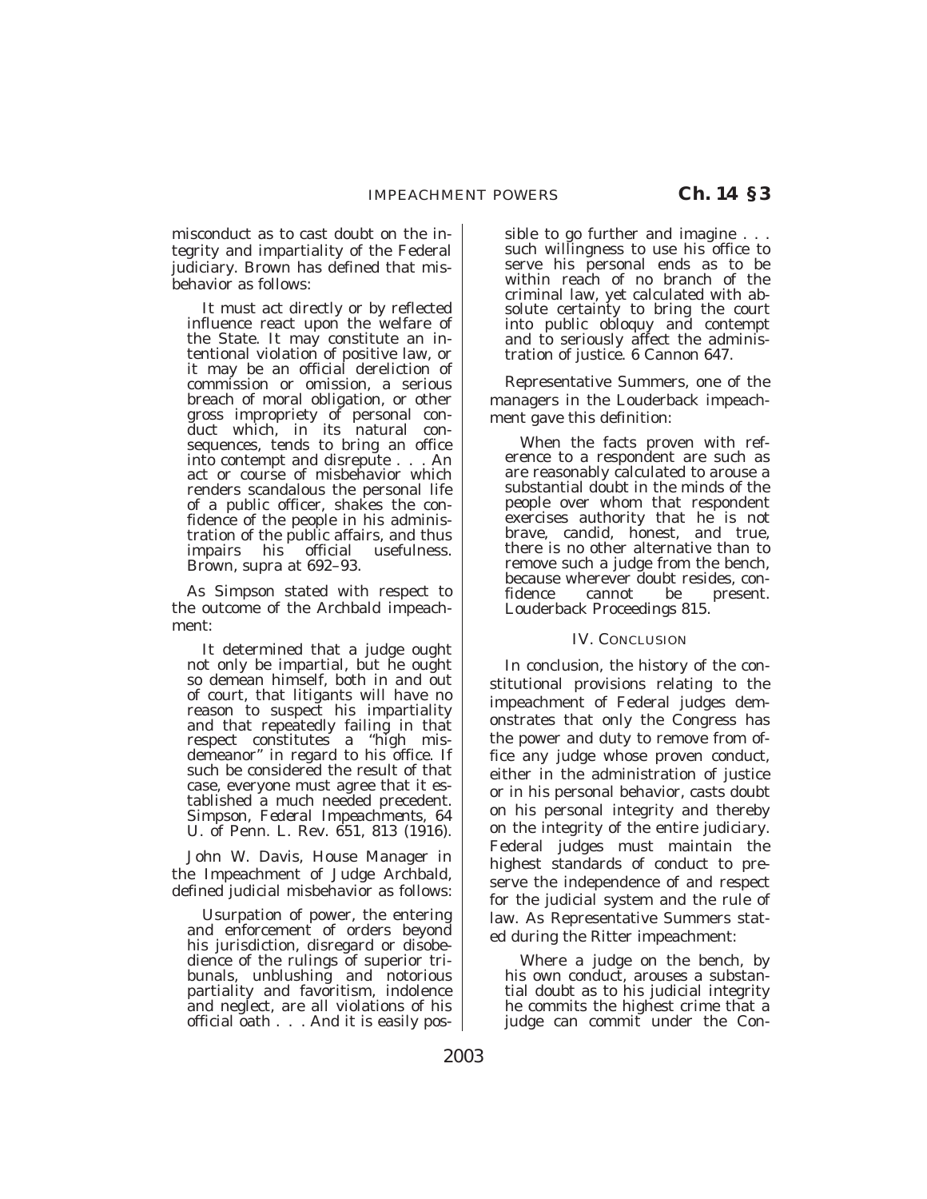misconduct as to cast doubt on the integrity and impartiality of the Federal judiciary. Brown has defined that misbehavior as follows:

> It must act directly or by reflected influence react upon the welfare of the State. It may constitute an intentional violation of positive law, or it may be an official dereliction of commission or omission, a serious breach of moral obligation, or other gross impropriety of personal conduct which, in its natural consequences, tends to bring an office into contempt and disrepute . . . An act or course of misbehavior which renders scandalous the personal life of a public officer, shakes the confidence of the people in his administration of the public affairs, and thus impairs his official usefulness. Brown, supra at 692–93.

As Simpson stated with respect to the outcome of the Archbald impeachment:

> It determined that a judge ought not only be impartial, but he ought so demean himself, both in and out of court, that litigants will have no reason to suspect his impartiality and that repeatedly failing in that respect constitutes a "high misdemeanor" in regard to his office. If such be considered the result of that case, everyone must agree that it established a much needed precedent. Simpson, *Federal Impeachments*, 64 U. of Penn. L. Rev. 651, 813 (1916).

John W. Davis, House Manager in the Impeachment of Judge Archbald, defined judicial misbehavior as follows:

> Usurpation of power, the entering and enforcement of orders beyond his jurisdiction, disregard or disobedience of the rulings of superior tribunals, unblushing and notorious partiality and favoritism, indolence and neglect, are all violations of his official oath . . . And it is easily possible to go further and imagine . . . such willingness to use his office to serve his personal ends as to be within reach of no branch of the criminal law, yet calculated with absolute certainty to bring the court into public obloquy and contempt and to seriously affect the administration of justice. 6 Cannon 647.

Representative Summers, one of the managers in the Louderback impeachment gave this definition:

> When the facts proven with reference to a respondent are such as are reasonably calculated to arouse a substantial doubt in the minds of the people over whom that respondent exercises authority that he is not brave, candid, honest, and true, there is no other alternative than to remove such a judge from the bench, because wherever doubt resides, confidence cannot be present. Louderback Proceedings 815.

### IV. Conclusion

In conclusion, the history of the constitutional provisions relating to the impeachment of Federal judges demonstrates that only the Congress has the power and duty to remove from office any judge whose proven conduct, either in the administration of justice or in his personal behavior, casts doubt on his personal integrity and thereby on the integrity of the entire judiciary. Federal judges must maintain the highest standards of conduct to preserve the independence of and respect for the judicial system and the rule of law. As Representative Summers stated during the Ritter impeachment:

> Where a judge on the bench, by his own conduct, arouses a substantial doubt as to his judicial integrity he commits the highest crime that a judge can commit under the Con-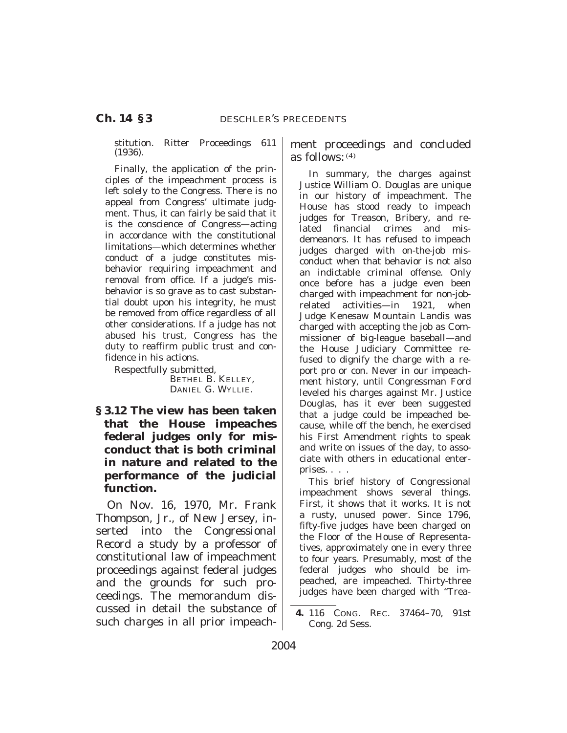stitution. Ritter Proceedings 611 (1936).

Finally, the application of the principles of the impeachment process is left solely to the Congress. There is no appeal from Congress' ultimate judgment. Thus, it can fairly be said that it is the conscience of Congress—acting in accordance with the constitutional limitations—which determines whether conduct of a judge constitutes misbehavior requiring impeachment and removal from office. If a judge's misbehavior is so grave as to cast substantial doubt upon his integrity, he must be removed from office regardless of all other considerations. If a judge has not abused his trust, Congress has the duty to reaffirm public trust and confidence in his actions.

Respectfully submitted,
BETHEL B. KELLEY,
DANIEL G. WYLLIE.

**§ 3.12 The view has been taken that the House impeaches federal judges only for misconduct that is both criminal in nature and related to the performance of the judicial function.**

On Nov. 16, 1970, Mr. Frank Thompson, Jr., of New Jersey, inserted into the Congressional Record a study by a professor of constitutional law of impeachment proceedings against federal judges and the grounds for such proceedings. The memorandum discussed in detail the substance of such charges in all prior impeachment proceedings and concluded as follows:[4]

In summary, the charges against Justice William O. Douglas are unique in our history of impeachment. The House has stood ready to impeach judges for Treason, Bribery, and related financial crimes and misdemeanors. It has refused to impeach judges charged with on-the-job misconduct when that behavior is not also an indictable criminal offense. Only once before has a judge even been charged with impeachment for non-job-related activities—in 1921, when Judge Kenesaw Mountain Landis was charged with accepting the job as Commissioner of big-league baseball—and the House Judiciary Committee refused to dignify the charge with a report pro or con. Never in our impeachment history, until Congressman Ford leveled his charges against Mr. Justice Douglas, has it ever been suggested that a judge could be impeached because, while off the bench, he exercised his First Amendment rights to speak and write on issues of the day, to associate with others in educational enterprises. . . .

This brief history of Congressional impeachment shows several things. First, it shows that it works. It is not a rusty, unused power. Since 1796, fifty-five judges have been charged on the Floor of the House of Representatives, approximately one in every three to four years. Presumably, most of the federal judges who should be impeached, are impeached. Thirty-three judges have been charged with "Trea-

4. 116 CONG. REC. 37464–70, 91st Cong. 2d Sess.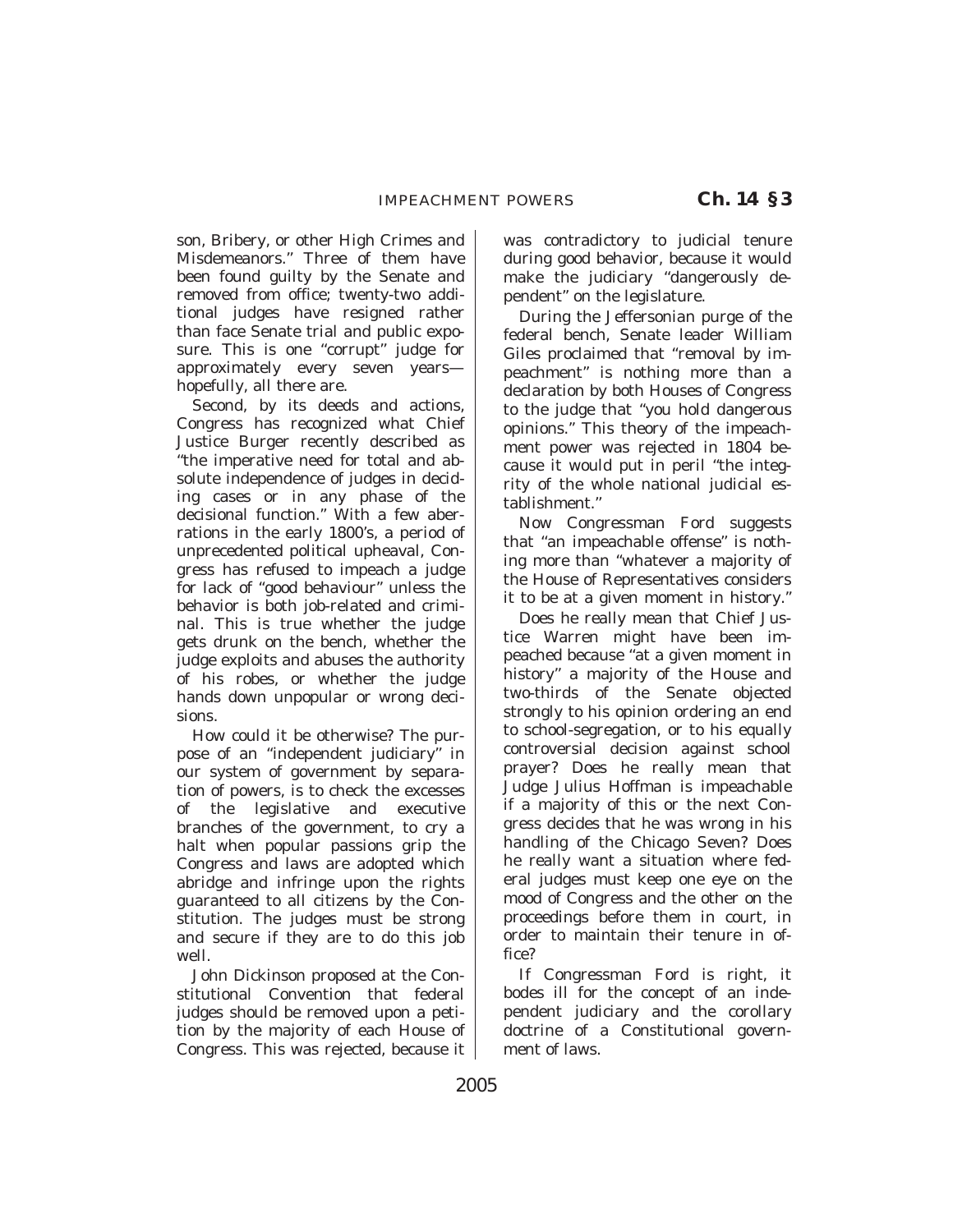son, Bribery, or other High Crimes and Misdemeanors.'' Three of them have been found guilty by the Senate and removed from office; twenty-two additional judges have resigned rather than face Senate trial and public exposure. This is one ''corrupt'' judge for approximately every seven years—hopefully, all there are.

Second, by its deeds and actions, Congress has recognized what Chief Justice Burger recently described as ''the imperative need for total and absolute independence of judges in deciding cases or in any phase of the decisional function.'' With a few aberrations in the early 1800's, a period of unprecedented political upheaval, Congress has refused to impeach a judge for lack of ''good behaviour'' unless the behavior is both job-related and criminal. This is true whether the judge gets drunk on the bench, whether the judge exploits and abuses the authority of his robes, or whether the judge hands down unpopular or wrong decisions.

How could it be otherwise? The purpose of an ''independent judiciary'' in our system of government by separation of powers, is to check the excesses of the legislative and executive branches of the government, to cry a halt when popular passions grip the Congress and laws are adopted which abridge and infringe upon the rights guaranteed to all citizens by the Constitution. The judges must be strong and secure if they are to do this job well.

John Dickinson proposed at the Constitutional Convention that federal judges should be removed upon a petition by the majority of each House of Congress. This was rejected, because it was contradictory to judicial tenure during good behavior, because it would make the judiciary ''dangerously dependent'' on the legislature.

During the Jeffersonian purge of the federal bench, Senate leader William Giles proclaimed that ''removal by impeachment'' is nothing more than a declaration by both Houses of Congress to the judge that ''you hold dangerous opinions.'' This theory of the impeachment power was rejected in 1804 because it would put in peril ''the integrity of the whole national judicial establishment.''

Now Congressman Ford suggests that ''an impeachable offense'' is nothing more than ''whatever a majority of the House of Representatives considers it to be at a given moment in history.''

Does he really mean that Chief Justice Warren might have been impeached because ''at a given moment in history'' a majority of the House and two-thirds of the Senate objected strongly to his opinion ordering an end to school-segregation, or to his equally controversial decision against school prayer? Does he really mean that Judge Julius Hoffman is impeachable if a majority of this or the next Congress decides that he was wrong in his handling of the Chicago Seven? Does he really want a situation where federal judges must keep one eye on the mood of Congress and the other on the proceedings before them in court, in order to maintain their tenure in office?

If Congressman Ford is right, it bodes ill for the concept of an independent judiciary and the corollary doctrine of a Constitutional government of laws.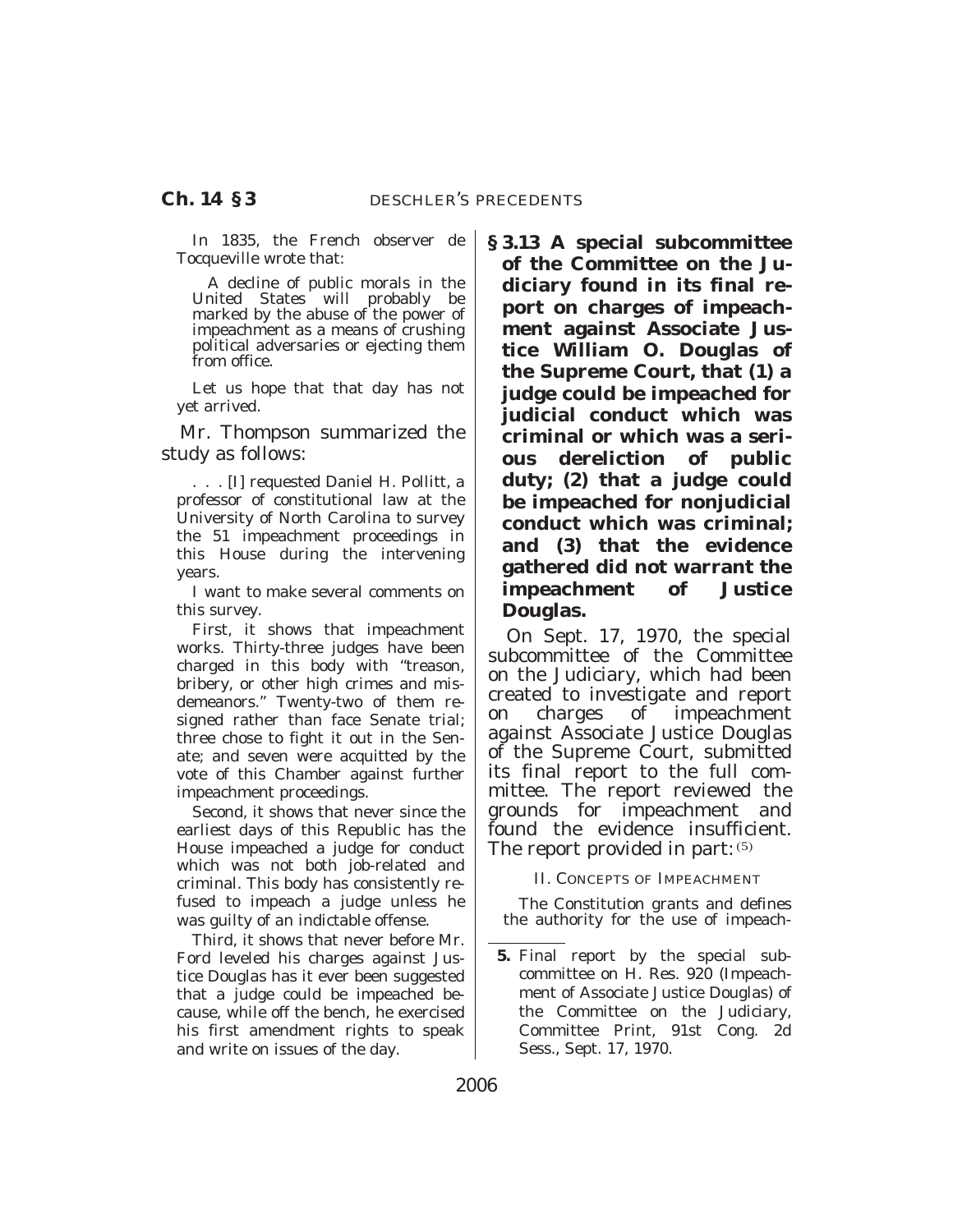In 1835, the French observer de Tocqueville wrote that:

> A decline of public morals in the United States will probably be marked by the abuse of the power of impeachment as a means of crushing political adversaries or ejecting them from office.

Let us hope that that day has not yet arrived.

Mr. Thompson summarized the study as follows:

> . . . [I] requested Daniel H. Pollitt, a professor of constitutional law at the University of North Carolina to survey the 51 impeachment proceedings in this House during the intervening years.
>
> I want to make several comments on this survey.
>
> First, it shows that impeachment works. Thirty-three judges have been charged in this body with "treason, bribery, or other high crimes and misdemeanors." Twenty-two of them resigned rather than face Senate trial; three chose to fight it out in the Senate; and seven were acquitted by the vote of this Chamber against further impeachment proceedings.
>
> Second, it shows that never since the earliest days of this Republic has the House impeached a judge for conduct which was not both job-related and criminal. This body has consistently refused to impeach a judge unless he was guilty of an indictable offense.
>
> Third, it shows that never before Mr. Ford leveled his charges against Justice Douglas has it ever been suggested that a judge could be impeached because, while off the bench, he exercised his first amendment rights to speak and write on issues of the day.

**§ 3.13 A special subcommittee of the Committee on the Judiciary found in its final report on charges of impeachment against Associate Justice William O. Douglas of the Supreme Court, that (1) a judge could be impeached for judicial conduct which was criminal or which was a serious dereliction of public duty; (2) that a judge could be impeached for nonjudicial conduct which was criminal; and (3) that the evidence gathered did not warrant the impeachment of Justice Douglas.**

On Sept. 17, 1970, the special subcommittee of the Committee on the Judiciary, which had been created to investigate and report on charges of impeachment against Associate Justice Douglas of the Supreme Court, submitted its final report to the full committee. The report reviewed the grounds for impeachment and found the evidence insufficient. The report provided in part: [5]

> II. CONCEPTS OF IMPEACHMENT
>
> The Constitution grants and defines the authority for the use of impeach-

---

5. Final report by the special subcommittee on H. Res. 920 (Impeachment of Associate Justice Douglas) of the Committee on the Judiciary, Committee Print, 91st Cong. 2d Sess., Sept. 17, 1970.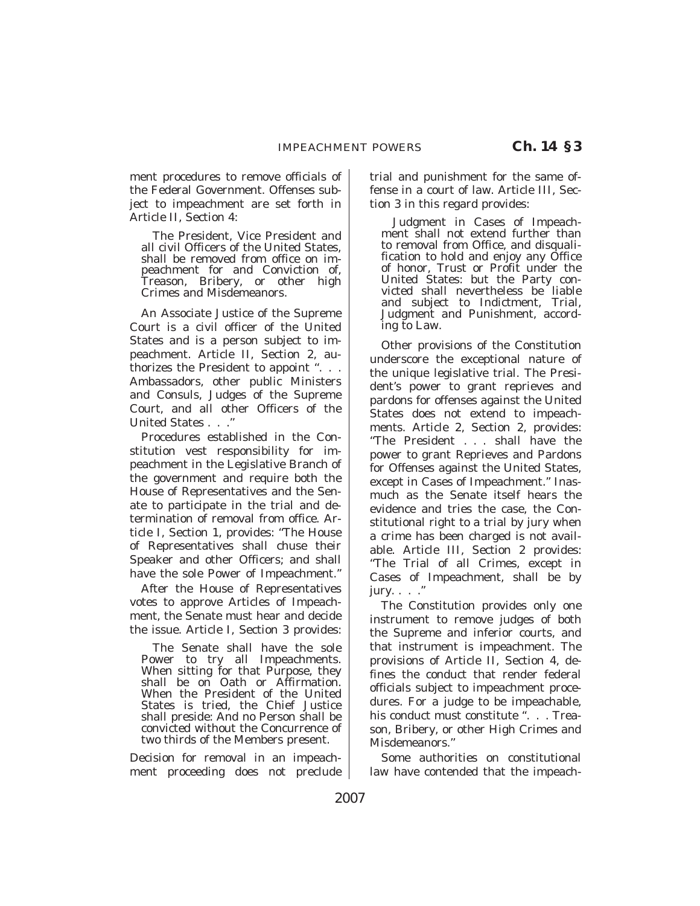ment procedures to remove officials of the Federal Government. Offenses subject to impeachment are set forth in Article II, Section 4:

> The President, Vice President and all civil Officers of the United States, shall be removed from office on impeachment for and Conviction of, Treason, Bribery, or other high Crimes and Misdemeanors.

An Associate Justice of the Supreme Court is a civil officer of the United States and is a person subject to impeachment. Article II, Section 2, authorizes the President to appoint ''. . . Ambassadors, other public Ministers and Consuls, Judges of the Supreme Court, and all other Officers of the United States . . .''

Procedures established in the Constitution vest responsibility for impeachment in the Legislative Branch of the government and require both the House of Representatives and the Senate to participate in the trial and determination of removal from office. Article I, Section 1, provides: ''The House of Representatives shall chuse their Speaker and other Officers; and shall have the sole Power of Impeachment.''

After the House of Representatives votes to approve Articles of Impeachment, the Senate must hear and decide the issue. Article I, Section 3 provides:

> The Senate shall have the sole Power to try all Impeachments. When sitting for that Purpose, they shall be on Oath or Affirmation. When the President of the United States is tried, the Chief Justice shall preside: And no Person shall be convicted without the Concurrence of two thirds of the Members present.

Decision for removal in an impeachment proceeding does not preclude trial and punishment for the same offense in a court of law. Article III, Section 3 in this regard provides:

> Judgment in Cases of Impeachment shall not extend further than to removal from Office, and disqualification to hold and enjoy any Office of honor, Trust or Profit under the United States: but the Party convicted shall nevertheless be liable and subject to Indictment, Trial, Judgment and Punishment, according to Law.

Other provisions of the Constitution underscore the exceptional nature of the unique legislative trial. The President's power to grant reprieves and pardons for offenses against the United States does not extend to impeachments. Article 2, Section 2, provides: ''The President . . . shall have the power to grant Reprieves and Pardons for Offenses against the United States, except in Cases of Impeachment.'' Inasmuch as the Senate itself hears the evidence and tries the case, the Constitutional right to a trial by jury when a crime has been charged is not available. Article III, Section 2 provides: ''The Trial of all Crimes, except in Cases of Impeachment, shall be by jury. . . .''

The Constitution provides only one instrument to remove judges of both the Supreme and inferior courts, and that instrument is impeachment. The provisions of Article II, Section 4, defines the conduct that render federal officials subject to impeachment procedures. For a judge to be impeachable, his conduct must constitute ''. . . Treason, Bribery, or other High Crimes and Misdemeanors.''

Some authorities on constitutional law have contended that the impeach-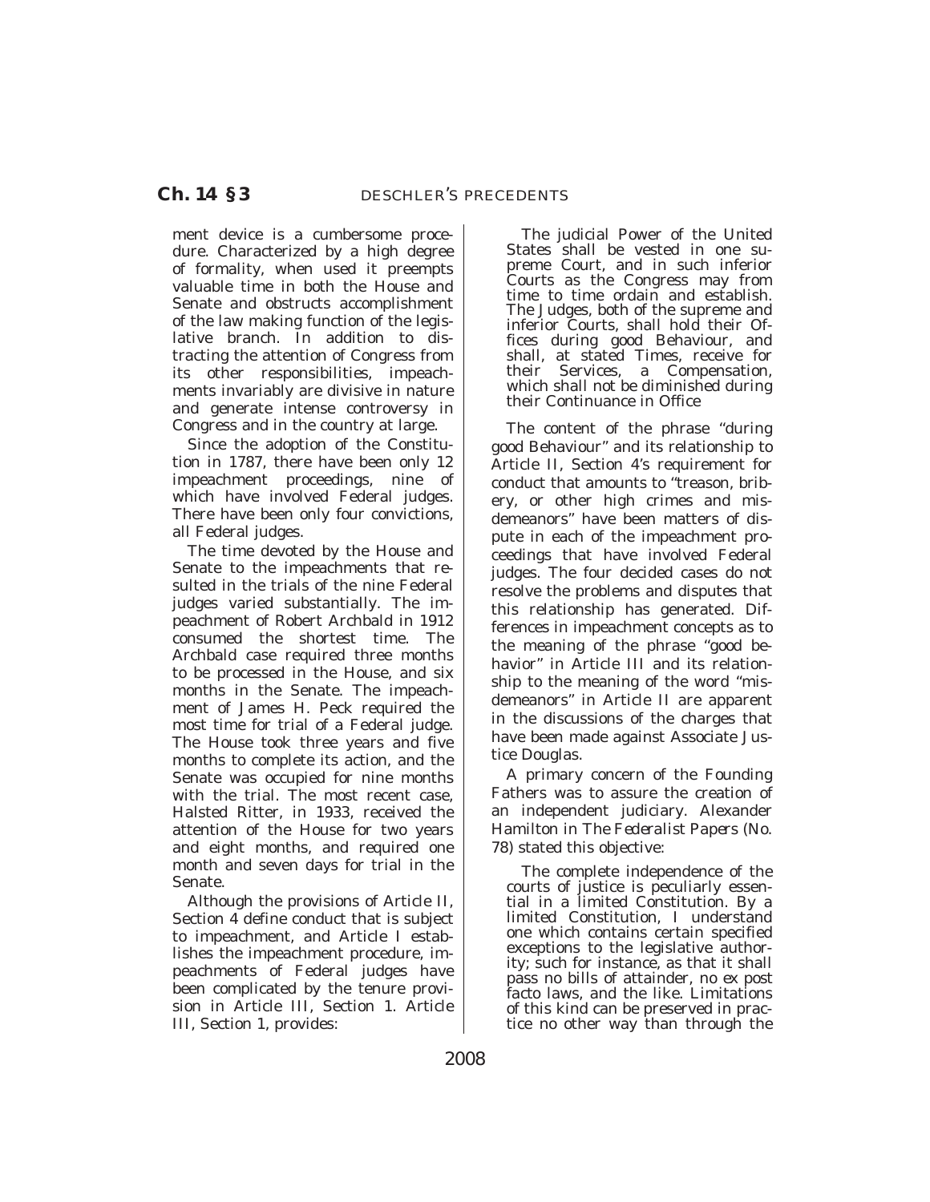ment device is a cumbersome procedure. Characterized by a high degree of formality, when used it preempts valuable time in both the House and Senate and obstructs accomplishment of the law making function of the legislative branch. In addition to distracting the attention of Congress from its other responsibilities, impeachments invariably are divisive in nature and generate intense controversy in Congress and in the country at large.

Since the adoption of the Constitution in 1787, there have been only 12 impeachment proceedings, nine of which have involved Federal judges. There have been only four convictions, all Federal judges.

The time devoted by the House and Senate to the impeachments that resulted in the trials of the nine Federal judges varied substantially. The impeachment of Robert Archbald in 1912 consumed the shortest time. The Archbald case required three months to be processed in the House, and six months in the Senate. The impeachment of James H. Peck required the most time for trial of a Federal judge. The House took three years and five months to complete its action, and the Senate was occupied for nine months with the trial. The most recent case, Halsted Ritter, in 1933, received the attention of the House for two years and eight months, and required one month and seven days for trial in the Senate.

Although the provisions of Article II, Section 4 define conduct that is subject to impeachment, and Article I establishes the impeachment procedure, impeachments of Federal judges have been complicated by the tenure provision in Article III, Section 1. Article III, Section 1, provides:

> The judicial Power of the United States shall be vested in one supreme Court, and in such inferior Courts as the Congress may from time to time ordain and establish. The Judges, both of the supreme and inferior Courts, shall hold their Offices during good Behaviour, and shall, at stated Times, receive for their Services, a Compensation, which shall not be diminished during their Continuance in Office

The content of the phrase "during good Behaviour" and its relationship to Article II, Section 4's requirement for conduct that amounts to "treason, bribery, or other high crimes and misdemeanors" have been matters of dispute in each of the impeachment proceedings that have involved Federal judges. The four decided cases do not resolve the problems and disputes that this relationship has generated. Differences in impeachment concepts as to the meaning of the phrase "good behavior" in Article III and its relationship to the meaning of the word "misdemeanors" in Article II are apparent in the discussions of the charges that have been made against Associate Justice Douglas.

A primary concern of the Founding Fathers was to assure the creation of an independent judiciary. Alexander Hamilton in *The Federalist Papers* (No. 78) stated this objective:

> The complete independence of the courts of justice is peculiarly essential in a limited Constitution. By a limited Constitution, I understand one which contains certain specified exceptions to the legislative authority; such for instance, as that it shall pass no bills of attainder, no ex post facto laws, and the like. Limitations of this kind can be preserved in practice no other way than through the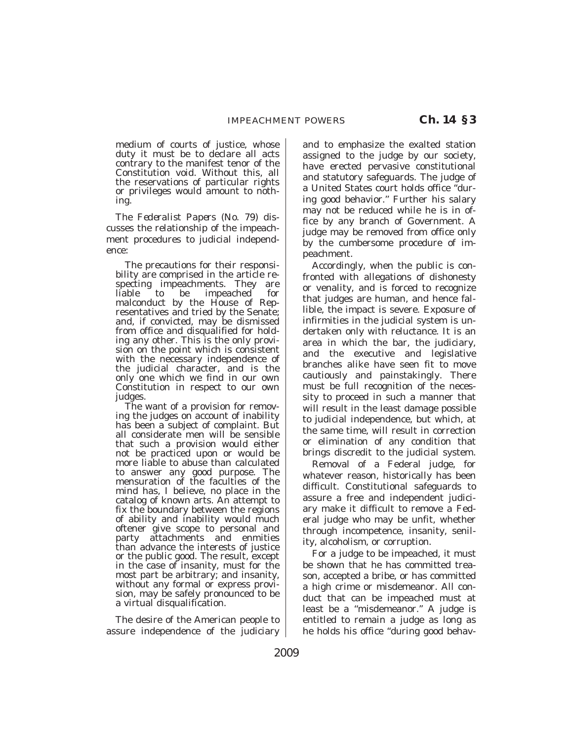medium of courts of justice, whose duty it must be to declare all acts contrary to the manifest tenor of the Constitution void. Without this, all the reservations of particular rights or privileges would amount to nothing.

*The Federalist Papers* (No. 79) discusses the relationship of the impeachment procedures to judicial independence:

> The precautions for their responsibility are comprised in the article respecting impeachments. They are liable to be impeached for malconduct by the House of Representatives and tried by the Senate; and, if convicted, may be dismissed from office and disqualified for holding any other. This is the only provision on the point which is consistent with the necessary independence of the judicial character, and is the only one which we find in our own Constitution in respect to our own judges.
>
> The want of a provision for removing the judges on account of inability has been a subject of complaint. But all considerate men will be sensible that such a provision would either not be practiced upon or would be more liable to abuse than calculated to answer any good purpose. The mensuration of the faculties of the mind has, I believe, no place in the catalog of known arts. An attempt to fix the boundary between the regions of ability and inability would much oftener give scope to personal and party attachments and enmities than advance the interests of justice or the public good. The result, except in the case of insanity, must for the most part be arbitrary; and insanity, without any formal or express provision, may be safely pronounced to be a virtual disqualification.

The desire of the American people to assure independence of the judiciary and to emphasize the exalted station assigned to the judge by our society, have erected pervasive constitutional and statutory safeguards. The judge of a United States court holds office "during good behavior." Further his salary may not be reduced while he is in office by any branch of Government. A judge may be removed from office only by the cumbersome procedure of impeachment.

Accordingly, when the public is confronted with allegations of dishonesty or venality, and is forced to recognize that judges are human, and hence fallible, the impact is severe. Exposure of infirmities in the judicial system is undertaken only with reluctance. It is an area in which the bar, the judiciary, and the executive and legislative branches alike have seen fit to move cautiously and painstakingly. There must be full recognition of the necessity to proceed in such a manner that will result in the least damage possible to judicial independence, but which, at the same time, will result in correction or elimination of any condition that brings discredit to the judicial system.

Removal of a Federal judge, for whatever reason, historically has been difficult. Constitutional safeguards to assure a free and independent judiciary make it difficult to remove a Federal judge who may be unfit, whether through incompetence, insanity, senility, alcoholism, or corruption.

For a judge to be impeached, it must be shown that he has committed treason, accepted a bribe, or has committed a high crime or misdemeanor. All conduct that can be impeached must at least be a "misdemeanor." A judge is entitled to remain a judge as long as he holds his office "during good behav-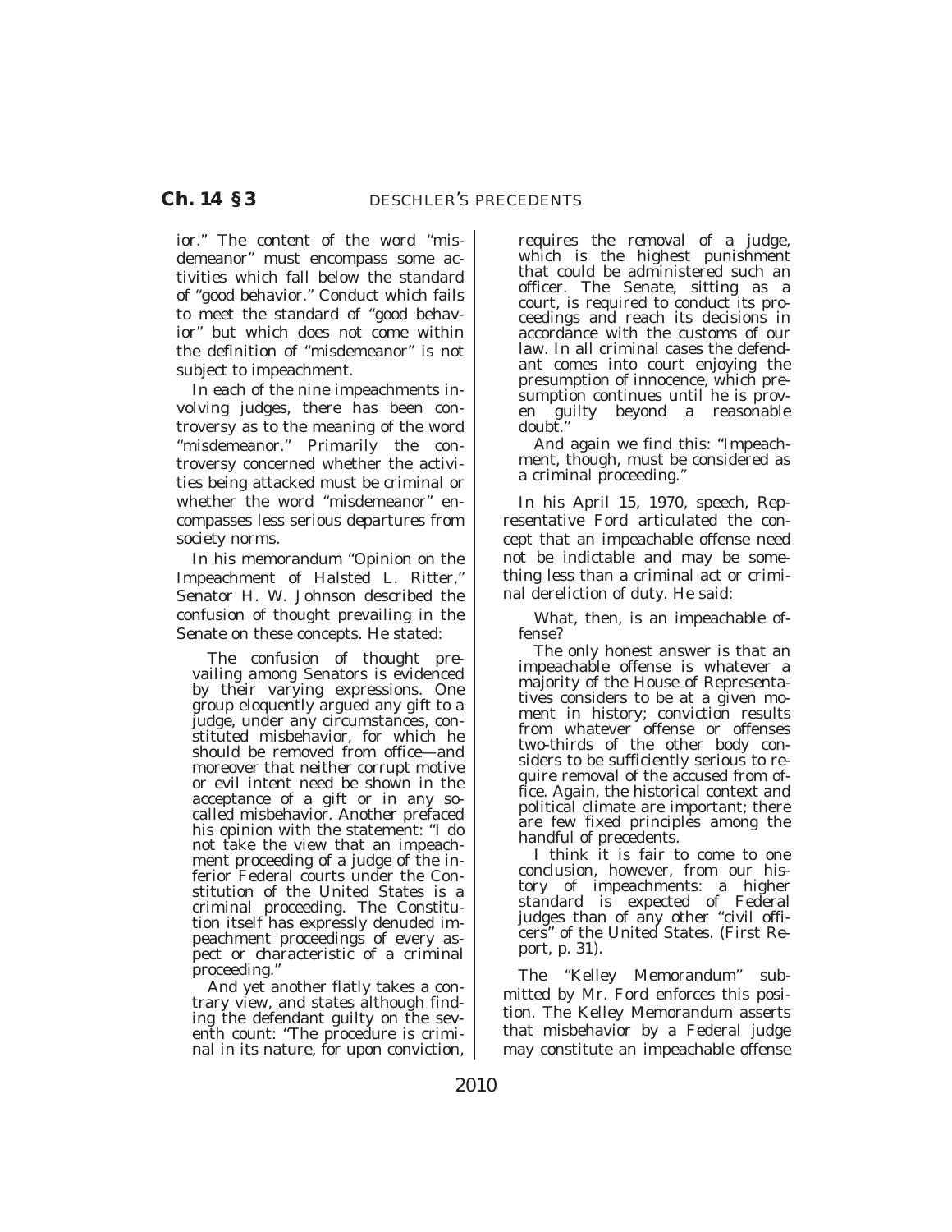ior." The content of the word "misdemeanor" must encompass some activities which fall below the standard of "good behavior." Conduct which fails to meet the standard of "good behavior" but which does not come within the definition of "misdemeanor" is not subject to impeachment.

In each of the nine impeachments involving judges, there has been controversy as to the meaning of the word "misdemeanor." Primarily the controversy concerned whether the activities being attacked must be criminal or whether the word "misdemeanor" encompasses less serious departures from society norms.

In his memorandum "Opinion on the Impeachment of Halsted L. Ritter," Senator H. W. Johnson described the confusion of thought prevailing in the Senate on these concepts. He stated:

> The confusion of thought prevailing among Senators is evidenced by their varying expressions. One group eloquently argued any gift to a judge, under any circumstances, constituted misbehavior, for which he should be removed from office—and moreover that neither corrupt motive or evil intent need be shown in the acceptance of a gift or in any so-called misbehavior. Another prefaced his opinion with the statement: "I do not take the view that an impeachment proceeding of a judge of the inferior Federal courts under the Constitution of the United States is a criminal proceeding. The Constitution itself has expressly denuded impeachment proceedings of every aspect or characteristic of a criminal proceeding."
>
> And yet another flatly takes a contrary view, and states although finding the defendant guilty on the seventh count: "The procedure is criminal in its nature, for upon conviction, requires the removal of a judge, which is the highest punishment that could be administered such an officer. The Senate, sitting as a court, is required to conduct its proceedings and reach its decisions in accordance with the customs of our law. In all criminal cases the defendant comes into court enjoying the presumption of innocence, which presumption continues until he is proven guilty beyond a reasonable doubt."
>
> And again we find this: "Impeachment, though, must be considered as a criminal proceeding."

In his April 15, 1970, speech, Representative Ford articulated the concept that an impeachable offense need not be indictable and may be something less than a criminal act or criminal dereliction of duty. He said:

> What, then, is an impeachable offense?
>
> The only honest answer is that an impeachable offense is whatever a majority of the House of Representatives considers to be at a given moment in history; conviction results from whatever offense or offenses two-thirds of the other body considers to be sufficiently serious to require removal of the accused from office. Again, the historical context and political climate are important; there are few fixed principles among the handful of precedents.
>
> I think it is fair to come to one conclusion, however, from our history of impeachments: a higher standard is expected of Federal judges than of any other "civil officers" of the United States. (First Report, p. 31).

The "Kelley Memorandum" submitted by Mr. Ford enforces this position. The Kelley Memorandum asserts that misbehavior by a Federal judge may constitute an impeachable offense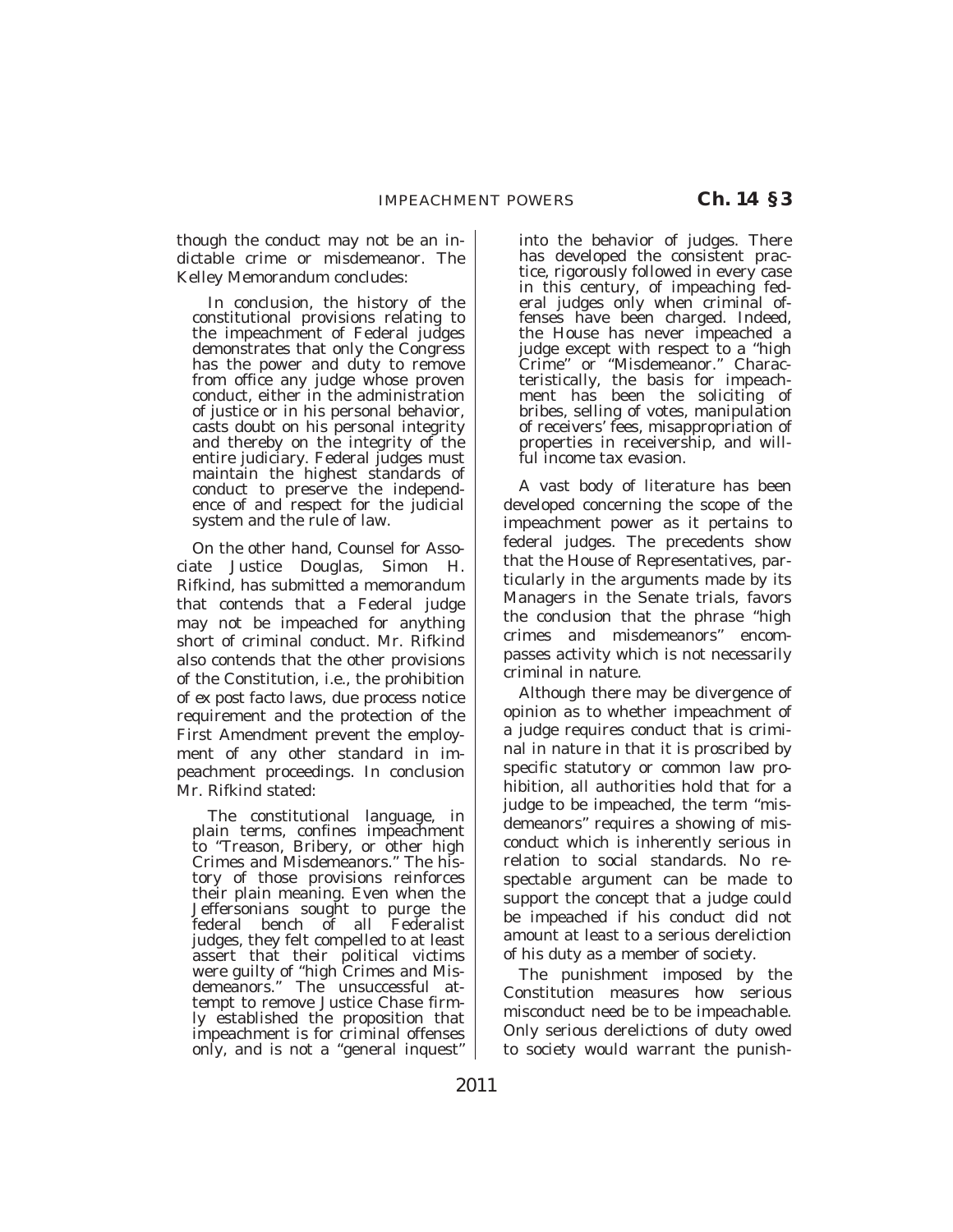though the conduct may not be an indictable crime or misdemeanor. The Kelley Memorandum concludes:

> In conclusion, the history of the constitutional provisions relating to the impeachment of Federal judges demonstrates that only the Congress has the power and duty to remove from office any judge whose proven conduct, either in the administration of justice or in his personal behavior, casts doubt on his personal integrity and thereby on the integrity of the entire judiciary. Federal judges must maintain the highest standards of conduct to preserve the independence of and respect for the judicial system and the rule of law.

On the other hand, Counsel for Associate Justice Douglas, Simon H. Rifkind, has submitted a memorandum that contends that a Federal judge may not be impeached for anything short of criminal conduct. Mr. Rifkind also contends that the other provisions of the Constitution, i.e., the prohibition of *ex post facto* laws, due process notice requirement and the protection of the First Amendment prevent the employment of any other standard in impeachment proceedings. In conclusion Mr. Rifkind stated:

> The constitutional language, in plain terms, confines impeachment to "Treason, Bribery, or other high Crimes and Misdemeanors." The history of those provisions reinforces their plain meaning. Even when the Jeffersonians sought to purge the federal bench of all Federalist judges, they felt compelled to at least assert that their political victims were guilty of "high Crimes and Misdemeanors." The unsuccessful attempt to remove Justice Chase firmly established the proposition that impeachment is for criminal offenses only, and is not a "general inquest" into the behavior of judges. There has developed the consistent practice, rigorously followed in every case in this century, of impeaching federal judges only when criminal offenses have been charged. Indeed, the House has never impeached a judge except with respect to a "high Crime" or "Misdemeanor." Characteristically, the basis for impeachment has been the soliciting of bribes, selling of votes, manipulation of receivers' fees, misappropriation of properties in receivership, and willful income tax evasion.

A vast body of literature has been developed concerning the scope of the impeachment power as it pertains to federal judges. The precedents show that the House of Representatives, particularly in the arguments made by its Managers in the Senate trials, favors the conclusion that the phrase "high crimes and misdemeanors" encompasses activity which is not necessarily criminal in nature.

Although there may be divergence of opinion as to whether impeachment of a judge requires conduct that is criminal in nature in that it is proscribed by specific statutory or common law prohibition, all authorities hold that for a judge to be impeached, the term "misdemeanors" requires a showing of misconduct which is inherently serious in relation to social standards. No respectable argument can be made to support the concept that a judge could be impeached if his conduct did not amount at least to a serious dereliction of his duty as a member of society.

The punishment imposed by the Constitution measures how serious misconduct need be to be impeachable. Only serious derelictions of duty owed to society would warrant the punish-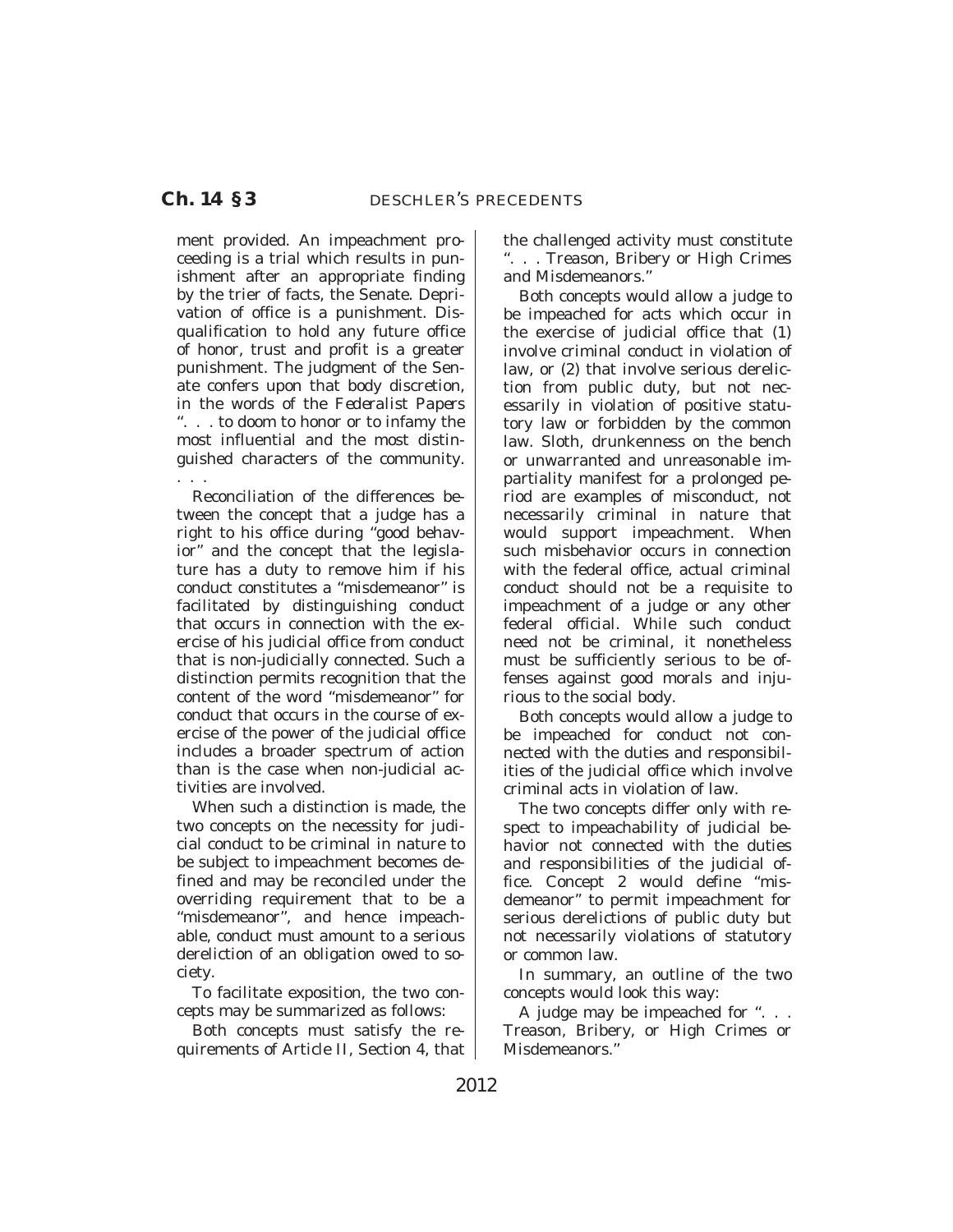ment provided. An impeachment proceeding is a trial which results in punishment after an appropriate finding by the trier of facts, the Senate. Deprivation of office is a punishment. Disqualification to hold any future office of honor, trust and profit is a greater punishment. The judgment of the Senate confers upon that body discretion, in the words of the *Federalist Papers* ". . . to doom to honor or to infamy the most influential and the most distinguished characters of the community. . . .

Reconciliation of the differences between the concept that a judge has a right to his office during "good behavior" and the concept that the legislature has a duty to remove him if his conduct constitutes a "misdemeanor" is facilitated by distinguishing conduct that occurs in connection with the exercise of his judicial office from conduct that is non-judicially connected. Such a distinction permits recognition that the content of the word "misdemeanor" for conduct that occurs in the course of exercise of the power of the judicial office includes a broader spectrum of action than is the case when non-judicial activities are involved.

When such a distinction is made, the two concepts on the necessity for judicial conduct to be criminal in nature to be subject to impeachment becomes defined and may be reconciled under the overriding requirement that to be a "misdemeanor", and hence impeachable, conduct must amount to a serious dereliction of an obligation owed to society.

To facilitate exposition, the two concepts may be summarized as follows:

Both concepts must satisfy the requirements of Article II, Section 4, that the challenged activity must constitute ". . . Treason, Bribery or High Crimes and Misdemeanors."

Both concepts would allow a judge to be impeached for acts which occur in the exercise of judicial office that (1) involve criminal conduct in violation of law, or (2) that involve serious dereliction from public duty, but not necessarily in violation of positive statutory law or forbidden by the common law. Sloth, drunkenness on the bench or unwarranted and unreasonable impartiality manifest for a prolonged period are examples of misconduct, not necessarily criminal in nature that would support impeachment. When such misbehavior occurs in connection with the federal office, actual criminal conduct should not be a requisite to impeachment of a judge or any other federal official. While such conduct need not be criminal, it nonetheless must be sufficiently serious to be offenses against good morals and injurious to the social body.

Both concepts would allow a judge to be impeached for conduct not connected with the duties and responsibilities of the judicial office which involve criminal acts in violation of law.

The two concepts differ only with respect to impeachability of judicial behavior not connected with the duties and responsibilities of the judicial office. Concept 2 would define "misdemeanor" to permit impeachment for serious derelictions of public duty but not necessarily violations of statutory or common law.

In summary, an outline of the two concepts would look this way:

A judge may be impeached for ". . . Treason, Bribery, or High Crimes or Misdemeanors."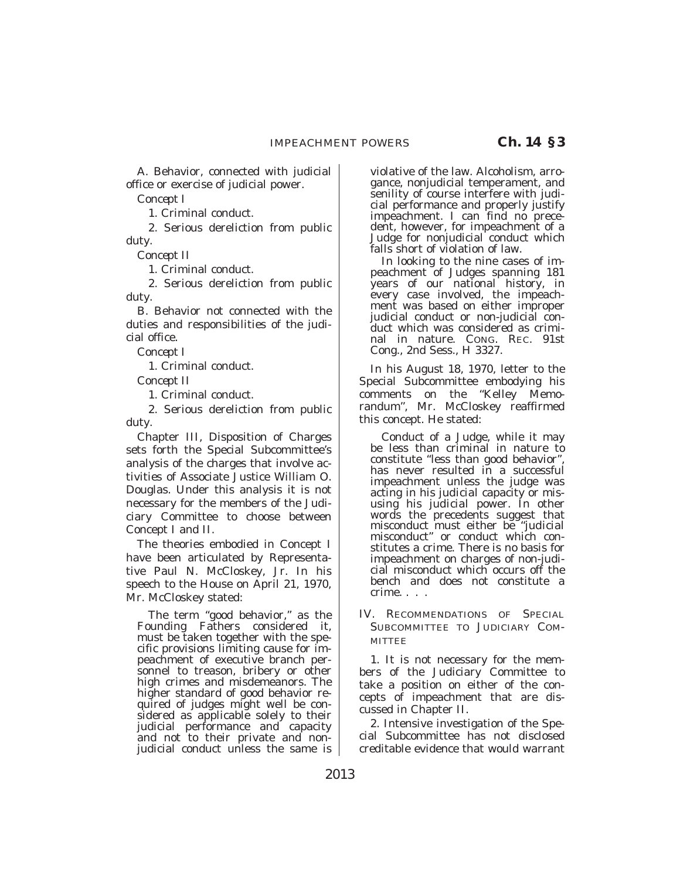A. Behavior, connected with judicial office or exercise of judicial power.

*Concept I*

1. Criminal conduct.

2. Serious dereliction from public duty.

*Concept II*

1. Criminal conduct.

2. Serious dereliction from public duty.

B. Behavior not connected with the duties and responsibilities of the judicial office.

*Concept I*

1. Criminal conduct.

*Concept II*

1. Criminal conduct.

2. Serious dereliction from public duty.

Chapter III, Disposition of Charges sets forth the Special Subcommittee's analysis of the charges that involve activities of Associate Justice William O. Douglas. Under this analysis it is not necessary for the members of the Judiciary Committee to choose between Concept I and II.

The theories embodied in Concept I have been articulated by Representative Paul N. McCloskey, Jr. In his speech to the House on April 21, 1970, Mr. McCloskey stated:

> The term "good behavior," as the Founding Fathers considered it, must be taken together with the specific provisions limiting cause for impeachment of executive branch personnel to treason, bribery or other high crimes and misdemeanors. The higher standard of good behavior required of judges might well be considered as applicable solely to their judicial performance and capacity and not to their private and nonjudicial conduct unless the same is violative of the law. Alcoholism, arrogance, nonjudicial temperament, and senility of course interfere with judicial performance and properly justify impeachment. I can find no precedent, however, for impeachment of a Judge for nonjudicial conduct which falls short of violation of law.
>
> In looking to the nine cases of impeachment of Judges spanning 181 years of our national history, in every case involved, the impeachment was based on either improper judicial conduct or non-judicial conduct which was considered as criminal in nature. CONG. REC. 91st Cong., 2nd Sess., H 3327.

In his August 18, 1970, letter to the Special Subcommittee embodying his comments on the "Kelley Memorandum", Mr. McCloskey reaffirmed this concept. He stated:

> Conduct of a Judge, while it may be less than criminal in nature to constitute "less than good behavior", has never resulted in a successful impeachment unless the judge was acting in his judicial capacity or misusing his judicial power. In other words the precedents suggest that misconduct must either be "judicial misconduct" or conduct which constitutes a crime. There is no basis for impeachment on charges of non-judicial misconduct which occurs off the bench and does not constitute a crime. . . .

IV. RECOMMENDATIONS OF SPECIAL SUBCOMMITTEE TO JUDICIARY COMMITTEE

1. It is not necessary for the members of the Judiciary Committee to take a position on either of the concepts of impeachment that are discussed in Chapter II.

2. Intensive investigation of the Special Subcommittee has not disclosed creditable evidence that would warrant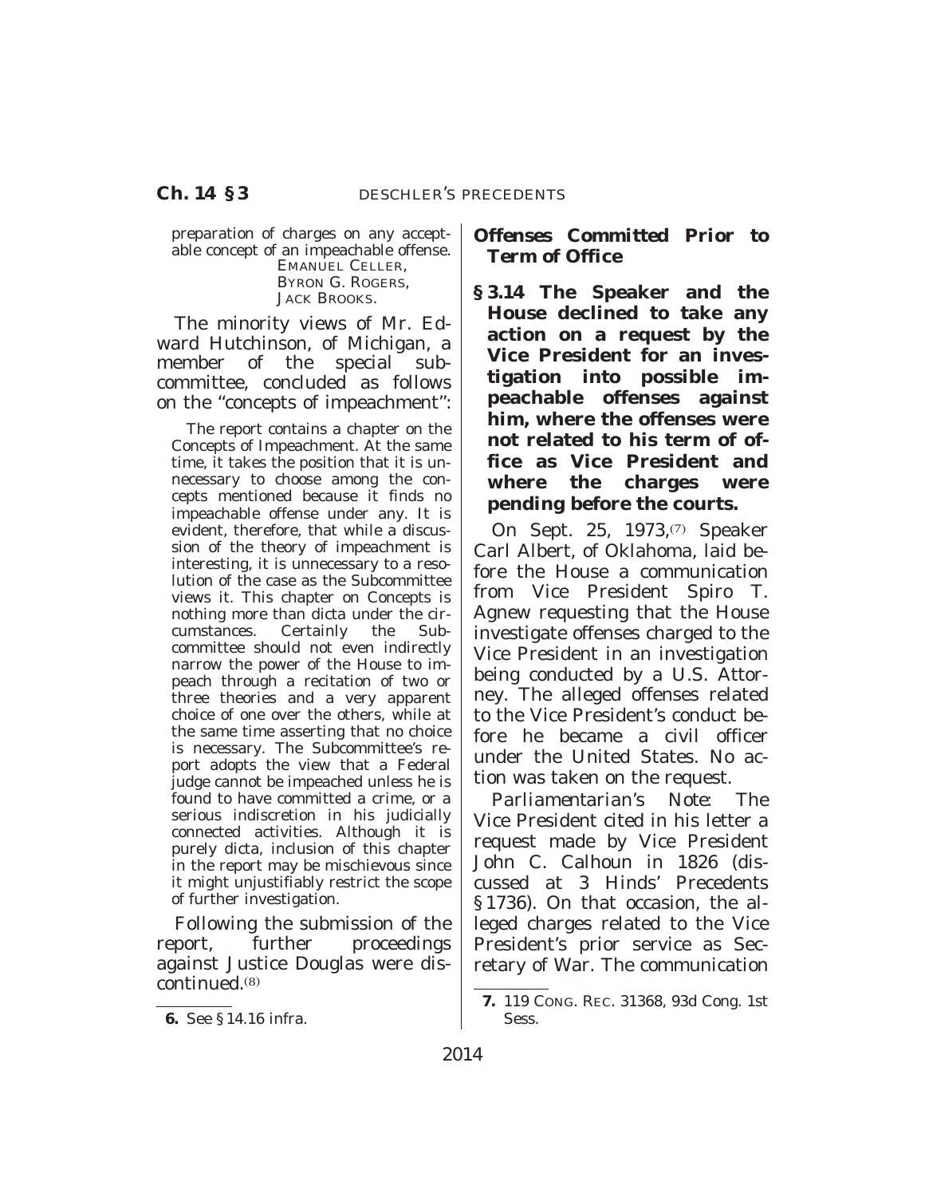preparation of charges on any acceptable concept of an impeachable offense.

EMANUEL CELLER,
BYRON G. ROGERS,
JACK BROOKS.

The minority views of Mr. Edward Hutchinson, of Michigan, a member of the special subcommittee, concluded as follows on the "concepts of impeachment":

> The report contains a chapter on the Concepts of Impeachment. At the same time, it takes the position that it is unnecessary to choose among the concepts mentioned because it finds no impeachable offense under any. It is evident, therefore, that while a discussion of the theory of impeachment is interesting, it is unnecessary to a resolution of the case as the Subcommittee views it. This chapter on Concepts is nothing more than dicta under the circumstances. Certainly the Subcommittee should not even indirectly narrow the power of the House to impeach through a recitation of two or three theories and a very apparent choice of one over the others, while at the same time asserting that no choice is necessary. The Subcommittee's report adopts the view that a Federal judge cannot be impeached unless he is found to have committed a crime, or a serious indiscretion in his judicially connected activities. Although it is purely dicta, inclusion of this chapter in the report may be mischievous since it might unjustifiably restrict the scope of further investigation.

Following the submission of the report, further proceedings against Justice Douglas were discontinued.[8]

6. See § 14.16 infra.

### Offenses Committed Prior to Term of Office

**§ 3.14 The Speaker and the House declined to take any action on a request by the Vice President for an investigation into possible impeachable offenses against him, where the offenses were not related to his term of office as Vice President and where the charges were pending before the courts.**

On Sept. 25, 1973,[7] Speaker Carl Albert, of Oklahoma, laid before the House a communication from Vice President Spiro T. Agnew requesting that the House investigate offenses charged to the Vice President in an investigation being conducted by a U.S. Attorney. The alleged offenses related to the Vice President's conduct before he became a civil officer under the United States. No action was taken on the request.

*Parliamentarian's Note:* The Vice President cited in his letter a request made by Vice President John C. Calhoun in 1826 (discussed at 3 Hinds' Precedents § 1736). On that occasion, the alleged charges related to the Vice President's prior service as Secretary of War. The communication

7. 119 CONG. REC. 31368, 93d Cong. 1st Sess.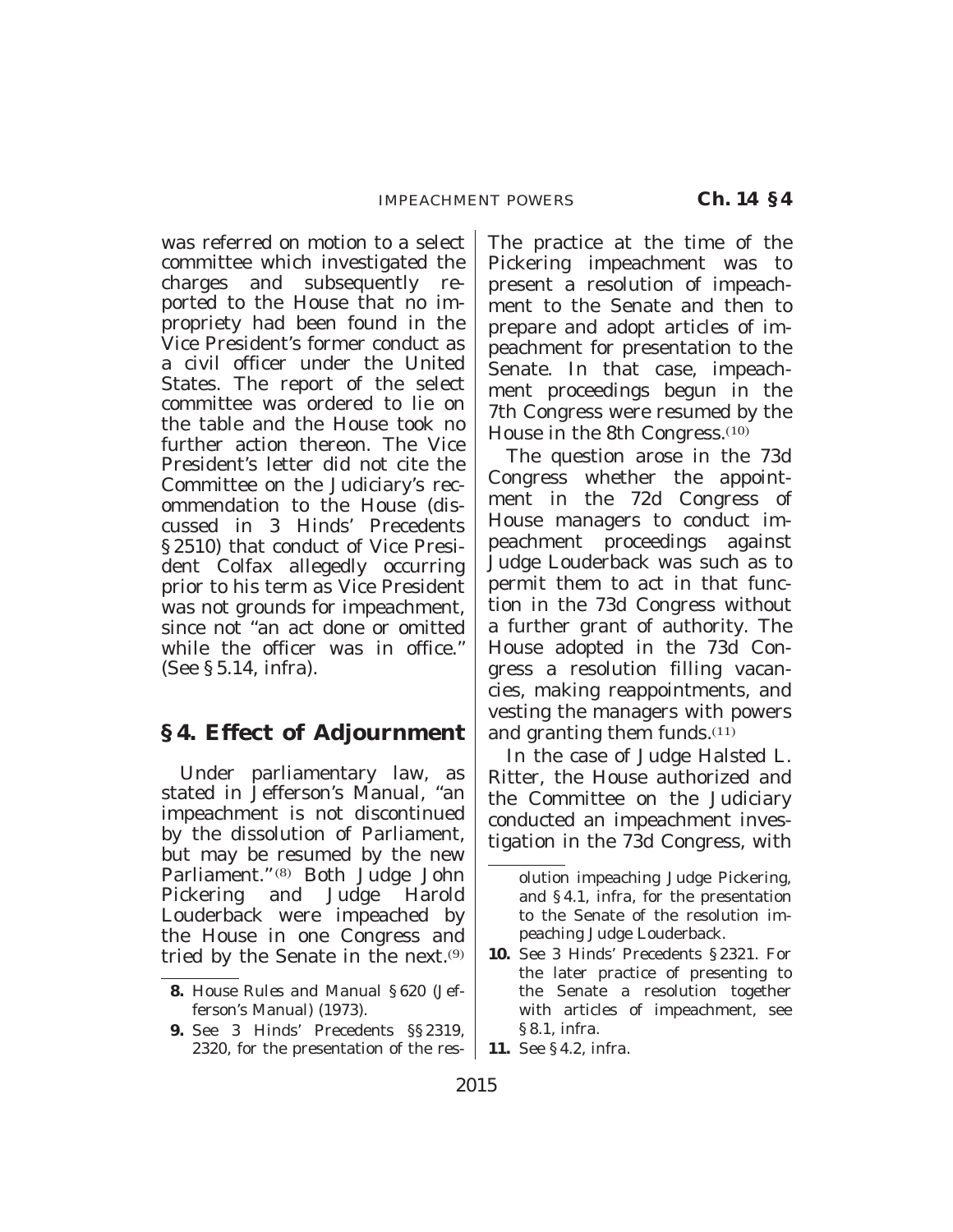was referred on motion to a select committee which investigated the charges and subsequently reported to the House that no impropriety had been found in the Vice President's former conduct as a civil officer under the United States. The report of the select committee was ordered to lie on the table and the House took no further action thereon. The Vice President's letter did not cite the Committee on the Judiciary's recommendation to the House (discussed in 3 Hinds' Precedents § 2510) that conduct of Vice President Colfax allegedly occurring prior to his term as Vice President was not grounds for impeachment, since not "an act done or omitted while the officer was in office." (See § 5.14, infra).

## § 4. Effect of Adjournment

Under parliamentary law, as stated in Jefferson's Manual, "an impeachment is not discontinued by the dissolution of Parliament, but may be resumed by the new Parliament."[8] Both Judge John Pickering and Judge Harold Louderback were impeached by the House in one Congress and tried by the Senate in the next.[9] The practice at the time of the Pickering impeachment was to present a resolution of impeachment to the Senate and then to prepare and adopt articles of impeachment for presentation to the Senate. In that case, impeachment proceedings begun in the 7th Congress were resumed by the House in the 8th Congress.[10]

The question arose in the 73d Congress whether the appointment in the 72d Congress of House managers to conduct impeachment proceedings against Judge Louderback was such as to permit them to act in that function in the 73d Congress without a further grant of authority. The House adopted in the 73d Congress a resolution filling vacancies, making reappointments, and vesting the managers with powers and granting them funds.[11]

In the case of Judge Halsted L. Ritter, the House authorized and the Committee on the Judiciary conducted an impeachment investigation in the 73d Congress, with

---

**8.** House Rules and Manual § 620 (Jefferson's Manual) (1973).

**9.** See 3 Hinds' Precedents §§ 2319, 2320, for the presentation of the resolution impeaching Judge Pickering, and § 4.1, infra, for the presentation to the Senate of the resolution impeaching Judge Louderback.

**10.** See 3 Hinds' Precedents § 2321. For the later practice of presenting to the Senate a resolution together with articles of impeachment, see § 8.1, infra.

**11.** See § 4.2, infra.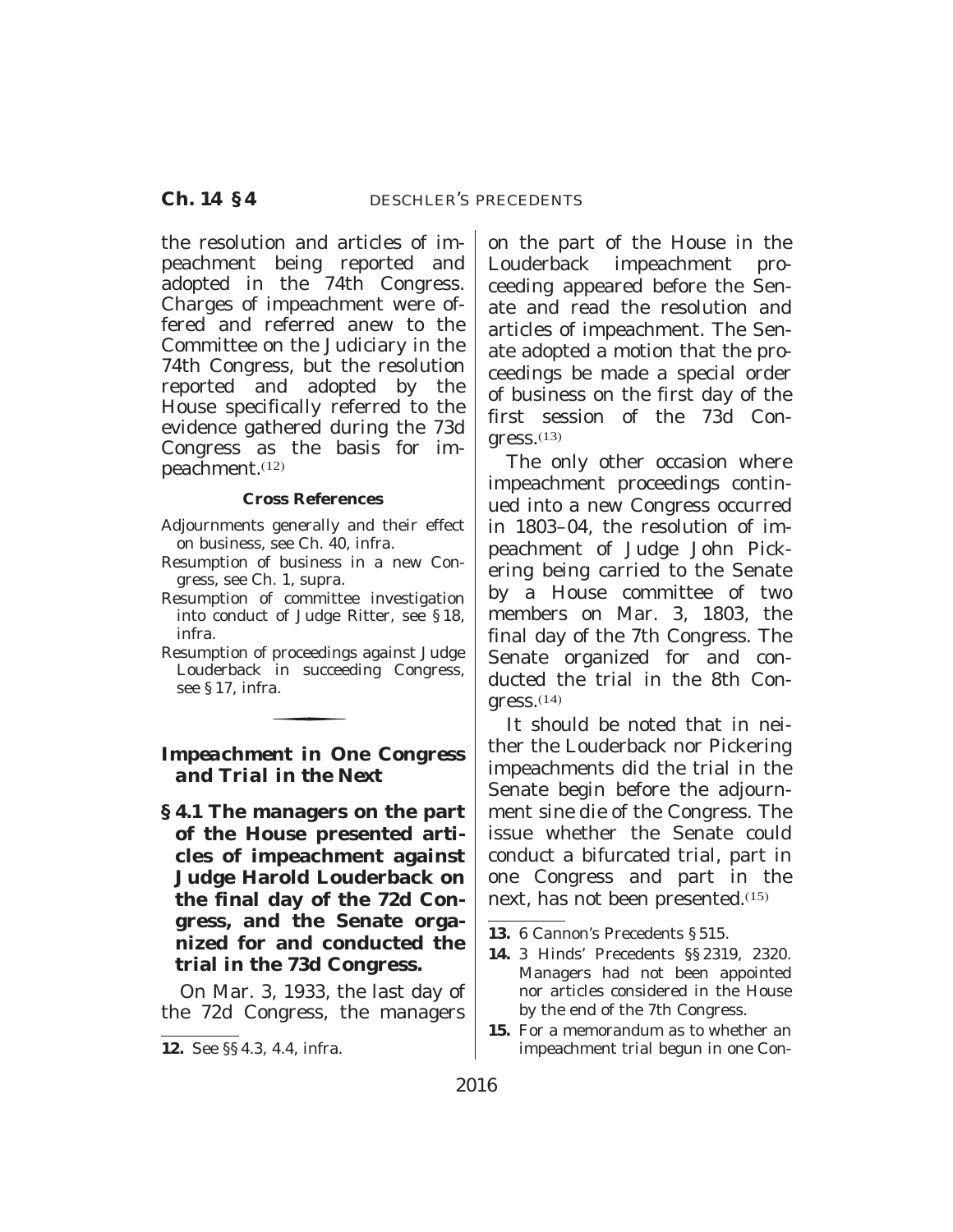the resolution and articles of impeachment being reported and adopted in the 74th Congress. Charges of impeachment were offered and referred anew to the Committee on the Judiciary in the 74th Congress, but the resolution reported and adopted by the House specifically referred to the evidence gathered during the 73d Congress as the basis for impeachment.[12]

**Cross References**

Adjournments generally and their effect on business, see Ch. 40, infra.

Resumption of business in a new Congress, see Ch. 1, supra.

Resumption of committee investigation into conduct of Judge Ritter, see § 18, infra.

Resumption of proceedings against Judge Louderback in succeeding Congress, see § 17, infra.

### *Impeachment in One Congress and Trial in the Next*

**§ 4.1 The managers on the part of the House presented articles of impeachment against Judge Harold Louderback on the final day of the 72d Congress, and the Senate organized for and conducted the trial in the 73d Congress.**

On Mar. 3, 1933, the last day of the 72d Congress, the managers on the part of the House in the Louderback impeachment proceeding appeared before the Senate and read the resolution and articles of impeachment. The Senate adopted a motion that the proceedings be made a special order of business on the first day of the first session of the 73d Congress.[13]

The only other occasion where impeachment proceedings continued into a new Congress occurred in 1803–04, the resolution of impeachment of Judge John Pickering being carried to the Senate by a House committee of two members on Mar. 3, 1803, the final day of the 7th Congress. The Senate organized for and conducted the trial in the 8th Congress.[14]

It should be noted that in neither the Louderback nor Pickering impeachments did the trial in the Senate begin before the adjournment sine die of the Congress. The issue whether the Senate could conduct a bifurcated trial, part in one Congress and part in the next, has not been presented.[15]

---

**12.** See §§ 4.3, 4.4, infra.

**13.** 6 Cannon's Precedents § 515.

**14.** 3 Hinds' Precedents §§ 2319, 2320. Managers had not been appointed nor articles considered in the House by the end of the 7th Congress.

**15.** For a memorandum as to whether an impeachment trial begun in one Con-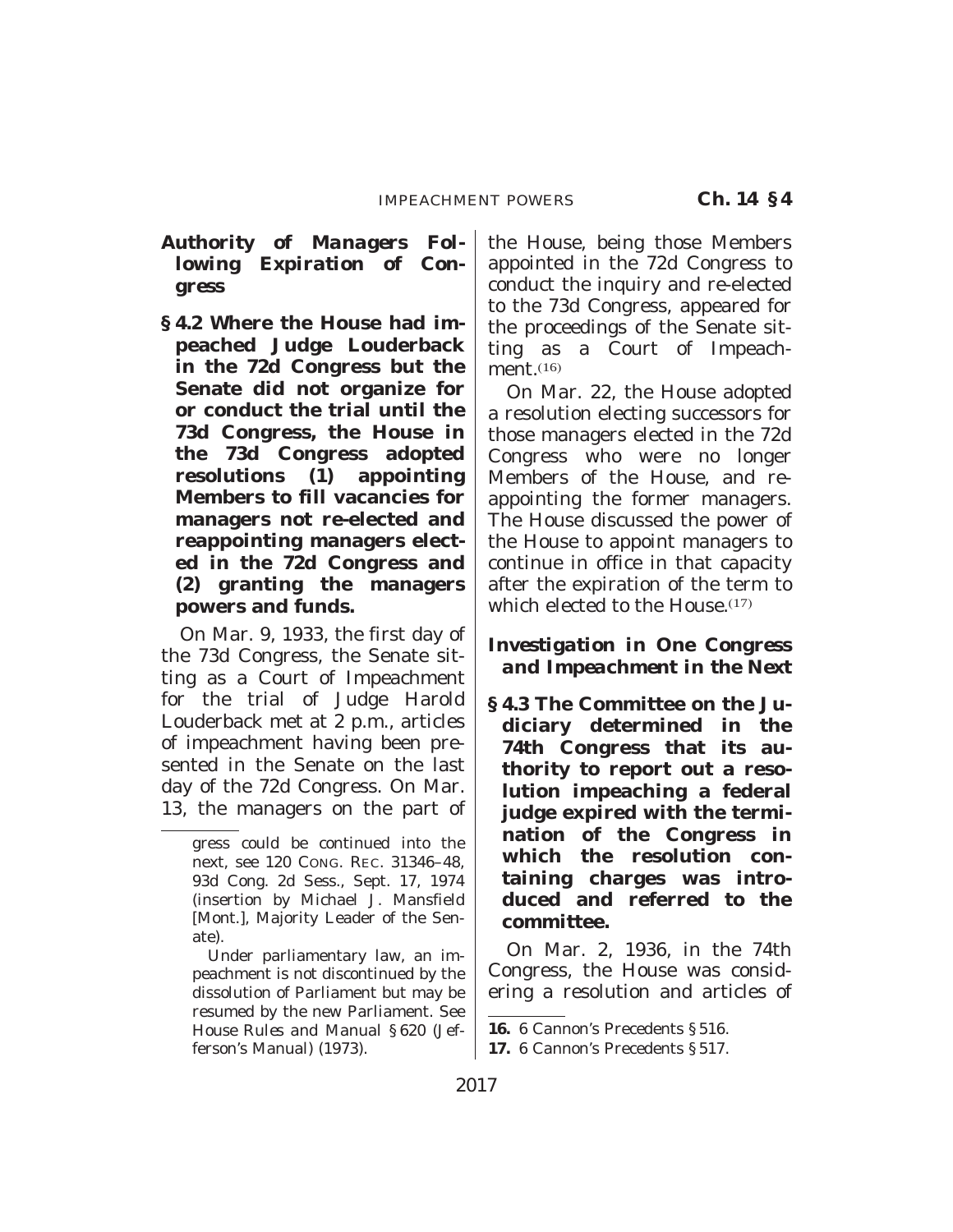### Authority of Managers Following Expiration of Congress

**§ 4.2 Where the House had impeached Judge Louderback in the 72d Congress but the Senate did not organize for or conduct the trial until the 73d Congress, the House in the 73d Congress adopted resolutions (1) appointing Members to fill vacancies for managers not re-elected and reappointing managers elected in the 72d Congress and (2) granting the managers powers and funds.**

On Mar. 9, 1933, the first day of the 73d Congress, the Senate sitting as a Court of Impeachment for the trial of Judge Harold Louderback met at 2 p.m., articles of impeachment having been presented in the Senate on the last day of the 72d Congress. On Mar. 13, the managers on the part of the House, being those Members appointed in the 72d Congress to conduct the inquiry and re-elected to the 73d Congress, appeared for the proceedings of the Senate sitting as a Court of Impeachment.[16]

On Mar. 22, the House adopted a resolution electing successors for those managers elected in the 72d Congress who were no longer Members of the House, and reappointing the former managers. The House discussed the power of the House to appoint managers to continue in office in that capacity after the expiration of the term to which elected to the House.[17]

### Investigation in One Congress and Impeachment in the Next

**§ 4.3 The Committee on the Judiciary determined in the 74th Congress that its authority to report out a resolution impeaching a federal judge expired with the termination of the Congress in which the resolution containing charges was introduced and referred to the committee.**

On Mar. 2, 1936, in the 74th Congress, the House was considering a resolution and articles of

---

gress could be continued into the next, see 120 Cong. Rec. 31346–48, 93d Cong. 2d Sess., Sept. 17, 1974 (insertion by Michael J. Mansfield [Mont.], Majority Leader of the Senate).

Under parliamentary law, an impeachment is not discontinued by the dissolution of Parliament but may be resumed by the new Parliament. See House Rules and Manual § 620 (Jefferson's Manual) (1973).

**16.** 6 Cannon's Precedents § 516.

**17.** 6 Cannon's Precedents § 517.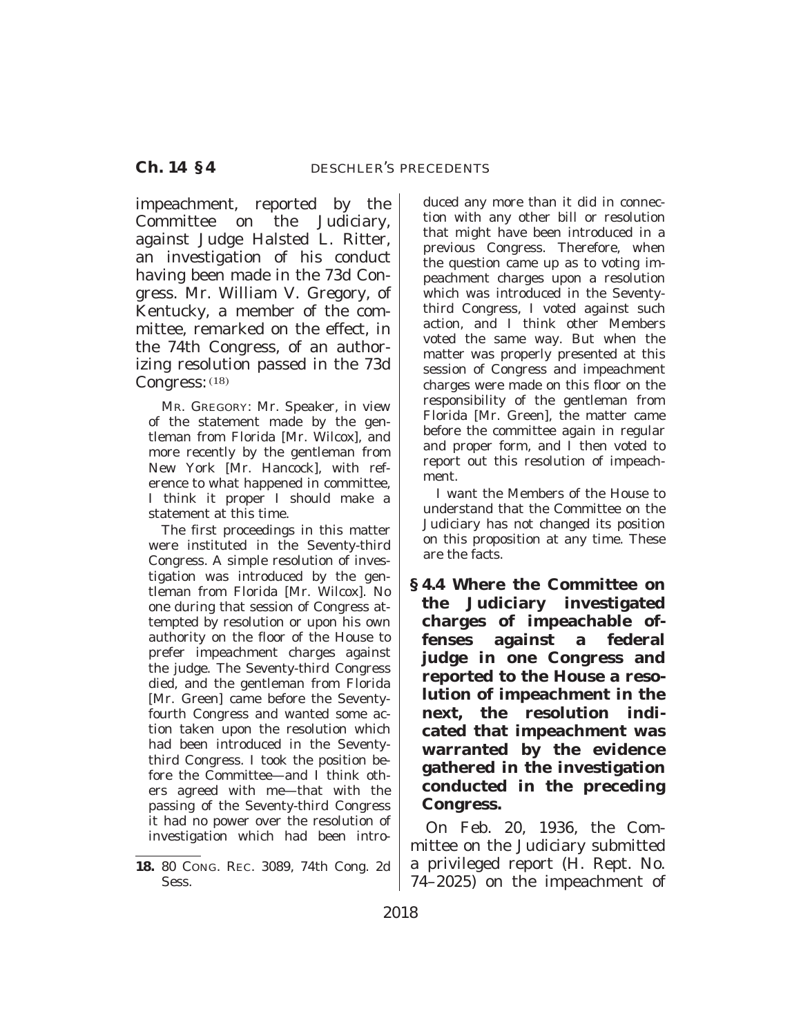impeachment, reported by the Committee on the Judiciary, against Judge Halsted L. Ritter, an investigation of his conduct having been made in the 73d Congress. Mr. William V. Gregory, of Kentucky, a member of the committee, remarked on the effect, in the 74th Congress, of an authorizing resolution passed in the 73d Congress: [18]

MR. GREGORY: Mr. Speaker, in view of the statement made by the gentleman from Florida [Mr. Wilcox], and more recently by the gentleman from New York [Mr. Hancock], with reference to what happened in committee, I think it proper I should make a statement at this time.

The first proceedings in this matter were instituted in the Seventy-third Congress. A simple resolution of investigation was introduced by the gentleman from Florida [Mr. Wilcox]. No one during that session of Congress attempted by resolution or upon his own authority on the floor of the House to prefer impeachment charges against the judge. The Seventy-third Congress died, and the gentleman from Florida [Mr. Green] came before the Seventy-fourth Congress and wanted some action taken upon the resolution which had been introduced in the Seventy-third Congress. I took the position before the Committee—and I think others agreed with me—that with the passing of the Seventy-third Congress it had no power over the resolution of investigation which had been introduced any more than it did in connection with any other bill or resolution that might have been introduced in a previous Congress. Therefore, when the question came up as to voting impeachment charges upon a resolution which was introduced in the Seventy-third Congress, I voted against such action, and I think other Members voted the same way. But when the matter was properly presented at this session of Congress and impeachment charges were made on this floor on the responsibility of the gentleman from Florida [Mr. Green], the matter came before the committee again in regular and proper form, and I then voted to report out this resolution of impeachment.

I want the Members of the House to understand that the Committee on the Judiciary has not changed its position on this proposition at any time. These are the facts.

**§ 4.4 Where the Committee on the Judiciary investigated charges of impeachable offenses against a federal judge in one Congress and reported to the House a resolution of impeachment in the next, the resolution indicated that impeachment was warranted by the evidence gathered in the investigation conducted in the preceding Congress.**

On Feb. 20, 1936, the Committee on the Judiciary submitted a privileged report (H. Rept. No. 74–2025) on the impeachment of

---

**18.** 80 CONG. REC. 3089, 74th Cong. 2d Sess.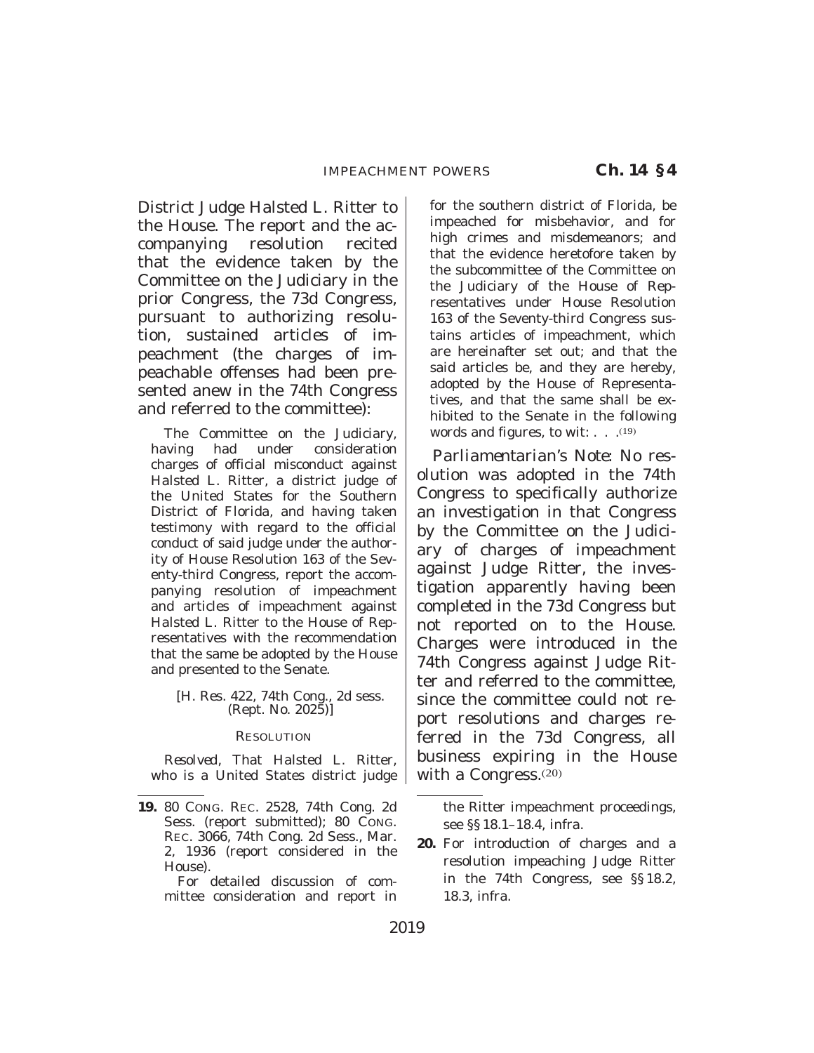District Judge Halsted L. Ritter to the House. The report and the accompanying resolution recited that the evidence taken by the Committee on the Judiciary in the prior Congress, the 73d Congress, pursuant to authorizing resolution, sustained articles of impeachment (the charges of impeachable offenses had been presented anew in the 74th Congress and referred to the committee):

> The Committee on the Judiciary, having had under consideration charges of official misconduct against Halsted L. Ritter, a district judge of the United States for the Southern District of Florida, and having taken testimony with regard to the official conduct of said judge under the authority of House Resolution 163 of the Seventy-third Congress, report the accompanying resolution of impeachment and articles of impeachment against Halsted L. Ritter to the House of Representatives with the recommendation that the same be adopted by the House and presented to the Senate.
>
> [H. Res. 422, 74th Cong., 2d sess. (Rept. No. 2025)]
>
> RESOLUTION
>
> *Resolved*, That Halsted L. Ritter, who is a United States district judge for the southern district of Florida, be impeached for misbehavior, and for high crimes and misdemeanors; and that the evidence heretofore taken by the subcommittee of the Committee on the Judiciary of the House of Representatives under House Resolution 163 of the Seventy-third Congress sustains articles of impeachment, which are hereinafter set out; and that the said articles be, and they are hereby, adopted by the House of Representatives, and that the same shall be exhibited to the Senate in the following words and figures, to wit: . . .[19]

*Parliamentarian's Note:* No resolution was adopted in the 74th Congress to specifically authorize an investigation in that Congress by the Committee on the Judiciary of charges of impeachment against Judge Ritter, the investigation apparently having been completed in the 73d Congress but not reported on to the House. Charges were introduced in the 74th Congress against Judge Ritter and referred to the committee, since the committee could not report resolutions and charges referred in the 73d Congress, all business expiring in the House with a Congress.[20]

---

**19.** 80 CONG. REC. 2528, 74th Cong. 2d Sess. (report submitted); 80 CONG. REC. 3066, 74th Cong. 2d Sess., Mar. 2, 1936 (report considered in the House).

For detailed discussion of committee consideration and report in the Ritter impeachment proceedings, see §§ 18.1–18.4, infra.

**20.** For introduction of charges and a resolution impeaching Judge Ritter in the 74th Congress, see §§ 18.2, 18.3, infra.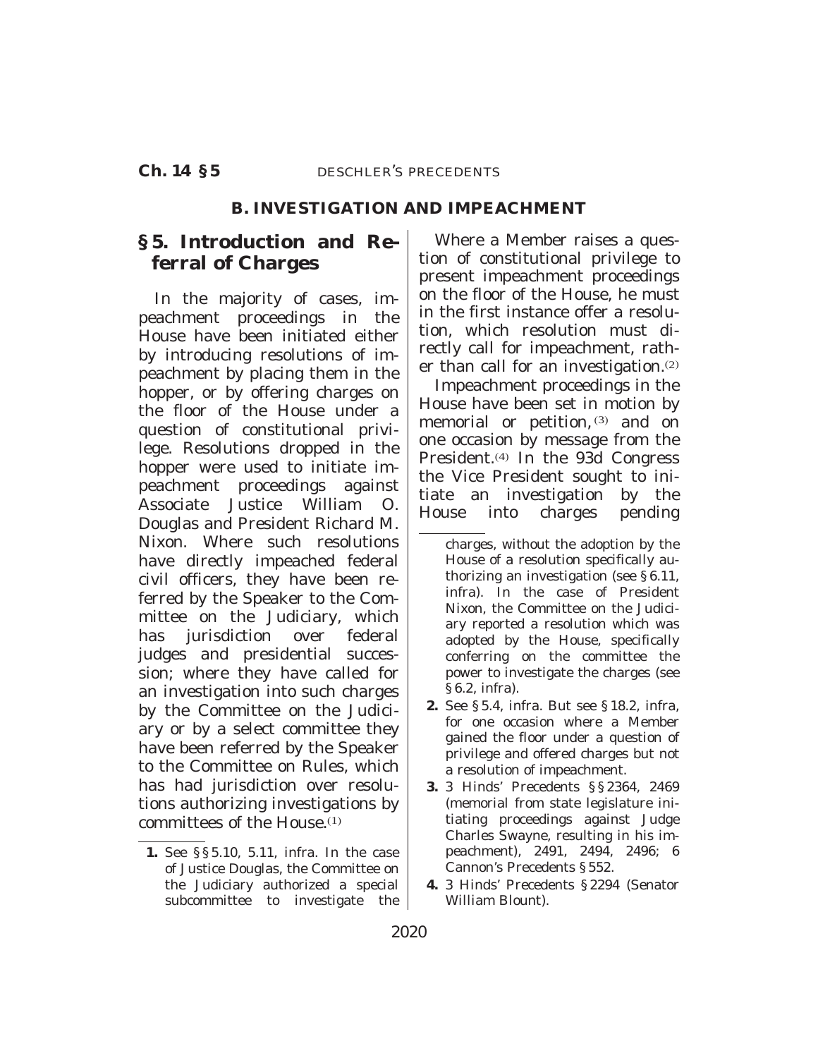## B. INVESTIGATION AND IMPEACHMENT

## § 5. Introduction and Referral of Charges

In the majority of cases, impeachment proceedings in the House have been initiated either by introducing resolutions of impeachment by placing them in the hopper, or by offering charges on the floor of the House under a question of constitutional privilege. Resolutions dropped in the hopper were used to initiate impeachment proceedings against Associate Justice William O. Douglas and President Richard M. Nixon. Where such resolutions have directly impeached federal civil officers, they have been referred by the Speaker to the Committee on the Judiciary, which has jurisdiction over federal judges and presidential succession; where they have called for an investigation into such charges by the Committee on the Judiciary or by a select committee they have been referred by the Speaker to the Committee on Rules, which has had jurisdiction over resolutions authorizing investigations by committees of the House.(1)

Where a Member raises a question of constitutional privilege to present impeachment proceedings on the floor of the House, he must in the first instance offer a resolution, which resolution must directly call for impeachment, rather than call for an investigation.(2)

Impeachment proceedings in the House have been set in motion by memorial or petition,(3) and on one occasion by message from the President.(4) In the 93d Congress the Vice President sought to initiate an investigation by the House into charges pending

---

**1.** See §§ 5.10, 5.11, infra. In the case of Justice Douglas, the Committee on the Judiciary authorized a special subcommittee to investigate the charges, without the adoption by the House of a resolution specifically authorizing an investigation (see § 6.11, infra). In the case of President Nixon, the Committee on the Judiciary reported a resolution which was adopted by the House, specifically conferring on the committee the power to investigate the charges (see § 6.2, infra).

**2.** See § 5.4, infra. But see § 18.2, infra, for one occasion where a Member gained the floor under a question of privilege and offered charges but not a resolution of impeachment.

**3.** 3 Hinds' Precedents §§ 2364, 2469 (memorial from state legislature initiating proceedings against Judge Charles Swayne, resulting in his impeachment), 2491, 2494, 2496; 6 Cannon's Precedents § 552.

**4.** 3 Hinds' Precedents § 2294 (Senator William Blount).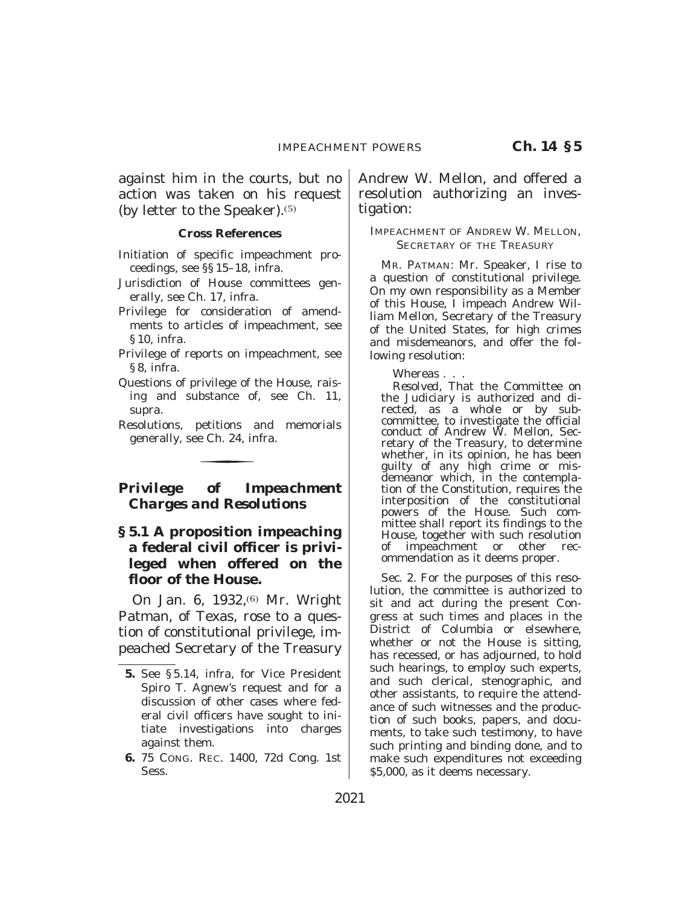against him in the courts, but no action was taken on his request (by letter to the Speaker).[5]

**Cross References**

Initiation of specific impeachment proceedings, see §§ 15–18, infra.

Jurisdiction of House committees generally, see Ch. 17, infra.

Privilege for consideration of amendments to articles of impeachment, see § 10, infra.

Privilege of reports on impeachment, see § 8, infra.

Questions of privilege of the House, raising and substance of, see Ch. 11, supra.

Resolutions, petitions and memorials generally, see Ch. 24, infra.

## *Privilege of Impeachment Charges and Resolutions*

### § 5.1 A proposition impeaching a federal civil officer is privileged when offered on the floor of the House.

On Jan. 6, 1932,[6] Mr. Wright Patman, of Texas, rose to a question of constitutional privilege, impeached Secretary of the Treasury Andrew W. Mellon, and offered a resolution authorizing an investigation:

IMPEACHMENT OF ANDREW W. MELLON, SECRETARY OF THE TREASURY

MR. PATMAN: Mr. Speaker, I rise to a question of constitutional privilege. On my own responsibility as a Member of this House, I impeach Andrew William Mellon, Secretary of the Treasury of the United States, for high crimes and misdemeanors, and offer the following resolution:

> Whereas . . .
>
> *Resolved,* That the Committee on the Judiciary is authorized and directed, as a whole or by subcommittee, to investigate the official conduct of Andrew W. Mellon, Secretary of the Treasury, to determine whether, in its opinion, he has been guilty of any high crime or misdemeanor which, in the contemplation of the Constitution, requires the interposition of the constitutional powers of the House. Such committee shall report its findings to the House, together with such resolution of impeachment or other recommendation as it deems proper.

SEC. 2. For the purposes of this resolution, the committee is authorized to sit and act during the present Congress at such times and places in the District of Columbia or elsewhere, whether or not the House is sitting, has recessed, or has adjourned, to hold such hearings, to employ such experts, and such clerical, stenographic, and other assistants, to require the attendance of such witnesses and the production of such books, papers, and documents, to take such testimony, to have such printing and binding done, and to make such expenditures not exceeding $5,000, as it deems necessary.

---

**5.** See § 5.14, infra, for Vice President Spiro T. Agnew's request and for a discussion of other cases where federal civil officers have sought to initiate investigations into charges against them.

**6.** 75 CONG. REC. 1400, 72d Cong. 1st Sess.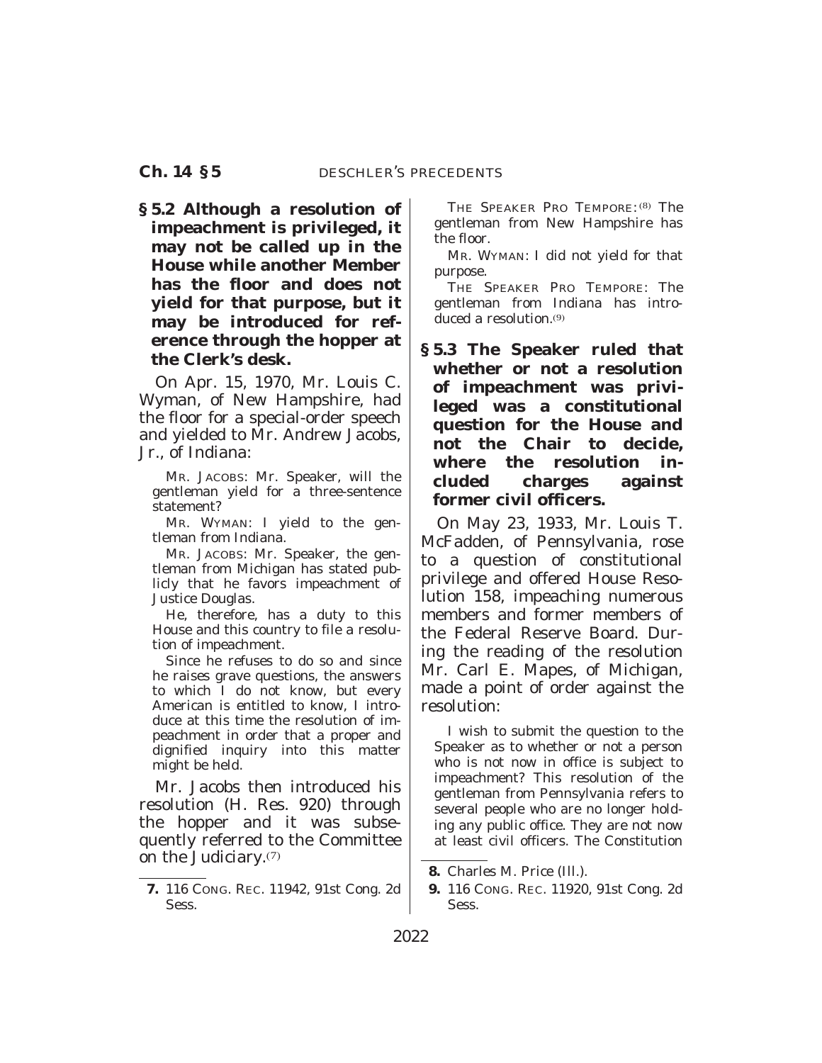**§ 5.2 Although a resolution of impeachment is privileged, it may not be called up in the House while another Member has the floor and does not yield for that purpose, but it may be introduced for reference through the hopper at the Clerk's desk.**

On Apr. 15, 1970, Mr. Louis C. Wyman, of New Hampshire, had the floor for a special-order speech and yielded to Mr. Andrew Jacobs, Jr., of Indiana:

> MR. JACOBS: Mr. Speaker, will the gentleman yield for a three-sentence statement?
>
> MR. WYMAN: I yield to the gentleman from Indiana.
>
> MR. JACOBS: Mr. Speaker, the gentleman from Michigan has stated publicly that he favors impeachment of Justice Douglas.
>
> He, therefore, has a duty to this House and this country to file a resolution of impeachment.
>
> Since he refuses to do so and since he raises grave questions, the answers to which I do not know, but every American is entitled to know, I introduce at this time the resolution of impeachment in order that a proper and dignified inquiry into this matter might be held.

Mr. Jacobs then introduced his resolution (H. Res. 920) through the hopper and it was subsequently referred to the Committee on the Judiciary.[7]

> THE SPEAKER PRO TEMPORE:[8] The gentleman from New Hampshire has the floor.
>
> MR. WYMAN: I did not yield for that purpose.
>
> THE SPEAKER PRO TEMPORE: The gentleman from Indiana has introduced a resolution.[9]

**§ 5.3 The Speaker ruled that whether or not a resolution of impeachment was privileged was a constitutional question for the House and not the Chair to decide, where the resolution included charges against former civil officers.**

On May 23, 1933, Mr. Louis T. McFadden, of Pennsylvania, rose to a question of constitutional privilege and offered House Resolution 158, impeaching numerous members and former members of the Federal Reserve Board. During the reading of the resolution Mr. Carl E. Mapes, of Michigan, made a point of order against the resolution:

> I wish to submit the question to the Speaker as to whether or not a person who is not now in office is subject to impeachment? This resolution of the gentleman from Pennsylvania refers to several people who are no longer holding any public office. They are not now at least civil officers. The Constitution

---

7. 116 CONG. REC. 11942, 91st Cong. 2d Sess.

8. Charles M. Price (Ill.).

9. 116 CONG. REC. 11920, 91st Cong. 2d Sess.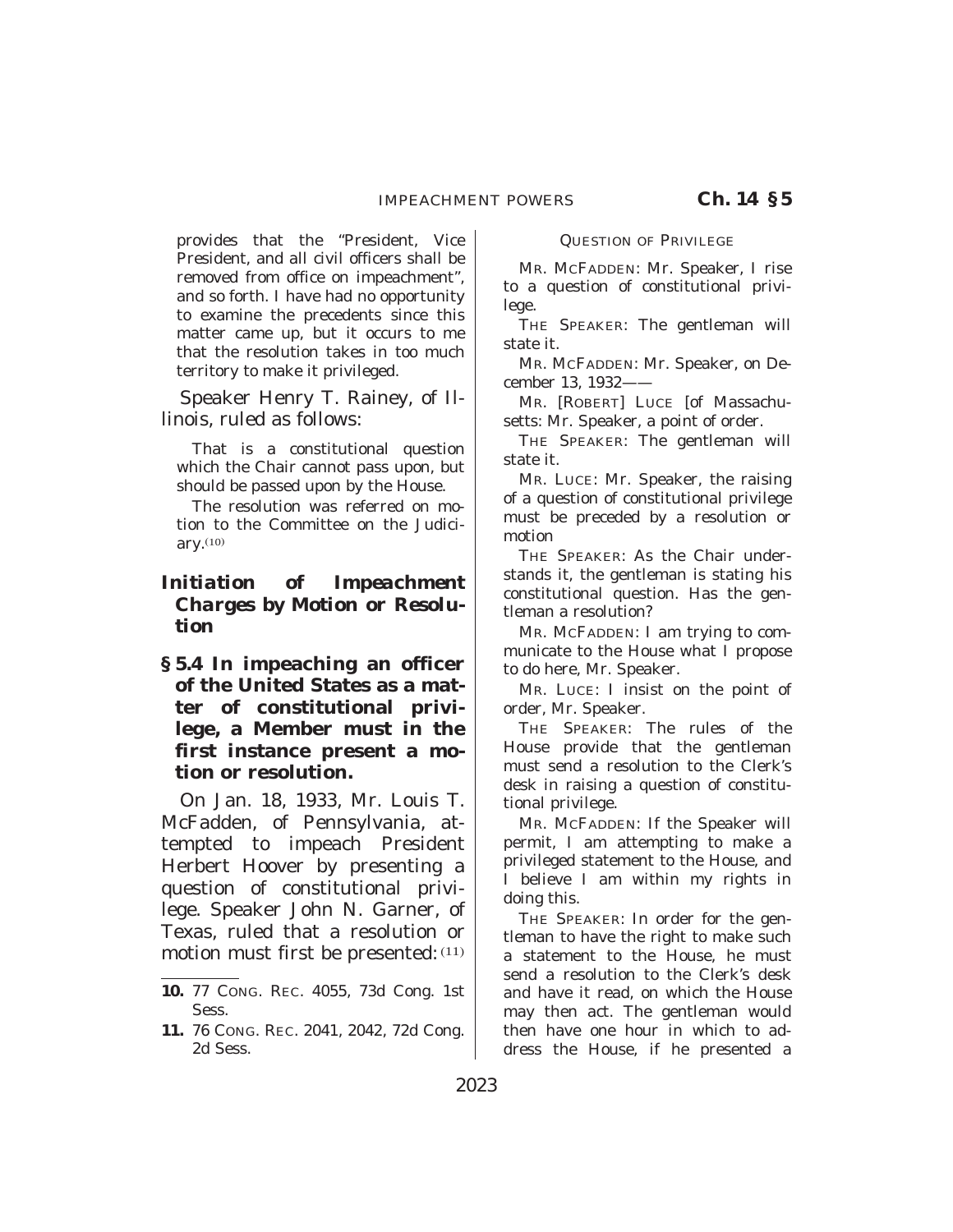provides that the "President, Vice President, and all civil officers shall be removed from office on impeachment", and so forth. I have had no opportunity to examine the precedents since this matter came up, but it occurs to me that the resolution takes in too much territory to make it privileged.

Speaker Henry T. Rainey, of Illinois, ruled as follows:

That is a constitutional question which the Chair cannot pass upon, but should be passed upon by the House.

The resolution was referred on motion to the Committee on the Judiciary.[10]

### *Initiation of Impeachment Charges by Motion or Resolution*

**§ 5.4 In impeaching an officer of the United States as a matter of constitutional privilege, a Member must in the first instance present a motion or resolution.**

On Jan. 18, 1933, Mr. Louis T. McFadden, of Pennsylvania, attempted to impeach President Herbert Hoover by presenting a question of constitutional privilege. Speaker John N. Garner, of Texas, ruled that a resolution or motion must first be presented:[11]

QUESTION OF PRIVILEGE

MR. MCFADDEN: Mr. Speaker, I rise to a question of constitutional privilege.

THE SPEAKER: The gentleman will state it.

MR. MCFADDEN: Mr. Speaker, on December 13, 1932——

MR. [ROBERT] LUCE [of Massachusetts: Mr. Speaker, a point of order.

THE SPEAKER: The gentleman will state it.

MR. LUCE: Mr. Speaker, the raising of a question of constitutional privilege must be preceded by a resolution or motion

THE SPEAKER: As the Chair understands it, the gentleman is stating his constitutional question. Has the gentleman a resolution?

MR. MCFADDEN: I am trying to communicate to the House what I propose to do here, Mr. Speaker.

MR. LUCE: I insist on the point of order, Mr. Speaker.

THE SPEAKER: The rules of the House provide that the gentleman must send a resolution to the Clerk's desk in raising a question of constitutional privilege.

MR. MCFADDEN: If the Speaker will permit, I am attempting to make a privileged statement to the House, and I believe I am within my rights in doing this.

THE SPEAKER: In order for the gentleman to have the right to make such a statement to the House, he must send a resolution to the Clerk's desk and have it read, on which the House may then act. The gentleman would then have one hour in which to address the House, if he presented a

---

10. 77 CONG. REC. 4055, 73d Cong. 1st Sess.

11. 76 CONG. REC. 2041, 2042, 72d Cong. 2d Sess.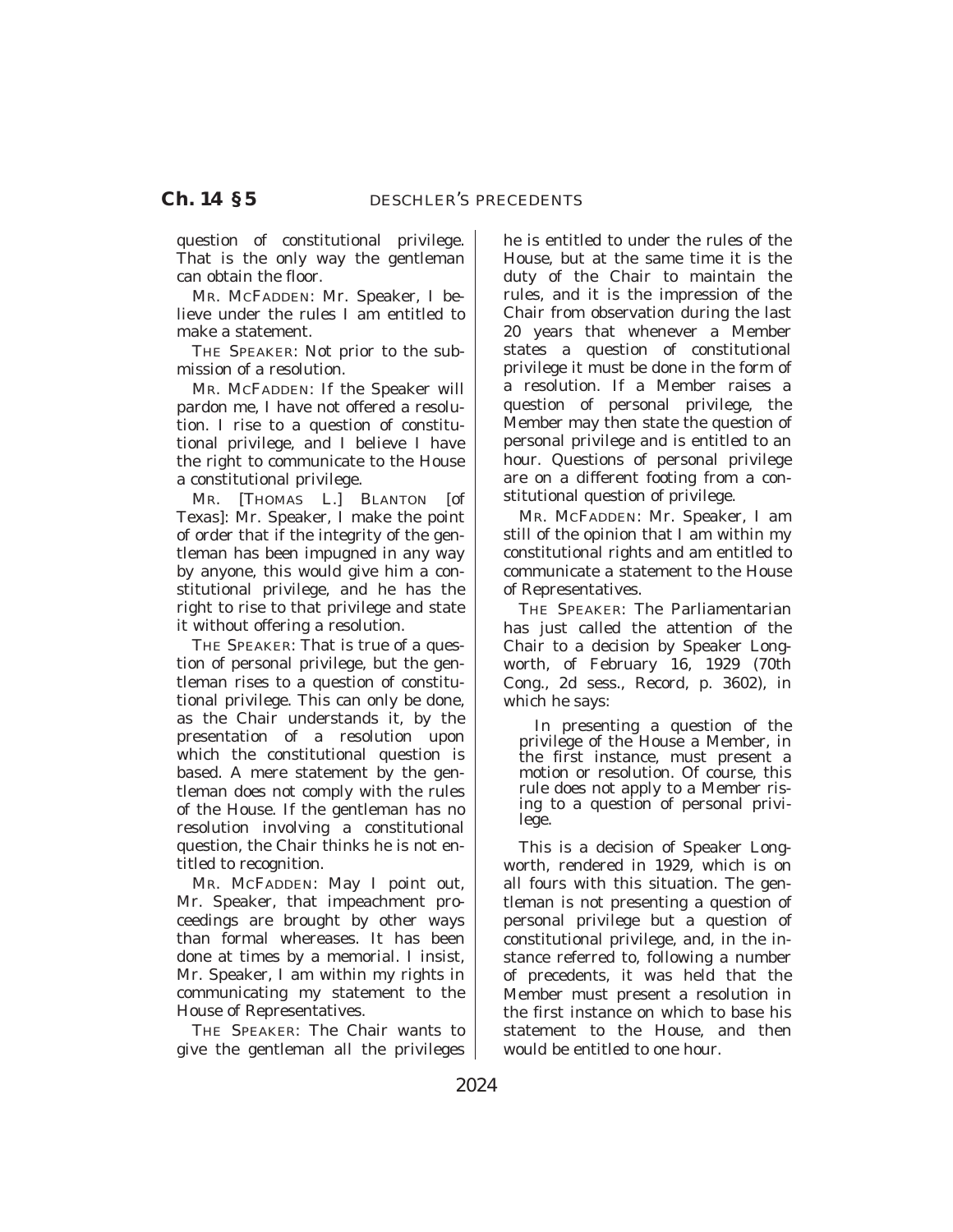question of constitutional privilege. That is the only way the gentleman can obtain the floor.

MR. MCFADDEN: Mr. Speaker, I believe under the rules I am entitled to make a statement.

THE SPEAKER: Not prior to the submission of a resolution.

MR. MCFADDEN: If the Speaker will pardon me, I have not offered a resolution. I rise to a question of constitutional privilege, and I believe I have the right to communicate to the House a constitutional privilege.

MR. [THOMAS L.] BLANTON [of Texas]: Mr. Speaker, I make the point of order that if the integrity of the gentleman has been impugned in any way by anyone, this would give him a constitutional privilege, and he has the right to rise to that privilege and state it without offering a resolution.

THE SPEAKER: That is true of a question of personal privilege, but the gentleman rises to a question of constitutional privilege. This can only be done, as the Chair understands it, by the presentation of a resolution upon which the constitutional question is based. A mere statement by the gentleman does not comply with the rules of the House. If the gentleman has no resolution involving a constitutional question, the Chair thinks he is not entitled to recognition.

MR. MCFADDEN: May I point out, Mr. Speaker, that impeachment proceedings are brought by other ways than formal whereases. It has been done at times by a memorial. I insist, Mr. Speaker, I am within my rights in communicating my statement to the House of Representatives.

THE SPEAKER: The Chair wants to give the gentleman all the privileges he is entitled to under the rules of the House, but at the same time it is the duty of the Chair to maintain the rules, and it is the impression of the Chair from observation during the last 20 years that whenever a Member states a question of constitutional privilege it must be done in the form of a resolution. If a Member raises a question of personal privilege, the Member may then state the question of personal privilege and is entitled to an hour. Questions of personal privilege are on a different footing from a constitutional question of privilege.

MR. MCFADDEN: Mr. Speaker, I am still of the opinion that I am within my constitutional rights and am entitled to communicate a statement to the House of Representatives.

THE SPEAKER: The Parliamentarian has just called the attention of the Chair to a decision by Speaker Longworth, of February 16, 1929 (70th Cong., 2d sess., Record, p. 3602), in which he says:

> In presenting a question of the privilege of the House a Member, in the first instance, must present a motion or resolution. Of course, this rule does not apply to a Member rising to a question of personal privilege.

This is a decision of Speaker Longworth, rendered in 1929, which is on all fours with this situation. The gentleman is not presenting a question of personal privilege but a question of constitutional privilege, and, in the instance referred to, following a number of precedents, it was held that the Member must present a resolution in the first instance on which to base his statement to the House, and then would be entitled to one hour.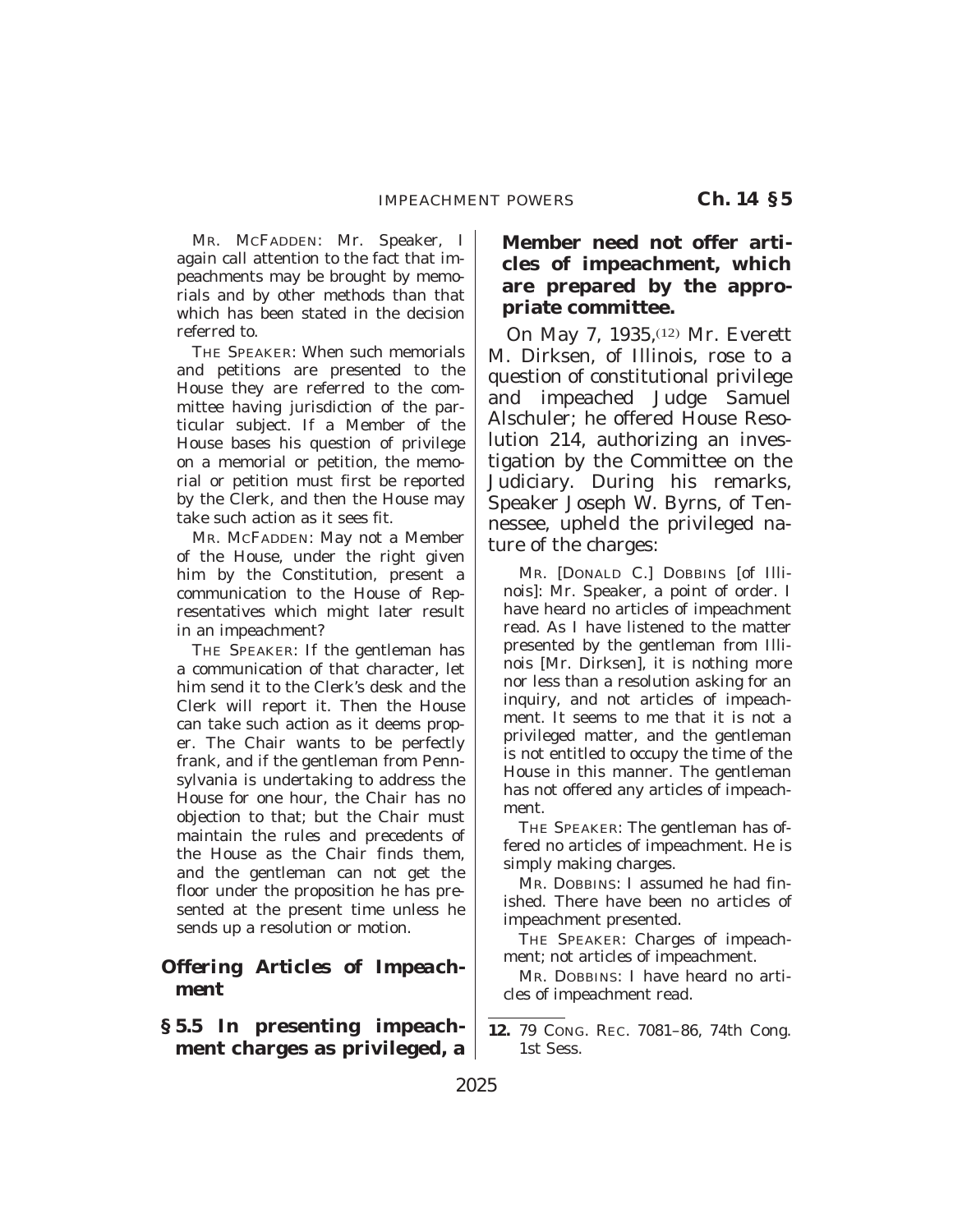MR. MCFADDEN: Mr. Speaker, I again call attention to the fact that impeachments may be brought by memorials and by other methods than that which has been stated in the decision referred to.

THE SPEAKER: When such memorials and petitions are presented to the House they are referred to the committee having jurisdiction of the particular subject. If a Member of the House bases his question of privilege on a memorial or petition, the memorial or petition must first be reported by the Clerk, and then the House may take such action as it sees fit.

MR. MCFADDEN: May not a Member of the House, under the right given him by the Constitution, present a communication to the House of Representatives which might later result in an impeachment?

THE SPEAKER: If the gentleman has a communication of that character, let him send it to the Clerk's desk and the Clerk will report it. Then the House can take such action as it deems proper. The Chair wants to be perfectly frank, and if the gentleman from Pennsylvania is undertaking to address the House for one hour, the Chair has no objection to that; but the Chair must maintain the rules and precedents of the House as the Chair finds them, and the gentleman can not get the floor under the proposition he has presented at the present time unless he sends up a resolution or motion.

### *Offering Articles of Impeachment*

**§ 5.5 In presenting impeachment charges as privileged, a Member need not offer articles of impeachment, which are prepared by the appropriate committee.**

On May 7, 1935,[12] Mr. Everett M. Dirksen, of Illinois, rose to a question of constitutional privilege and impeached Judge Samuel Alschuler; he offered House Resolution 214, authorizing an investigation by the Committee on the Judiciary. During his remarks, Speaker Joseph W. Byrns, of Tennessee, upheld the privileged nature of the charges:

MR. [DONALD C.] DOBBINS [of Illinois]: Mr. Speaker, a point of order. I have heard no articles of impeachment read. As I have listened to the matter presented by the gentleman from Illinois [Mr. Dirksen], it is nothing more nor less than a resolution asking for an inquiry, and not articles of impeachment. It seems to me that it is not a privileged matter, and the gentleman is not entitled to occupy the time of the House in this manner. The gentleman has not offered any articles of impeachment.

THE SPEAKER: The gentleman has offered no articles of impeachment. He is simply making charges.

MR. DOBBINS: I assumed he had finished. There have been no articles of impeachment presented.

THE SPEAKER: Charges of impeachment; not articles of impeachment.

MR. DOBBINS: I have heard no articles of impeachment read.

---

**12.** 79 CONG. REC. 7081–86, 74th Cong. 1st Sess.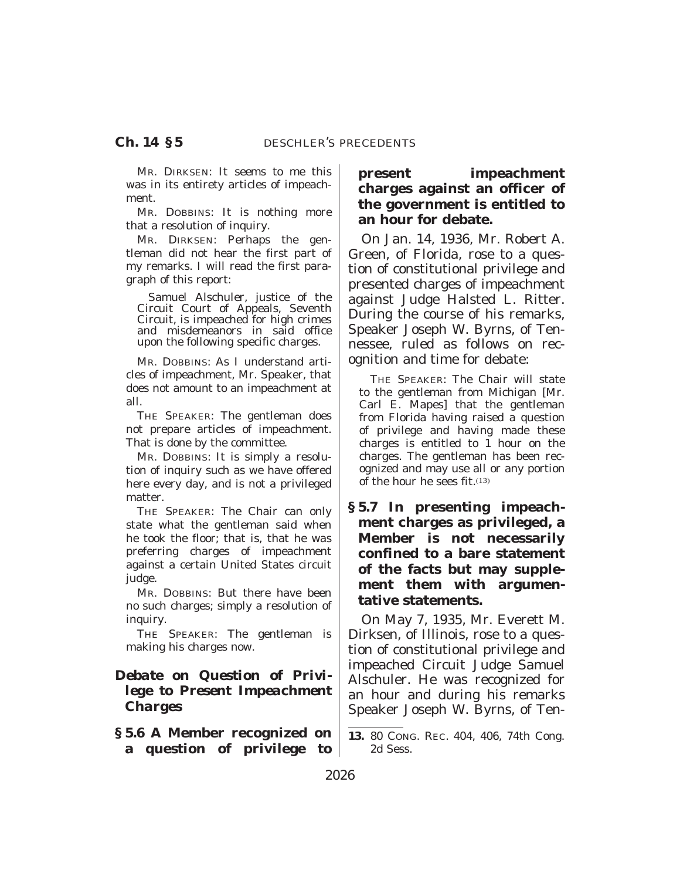MR. DIRKSEN: It seems to me this was in its entirety articles of impeachment.

MR. DOBBINS: It is nothing more that a resolution of inquiry.

MR. DIRKSEN: Perhaps the gentleman did not hear the first part of my remarks. I will read the first paragraph of this report:

> Samuel Alschuler, justice of the Circuit Court of Appeals, Seventh Circuit, is impeached for high crimes and misdemeanors in said office upon the following specific charges.

MR. DOBBINS: As I understand articles of impeachment, Mr. Speaker, that does not amount to an impeachment at all.

THE SPEAKER: The gentleman does not prepare articles of impeachment. That is done by the committee.

MR. DOBBINS: It is simply a resolution of inquiry such as we have offered here every day, and is not a privileged matter.

THE SPEAKER: The Chair can only state what the gentleman said when he took the floor; that is, that he was preferring charges of impeachment against a certain United States circuit judge.

MR. DOBBINS: But there have been no such charges; simply a resolution of inquiry.

THE SPEAKER: The gentleman is making his charges now.

### *Debate on Question of Privilege to Present Impeachment Charges*

**§ 5.6 A Member recognized on a question of privilege to present impeachment charges against an officer of the government is entitled to an hour for debate.**

On Jan. 14, 1936, Mr. Robert A. Green, of Florida, rose to a question of constitutional privilege and presented charges of impeachment against Judge Halsted L. Ritter. During the course of his remarks, Speaker Joseph W. Byrns, of Tennessee, ruled as follows on recognition and time for debate:

> THE SPEAKER: The Chair will state to the gentleman from Michigan [Mr. Carl E. Mapes] that the gentleman from Florida having raised a question of privilege and having made these charges is entitled to 1 hour on the charges. The gentleman has been recognized and may use all or any portion of the hour he sees fit.[13]

**§ 5.7 In presenting impeachment charges as privileged, a Member is not necessarily confined to a bare statement of the facts but may supplement them with argumentative statements.**

On May 7, 1935, Mr. Everett M. Dirksen, of Illinois, rose to a question of constitutional privilege and impeached Circuit Judge Samuel Alschuler. He was recognized for an hour and during his remarks Speaker Joseph W. Byrns, of Ten-

---

**13.** 80 CONG. REC. 404, 406, 74th Cong. 2d Sess.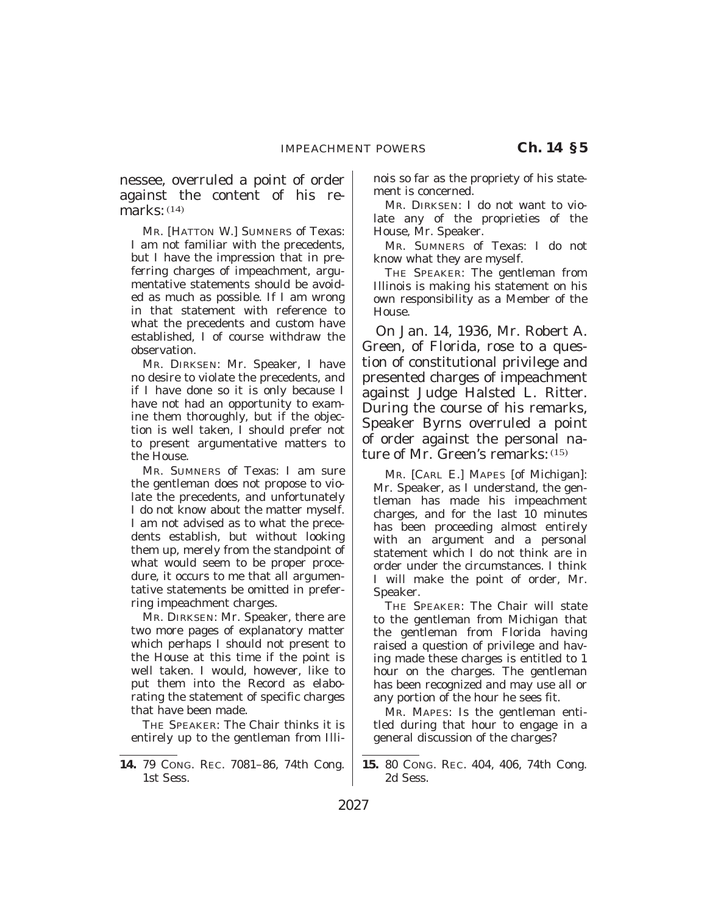nessee, overruled a point of order against the content of his remarks:[14]

MR. [HATTON W.] SUMNERS of Texas: I am not familiar with the precedents, but I have the impression that in preferring charges of impeachment, argumentative statements should be avoided as much as possible. If I am wrong in that statement with reference to what the precedents and custom have established, I of course withdraw the observation.

MR. DIRKSEN: Mr. Speaker, I have no desire to violate the precedents, and if I have done so it is only because I have not had an opportunity to examine them thoroughly, but if the objection is well taken, I should prefer not to present argumentative matters to the House.

MR. SUMNERS of Texas: I am sure the gentleman does not propose to violate the precedents, and unfortunately I do not know about the matter myself. I am not advised as to what the precedents establish, but without looking them up, merely from the standpoint of what would seem to be proper procedure, it occurs to me that all argumentative statements be omitted in preferring impeachment charges.

MR. DIRKSEN: Mr. Speaker, there are two more pages of explanatory matter which perhaps I should not present to the House at this time if the point is well taken. I would, however, like to put them into the Record as elaborating the statement of specific charges that have been made.

THE SPEAKER: The Chair thinks it is entirely up to the gentleman from Illinois so far as the propriety of his statement is concerned.

MR. DIRKSEN: I do not want to violate any of the proprieties of the House, Mr. Speaker.

MR. SUMNERS of Texas: I do not know what they are myself.

THE SPEAKER: The gentleman from Illinois is making his statement on his own responsibility as a Member of the House.

On Jan. 14, 1936, Mr. Robert A. Green, of Florida, rose to a question of constitutional privilege and presented charges of impeachment against Judge Halsted L. Ritter. During the course of his remarks, Speaker Byrns overruled a point of order against the personal nature of Mr. Green's remarks:[15]

MR. [CARL E.] MAPES [of Michigan]: Mr. Speaker, as I understand, the gentleman has made his impeachment charges, and for the last 10 minutes has been proceeding almost entirely with an argument and a personal statement which I do not think are in order under the circumstances. I think I will make the point of order, Mr. Speaker.

THE SPEAKER: The Chair will state to the gentleman from Michigan that the gentleman from Florida having raised a question of privilege and having made these charges is entitled to 1 hour on the charges. The gentleman has been recognized and may use all or any portion of the hour he sees fit.

MR. MAPES: Is the gentleman entitled during that hour to engage in a general discussion of the charges?

---

**14.** 79 CONG. REC. 7081–86, 74th Cong. 1st Sess.

**15.** 80 CONG. REC. 404, 406, 74th Cong. 2d Sess.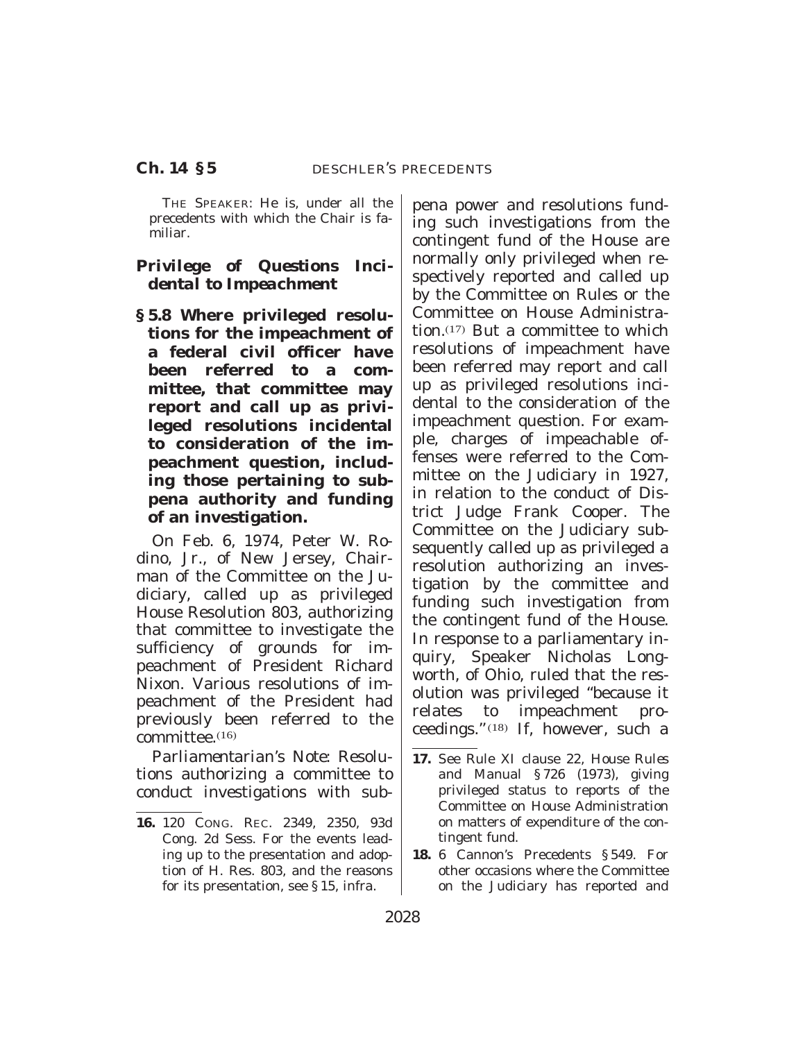THE SPEAKER: He is, under all the precedents with which the Chair is familiar.

### *Privilege of Questions Incidental to Impeachment*

**§ 5.8 Where privileged resolutions for the impeachment of a federal civil officer have been referred to a committee, that committee may report and call up as privileged resolutions incidental to consideration of the impeachment question, including those pertaining to subpena authority and funding of an investigation.**

On Feb. 6, 1974, Peter W. Rodino, Jr., of New Jersey, Chairman of the Committee on the Judiciary, called up as privileged House Resolution 803, authorizing that committee to investigate the sufficiency of grounds for impeachment of President Richard Nixon. Various resolutions of impeachment of the President had previously been referred to the committee.[16]

*Parliamentarian's Note:* Resolutions authorizing a committee to conduct investigations with subpena power and resolutions funding such investigations from the contingent fund of the House are normally only privileged when respectively reported and called up by the Committee on Rules or the Committee on House Administration.[17] But a committee to which resolutions of impeachment have been referred may report and call up as privileged resolutions incidental to the consideration of the impeachment question. For example, charges of impeachable offenses were referred to the Committee on the Judiciary in 1927, in relation to the conduct of District Judge Frank Cooper. The Committee on the Judiciary subsequently called up as privileged a resolution authorizing an investigation by the committee and funding such investigation from the contingent fund of the House. In response to a parliamentary inquiry, Speaker Nicholas Longworth, of Ohio, ruled that the resolution was privileged "because it relates to impeachment proceedings."[18] If, however, such a

---

16. 120 CONG. REC. 2349, 2350, 93d Cong. 2d Sess. For the events leading up to the presentation and adoption of H. Res. 803, and the reasons for its presentation, see § 15, infra.

17. See Rule XI clause 22, *House Rules and Manual* § 726 (1973), giving privileged status to reports of the Committee on House Administration on matters of expenditure of the contingent fund.

18. 6 Cannon's Precedents § 549. For other occasions where the Committee on the Judiciary has reported and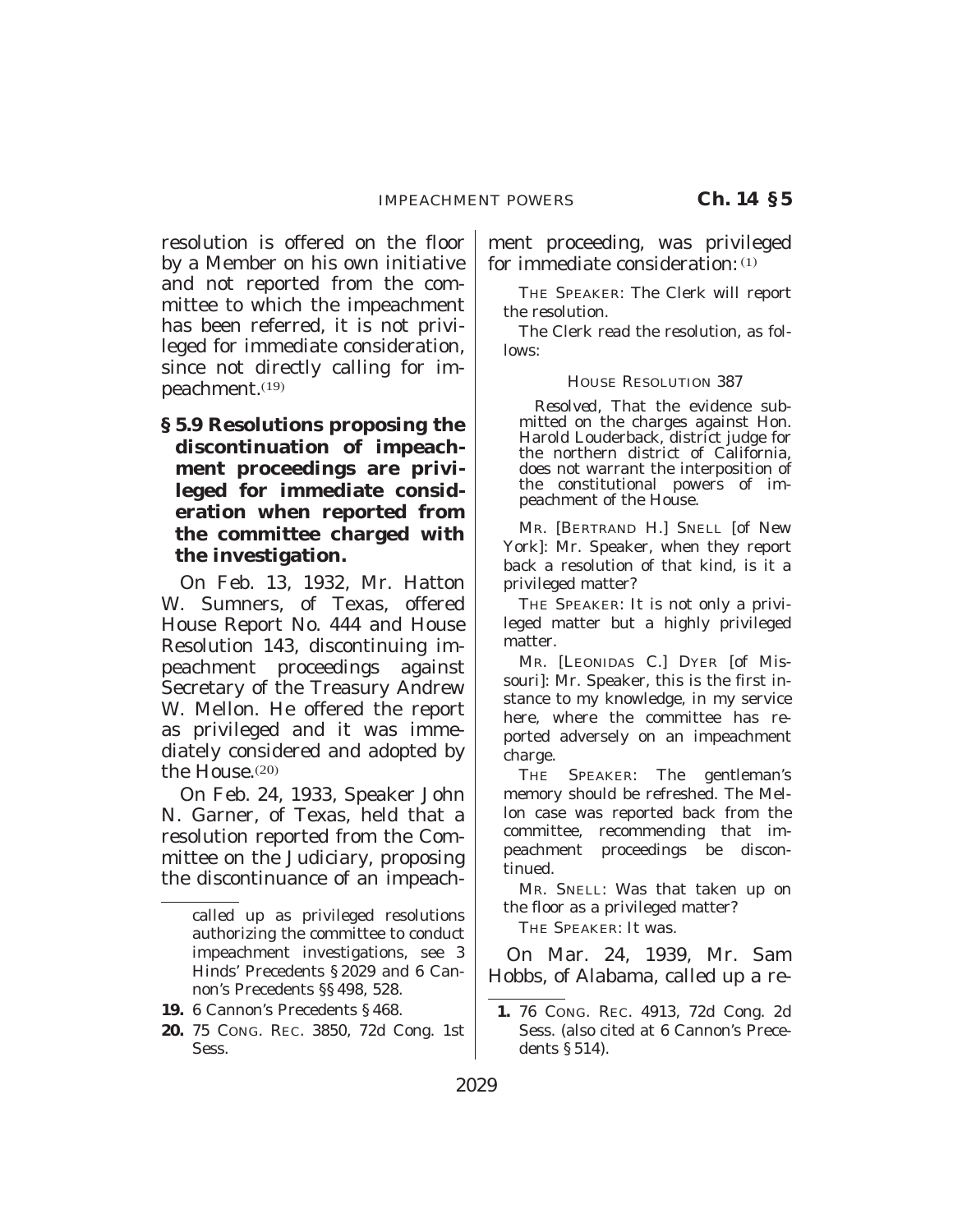resolution is offered on the floor by a Member on his own initiative and not reported from the committee to which the impeachment has been referred, it is not privileged for immediate consideration, since not directly calling for impeachment.[19]

**§ 5.9 Resolutions proposing the discontinuation of impeachment proceedings are privileged for immediate consideration when reported from the committee charged with the investigation.**

On Feb. 13, 1932, Mr. Hatton W. Sumners, of Texas, offered House Report No. 444 and House Resolution 143, discontinuing impeachment proceedings against Secretary of the Treasury Andrew W. Mellon. He offered the report as privileged and it was immediately considered and adopted by the House.[20]

On Feb. 24, 1933, Speaker John N. Garner, of Texas, held that a resolution reported from the Committee on the Judiciary, proposing the discontinuance of an impeachment proceeding, was privileged for immediate consideration:[1]

THE SPEAKER: The Clerk will report the resolution.

The Clerk read the resolution, as follows:

HOUSE RESOLUTION 387

*Resolved*, That the evidence submitted on the charges against Hon. Harold Louderback, district judge for the northern district of California, does not warrant the interposition of the constitutional powers of impeachment of the House.

MR. [BERTRAND H.] SNELL [of New York]: Mr. Speaker, when they report back a resolution of that kind, is it a privileged matter?

THE SPEAKER: It is not only a privileged matter but a highly privileged matter.

MR. [LEONIDAS C.] DYER [of Missouri]: Mr. Speaker, this is the first instance to my knowledge, in my service here, where the committee has reported adversely on an impeachment charge.

THE SPEAKER: The gentleman's memory should be refreshed. The Mellon case was reported back from the committee, recommending that impeachment proceedings be discontinued.

MR. SNELL: Was that taken up on the floor as a privileged matter?

THE SPEAKER: It was.

On Mar. 24, 1939, Mr. Sam Hobbs, of Alabama, called up a re-

---

called up as privileged resolutions authorizing the committee to conduct impeachment investigations, see 3 Hinds' Precedents § 2029 and 6 Cannon's Precedents §§ 498, 528.

19. 6 Cannon's Precedents § 468.

20. 75 CONG. REC. 3850, 72d Cong. 1st Sess.

1. 76 CONG. REC. 4913, 72d Cong. 2d Sess. (also cited at 6 Cannon's Precedents § 514).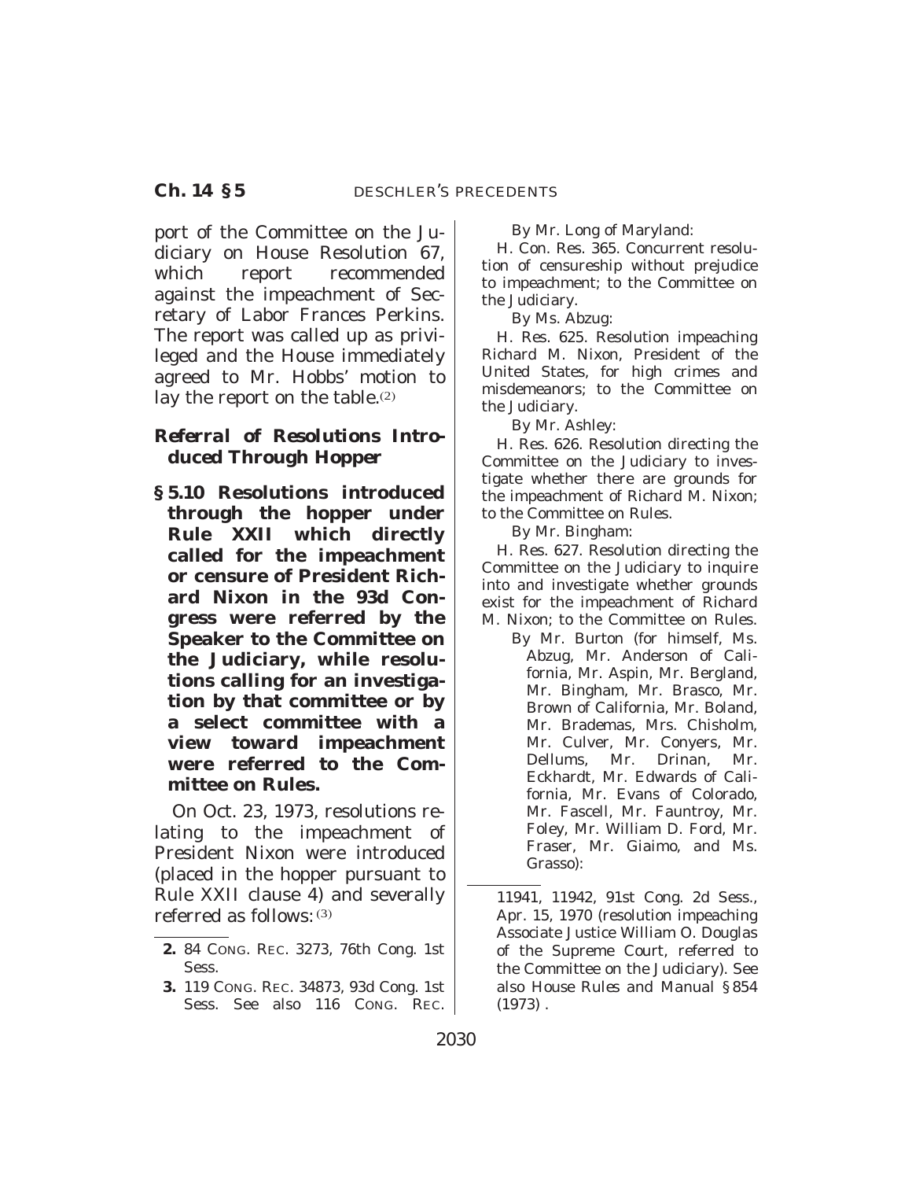port of the Committee on the Judiciary on House Resolution 67, which report recommended against the impeachment of Secretary of Labor Frances Perkins. The report was called up as privileged and the House immediately agreed to Mr. Hobbs' motion to lay the report on the table.[2]

### Referral of Resolutions Introduced Through Hopper

**§ 5.10 Resolutions introduced through the hopper under Rule XXII which directly called for the impeachment or censure of President Richard Nixon in the 93d Congress were referred by the Speaker to the Committee on the Judiciary, while resolutions calling for an investigation by that committee or by a select committee with a view toward impeachment were referred to the Committee on Rules.**

On Oct. 23, 1973, resolutions relating to the impeachment of President Nixon were introduced (placed in the hopper pursuant to Rule XXII clause 4) and severally referred as follows:[3]

By Mr. Long of Maryland:

H. Con. Res. 365. Concurrent resolution of censureship without prejudice to impeachment; to the Committee on the Judiciary.

By Ms. Abzug:

H. Res. 625. Resolution impeaching Richard M. Nixon, President of the United States, for high crimes and misdemeanors; to the Committee on the Judiciary.

By Mr. Ashley:

H. Res. 626. Resolution directing the Committee on the Judiciary to investigate whether there are grounds for the impeachment of Richard M. Nixon; to the Committee on Rules.

By Mr. Bingham:

H. Res. 627. Resolution directing the Committee on the Judiciary to inquire into and investigate whether grounds exist for the impeachment of Richard M. Nixon; to the Committee on Rules.

By Mr. Burton (for himself, Ms. Abzug, Mr. Anderson of California, Mr. Aspin, Mr. Bergland, Mr. Bingham, Mr. Brasco, Mr. Brown of California, Mr. Boland, Mr. Brademas, Mrs. Chisholm, Mr. Culver, Mr. Conyers, Mr. Dellums, Mr. Drinan, Mr. Eckhardt, Mr. Edwards of California, Mr. Evans of Colorado, Mr. Fascell, Mr. Fauntroy, Mr. Foley, Mr. William D. Ford, Mr. Fraser, Mr. Giaimo, and Ms. Grasso):

---

2. 84 CONG. REC. 3273, 76th Cong. 1st Sess.

3. 119 CONG. REC. 34873, 93d Cong. 1st Sess. See also 116 CONG. REC. 11941, 11942, 91st Cong. 2d Sess., Apr. 15, 1970 (resolution impeaching Associate Justice William O. Douglas of the Supreme Court, referred to the Committee on the Judiciary). See also *House Rules and Manual* § 854 (1973).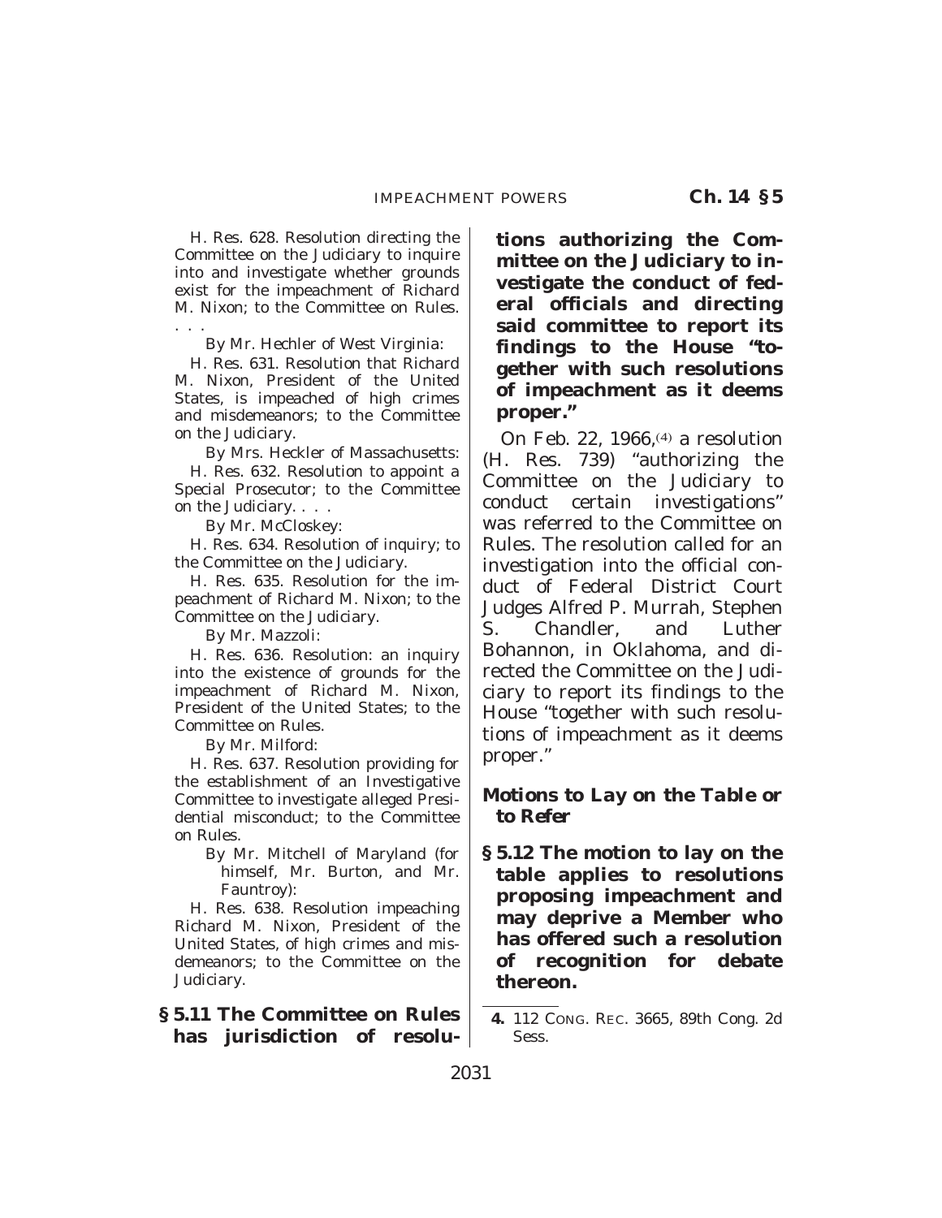H. Res. 628. Resolution directing the Committee on the Judiciary to inquire into and investigate whether grounds exist for the impeachment of Richard M. Nixon; to the Committee on Rules. . . .

By Mr. Hechler of West Virginia:

H. Res. 631. Resolution that Richard M. Nixon, President of the United States, is impeached of high crimes and misdemeanors; to the Committee on the Judiciary.

By Mrs. Heckler of Massachusetts:

H. Res. 632. Resolution to appoint a Special Prosecutor; to the Committee on the Judiciary. . . .

By Mr. McCloskey:

H. Res. 634. Resolution of inquiry; to the Committee on the Judiciary.

H. Res. 635. Resolution for the impeachment of Richard M. Nixon; to the Committee on the Judiciary.

By Mr. Mazzoli:

H. Res. 636. Resolution: an inquiry into the existence of grounds for the impeachment of Richard M. Nixon, President of the United States; to the Committee on Rules.

By Mr. Milford:

H. Res. 637. Resolution providing for the establishment of an Investigative Committee to investigate alleged Presidential misconduct; to the Committee on Rules.

By Mr. Mitchell of Maryland (for himself, Mr. Burton, and Mr. Fauntroy):

H. Res. 638. Resolution impeaching Richard M. Nixon, President of the United States, of high crimes and misdemeanors; to the Committee on the Judiciary.

**§ 5.11 The Committee on Rules has jurisdiction of resolutions authorizing the Committee on the Judiciary to investigate the conduct of federal officials and directing said committee to report its findings to the House "together with such resolutions of impeachment as it deems proper."**

On Feb. 22, 1966,[4] a resolution (H. Res. 739) "authorizing the Committee on the Judiciary to conduct certain investigations" was referred to the Committee on Rules. The resolution called for an investigation into the official conduct of Federal District Court Judges Alfred P. Murrah, Stephen S. Chandler, and Luther Bohannon, in Oklahoma, and directed the Committee on the Judiciary to report its findings to the House "together with such resolutions of impeachment as it deems proper."

### *Motions to Lay on the Table or to Refer*

**§ 5.12 The motion to lay on the table applies to resolutions proposing impeachment and may deprive a Member who has offered such a resolution of recognition for debate thereon.**

---

**4.** 112 CONG. REC. 3665, 89th Cong. 2d Sess.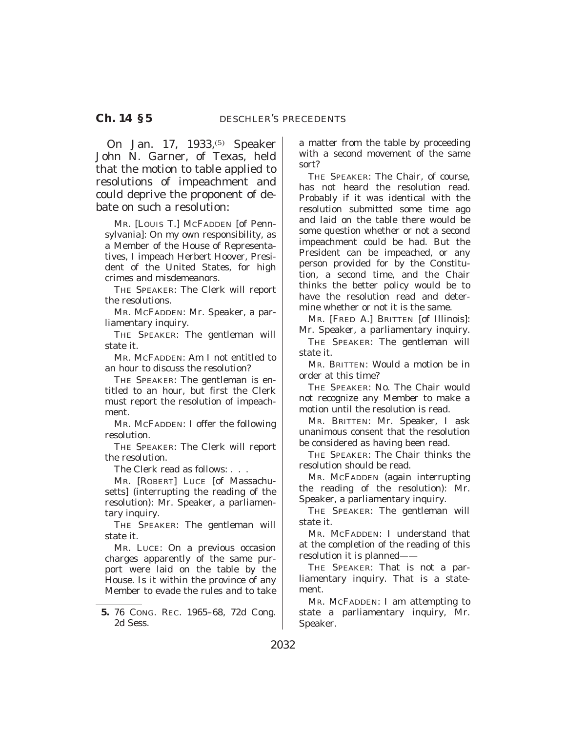On Jan. 17, 1933,[5] Speaker John N. Garner, of Texas, held that the motion to table applied to resolutions of impeachment and could deprive the proponent of debate on such a resolution:

MR. [LOUIS T.] MCFADDEN [of Pennsylvania]: On my own responsibility, as a Member of the House of Representatives, I impeach Herbert Hoover, President of the United States, for high crimes and misdemeanors.

THE SPEAKER: The Clerk will report the resolutions.

MR. MCFADDEN: Mr. Speaker, a parliamentary inquiry.

THE SPEAKER: The gentleman will state it.

MR. MCFADDEN: Am I not entitled to an hour to discuss the resolution?

THE SPEAKER: The gentleman is entitled to an hour, but first the Clerk must report the resolution of impeachment.

MR. MCFADDEN: I offer the following resolution.

THE SPEAKER: The Clerk will report the resolution.

The Clerk read as follows: . . .

MR. [ROBERT] LUCE [of Massachusetts] (interrupting the reading of the resolution): Mr. Speaker, a parliamentary inquiry.

THE SPEAKER: The gentleman will state it.

MR. LUCE: On a previous occasion charges apparently of the same purport were laid on the table by the House. Is it within the province of any Member to evade the rules and to take a matter from the table by proceeding with a second movement of the same sort?

THE SPEAKER: The Chair, of course, has not heard the resolution read. Probably if it was identical with the resolution submitted some time ago and laid on the table there would be some question whether or not a second impeachment could be had. But the President can be impeached, or any person provided for by the Constitution, a second time, and the Chair thinks the better policy would be to have the resolution read and determine whether or not it is the same.

MR. [FRED A.] BRITTEN [of Illinois]: Mr. Speaker, a parliamentary inquiry.

THE SPEAKER: The gentleman will state it.

MR. BRITTEN: Would a motion be in order at this time?

THE SPEAKER: No. The Chair would not recognize any Member to make a motion until the resolution is read.

MR. BRITTEN: Mr. Speaker, I ask unanimous consent that the resolution be considered as having been read.

THE SPEAKER: The Chair thinks the resolution should be read.

MR. MCFADDEN (again interrupting the reading of the resolution): Mr. Speaker, a parliamentary inquiry.

THE SPEAKER: The gentleman will state it.

MR. MCFADDEN: I understand that at the completion of the reading of this resolution it is planned——

THE SPEAKER: That is not a parliamentary inquiry. That is a statement.

MR. MCFADDEN: I am attempting to state a parliamentary inquiry, Mr. Speaker.

---

[5] 76 CONG. REC. 1965–68, 72d Cong. 2d Sess.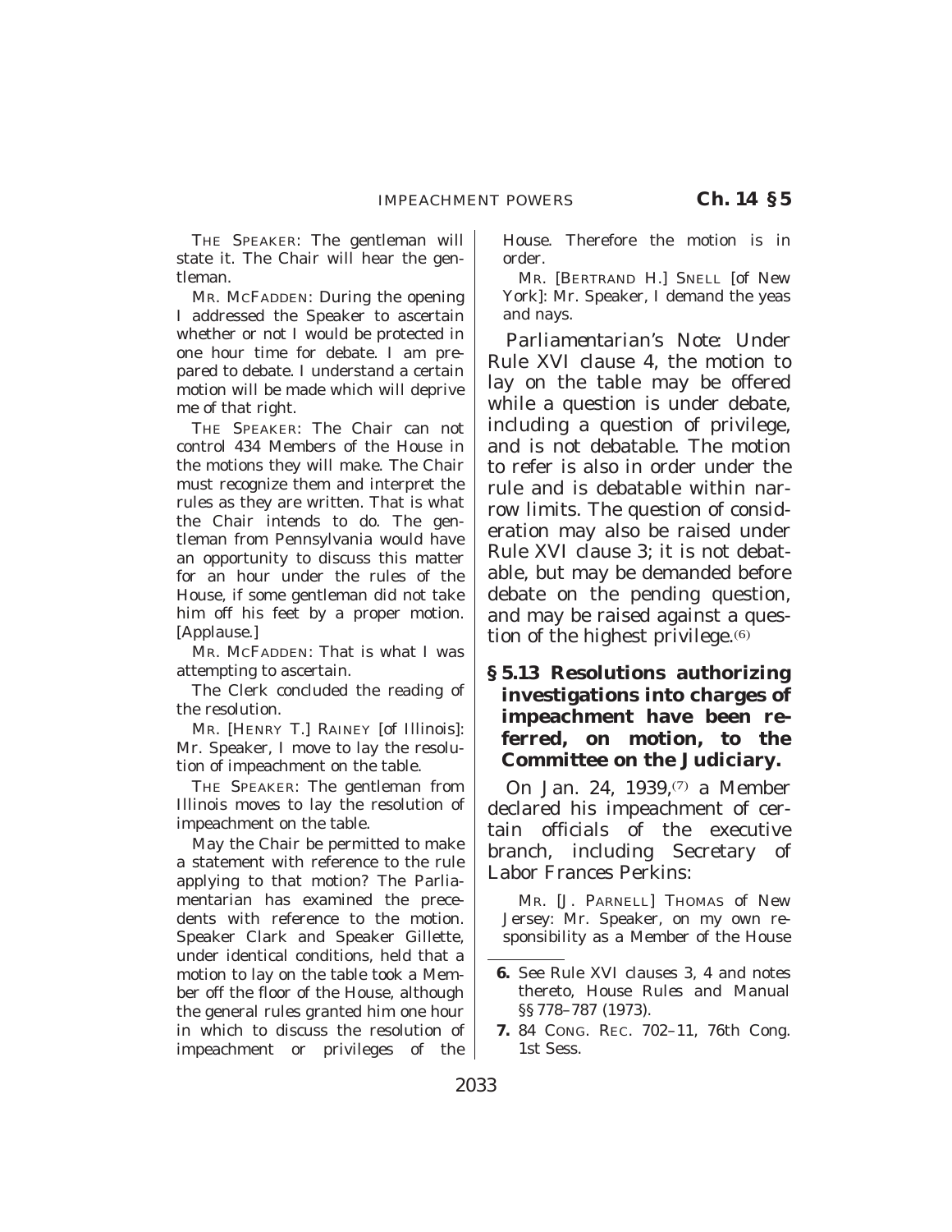THE SPEAKER: The gentleman will state it. The Chair will hear the gentleman.

MR. MCFADDEN: During the opening I addressed the Speaker to ascertain whether or not I would be protected in one hour time for debate. I am prepared to debate. I understand a certain motion will be made which will deprive me of that right.

THE SPEAKER: The Chair can not control 434 Members of the House in the motions they will make. The Chair must recognize them and interpret the rules as they are written. That is what the Chair intends to do. The gentleman from Pennsylvania would have an opportunity to discuss this matter for an hour under the rules of the House, if some gentleman did not take him off his feet by a proper motion. [Applause.]

MR. MCFADDEN: That is what I was attempting to ascertain.

The Clerk concluded the reading of the resolution.

MR. [HENRY T.] RAINEY [of Illinois]: Mr. Speaker, I move to lay the resolution of impeachment on the table.

THE SPEAKER: The gentleman from Illinois moves to lay the resolution of impeachment on the table.

May the Chair be permitted to make a statement with reference to the rule applying to that motion? The Parliamentarian has examined the precedents with reference to the motion. Speaker Clark and Speaker Gillette, under identical conditions, held that a motion to lay on the table took a Member off the floor of the House, although the general rules granted him one hour in which to discuss the resolution of impeachment or privileges of the House. Therefore the motion is in order.

MR. [BERTRAND H.] SNELL [of New York]: Mr. Speaker, I demand the yeas and nays.

*Parliamentarian's Note:* Under Rule XVI clause 4, the motion to lay on the table may be offered while a question is under debate, including a question of privilege, and is not debatable. The motion to refer is also in order under the rule and is debatable within narrow limits. The question of consideration may also be raised under Rule XVI clause 3; it is not debatable, but may be demanded before debate on the pending question, and may be raised against a question of the highest privilege.(6)

### § 5.13 Resolutions authorizing investigations into charges of impeachment have been referred, on motion, to the Committee on the Judiciary.

On Jan. 24, 1939,(7) a Member declared his impeachment of certain officials of the executive branch, including Secretary of Labor Frances Perkins:

MR. [J. PARNELL] THOMAS of New Jersey: Mr. Speaker, on my own responsibility as a Member of the House

---

6. See Rule XVI clauses 3, 4 and notes thereto, *House Rules and Manual* §§ 778–787 (1973).

7. 84 CONG. REC. 702–11, 76th Cong. 1st Sess.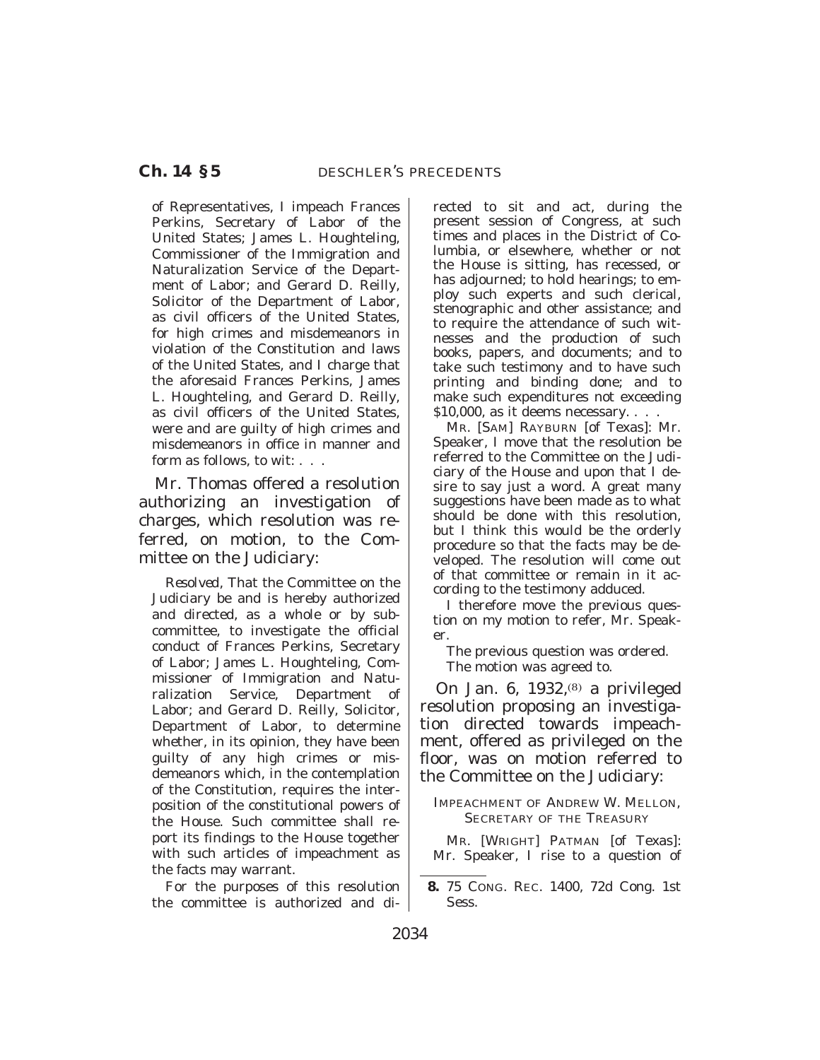of Representatives, I impeach Frances Perkins, Secretary of Labor of the United States; James L. Houghteling, Commissioner of the Immigration and Naturalization Service of the Department of Labor; and Gerard D. Reilly, Solicitor of the Department of Labor, as civil officers of the United States, for high crimes and misdemeanors in violation of the Constitution and laws of the United States, and I charge that the aforesaid Frances Perkins, James L. Houghteling, and Gerard D. Reilly, as civil officers of the United States, were and are guilty of high crimes and misdemeanors in office in manner and form as follows, to wit: . . .

Mr. Thomas offered a resolution authorizing an investigation of charges, which resolution was referred, on motion, to the Committee on the Judiciary:

*Resolved*, That the Committee on the Judiciary be and is hereby authorized and directed, as a whole or by subcommittee, to investigate the official conduct of Frances Perkins, Secretary of Labor; James L. Houghteling, Commissioner of Immigration and Naturalization Service, Department of Labor; and Gerard D. Reilly, Solicitor, Department of Labor, to determine whether, in its opinion, they have been guilty of any high crimes or misdemeanors which, in the contemplation of the Constitution, requires the interposition of the constitutional powers of the House. Such committee shall report its findings to the House together with such articles of impeachment as the facts may warrant.

For the purposes of this resolution the committee is authorized and directed to sit and act, during the present session of Congress, at such times and places in the District of Columbia, or elsewhere, whether or not the House is sitting, has recessed, or has adjourned; to hold hearings; to employ such experts and such clerical, stenographic and other assistance; and to require the attendance of such witnesses and the production of such books, papers, and documents; and to take such testimony and to have such printing and binding done; and to make such expenditures not exceeding $10,000, as it deems necessary. . . .

MR. [SAM] RAYBURN [of Texas]: Mr. Speaker, I move that the resolution be referred to the Committee on the Judiciary of the House and upon that I desire to say just a word. A great many suggestions have been made as to what should be done with this resolution, but I think this would be the orderly procedure so that the facts may be developed. The resolution will come out of that committee or remain in it according to the testimony adduced.

I therefore move the previous question on my motion to refer, Mr. Speaker.

The previous question was ordered.

The motion was agreed to.

On Jan. 6, 1932,[8] a privileged resolution proposing an investigation directed towards impeachment, offered as privileged on the floor, was on motion referred to the Committee on the Judiciary:

IMPEACHMENT OF ANDREW W. MELLON, SECRETARY OF THE TREASURY

MR. [WRIGHT] PATMAN [of Texas]: Mr. Speaker, I rise to a question of

8. 75 CONG. REC. 1400, 72d Cong. 1st Sess.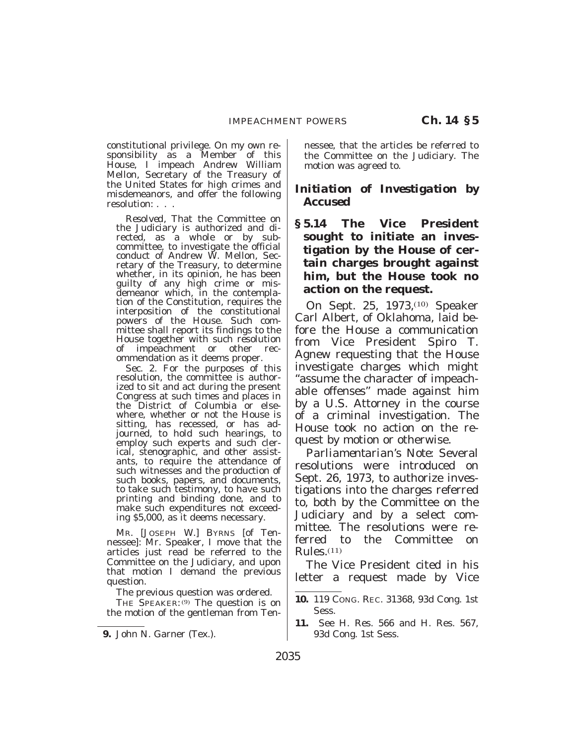constitutional privilege. On my own responsibility as a Member of this House, I impeach Andrew William Mellon, Secretary of the Treasury of the United States for high crimes and misdemeanors, and offer the following resolution: . . .

> *Resolved*, That the Committee on the Judiciary is authorized and directed, as a whole or by subcommittee, to investigate the official conduct of Andrew W. Mellon, Secretary of the Treasury, to determine whether, in its opinion, he has been guilty of any high crime or misdemeanor which, in the contemplation of the Constitution, requires the interposition of the constitutional powers of the House. Such committee shall report its findings to the House together with such resolution of impeachment or other recommendation as it deems proper.
>
> Sec. 2. For the purposes of this resolution, the committee is authorized to sit and act during the present Congress at such times and places in the District of Columbia or elsewhere, whether or not the House is sitting, has recessed, or has adjourned, to hold such hearings, to employ such experts and such clerical, stenographic, and other assistants, to require the attendance of such witnesses and the production of such books, papers, and documents, to take such testimony, to have such printing and binding done, and to make such expenditures not exceeding $5,000, as it deems necessary.

MR. [JOSEPH W.] BYRNS [of Tennessee]: Mr. Speaker, I move that the articles just read be referred to the Committee on the Judiciary, and upon that motion I demand the previous question.

The previous question was ordered.

THE SPEAKER:[9] The question is on the motion of the gentleman from Tennessee, that the articles be referred to the Committee on the Judiciary. The motion was agreed to.

### *Initiation of Investigation by Accused*

**§ 5.14 The Vice President sought to initiate an investigation by the House of certain charges brought against him, but the House took no action on the request.**

On Sept. 25, 1973,[10] Speaker Carl Albert, of Oklahoma, laid before the House a communication from Vice President Spiro T. Agnew requesting that the House investigate charges which might "assume the character of impeachable offenses" made against him by a U.S. Attorney in the course of a criminal investigation. The House took no action on the request by motion or otherwise.

*Parliamentarian's Note:* Several resolutions were introduced on Sept. 26, 1973, to authorize investigations into the charges referred to, both by the Committee on the Judiciary and by a select committee. The resolutions were referred to the Committee on Rules.[11]

The Vice President cited in his letter a request made by Vice

---

**9.** John N. Garner (Tex.).

**10.** 119 CONG. REC. 31368, 93d Cong. 1st Sess.

**11.** See H. Res. 566 and H. Res. 567, 93d Cong. 1st Sess.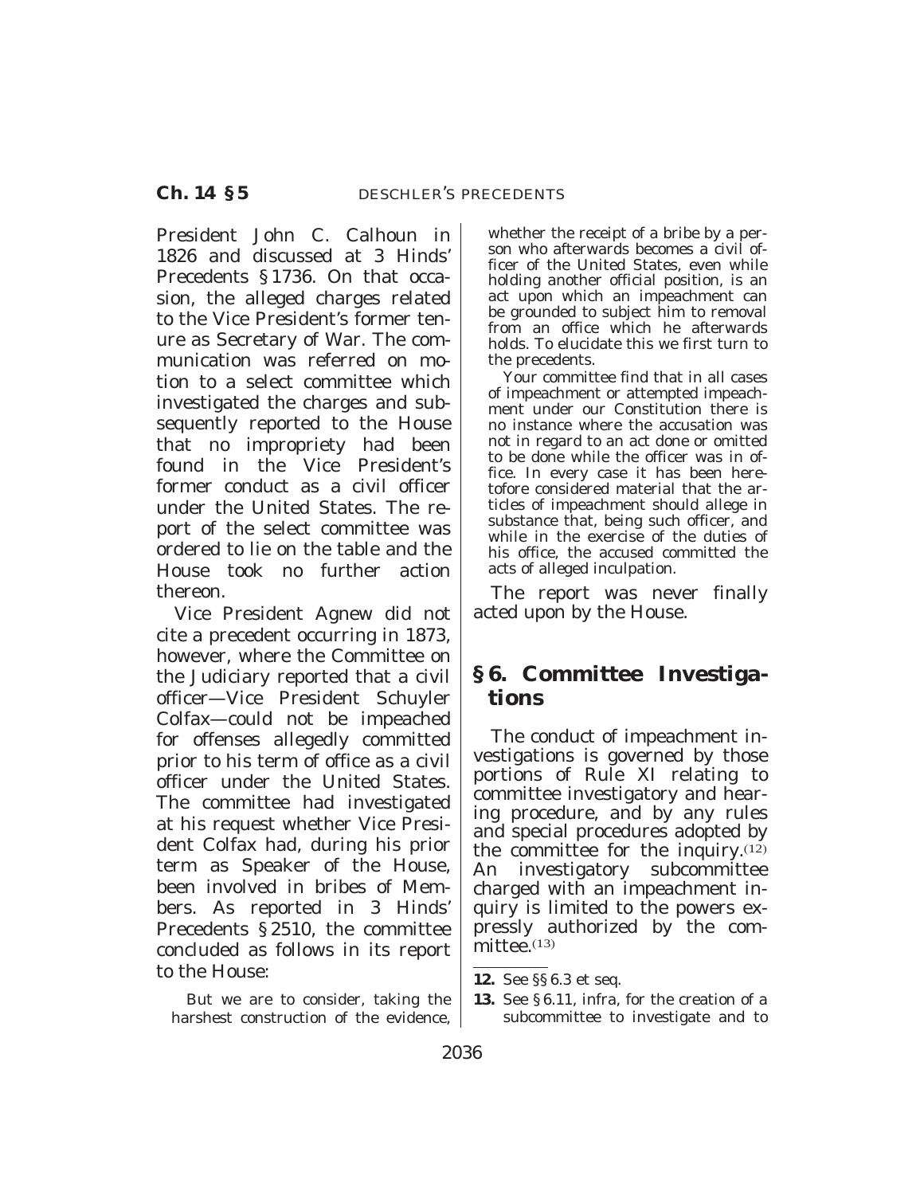President John C. Calhoun in 1826 and discussed at 3 Hinds' Precedents §1736. On that occasion, the alleged charges related to the Vice President's former tenure as Secretary of War. The communication was referred on motion to a select committee which investigated the charges and subsequently reported to the House that no impropriety had been found in the Vice President's former conduct as a civil officer under the United States. The report of the select committee was ordered to lie on the table and the House took no further action thereon.

Vice President Agnew did not cite a precedent occurring in 1873, however, where the Committee on the Judiciary reported that a civil officer—Vice President Schuyler Colfax—could not be impeached for offenses allegedly committed prior to his term of office as a civil officer under the United States. The committee had investigated at his request whether Vice President Colfax had, during his prior term as Speaker of the House, been involved in bribes of Members. As reported in 3 Hinds' Precedents §2510, the committee concluded as follows in its report to the House:

> But we are to consider, taking the harshest construction of the evidence, whether the receipt of a bribe by a person who afterwards becomes a civil officer of the United States, even while holding another official position, is an act upon which an impeachment can be grounded to subject him to removal from an office which he afterwards holds. To elucidate this we first turn to the precedents.
>
> Your committee find that in all cases of impeachment or attempted impeachment under our Constitution there is no instance where the accusation was not in regard to an act done or omitted to be done while the officer was in office. In every case it has been heretofore considered material that the articles of impeachment should allege in substance that, being such officer, and while in the exercise of the duties of his office, the accused committed the acts of alleged inculpation.

The report was never finally acted upon by the House.

## §6. Committee Investigations

The conduct of impeachment investigations is governed by those portions of Rule XI relating to committee investigatory and hearing procedure, and by any rules and special procedures adopted by the committee for the inquiry.[12] An investigatory subcommittee charged with an impeachment inquiry is limited to the powers expressly authorized by the committee.[13]

---

**12.** See §§6.3 et seq.

**13.** See §6.11, infra, for the creation of a subcommittee to investigate and to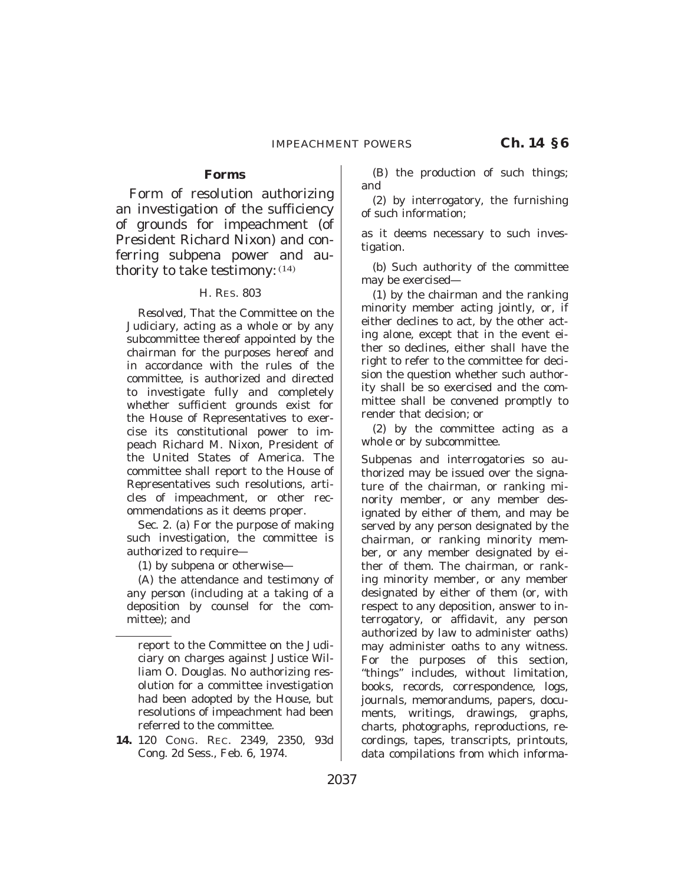## Forms

Form of resolution authorizing an investigation of the sufficiency of grounds for impeachment (of President Richard Nixon) and conferring subpena power and authority to take testimony: [14]

H. RES. 803

*Resolved*, That the Committee on the Judiciary, acting as a whole or by any subcommittee thereof appointed by the chairman for the purposes hereof and in accordance with the rules of the committee, is authorized and directed to investigate fully and completely whether sufficient grounds exist for the House of Representatives to exercise its constitutional power to impeach Richard M. Nixon, President of the United States of America. The committee shall report to the House of Representatives such resolutions, articles of impeachment, or other recommendations as it deems proper.

Sec. 2. (a) For the purpose of making such investigation, the committee is authorized to require—

(1) by subpena or otherwise—

(A) the attendance and testimony of any person (including at a taking of a deposition by counsel for the committee); and

(B) the production of such things; and

(2) by interrogatory, the furnishing of such information;

as it deems necessary to such investigation.

(b) Such authority of the committee may be exercised—

(1) by the chairman and the ranking minority member acting jointly, or, if either declines to act, by the other acting alone, except that in the event either so declines, either shall have the right to refer to the committee for decision the question whether such authority shall be so exercised and the committee shall be convened promptly to render that decision; or

(2) by the committee acting as a whole or by subcommittee.

Subpenas and interrogatories so authorized may be issued over the signature of the chairman, or ranking minority member, or any member designated by either of them, and may be served by any person designated by the chairman, or ranking minority member, or any member designated by either of them. The chairman, or ranking minority member, or any member designated by either of them (or, with respect to any deposition, answer to interrogatory, or affidavit, any person authorized by law to administer oaths) may administer oaths to any witness. For the purposes of this section, "things" includes, without limitation, books, records, correspondence, logs, journals, memorandums, papers, documents, writings, drawings, graphs, charts, photographs, reproductions, recordings, tapes, transcripts, printouts, data compilations from which informa-

---

report to the Committee on the Judiciary on charges against Justice William O. Douglas. No authorizing resolution for a committee investigation had been adopted by the House, but resolutions of impeachment had been referred to the committee.

**14.** 120 CONG. REC. 2349, 2350, 93d Cong. 2d Sess., Feb. 6, 1974.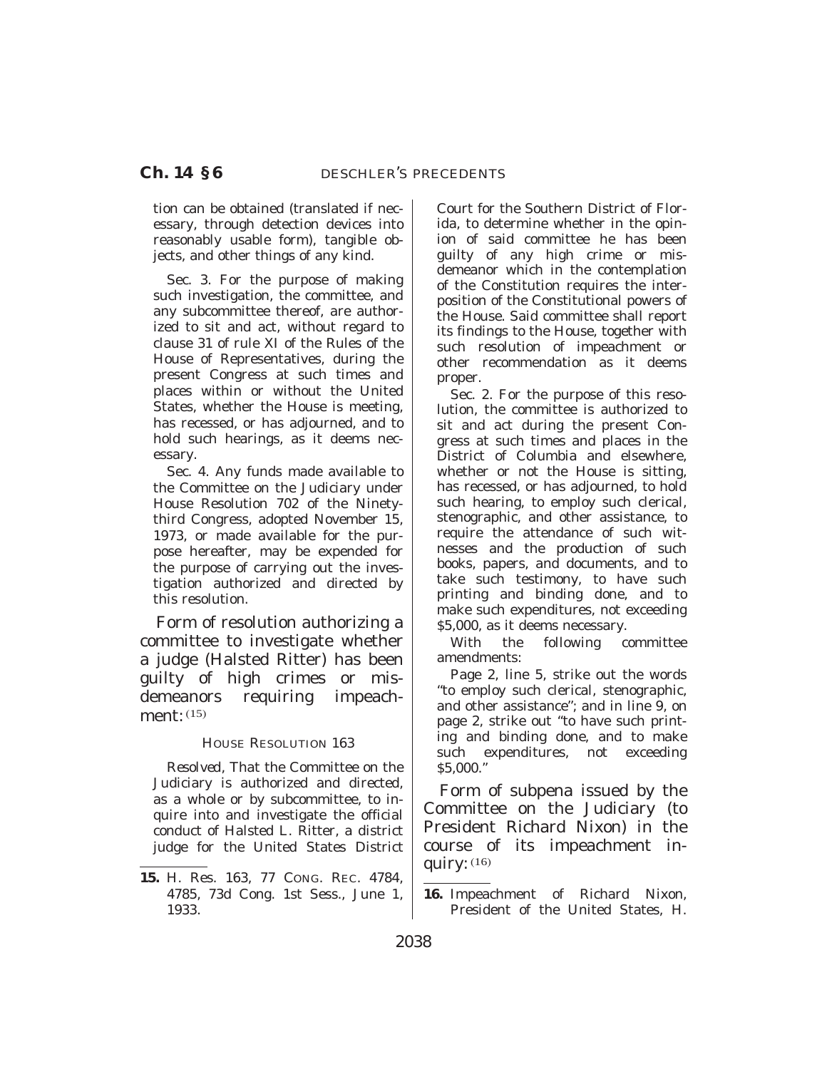tion can be obtained (translated if necessary, through detection devices into reasonably usable form), tangible objects, and other things of any kind.

Sec. 3. For the purpose of making such investigation, the committee, and any subcommittee thereof, are authorized to sit and act, without regard to clause 31 of rule XI of the Rules of the House of Representatives, during the present Congress at such times and places within or without the United States, whether the House is meeting, has recessed, or has adjourned, and to hold such hearings, as it deems necessary.

Sec. 4. Any funds made available to the Committee on the Judiciary under House Resolution 702 of the Ninety-third Congress, adopted November 15, 1973, or made available for the purpose hereafter, may be expended for the purpose of carrying out the investigation authorized and directed by this resolution.

Form of resolution authorizing a committee to investigate whether a judge (Halsted Ritter) has been guilty of high crimes or misdemeanors requiring impeachment: [15]

HOUSE RESOLUTION 163

*Resolved,* That the Committee on the Judiciary is authorized and directed, as a whole or by subcommittee, to inquire into and investigate the official conduct of Halsted L. Ritter, a district judge for the United States District Court for the Southern District of Florida, to determine whether in the opinion of said committee he has been guilty of any high crime or misdemeanor which in the contemplation of the Constitution requires the interposition of the Constitutional powers of the House. Said committee shall report its findings to the House, together with such resolution of impeachment or other recommendation as it deems proper.

Sec. 2. For the purpose of this resolution, the committee is authorized to sit and act during the present Congress at such times and places in the District of Columbia and elsewhere, whether or not the House is sitting, has recessed, or has adjourned, to hold such hearing, to employ such clerical, stenographic, and other assistance, to require the attendance of such witnesses and the production of such books, papers, and documents, and to take such testimony, to have such printing and binding done, and to make such expenditures, not exceeding $5,000, as it deems necessary.

With the following committee amendments:

Page 2, line 5, strike out the words "to employ such clerical, stenographic, and other assistance"; and in line 9, on page 2, strike out "to have such printing and binding done, and to make such expenditures, not exceeding $5,000."

Form of subpena issued by the Committee on the Judiciary (to President Richard Nixon) in the course of its impeachment inquiry: [16]

---

**15.** H. Res. 163, 77 CONG. REC. 4784, 4785, 73d Cong. 1st Sess., June 1, 1933.

**16.** Impeachment of Richard Nixon, President of the United States, H.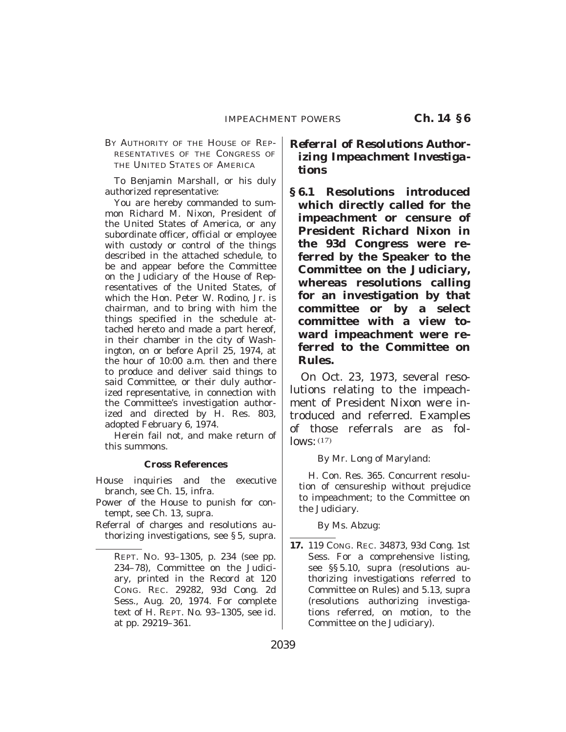BY AUTHORITY OF THE HOUSE OF REPRESENTATIVES OF THE CONGRESS OF THE UNITED STATES OF AMERICA

To Benjamin Marshall, or his duly authorized representative:

You are hereby commanded to summon Richard M. Nixon, President of the United States of America, or any subordinate officer, official or employee with custody or control of the things described in the attached schedule, to be and appear before the Committee on the Judiciary of the House of Representatives of the United States, of which the Hon. Peter W. Rodino, Jr. is chairman, and to bring with him the things specified in the schedule attached hereto and made a part hereof, in their chamber in the city of Washington, on or before April 25, 1974, at the hour of 10:00 a.m. then and there to produce and deliver said things to said Committee, or their duly authorized representative, in connection with the Committee's investigation authorized and directed by H. Res. 803, adopted February 6, 1974.

Herein fail not, and make return of this summons.

**Cross References**

House inquiries and the executive branch, see Ch. 15, infra.

Power of the House to punish for contempt, see Ch. 13, supra.

Referral of charges and resolutions authorizing investigations, see § 5, supra.

REPT. NO. 93–1305, p. 234 (see pp. 234–78), Committee on the Judiciary, printed in the Record at 120 CONG. REC. 29282, 93d Cong. 2d Sess., Aug. 20, 1974. For complete text of H. REPT. No. 93–1305, see id. at pp. 29219–361.

## *Referral of Resolutions Authorizing Impeachment Investigations*

**§ 6.1 Resolutions introduced which directly called for the impeachment or censure of President Richard Nixon in the 93d Congress were referred by the Speaker to the Committee on the Judiciary, whereas resolutions calling for an investigation by that committee or by a select committee with a view toward impeachment were referred to the Committee on Rules.**

On Oct. 23, 1973, several resolutions relating to the impeachment of President Nixon were introduced and referred. Examples of those referrals are as follows:[17]

By Mr. Long of Maryland:

H. Con. Res. 365. Concurrent resolution of censureship without prejudice to impeachment; to the Committee on the Judiciary.

By Ms. Abzug:

**17.** 119 CONG. REC. 34873, 93d Cong. 1st Sess. For a comprehensive listing, see §§ 5.10, supra (resolutions authorizing investigations referred to Committee on Rules) and 5.13, supra (resolutions authorizing investigations referred, on motion, to the Committee on the Judiciary).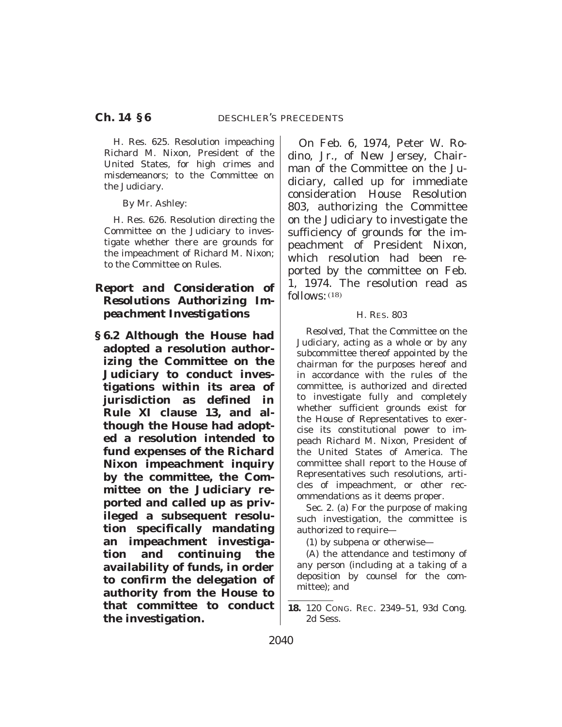H. Res. 625. Resolution impeaching Richard M. Nixon, President of the United States, for high crimes and misdemeanors; to the Committee on the Judiciary.

By Mr. Ashley:

H. Res. 626. Resolution directing the Committee on the Judiciary to investigate whether there are grounds for the impeachment of Richard M. Nixon; to the Committee on Rules.

### *Report and Consideration of Resolutions Authorizing Impeachment Investigations*

**§ 6.2 Although the House had adopted a resolution authorizing the Committee on the Judiciary to conduct investigations within its area of jurisdiction as defined in Rule XI clause 13, and although the House had adopted a resolution intended to fund expenses of the Richard Nixon impeachment inquiry by the committee, the Committee on the Judiciary reported and called up as privileged a subsequent resolution specifically mandating an impeachment investigation and continuing the availability of funds, in order to confirm the delegation of authority from the House to that committee to conduct the investigation.**

On Feb. 6, 1974, Peter W. Rodino, Jr., of New Jersey, Chairman of the Committee on the Judiciary, called up for immediate consideration House Resolution 803, authorizing the Committee on the Judiciary to investigate the sufficiency of grounds for the impeachment of President Nixon, which resolution had been reported by the committee on Feb. 1, 1974. The resolution read as follows: [18]

H. RES. 803

*Resolved*, That the Committee on the Judiciary, acting as a whole or by any subcommittee thereof appointed by the chairman for the purposes hereof and in accordance with the rules of the committee, is authorized and directed to investigate fully and completely whether sufficient grounds exist for the House of Representatives to exercise its constitutional power to impeach Richard M. Nixon, President of the United States of America. The committee shall report to the House of Representatives such resolutions, articles of impeachment, or other recommendations as it deems proper.

Sec. 2. (a) For the purpose of making such investigation, the committee is authorized to require—

(1) by subpena or otherwise—

(A) the attendance and testimony of any person (including at a taking of a deposition by counsel for the committee); and

---

18. 120 CONG. REC. 2349–51, 93d Cong. 2d Sess.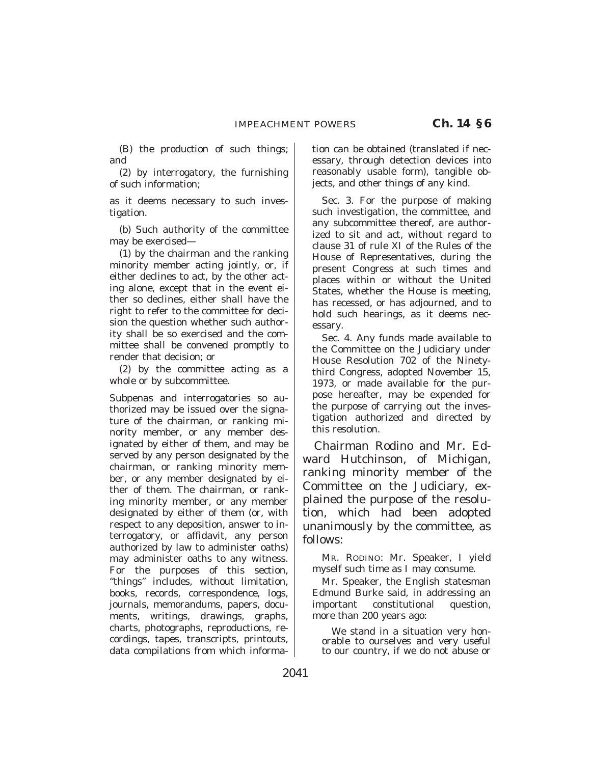(B) the production of such things; and

(2) by interrogatory, the furnishing of such information;

as it deems necessary to such investigation.

(b) Such authority of the committee may be exercised—

(1) by the chairman and the ranking minority member acting jointly, or, if either declines to act, by the other acting alone, except that in the event either so declines, either shall have the right to refer to the committee for decision the question whether such authority shall be so exercised and the committee shall be convened promptly to render that decision; or

(2) by the committee acting as a whole or by subcommittee.

Subpenas and interrogatories so authorized may be issued over the signature of the chairman, or ranking minority member, or any member designated by either of them, and may be served by any person designated by the chairman, or ranking minority member, or any member designated by either of them. The chairman, or ranking minority member, or any member designated by either of them (or, with respect to any deposition, answer to interrogatory, or affidavit, any person authorized by law to administer oaths) may administer oaths to any witness. For the purposes of this section, "things" includes, without limitation, books, records, correspondence, logs, journals, memorandums, papers, documents, writings, drawings, graphs, charts, photographs, reproductions, recordings, tapes, transcripts, printouts, data compilations from which information can be obtained (translated if necessary, through detection devices into reasonably usable form), tangible objects, and other things of any kind.

Sec. 3. For the purpose of making such investigation, the committee, and any subcommittee thereof, are authorized to sit and act, without regard to clause 31 of rule XI of the Rules of the House of Representatives, during the present Congress at such times and places within or without the United States, whether the House is meeting, has recessed, or has adjourned, and to hold such hearings, as it deems necessary.

Sec. 4. Any funds made available to the Committee on the Judiciary under House Resolution 702 of the Ninety-third Congress, adopted November 15, 1973, or made available for the purpose hereafter, may be expended for the purpose of carrying out the investigation authorized and directed by this resolution.

Chairman Rodino and Mr. Edward Hutchinson, of Michigan, ranking minority member of the Committee on the Judiciary, explained the purpose of the resolution, which had been adopted unanimously by the committee, as follows:

MR. RODINO: Mr. Speaker, I yield myself such time as I may consume.

Mr. Speaker, the English statesman Edmund Burke said, in addressing an important constitutional question, more than 200 years ago:

> We stand in a situation very honorable to ourselves and very useful to our country, if we do not abuse or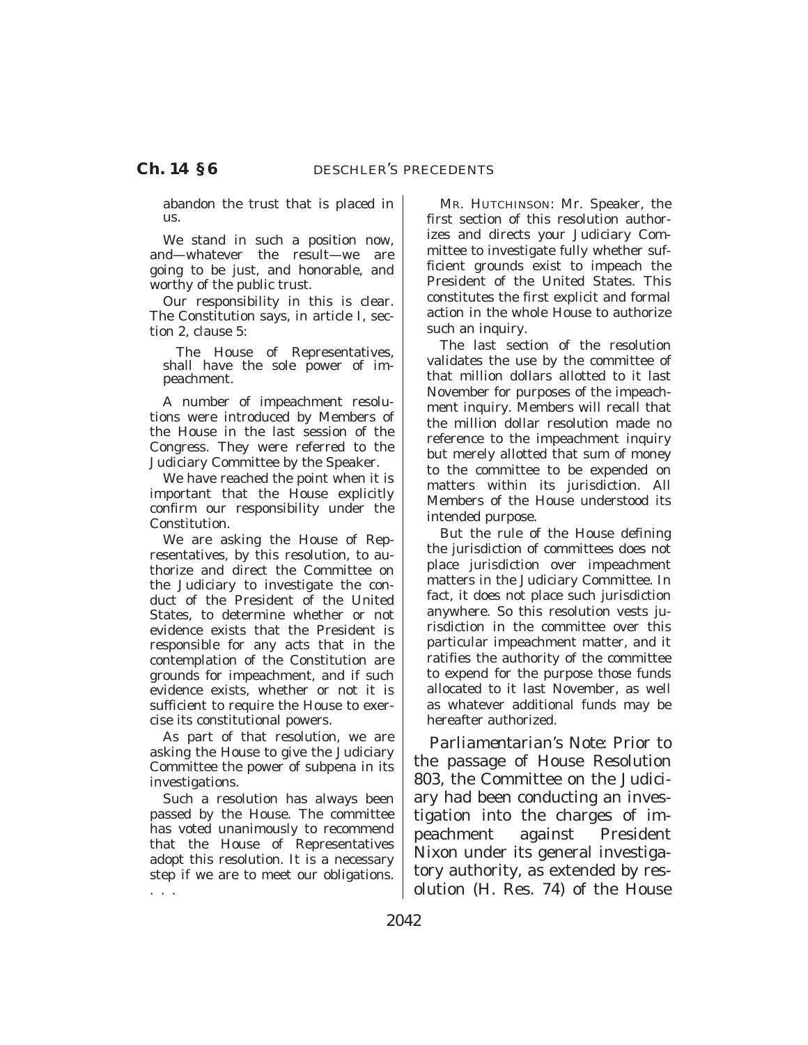abandon the trust that is placed in us.

We stand in such a position now, and—whatever the result—we are going to be just, and honorable, and worthy of the public trust.

Our responsibility in this is clear. The Constitution says, in article I, section 2, clause 5:

> The House of Representatives, shall have the sole power of impeachment.

A number of impeachment resolutions were introduced by Members of the House in the last session of the Congress. They were referred to the Judiciary Committee by the Speaker.

We have reached the point when it is important that the House explicitly confirm our responsibility under the Constitution.

We are asking the House of Representatives, by this resolution, to authorize and direct the Committee on the Judiciary to investigate the conduct of the President of the United States, to determine whether or not evidence exists that the President is responsible for any acts that in the contemplation of the Constitution are grounds for impeachment, and if such evidence exists, whether or not it is sufficient to require the House to exercise its constitutional powers.

As part of that resolution, we are asking the House to give the Judiciary Committee the power of subpena in its investigations.

Such a resolution has always been passed by the House. The committee has voted unanimously to recommend that the House of Representatives adopt this resolution. It is a necessary step if we are to meet our obligations. . . .

MR. HUTCHINSON: Mr. Speaker, the first section of this resolution authorizes and directs your Judiciary Committee to investigate fully whether sufficient grounds exist to impeach the President of the United States. This constitutes the first explicit and formal action in the whole House to authorize such an inquiry.

The last section of the resolution validates the use by the committee of that million dollars allotted to it last November for purposes of the impeachment inquiry. Members will recall that the million dollar resolution made no reference to the impeachment inquiry but merely allotted that sum of money to the committee to be expended on matters within its jurisdiction. All Members of the House understood its intended purpose.

But the rule of the House defining the jurisdiction of committees does not place jurisdiction over impeachment matters in the Judiciary Committee. In fact, it does not place such jurisdiction anywhere. So this resolution vests jurisdiction in the committee over this particular impeachment matter, and it ratifies the authority of the committee to expend for the purpose those funds allocated to it last November, as well as whatever additional funds may be hereafter authorized.

*Parliamentarian's Note:* Prior to the passage of House Resolution 803, the Committee on the Judiciary had been conducting an investigation into the charges of impeachment against President Nixon under its general investigatory authority, as extended by resolution (H. Res. 74) of the House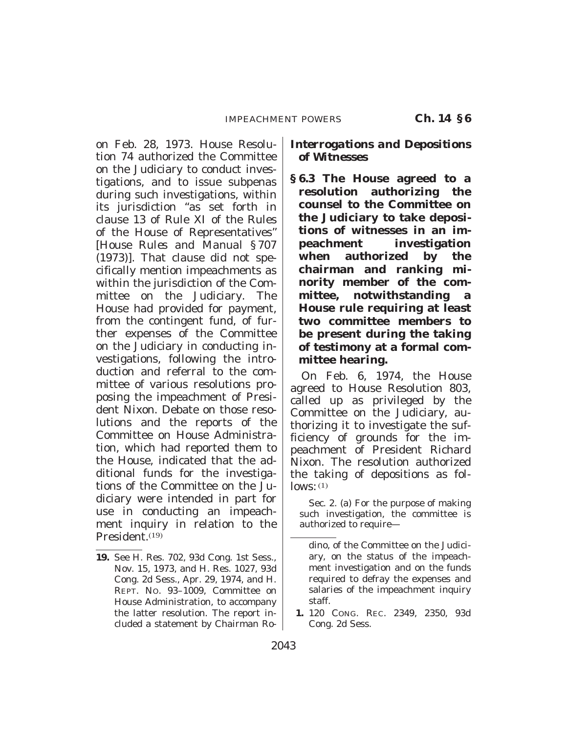on Feb. 28, 1973. House Resolution 74 authorized the Committee on the Judiciary to conduct investigations, and to issue subpenas during such investigations, within its jurisdiction "as set forth in clause 13 of Rule XI of the Rules of the House of Representatives" [*House Rules and Manual* §707 (1973)]. That clause did not specifically mention impeachments as within the jurisdiction of the Committee on the Judiciary. The House had provided for payment, from the contingent fund, of further expenses of the Committee on the Judiciary in conducting investigations, following the introduction and referral to the committee of various resolutions proposing the impeachment of President Nixon. Debate on those resolutions and the reports of the Committee on House Administration, which had reported them to the House, indicated that the additional funds for the investigations of the Committee on the Judiciary were intended in part for use in conducting an impeachment inquiry in relation to the President.[19]

### *Interrogations and Depositions of Witnesses*

**§6.3 The House agreed to a resolution authorizing the counsel to the Committee on the Judiciary to take depositions of witnesses in an impeachment investigation when authorized by the chairman and ranking minority member of the committee, notwithstanding a House rule requiring at least two committee members to be present during the taking of testimony at a formal committee hearing.**

On Feb. 6, 1974, the House agreed to House Resolution 803, called up as privileged by the Committee on the Judiciary, authorizing it to investigate the sufficiency of grounds for the impeachment of President Richard Nixon. The resolution authorized the taking of depositions as follows:[1]

> Sec. 2. (a) For the purpose of making such investigation, the committee is authorized to require—

---

19. See H. Res. 702, 93d Cong. 1st Sess., Nov. 15, 1973, and H. Res. 1027, 93d Cong. 2d Sess., Apr. 29, 1974, and H. REPT. NO. 93–1009, Committee on House Administration, to accompany the latter resolution. The report included a statement by Chairman Rodino, of the Committee on the Judiciary, on the status of the impeachment investigation and on the funds required to defray the expenses and salaries of the impeachment inquiry staff.

1. 120 CONG. REC. 2349, 2350, 93d Cong. 2d Sess.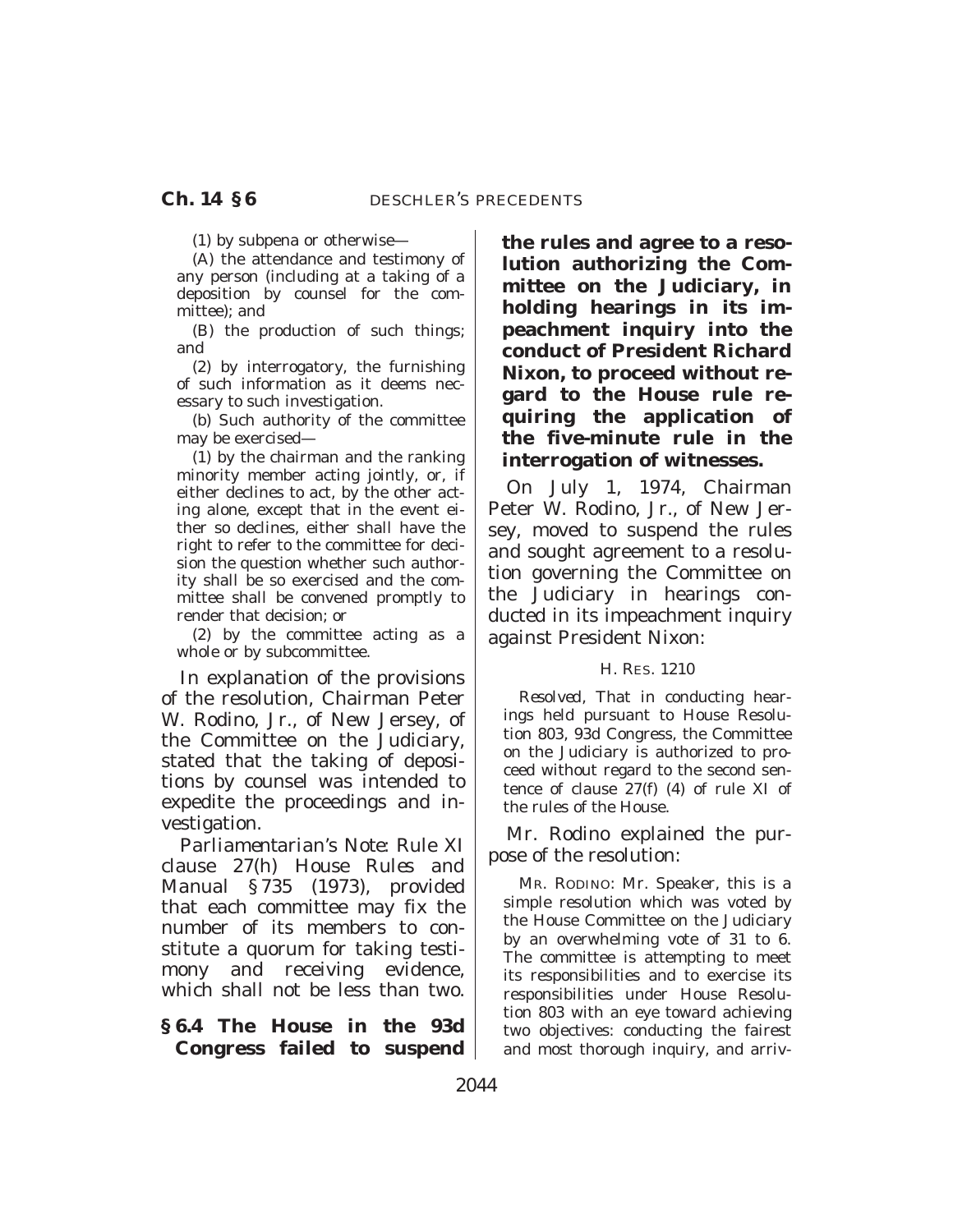(1) by subpena or otherwise—

(A) the attendance and testimony of any person (including at a taking of a deposition by counsel for the committee); and

(B) the production of such things; and

(2) by interrogatory, the furnishing of such information as it deems necessary to such investigation.

(b) Such authority of the committee may be exercised—

(1) by the chairman and the ranking minority member acting jointly, or, if either declines to act, by the other acting alone, except that in the event either so declines, either shall have the right to refer to the committee for decision the question whether such authority shall be so exercised and the committee shall be convened promptly to render that decision; or

(2) by the committee acting as a whole or by subcommittee.

In explanation of the provisions of the resolution, Chairman Peter W. Rodino, Jr., of New Jersey, of the Committee on the Judiciary, stated that the taking of depositions by counsel was intended to expedite the proceedings and investigation.

*Parliamentarian's Note:* Rule XI clause 27(h) House Rules and Manual §735 (1973), provided that each committee may fix the number of its members to constitute a quorum for taking testimony and receiving evidence, which shall not be less than two.

**§6.4 The House in the 93d Congress failed to suspend the rules and agree to a resolution authorizing the Committee on the Judiciary, in holding hearings in its impeachment inquiry into the conduct of President Richard Nixon, to proceed without regard to the House rule requiring the application of the five-minute rule in the interrogation of witnesses.**

On July 1, 1974, Chairman Peter W. Rodino, Jr., of New Jersey, moved to suspend the rules and sought agreement to a resolution governing the Committee on the Judiciary in hearings conducted in its impeachment inquiry against President Nixon:

H. RES. 1210

*Resolved,* That in conducting hearings held pursuant to House Resolution 803, 93d Congress, the Committee on the Judiciary is authorized to proceed without regard to the second sentence of clause 27(f) (4) of rule XI of the rules of the House.

Mr. Rodino explained the purpose of the resolution:

MR. RODINO: Mr. Speaker, this is a simple resolution which was voted by the House Committee on the Judiciary by an overwhelming vote of 31 to 6. The committee is attempting to meet its responsibilities and to exercise its responsibilities under House Resolution 803 with an eye toward achieving two objectives: conducting the fairest and most thorough inquiry, and arriv-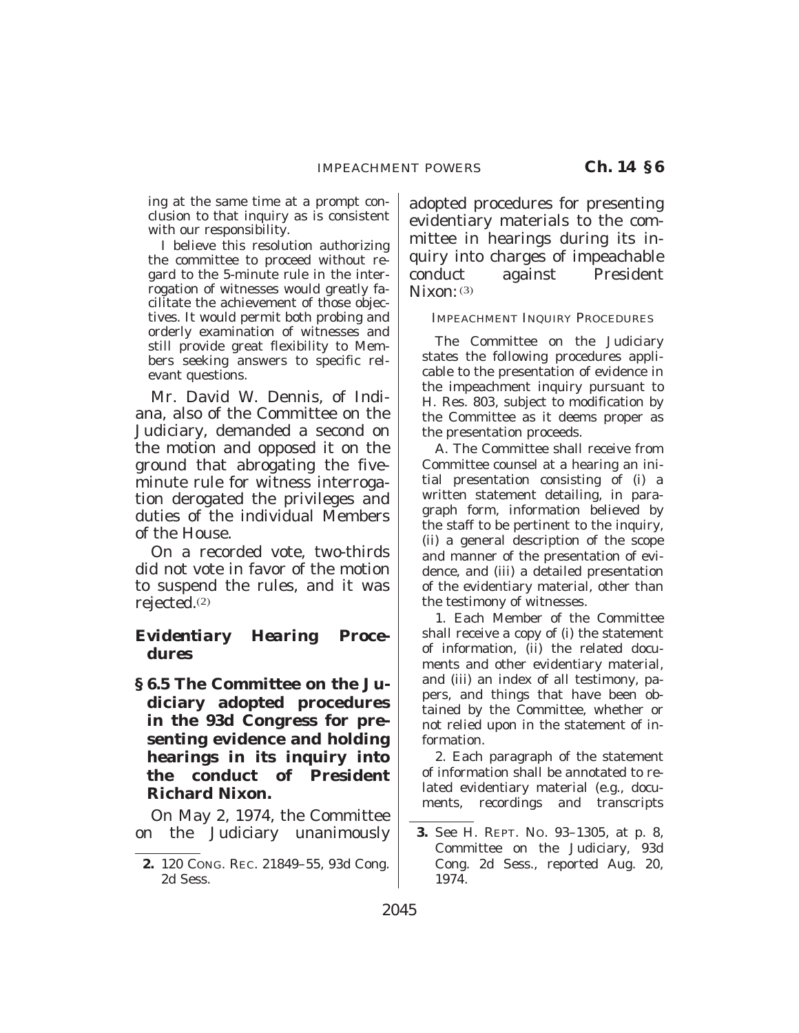ing at the same time at a prompt conclusion to that inquiry as is consistent with our responsibility.

I believe this resolution authorizing the committee to proceed without regard to the 5-minute rule in the interrogation of witnesses would greatly facilitate the achievement of those objectives. It would permit both probing and orderly examination of witnesses and still provide great flexibility to Members seeking answers to specific relevant questions.

Mr. David W. Dennis, of Indiana, also of the Committee on the Judiciary, demanded a second on the motion and opposed it on the ground that abrogating the five-minute rule for witness interrogation derogated the privileges and duties of the individual Members of the House.

On a recorded vote, two-thirds did not vote in favor of the motion to suspend the rules, and it was rejected.[2]

### *Evidentiary Hearing Procedures*

**§ 6.5 The Committee on the Judiciary adopted procedures in the 93d Congress for presenting evidence and holding hearings in its inquiry into the conduct of President Richard Nixon.**

On May 2, 1974, the Committee on the Judiciary unanimously adopted procedures for presenting evidentiary materials to the committee in hearings during its inquiry into charges of impeachable conduct against President Nixon:[3]

IMPEACHMENT INQUIRY PROCEDURES

The Committee on the Judiciary states the following procedures applicable to the presentation of evidence in the impeachment inquiry pursuant to H. Res. 803, subject to modification by the Committee as it deems proper as the presentation proceeds.

A. The Committee shall receive from Committee counsel at a hearing an initial presentation consisting of (i) a written statement detailing, in paragraph form, information believed by the staff to be pertinent to the inquiry, (ii) a general description of the scope and manner of the presentation of evidence, and (iii) a detailed presentation of the evidentiary material, other than the testimony of witnesses.

1. Each Member of the Committee shall receive a copy of (i) the statement of information, (ii) the related documents and other evidentiary material, and (iii) an index of all testimony, papers, and things that have been obtained by the Committee, whether or not relied upon in the statement of information.

2. Each paragraph of the statement of information shall be annotated to related evidentiary material (e.g., documents, recordings and transcripts

---

**2.** 120 CONG. REC. 21849–55, 93d Cong. 2d Sess.

**3.** See H. REPT. NO. 93–1305, at p. 8, Committee on the Judiciary, 93d Cong. 2d Sess., reported Aug. 20, 1974.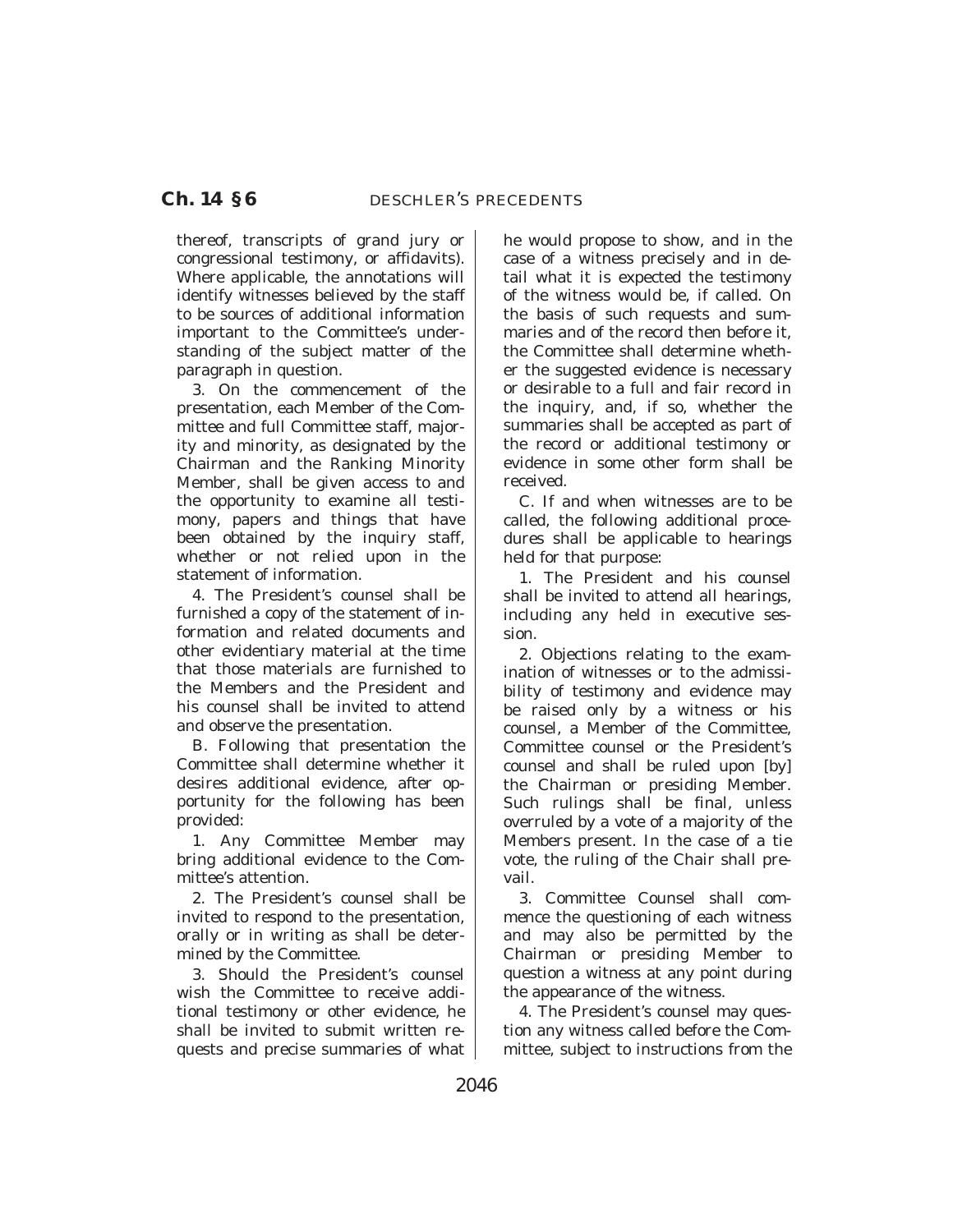thereof, transcripts of grand jury or congressional testimony, or affidavits). Where applicable, the annotations will identify witnesses believed by the staff to be sources of additional information important to the Committee's understanding of the subject matter of the paragraph in question.

3. On the commencement of the presentation, each Member of the Committee and full Committee staff, majority and minority, as designated by the Chairman and the Ranking Minority Member, shall be given access to and the opportunity to examine all testimony, papers and things that have been obtained by the inquiry staff, whether or not relied upon in the statement of information.

4. The President's counsel shall be furnished a copy of the statement of information and related documents and other evidentiary material at the time that those materials are furnished to the Members and the President and his counsel shall be invited to attend and observe the presentation.

B. Following that presentation the Committee shall determine whether it desires additional evidence, after opportunity for the following has been provided:

1. Any Committee Member may bring additional evidence to the Committee's attention.

2. The President's counsel shall be invited to respond to the presentation, orally or in writing as shall be determined by the Committee.

3. Should the President's counsel wish the Committee to receive additional testimony or other evidence, he shall be invited to submit written requests and precise summaries of what he would propose to show, and in the case of a witness precisely and in detail what it is expected the testimony of the witness would be, if called. On the basis of such requests and summaries and of the record then before it, the Committee shall determine whether the suggested evidence is necessary or desirable to a full and fair record in the inquiry, and, if so, whether the summaries shall be accepted as part of the record or additional testimony or evidence in some other form shall be received.

C. If and when witnesses are to be called, the following additional procedures shall be applicable to hearings held for that purpose:

1. The President and his counsel shall be invited to attend all hearings, including any held in executive session.

2. Objections relating to the examination of witnesses or to the admissibility of testimony and evidence may be raised only by a witness or his counsel, a Member of the Committee, Committee counsel or the President's counsel and shall be ruled upon [by] the Chairman or presiding Member. Such rulings shall be final, unless overruled by a vote of a majority of the Members present. In the case of a tie vote, the ruling of the Chair shall prevail.

3. Committee Counsel shall commence the questioning of each witness and may also be permitted by the Chairman or presiding Member to question a witness at any point during the appearance of the witness.

4. The President's counsel may question any witness called before the Committee, subject to instructions from the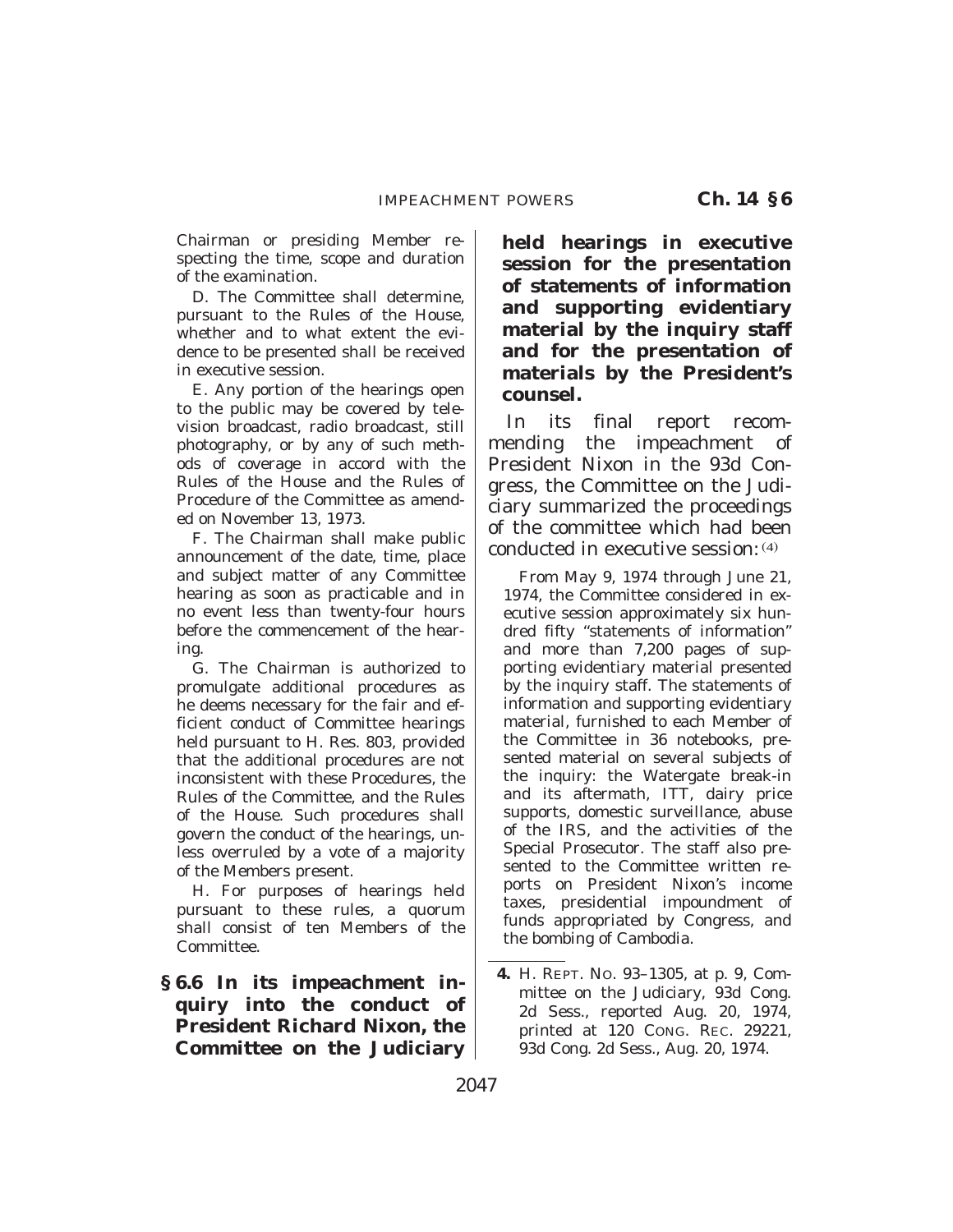Chairman or presiding Member respecting the time, scope and duration of the examination.

D. The Committee shall determine, pursuant to the Rules of the House, whether and to what extent the evidence to be presented shall be received in executive session.

E. Any portion of the hearings open to the public may be covered by television broadcast, radio broadcast, still photography, or by any of such methods of coverage in accord with the Rules of the House and the Rules of Procedure of the Committee as amended on November 13, 1973.

F. The Chairman shall make public announcement of the date, time, place and subject matter of any Committee hearing as soon as practicable and in no event less than twenty-four hours before the commencement of the hearing.

G. The Chairman is authorized to promulgate additional procedures as he deems necessary for the fair and efficient conduct of Committee hearings held pursuant to H. Res. 803, provided that the additional procedures are not inconsistent with these Procedures, the Rules of the Committee, and the Rules of the House. Such procedures shall govern the conduct of the hearings, unless overruled by a vote of a majority of the Members present.

H. For purposes of hearings held pursuant to these rules, a quorum shall consist of ten Members of the Committee.

**§ 6.6 In its impeachment inquiry into the conduct of President Richard Nixon, the Committee on the Judiciary held hearings in executive session for the presentation of statements of information and supporting evidentiary material by the inquiry staff and for the presentation of materials by the President's counsel.**

In its final report recommending the impeachment of President Nixon in the 93d Congress, the Committee on the Judiciary summarized the proceedings of the committee which had been conducted in executive session:[4]

From May 9, 1974 through June 21, 1974, the Committee considered in executive session approximately six hundred fifty "statements of information" and more than 7,200 pages of supporting evidentiary material presented by the inquiry staff. The statements of information and supporting evidentiary material, furnished to each Member of the Committee in 36 notebooks, presented material on several subjects of the inquiry: the Watergate break-in and its aftermath, ITT, dairy price supports, domestic surveillance, abuse of the IRS, and the activities of the Special Prosecutor. The staff also presented to the Committee written reports on President Nixon's income taxes, presidential impoundment of funds appropriated by Congress, and the bombing of Cambodia.

---

**4.** H. REPT. NO. 93–1305, at p. 9, Committee on the Judiciary, 93d Cong. 2d Sess., reported Aug. 20, 1974, printed at 120 CONG. REC. 29221, 93d Cong. 2d Sess., Aug. 20, 1974.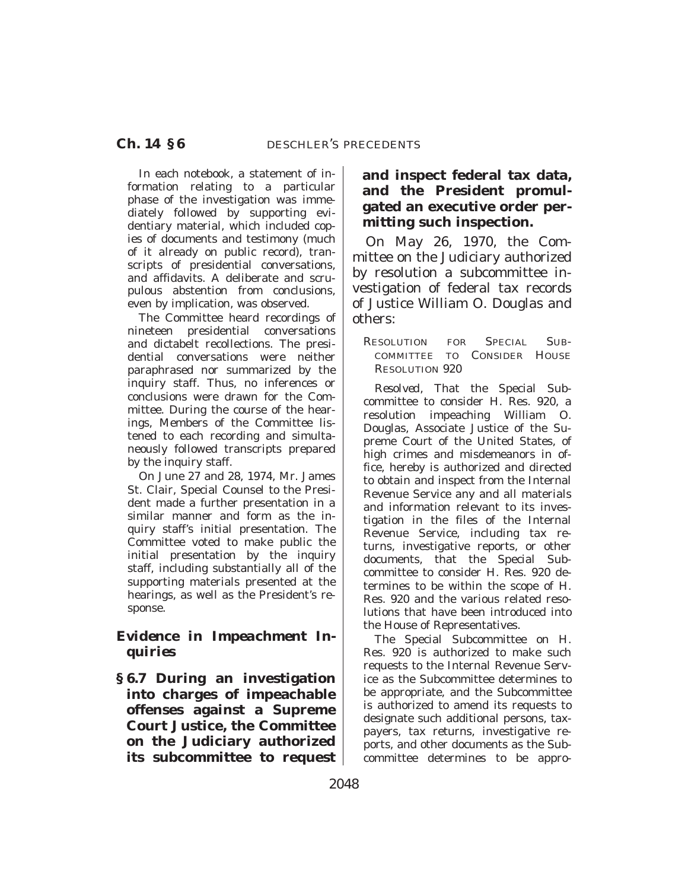In each notebook, a statement of information relating to a particular phase of the investigation was immediately followed by supporting evidentiary material, which included copies of documents and testimony (much of it already on public record), transcripts of presidential conversations, and affidavits. A deliberate and scrupulous abstention from conclusions, even by implication, was observed.

The Committee heard recordings of nineteen presidential conversations and dictabelt recollections. The presidential conversations were neither paraphrased nor summarized by the inquiry staff. Thus, no inferences or conclusions were drawn for the Committee. During the course of the hearings, Members of the Committee listened to each recording and simultaneously followed transcripts prepared by the inquiry staff.

On June 27 and 28, 1974, Mr. James St. Clair, Special Counsel to the President made a further presentation in a similar manner and form as the inquiry staff's initial presentation. The Committee voted to make public the initial presentation by the inquiry staff, including substantially all of the supporting materials presented at the hearings, as well as the President's response.

## *Evidence in Impeachment Inquiries*

**§ 6.7 During an investigation into charges of impeachable offenses against a Supreme Court Justice, the Committee on the Judiciary authorized its subcommittee to request and inspect federal tax data, and the President promulgated an executive order permitting such inspection.**

On May 26, 1970, the Committee on the Judiciary authorized by resolution a subcommittee investigation of federal tax records of Justice William O. Douglas and others:

RESOLUTION FOR SPECIAL SUBCOMMITTEE TO CONSIDER HOUSE RESOLUTION 920

*Resolved*, That the Special Subcommittee to consider H. Res. 920, a resolution impeaching William O. Douglas, Associate Justice of the Supreme Court of the United States, of high crimes and misdemeanors in office, hereby is authorized and directed to obtain and inspect from the Internal Revenue Service any and all materials and information relevant to its investigation in the files of the Internal Revenue Service, including tax returns, investigative reports, or other documents, that the Special Subcommittee to consider H. Res. 920 determines to be within the scope of H. Res. 920 and the various related resolutions that have been introduced into the House of Representatives.

The Special Subcommittee on H. Res. 920 is authorized to make such requests to the Internal Revenue Service as the Subcommittee determines to be appropriate, and the Subcommittee is authorized to amend its requests to designate such additional persons, taxpayers, tax returns, investigative reports, and other documents as the Subcommittee determines to be appro-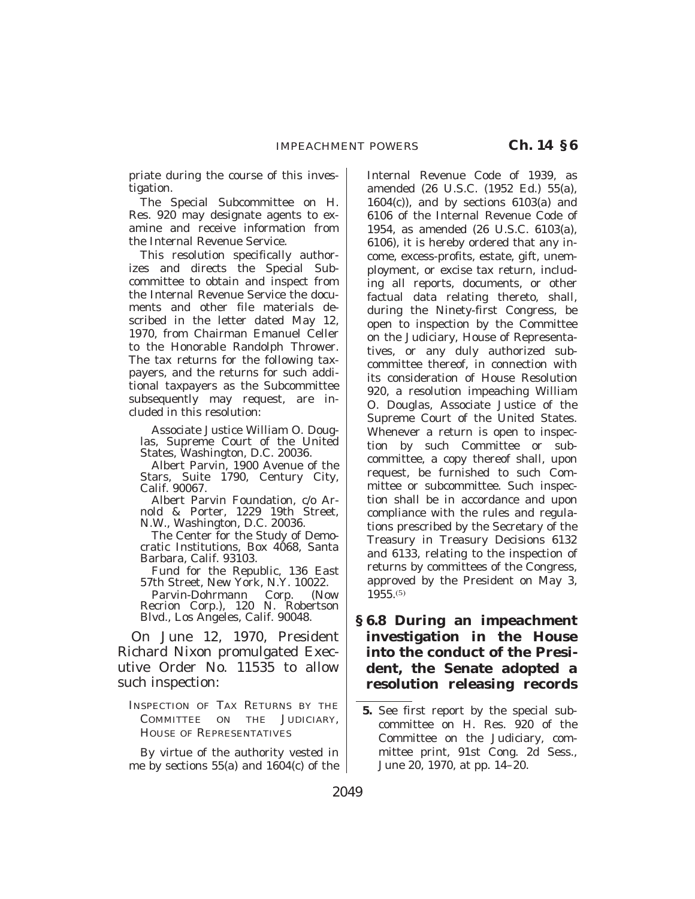priate during the course of this investigation.

The Special Subcommittee on H. Res. 920 may designate agents to examine and receive information from the Internal Revenue Service.

This resolution specifically authorizes and directs the Special Subcommittee to obtain and inspect from the Internal Revenue Service the documents and other file materials described in the letter dated May 12, 1970, from Chairman Emanuel Celler to the Honorable Randolph Thrower. The tax returns for the following taxpayers, and the returns for such additional taxpayers as the Subcommittee subsequently may request, are included in this resolution:

> Associate Justice William O. Douglas, Supreme Court of the United States, Washington, D.C. 20036.
>
> Albert Parvin, 1900 Avenue of the Stars, Suite 1790, Century City, Calif. 90067.
>
> Albert Parvin Foundation, c/o Arnold & Porter, 1229 19th Street, N.W., Washington, D.C. 20036.
>
> The Center for the Study of Democratic Institutions, Box 4068, Santa Barbara, Calif. 93103.
>
> Fund for the Republic, 136 East 57th Street, New York, N.Y. 10022.
>
> Parvin-Dohrmann Corp. (Now Recrion Corp.), 120 N. Robertson Blvd., Los Angeles, Calif. 90048.

On June 12, 1970, President Richard Nixon promulgated Executive Order No. 11535 to allow such inspection:

> INSPECTION OF TAX RETURNS BY THE COMMITTEE ON THE JUDICIARY, HOUSE OF REPRESENTATIVES
>
> By virtue of the authority vested in me by sections 55(a) and 1604(c) of the Internal Revenue Code of 1939, as amended (26 U.S.C. (1952 Ed.) 55(a), 1604(c)), and by sections 6103(a) and 6106 of the Internal Revenue Code of 1954, as amended (26 U.S.C. 6103(a), 6106), it is hereby ordered that any income, excess-profits, estate, gift, unemployment, or excise tax return, including all reports, documents, or other factual data relating thereto, shall, during the Ninety-first Congress, be open to inspection by the Committee on the Judiciary, House of Representatives, or any duly authorized subcommittee thereof, in connection with its consideration of House Resolution 920, a resolution impeaching William O. Douglas, Associate Justice of the Supreme Court of the United States. Whenever a return is open to inspection by such Committee or subcommittee, a copy thereof shall, upon request, be furnished to such Committee or subcommittee. Such inspection shall be in accordance and upon compliance with the rules and regulations prescribed by the Secretary of the Treasury in Treasury Decisions 6132 and 6133, relating to the inspection of returns by committees of the Congress, approved by the President on May 3, 1955.[5]

### § 6.8 During an impeachment investigation in the House into the conduct of the President, the Senate adopted a resolution releasing records

---

5. See first report by the special subcommittee on H. Res. 920 of the Committee on the Judiciary, committee print, 91st Cong. 2d Sess., June 20, 1970, at pp. 14–20.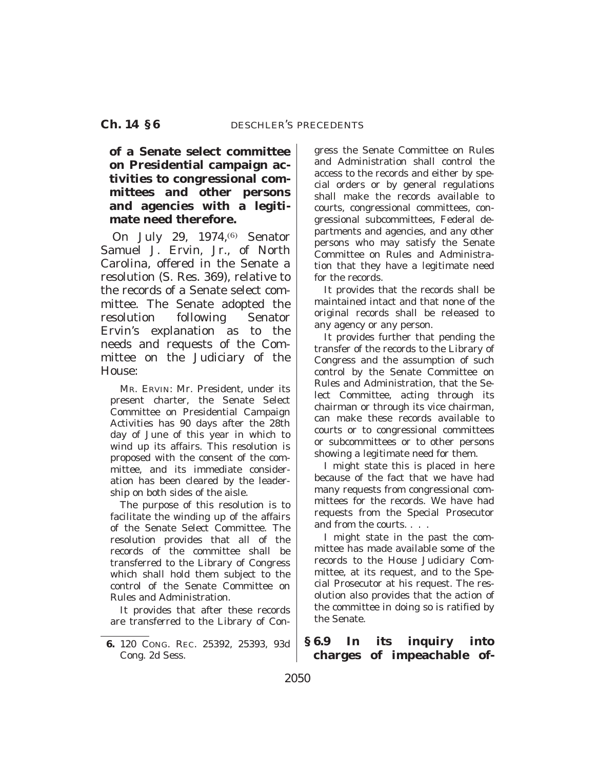**of a Senate select committee on Presidential campaign activities to congressional committees and other persons and agencies with a legitimate need therefore.**

On July 29, 1974,[6] Senator Samuel J. Ervin, Jr., of North Carolina, offered in the Senate a resolution (S. Res. 369), relative to the records of a Senate select committee. The Senate adopted the resolution following Senator Ervin's explanation as to the needs and requests of the Committee on the Judiciary of the House:

MR. ERVIN: Mr. President, under its present charter, the Senate Select Committee on Presidential Campaign Activities has 90 days after the 28th day of June of this year in which to wind up its affairs. This resolution is proposed with the consent of the committee, and its immediate consideration has been cleared by the leadership on both sides of the aisle.

The purpose of this resolution is to facilitate the winding up of the affairs of the Senate Select Committee. The resolution provides that all of the records of the committee shall be transferred to the Library of Congress which shall hold them subject to the control of the Senate Committee on Rules and Administration.

It provides that after these records are transferred to the Library of Congress the Senate Committee on Rules and Administration shall control the access to the records and either by special orders or by general regulations shall make the records available to courts, congressional committees, congressional subcommittees, Federal departments and agencies, and any other persons who may satisfy the Senate Committee on Rules and Administration that they have a legitimate need for the records.

It provides that the records shall be maintained intact and that none of the original records shall be released to any agency or any person.

It provides further that pending the transfer of the records to the Library of Congress and the assumption of such control by the Senate Committee on Rules and Administration, that the Select Committee, acting through its chairman or through its vice chairman, can make these records available to courts or to congressional committees or subcommittees or to other persons showing a legitimate need for them.

I might state this is placed in here because of the fact that we have had many requests from congressional committees for the records. We have had requests from the Special Prosecutor and from the courts. . . .

I might state in the past the committee has made available some of the records to the House Judiciary Committee, at its request, and to the Special Prosecutor at his request. The resolution also provides that the action of the committee in doing so is ratified by the Senate.

**§ 6.9 In its inquiry into charges of impeachable of-**

6. 120 CONG. REC. 25392, 25393, 93d Cong. 2d Sess.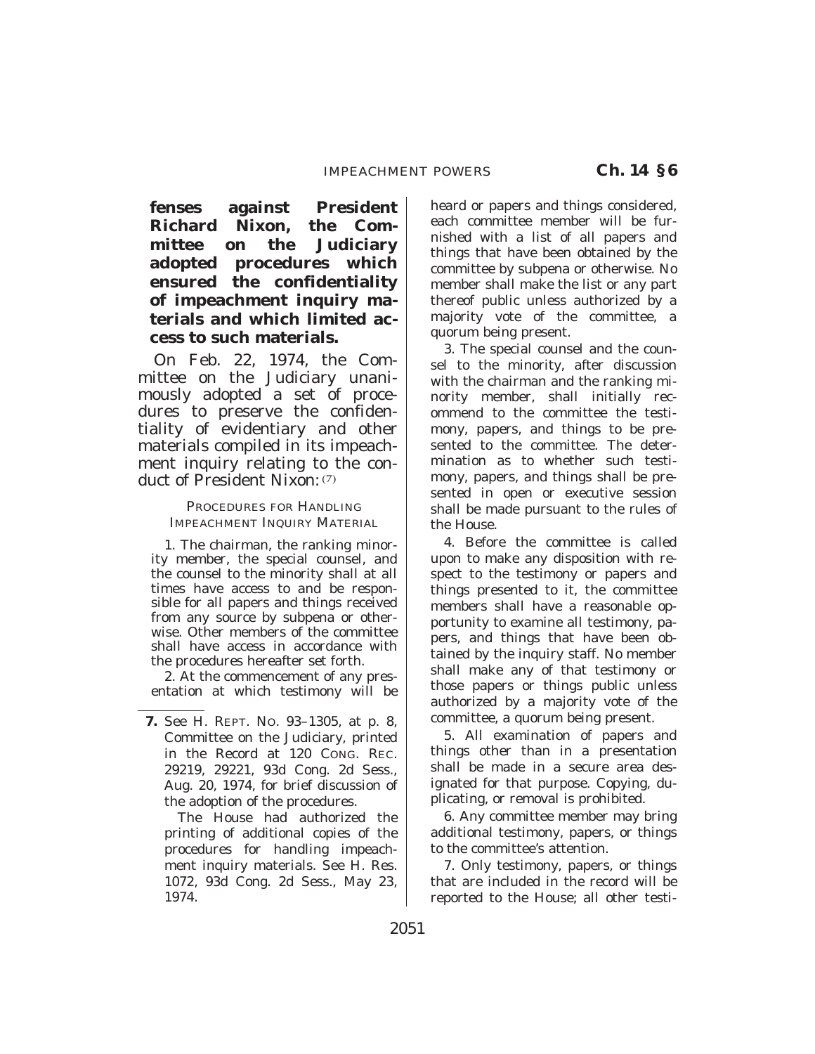**fenses against President Richard Nixon, the Committee on the Judiciary adopted procedures which ensured the confidentiality of impeachment inquiry materials and which limited access to such materials.**

On Feb. 22, 1974, the Committee on the Judiciary unanimously adopted a set of procedures to preserve the confidentiality of evidentiary and other materials compiled in its impeachment inquiry relating to the conduct of President Nixon:[7]

PROCEDURES FOR HANDLING IMPEACHMENT INQUIRY MATERIAL

1. The chairman, the ranking minority member, the special counsel, and the counsel to the minority shall at all times have access to and be responsible for all papers and things received from any source by subpena or otherwise. Other members of the committee shall have access in accordance with the procedures hereafter set forth.

2. At the commencement of any presentation at which testimony will be heard or papers and things considered, each committee member will be furnished with a list of all papers and things that have been obtained by the committee by subpena or otherwise. No member shall make the list or any part thereof public unless authorized by a majority vote of the committee, a quorum being present.

3. The special counsel and the counsel to the minority, after discussion with the chairman and the ranking minority member, shall initially recommend to the committee the testimony, papers, and things to be presented to the committee. The determination as to whether such testimony, papers, and things shall be presented in open or executive session shall be made pursuant to the rules of the House.

4. Before the committee is called upon to make any disposition with respect to the testimony or papers and things presented to it, the committee members shall have a reasonable opportunity to examine all testimony, papers, and things that have been obtained by the inquiry staff. No member shall make any of that testimony or those papers or things public unless authorized by a majority vote of the committee, a quorum being present.

5. All examination of papers and things other than in a presentation shall be made in a secure area designated for that purpose. Copying, duplicating, or removal is prohibited.

6. Any committee member may bring additional testimony, papers, or things to the committee's attention.

7. Only testimony, papers, or things that are included in the record will be reported to the House; all other testi-

---

**7.** See H. REPT. NO. 93–1305, at p. 8, Committee on the Judiciary, printed in the Record at 120 CONG. REC. 29219, 29221, 93d Cong. 2d Sess., Aug. 20, 1974, for brief discussion of the adoption of the procedures.

The House had authorized the printing of additional copies of the procedures for handling impeachment inquiry materials. See H. Res. 1072, 93d Cong. 2d Sess., May 23, 1974.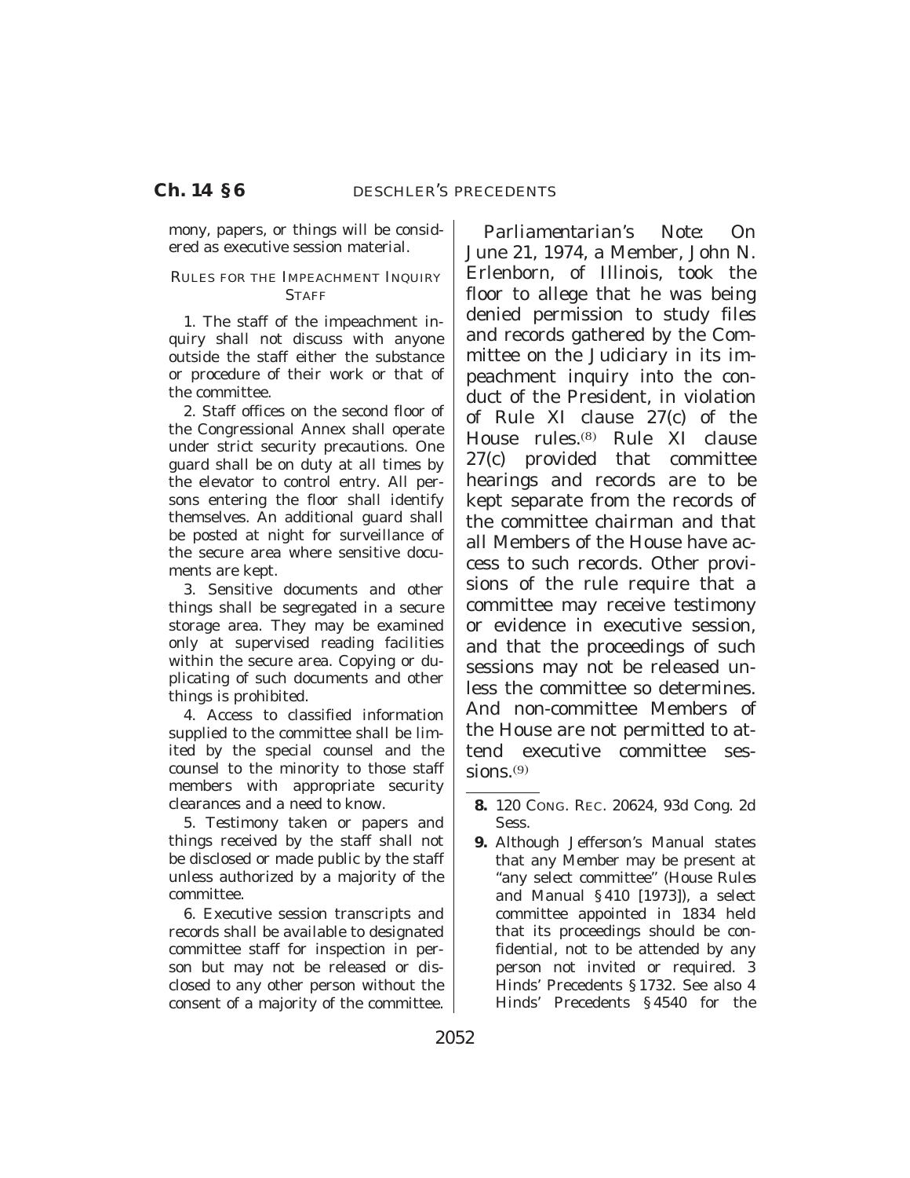mony, papers, or things will be considered as executive session material.

RULES FOR THE IMPEACHMENT INQUIRY STAFF

1. The staff of the impeachment inquiry shall not discuss with anyone outside the staff either the substance or procedure of their work or that of the committee.

2. Staff offices on the second floor of the Congressional Annex shall operate under strict security precautions. One guard shall be on duty at all times by the elevator to control entry. All persons entering the floor shall identify themselves. An additional guard shall be posted at night for surveillance of the secure area where sensitive documents are kept.

3. Sensitive documents and other things shall be segregated in a secure storage area. They may be examined only at supervised reading facilities within the secure area. Copying or duplicating of such documents and other things is prohibited.

4. Access to classified information supplied to the committee shall be limited by the special counsel and the counsel to the minority to those staff members with appropriate security clearances and a need to know.

5. Testimony taken or papers and things received by the staff shall not be disclosed or made public by the staff unless authorized by a majority of the committee.

6. Executive session transcripts and records shall be available to designated committee staff for inspection in person but may not be released or disclosed to any other person without the consent of a majority of the committee.

*Parliamentarian's Note:* On June 21, 1974, a Member, John N. Erlenborn, of Illinois, took the floor to allege that he was being denied permission to study files and records gathered by the Committee on the Judiciary in its impeachment inquiry into the conduct of the President, in violation of Rule XI clause 27(c) of the House rules.[8] Rule XI clause 27(c) provided that committee hearings and records are to be kept separate from the records of the committee chairman and that all Members of the House have access to such records. Other provisions of the rule require that a committee may receive testimony or evidence in executive session, and that the proceedings of such sessions may not be released unless the committee so determines. And non-committee Members of the House are not permitted to attend executive committee sessions.[9]

---

**8.** 120 CONG. REC. 20624, 93d Cong. 2d Sess.

**9.** Although Jefferson's Manual states that any Member may be present at "any select committee" (House Rules and Manual § 410 [1973]), a select committee appointed in 1834 held that its proceedings should be confidential, not to be attended by any person not invited or required. 3 Hinds' Precedents § 1732. See also 4 Hinds' Precedents § 4540 for the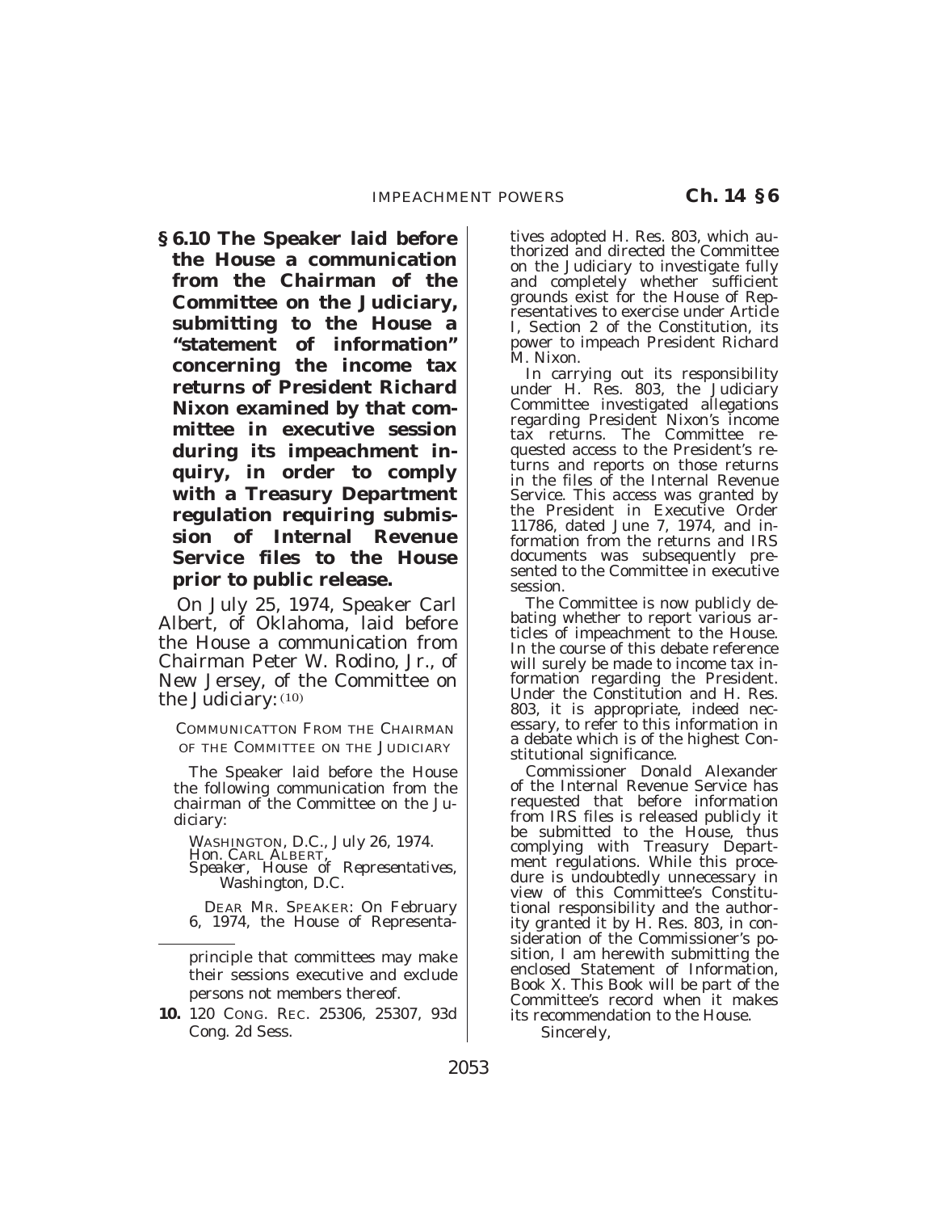**§ 6.10 The Speaker laid before the House a communication from the Chairman of the Committee on the Judiciary, submitting to the House a "statement of information" concerning the income tax returns of President Richard Nixon examined by that committee in executive session during its impeachment inquiry, in order to comply with a Treasury Department regulation requiring submission of Internal Revenue Service files to the House prior to public release.**

On July 25, 1974, Speaker Carl Albert, of Oklahoma, laid before the House a communication from Chairman Peter W. Rodino, Jr., of New Jersey, of the Committee on the Judiciary:(10)

COMMUNICATTON FROM THE CHAIRMAN OF THE COMMITTEE ON THE JUDICIARY

The Speaker laid before the House the following communication from the chairman of the Committee on the Judiciary:

WASHINGTON, D.C., July 26, 1974.
Hon. CARL ALBERT,
*Speaker, House of Representatives, Washington, D.C.*

DEAR MR. SPEAKER: On February 6, 1974, the House of Representatives adopted H. Res. 803, which authorized and directed the Committee on the Judiciary to investigate fully and completely whether sufficient grounds exist for the House of Representatives to exercise under Article I, Section 2 of the Constitution, its power to impeach President Richard M. Nixon.

In carrying out its responsibility under H. Res. 803, the Judiciary Committee investigated allegations regarding President Nixon's income tax returns. The Committee requested access to the President's returns and reports on those returns in the files of the Internal Revenue Service. This access was granted by the President in Executive Order 11786, dated June 7, 1974, and information from the returns and IRS documents was subsequently presented to the Committee in executive session.

The Committee is now publicly debating whether to report various articles of impeachment to the House. In the course of this debate reference will surely be made to income tax information regarding the President. Under the Constitution and H. Res. 803, it is appropriate, indeed necessary, to refer to this information in a debate which is of the highest Constitutional significance.

Commissioner Donald Alexander of the Internal Revenue Service has requested that before information from IRS files is released publicly it be submitted to the House, thus complying with Treasury Department regulations. While this procedure is undoubtedly unnecessary in view of this Committee's Constitutional responsibility and the authority granted it by H. Res. 803, in consideration of the Commissioner's position, I am herewith submitting the enclosed Statement of Information, Book X. This Book will be part of the Committee's record when it makes its recommendation to the House.

Sincerely,

---

principle that committees may make their sessions executive and exclude persons not members thereof.

10. 120 CONG. REC. 25306, 25307, 93d Cong. 2d Sess.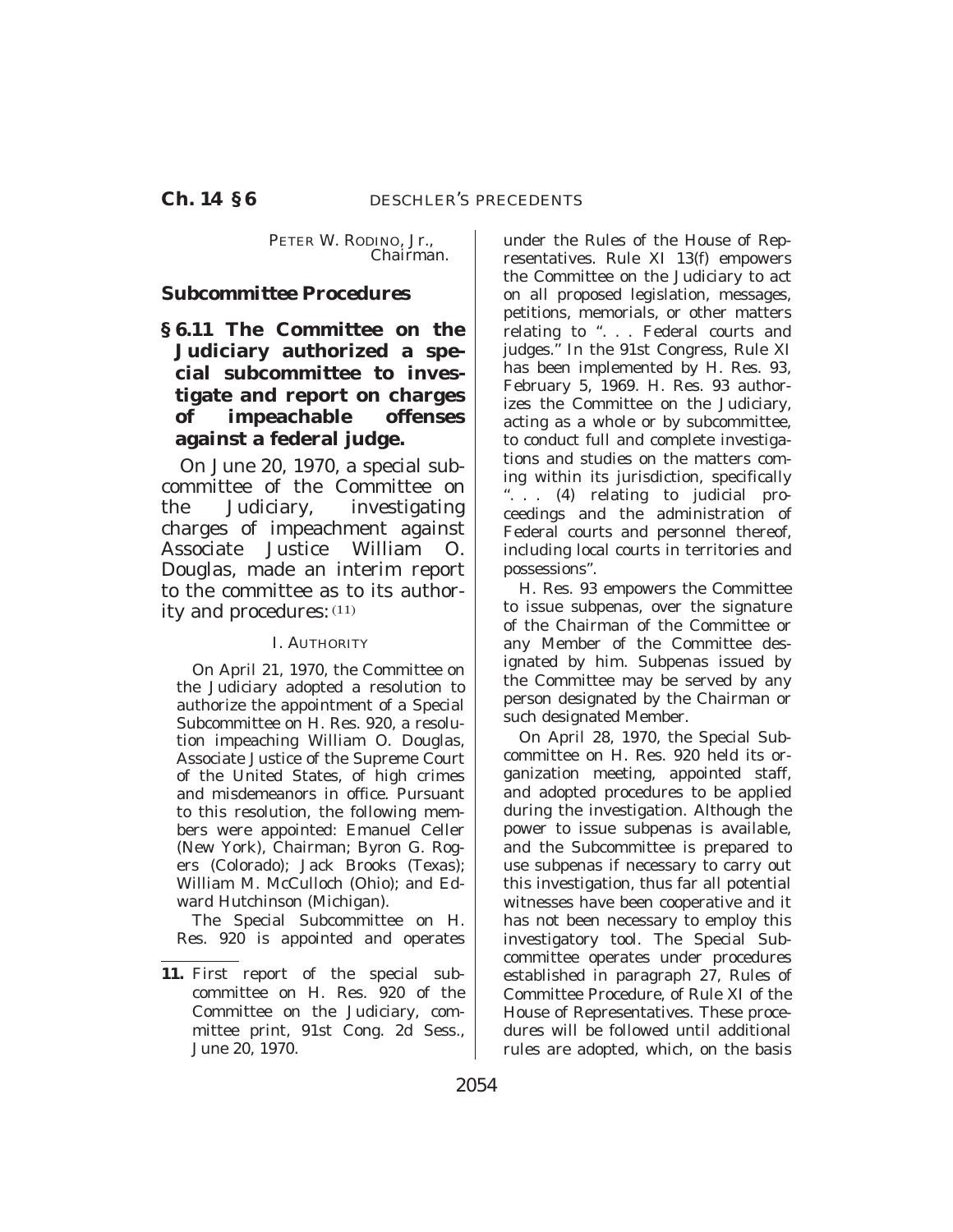PETER W. RODINO, Jr.,
Chairman.

### Subcommittee Procedures

**§ 6.11 The Committee on the Judiciary authorized a special subcommittee to investigate and report on charges of impeachable offenses against a federal judge.**

On June 20, 1970, a special subcommittee of the Committee on the Judiciary, investigating charges of impeachment against Associate Justice William O. Douglas, made an interim report to the committee as to its authority and procedures: (11)

I. AUTHORITY

On April 21, 1970, the Committee on the Judiciary adopted a resolution to authorize the appointment of a Special Subcommittee on H. Res. 920, a resolution impeaching William O. Douglas, Associate Justice of the Supreme Court of the United States, of high crimes and misdemeanors in office. Pursuant to this resolution, the following members were appointed: Emanuel Celler (New York), Chairman; Byron G. Rogers (Colorado); Jack Brooks (Texas); William M. McCulloch (Ohio); and Edward Hutchinson (Michigan).

The Special Subcommittee on H. Res. 920 is appointed and operates under the Rules of the House of Representatives. Rule XI 13(f) empowers the Committee on the Judiciary to act on all proposed legislation, messages, petitions, memorials, or other matters relating to ". . . Federal courts and judges." In the 91st Congress, Rule XI has been implemented by H. Res. 93, February 5, 1969. H. Res. 93 authorizes the Committee on the Judiciary, acting as a whole or by subcommittee, to conduct full and complete investigations and studies on the matters coming within its jurisdiction, specifically ". . . (4) relating to judicial proceedings and the administration of Federal courts and personnel thereof, including local courts in territories and possessions".

H. Res. 93 empowers the Committee to issue subpenas, over the signature of the Chairman of the Committee or any Member of the Committee designated by him. Subpenas issued by the Committee may be served by any person designated by the Chairman or such designated Member.

On April 28, 1970, the Special Subcommittee on H. Res. 920 held its organization meeting, appointed staff, and adopted procedures to be applied during the investigation. Although the power to issue subpenas is available, and the Subcommittee is prepared to use subpenas if necessary to carry out this investigation, thus far all potential witnesses have been cooperative and it has not been necessary to employ this investigatory tool. The Special Subcommittee operates under procedures established in paragraph 27, Rules of Committee Procedure, of Rule XI of the House of Representatives. These procedures will be followed until additional rules are adopted, which, on the basis

---

**11.** First report of the special subcommittee on H. Res. 920 of the Committee on the Judiciary, committee print, 91st Cong. 2d Sess., June 20, 1970.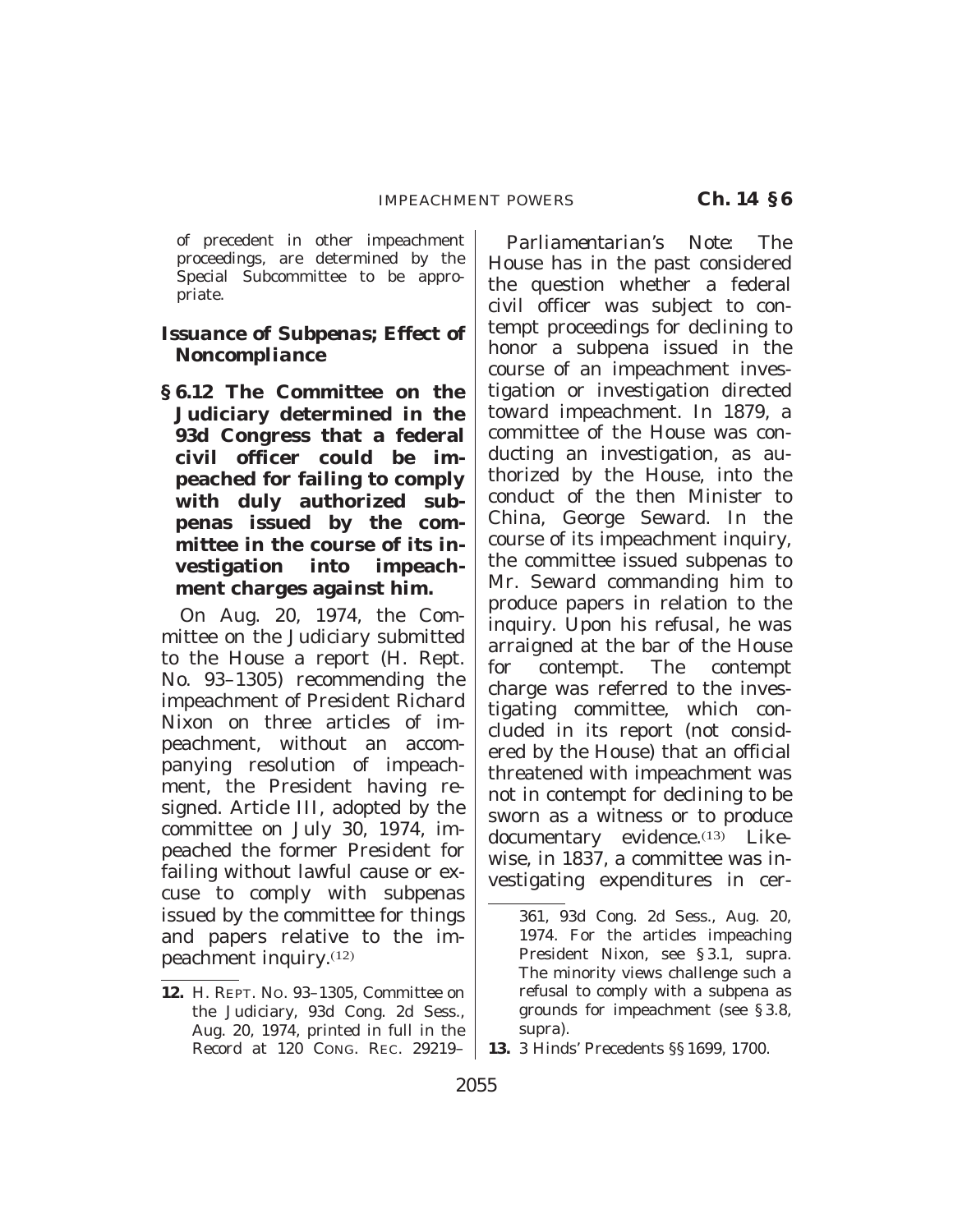of precedent in other impeachment proceedings, are determined by the Special Subcommittee to be appropriate.

### *Issuance of Subpenas; Effect of Noncompliance*

**§ 6.12 The Committee on the Judiciary determined in the 93d Congress that a federal civil officer could be impeached for failing to comply with duly authorized subpenas issued by the committee in the course of its investigation into impeachment charges against him.**

On Aug. 20, 1974, the Committee on the Judiciary submitted to the House a report (H. Rept. No. 93–1305) recommending the impeachment of President Richard Nixon on three articles of impeachment, without an accompanying resolution of impeachment, the President having resigned. Article III, adopted by the committee on July 30, 1974, impeached the former President for failing without lawful cause or excuse to comply with subpenas issued by the committee for things and papers relative to the impeachment inquiry.[12]

*Parliamentarian's Note:* The House has in the past considered the question whether a federal civil officer was subject to contempt proceedings for declining to honor a subpena issued in the course of an impeachment investigation or investigation directed toward impeachment. In 1879, a committee of the House was conducting an investigation, as authorized by the House, into the conduct of the then Minister to China, George Seward. In the course of its impeachment inquiry, the committee issued subpenas to Mr. Seward commanding him to produce papers in relation to the inquiry. Upon his refusal, he was arraigned at the bar of the House for contempt. The contempt charge was referred to the investigating committee, which concluded in its report (not considered by the House) that an official threatened with impeachment was not in contempt for declining to be sworn as a witness or to produce documentary evidence.[13] Likewise, in 1837, a committee was investigating expenditures in cer-

---

12. H. Rept. No. 93–1305, Committee on the Judiciary, 93d Cong. 2d Sess., Aug. 20, 1974, printed in full in the Record at 120 Cong. Rec. 29219–361, 93d Cong. 2d Sess., Aug. 20, 1974. For the articles impeaching President Nixon, see § 3.1, supra. The minority views challenge such a refusal to comply with a subpena as grounds for impeachment (see § 3.8, supra).

13. 3 Hinds' Precedents §§ 1699, 1700.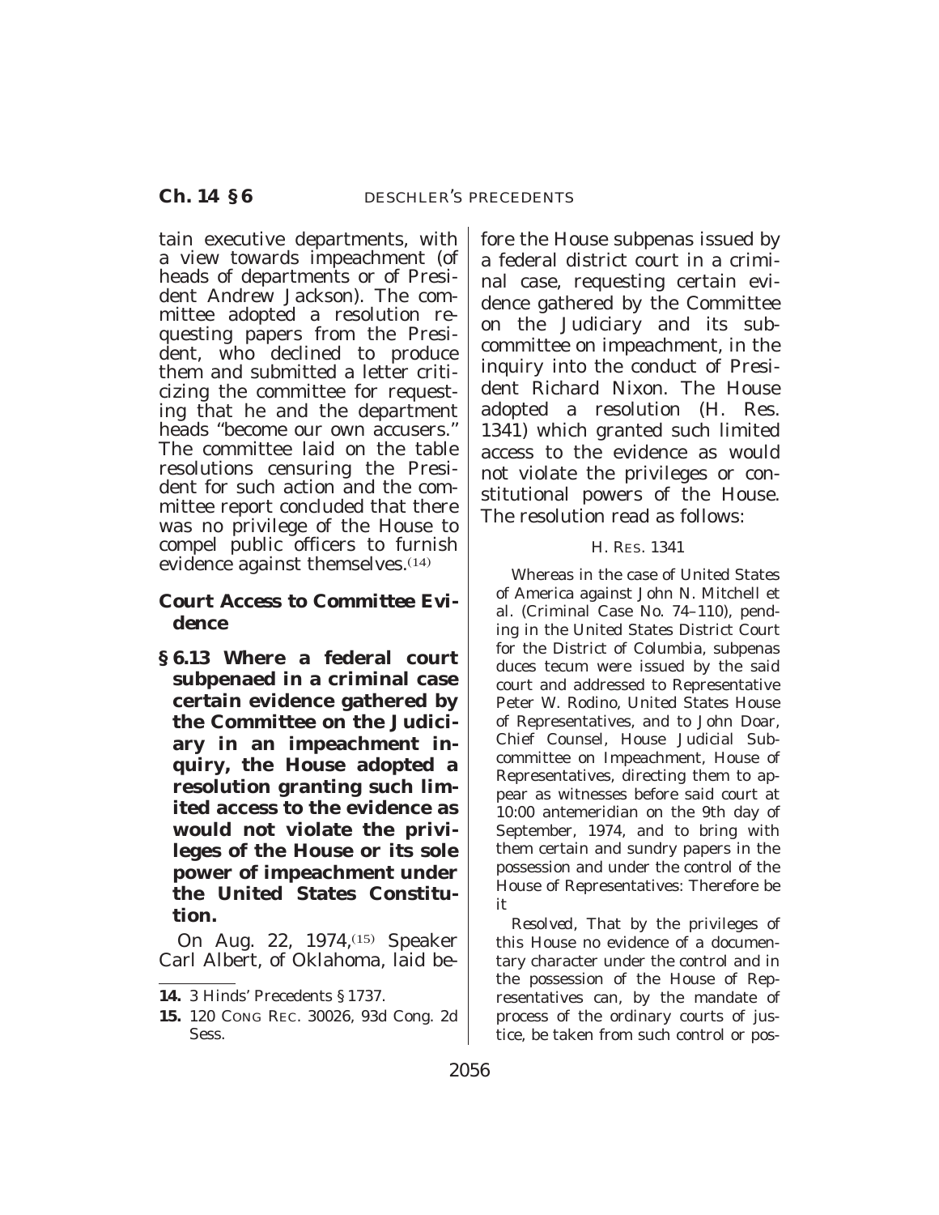tain executive departments, with a view towards impeachment (of heads of departments or of President Andrew Jackson). The committee adopted a resolution requesting papers from the President, who declined to produce them and submitted a letter criticizing the committee for requesting that he and the department heads "become our own accusers." The committee laid on the table resolutions censuring the President for such action and the committee report concluded that there was no privilege of the House to compel public officers to furnish evidence against themselves.[14]

### Court Access to Committee Evidence

**§ 6.13 Where a federal court subpenaed in a criminal case certain evidence gathered by the Committee on the Judiciary in an impeachment inquiry, the House adopted a resolution granting such limited access to the evidence as would not violate the privileges of the House or its sole power of impeachment under the United States Constitution.**

On Aug. 22, 1974,[15] Speaker Carl Albert, of Oklahoma, laid before the House subpenas issued by a federal district court in a criminal case, requesting certain evidence gathered by the Committee on the Judiciary and its subcommittee on impeachment, in the inquiry into the conduct of President Richard Nixon. The House adopted a resolution (H. Res. 1341) which granted such limited access to the evidence as would not violate the privileges or constitutional powers of the House. The resolution read as follows:

H. RES. 1341

Whereas in the case of United States of America against John N. Mitchell et al. (Criminal Case No. 74–110), pending in the United States District Court for the District of Columbia, subpenas duces tecum were issued by the said court and addressed to Representative Peter W. Rodino, United States House of Representatives, and to John Doar, Chief Counsel, House Judicial Subcommittee on Impeachment, House of Representatives, directing them to appear as witnesses before said court at 10:00 antemeridian on the 9th day of September, 1974, and to bring with them certain and sundry papers in the possession and under the control of the House of Representatives: Therefore be it

*Resolved*, That by the privileges of this House no evidence of a documentary character under the control and in the possession of the House of Representatives can, by the mandate of process of the ordinary courts of justice, be taken from such control or pos-

---

14. 3 Hinds' Precedents § 1737.

15. 120 CONG. REC. 30026, 93d Cong. 2d Sess.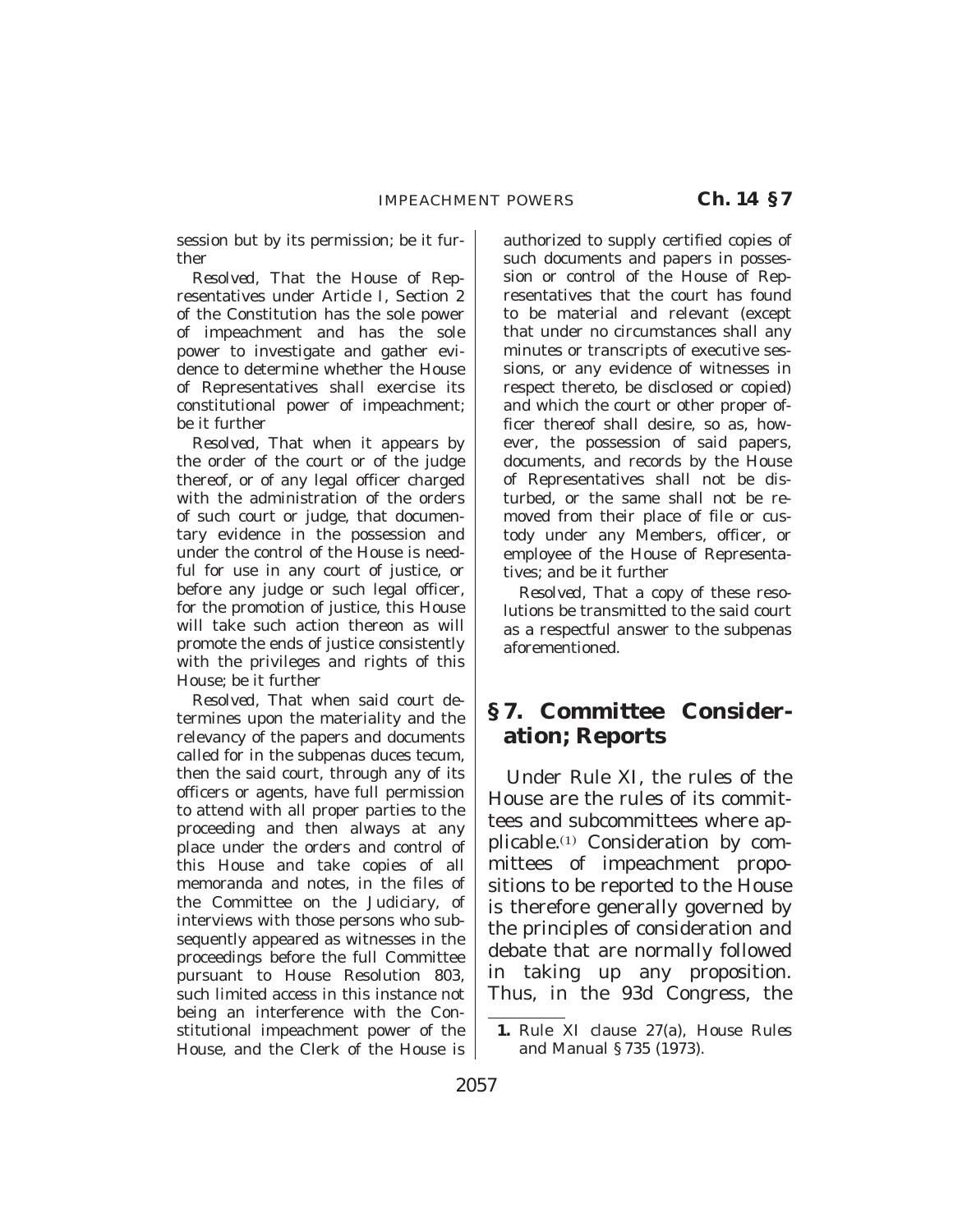session but by its permission; be it further

*Resolved,* That the House of Representatives under Article I, Section 2 of the Constitution has the sole power of impeachment and has the sole power to investigate and gather evidence to determine whether the House of Representatives shall exercise its constitutional power of impeachment; be it further

*Resolved,* That when it appears by the order of the court or of the judge thereof, or of any legal officer charged with the administration of the orders of such court or judge, that documentary evidence in the possession and under the control of the House is needful for use in any court of justice, or before any judge or such legal officer, for the promotion of justice, this House will take such action thereon as will promote the ends of justice consistently with the privileges and rights of this House; be it further

*Resolved,* That when said court determines upon the materiality and the relevancy of the papers and documents called for in the subpenas duces tecum, then the said court, through any of its officers or agents, have full permission to attend with all proper parties to the proceeding and then always at any place under the orders and control of this House and take copies of all memoranda and notes, in the files of the Committee on the Judiciary, of interviews with those persons who subsequently appeared as witnesses in the proceedings before the full Committee pursuant to House Resolution 803, such limited access in this instance not being an interference with the Constitutional impeachment power of the House, and the Clerk of the House is authorized to supply certified copies of such documents and papers in possession or control of the House of Representatives that the court has found to be material and relevant (except that under no circumstances shall any minutes or transcripts of executive sessions, or any evidence of witnesses in respect thereto, be disclosed or copied) and which the court or other proper officer thereof shall desire, so as, however, the possession of said papers, documents, and records by the House of Representatives shall not be disturbed, or the same shall not be removed from their place of file or custody under any Members, officer, or employee of the House of Representatives; and be it further

*Resolved,* That a copy of these resolutions be transmitted to the said court as a respectful answer to the subpenas aforementioned.

## § 7. Committee Consideration; Reports

Under Rule XI, the rules of the House are the rules of its committees and subcommittees where applicable.[1] Consideration by committees of impeachment propositions to be reported to the House is therefore generally governed by the principles of consideration and debate that are normally followed in taking up any proposition. Thus, in the 93d Congress, the

1. Rule XI clause 27(a), *House Rules and Manual* § 735 (1973).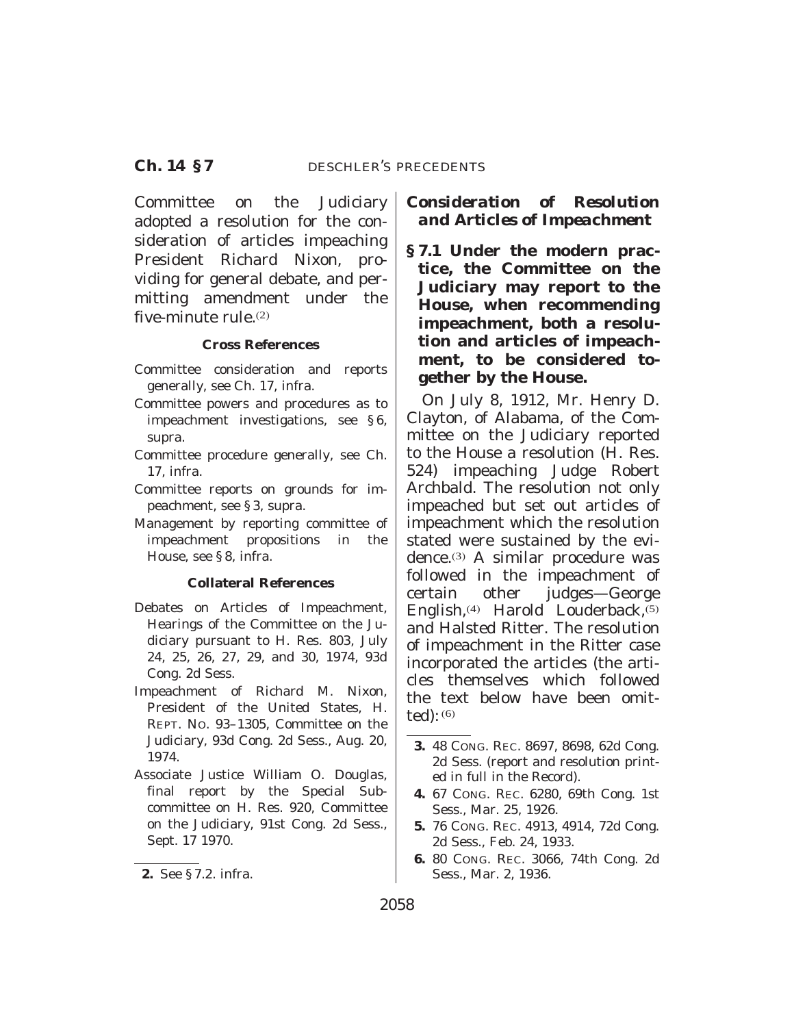Committee on the Judiciary adopted a resolution for the consideration of articles impeaching President Richard Nixon, providing for general debate, and permitting amendment under the five-minute rule.[2]

#### Cross References

- Committee consideration and reports generally, see Ch. 17, infra.
- Committee powers and procedures as to impeachment investigations, see § 6, supra.
- Committee procedure generally, see Ch. 17, infra.
- Committee reports on grounds for impeachment, see § 3, supra.
- Management by reporting committee of impeachment propositions in the House, see § 8, infra.

#### Collateral References

- Debates on Articles of Impeachment, Hearings of the Committee on the Judiciary pursuant to H. Res. 803, July 24, 25, 26, 27, 29, and 30, 1974, 93d Cong. 2d Sess.
- Impeachment of Richard M. Nixon, President of the United States, H. REPT. NO. 93–1305, Committee on the Judiciary, 93d Cong. 2d Sess., Aug. 20, 1974.
- Associate Justice William O. Douglas, final report by the Special Subcommittee on H. Res. 920, Committee on the Judiciary, 91st Cong. 2d Sess., Sept. 17 1970.

2. See § 7.2. infra.

### *Consideration of Resolution and Articles of Impeachment*

**§ 7.1 Under the modern practice, the Committee on the Judiciary may report to the House, when recommending impeachment, both a resolution and articles of impeachment, to be considered together by the House.**

On July 8, 1912, Mr. Henry D. Clayton, of Alabama, of the Committee on the Judiciary reported to the House a resolution (H. Res. 524) impeaching Judge Robert Archbald. The resolution not only impeached but set out articles of impeachment which the resolution stated were sustained by the evidence.[3] A similar procedure was followed in the impeachment of certain other judges—George English,[4] Harold Louderback,[5] and Halsted Ritter. The resolution of impeachment in the Ritter case incorporated the articles (the articles themselves which followed the text below have been omitted):[6]

3. 48 CONG. REC. 8697, 8698, 62d Cong. 2d Sess. (report and resolution printed in full in the Record).
4. 67 CONG. REC. 6280, 69th Cong. 1st Sess., Mar. 25, 1926.
5. 76 CONG. REC. 4913, 4914, 72d Cong. 2d Sess., Feb. 24, 1933.
6. 80 CONG. REC. 3066, 74th Cong. 2d Sess., Mar. 2, 1936.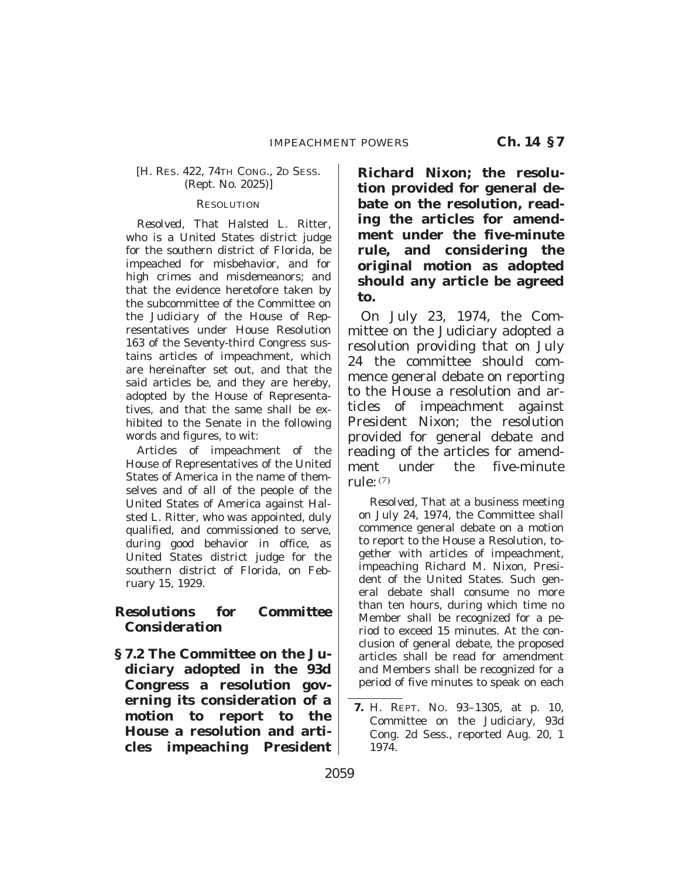[H. RES. 422, 74TH CONG., 2D SESS. (Rept. No. 2025)]

RESOLUTION

*Resolved*, That Halsted L. Ritter, who is a United States district judge for the southern district of Florida, be impeached for misbehavior, and for high crimes and misdemeanors; and that the evidence heretofore taken by the subcommittee of the Committee on the Judiciary of the House of Representatives under House Resolution 163 of the Seventy-third Congress sustains articles of impeachment, which are hereinafter set out, and that the said articles be, and they are hereby, adopted by the House of Representatives, and that the same shall be exhibited to the Senate in the following words and figures, to wit:

Articles of impeachment of the House of Representatives of the United States of America in the name of themselves and of all of the people of the United States of America against Halsted L. Ritter, who was appointed, duly qualified, and commissioned to serve, during good behavior in office, as United States district judge for the southern district of Florida, on February 15, 1929.

### Resolutions for Committee Consideration

**§ 7.2 The Committee on the Judiciary adopted in the 93d Congress a resolution governing its consideration of a motion to report to the House a resolution and articles impeaching President Richard Nixon; the resolution provided for general debate on the resolution, reading the articles for amendment under the five-minute rule, and considering the original motion as adopted should any article be agreed to.**

On July 23, 1974, the Committee on the Judiciary adopted a resolution providing that on July 24 the committee should commence general debate on reporting to the House a resolution and articles of impeachment against President Nixon; the resolution provided for general debate and reading of the articles for amendment under the five-minute rule:[7]

*Resolved*, That at a business meeting on July 24, 1974, the Committee shall commence general debate on a motion to report to the House a Resolution, together with articles of impeachment, impeaching Richard M. Nixon, President of the United States. Such general debate shall consume no more than ten hours, during which time no Member shall be recognized for a period to exceed 15 minutes. At the conclusion of general debate, the proposed articles shall be read for amendment and Members shall be recognized for a period of five minutes to speak on each

---

**7.** H. REPT. NO. 93–1305, at p. 10, Committee on the Judiciary, 93d Cong. 2d Sess., reported Aug. 20, 1 1974.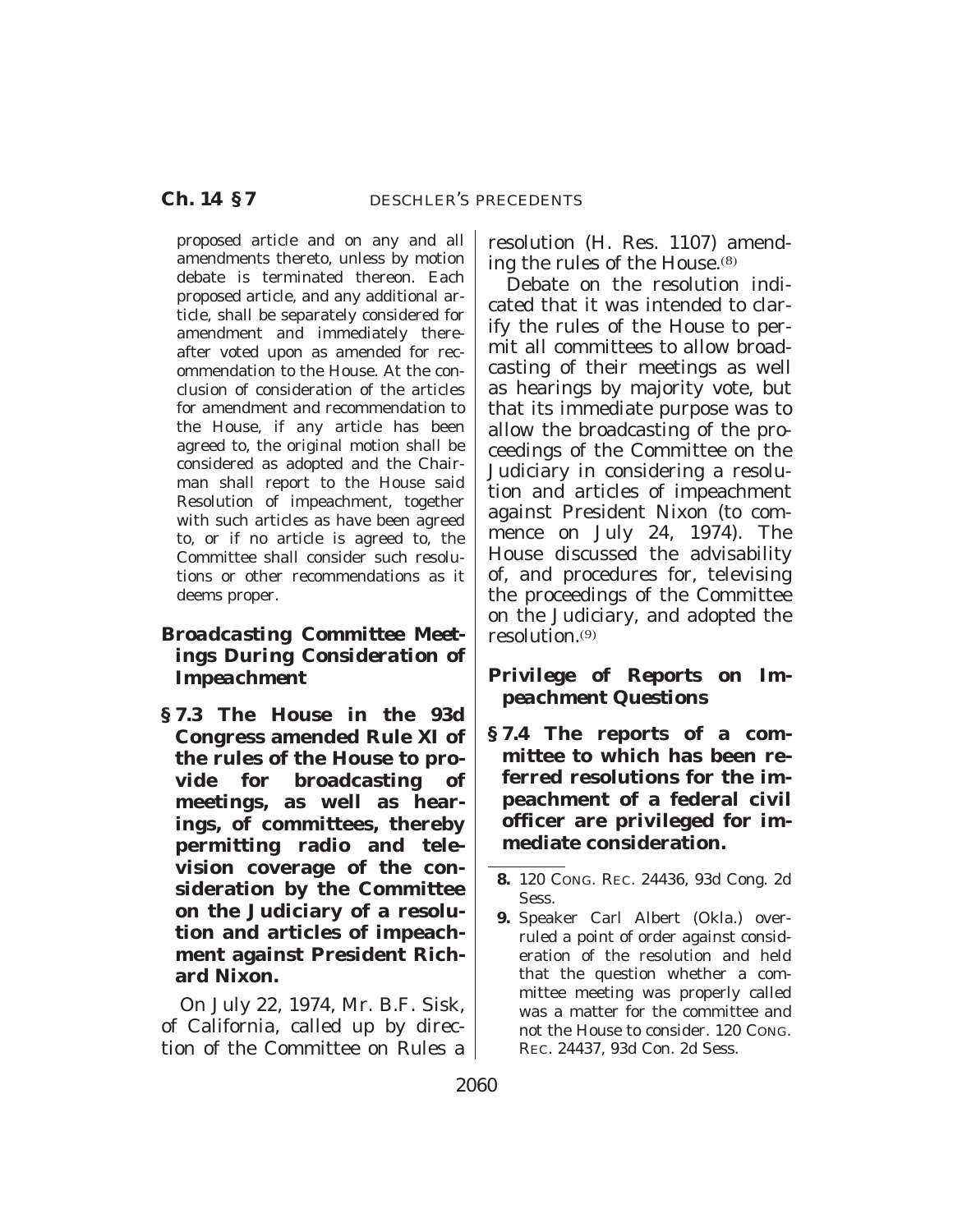proposed article and on any and all amendments thereto, unless by motion debate is terminated thereon. Each proposed article, and any additional article, shall be separately considered for amendment and immediately thereafter voted upon as amended for recommendation to the House. At the conclusion of consideration of the articles for amendment and recommendation to the House, if any article has been agreed to, the original motion shall be considered as adopted and the Chairman shall report to the House said Resolution of impeachment, together with such articles as have been agreed to, or if no article is agreed to, the Committee shall consider such resolutions or other recommendations as it deems proper.

### *Broadcasting Committee Meetings During Consideration of Impeachment*

**§ 7.3 The House in the 93d Congress amended Rule XI of the rules of the House to provide for broadcasting of meetings, as well as hearings, of committees, thereby permitting radio and television coverage of the consideration by the Committee on the Judiciary of a resolution and articles of impeachment against President Richard Nixon.**

On July 22, 1974, Mr. B.F. Sisk, of California, called up by direction of the Committee on Rules a resolution (H. Res. 1107) amending the rules of the House.[8]

Debate on the resolution indicated that it was intended to clarify the rules of the House to permit all committees to allow broadcasting of their meetings as well as hearings by majority vote, but that its immediate purpose was to allow the broadcasting of the proceedings of the Committee on the Judiciary in considering a resolution and articles of impeachment against President Nixon (to commence on July 24, 1974). The House discussed the advisability of, and procedures for, televising the proceedings of the Committee on the Judiciary, and adopted the resolution.[9]

### *Privilege of Reports on Impeachment Questions*

**§ 7.4 The reports of a committee to which has been referred resolutions for the impeachment of a federal civil officer are privileged for immediate consideration.**

---

**8.** 120 CONG. REC. 24436, 93d Cong. 2d Sess.

**9.** Speaker Carl Albert (Okla.) overruled a point of order against consideration of the resolution and held that the question whether a committee meeting was properly called was a matter for the committee and not the House to consider. 120 CONG. REC. 24437, 93d Con. 2d Sess.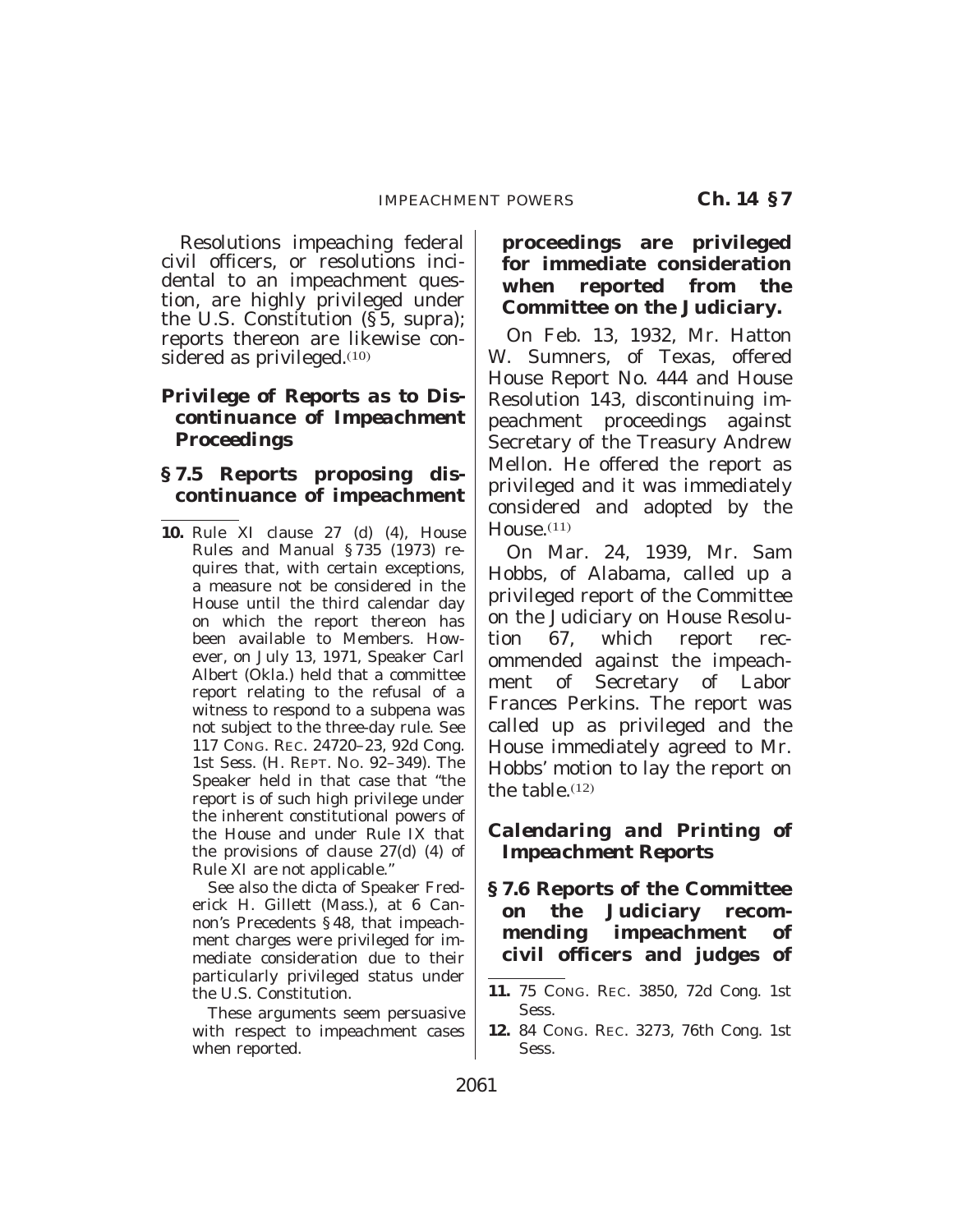Resolutions impeaching federal civil officers, or resolutions incidental to an impeachment question, are highly privileged under the U.S. Constitution (§ 5, supra); reports thereon are likewise considered as privileged.[10]

### *Privilege of Reports as to Discontinuance of Impeachment Proceedings*

### § 7.5 Reports proposing discontinuance of impeachment proceedings are privileged for immediate consideration when reported from the Committee on the Judiciary.

On Feb. 13, 1932, Mr. Hatton W. Sumners, of Texas, offered House Report No. 444 and House Resolution 143, discontinuing impeachment proceedings against Secretary of the Treasury Andrew Mellon. He offered the report as privileged and it was immediately considered and adopted by the House.[11]

On Mar. 24, 1939, Mr. Sam Hobbs, of Alabama, called up a privileged report of the Committee on the Judiciary on House Resolution 67, which report recommended against the impeachment of Secretary of Labor Frances Perkins. The report was called up as privileged and the House immediately agreed to Mr. Hobbs' motion to lay the report on the table.[12]

### *Calendaring and Printing of Impeachment Reports*

### § 7.6 Reports of the Committee on the Judiciary recommending impeachment of civil officers and judges of

---

**10.** Rule XI clause 27 (d) (4), *House Rules and Manual* § 735 (1973) requires that, with certain exceptions, a measure not be considered in the House until the third calendar day on which the report thereon has been available to Members. However, on July 13, 1971, Speaker Carl Albert (Okla.) held that a committee report relating to the refusal of a witness to respond to a subpena was not subject to the three-day rule. See 117 CONG. REC. 24720–23, 92d Cong. 1st Sess. (H. REPT. NO. 92–349). The Speaker held in that case that "the report is of such high privilege under the inherent constitutional powers of the House and under Rule IX that the provisions of clause 27(d) (4) of Rule XI are not applicable."

See also the dicta of Speaker Frederick H. Gillett (Mass.), at 6 Cannon's Precedents § 48, that impeachment charges were privileged for immediate consideration due to their particularly privileged status under the U.S. Constitution.

These arguments seem persuasive with respect to impeachment cases when reported.

**11.** 75 CONG. REC. 3850, 72d Cong. 1st Sess.

**12.** 84 CONG. REC. 3273, 76th Cong. 1st Sess.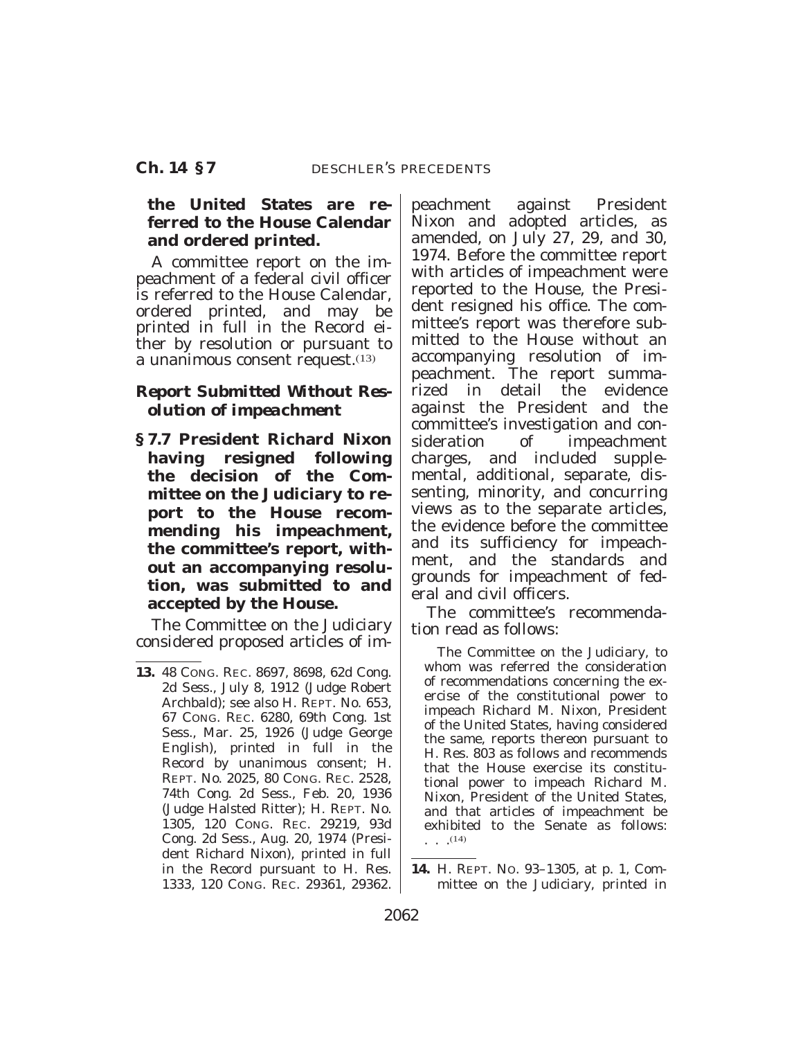**the United States are referred to the House Calendar and ordered printed.**

A committee report on the impeachment of a federal civil officer is referred to the House Calendar, ordered printed, and may be printed in full in the Record either by resolution or pursuant to a unanimous consent request.[13]

### *Report Submitted Without Resolution of impeachment*

**§ 7.7 President Richard Nixon having resigned following the decision of the Committee on the Judiciary to report to the House recommending his impeachment, the committee's report, without an accompanying resolution, was submitted to and accepted by the House.**

The Committee on the Judiciary considered proposed articles of impeachment against President Nixon and adopted articles, as amended, on July 27, 29, and 30, 1974. Before the committee report with articles of impeachment were reported to the House, the President resigned his office. The committee's report was therefore submitted to the House without an accompanying resolution of impeachment. The report summarized in detail the evidence against the President and the committee's investigation and consideration of impeachment charges, and included supplemental, additional, separate, dissenting, minority, and concurring views as to the separate articles, the evidence before the committee and its sufficiency for impeachment, and the standards and grounds for impeachment of federal and civil officers.

The committee's recommendation read as follows:

> The Committee on the Judiciary, to whom was referred the consideration of recommendations concerning the exercise of the constitutional power to impeach Richard M. Nixon, President of the United States, having considered the same, reports thereon pursuant to H. Res. 803 as follows and recommends that the House exercise its constitutional power to impeach Richard M. Nixon, President of the United States, and that articles of impeachment be exhibited to the Senate as follows: . . .[14]

---

**13.** 48 CONG. REC. 8697, 8698, 62d Cong. 2d Sess., July 8, 1912 (Judge Robert Archbald); see also H. REPT. No. 653, 67 CONG. REC. 6280, 69th Cong. 1st Sess., Mar. 25, 1926 (Judge George English), printed in full in the Record by unanimous consent; H. REPT. No. 2025, 80 CONG. REC. 2528, 74th Cong. 2d Sess., Feb. 20, 1936 (Judge Halsted Ritter); H. REPT. No. 1305, 120 CONG. REC. 29219, 93d Cong. 2d Sess., Aug. 20, 1974 (President Richard Nixon), printed in full in the Record pursuant to H. Res. 1333, 120 CONG. REC. 29361, 29362.

**14.** H. REPT. NO. 93–1305, at p. 1, Committee on the Judiciary, printed in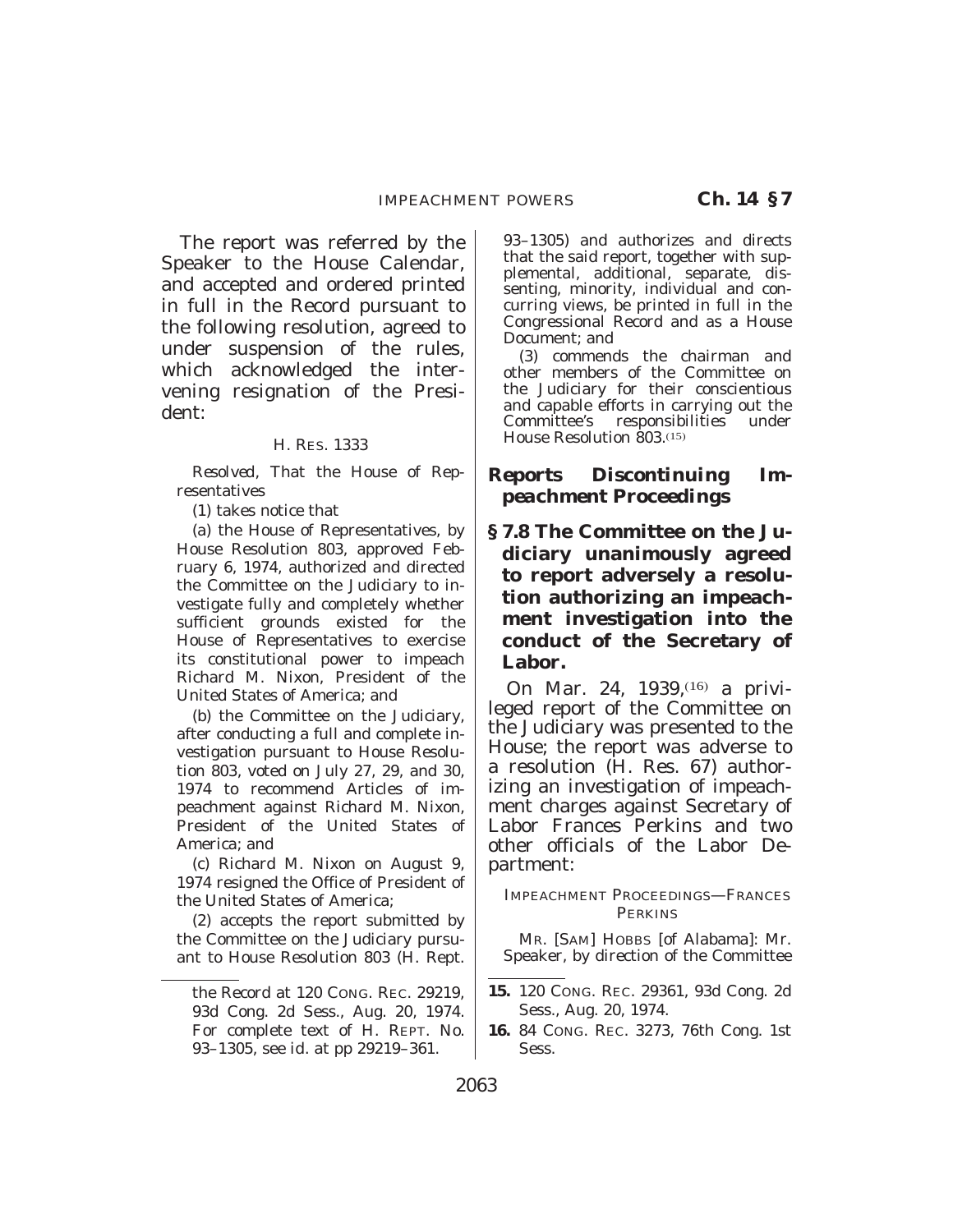The report was referred by the Speaker to the House Calendar, and accepted and ordered printed in full in the Record pursuant to the following resolution, agreed to under suspension of the rules, which acknowledged the intervening resignation of the President:

H. RES. 1333

*Resolved*, That the House of Representatives

(1) takes notice that

(a) the House of Representatives, by House Resolution 803, approved February 6, 1974, authorized and directed the Committee on the Judiciary to investigate fully and completely whether sufficient grounds existed for the House of Representatives to exercise its constitutional power to impeach Richard M. Nixon, President of the United States of America; and

(b) the Committee on the Judiciary, after conducting a full and complete investigation pursuant to House Resolution 803, voted on July 27, 29, and 30, 1974 to recommend Articles of impeachment against Richard M. Nixon, President of the United States of America; and

(c) Richard M. Nixon on August 9, 1974 resigned the Office of President of the United States of America;

(2) accepts the report submitted by the Committee on the Judiciary pursuant to House Resolution 803 (H. Rept. 93–1305) and authorizes and directs that the said report, together with supplemental, additional, separate, dissenting, minority, individual and concurring views, be printed in full in the Congressional Record and as a House Document; and

(3) commends the chairman and other members of the Committee on the Judiciary for their conscientious and capable efforts in carrying out the Committee's responsibilities under House Resolution 803.[15]

## *Reports Discontinuing Impeachment Proceedings*

### § 7.8 The Committee on the Judiciary unanimously agreed to report adversely a resolution authorizing an impeachment investigation into the conduct of the Secretary of Labor.

On Mar. 24, 1939,[16] a privileged report of the Committee on the Judiciary was presented to the House; the report was adverse to a resolution (H. Res. 67) authorizing an investigation of impeachment charges against Secretary of Labor Frances Perkins and two other officials of the Labor Department:

IMPEACHMENT PROCEEDINGS—FRANCES PERKINS

MR. [SAM] HOBBS [of Alabama]: Mr. Speaker, by direction of the Committee

---

the Record at 120 CONG. REC. 29219, 93d Cong. 2d Sess., Aug. 20, 1974. For complete text of H. REPT. No. 93–1305, see id. at pp 29219–361.

**15.** 120 CONG. REC. 29361, 93d Cong. 2d Sess., Aug. 20, 1974.

**16.** 84 CONG. REC. 3273, 76th Cong. 1st Sess.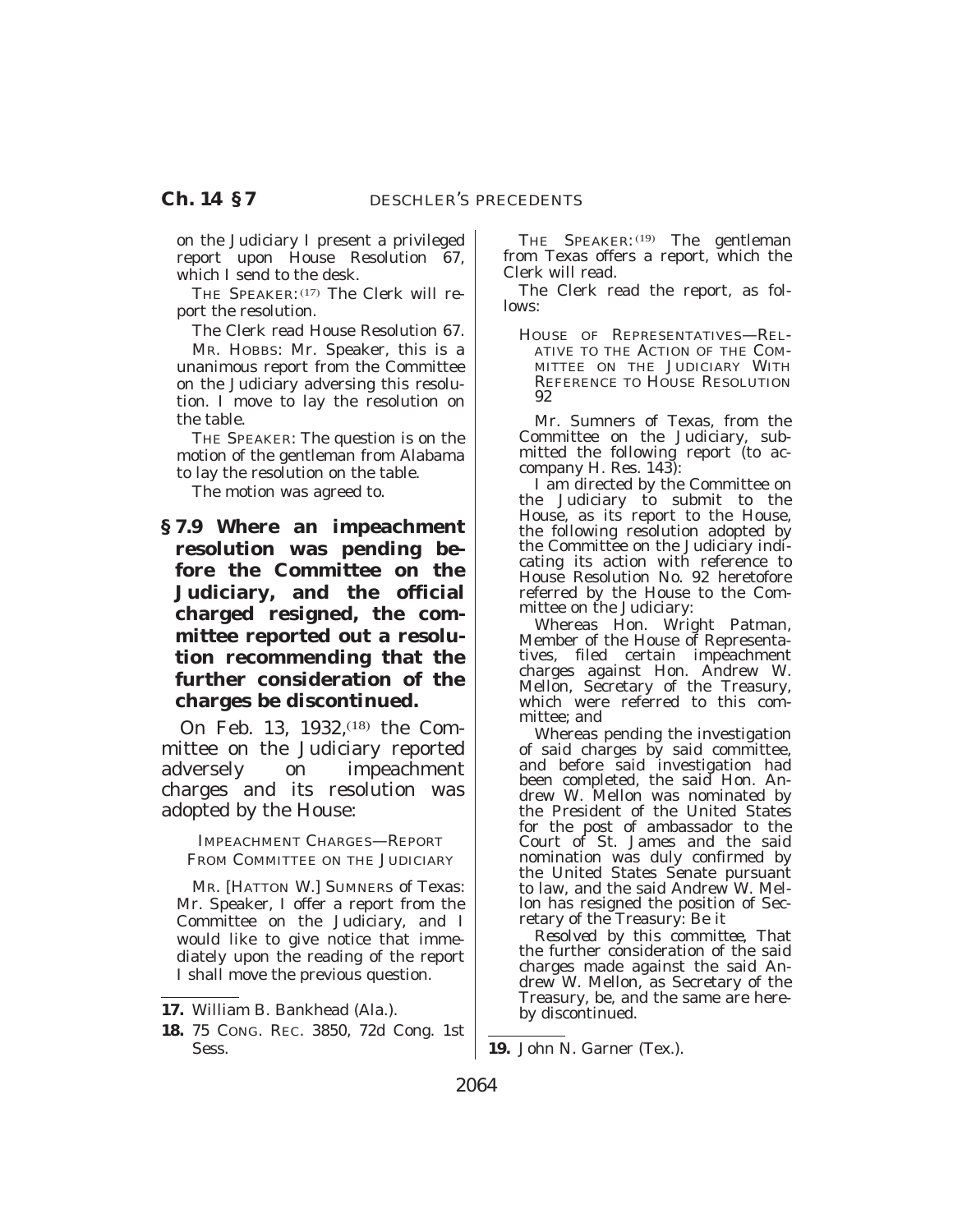on the Judiciary I present a privileged report upon House Resolution 67, which I send to the desk.

THE SPEAKER:[17] The Clerk will report the resolution.

The Clerk read House Resolution 67.

MR. HOBBS: Mr. Speaker, this is a unanimous report from the Committee on the Judiciary adversing this resolution. I move to lay the resolution on the table.

THE SPEAKER: The question is on the motion of the gentleman from Alabama to lay the resolution on the table.

The motion was agreed to.

**§ 7.9 Where an impeachment resolution was pending before the Committee on the Judiciary, and the official charged resigned, the committee reported out a resolution recommending that the further consideration of the charges be discontinued.**

On Feb. 13, 1932,[18] the Committee on the Judiciary reported adversely on impeachment charges and its resolution was adopted by the House:

IMPEACHMENT CHARGES—REPORT FROM COMMITTEE ON THE JUDICIARY

MR. [HATTON W.] SUMNERS of Texas: Mr. Speaker, I offer a report from the Committee on the Judiciary, and I would like to give notice that immediately upon the reading of the report I shall move the previous question.

THE SPEAKER:[19] The gentleman from Texas offers a report, which the Clerk will read.

The Clerk read the report, as follows:

HOUSE OF REPRESENTATIVES—RELATIVE TO THE ACTION OF THE COMMITTEE ON THE JUDICIARY WITH REFERENCE TO HOUSE RESOLUTION 92

Mr. Sumners of Texas, from the Committee on the Judiciary, submitted the following report (to accompany H. Res. 143):

I am directed by the Committee on the Judiciary to submit to the House, as its report to the House, the following resolution adopted by the Committee on the Judiciary indicating its action with reference to House Resolution No. 92 heretofore referred by the House to the Committee on the Judiciary:

Whereas Hon. Wright Patman, Member of the House of Representatives, filed certain impeachment charges against Hon. Andrew W. Mellon, Secretary of the Treasury, which were referred to this committee; and

Whereas pending the investigation of said charges by said committee, and before said investigation had been completed, the said Hon. Andrew W. Mellon was nominated by the President of the United States for the post of ambassador to the Court of St. James and the said nomination was duly confirmed by the United States Senate pursuant to law, and the said Andrew W. Mellon has resigned the position of Secretary of the Treasury: Be it

*Resolved by this committee*, That the further consideration of the said charges made against the said Andrew W. Mellon, as Secretary of the Treasury, be, and the same are hereby discontinued.

---

17. William B. Bankhead (Ala.).

18. 75 CONG. REC. 3850, 72d Cong. 1st Sess.

19. John N. Garner (Tex.).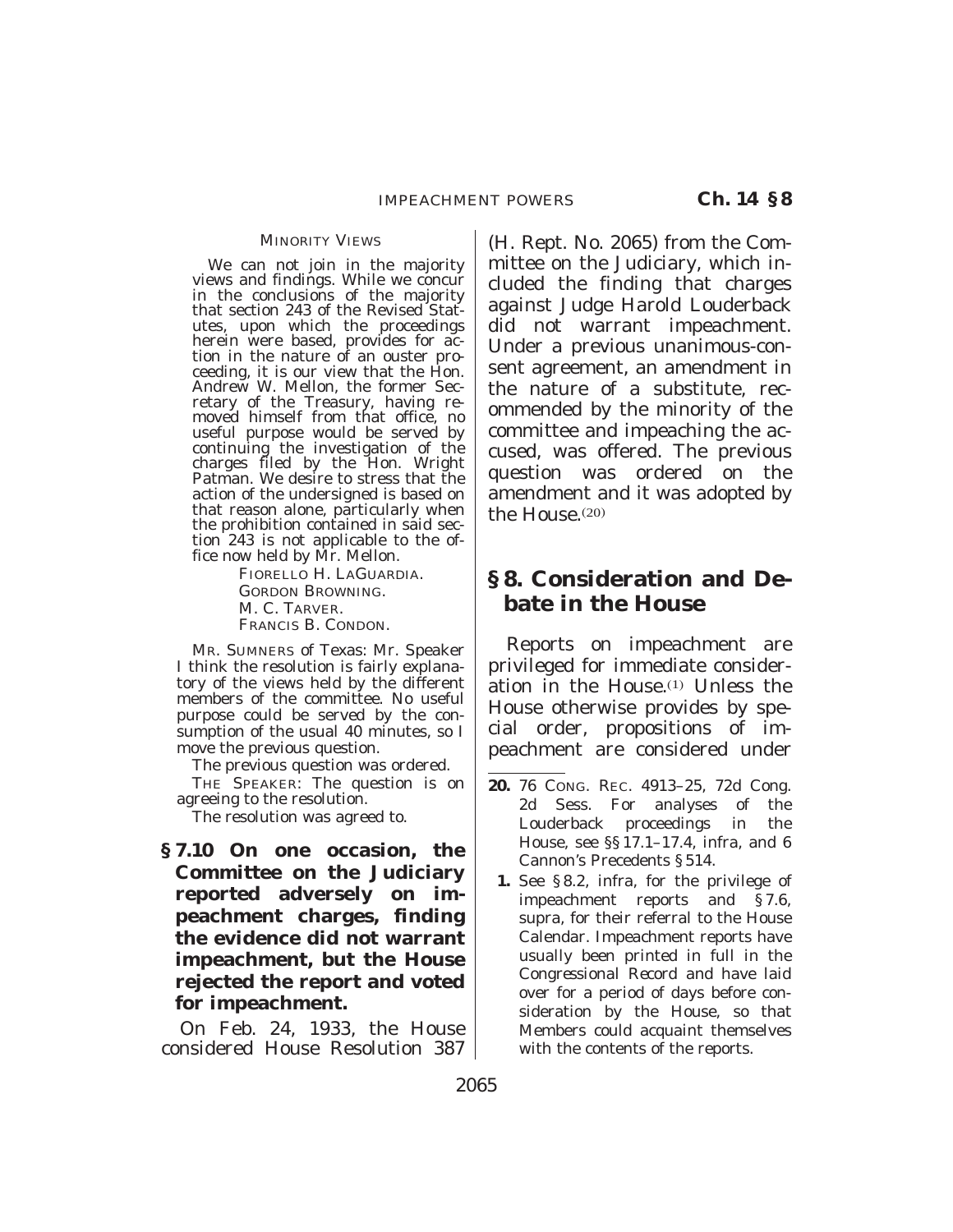MINORITY VIEWS

We can not join in the majority views and findings. While we concur in the conclusions of the majority that section 243 of the Revised Statutes, upon which the proceedings herein were based, provides for action in the nature of an ouster proceeding, it is our view that the Hon. Andrew W. Mellon, the former Secretary of the Treasury, having removed himself from that office, no useful purpose would be served by continuing the investigation of the charges filed by the Hon. Wright Patman. We desire to stress that the action of the undersigned is based on that reason alone, particularly when the prohibition contained in said section 243 is not applicable to the office now held by Mr. Mellon.

FIORELLO H. LAGUARDIA.
GORDON BROWNING.
M. C. TARVER.
FRANCIS B. CONDON.

MR. SUMNERS of Texas: Mr. Speaker I think the resolution is fairly explanatory of the views held by the different members of the committee. No useful purpose could be served by the consumption of the usual 40 minutes, so I move the previous question.

The previous question was ordered.

THE SPEAKER: The question is on agreeing to the resolution.

The resolution was agreed to.

**§ 7.10 On one occasion, the Committee on the Judiciary reported adversely on impeachment charges, finding the evidence did not warrant impeachment, but the House rejected the report and voted for impeachment.**

On Feb. 24, 1933, the House considered House Resolution 387 (H. Rept. No. 2065) from the Committee on the Judiciary, which included the finding that charges against Judge Harold Louderback did not warrant impeachment. Under a previous unanimous-consent agreement, an amendment in the nature of a substitute, recommended by the minority of the committee and impeaching the accused, was offered. The previous question was ordered on the amendment and it was adopted by the House.[20]

## § 8. Consideration and Debate in the House

Reports on impeachment are privileged for immediate consideration in the House.[1] Unless the House otherwise provides by special order, propositions of impeachment are considered under

---

**20.** 76 CONG. REC. 4913–25, 72d Cong. 2d Sess. For analyses of the Louderback proceedings in the House, see §§ 17.1–17.4, infra, and 6 Cannon's Precedents § 514.

**1.** See § 8.2, infra, for the privilege of impeachment reports and § 7.6, supra, for their referral to the House Calendar. Impeachment reports have usually been printed in full in the Congressional Record and have laid over for a period of days before consideration by the House, so that Members could acquaint themselves with the contents of the reports.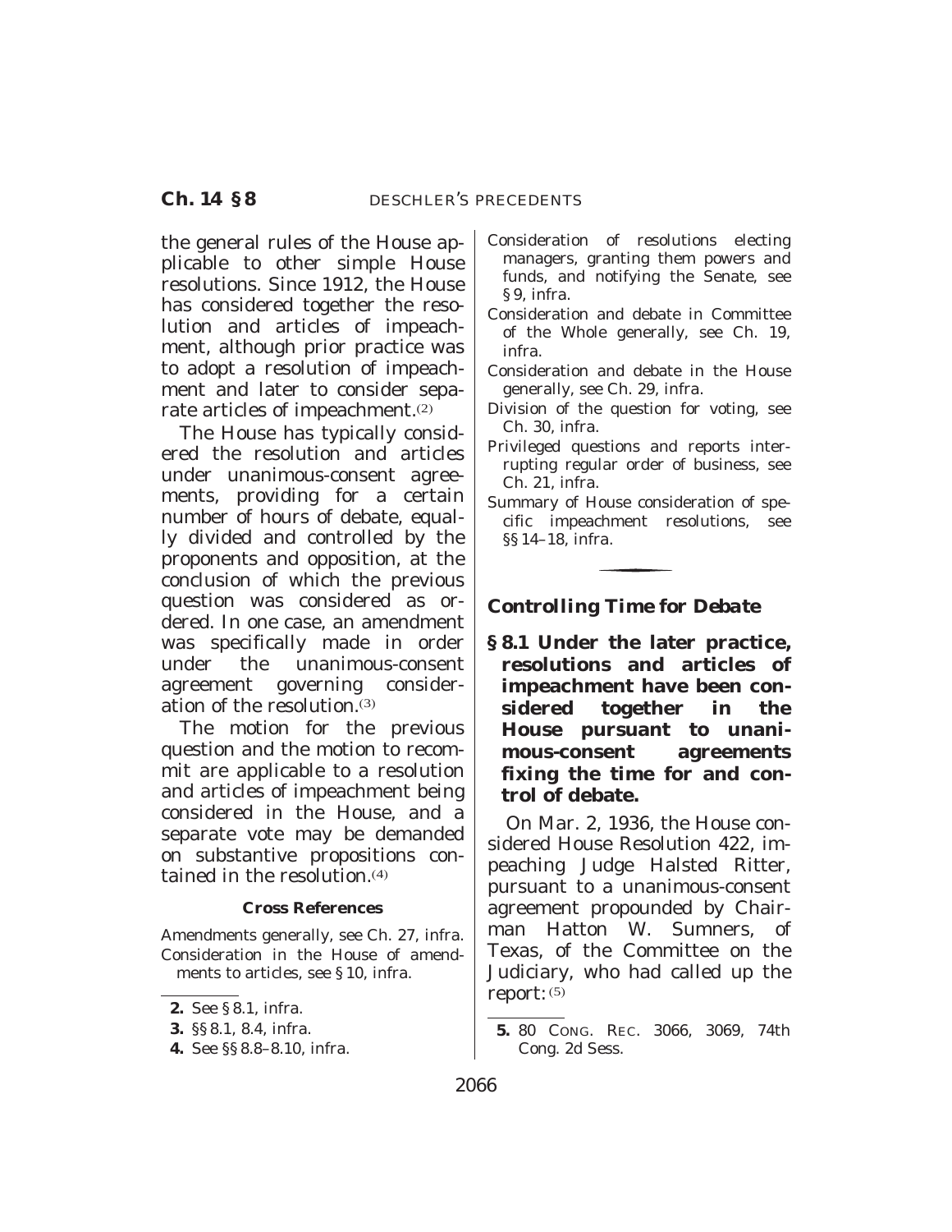the general rules of the House applicable to other simple House resolutions. Since 1912, the House has considered together the resolution and articles of impeachment, although prior practice was to adopt a resolution of impeachment and later to consider separate articles of impeachment.[2]

The House has typically considered the resolution and articles under unanimous-consent agreements, providing for a certain number of hours of debate, equally divided and controlled by the proponents and opposition, at the conclusion of which the previous question was considered as ordered. In one case, an amendment was specifically made in order under the unanimous-consent agreement governing consideration of the resolution.[3]

The motion for the previous question and the motion to recommit are applicable to a resolution and articles of impeachment being considered in the House, and a separate vote may be demanded on substantive propositions contained in the resolution.[4]

**Cross References**

Amendments generally, see Ch. 27, infra.
Consideration in the House of amendments to articles, see § 10, infra.
Consideration of resolutions electing managers, granting them powers and funds, and notifying the Senate, see § 9, infra.
Consideration and debate in Committee of the Whole generally, see Ch. 19, infra.
Consideration and debate in the House generally, see Ch. 29, infra.
Division of the question for voting, see Ch. 30, infra.
Privileged questions and reports interrupting regular order of business, see Ch. 21, infra.
Summary of House consideration of specific impeachment resolutions, see §§ 14–18, infra.

---

2. See § 8.1, infra.
3. §§ 8.1, 8.4, infra.
4. See §§ 8.8–8.10, infra.

### *Controlling Time for Debate*

**§ 8.1 Under the later practice, resolutions and articles of impeachment have been considered together in the House pursuant to unanimous-consent agreements fixing the time for and control of debate.**

On Mar. 2, 1936, the House considered House Resolution 422, impeaching Judge Halsted Ritter, pursuant to a unanimous-consent agreement propounded by Chairman Hatton W. Sumners, of Texas, of the Committee on the Judiciary, who had called up the report:[5]

---

5. 80 CONG. REC. 3066, 3069, 74th Cong. 2d Sess.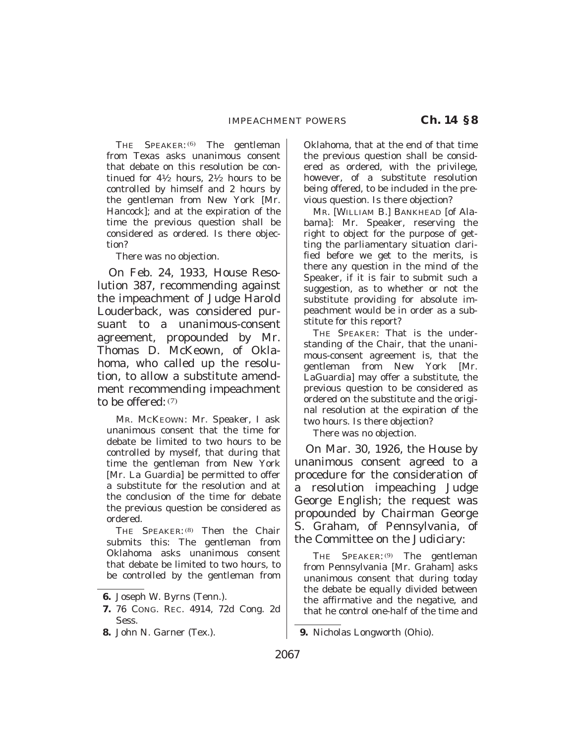THE SPEAKER:[6] The gentleman from Texas asks unanimous consent that debate on this resolution be continued for 4½ hours, 2½ hours to be controlled by himself and 2 hours by the gentleman from New York [Mr. Hancock]; and at the expiration of the time the previous question shall be considered as ordered. Is there objection?

There was no objection.

On Feb. 24, 1933, House Resolution 387, recommending against the impeachment of Judge Harold Louderback, was considered pursuant to a unanimous-consent agreement, propounded by Mr. Thomas D. McKeown, of Oklahoma, who called up the resolution, to allow a substitute amendment recommending impeachment to be offered:[7]

MR. MCKEOWN: Mr. Speaker, I ask unanimous consent that the time for debate be limited to two hours to be controlled by myself, that during that time the gentleman from New York [Mr. La Guardia] be permitted to offer a substitute for the resolution and at the conclusion of the time for debate the previous question be considered as ordered.

THE SPEAKER:[8] Then the Chair submits this: The gentleman from Oklahoma asks unanimous consent that debate be limited to two hours, to be controlled by the gentleman from Oklahoma, that at the end of that time the previous question shall be considered as ordered, with the privilege, however, of a substitute resolution being offered, to be included in the previous question. Is there objection?

MR. [WILLIAM B.] BANKHEAD [of Alabama]: Mr. Speaker, reserving the right to object for the purpose of getting the parliamentary situation clarified before we get to the merits, is there any question in the mind of the Speaker, if it is fair to submit such a suggestion, as to whether or not the substitute providing for absolute impeachment would be in order as a substitute for this report?

THE SPEAKER: That is the understanding of the Chair, that the unanimous-consent agreement is, that the gentleman from New York [Mr. LaGuardia] may offer a substitute, the previous question to be considered as ordered on the substitute and the original resolution at the expiration of the two hours. Is there objection?

There was no objection.

On Mar. 30, 1926, the House by unanimous consent agreed to a procedure for the consideration of a resolution impeaching Judge George English; the request was propounded by Chairman George S. Graham, of Pennsylvania, of the Committee on the Judiciary:

THE SPEAKER:[9] The gentleman from Pennsylvania [Mr. Graham] asks unanimous consent that during today the debate be equally divided between the affirmative and the negative, and that he control one-half of the time and

---

6. Joseph W. Byrns (Tenn.).

7. 76 CONG. REC. 4914, 72d Cong. 2d Sess.

8. John N. Garner (Tex.).

9. Nicholas Longworth (Ohio).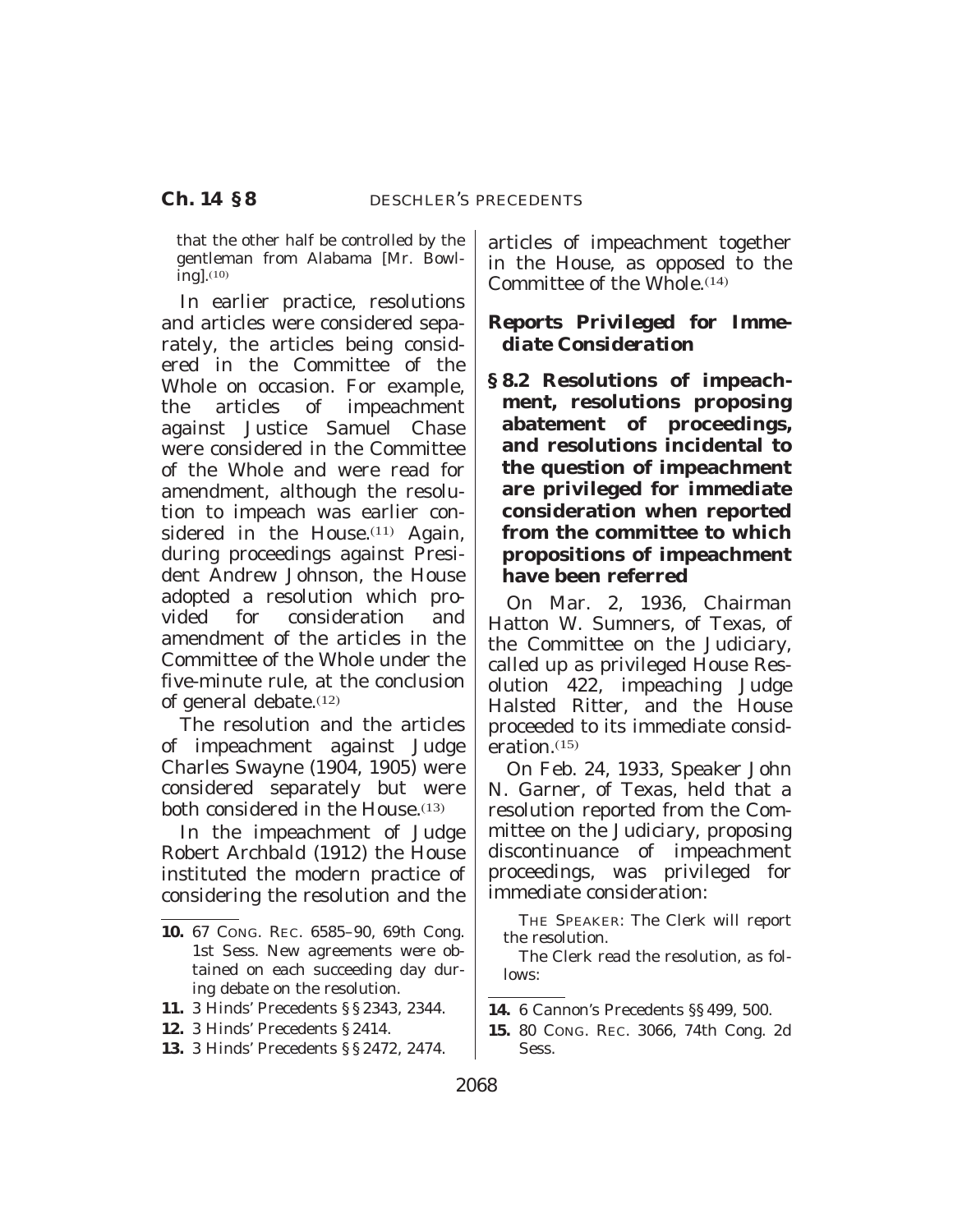that the other half be controlled by the gentleman from Alabama [Mr. Bowling].[10]

In earlier practice, resolutions and articles were considered separately, the articles being considered in the Committee of the Whole on occasion. For example, the articles of impeachment against Justice Samuel Chase were considered in the Committee of the Whole and were read for amendment, although the resolution to impeach was earlier considered in the House.[11] Again, during proceedings against President Andrew Johnson, the House adopted a resolution which provided for consideration and amendment of the articles in the Committee of the Whole under the five-minute rule, at the conclusion of general debate.[12]

The resolution and the articles of impeachment against Judge Charles Swayne (1904, 1905) were considered separately but were both considered in the House.[13]

In the impeachment of Judge Robert Archbald (1912) the House instituted the modern practice of considering the resolution and the articles of impeachment together in the House, as opposed to the Committee of the Whole.[14]

### *Reports Privileged for Immediate Consideration*

**§ 8.2 Resolutions of impeachment, resolutions proposing abatement of proceedings, and resolutions incidental to the question of impeachment are privileged for immediate consideration when reported from the committee to which propositions of impeachment have been referred**

On Mar. 2, 1936, Chairman Hatton W. Sumners, of Texas, of the Committee on the Judiciary, called up as privileged House Resolution 422, impeaching Judge Halsted Ritter, and the House proceeded to its immediate consideration.[15]

On Feb. 24, 1933, Speaker John N. Garner, of Texas, held that a resolution reported from the Committee on the Judiciary, proposing discontinuance of impeachment proceedings, was privileged for immediate consideration:

THE SPEAKER: The Clerk will report the resolution.

The Clerk read the resolution, as follows:

---

**10.** 67 CONG. REC. 6585–90, 69th Cong. 1st Sess. New agreements were obtained on each succeeding day during debate on the resolution.

**11.** 3 Hinds' Precedents §§ 2343, 2344.

**12.** 3 Hinds' Precedents § 2414.

**13.** 3 Hinds' Precedents §§ 2472, 2474.

**14.** 6 Cannon's Precedents §§ 499, 500.

**15.** 80 CONG. REC. 3066, 74th Cong. 2d Sess.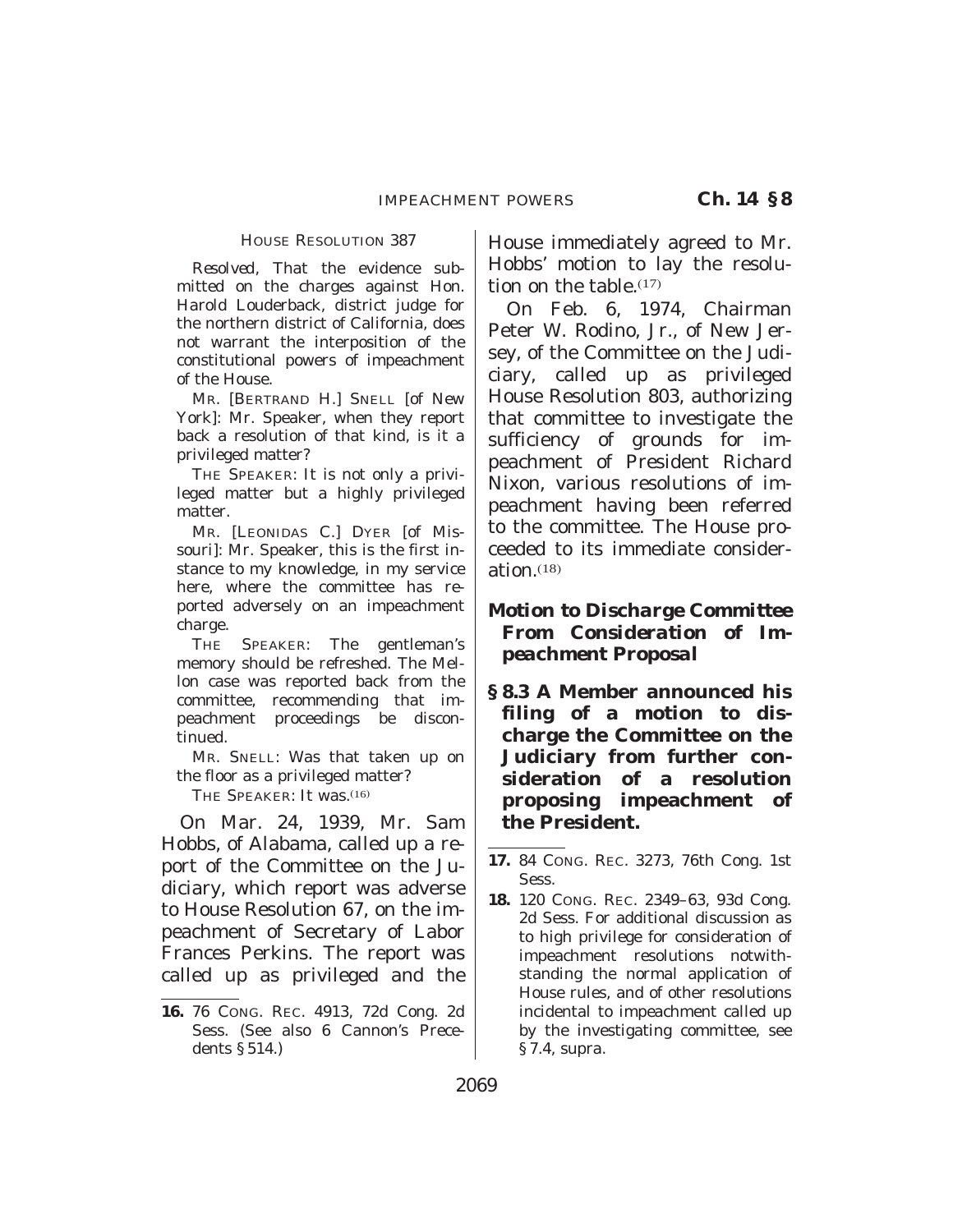HOUSE RESOLUTION 387

*Resolved*, That the evidence submitted on the charges against Hon. Harold Louderback, district judge for the northern district of California, does not warrant the interposition of the constitutional powers of impeachment of the House.

MR. [BERTRAND H.] SNELL [of New York]: Mr. Speaker, when they report back a resolution of that kind, is it a privileged matter?

THE SPEAKER: It is not only a privileged matter but a highly privileged matter.

MR. [LEONIDAS C.] DYER [of Missouri]: Mr. Speaker, this is the first instance to my knowledge, in my service here, where the committee has reported adversely on an impeachment charge.

THE SPEAKER: The gentleman's memory should be refreshed. The Mellon case was reported back from the committee, recommending that impeachment proceedings be discontinued.

MR. SNELL: Was that taken up on the floor as a privileged matter?

THE SPEAKER: It was.[16]

On Mar. 24, 1939, Mr. Sam Hobbs, of Alabama, called up a report of the Committee on the Judiciary, which report was adverse to House Resolution 67, on the impeachment of Secretary of Labor Frances Perkins. The report was called up as privileged and the House immediately agreed to Mr. Hobbs' motion to lay the resolution on the table.[17]

On Feb. 6, 1974, Chairman Peter W. Rodino, Jr., of New Jersey, of the Committee on the Judiciary, called up as privileged House Resolution 803, authorizing that committee to investigate the sufficiency of grounds for impeachment of President Richard Nixon, various resolutions of impeachment having been referred to the committee. The House proceeded to its immediate consideration.[18]

### *Motion to Discharge Committee From Consideration of Impeachment Proposal*

**§ 8.3 A Member announced his filing of a motion to discharge the Committee on the Judiciary from further consideration of a resolution proposing impeachment of the President.**

---

**16.** 76 CONG. REC. 4913, 72d Cong. 2d Sess. (See also 6 Cannon's Precedents § 514.)

**17.** 84 CONG. REC. 3273, 76th Cong. 1st Sess.

**18.** 120 CONG. REC. 2349–63, 93d Cong. 2d Sess. For additional discussion as to high privilege for consideration of impeachment resolutions notwithstanding the normal application of House rules, and of other resolutions incidental to impeachment called up by the investigating committee, see § 7.4, supra.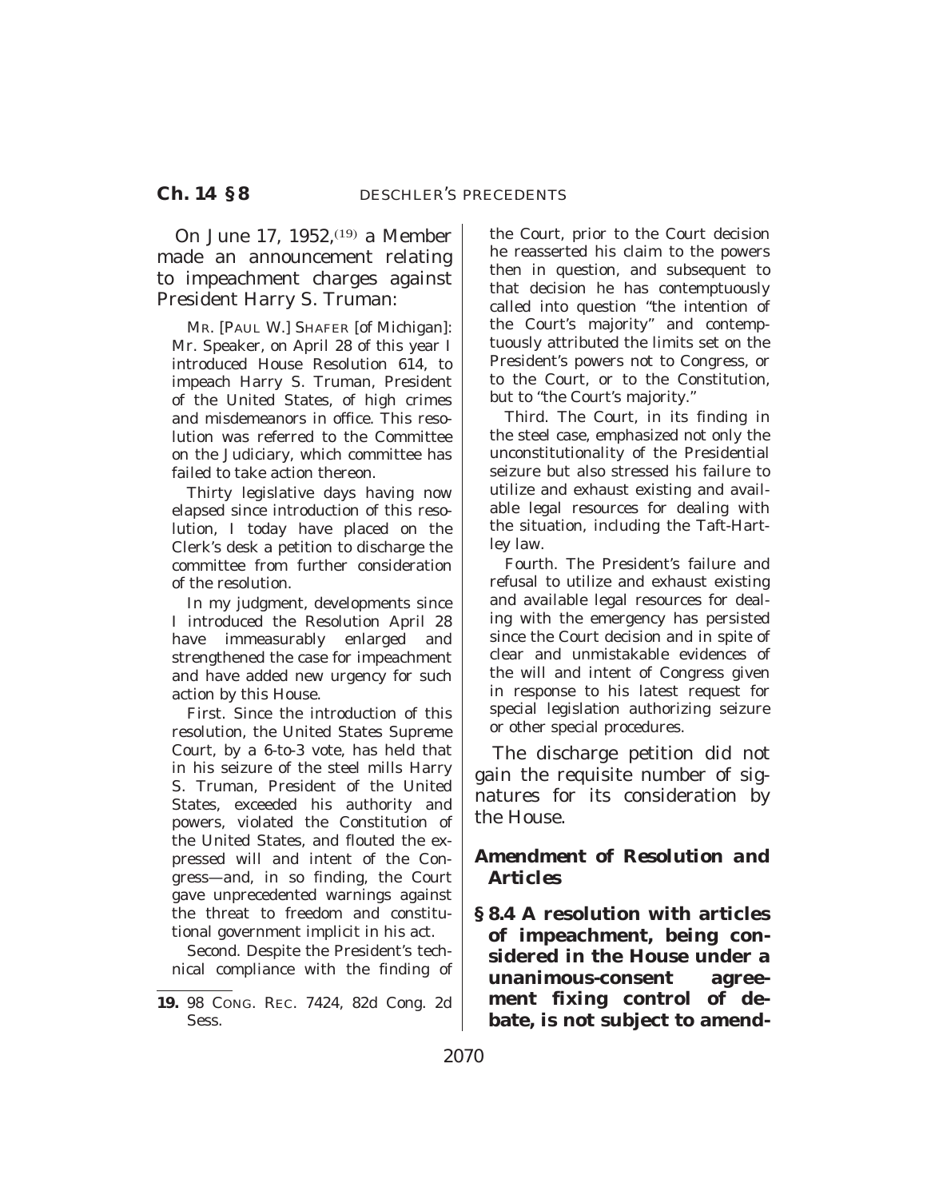On June 17, 1952,[19] a Member made an announcement relating to impeachment charges against President Harry S. Truman:

MR. [PAUL W.] SHAFER [of Michigan]: Mr. Speaker, on April 28 of this year I introduced House Resolution 614, to impeach Harry S. Truman, President of the United States, of high crimes and misdemeanors in office. This resolution was referred to the Committee on the Judiciary, which committee has failed to take action thereon.

Thirty legislative days having now elapsed since introduction of this resolution, I today have placed on the Clerk's desk a petition to discharge the committee from further consideration of the resolution.

In my judgment, developments since I introduced the Resolution April 28 have immeasurably enlarged and strengthened the case for impeachment and have added new urgency for such action by this House.

First. Since the introduction of this resolution, the United States Supreme Court, by a 6-to-3 vote, has held that in his seizure of the steel mills Harry S. Truman, President of the United States, exceeded his authority and powers, violated the Constitution of the United States, and flouted the expressed will and intent of the Congress—and, in so finding, the Court gave unprecedented warnings against the threat to freedom and constitutional government implicit in his act.

Second. Despite the President's technical compliance with the finding of the Court, prior to the Court decision he reasserted his claim to the powers then in question, and subsequent to that decision he has contemptuously called into question "the intention of the Court's majority" and contemptuously attributed the limits set on the President's powers not to Congress, or to the Court, or to the Constitution, but to "the Court's majority."

Third. The Court, in its finding in the steel case, emphasized not only the unconstitutionality of the Presidential seizure but also stressed his failure to utilize and exhaust existing and available legal resources for dealing with the situation, including the Taft-Hartley law.

Fourth. The President's failure and refusal to utilize and exhaust existing and available legal resources for dealing with the emergency has persisted since the Court decision and in spite of clear and unmistakable evidences of the will and intent of Congress given in response to his latest request for special legislation authorizing seizure or other special procedures.

The discharge petition did not gain the requisite number of signatures for its consideration by the House.

### *Amendment of Resolution and Articles*

**§ 8.4 A resolution with articles of impeachment, being considered in the House under a unanimous-consent agreement fixing control of debate, is not subject to amend-**

---

19. 98 CONG. REC. 7424, 82d Cong. 2d Sess.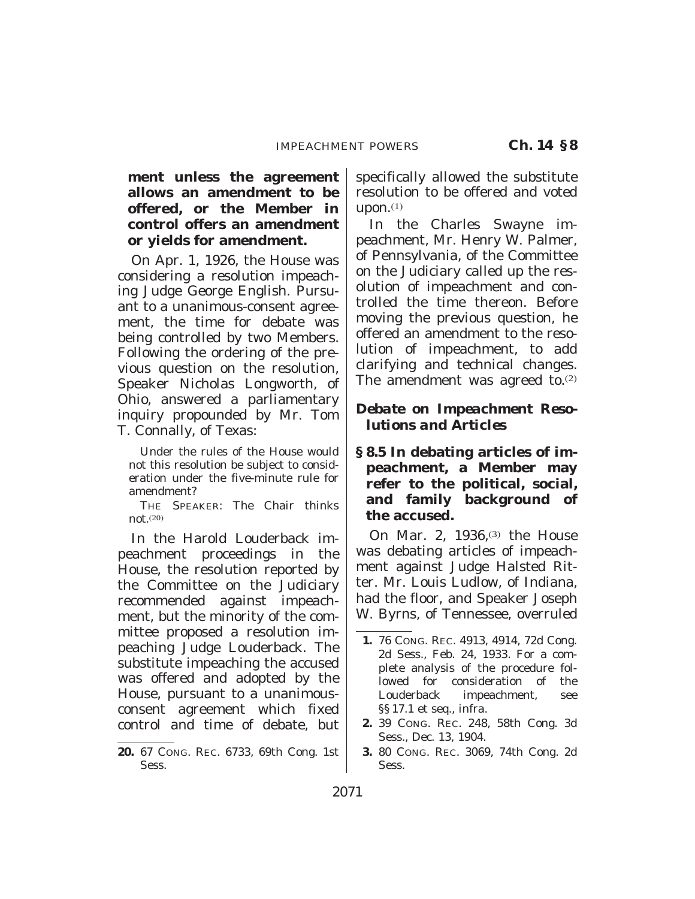**ment unless the agreement allows an amendment to be offered, or the Member in control offers an amendment or yields for amendment.**

On Apr. 1, 1926, the House was considering a resolution impeaching Judge George English. Pursuant to a unanimous-consent agreement, the time for debate was being controlled by two Members. Following the ordering of the previous question on the resolution, Speaker Nicholas Longworth, of Ohio, answered a parliamentary inquiry propounded by Mr. Tom T. Connally, of Texas:

> Under the rules of the House would not this resolution be subject to consideration under the five-minute rule for amendment?
>
> THE SPEAKER: The Chair thinks not.[20]

In the Harold Louderback impeachment proceedings in the House, the resolution reported by the Committee on the Judiciary recommended against impeachment, but the minority of the committee proposed a resolution impeaching Judge Louderback. The substitute impeaching the accused was offered and adopted by the House, pursuant to a unanimous-consent agreement which fixed control and time of debate, but specifically allowed the substitute resolution to be offered and voted upon.[1]

In the Charles Swayne impeachment, Mr. Henry W. Palmer, of Pennsylvania, of the Committee on the Judiciary called up the resolution of impeachment and controlled the time thereon. Before moving the previous question, he offered an amendment to the resolution of impeachment, to add clarifying and technical changes. The amendment was agreed to.[2]

### *Debate on Impeachment Resolutions and Articles*

**§ 8.5 In debating articles of impeachment, a Member may refer to the political, social, and family background of the accused.**

On Mar. 2, 1936,[3] the House was debating articles of impeachment against Judge Halsted Ritter. Mr. Louis Ludlow, of Indiana, had the floor, and Speaker Joseph W. Byrns, of Tennessee, overruled

---

**20.** 67 CONG. REC. 6733, 69th Cong. 1st Sess.

**1.** 76 CONG. REC. 4913, 4914, 72d Cong. 2d Sess., Feb. 24, 1933. For a complete analysis of the procedure followed for consideration of the Louderback impeachment, see §§ 17.1 et seq., infra.

**2.** 39 CONG. REC. 248, 58th Cong. 3d Sess., Dec. 13, 1904.

**3.** 80 CONG. REC. 3069, 74th Cong. 2d Sess.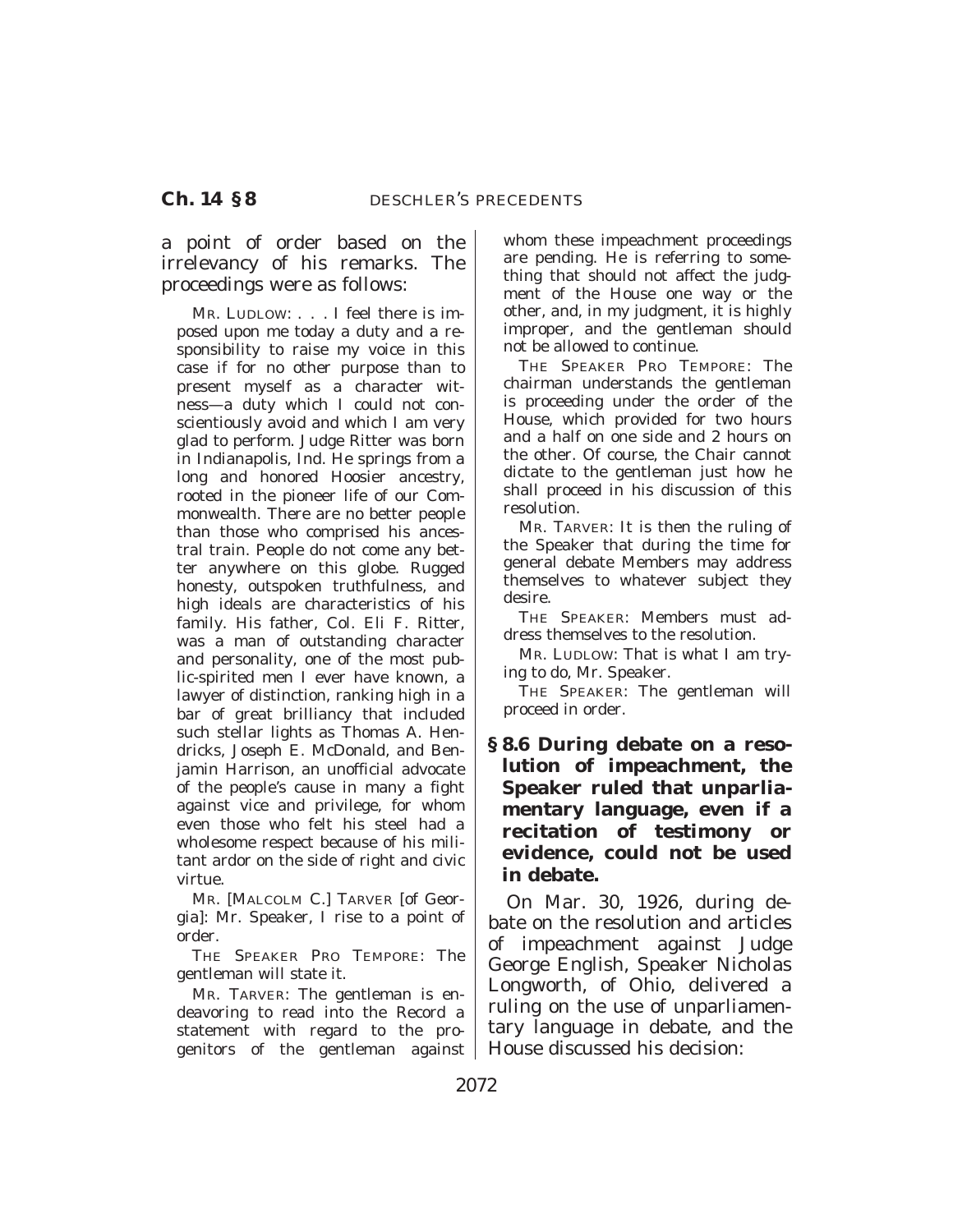a point of order based on the irrelevancy of his remarks. The proceedings were as follows:

MR. LUDLOW: . . . I feel there is imposed upon me today a duty and a responsibility to raise my voice in this case if for no other purpose than to present myself as a character witness—a duty which I could not conscientiously avoid and which I am very glad to perform. Judge Ritter was born in Indianapolis, Ind. He springs from a long and honored Hoosier ancestry, rooted in the pioneer life of our Commonwealth. There are no better people than those who comprised his ancestral train. People do not come any better anywhere on this globe. Rugged honesty, outspoken truthfulness, and high ideals are characteristics of his family. His father, Col. Eli F. Ritter, was a man of outstanding character and personality, one of the most public-spirited men I ever have known, a lawyer of distinction, ranking high in a bar of great brilliancy that included such stellar lights as Thomas A. Hendricks, Joseph E. McDonald, and Benjamin Harrison, an unofficial advocate of the people's cause in many a fight against vice and privilege, for whom even those who felt his steel had a wholesome respect because of his militant ardor on the side of right and civic virtue.

MR. [MALCOLM C.] TARVER [of Georgia]: Mr. Speaker, I rise to a point of order.

THE SPEAKER PRO TEMPORE: The gentleman will state it.

MR. TARVER: The gentleman is endeavoring to read into the Record a statement with regard to the progenitors of the gentleman against whom these impeachment proceedings are pending. He is referring to something that should not affect the judgment of the House one way or the other, and, in my judgment, it is highly improper, and the gentleman should not be allowed to continue.

THE SPEAKER PRO TEMPORE: The chairman understands the gentleman is proceeding under the order of the House, which provided for two hours and a half on one side and 2 hours on the other. Of course, the Chair cannot dictate to the gentleman just how he shall proceed in his discussion of this resolution.

MR. TARVER: It is then the ruling of the Speaker that during the time for general debate Members may address themselves to whatever subject they desire.

THE SPEAKER: Members must address themselves to the resolution.

MR. LUDLOW: That is what I am trying to do, Mr. Speaker.

THE SPEAKER: The gentleman will proceed in order.

**§ 8.6 During debate on a resolution of impeachment, the Speaker ruled that unparliamentary language, even if a recitation of testimony or evidence, could not be used in debate.**

On Mar. 30, 1926, during debate on the resolution and articles of impeachment against Judge George English, Speaker Nicholas Longworth, of Ohio, delivered a ruling on the use of unparliamentary language in debate, and the House discussed his decision: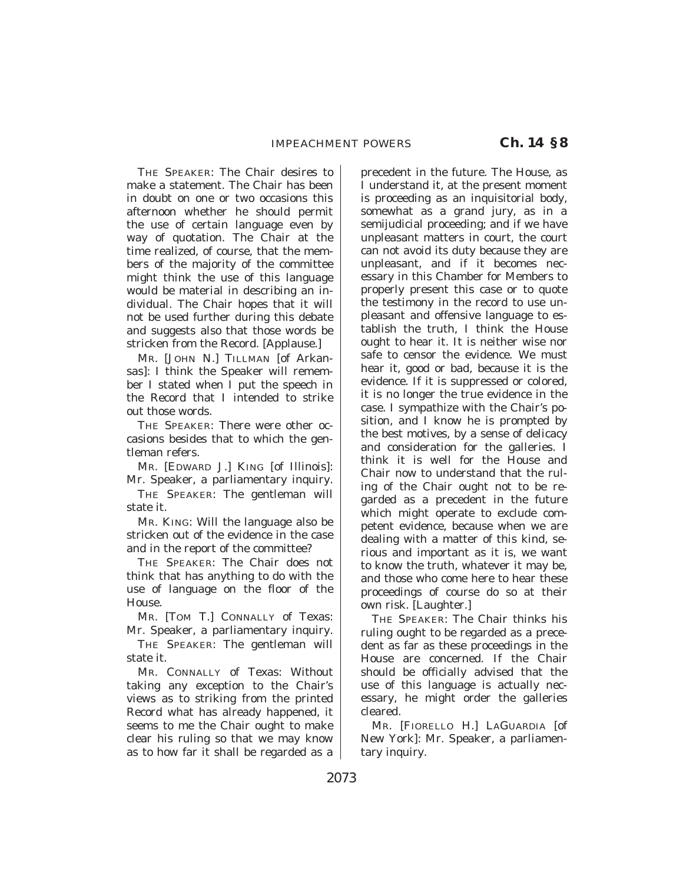THE SPEAKER: The Chair desires to make a statement. The Chair has been in doubt on one or two occasions this afternoon whether he should permit the use of certain language even by way of quotation. The Chair at the time realized, of course, that the members of the majority of the committee might think the use of this language would be material in describing an individual. The Chair hopes that it will not be used further during this debate and suggests also that those words be stricken from the Record. [Applause.]

MR. [JOHN N.] TILLMAN [of Arkansas]: I think the Speaker will remember I stated when I put the speech in the Record that I intended to strike out those words.

THE SPEAKER: There were other occasions besides that to which the gentleman refers.

MR. [EDWARD J.] KING [of Illinois]: Mr. Speaker, a parliamentary inquiry.

THE SPEAKER: The gentleman will state it.

MR. KING: Will the language also be stricken out of the evidence in the case and in the report of the committee?

THE SPEAKER: The Chair does not think that has anything to do with the use of language on the floor of the House.

MR. [TOM T.] CONNALLY of Texas: Mr. Speaker, a parliamentary inquiry.

THE SPEAKER: The gentleman will state it.

MR. CONNALLY of Texas: Without taking any exception to the Chair's views as to striking from the printed Record what has already happened, it seems to me the Chair ought to make clear his ruling so that we may know as to how far it shall be regarded as a precedent in the future. The House, as I understand it, at the present moment is proceeding as an inquisitorial body, somewhat as a grand jury, as in a semijudicial proceeding; and if we have unpleasant matters in court, the court can not avoid its duty because they are unpleasant, and if it becomes necessary in this Chamber for Members to properly present this case or to quote the testimony in the record to use unpleasant and offensive language to establish the truth, I think the House ought to hear it. It is neither wise nor safe to censor the evidence. We must hear it, good or bad, because it is the evidence. If it is suppressed or colored, it is no longer the true evidence in the case. I sympathize with the Chair's position, and I know he is prompted by the best motives, by a sense of delicacy and consideration for the galleries. I think it is well for the House and Chair now to understand that the ruling of the Chair ought not to be regarded as a precedent in the future which might operate to exclude competent evidence, because when we are dealing with a matter of this kind, serious and important as it is, we want to know the truth, whatever it may be, and those who come here to hear these proceedings of course do so at their own risk. [Laughter.]

THE SPEAKER: The Chair thinks his ruling ought to be regarded as a precedent as far as these proceedings in the House are concerned. If the Chair should be officially advised that the use of this language is actually necessary, he might order the galleries cleared.

MR. [FIORELLO H.] LAGUARDIA [of New York]: Mr. Speaker, a parliamentary inquiry.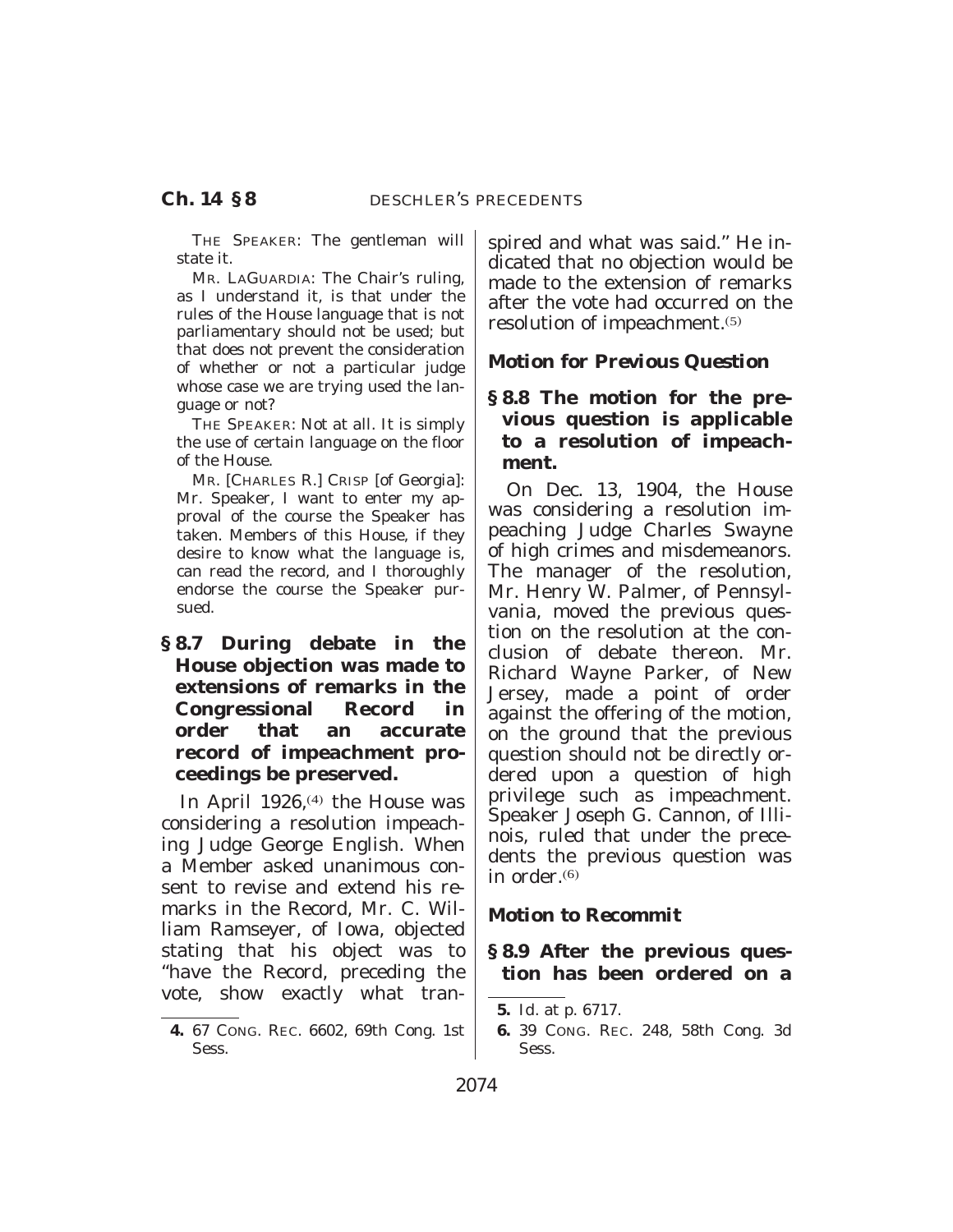THE SPEAKER: The gentleman will state it.

MR. LAGUARDIA: The Chair's ruling, as I understand it, is that under the rules of the House language that is not parliamentary should not be used; but that does not prevent the consideration of whether or not a particular judge whose case we are trying used the language or not?

THE SPEAKER: Not at all. It is simply the use of certain language on the floor of the House.

MR. [CHARLES R.] CRISP [of Georgia]: Mr. Speaker, I want to enter my approval of the course the Speaker has taken. Members of this House, if they desire to know what the language is, can read the record, and I thoroughly endorse the course the Speaker pursued.

**§ 8.7 During debate in the House objection was made to extensions of remarks in the Congressional Record in order that an accurate record of impeachment proceedings be preserved.**

In April 1926,[4] the House was considering a resolution impeaching Judge George English. When a Member asked unanimous consent to revise and extend his remarks in the Record, Mr. C. William Ramseyer, of Iowa, objected stating that his object was to "have the Record, preceding the vote, show exactly what transpired and what was said." He indicated that no objection would be made to the extension of remarks after the vote had occurred on the resolution of impeachment.[5]

### Motion for Previous Question

**§ 8.8 The motion for the previous question is applicable to a resolution of impeachment.**

On Dec. 13, 1904, the House was considering a resolution impeaching Judge Charles Swayne of high crimes and misdemeanors. The manager of the resolution, Mr. Henry W. Palmer, of Pennsylvania, moved the previous question on the resolution at the conclusion of debate thereon. Mr. Richard Wayne Parker, of New Jersey, made a point of order against the offering of the motion, on the ground that the previous question should not be directly ordered upon a question of high privilege such as impeachment. Speaker Joseph G. Cannon, of Illinois, ruled that under the precedents the previous question was in order.[6]

### Motion to Recommit

**§ 8.9 After the previous question has been ordered on a**

---

4. 67 CONG. REC. 6602, 69th Cong. 1st Sess.

5. Id. at p. 6717.

6. 39 CONG. REC. 248, 58th Cong. 3d Sess.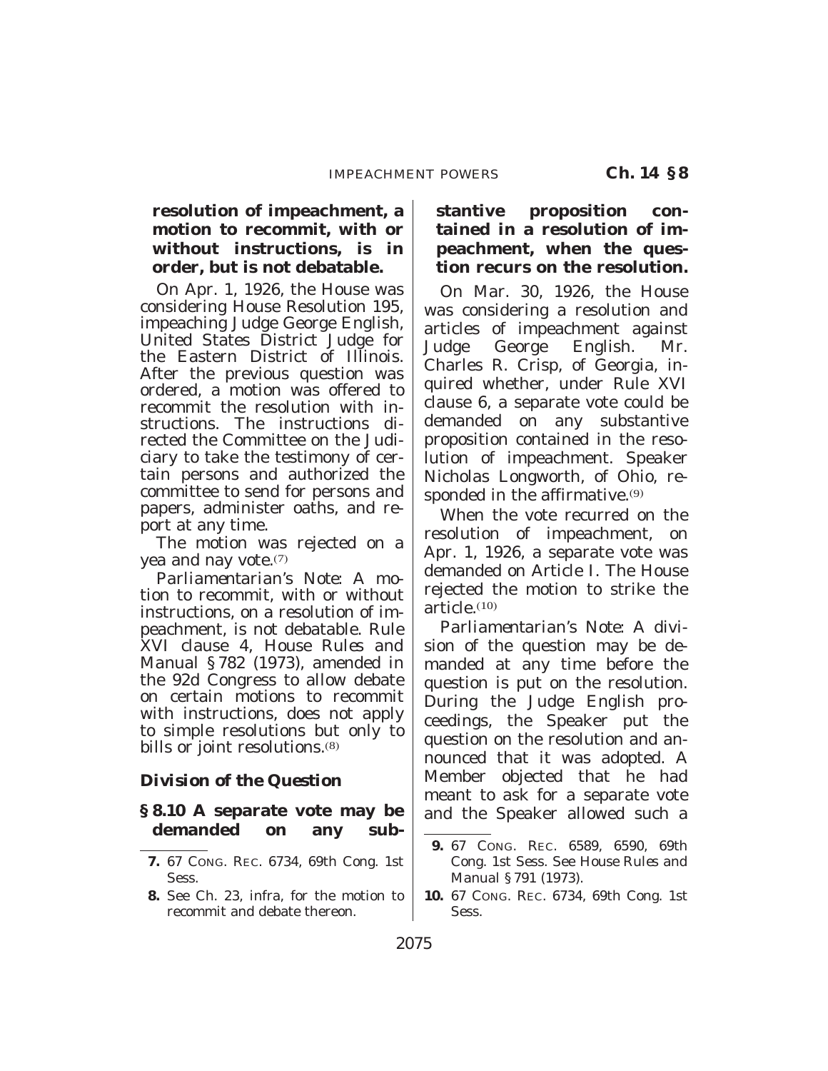**resolution of impeachment, a motion to recommit, with or without instructions, is in order, but is not debatable.**

On Apr. 1, 1926, the House was considering House Resolution 195, impeaching Judge George English, United States District Judge for the Eastern District of Illinois. After the previous question was ordered, a motion was offered to recommit the resolution with instructions. The instructions directed the Committee on the Judiciary to take the testimony of certain persons and authorized the committee to send for persons and papers, administer oaths, and report at any time.

The motion was rejected on a yea and nay vote.[7]

*Parliamentarian's Note:* A motion to recommit, with or without instructions, on a resolution of impeachment, is not debatable. Rule XVI clause 4, *House Rules and Manual* §782 (1973), amended in the 92d Congress to allow debate on certain motions to recommit with instructions, does not apply to simple resolutions but only to bills or joint resolutions.[8]

### Division of the Question

**§ 8.10 A separate vote may be demanded on any substantive proposition contained in a resolution of impeachment, when the question recurs on the resolution.**

On Mar. 30, 1926, the House was considering a resolution and articles of impeachment against Judge George English. Mr. Charles R. Crisp, of Georgia, inquired whether, under Rule XVI clause 6, a separate vote could be demanded on any substantive proposition contained in the resolution of impeachment. Speaker Nicholas Longworth, of Ohio, responded in the affirmative.[9]

When the vote recurred on the resolution of impeachment, on Apr. 1, 1926, a separate vote was demanded on Article I. The House rejected the motion to strike the article.[10]

*Parliamentarian's Note:* A division of the question may be demanded at any time before the question is put on the resolution. During the Judge English proceedings, the Speaker put the question on the resolution and announced that it was adopted. A Member objected that he had meant to ask for a separate vote and the Speaker allowed such a

---

7. 67 Cong. Rec. 6734, 69th Cong. 1st Sess.

8. See Ch. 23, infra, for the motion to recommit and debate thereon.

9. 67 Cong. Rec. 6589, 6590, 69th Cong. 1st Sess. See *House Rules and Manual* §791 (1973).

10. 67 Cong. Rec. 6734, 69th Cong. 1st Sess.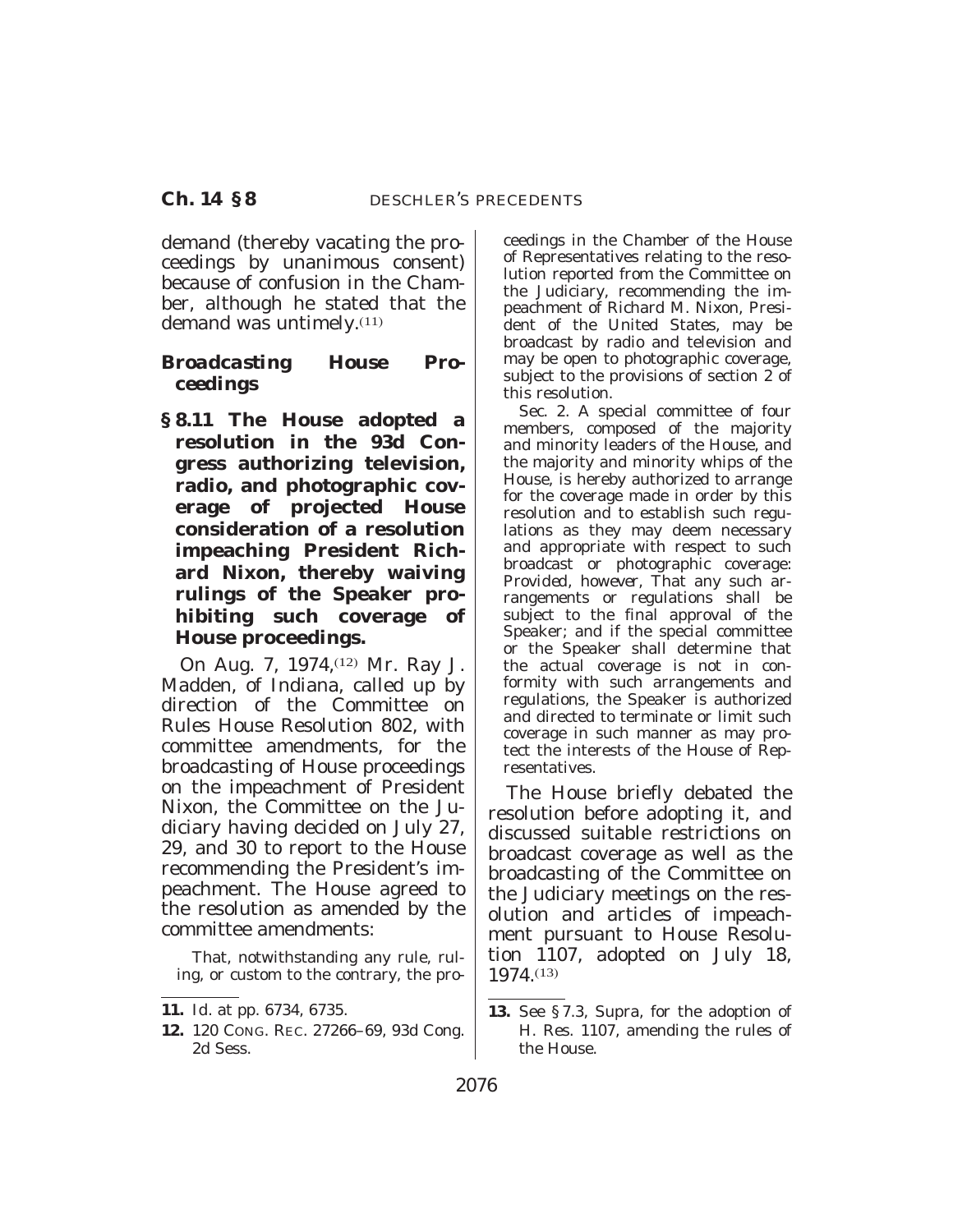demand (thereby vacating the proceedings by unanimous consent) because of confusion in the Chamber, although he stated that the demand was untimely.[11]

### Broadcasting House Proceedings

**§ 8.11 The House adopted a resolution in the 93d Congress authorizing television, radio, and photographic coverage of projected House consideration of a resolution impeaching President Richard Nixon, thereby waiving rulings of the Speaker prohibiting such coverage of House proceedings.**

On Aug. 7, 1974,[12] Mr. Ray J. Madden, of Indiana, called up by direction of the Committee on Rules House Resolution 802, with committee amendments, for the broadcasting of House proceedings on the impeachment of President Nixon, the Committee on the Judiciary having decided on July 27, 29, and 30 to report to the House recommending the President's impeachment. The House agreed to the resolution as amended by the committee amendments:

That, notwithstanding any rule, ruling, or custom to the contrary, the proceedings in the Chamber of the House of Representatives relating to the resolution reported from the Committee on the Judiciary, recommending the impeachment of Richard M. Nixon, President of the United States, may be broadcast by radio and television and may be open to photographic coverage, subject to the provisions of section 2 of this resolution.

Sec. 2. A special committee of four members, composed of the majority and minority leaders of the House, and the majority and minority whips of the House, is hereby authorized to arrange for the coverage made in order by this resolution and to establish such regulations as they may deem necessary and appropriate with respect to such broadcast or photographic coverage: *Provided, however*, That any such arrangements or regulations shall be subject to the final approval of the Speaker; and if the special committee or the Speaker shall determine that the actual coverage is not in conformity with such arrangements and regulations, the Speaker is authorized and directed to terminate or limit such coverage in such manner as may protect the interests of the House of Representatives.

The House briefly debated the resolution before adopting it, and discussed suitable restrictions on broadcast coverage as well as the broadcasting of the Committee on the Judiciary meetings on the resolution and articles of impeachment pursuant to House Resolution 1107, adopted on July 18, 1974.[13]

---

**11.** Id. at pp. 6734, 6735.

**12.** 120 CONG. REC. 27266–69, 93d Cong. 2d Sess.

**13.** See § 7.3, Supra, for the adoption of H. Res. 1107, amending the rules of the House.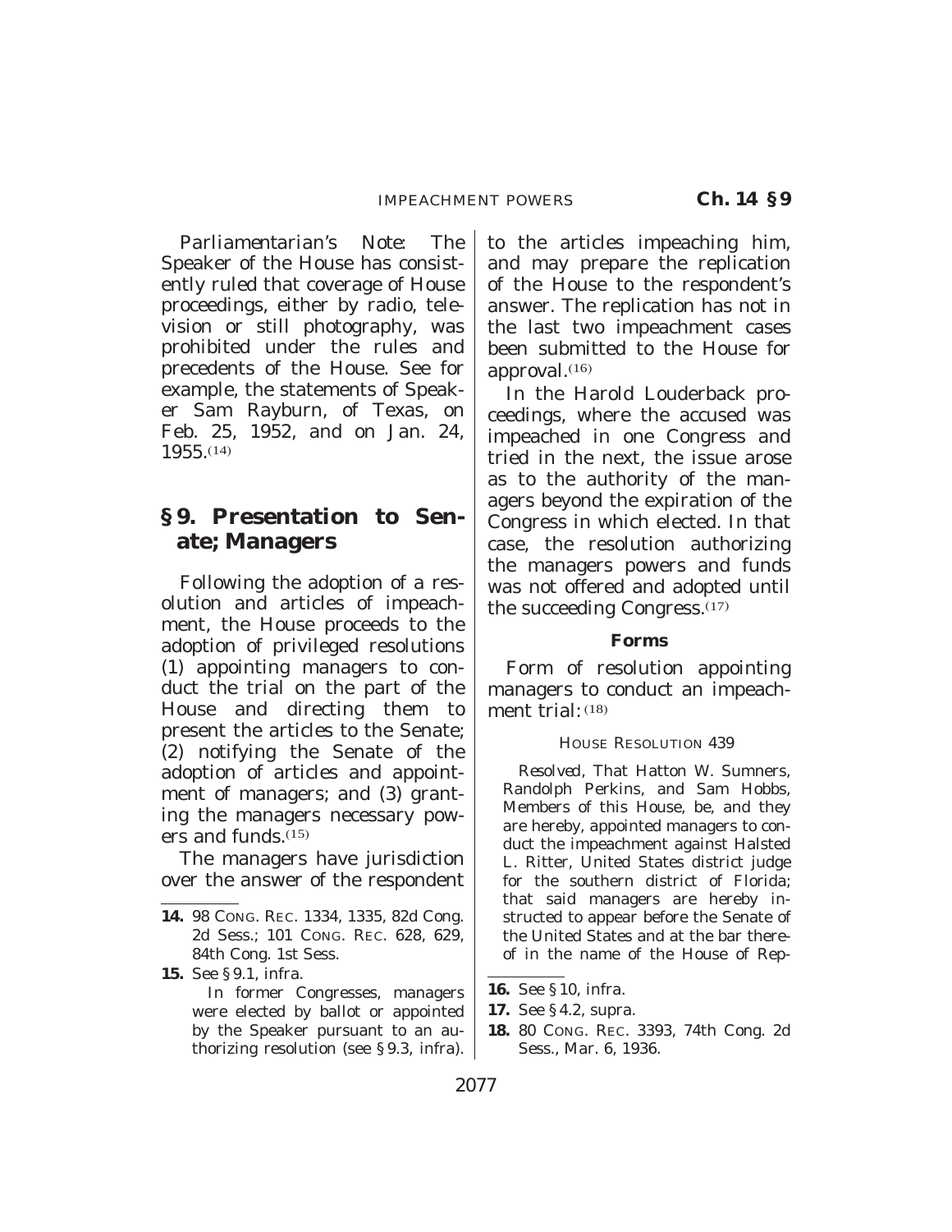*Parliamentarian's Note:* The Speaker of the House has consistently ruled that coverage of House proceedings, either by radio, television or still photography, was prohibited under the rules and precedents of the House. See for example, the statements of Speaker Sam Rayburn, of Texas, on Feb. 25, 1952, and on Jan. 24, 1955.[14]

## § 9. Presentation to Senate; Managers

Following the adoption of a resolution and articles of impeachment, the House proceeds to the adoption of privileged resolutions (1) appointing managers to conduct the trial on the part of the House and directing them to present the articles to the Senate; (2) notifying the Senate of the adoption of articles and appointment of managers; and (3) granting the managers necessary powers and funds.[15]

The managers have jurisdiction over the answer of the respondent to the articles impeaching him, and may prepare the replication of the House to the respondent's answer. The replication has not in the last two impeachment cases been submitted to the House for approval.[16]

In the Harold Louderback proceedings, where the accused was impeached in one Congress and tried in the next, the issue arose as to the authority of the managers beyond the expiration of the Congress in which elected. In that case, the resolution authorizing the managers powers and funds was not offered and adopted until the succeeding Congress.[17]

### Forms

Form of resolution appointing managers to conduct an impeachment trial: [18]

HOUSE RESOLUTION 439

*Resolved*, That Hatton W. Sumners, Randolph Perkins, and Sam Hobbs, Members of this House, be, and they are hereby, appointed managers to conduct the impeachment against Halsted L. Ritter, United States district judge for the southern district of Florida; that said managers are hereby instructed to appear before the Senate of the United States and at the bar thereof in the name of the House of Rep-

---

**14.** 98 CONG. REC. 1334, 1335, 82d Cong. 2d Sess.; 101 CONG. REC. 628, 629, 84th Cong. 1st Sess.

**15.** See § 9.1, infra.

In former Congresses, managers were elected by ballot or appointed by the Speaker pursuant to an authorizing resolution (see § 9.3, infra).

**16.** See § 10, infra.

**17.** See § 4.2, supra.

**18.** 80 CONG. REC. 3393, 74th Cong. 2d Sess., Mar. 6, 1936.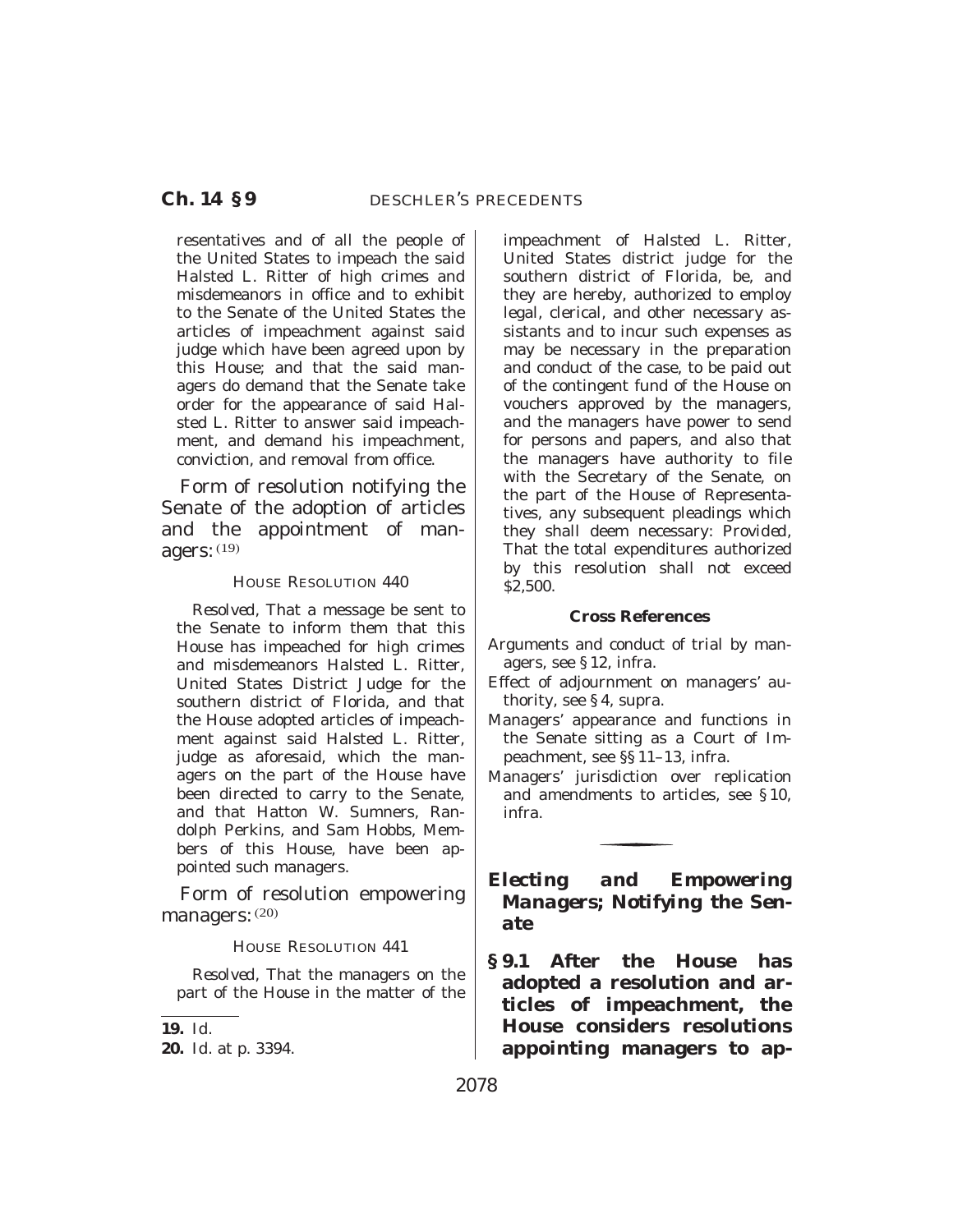resentatives and of all the people of the United States to impeach the said Halsted L. Ritter of high crimes and misdemeanors in office and to exhibit to the Senate of the United States the articles of impeachment against said judge which have been agreed upon by this House; and that the said managers do demand that the Senate take order for the appearance of said Halsted L. Ritter to answer said impeachment, and demand his impeachment, conviction, and removal from office.

Form of resolution notifying the Senate of the adoption of articles and the appointment of managers: [19]

HOUSE RESOLUTION 440

*Resolved*, That a message be sent to the Senate to inform them that this House has impeached for high crimes and misdemeanors Halsted L. Ritter, United States District Judge for the southern district of Florida, and that the House adopted articles of impeachment against said Halsted L. Ritter, judge as aforesaid, which the managers on the part of the House have been directed to carry to the Senate, and that Hatton W. Sumners, Randolph Perkins, and Sam Hobbs, Members of this House, have been appointed such managers.

Form of resolution empowering managers: [20]

HOUSE RESOLUTION 441

*Resolved*, That the managers on the part of the House in the matter of the impeachment of Halsted L. Ritter, United States district judge for the southern district of Florida, be, and they are hereby, authorized to employ legal, clerical, and other necessary assistants and to incur such expenses as may be necessary in the preparation and conduct of the case, to be paid out of the contingent fund of the House on vouchers approved by the managers, and the managers have power to send for persons and papers, and also that the managers have authority to file with the Secretary of the Senate, on the part of the House of Representatives, any subsequent pleadings which they shall deem necessary: *Provided*, That the total expenditures authorized by this resolution shall not exceed $2,500.

**19.** Id.

**20.** Id. at p. 3394.

**Cross References**

- Arguments and conduct of trial by managers, see § 12, infra.
- Effect of adjournment on managers' authority, see § 4, supra.
- Managers' appearance and functions in the Senate sitting as a Court of Impeachment, see §§ 11–13, infra.
- Managers' jurisdiction over replication and amendments to articles, see § 10, infra.

## *Electing and Empowering Managers; Notifying the Senate*

**§ 9.1 After the House has adopted a resolution and articles of impeachment, the House considers resolutions appointing managers to ap-**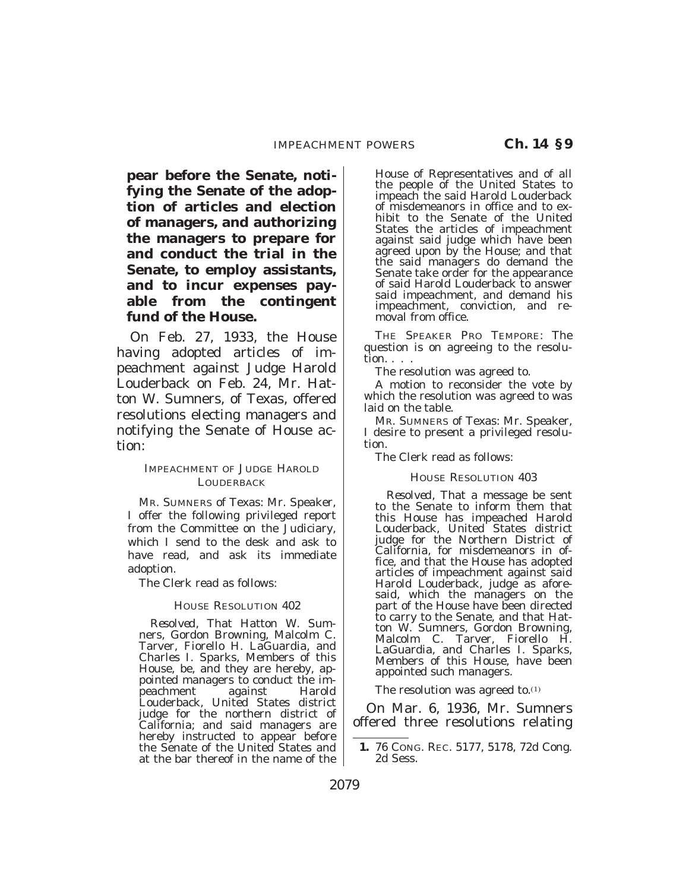**pear before the Senate, notifying the Senate of the adoption of articles and election of managers, and authorizing the managers to prepare for and conduct the trial in the Senate, to employ assistants, and to incur expenses payable from the contingent fund of the House.**

On Feb. 27, 1933, the House having adopted articles of impeachment against Judge Harold Louderback on Feb. 24, Mr. Hatton W. Sumners, of Texas, offered resolutions electing managers and notifying the Senate of House action:

IMPEACHMENT OF JUDGE HAROLD LOUDERBACK

MR. SUMNERS of Texas: Mr. Speaker, I offer the following privileged report from the Committee on the Judiciary, which I send to the desk and ask to have read, and ask its immediate adoption.

The Clerk read as follows:

HOUSE RESOLUTION 402

*Resolved*, That Hatton W. Sumners, Gordon Browning, Malcolm C. Tarver, Fiorello H. LaGuardia, and Charles I. Sparks, Members of this House, be, and they are hereby, appointed managers to conduct the impeachment against Harold Louderback, United States district judge for the northern district of California; and said managers are hereby instructed to appear before the Senate of the United States and at the bar thereof in the name of the House of Representatives and of all the people of the United States to impeach the said Harold Louderback of misdemeanors in office and to exhibit to the Senate of the United States the articles of impeachment against said judge which have been agreed upon by the House; and that the said managers do demand the Senate take order for the appearance of said Harold Louderback to answer said impeachment, and demand his impeachment, conviction, and removal from office.

THE SPEAKER PRO TEMPORE: The question is on agreeing to the resolution. . . .

The resolution was agreed to.

A motion to reconsider the vote by which the resolution was agreed to was laid on the table.

MR. SUMNERS of Texas: Mr. Speaker, I desire to present a privileged resolution.

The Clerk read as follows:

HOUSE RESOLUTION 403

*Resolved*, That a message be sent to the Senate to inform them that this House has impeached Harold Louderback, United States district judge for the Northern District of California, for misdemeanors in office, and that the House has adopted articles of impeachment against said Harold Louderback, judge as aforesaid, which the managers on the part of the House have been directed to carry to the Senate, and that Hatton W. Sumners, Gordon Browning, Malcolm C. Tarver, Fiorello H. LaGuardia, and Charles I. Sparks, Members of this House, have been appointed such managers.

The resolution was agreed to.[1]

On Mar. 6, 1936, Mr. Sumners offered three resolutions relating

---

1. 76 CONG. REC. 5177, 5178, 72d Cong. 2d Sess.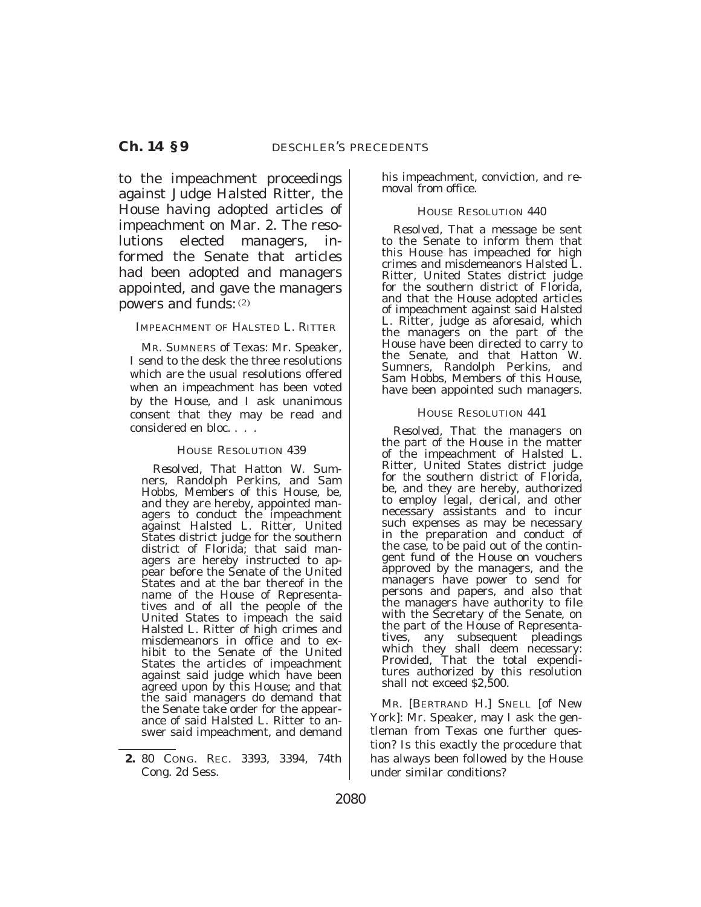to the impeachment proceedings against Judge Halsted Ritter, the House having adopted articles of impeachment on Mar. 2. The resolutions elected managers, informed the Senate that articles had been adopted and managers appointed, and gave the managers powers and funds:[2]

IMPEACHMENT OF HALSTED L. RITTER

MR. SUMNERS of Texas: Mr. Speaker, I send to the desk the three resolutions which are the usual resolutions offered when an impeachment has been voted by the House, and I ask unanimous consent that they may be read and considered en bloc. . . .

HOUSE RESOLUTION 439

*Resolved*, That Hatton W. Sumners, Randolph Perkins, and Sam Hobbs, Members of this House, be, and they are hereby, appointed managers to conduct the impeachment against Halsted L. Ritter, United States district judge for the southern district of Florida; that said managers are hereby instructed to appear before the Senate of the United States and at the bar thereof in the name of the House of Representatives and of all the people of the United States to impeach the said Halsted L. Ritter of high crimes and misdemeanors in office and to exhibit to the Senate of the United States the articles of impeachment against said judge which have been agreed upon by this House; and that the said managers do demand that the Senate take order for the appearance of said Halsted L. Ritter to answer said impeachment, and demand his impeachment, conviction, and removal from office.

HOUSE RESOLUTION 440

*Resolved*, That a message be sent to the Senate to inform them that this House has impeached for high crimes and misdemeanors Halsted L. Ritter, United States district judge for the southern district of Florida, and that the House adopted articles of impeachment against said Halsted L. Ritter, judge as aforesaid, which the managers on the part of the House have been directed to carry to the Senate, and that Hatton W. Sumners, Randolph Perkins, and Sam Hobbs, Members of this House, have been appointed such managers.

HOUSE RESOLUTION 441

*Resolved*, That the managers on the part of the House in the matter of the impeachment of Halsted L. Ritter, United States district judge for the southern district of Florida, be, and they are hereby, authorized to employ legal, clerical, and other necessary assistants and to incur such expenses as may be necessary in the preparation and conduct of the case, to be paid out of the contingent fund of the House on vouchers approved by the managers, and the managers have power to send for persons and papers, and also that the managers have authority to file with the Secretary of the Senate, on the part of the House of Representatives, any subsequent pleadings which they shall deem necessary: *Provided*, That the total expenditures authorized by this resolution shall not exceed $2,500.

MR. [BERTRAND H.] SNELL [of New York]: Mr. Speaker, may I ask the gentleman from Texas one further question? Is this exactly the procedure that has always been followed by the House under similar conditions?

---

2. 80 CONG. REC. 3393, 3394, 74th Cong. 2d Sess.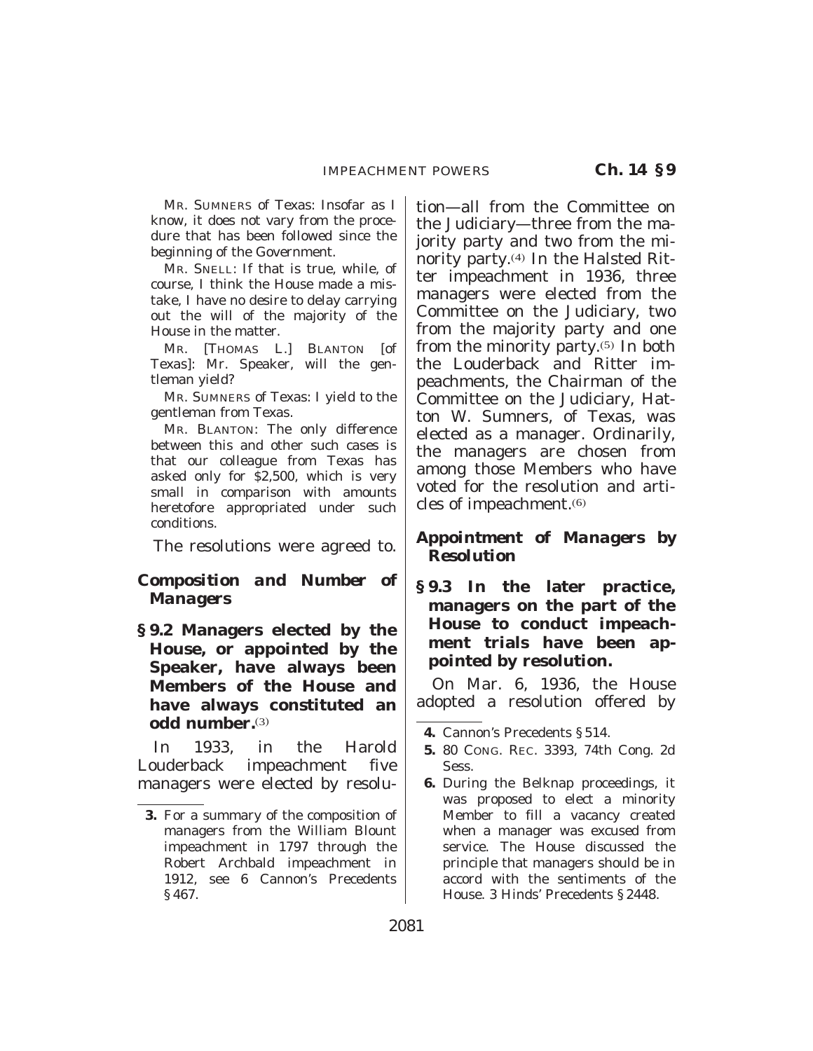MR. SUMNERS of Texas: Insofar as I know, it does not vary from the procedure that has been followed since the beginning of the Government.

MR. SNELL: If that is true, while, of course, I think the House made a mistake, I have no desire to delay carrying out the will of the majority of the House in the matter.

MR. [THOMAS L.] BLANTON [of Texas]: Mr. Speaker, will the gentleman yield?

MR. SUMNERS of Texas: I yield to the gentleman from Texas.

MR. BLANTON: The only difference between this and other such cases is that our colleague from Texas has asked only for $2,500, which is very small in comparison with amounts heretofore appropriated under such conditions.

The resolutions were agreed to.

### *Composition and Number of Managers*

**§ 9.2 Managers elected by the House, or appointed by the Speaker, have always been Members of the House and have always constituted an odd number.**[3]

In 1933, in the Harold Louderback impeachment five managers were elected by resolution—all from the Committee on the Judiciary—three from the majority party and two from the minority party.[4] In the Halsted Ritter impeachment in 1936, three managers were elected from the Committee on the Judiciary, two from the majority party and one from the minority party.[5] In both the Louderback and Ritter impeachments, the Chairman of the Committee on the Judiciary, Hatton W. Sumners, of Texas, was elected as a manager. Ordinarily, the managers are chosen from among those Members who have voted for the resolution and articles of impeachment.[6]

### *Appointment of Managers by Resolution*

**§ 9.3 In the later practice, managers on the part of the House to conduct impeachment trials have been appointed by resolution.**

On Mar. 6, 1936, the House adopted a resolution offered by

---

3. For a summary of the composition of managers from the William Blount impeachment in 1797 through the Robert Archbald impeachment in 1912, see 6 Cannon's Precedents § 467.

4. Cannon's Precedents § 514.

5. 80 CONG. REC. 3393, 74th Cong. 2d Sess.

6. During the Belknap proceedings, it was proposed to elect a minority Member to fill a vacancy created when a manager was excused from service. The House discussed the principle that managers should be in accord with the sentiments of the House. 3 Hinds' Precedents § 2448.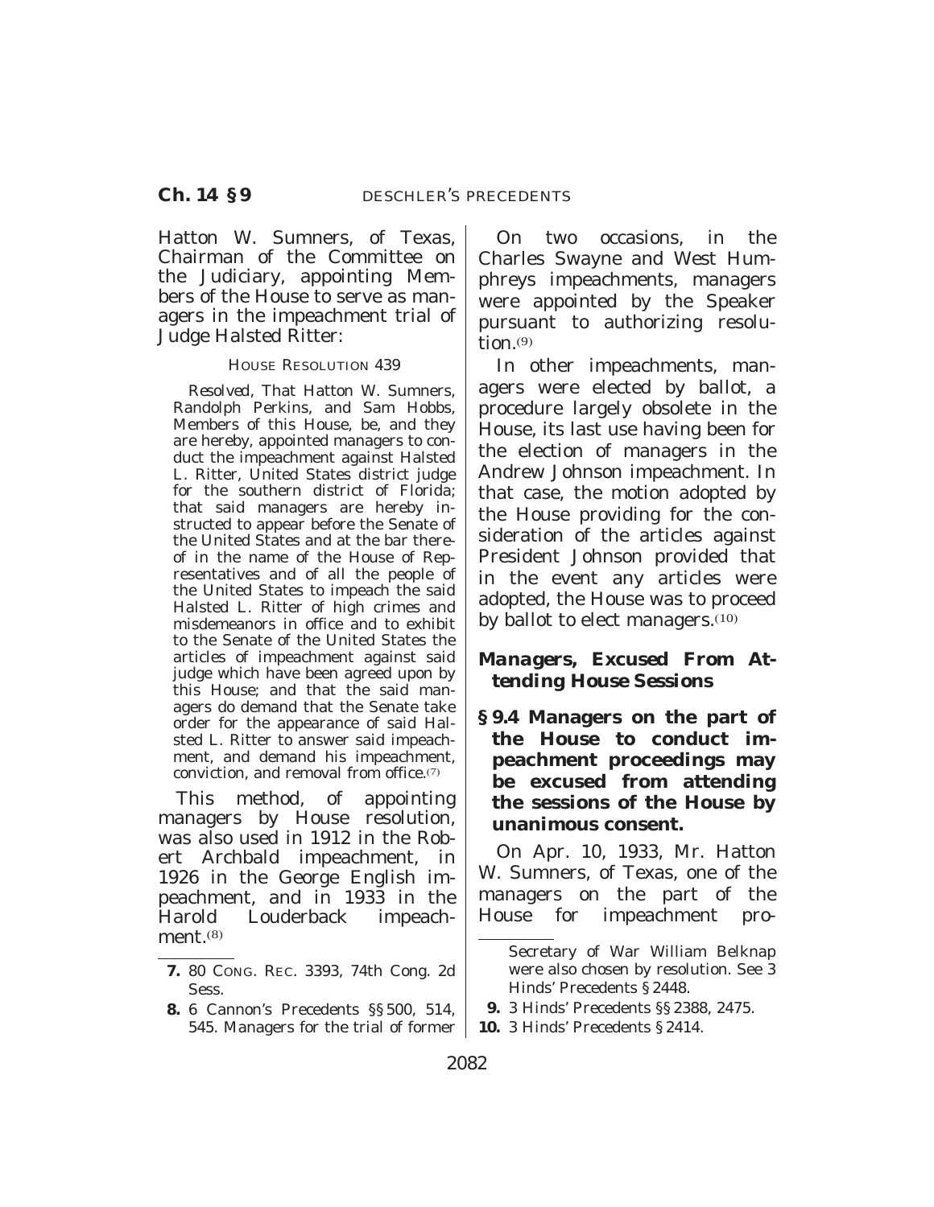Hatton W. Sumners, of Texas, Chairman of the Committee on the Judiciary, appointing Members of the House to serve as managers in the impeachment trial of Judge Halsted Ritter:

HOUSE RESOLUTION 439

*Resolved*, That Hatton W. Sumners, Randolph Perkins, and Sam Hobbs, Members of this House, be, and they are hereby, appointed managers to conduct the impeachment against Halsted L. Ritter, United States district judge for the southern district of Florida; that said managers are hereby instructed to appear before the Senate of the United States and at the bar thereof in the name of the House of Representatives and of all the people of the United States to impeach the said Halsted L. Ritter of high crimes and misdemeanors in office and to exhibit to the Senate of the United States the articles of impeachment against said judge which have been agreed upon by this House; and that the said managers do demand that the Senate take order for the appearance of said Halsted L. Ritter to answer said impeachment, and demand his impeachment, conviction, and removal from office.[7]

This method, of appointing managers by House resolution, was also used in 1912 in the Robert Archbald impeachment, in 1926 in the George English impeachment, and in 1933 in the Harold Louderback impeachment.[8]

On two occasions, in the Charles Swayne and West Humphreys impeachments, managers were appointed by the Speaker pursuant to authorizing resolution.[9]

In other impeachments, managers were elected by ballot, a procedure largely obsolete in the House, its last use having been for the election of managers in the Andrew Johnson impeachment. In that case, the motion adopted by the House providing for the consideration of the articles against President Johnson provided that in the event any articles were adopted, the House was to proceed by ballot to elect managers.[10]

### Managers, Excused From Attending House Sessions

**§ 9.4 Managers on the part of the House to conduct impeachment proceedings may be excused from attending the sessions of the House by unanimous consent.**

On Apr. 10, 1933, Mr. Hatton W. Sumners, of Texas, one of the managers on the part of the House for impeachment pro-

---

**7.** 80 CONG. REC. 3393, 74th Cong. 2d Sess.

**8.** 6 Cannon's Precedents §§ 500, 514, 545. Managers for the trial of former Secretary of War William Belknap were also chosen by resolution. See 3 Hinds' Precedents § 2448.

**9.** 3 Hinds' Precedents §§ 2388, 2475.

**10.** 3 Hinds' Precedents § 2414.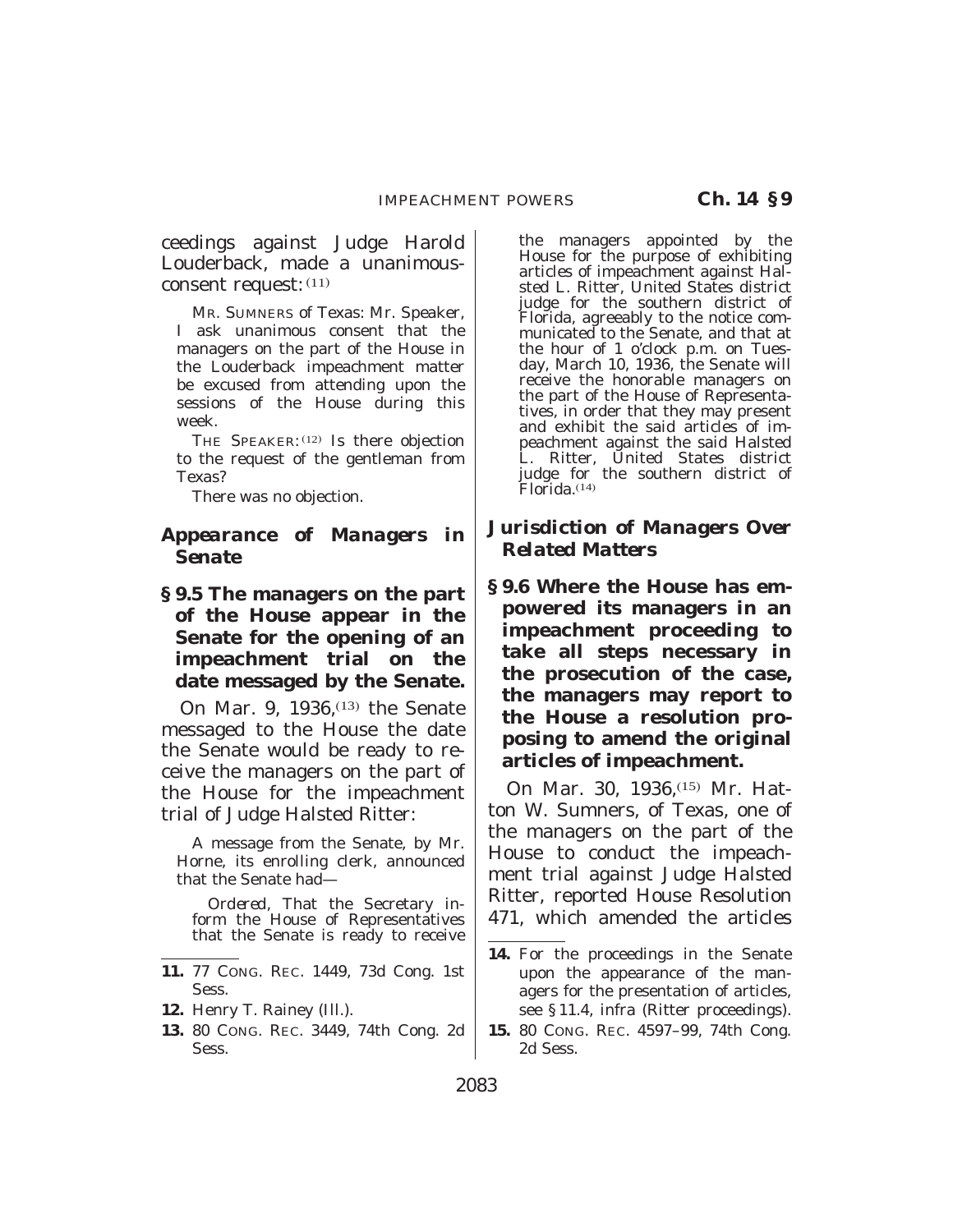ceedings against Judge Harold Louderback, made a unanimous-consent request: [11]

MR. SUMNERS of Texas: Mr. Speaker, I ask unanimous consent that the managers on the part of the House in the Louderback impeachment matter be excused from attending upon the sessions of the House during this week.

THE SPEAKER: [12] Is there objection to the request of the gentleman from Texas?

There was no objection.

### *Appearance of Managers in Senate*

**§ 9.5 The managers on the part of the House appear in the Senate for the opening of an impeachment trial on the date messaged by the Senate.**

On Mar. 9, 1936,[13] the Senate messaged to the House the date the Senate would be ready to receive the managers on the part of the House for the impeachment trial of Judge Halsted Ritter:

A message from the Senate, by Mr. Horne, its enrolling clerk, announced that the Senate had—

*Ordered*, That the Secretary inform the House of Representatives that the Senate is ready to receive the managers appointed by the House for the purpose of exhibiting articles of impeachment against Halsted L. Ritter, United States district judge for the southern district of Florida, agreeably to the notice communicated to the Senate, and that at the hour of 1 o'clock p.m. on Tuesday, March 10, 1936, the Senate will receive the honorable managers on the part of the House of Representatives, in order that they may present and exhibit the said articles of impeachment against the said Halsted L. Ritter, United States district judge for the southern district of Florida.[14]

### *Jurisdiction of Managers Over Related Matters*

**§ 9.6 Where the House has empowered its managers in an impeachment proceeding to take all steps necessary in the prosecution of the case, the managers may report to the House a resolution proposing to amend the original articles of impeachment.**

On Mar. 30, 1936,[15] Mr. Hatton W. Sumners, of Texas, one of the managers on the part of the House to conduct the impeachment trial against Judge Halsted Ritter, reported House Resolution 471, which amended the articles

---

**11.** 77 CONG. REC. 1449, 73d Cong. 1st Sess.

**12.** Henry T. Rainey (Ill.).

**13.** 80 CONG. REC. 3449, 74th Cong. 2d Sess.

**14.** For the proceedings in the Senate upon the appearance of the managers for the presentation of articles, see § 11.4, infra (Ritter proceedings).

**15.** 80 CONG. REC. 4597–99, 74th Cong. 2d Sess.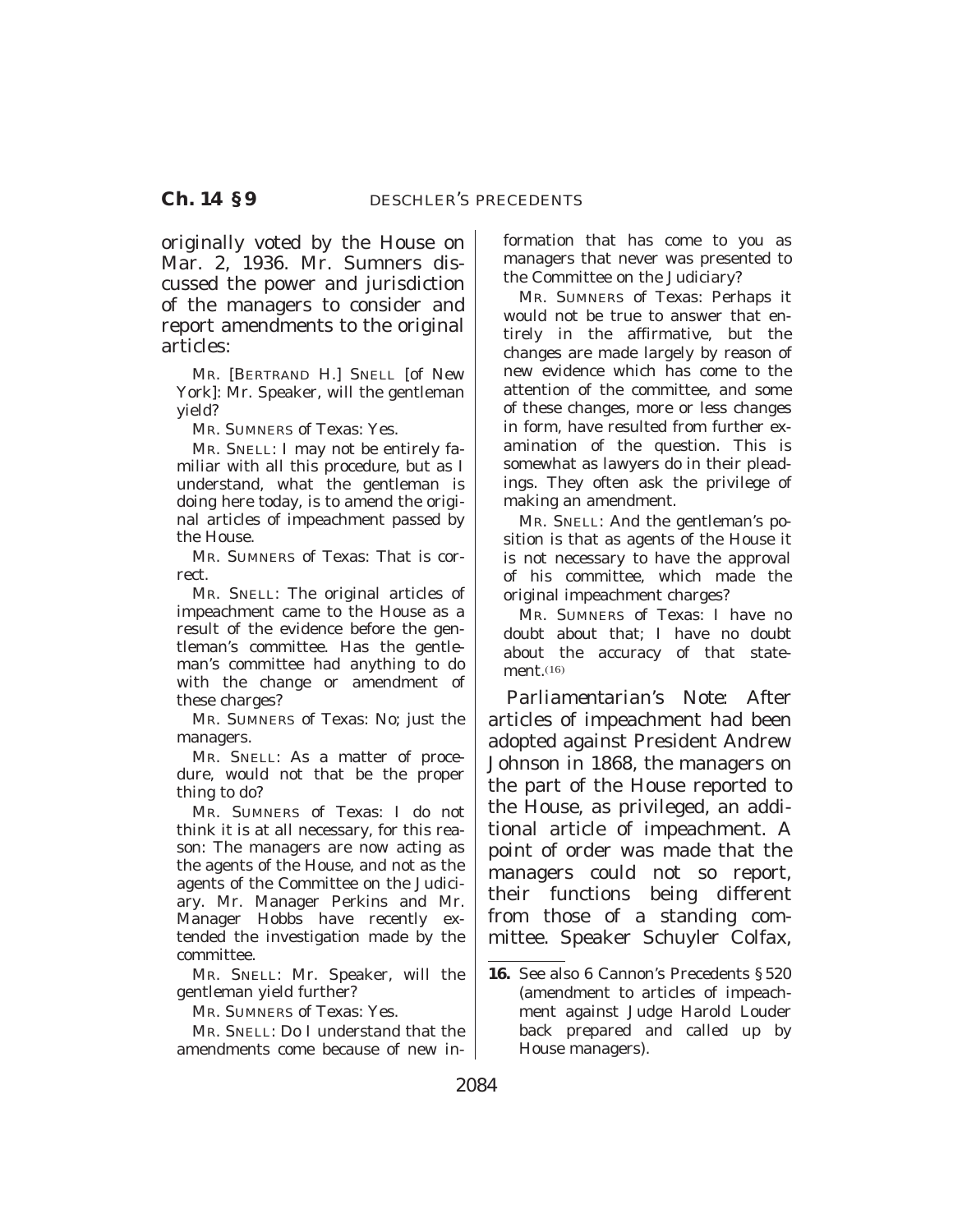originally voted by the House on Mar. 2, 1936. Mr. Sumners discussed the power and jurisdiction of the managers to consider and report amendments to the original articles:

MR. [BERTRAND H.] SNELL [of New York]: Mr. Speaker, will the gentleman yield?

MR. SUMNERS of Texas: Yes.

MR. SNELL: I may not be entirely familiar with all this procedure, but as I understand, what the gentleman is doing here today, is to amend the original articles of impeachment passed by the House.

MR. SUMNERS of Texas: That is correct.

MR. SNELL: The original articles of impeachment came to the House as a result of the evidence before the gentleman's committee. Has the gentleman's committee had anything to do with the change or amendment of these charges?

MR. SUMNERS of Texas: No; just the managers.

MR. SNELL: As a matter of procedure, would not that be the proper thing to do?

MR. SUMNERS of Texas: I do not think it is at all necessary, for this reason: The managers are now acting as the agents of the House, and not as the agents of the Committee on the Judiciary. Mr. Manager Perkins and Mr. Manager Hobbs have recently extended the investigation made by the committee.

MR. SNELL: Mr. Speaker, will the gentleman yield further?

MR. SUMNERS of Texas: Yes.

MR. SNELL: Do I understand that the amendments come because of new information that has come to you as managers that never was presented to the Committee on the Judiciary?

MR. SUMNERS of Texas: Perhaps it would not be true to answer that entirely in the affirmative, but the changes are made largely by reason of new evidence which has come to the attention of the committee, and some of these changes, more or less changes in form, have resulted from further examination of the question. This is somewhat as lawyers do in their pleadings. They often ask the privilege of making an amendment.

MR. SNELL: And the gentleman's position is that as agents of the House it is not necessary to have the approval of his committee, which made the original impeachment charges?

MR. SUMNERS of Texas: I have no doubt about that; I have no doubt about the accuracy of that statement.[16]

*Parliamentarian's Note:* After articles of impeachment had been adopted against President Andrew Johnson in 1868, the managers on the part of the House reported to the House, as privileged, an additional article of impeachment. A point of order was made that the managers could not so report, their functions being different from those of a standing committee. Speaker Schuyler Colfax,

---

**16.** See also 6 Cannon's Precedents § 520 (amendment to articles of impeachment against Judge Harold Louderback prepared and called up by House managers).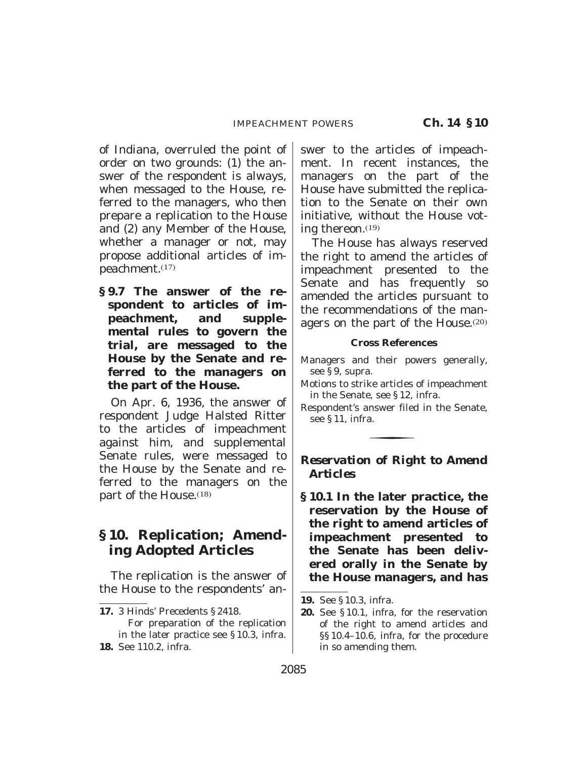of Indiana, overruled the point of order on two grounds: (1) the answer of the respondent is always, when messaged to the House, referred to the managers, who then prepare a replication to the House and (2) any Member of the House, whether a manager or not, may propose additional articles of impeachment.[17]

**§ 9.7 The answer of the respondent to articles of impeachment, and supplemental rules to govern the trial, are messaged to the House by the Senate and referred to the managers on the part of the House.**

On Apr. 6, 1936, the answer of respondent Judge Halsted Ritter to the articles of impeachment against him, and supplemental Senate rules, were messaged to the House by the Senate and referred to the managers on the part of the House.[18]

## § 10. Replication; Amending Adopted Articles

The replication is the answer of the House to the respondents' answer to the articles of impeachment. In recent instances, the managers on the part of the House have submitted the replication to the Senate on their own initiative, without the House voting thereon.[19]

The House has always reserved the right to amend the articles of impeachment presented to the Senate and has frequently so amended the articles pursuant to the recommendations of the managers on the part of the House.[20]

**Cross References**

Managers and their powers generally, see § 9, supra.

Motions to strike articles of impeachment in the Senate, see § 12, infra.

Respondent's answer filed in the Senate, see § 11, infra.

### *Reservation of Right to Amend Articles*

**§ 10.1 In the later practice, the reservation by the House of the right to amend articles of impeachment presented to the Senate has been delivered orally in the Senate by the House managers, and has**

---

**17.** 3 Hinds' Precedents § 2418.
For preparation of the replication in the later practice see § 10.3, infra.

**18.** See 110.2, infra.

**19.** See § 10.3, infra.

**20.** See § 10.1, infra, for the reservation of the right to amend articles and §§ 10.4–10.6, infra, for the procedure in so amending them.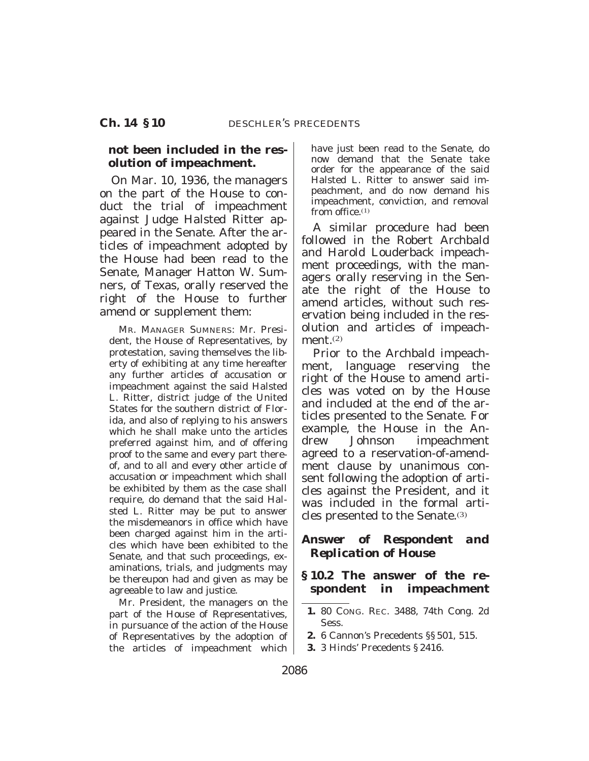**not been included in the resolution of impeachment.**

On Mar. 10, 1936, the managers on the part of the House to conduct the trial of impeachment against Judge Halsted Ritter appeared in the Senate. After the articles of impeachment adopted by the House had been read to the Senate, Manager Hatton W. Sumners, of Texas, orally reserved the right of the House to further amend or supplement them:

> MR. MANAGER SUMNERS: Mr. President, the House of Representatives, by protestation, saving themselves the liberty of exhibiting at any time hereafter any further articles of accusation or impeachment against the said Halsted L. Ritter, district judge of the United States for the southern district of Florida, and also of replying to his answers which he shall make unto the articles preferred against him, and of offering proof to the same and every part thereof, and to all and every other article of accusation or impeachment which shall be exhibited by them as the case shall require, do demand that the said Halsted L. Ritter may be put to answer the misdemeanors in office which have been charged against him in the articles which have been exhibited to the Senate, and that such proceedings, examinations, trials, and judgments may be thereupon had and given as may be agreeable to law and justice.
>
> Mr. President, the managers on the part of the House of Representatives, in pursuance of the action of the House of Representatives by the adoption of the articles of impeachment which have just been read to the Senate, do now demand that the Senate take order for the appearance of the said Halsted L. Ritter to answer said impeachment, and do now demand his impeachment, conviction, and removal from office.[1]

A similar procedure had been followed in the Robert Archbald and Harold Louderback impeachment proceedings, with the managers orally reserving in the Senate the right of the House to amend articles, without such reservation being included in the resolution and articles of impeachment.[2]

Prior to the Archbald impeachment, language reserving the right of the House to amend articles was voted on by the House and included at the end of the articles presented to the Senate. For example, the House in the Andrew Johnson impeachment agreed to a reservation-of-amendment clause by unanimous consent following the adoption of articles against the President, and it was included in the formal articles presented to the Senate.[3]

## *Answer of Respondent and Replication of House*

**§ 10.2 The answer of the respondent in impeachment**

---

1. 80 CONG. REC. 3488, 74th Cong. 2d Sess.
2. 6 Cannon's Precedents §§ 501, 515.
3. 3 Hinds' Precedents § 2416.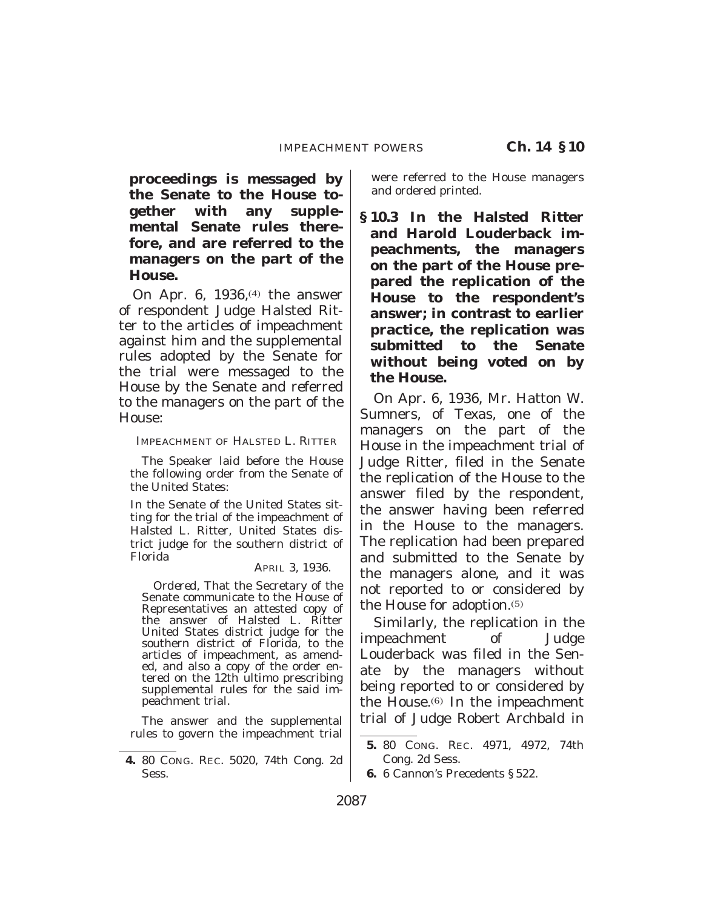**proceedings is messaged by the Senate to the House together with any supplemental Senate rules therefore, and are referred to the managers on the part of the House.**

On Apr. 6, 1936,[4] the answer of respondent Judge Halsted Ritter to the articles of impeachment against him and the supplemental rules adopted by the Senate for the trial were messaged to the House by the Senate and referred to the managers on the part of the House:

IMPEACHMENT OF HALSTED L. RITTER

The Speaker laid before the House the following order from the Senate of the United States:

In the Senate of the United States sitting for the trial of the impeachment of Halsted L. Ritter, United States district judge for the southern district of Florida

APRIL 3, 1936.

*Ordered*, That the Secretary of the Senate communicate to the House of Representatives an attested copy of the answer of Halsted L. Ritter United States district judge for the southern district of Florida, to the articles of impeachment, as amended, and also a copy of the order entered on the 12th ultimo prescribing supplemental rules for the said impeachment trial.

The answer and the supplemental rules to govern the impeachment trial were referred to the House managers and ordered printed.

**§ 10.3 In the Halsted Ritter and Harold Louderback impeachments, the managers on the part of the House prepared the replication of the House to the respondent's answer; in contrast to earlier practice, the replication was submitted to the Senate without being voted on by the House.**

On Apr. 6, 1936, Mr. Hatton W. Sumners, of Texas, one of the managers on the part of the House in the impeachment trial of Judge Ritter, filed in the Senate the replication of the House to the answer filed by the respondent, the answer having been referred in the House to the managers. The replication had been prepared and submitted to the Senate by the managers alone, and it was not reported to or considered by the House for adoption.[5]

Similarly, the replication in the impeachment of Judge Louderback was filed in the Senate by the managers without being reported to or considered by the House.[6] In the impeachment trial of Judge Robert Archbald in

---

**4.** 80 CONG. REC. 5020, 74th Cong. 2d Sess.

**5.** 80 CONG. REC. 4971, 4972, 74th Cong. 2d Sess.

**6.** 6 Cannon's Precedents § 522.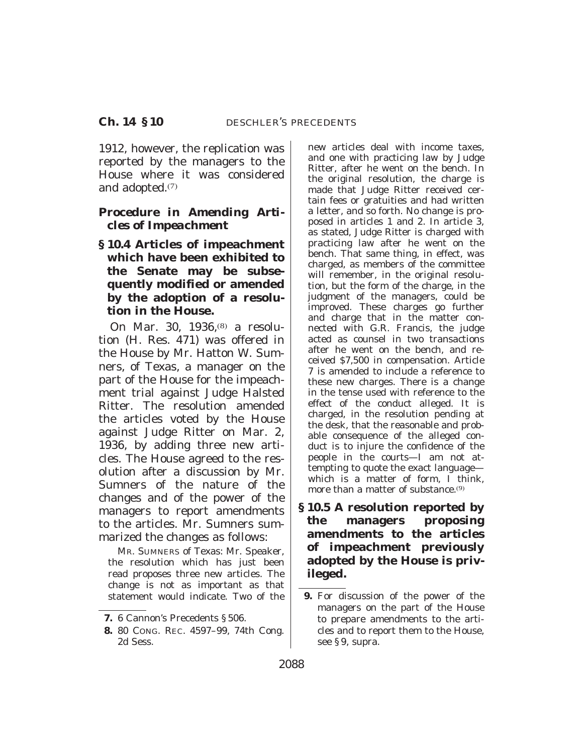1912, however, the replication was reported by the managers to the House where it was considered and adopted.[7]

### Procedure in Amending Articles of Impeachment

**§ 10.4 Articles of impeachment which have been exhibited to the Senate may be subsequently modified or amended by the adoption of a resolution in the House.**

On Mar. 30, 1936,[8] a resolution (H. Res. 471) was offered in the House by Mr. Hatton W. Sumners, of Texas, a manager on the part of the House for the impeachment trial against Judge Halsted Ritter. The resolution amended the articles voted by the House against Judge Ritter on Mar. 2, 1936, by adding three new articles. The House agreed to the resolution after a discussion by Mr. Sumners of the nature of the changes and of the power of the managers to report amendments to the articles. Mr. Sumners summarized the changes as follows:

MR. SUMNERS of Texas: Mr. Speaker, the resolution which has just been read proposes three new articles. The change is not as important as that statement would indicate. Two of the new articles deal with income taxes, and one with practicing law by Judge Ritter, after he went on the bench. In the original resolution, the charge is made that Judge Ritter received certain fees or gratuities and had written a letter, and so forth. No change is proposed in articles 1 and 2. In article 3, as stated, Judge Ritter is charged with practicing law after he went on the bench. That same thing, in effect, was charged, as members of the committee will remember, in the original resolution, but the form of the charge, in the judgment of the managers, could be improved. These charges go further and charge that in the matter connected with G.R. Francis, the judge acted as counsel in two transactions after he went on the bench, and received $7,500 in compensation. Article 7 is amended to include a reference to these new charges. There is a change in the tense used with reference to the effect of the conduct alleged. It is charged, in the resolution pending at the desk, that the reasonable and probable consequence of the alleged conduct is to injure the confidence of the people in the courts—I am not attempting to quote the exact language—which is a matter of form, I think, more than a matter of substance.[9]

**§ 10.5 A resolution reported by the managers proposing amendments to the articles of impeachment previously adopted by the House is privileged.**

---

7. 6 Cannon's Precedents § 506.

8. 80 CONG. REC. 4597–99, 74th Cong. 2d Sess.

9. For discussion of the power of the managers on the part of the House to prepare amendments to the articles and to report them to the House, see § 9, supra.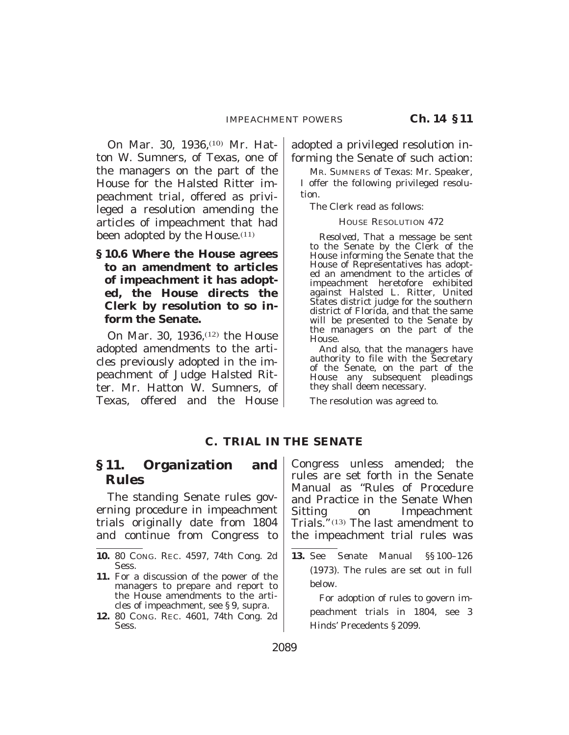On Mar. 30, 1936,[10] Mr. Hatton W. Sumners, of Texas, one of the managers on the part of the House for the Halsted Ritter impeachment trial, offered as privileged a resolution amending the articles of impeachment that had been adopted by the House.[11]

**§ 10.6 Where the House agrees to an amendment to articles of impeachment it has adopted, the House directs the Clerk by resolution to so inform the Senate.**

On Mar. 30, 1936,[12] the House adopted amendments to the articles previously adopted in the impeachment of Judge Halsted Ritter. Mr. Hatton W. Sumners, of Texas, offered and the House adopted a privileged resolution informing the Senate of such action:

MR. SUMNERS of Texas: Mr. Speaker, I offer the following privileged resolution.

The Clerk read as follows:

HOUSE RESOLUTION 472

*Resolved*, That a message be sent to the Senate by the Clerk of the House informing the Senate that the House of Representatives has adopted an amendment to the articles of impeachment heretofore exhibited against Halsted L. Ritter, United States district judge for the southern district of Florida, and that the same will be presented to the Senate by the managers on the part of the House.

And also, that the managers have authority to file with the Secretary of the Senate, on the part of the House any subsequent pleadings they shall deem necessary.

The resolution was agreed to.

## C. TRIAL IN THE SENATE

## § 11. Organization and Rules

The standing Senate rules governing procedure in impeachment trials originally date from 1804 and continue from Congress to Congress unless amended; the rules are set forth in the Senate Manual as "Rules of Procedure and Practice in the Senate When Sitting on Impeachment Trials."[13] The last amendment to the impeachment trial rules was

---

**10.** 80 CONG. REC. 4597, 74th Cong. 2d Sess.

**11.** For a discussion of the power of the managers to prepare and report to the House amendments to the articles of impeachment, see § 9, supra.

**12.** 80 CONG. REC. 4601, 74th Cong. 2d Sess.

**13.** See *Senate Manual* §§ 100–126 (1973). The rules are set out in full below.

For adoption of rules to govern impeachment trials in 1804, see 3 Hinds' Precedents § 2099.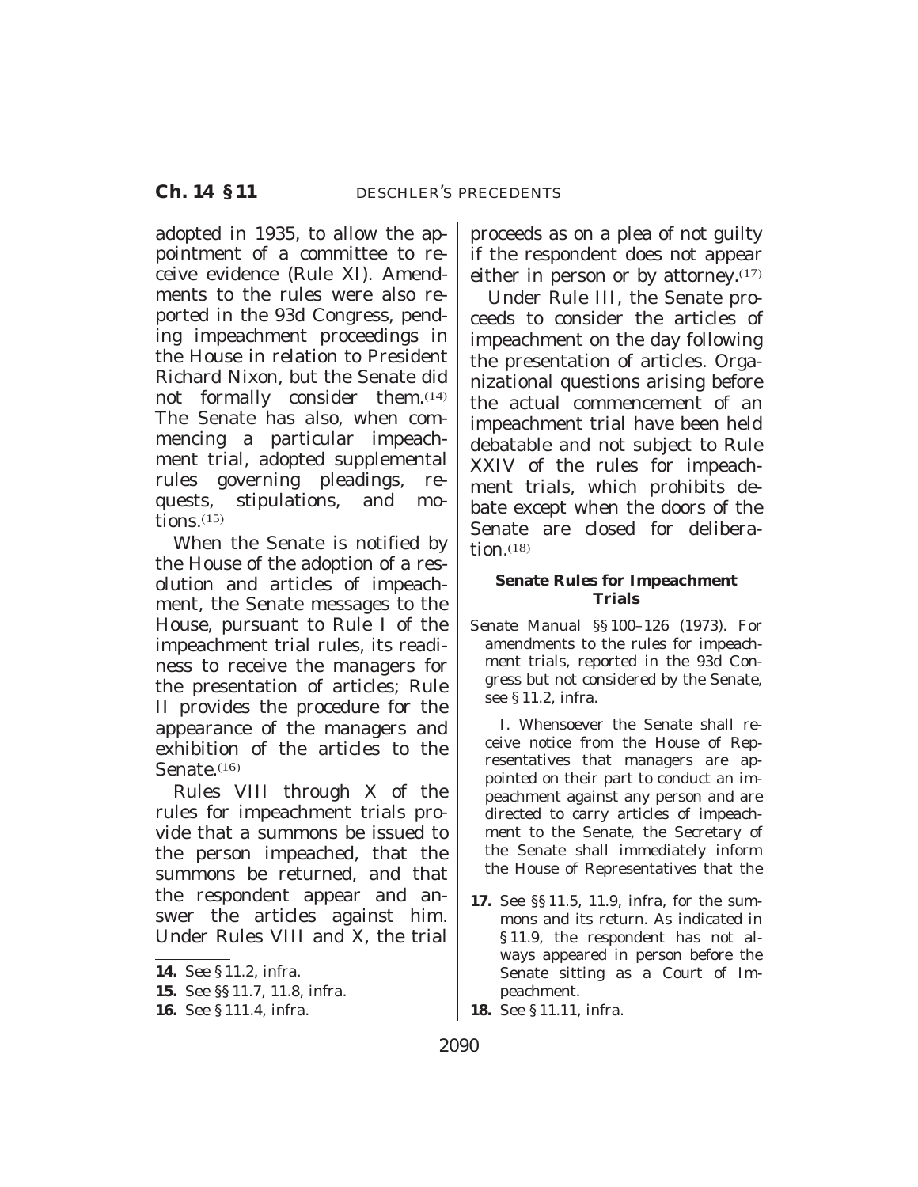adopted in 1935, to allow the appointment of a committee to receive evidence (Rule XI). Amendments to the rules were also reported in the 93d Congress, pending impeachment proceedings in the House in relation to President Richard Nixon, but the Senate did not formally consider them.[14] The Senate has also, when commencing a particular impeachment trial, adopted supplemental rules governing pleadings, requests, stipulations, and motions.[15]

When the Senate is notified by the House of the adoption of a resolution and articles of impeachment, the Senate messages to the House, pursuant to Rule I of the impeachment trial rules, its readiness to receive the managers for the presentation of articles; Rule II provides the procedure for the appearance of the managers and exhibition of the articles to the Senate.[16]

Rules VIII through X of the rules for impeachment trials provide that a summons be issued to the person impeached, that the summons be returned, and that the respondent appear and answer the articles against him. Under Rules VIII and X, the trial proceeds as on a plea of not guilty if the respondent does not appear either in person or by attorney.[17]

Under Rule III, the Senate proceeds to consider the articles of impeachment on the day following the presentation of articles. Organizational questions arising before the actual commencement of an impeachment trial have been held debatable and not subject to Rule XXIV of the rules for impeachment trials, which prohibits debate except when the doors of the Senate are closed for deliberation.[18]

### Senate Rules for Impeachment Trials

Senate Manual §§ 100–126 (1973). For amendments to the rules for impeachment trials, reported in the 93d Congress but not considered by the Senate, see § 11.2, infra.

I. Whensoever the Senate shall receive notice from the House of Representatives that managers are appointed on their part to conduct an impeachment against any person and are directed to carry articles of impeachment to the Senate, the Secretary of the Senate shall immediately inform the House of Representatives that the

---

**14.** See § 11.2, infra.

**15.** See §§ 11.7, 11.8, infra.

**16.** See § 111.4, infra.

**17.** See §§ 11.5, 11.9, infra, for the summons and its return. As indicated in § 11.9, the respondent has not always appeared in person before the Senate sitting as a Court of Impeachment.

**18.** See § 11.11, infra.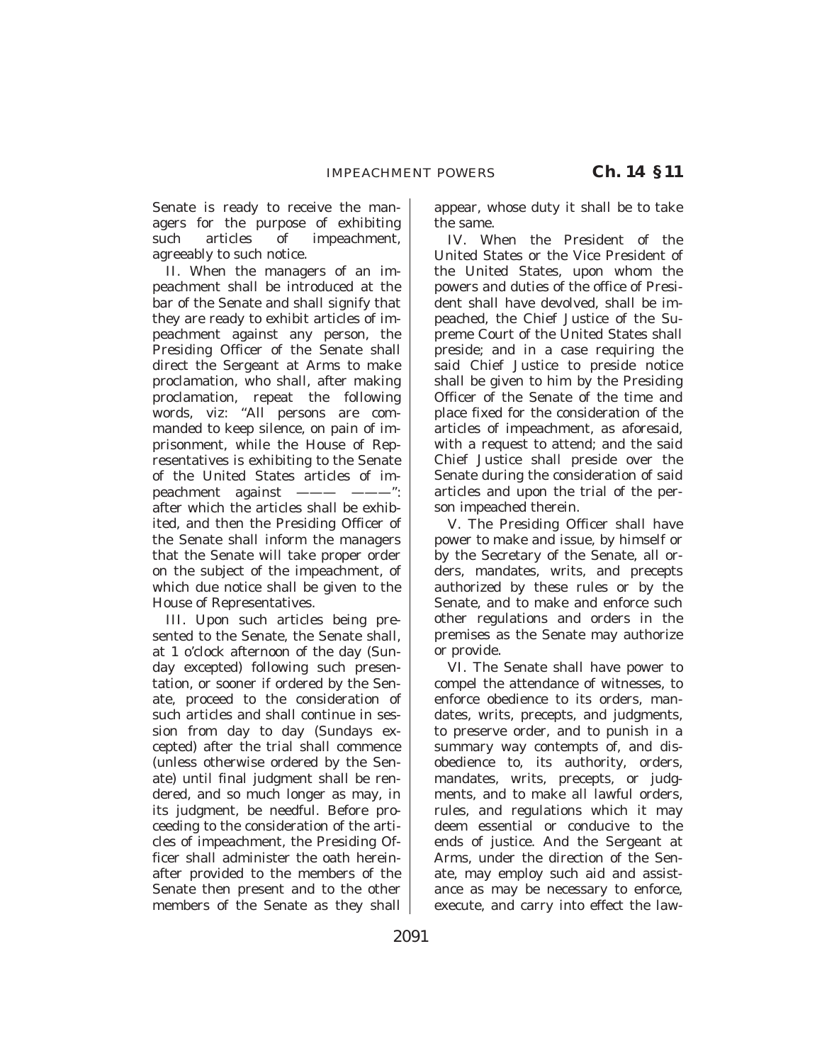Senate is ready to receive the managers for the purpose of exhibiting such articles of impeachment, agreeably to such notice.

II. When the managers of an impeachment shall be introduced at the bar of the Senate and shall signify that they are ready to exhibit articles of impeachment against any person, the Presiding Officer of the Senate shall direct the Sergeant at Arms to make proclamation, who shall, after making proclamation, repeat the following words, viz: ''All persons are commanded to keep silence, on pain of imprisonment, while the House of Representatives is exhibiting to the Senate of the United States articles of impeachment against ——— ———'': after which the articles shall be exhibited, and then the Presiding Officer of the Senate shall inform the managers that the Senate will take proper order on the subject of the impeachment, of which due notice shall be given to the House of Representatives.

III. Upon such articles being presented to the Senate, the Senate shall, at 1 o'clock afternoon of the day (Sunday excepted) following such presentation, or sooner if ordered by the Senate, proceed to the consideration of such articles and shall continue in session from day to day (Sundays excepted) after the trial shall commence (unless otherwise ordered by the Senate) until final judgment shall be rendered, and so much longer as may, in its judgment, be needful. Before proceeding to the consideration of the articles of impeachment, the Presiding Officer shall administer the oath hereinafter provided to the members of the Senate then present and to the other members of the Senate as they shall appear, whose duty it shall be to take the same.

IV. When the President of the United States or the Vice President of the United States, upon whom the powers and duties of the office of President shall have devolved, shall be impeached, the Chief Justice of the Supreme Court of the United States shall preside; and in a case requiring the said Chief Justice to preside notice shall be given to him by the Presiding Officer of the Senate of the time and place fixed for the consideration of the articles of impeachment, as aforesaid, with a request to attend; and the said Chief Justice shall preside over the Senate during the consideration of said articles and upon the trial of the person impeached therein.

V. The Presiding Officer shall have power to make and issue, by himself or by the Secretary of the Senate, all orders, mandates, writs, and precepts authorized by these rules or by the Senate, and to make and enforce such other regulations and orders in the premises as the Senate may authorize or provide.

VI. The Senate shall have power to compel the attendance of witnesses, to enforce obedience to its orders, mandates, writs, precepts, and judgments, to preserve order, and to punish in a summary way contempts of, and disobedience to, its authority, orders, mandates, writs, precepts, or judgments, and to make all lawful orders, rules, and regulations which it may deem essential or conducive to the ends of justice. And the Sergeant at Arms, under the direction of the Senate, may employ such aid and assistance as may be necessary to enforce, execute, and carry into effect the law-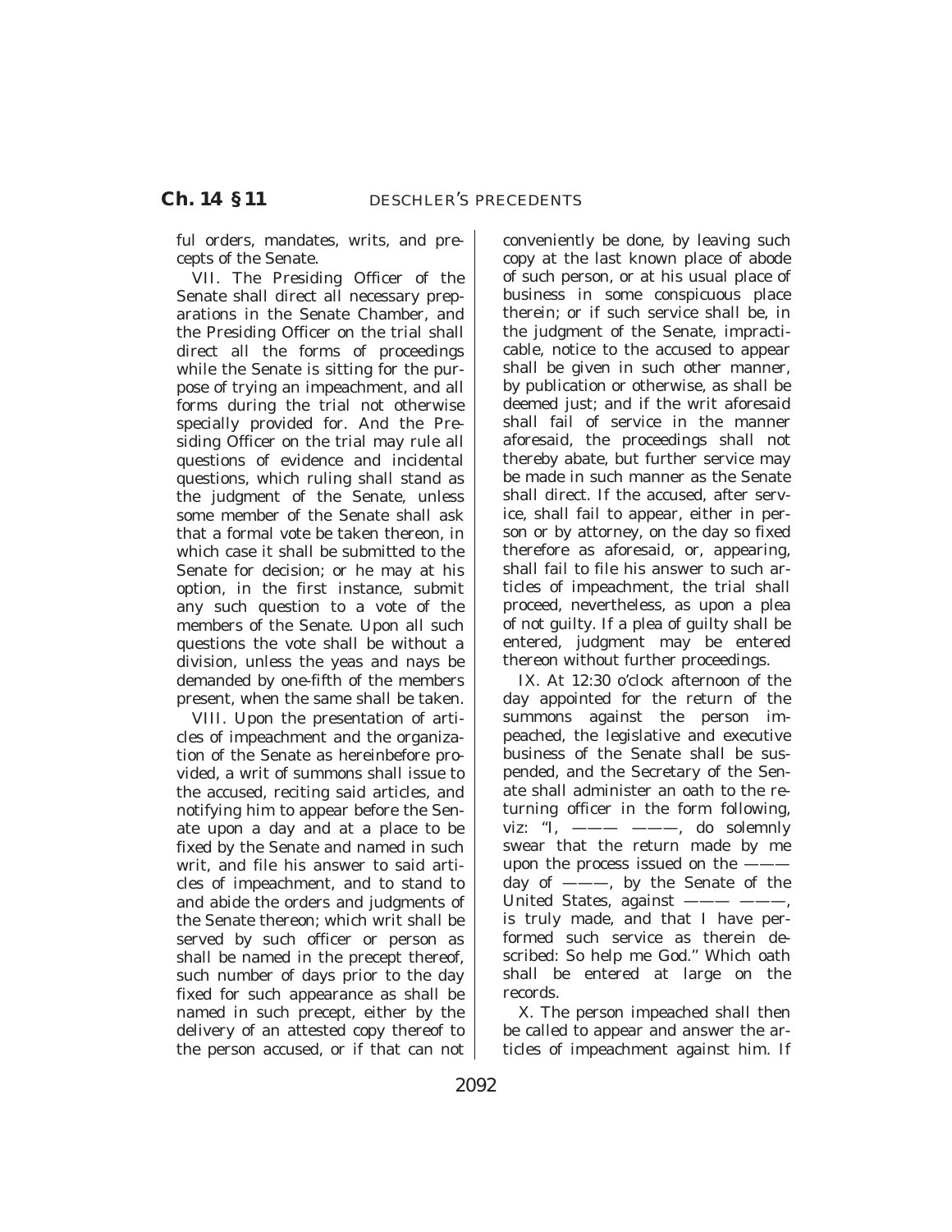ful orders, mandates, writs, and precepts of the Senate.

VII. The Presiding Officer of the Senate shall direct all necessary preparations in the Senate Chamber, and the Presiding Officer on the trial shall direct all the forms of proceedings while the Senate is sitting for the purpose of trying an impeachment, and all forms during the trial not otherwise specially provided for. And the Presiding Officer on the trial may rule all questions of evidence and incidental questions, which ruling shall stand as the judgment of the Senate, unless some member of the Senate shall ask that a formal vote be taken thereon, in which case it shall be submitted to the Senate for decision; or he may at his option, in the first instance, submit any such question to a vote of the members of the Senate. Upon all such questions the vote shall be without a division, unless the yeas and nays be demanded by one-fifth of the members present, when the same shall be taken.

VIII. Upon the presentation of articles of impeachment and the organization of the Senate as hereinbefore provided, a writ of summons shall issue to the accused, reciting said articles, and notifying him to appear before the Senate upon a day and at a place to be fixed by the Senate and named in such writ, and file his answer to said articles of impeachment, and to stand to and abide the orders and judgments of the Senate thereon; which writ shall be served by such officer or person as shall be named in the precept thereof, such number of days prior to the day fixed for such appearance as shall be named in such precept, either by the delivery of an attested copy thereof to the person accused, or if that can not conveniently be done, by leaving such copy at the last known place of abode of such person, or at his usual place of business in some conspicuous place therein; or if such service shall be, in the judgment of the Senate, impracticable, notice to the accused to appear shall be given in such other manner, by publication or otherwise, as shall be deemed just; and if the writ aforesaid shall fail of service in the manner aforesaid, the proceedings shall not thereby abate, but further service may be made in such manner as the Senate shall direct. If the accused, after service, shall fail to appear, either in person or by attorney, on the day so fixed therefore as aforesaid, or, appearing, shall fail to file his answer to such articles of impeachment, the trial shall proceed, nevertheless, as upon a plea of not guilty. If a plea of guilty shall be entered, judgment may be entered thereon without further proceedings.

IX. At 12:30 o'clock afternoon of the day appointed for the return of the summons against the person impeached, the legislative and executive business of the Senate shall be suspended, and the Secretary of the Senate shall administer an oath to the returning officer in the form following, viz: "I, ——— ———, do solemnly swear that the return made by me upon the process issued on the ——— day of ———, by the Senate of the United States, against ——— ———, is truly made, and that I have performed such service as therein described: So help me God." Which oath shall be entered at large on the records.

X. The person impeached shall then be called to appear and answer the articles of impeachment against him. If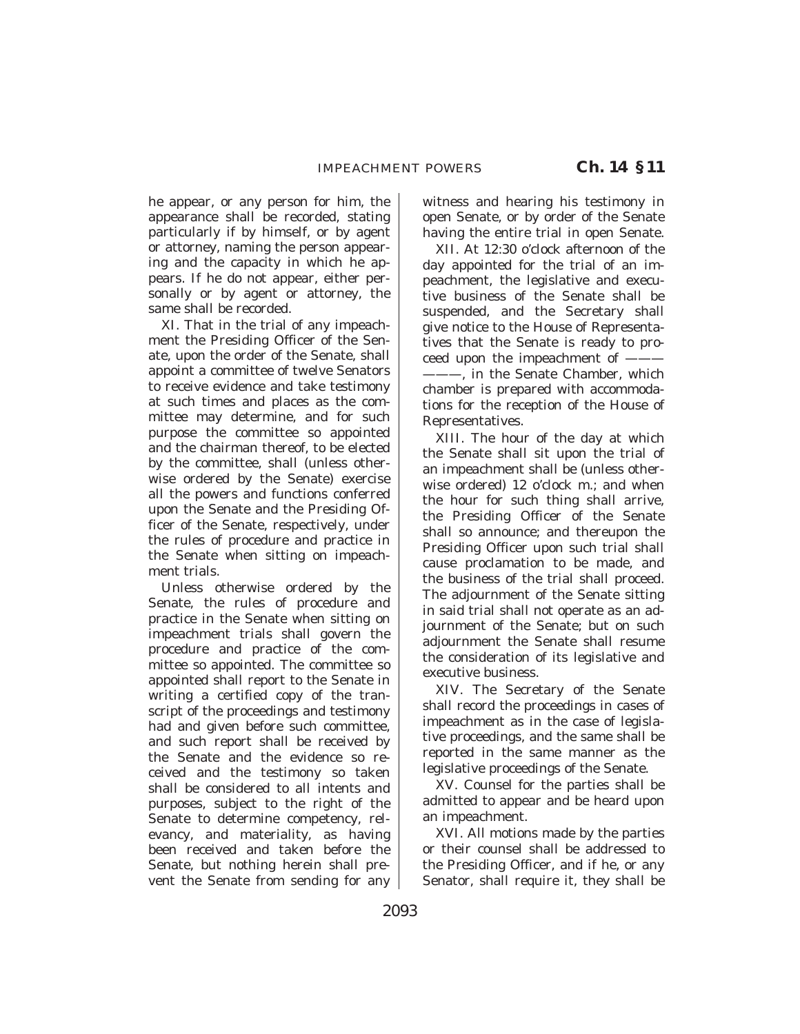he appear, or any person for him, the appearance shall be recorded, stating particularly if by himself, or by agent or attorney, naming the person appearing and the capacity in which he appears. If he do not appear, either personally or by agent or attorney, the same shall be recorded.

XI. That in the trial of any impeachment the Presiding Officer of the Senate, upon the order of the Senate, shall appoint a committee of twelve Senators to receive evidence and take testimony at such times and places as the committee may determine, and for such purpose the committee so appointed and the chairman thereof, to be elected by the committee, shall (unless otherwise ordered by the Senate) exercise all the powers and functions conferred upon the Senate and the Presiding Officer of the Senate, respectively, under the rules of procedure and practice in the Senate when sitting on impeachment trials.

Unless otherwise ordered by the Senate, the rules of procedure and practice in the Senate when sitting on impeachment trials shall govern the procedure and practice of the committee so appointed. The committee so appointed shall report to the Senate in writing a certified copy of the transcript of the proceedings and testimony had and given before such committee, and such report shall be received by the Senate and the evidence so received and the testimony so taken shall be considered to all intents and purposes, subject to the right of the Senate to determine competency, relevancy, and materiality, as having been received and taken before the Senate, but nothing herein shall prevent the Senate from sending for any witness and hearing his testimony in open Senate, or by order of the Senate having the entire trial in open Senate.

XII. At 12:30 o'clock afternoon of the day appointed for the trial of an impeachment, the legislative and executive business of the Senate shall be suspended, and the Secretary shall give notice to the House of Representatives that the Senate is ready to proceed upon the impeachment of ——— ———, in the Senate Chamber, which chamber is prepared with accommodations for the reception of the House of Representatives.

XIII. The hour of the day at which the Senate shall sit upon the trial of an impeachment shall be (unless otherwise ordered) 12 o'clock m.; and when the hour for such thing shall arrive, the Presiding Officer of the Senate shall so announce; and thereupon the Presiding Officer upon such trial shall cause proclamation to be made, and the business of the trial shall proceed. The adjournment of the Senate sitting in said trial shall not operate as an adjournment of the Senate; but on such adjournment the Senate shall resume the consideration of its legislative and executive business.

XIV. The Secretary of the Senate shall record the proceedings in cases of impeachment as in the case of legislative proceedings, and the same shall be reported in the same manner as the legislative proceedings of the Senate.

XV. Counsel for the parties shall be admitted to appear and be heard upon an impeachment.

XVI. All motions made by the parties or their counsel shall be addressed to the Presiding Officer, and if he, or any Senator, shall require it, they shall be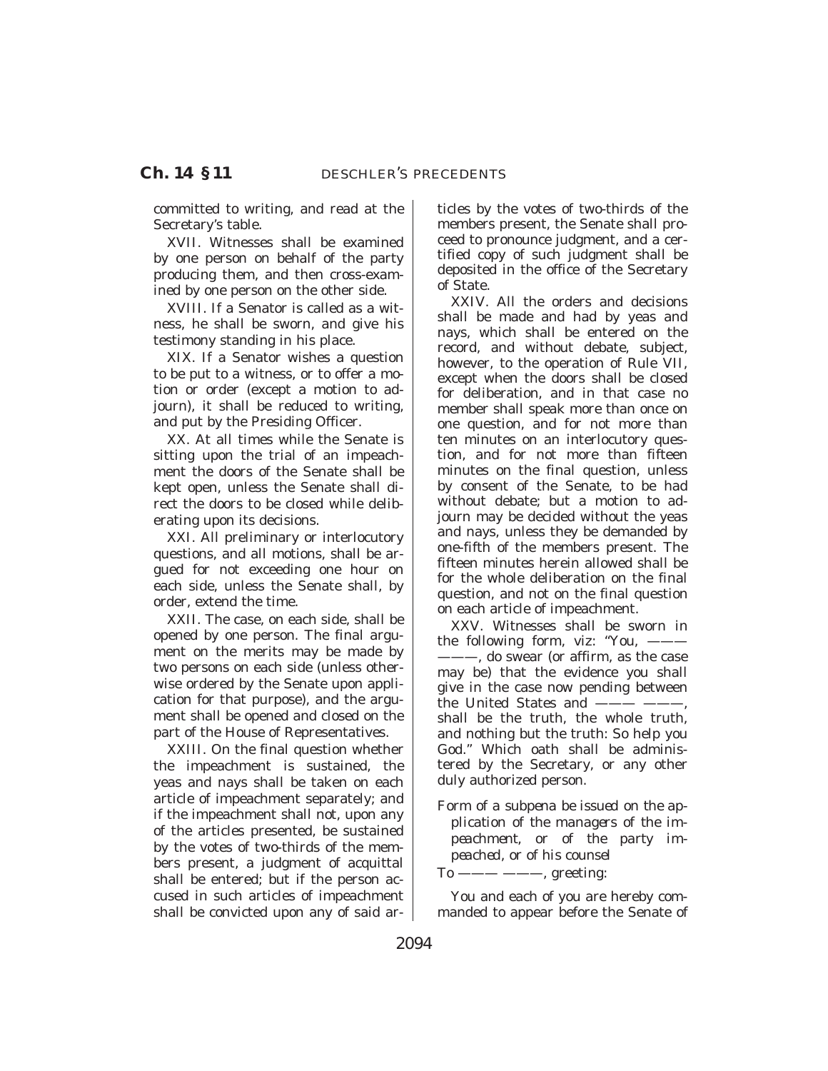committed to writing, and read at the Secretary's table.

XVII. Witnesses shall be examined by one person on behalf of the party producing them, and then cross-examined by one person on the other side.

XVIII. If a Senator is called as a witness, he shall be sworn, and give his testimony standing in his place.

XIX. If a Senator wishes a question to be put to a witness, or to offer a motion or order (except a motion to adjourn), it shall be reduced to writing, and put by the Presiding Officer.

XX. At all times while the Senate is sitting upon the trial of an impeachment the doors of the Senate shall be kept open, unless the Senate shall direct the doors to be closed while deliberating upon its decisions.

XXI. All preliminary or interlocutory questions, and all motions, shall be argued for not exceeding one hour on each side, unless the Senate shall, by order, extend the time.

XXII. The case, on each side, shall be opened by one person. The final argument on the merits may be made by two persons on each side (unless otherwise ordered by the Senate upon application for that purpose), and the argument shall be opened and closed on the part of the House of Representatives.

XXIII. On the final question whether the impeachment is sustained, the yeas and nays shall be taken on each article of impeachment separately; and if the impeachment shall not, upon any of the articles presented, be sustained by the votes of two-thirds of the members present, a judgment of acquittal shall be entered; but if the person accused in such articles of impeachment shall be convicted upon any of said articles by the votes of two-thirds of the members present, the Senate shall proceed to pronounce judgment, and a certified copy of such judgment shall be deposited in the office of the Secretary of State.

XXIV. All the orders and decisions shall be made and had by yeas and nays, which shall be entered on the record, and without debate, subject, however, to the operation of Rule VII, except when the doors shall be closed for deliberation, and in that case no member shall speak more than once on one question, and for not more than ten minutes on an interlocutory question, and for not more than fifteen minutes on the final question, unless by consent of the Senate, to be had without debate; but a motion to adjourn may be decided without the yeas and nays, unless they be demanded by one-fifth of the members present. The fifteen minutes herein allowed shall be for the whole deliberation on the final question, and not on the final question on each article of impeachment.

XXV. Witnesses shall be sworn in the following form, viz: "You, ——— ———, do swear (or affirm, as the case may be) that the evidence you shall give in the case now pending between the United States and ——— ———, shall be the truth, the whole truth, and nothing but the truth: So help you God." Which oath shall be administered by the Secretary, or any other duly authorized person.

*Form of a subpena be issued on the application of the managers of the impeachment, or of the party impeached, or of his counsel*

To ——— ———, greeting:

You and each of you are hereby commanded to appear before the Senate of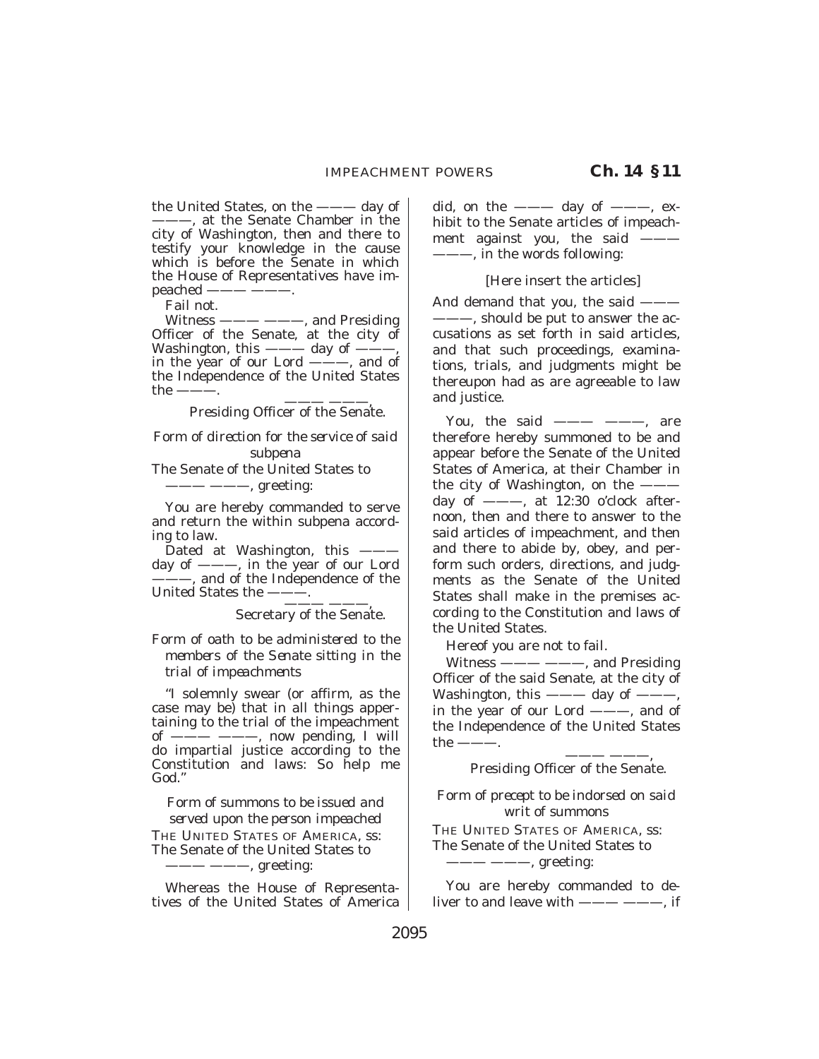the United States, on the ——— day of ———, at the Senate Chamber in the city of Washington, then and there to testify your knowledge in the cause which is before the Senate in which the House of Representatives have impeached ——— ———.

Fail not.

Witness ——— ———, and Presiding Officer of the Senate, at the city of Washington, this ——— day of ———, in the year of our Lord ———, and of the Independence of the United States the ———.

——— ———,
*Presiding Officer of the Senate.*

*Form of direction for the service of said subpena*

The Senate of the United States to ——— ———, greeting:

You are hereby commanded to serve and return the within subpena according to law.

Dated at Washington, this ——— day of ———, in the year of our Lord ———, and of the Independence of the United States the ———.

——— ———,
*Secretary of the Senate.*

*Form of oath to be administered to the members of the Senate sitting in the trial of impeachments*

''I solemnly swear (or affirm, as the case may be) that in all things appertaining to the trial of the impeachment of ——— ———, now pending, I will do impartial justice according to the Constitution and laws: So help me God.''

*Form of summons to be issued and served upon the person impeached*

THE UNITED STATES OF AMERICA, *ss:*
The Senate of the United States to ——— ———, greeting:

Whereas the House of Representatives of the United States of America did, on the ——— day of ———, exhibit to the Senate articles of impeachment against you, the said ——— ———, in the words following:

[Here insert the articles]

And demand that you, the said ——— ———, should be put to answer the accusations as set forth in said articles, and that such proceedings, examinations, trials, and judgments might be thereupon had as are agreeable to law and justice.

You, the said ——— ———, are therefore hereby summoned to be and appear before the Senate of the United States of America, at their Chamber in the city of Washington, on the ——— day of ———, at 12:30 o'clock afternoon, then and there to answer to the said articles of impeachment, and then and there to abide by, obey, and perform such orders, directions, and judgments as the Senate of the United States shall make in the premises according to the Constitution and laws of the United States.

Hereof you are not to fail.

Witness ——— ———, and Presiding Officer of the said Senate, at the city of Washington, this ——— day of ———, in the year of our Lord ———, and of the Independence of the United States the ———.

——— ———,
*Presiding Officer of the Senate.*

*Form of precept to be indorsed on said writ of summons*

THE UNITED STATES OF AMERICA, *ss:*
The Senate of the United States to ——— ———, greeting:

You are hereby commanded to deliver to and leave with ——— ———, if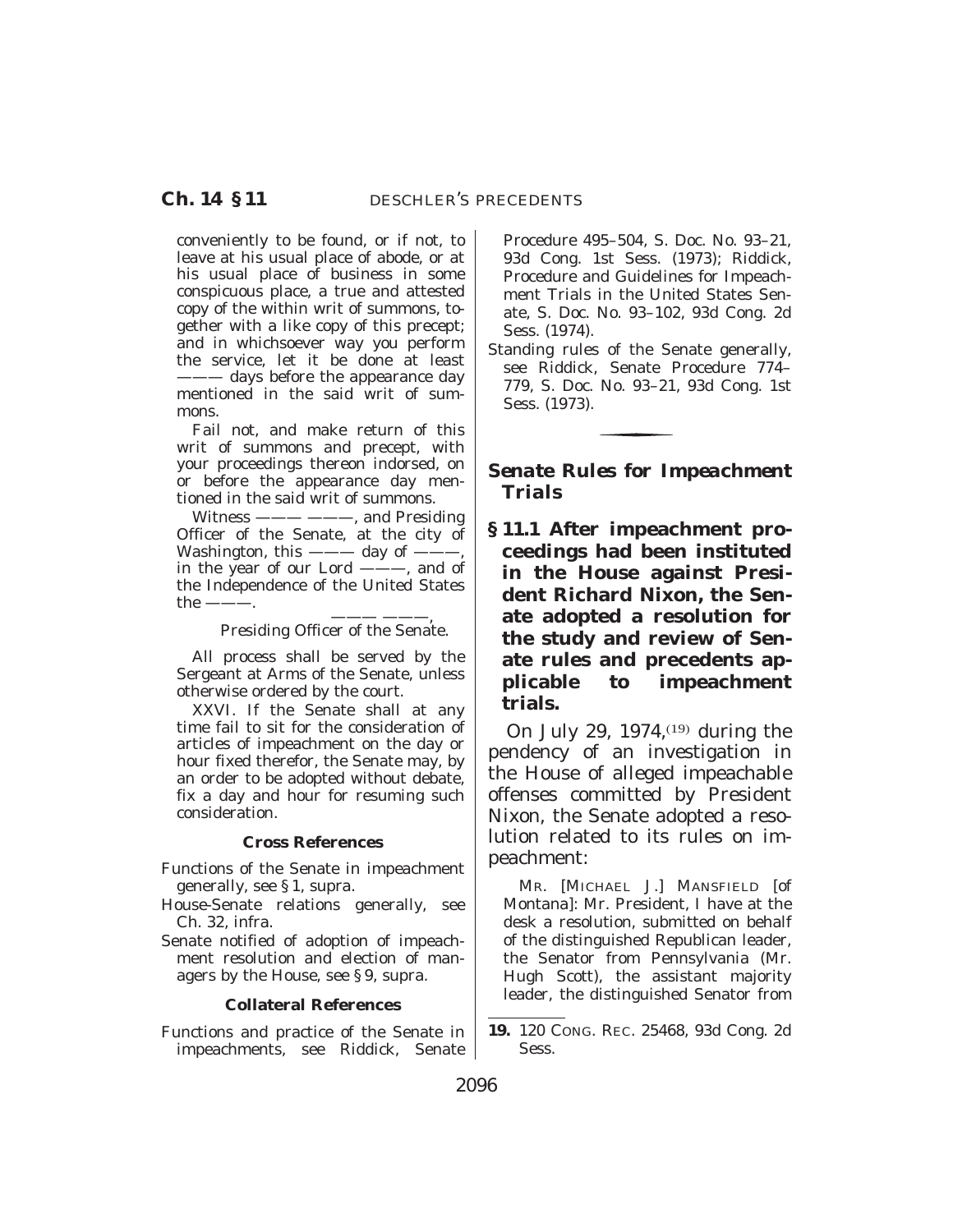conveniently to be found, or if not, to leave at his usual place of abode, or at his usual place of business in some conspicuous place, a true and attested copy of the within writ of summons, together with a like copy of this precept; and in whichsoever way you perform the service, let it be done at least ——— days before the appearance day mentioned in the said writ of summons.

Fail not, and make return of this writ of summons and precept, with your proceedings thereon indorsed, on or before the appearance day mentioned in the said writ of summons.

Witness ——— ———, and Presiding Officer of the Senate, at the city of Washington, this ——— day of ———, in the year of our Lord ———, and of the Independence of the United States the ———.

——— ———,
Presiding Officer of the Senate.

All process shall be served by the Sergeant at Arms of the Senate, unless otherwise ordered by the court.

XXVI. If the Senate shall at any time fail to sit for the consideration of articles of impeachment on the day or hour fixed therefor, the Senate may, by an order to be adopted without debate, fix a day and hour for resuming such consideration.

**Cross References**

Functions of the Senate in impeachment generally, see § 1, supra.

House-Senate relations generally, see Ch. 32, infra.

Senate notified of adoption of impeachment resolution and election of managers by the House, see § 9, supra.

**Collateral References**

Functions and practice of the Senate in impeachments, see Riddick, Senate Procedure 495–504, S. Doc. No. 93–21, 93d Cong. 1st Sess. (1973); Riddick, Procedure and Guidelines for Impeachment Trials in the United States Senate, S. Doc. No. 93–102, 93d Cong. 2d Sess. (1974).

Standing rules of the Senate generally, see Riddick, Senate Procedure 774–779, S. Doc. No. 93–21, 93d Cong. 1st Sess. (1973).

## *Senate Rules for Impeachment Trials*

**§ 11.1 After impeachment proceedings had been instituted in the House against President Richard Nixon, the Senate adopted a resolution for the study and review of Senate rules and precedents applicable to impeachment trials.**

On July 29, 1974,[19] during the pendency of an investigation in the House of alleged impeachable offenses committed by President Nixon, the Senate adopted a resolution related to its rules on impeachment:

MR. [MICHAEL J.] MANSFIELD [of Montana]: Mr. President, I have at the desk a resolution, submitted on behalf of the distinguished Republican leader, the Senator from Pennsylvania (Mr. Hugh Scott), the assistant majority leader, the distinguished Senator from

19. 120 CONG. REC. 25468, 93d Cong. 2d Sess.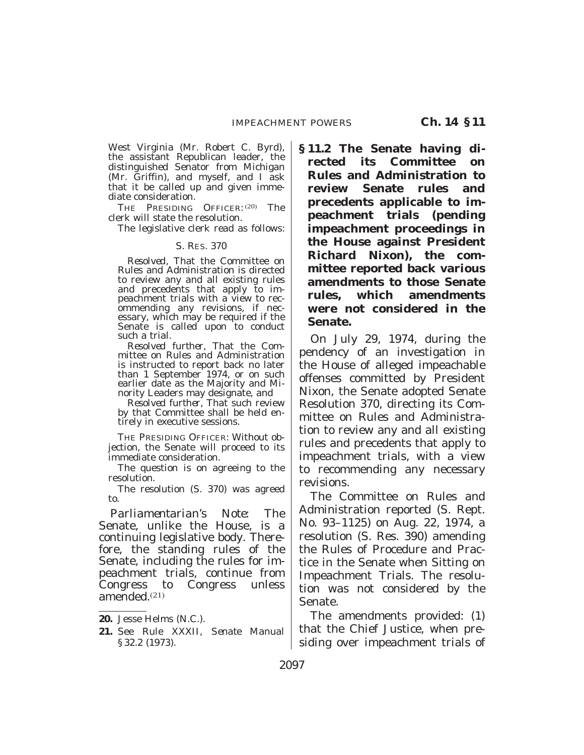West Virginia (Mr. Robert C. Byrd), the assistant Republican leader, the distinguished Senator from Michigan (Mr. Griffin), and myself, and I ask that it be called up and given immediate consideration.

THE PRESIDING OFFICER:[20] The clerk will state the resolution.

The legislative clerk read as follows:

S. RES. 370

*Resolved*, That the Committee on Rules and Administration is directed to review any and all existing rules and precedents that apply to impeachment trials with a view to recommending any revisions, if necessary, which may be required if the Senate is called upon to conduct such a trial.

*Resolved further*, That the Committee on Rules and Administration is instructed to report back no later than 1 September 1974, or on such earlier date as the Majority and Minority Leaders may designate, and

*Resolved further*, That such review by that Committee shall be held entirely in executive sessions.

THE PRESIDING OFFICER: Without objection, the Senate will proceed to its immediate consideration.

The question is on agreeing to the resolution.

The resolution (S. 370) was agreed to.

*Parliamentarian's Note:* The Senate, unlike the House, is a continuing legislative body. Therefore, the standing rules of the Senate, including the rules for impeachment trials, continue from Congress to Congress unless amended.[21]

**20.** Jesse Helms (N.C.).

**21.** See Rule XXXII, *Senate Manual* §32.2 (1973).

**§ 11.2 The Senate having directed its Committee on Rules and Administration to review Senate rules and precedents applicable to impeachment trials (pending impeachment proceedings in the House against President Richard Nixon), the committee reported back various amendments to those Senate rules, which amendments were not considered in the Senate.**

On July 29, 1974, during the pendency of an investigation in the House of alleged impeachable offenses committed by President Nixon, the Senate adopted Senate Resolution 370, directing its Committee on Rules and Administration to review any and all existing rules and precedents that apply to impeachment trials, with a view to recommending any necessary revisions.

The Committee on Rules and Administration reported (S. Rept. No. 93–1125) on Aug. 22, 1974, a resolution (S. Res. 390) amending the Rules of Procedure and Practice in the Senate when Sitting on Impeachment Trials. The resolution was not considered by the Senate.

The amendments provided: (1) that the Chief Justice, when presiding over impeachment trials of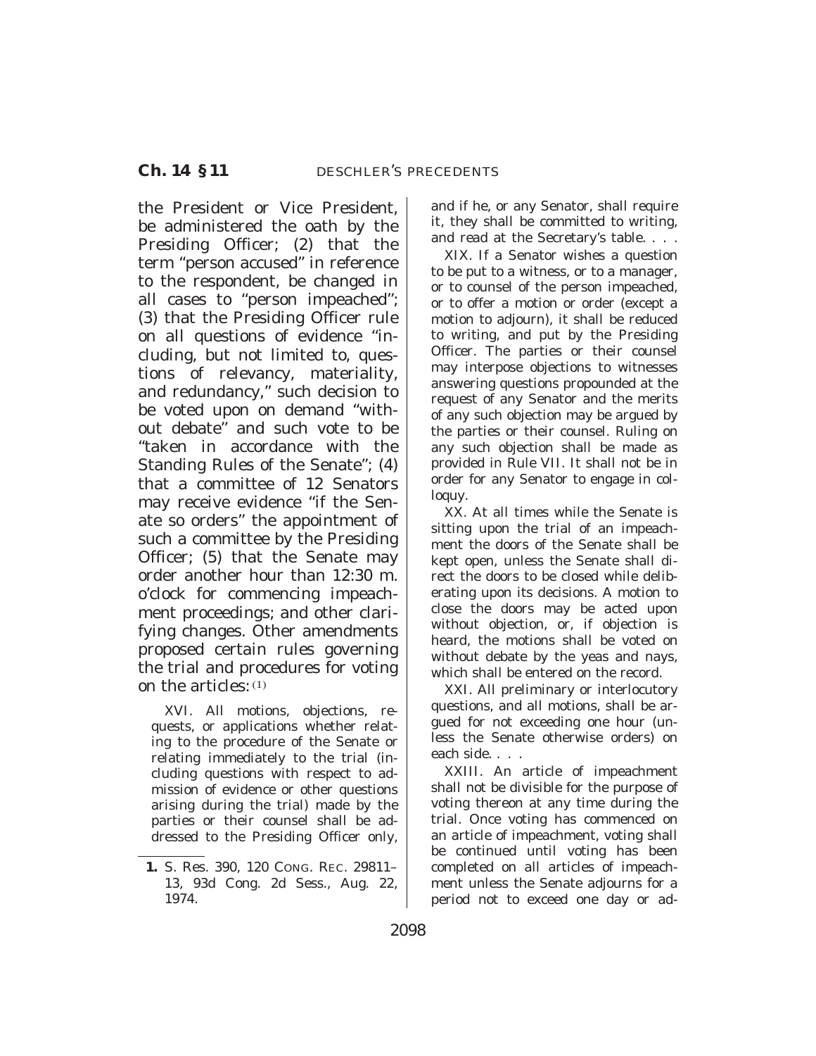the President or Vice President, be administered the oath by the Presiding Officer; (2) that the term "person accused" in reference to the respondent, be changed in all cases to "person impeached"; (3) that the Presiding Officer rule on all questions of evidence "including, but not limited to, questions of relevancy, materiality, and redundancy," such decision to be voted upon on demand "without debate" and such vote to be "taken in accordance with the Standing Rules of the Senate"; (4) that a committee of 12 Senators may receive evidence "if the Senate so orders" the appointment of such a committee by the Presiding Officer; (5) that the Senate may order another hour than 12:30 m. o'clock for commencing impeachment proceedings; and other clarifying changes. Other amendments proposed certain rules governing the trial and procedures for voting on the articles:[1]

> XVI. All motions, objections, requests, or applications whether relating to the procedure of the Senate or relating immediately to the trial (including questions with respect to admission of evidence or other questions arising during the trial) made by the parties or their counsel shall be addressed to the Presiding Officer only, and if he, or any Senator, shall require it, they shall be committed to writing, and read at the Secretary's table. . . .
>
> XIX. If a Senator wishes a question to be put to a witness, or to a manager, or to counsel of the person impeached, or to offer a motion or order (except a motion to adjourn), it shall be reduced to writing, and put by the Presiding Officer. The parties or their counsel may interpose objections to witnesses answering questions propounded at the request of any Senator and the merits of any such objection may be argued by the parties or their counsel. Ruling on any such objection shall be made as provided in Rule VII. It shall not be in order for any Senator to engage in colloquy.
>
> XX. At all times while the Senate is sitting upon the trial of an impeachment the doors of the Senate shall be kept open, unless the Senate shall direct the doors to be closed while deliberating upon its decisions. A motion to close the doors may be acted upon without objection, or, if objection is heard, the motions shall be voted on without debate by the yeas and nays, which shall be entered on the record.
>
> XXI. All preliminary or interlocutory questions, and all motions, shall be argued for not exceeding one hour (unless the Senate otherwise orders) on each side. . . .
>
> XXIII. An article of impeachment shall not be divisible for the purpose of voting thereon at any time during the trial. Once voting has commenced on an article of impeachment, voting shall be continued until voting has been completed on all articles of impeachment unless the Senate adjourns for a period not to exceed one day or ad-

---

1. S. Res. 390, 120 Cong. Rec. 29811–13, 93d Cong. 2d Sess., Aug. 22, 1974.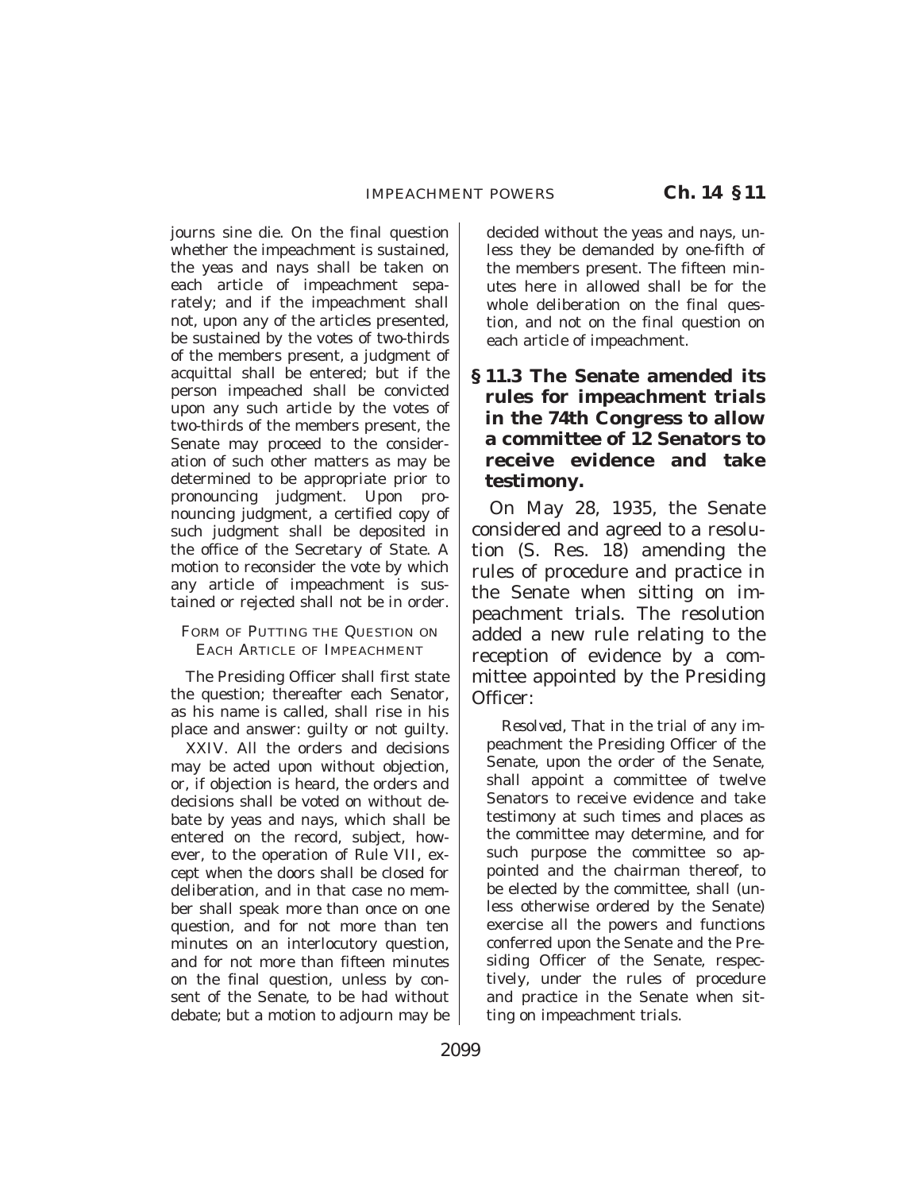journs sine die. On the final question whether the impeachment is sustained, the yeas and nays shall be taken on each article of impeachment separately; and if the impeachment shall not, upon any of the articles presented, be sustained by the votes of two-thirds of the members present, a judgment of acquittal shall be entered; but if the person impeached shall be convicted upon any such article by the votes of two-thirds of the members present, the Senate may proceed to the consideration of such other matters as may be determined to be appropriate prior to pronouncing judgment. Upon pronouncing judgment, a certified copy of such judgment shall be deposited in the office of the Secretary of State. A motion to reconsider the vote by which any article of impeachment is sustained or rejected shall not be in order.

FORM OF PUTTING THE QUESTION ON EACH ARTICLE OF IMPEACHMENT

The Presiding Officer shall first state the question; thereafter each Senator, as his name is called, shall rise in his place and answer: guilty or not guilty.

XXIV. All the orders and decisions may be acted upon without objection, or, if objection is heard, the orders and decisions shall be voted on without debate by yeas and nays, which shall be entered on the record, subject, however, to the operation of Rule VII, except when the doors shall be closed for deliberation, and in that case no member shall speak more than once on one question, and for not more than ten minutes on an interlocutory question, and for not more than fifteen minutes on the final question, unless by consent of the Senate, to be had without debate; but a motion to adjourn may be decided without the yeas and nays, unless they be demanded by one-fifth of the members present. The fifteen minutes here in allowed shall be for the whole deliberation on the final question, and not on the final question on each article of impeachment.

### § 11.3 The Senate amended its rules for impeachment trials in the 74th Congress to allow a committee of 12 Senators to receive evidence and take testimony.

On May 28, 1935, the Senate considered and agreed to a resolution (S. Res. 18) amending the rules of procedure and practice in the Senate when sitting on impeachment trials. The resolution added a new rule relating to the reception of evidence by a committee appointed by the Presiding Officer:

*Resolved*, That in the trial of any impeachment the Presiding Officer of the Senate, upon the order of the Senate, shall appoint a committee of twelve Senators to receive evidence and take testimony at such times and places as the committee may determine, and for such purpose the committee so appointed and the chairman thereof, to be elected by the committee, shall (unless otherwise ordered by the Senate) exercise all the powers and functions conferred upon the Senate and the Presiding Officer of the Senate, respectively, under the rules of procedure and practice in the Senate when sitting on impeachment trials.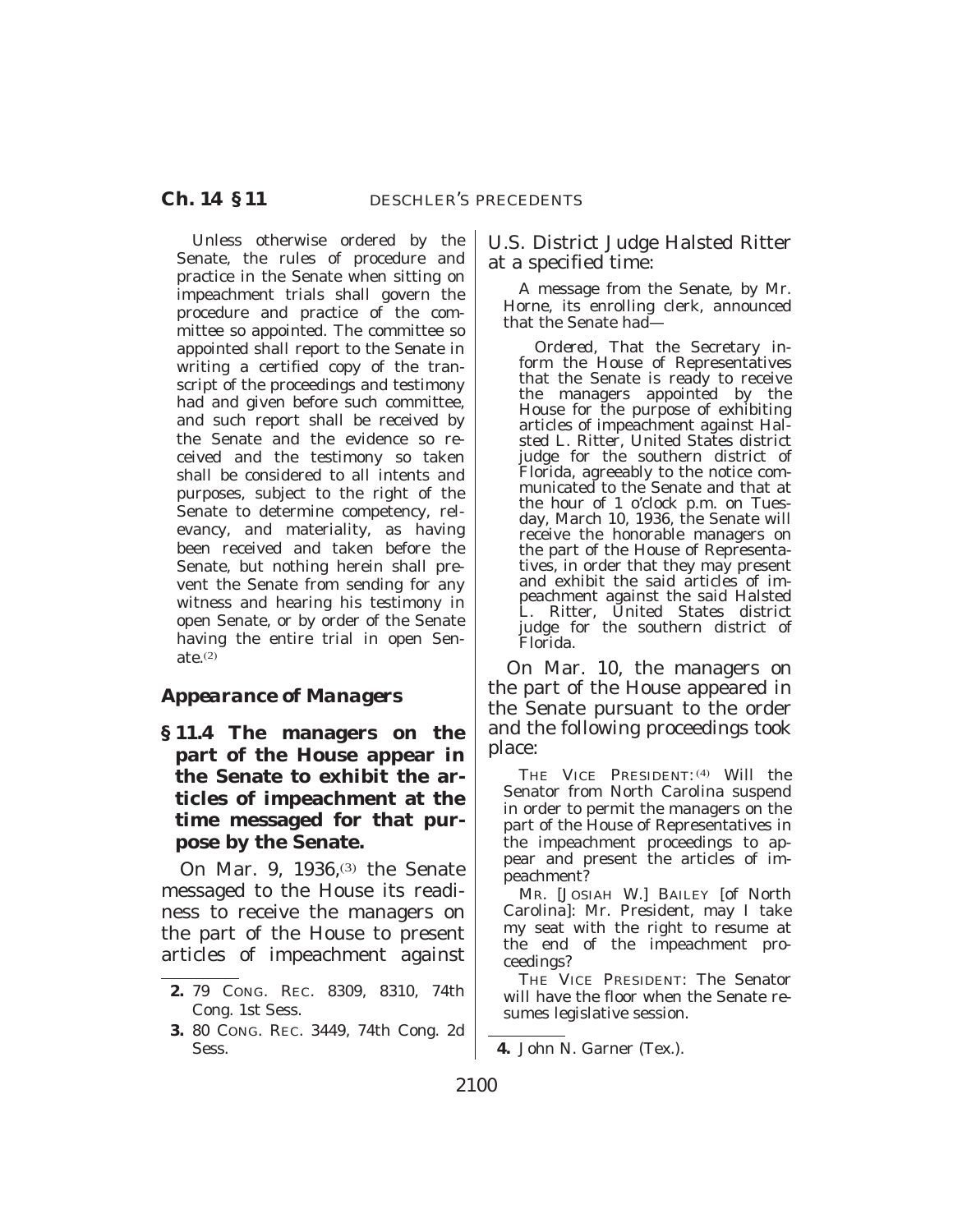Unless otherwise ordered by the Senate, the rules of procedure and practice in the Senate when sitting on impeachment trials shall govern the procedure and practice of the committee so appointed. The committee so appointed shall report to the Senate in writing a certified copy of the transcript of the proceedings and testimony had and given before such committee, and such report shall be received by the Senate and the evidence so received and the testimony so taken shall be considered to all intents and purposes, subject to the right of the Senate to determine competency, relevancy, and materiality, as having been received and taken before the Senate, but nothing herein shall prevent the Senate from sending for any witness and hearing his testimony in open Senate, or by order of the Senate having the entire trial in open Senate.[2]

### *Appearance of Managers*

**§ 11.4 The managers on the part of the House appear in the Senate to exhibit the articles of impeachment at the time messaged for that purpose by the Senate.**

On Mar. 9, 1936,[3] the Senate messaged to the House its readiness to receive the managers on the part of the House to present articles of impeachment against U.S. District Judge Halsted Ritter at a specified time:

> A message from the Senate, by Mr. Horne, its enrolling clerk, announced that the Senate had—
>
> *Ordered*, That the Secretary inform the House of Representatives that the Senate is ready to receive the managers appointed by the House for the purpose of exhibiting articles of impeachment against Halsted L. Ritter, United States district judge for the southern district of Florida, agreeably to the notice communicated to the Senate and that at the hour of 1 o'clock p.m. on Tuesday, March 10, 1936, the Senate will receive the honorable managers on the part of the House of Representatives, in order that they may present and exhibit the said articles of impeachment against the said Halsted L. Ritter, United States district judge for the southern district of Florida.

On Mar. 10, the managers on the part of the House appeared in the Senate pursuant to the order and the following proceedings took place:

> THE VICE PRESIDENT:[4] Will the Senator from North Carolina suspend in order to permit the managers on the part of the House of Representatives in the impeachment proceedings to appear and present the articles of impeachment?
>
> MR. [JOSIAH W.] BAILEY [of North Carolina]: Mr. President, may I take my seat with the right to resume at the end of the impeachment proceedings?
>
> THE VICE PRESIDENT: The Senator will have the floor when the Senate resumes legislative session.

---

**2.** 79 CONG. REC. 8309, 8310, 74th Cong. 1st Sess.

**3.** 80 CONG. REC. 3449, 74th Cong. 2d Sess.

**4.** John N. Garner (Tex.).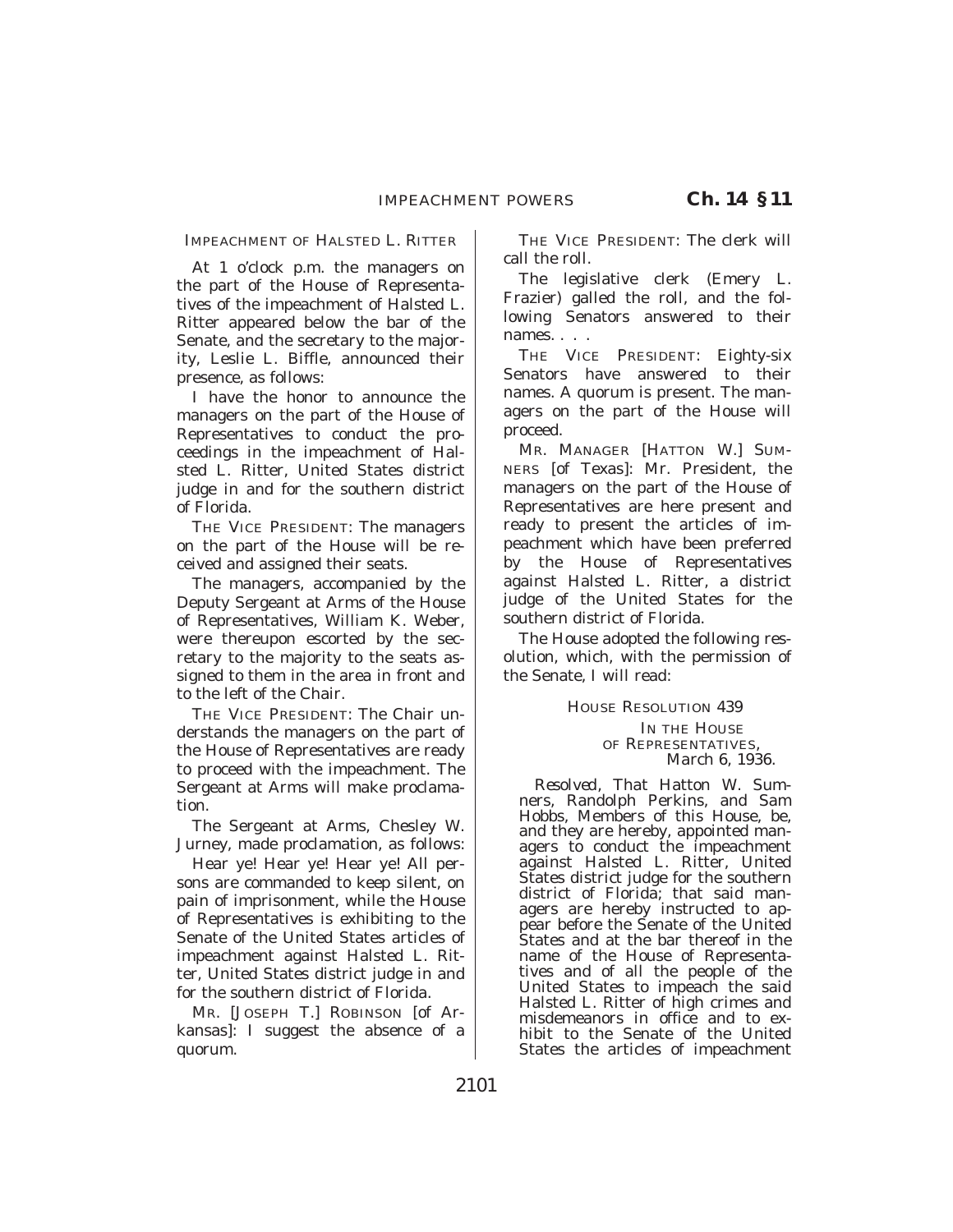IMPEACHMENT OF HALSTED L. RITTER

At 1 o'clock p.m. the managers on the part of the House of Representatives of the impeachment of Halsted L. Ritter appeared below the bar of the Senate, and the secretary to the majority, Leslie L. Biffle, announced their presence, as follows:

I have the honor to announce the managers on the part of the House of Representatives to conduct the proceedings in the impeachment of Halsted L. Ritter, United States district judge in and for the southern district of Florida.

THE VICE PRESIDENT: The managers on the part of the House will be received and assigned their seats.

The managers, accompanied by the Deputy Sergeant at Arms of the House of Representatives, William K. Weber, were thereupon escorted by the secretary to the majority to the seats assigned to them in the area in front and to the left of the Chair.

THE VICE PRESIDENT: The Chair understands the managers on the part of the House of Representatives are ready to proceed with the impeachment. The Sergeant at Arms will make proclamation.

The Sergeant at Arms, Chesley W. Jurney, made proclamation, as follows:

Hear ye! Hear ye! Hear ye! All persons are commanded to keep silent, on pain of imprisonment, while the House of Representatives is exhibiting to the Senate of the United States articles of impeachment against Halsted L. Ritter, United States district judge in and for the southern district of Florida.

MR. [JOSEPH T.] ROBINSON [of Arkansas]: I suggest the absence of a quorum.

THE VICE PRESIDENT: The clerk will call the roll.

The legislative clerk (Emery L. Frazier) galled the roll, and the following Senators answered to their names. . . .

THE VICE PRESIDENT: Eighty-six Senators have answered to their names. A quorum is present. The managers on the part of the House will proceed.

MR. MANAGER [HATTON W.] SUMNERS [of Texas]: Mr. President, the managers on the part of the House of Representatives are here present and ready to present the articles of impeachment which have been preferred by the House of Representatives against Halsted L. Ritter, a district judge of the United States for the southern district of Florida.

The House adopted the following resolution, which, with the permission of the Senate, I will read:

HOUSE RESOLUTION 439

IN THE HOUSE OF REPRESENTATIVES,
March 6, 1936.

*Resolved*, That Hatton W. Sumners, Randolph Perkins, and Sam Hobbs, Members of this House, be, and they are hereby, appointed managers to conduct the impeachment against Halsted L. Ritter, United States district judge for the southern district of Florida; that said managers are hereby instructed to appear before the Senate of the United States and at the bar thereof in the name of the House of Representatives and of all the people of the United States to impeach the said Halsted L. Ritter of high crimes and misdemeanors in office and to exhibit to the Senate of the United States the articles of impeachment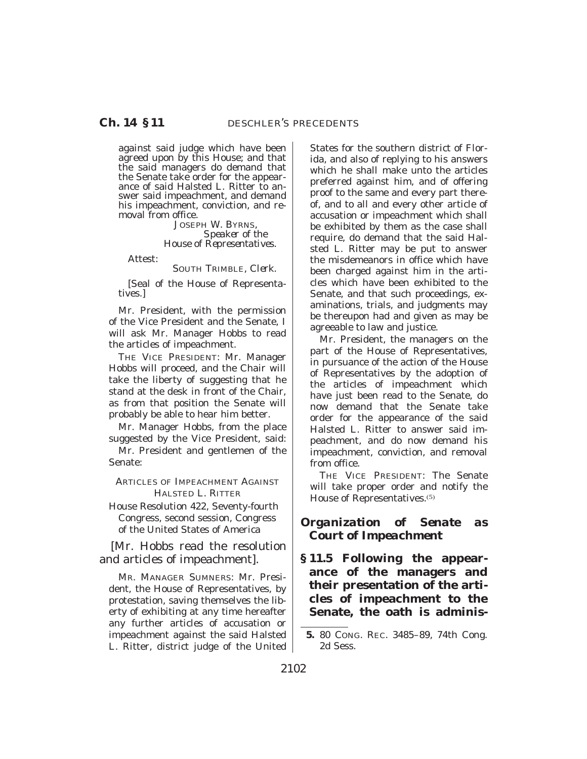against said judge which have been agreed upon by this House; and that the said managers do demand that the Senate take order for the appearance of said Halsted L. Ritter to answer said impeachment, and demand his impeachment, conviction, and removal from office.

JOSEPH W. BYRNS,
*Speaker of the House of Representatives.*

Attest:

SOUTH TRIMBLE, *Clerk.*

[Seal of the House of Representatives.]

Mr. President, with the permission of the Vice President and the Senate, I will ask Mr. Manager Hobbs to read the articles of impeachment.

THE VICE PRESIDENT: Mr. Manager Hobbs will proceed, and the Chair will take the liberty of suggesting that he stand at the desk in front of the Chair, as from that position the Senate will probably be able to hear him better.

Mr. Manager Hobbs, from the place suggested by the Vice President, said:

Mr. President and gentlemen of the Senate:

ARTICLES OF IMPEACHMENT AGAINST HALSTED L. RITTER

House Resolution 422, Seventy-fourth Congress, second session, Congress of the United States of America

[*Mr. Hobbs read the resolution and articles of impeachment*].

MR. MANAGER SUMNERS: Mr. President, the House of Representatives, by protestation, saving themselves the liberty of exhibiting at any time hereafter any further articles of accusation or impeachment against the said Halsted L. Ritter, district judge of the United States for the southern district of Florida, and also of replying to his answers which he shall make unto the articles preferred against him, and of offering proof to the same and every part thereof, and to all and every other article of accusation or impeachment which shall be exhibited by them as the case shall require, do demand that the said Halsted L. Ritter may be put to answer the misdemeanors in office which have been charged against him in the articles which have been exhibited to the Senate, and that such proceedings, examinations, trials, and judgments may be thereupon had and given as may be agreeable to law and justice.

Mr. President, the managers on the part of the House of Representatives, in pursuance of the action of the House of Representatives by the adoption of the articles of impeachment which have just been read to the Senate, do now demand that the Senate take order for the appearance of the said Halsted L. Ritter to answer said impeachment, and do now demand his impeachment, conviction, and removal from office.

THE VICE PRESIDENT: The Senate will take proper order and notify the House of Representatives.[5]

## *Organization of Senate as Court of Impeachment*

**§ 11.5 Following the appearance of the managers and their presentation of the articles of impeachment to the Senate, the oath is adminis-**

---

5. 80 CONG. REC. 3485–89, 74th Cong. 2d Sess.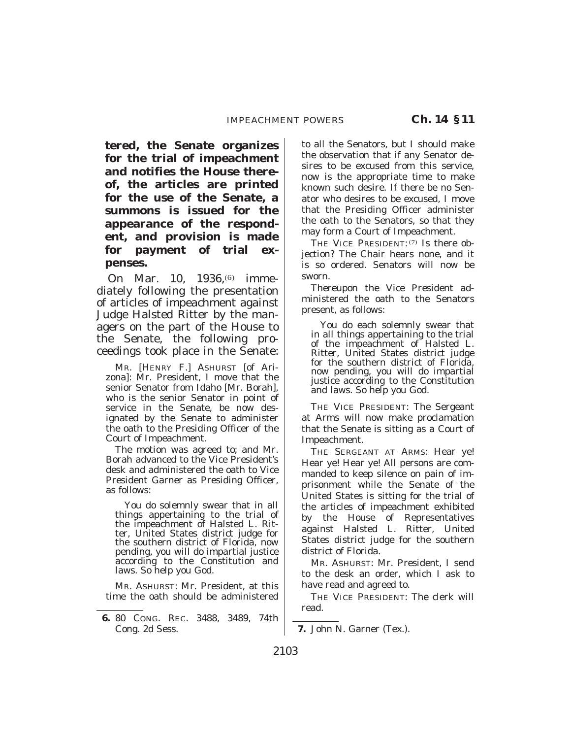**tered, the Senate organizes for the trial of impeachment and notifies the House thereof, the articles are printed for the use of the Senate, a summons is issued for the appearance of the respondent, and provision is made for payment of trial expenses.**

On Mar. 10, 1936,[6] immediately following the presentation of articles of impeachment against Judge Halsted Ritter by the managers on the part of the House to the Senate, the following proceedings took place in the Senate:

MR. [HENRY F.] ASHURST [of Arizona]: Mr. President, I move that the senior Senator from Idaho [Mr. Borah], who is the senior Senator in point of service in the Senate, be now designated by the Senate to administer the oath to the Presiding Officer of the Court of Impeachment.

The motion was agreed to; and Mr. Borah advanced to the Vice President's desk and administered the oath to Vice President Garner as Presiding Officer, as follows:

> You do solemnly swear that in all things appertaining to the trial of the impeachment of Halsted L. Ritter, United States district judge for the southern district of Florida, now pending, you will do impartial justice according to the Constitution and laws. So help you God.

MR. ASHURST: Mr. President, at this time the oath should be administered to all the Senators, but I should make the observation that if any Senator desires to be excused from this service, now is the appropriate time to make known such desire. If there be no Senator who desires to be excused, I move that the Presiding Officer administer the oath to the Senators, so that they may form a Court of Impeachment.

THE VICE PRESIDENT:[7] Is there objection? The Chair hears none, and it is so ordered. Senators will now be sworn.

Thereupon the Vice President administered the oath to the Senators present, as follows:

> You do each solemnly swear that in all things appertaining to the trial of the impeachment of Halsted L. Ritter, United States district judge for the southern district of Florida, now pending, you will do impartial justice according to the Constitution and laws. So help you God.

THE VICE PRESIDENT: The Sergeant at Arms will now make proclamation that the Senate is sitting as a Court of Impeachment.

THE SERGEANT AT ARMS: Hear ye! Hear ye! Hear ye! All persons are commanded to keep silence on pain of imprisonment while the Senate of the United States is sitting for the trial of the articles of impeachment exhibited by the House of Representatives against Halsted L. Ritter, United States district judge for the southern district of Florida.

MR. ASHURST: Mr. President, I send to the desk an order, which I ask to have read and agreed to.

THE VICE PRESIDENT: The clerk will read.

---

**6.** 80 CONG. REC. 3488, 3489, 74th Cong. 2d Sess.

**7.** John N. Garner (Tex.).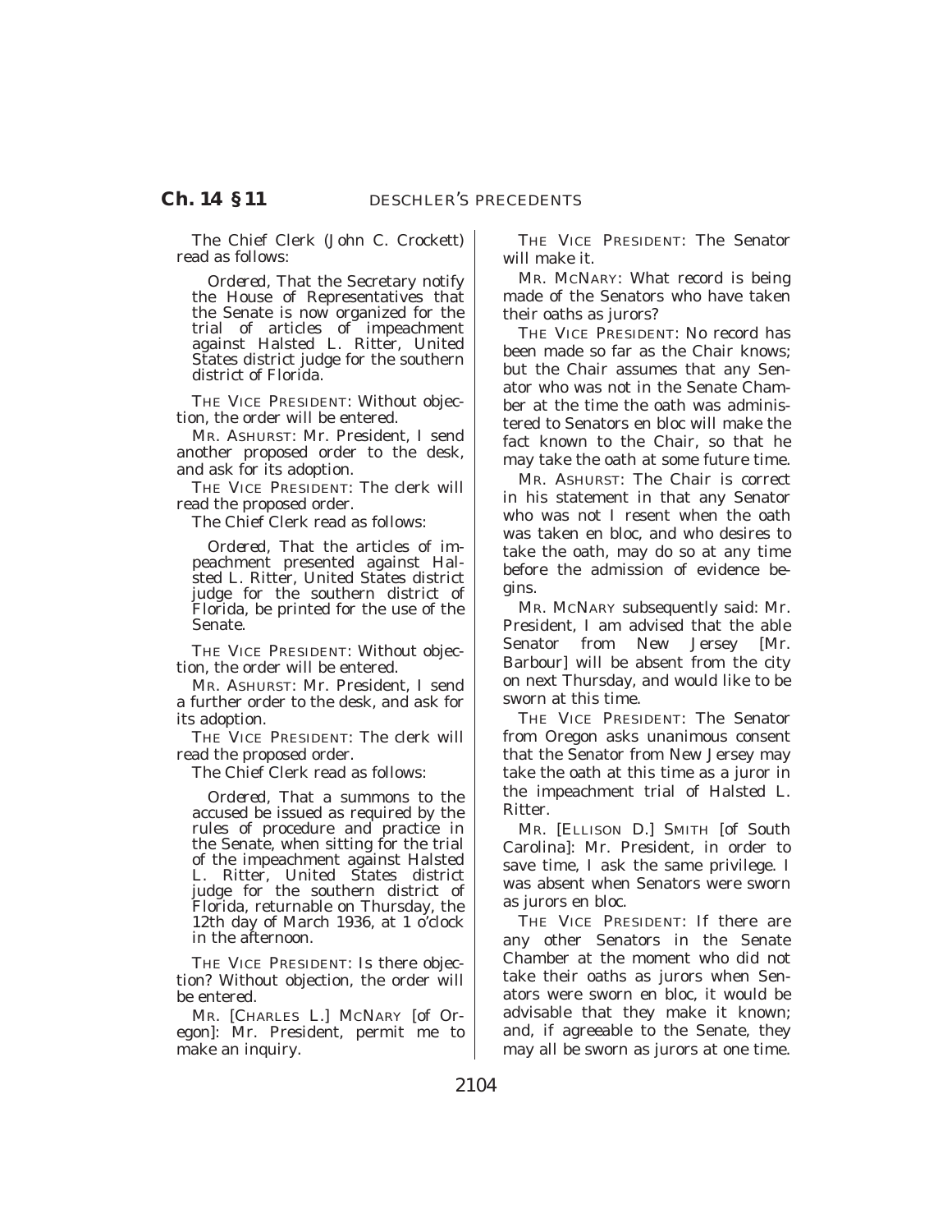The Chief Clerk (John C. Crockett) read as follows:

> *Ordered,* That the Secretary notify the House of Representatives that the Senate is now organized for the trial of articles of impeachment against Halsted L. Ritter, United States district judge for the southern district of Florida.

THE VICE PRESIDENT: Without objection, the order will be entered.

MR. ASHURST: Mr. President, I send another proposed order to the desk, and ask for its adoption.

THE VICE PRESIDENT: The clerk will read the proposed order.

The Chief Clerk read as follows:

> *Ordered,* That the articles of impeachment presented against Halsted L. Ritter, United States district judge for the southern district of Florida, be printed for the use of the Senate.

THE VICE PRESIDENT: Without objection, the order will be entered.

MR. ASHURST: Mr. President, I send a further order to the desk, and ask for its adoption.

THE VICE PRESIDENT: The clerk will read the proposed order.

The Chief Clerk read as follows:

> *Ordered,* That a summons to the accused be issued as required by the rules of procedure and practice in the Senate, when sitting for the trial of the impeachment against Halsted L. Ritter, United States district judge for the southern district of Florida, returnable on Thursday, the 12th day of March 1936, at 1 o'clock in the afternoon.

THE VICE PRESIDENT: Is there objection? Without objection, the order will be entered.

MR. [CHARLES L.] MCNARY [of Oregon]: Mr. President, permit me to make an inquiry.

THE VICE PRESIDENT: The Senator will make it.

MR. MCNARY: What record is being made of the Senators who have taken their oaths as jurors?

THE VICE PRESIDENT: No record has been made so far as the Chair knows; but the Chair assumes that any Senator who was not in the Senate Chamber at the time the oath was administered to Senators en bloc will make the fact known to the Chair, so that he may take the oath at some future time.

MR. ASHURST: The Chair is correct in his statement in that any Senator who was not I resent when the oath was taken en bloc, and who desires to take the oath, may do so at any time before the admission of evidence begins.

MR. MCNARY subsequently said: Mr. President, I am advised that the able Senator from New Jersey [Mr. Barbour] will be absent from the city on next Thursday, and would like to be sworn at this time.

THE VICE PRESIDENT: The Senator from Oregon asks unanimous consent that the Senator from New Jersey may take the oath at this time as a juror in the impeachment trial of Halsted L. Ritter.

MR. [ELLISON D.] SMITH [of South Carolina]: Mr. President, in order to save time, I ask the same privilege. I was absent when Senators were sworn as jurors en bloc.

THE VICE PRESIDENT: If there are any other Senators in the Senate Chamber at the moment who did not take their oaths as jurors when Senators were sworn en bloc, it would be advisable that they make it known; and, if agreeable to the Senate, they may all be sworn as jurors at one time.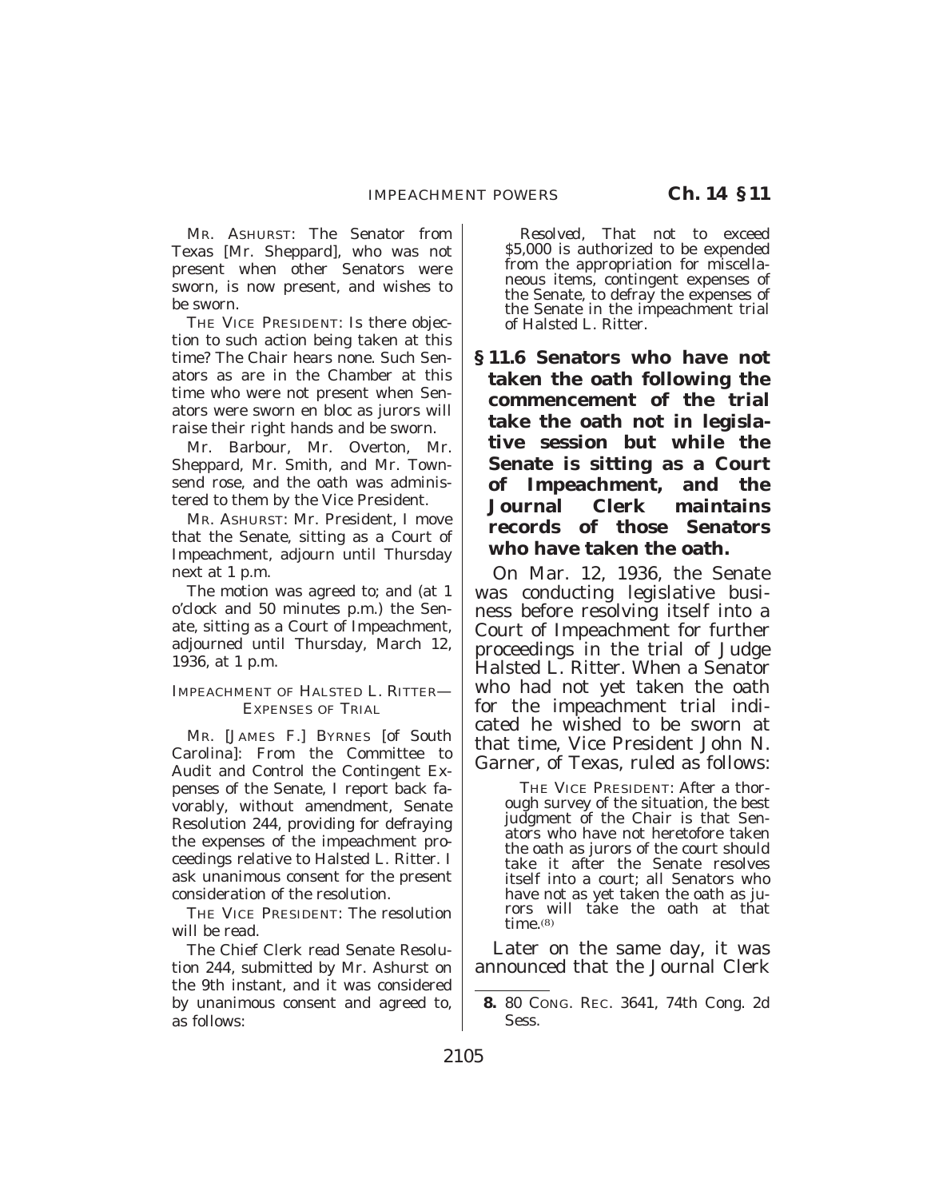MR. ASHURST: The Senator from Texas [Mr. Sheppard], who was not present when other Senators were sworn, is now present, and wishes to be sworn.

THE VICE PRESIDENT: Is there objection to such action being taken at this time? The Chair hears none. Such Senators as are in the Chamber at this time who were not present when Senators were sworn en bloc as jurors will raise their right hands and be sworn.

Mr. Barbour, Mr. Overton, Mr. Sheppard, Mr. Smith, and Mr. Townsend rose, and the oath was administered to them by the Vice President.

MR. ASHURST: Mr. President, I move that the Senate, sitting as a Court of Impeachment, adjourn until Thursday next at 1 p.m.

The motion was agreed to; and (at 1 o'clock and 50 minutes p.m.) the Senate, sitting as a Court of Impeachment, adjourned until Thursday, March 12, 1936, at 1 p.m.

IMPEACHMENT OF HALSTED L. RITTER—EXPENSES OF TRIAL

MR. [JAMES F.] BYRNES [of South Carolina]: From the Committee to Audit and Control the Contingent Expenses of the Senate, I report back favorably, without amendment, Senate Resolution 244, providing for defraying the expenses of the impeachment proceedings relative to Halsted L. Ritter. I ask unanimous consent for the present consideration of the resolution.

THE VICE PRESIDENT: The resolution will be read.

The Chief Clerk read Senate Resolution 244, submitted by Mr. Ashurst on the 9th instant, and it was considered by unanimous consent and agreed to, as follows:

> *Resolved*, That not to exceed $5,000 is authorized to be expended from the appropriation for miscellaneous items, contingent expenses of the Senate, to defray the expenses of the Senate in the impeachment trial of Halsted L. Ritter.

## § 11.6 Senators who have not taken the oath following the commencement of the trial take the oath not in legislative session but while the Senate is sitting as a Court of Impeachment, and the Journal Clerk maintains records of those Senators who have taken the oath.

On Mar. 12, 1936, the Senate was conducting legislative business before resolving itself into a Court of Impeachment for further proceedings in the trial of Judge Halsted L. Ritter. When a Senator who had not yet taken the oath for the impeachment trial indicated he wished to be sworn at that time, Vice President John N. Garner, of Texas, ruled as follows:

> THE VICE PRESIDENT: After a thorough survey of the situation, the best judgment of the Chair is that Senators who have not heretofore taken the oath as jurors of the court should take it after the Senate resolves itself into a court; all Senators who have not as yet taken the oath as jurors will take the oath at that time.[8]

Later on the same day, it was announced that the Journal Clerk

---

8. 80 CONG. REC. 3641, 74th Cong. 2d Sess.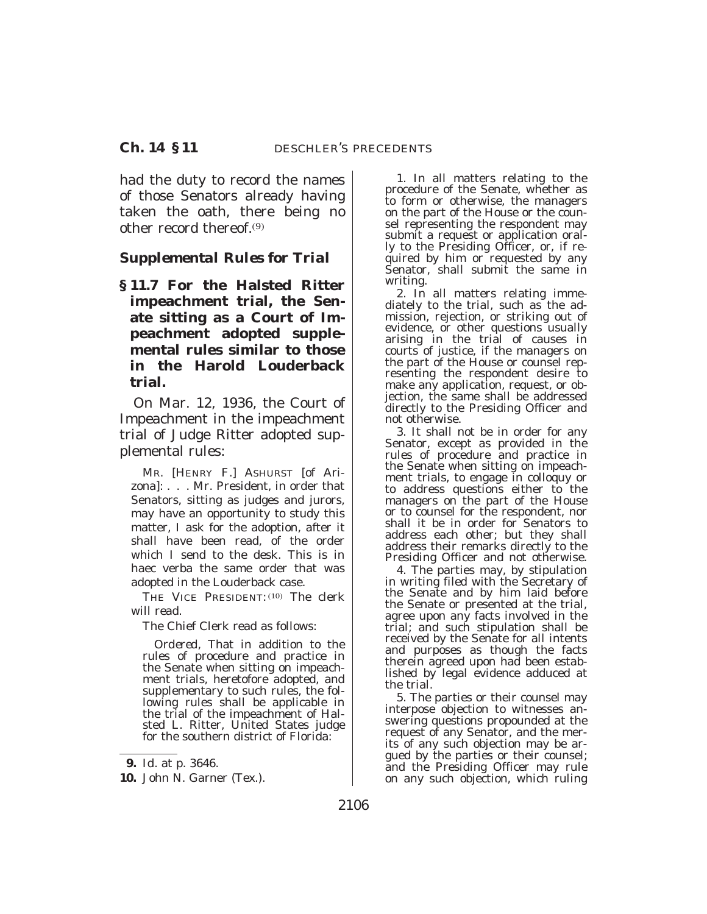had the duty to record the names of those Senators already having taken the oath, there being no other record thereof.[9]

### *Supplemental Rules for Trial*

**§ 11.7 For the Halsted Ritter impeachment trial, the Senate sitting as a Court of Impeachment adopted supplemental rules similar to those in the Harold Louderback trial.**

On Mar. 12, 1936, the Court of Impeachment in the impeachment trial of Judge Ritter adopted supplemental rules:

> MR. [HENRY F.] ASHURST [of Arizona]: . . . Mr. President, in order that Senators, sitting as judges and jurors, may have an opportunity to study this matter, I ask for the adoption, after it shall have been read, of the order which I send to the desk. This is in haec verba the same order that was adopted in the Louderback case.
>
> THE VICE PRESIDENT:[10] The clerk will read.
>
> The Chief Clerk read as follows:
>
>> *Ordered*, That in addition to the rules of procedure and practice in the Senate when sitting on impeachment trials, heretofore adopted, and supplementary to such rules, the following rules shall be applicable in the trial of the impeachment of Halsted L. Ritter, United States judge for the southern district of Florida:
>>
>> 1. In all matters relating to the procedure of the Senate, whether as to form or otherwise, the managers on the part of the House or the counsel representing the respondent may submit a request or application orally to the Presiding Officer, or, if required by him or requested by any Senator, shall submit the same in writing.
>>
>> 2. In all matters relating immediately to the trial, such as the admission, rejection, or striking out of evidence, or other questions usually arising in the trial of causes in courts of justice, if the managers on the part of the House or counsel representing the respondent desire to make any application, request, or objection, the same shall be addressed directly to the Presiding Officer and not otherwise.
>>
>> 3. It shall not be in order for any Senator, except as provided in the rules of procedure and practice in the Senate when sitting on impeachment trials, to engage in colloquy or to address questions either to the managers on the part of the House or to counsel for the respondent, nor shall it be in order for Senators to address each other; but they shall address their remarks directly to the Presiding Officer and not otherwise.
>>
>> 4. The parties may, by stipulation in writing filed with the Secretary of the Senate and by him laid before the Senate or presented at the trial, agree upon any facts involved in the trial; and such stipulation shall be received by the Senate for all intents and purposes as though the facts therein agreed upon had been established by legal evidence adduced at the trial.
>>
>> 5. The parties or their counsel may interpose objection to witnesses answering questions propounded at the request of any Senator, and the merits of any such objection may be argued by the parties or their counsel; and the Presiding Officer may rule on any such objection, which ruling

---

9. *Id.* at p. 3646.
10. John N. Garner (Tex.).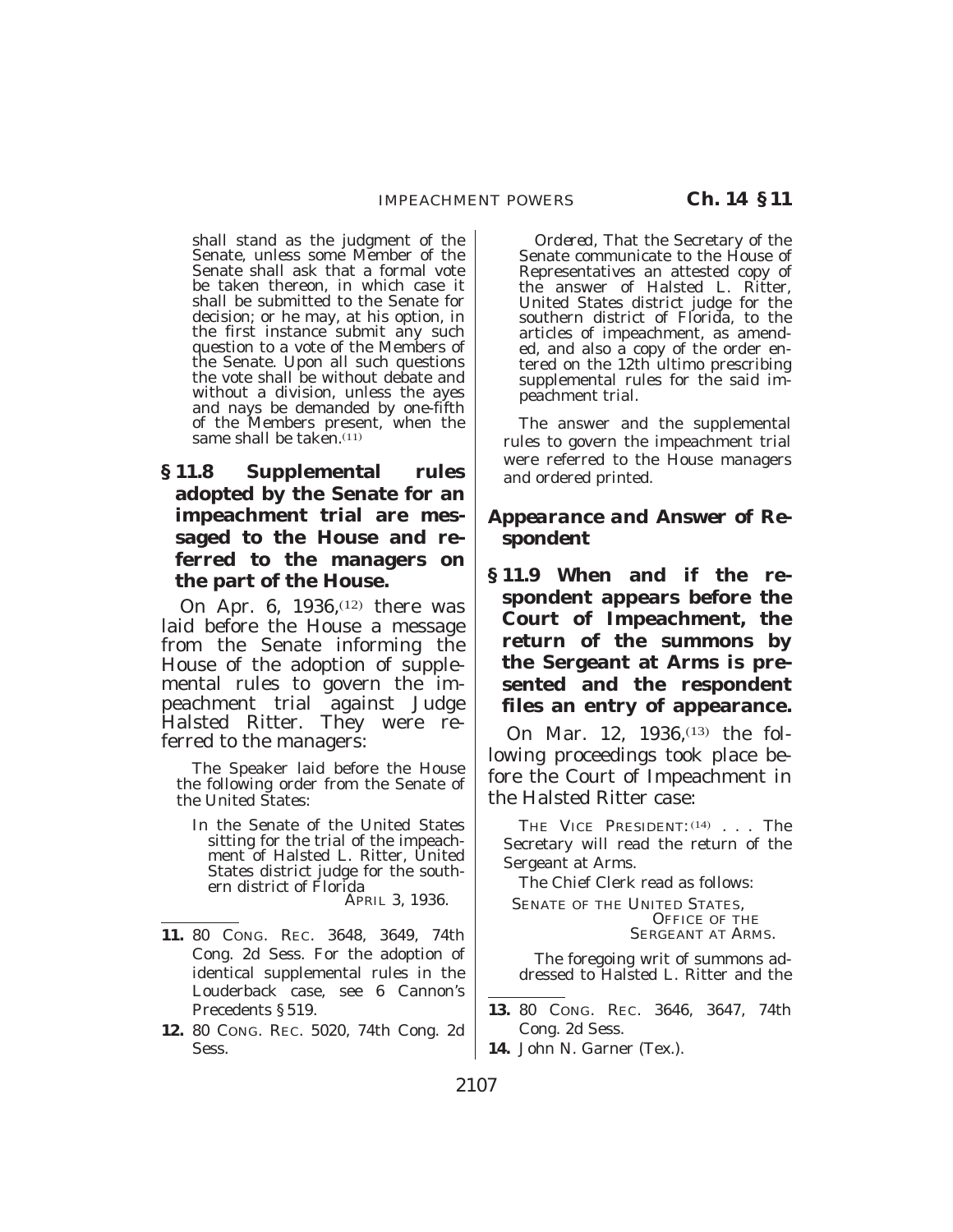shall stand as the judgment of the Senate, unless some Member of the Senate shall ask that a formal vote be taken thereon, in which case it shall be submitted to the Senate for decision; or he may, at his option, in the first instance submit any such question to a vote of the Members of the Senate. Upon all such questions the vote shall be without debate and without a division, unless the ayes and nays be demanded by one-fifth of the Members present, when the same shall be taken.[11]

### § 11.8 Supplemental rules adopted by the Senate for an impeachment trial are messaged to the House and referred to the managers on the part of the House.

On Apr. 6, 1936,[12] there was laid before the House a message from the Senate informing the House of the adoption of supplemental rules to govern the impeachment trial against Judge Halsted Ritter. They were referred to the managers:

The Speaker laid before the House the following order from the Senate of the United States:

In the Senate of the United States sitting for the trial of the impeachment of Halsted L. Ritter, United States district judge for the southern district of Florida

APRIL 3, 1936.

*Ordered,* That the Secretary of the Senate communicate to the House of Representatives an attested copy of the answer of Halsted L. Ritter, United States district judge for the southern district of Florida, to the articles of impeachment, as amended, and also a copy of the order entered on the 12th ultimo prescribing supplemental rules for the said impeachment trial.

The answer and the supplemental rules to govern the impeachment trial were referred to the House managers and ordered printed.

## *Appearance and Answer of Respondent*

### § 11.9 When and if the respondent appears before the Court of Impeachment, the return of the summons by the Sergeant at Arms is presented and the respondent files an entry of appearance.

On Mar. 12, 1936,[13] the following proceedings took place before the Court of Impeachment in the Halsted Ritter case:

THE VICE PRESIDENT:[14] . . . The Secretary will read the return of the Sergeant at Arms.

The Chief Clerk read as follows:

SENATE OF THE UNITED STATES,
OFFICE OF THE SERGEANT AT ARMS.

The foregoing writ of summons addressed to Halsted L. Ritter and the

---

11. 80 CONG. REC. 3648, 3649, 74th Cong. 2d Sess. For the adoption of identical supplemental rules in the Louderback case, see 6 Cannon's Precedents § 519.
12. 80 CONG. REC. 5020, 74th Cong. 2d Sess.
13. 80 CONG. REC. 3646, 3647, 74th Cong. 2d Sess.
14. John N. Garner (Tex.).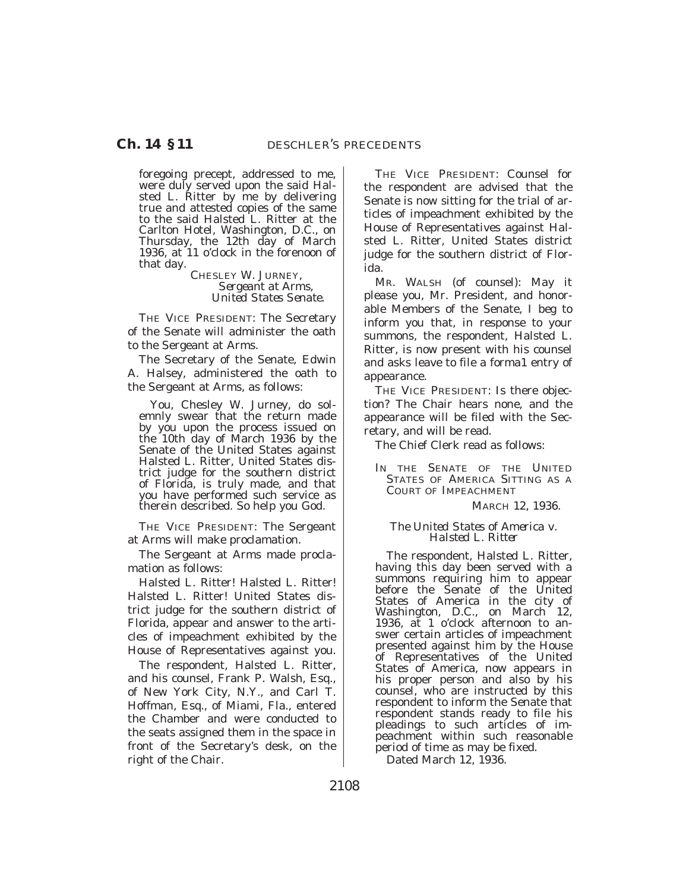foregoing precept, addressed to me, were duly served upon the said Halsted L. Ritter by me by delivering true and attested copies of the same to the said Halsted L. Ritter at the Carlton Hotel, Washington, D.C., on Thursday, the 12th day of March 1936, at 11 o'clock in the forenoon of that day.

CHESLEY W. JURNEY,
*Sergeant at Arms,*
*United States Senate.*

THE VICE PRESIDENT: The Secretary of the Senate will administer the oath to the Sergeant at Arms.

The Secretary of the Senate, Edwin A. Halsey, administered the oath to the Sergeant at Arms, as follows:

> You, Chesley W. Jurney, do solemnly swear that the return made by you upon the process issued on the 10th day of March 1936 by the Senate of the United States against Halsted L. Ritter, United States district judge for the southern district of Florida, is truly made, and that you have performed such service as therein described. So help you God.

THE VICE PRESIDENT: The Sergeant at Arms will make proclamation.

The Sergeant at Arms made proclamation as follows:

Halsted L. Ritter! Halsted L. Ritter! Halsted L. Ritter! United States district judge for the southern district of Florida, appear and answer to the articles of impeachment exhibited by the House of Representatives against you.

The respondent, Halsted L. Ritter, and his counsel, Frank P. Walsh, Esq., of New York City, N.Y., and Carl T. Hoffman, Esq., of Miami, Fla., entered the Chamber and were conducted to the seats assigned them in the space in front of the Secretary's desk, on the right of the Chair.

THE VICE PRESIDENT: Counsel for the respondent are advised that the Senate is now sitting for the trial of articles of impeachment exhibited by the House of Representatives against Halsted L. Ritter, United States district judge for the southern district of Florida.

MR. WALSH (of counsel): May it please you, Mr. President, and honorable Members of the Senate, I beg to inform you that, in response to your summons, the respondent, Halsted L. Ritter, is now present with his counsel and asks leave to file a forma1 entry of appearance.

THE VICE PRESIDENT: Is there objection? The Chair hears none, and the appearance will be filed with the Secretary, and will be read.

The Chief Clerk read as follows:

> IN THE SENATE OF THE UNITED STATES OF AMERICA SITTING AS A COURT OF IMPEACHMENT
>
> MARCH 12, 1936.
>
> *The United States of America v. Halsted L. Ritter*
>
> The respondent, Halsted L. Ritter, having this day been served with a summons requiring him to appear before the Senate of the United States of America in the city of Washington, D.C., on March 12, 1936, at 1 o'clock afternoon to answer certain articles of impeachment presented against him by the House of Representatives of the United States of America, now appears in his proper person and also by his counsel, who are instructed by this respondent to inform the Senate that respondent stands ready to file his pleadings to such articles of impeachment within such reasonable period of time as may be fixed.
>
> Dated March 12, 1936.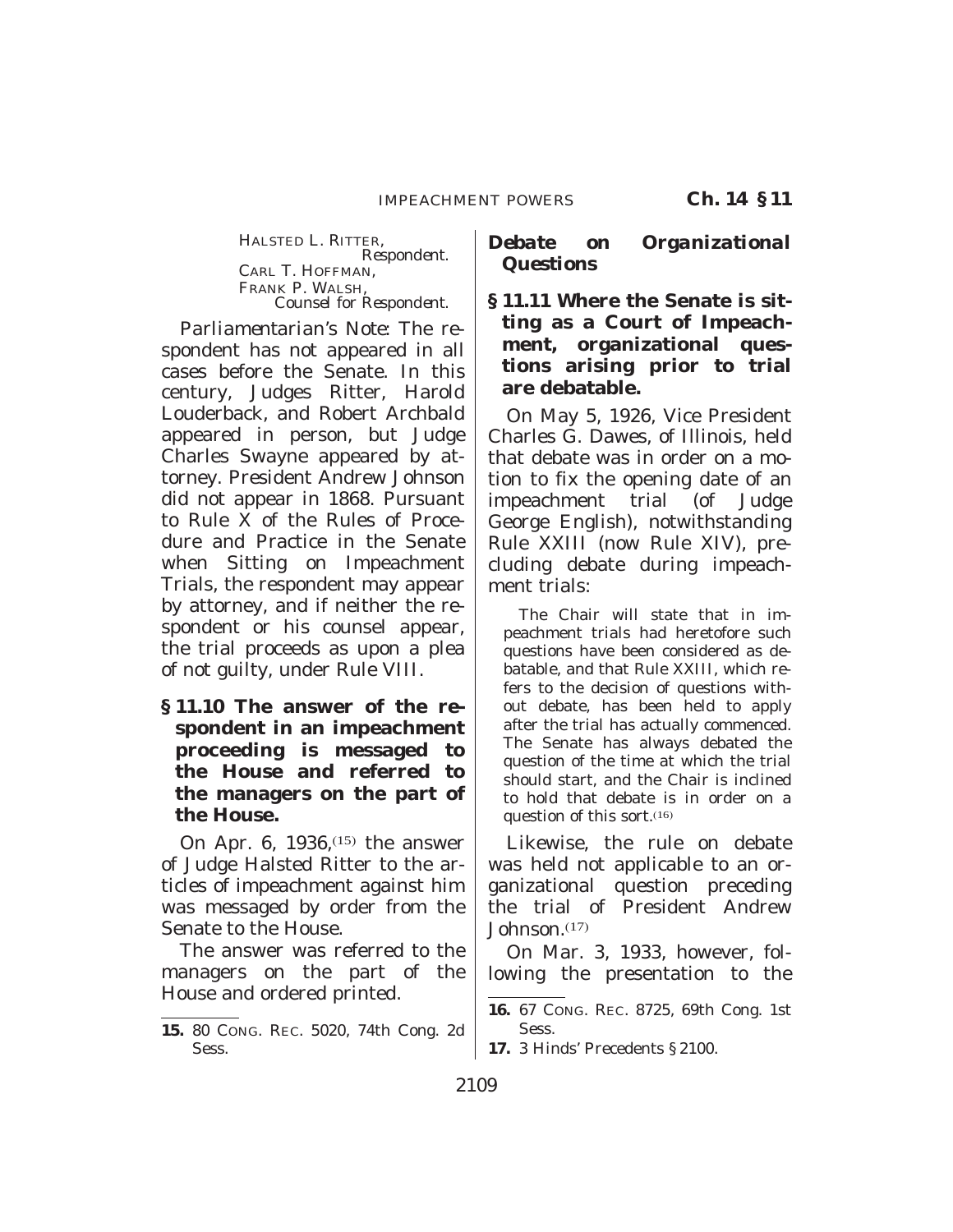HALSTED L. RITTER,
*Respondent.*
CARL T. HOFFMAN,
FRANK P. WALSH,
*Counsel for Respondent.*

*Parliamentarian's Note:* The respondent has not appeared in all cases before the Senate. In this century, Judges Ritter, Harold Louderback, and Robert Archbald appeared in person, but Judge Charles Swayne appeared by attorney. President Andrew Johnson did not appear in 1868. Pursuant to Rule X of the Rules of Procedure and Practice in the Senate when Sitting on Impeachment Trials, the respondent may appear by attorney, and if neither the respondent or his counsel appear, the trial proceeds as upon a plea of not guilty, under Rule VIII.

**§ 11.10 The answer of the respondent in an impeachment proceeding is messaged to the House and referred to the managers on the part of the House.**

On Apr. 6, 1936,[15] the answer of Judge Halsted Ritter to the articles of impeachment against him was messaged by order from the Senate to the House.

The answer was referred to the managers on the part of the House and ordered printed.

**15.** 80 CONG. REC. 5020, 74th Cong. 2d Sess.

### *Debate on Organizational Questions*

**§ 11.11 Where the Senate is sitting as a Court of Impeachment, organizational questions arising prior to trial are debatable.**

On May 5, 1926, Vice President Charles G. Dawes, of Illinois, held that debate was in order on a motion to fix the opening date of an impeachment trial (of Judge George English), notwithstanding Rule XXIII (now Rule XIV), precluding debate during impeachment trials:

> The Chair will state that in impeachment trials had heretofore such questions have been considered as debatable, and that Rule XXIII, which refers to the decision of questions without debate, has been held to apply after the trial has actually commenced. The Senate has always debated the question of the time at which the trial should start, and the Chair is inclined to hold that debate is in order on a question of this sort.[16]

Likewise, the rule on debate was held not applicable to an organizational question preceding the trial of President Andrew Johnson.[17]

On Mar. 3, 1933, however, following the presentation to the

**16.** 67 CONG. REC. 8725, 69th Cong. 1st Sess.

**17.** 3 Hinds' Precedents § 2100.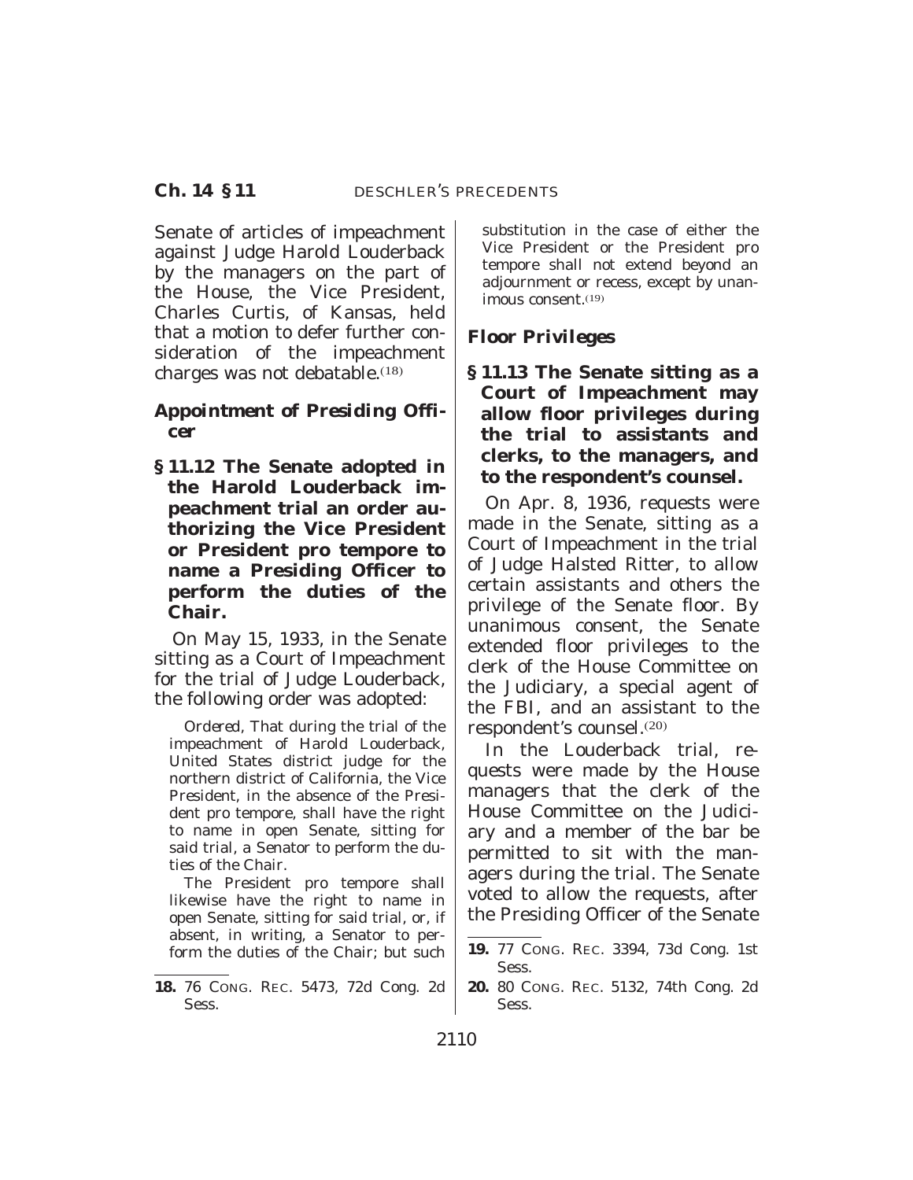Senate of articles of impeachment against Judge Harold Louderback by the managers on the part of the House, the Vice President, Charles Curtis, of Kansas, held that a motion to defer further consideration of the impeachment charges was not debatable.[18]

### Appointment of Presiding Officer

**§ 11.12 The Senate adopted in the Harold Louderback impeachment trial an order authorizing the Vice President or President pro tempore to name a Presiding Officer to perform the duties of the Chair.**

On May 15, 1933, in the Senate sitting as a Court of Impeachment for the trial of Judge Louderback, the following order was adopted:

> *Ordered,* That during the trial of the impeachment of Harold Louderback, United States district judge for the northern district of California, the Vice President, in the absence of the President pro tempore, shall have the right to name in open Senate, sitting for said trial, a Senator to perform the duties of the Chair.
>
> The President pro tempore shall likewise have the right to name in open Senate, sitting for said trial, or, if absent, in writing, a Senator to perform the duties of the Chair; but such substitution in the case of either the Vice President or the President pro tempore shall not extend beyond an adjournment or recess, except by unanimous consent.[19]

### Floor Privileges

**§ 11.13 The Senate sitting as a Court of Impeachment may allow floor privileges during the trial to assistants and clerks, to the managers, and to the respondent's counsel.**

On Apr. 8, 1936, requests were made in the Senate, sitting as a Court of Impeachment in the trial of Judge Halsted Ritter, to allow certain assistants and others the privilege of the Senate floor. By unanimous consent, the Senate extended floor privileges to the clerk of the House Committee on the Judiciary, a special agent of the FBI, and an assistant to the respondent's counsel.[20]

In the Louderback trial, requests were made by the House managers that the clerk of the House Committee on the Judiciary and a member of the bar be permitted to sit with the managers during the trial. The Senate voted to allow the requests, after the Presiding Officer of the Senate

---

18. 76 CONG. REC. 5473, 72d Cong. 2d Sess.

19. 77 CONG. REC. 3394, 73d Cong. 1st Sess.

20. 80 CONG. REC. 5132, 74th Cong. 2d Sess.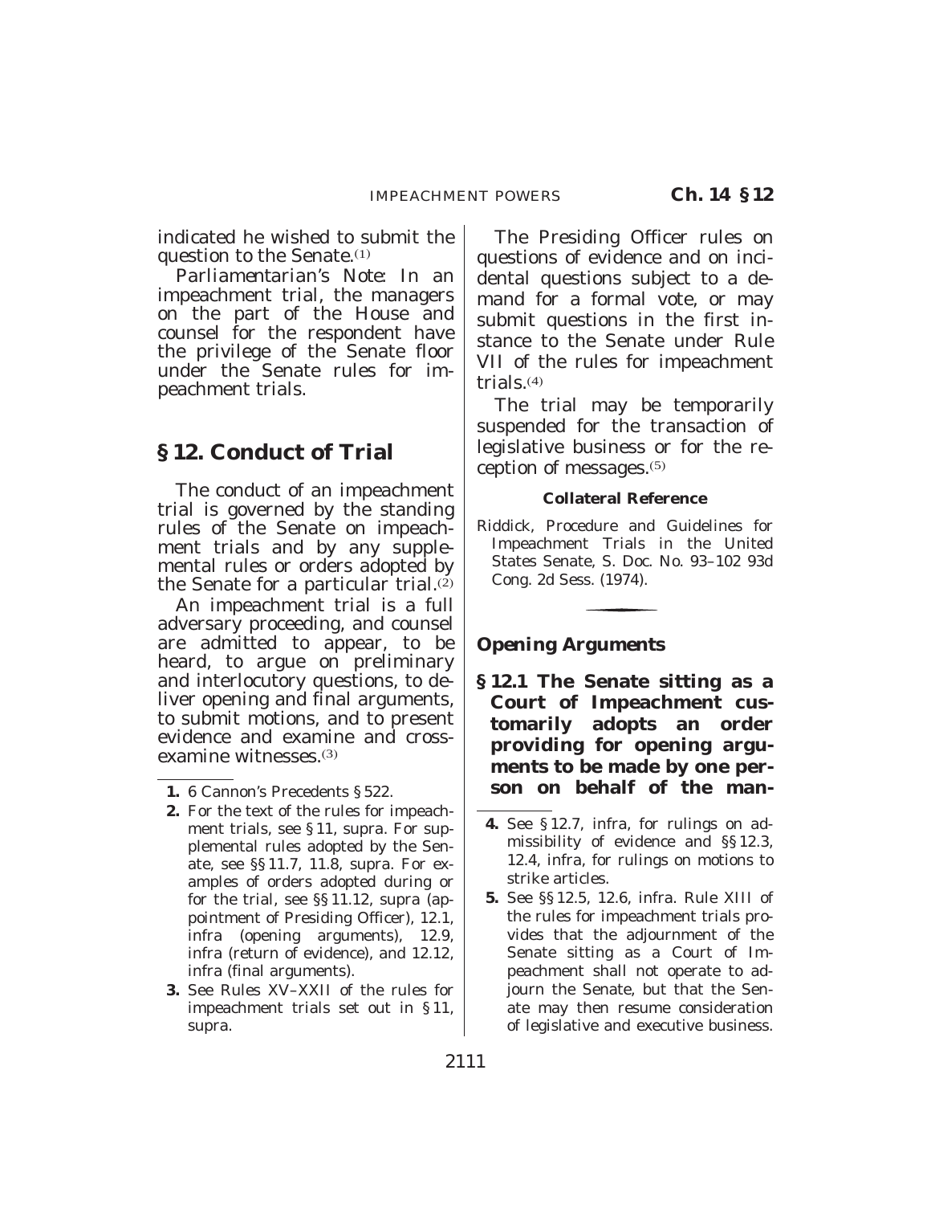indicated he wished to submit the question to the Senate.[1]

*Parliamentarian's Note:* In an impeachment trial, the managers on the part of the House and counsel for the respondent have the privilege of the Senate floor under the Senate rules for impeachment trials.

## § 12. Conduct of Trial

The conduct of an impeachment trial is governed by the standing rules of the Senate on impeachment trials and by any supplemental rules or orders adopted by the Senate for a particular trial.[2]

An impeachment trial is a full adversary proceeding, and counsel are admitted to appear, to be heard, to argue on preliminary and interlocutory questions, to deliver opening and final arguments, to submit motions, and to present evidence and examine and cross-examine witnesses.[3]

The Presiding Officer rules on questions of evidence and on incidental questions subject to a demand for a formal vote, or may submit questions in the first instance to the Senate under Rule VII of the rules for impeachment trials.[4]

The trial may be temporarily suspended for the transaction of legislative business or for the reception of messages.[5]

**Collateral Reference**

Riddick, Procedure and Guidelines for Impeachment Trials in the United States Senate, S. Doc. No. 93–102 93d Cong. 2d Sess. (1974).

---

### *Opening Arguments*

**§ 12.1 The Senate sitting as a Court of Impeachment customarily adopts an order providing for opening arguments to be made by one person on behalf of the man-**

---

1. 6 Cannon's Precedents § 522.
2. For the text of the rules for impeachment trials, see § 11, supra. For supplemental rules adopted by the Senate, see §§ 11.7, 11.8, supra. For examples of orders adopted during or for the trial, see §§ 11.12, supra (appointment of Presiding Officer), 12.1, infra (opening arguments), 12.9, infra (return of evidence), and 12.12, infra (final arguments).
3. See Rules XV–XXII of the rules for impeachment trials set out in § 11, supra.
4. See § 12.7, infra, for rulings on admissibility of evidence and §§ 12.3, 12.4, infra, for rulings on motions to strike articles.
5. See §§ 12.5, 12.6, infra. Rule XIII of the rules for impeachment trials provides that the adjournment of the Senate sitting as a Court of Impeachment shall not operate to adjourn the Senate, but that the Senate may then resume consideration of legislative and executive business.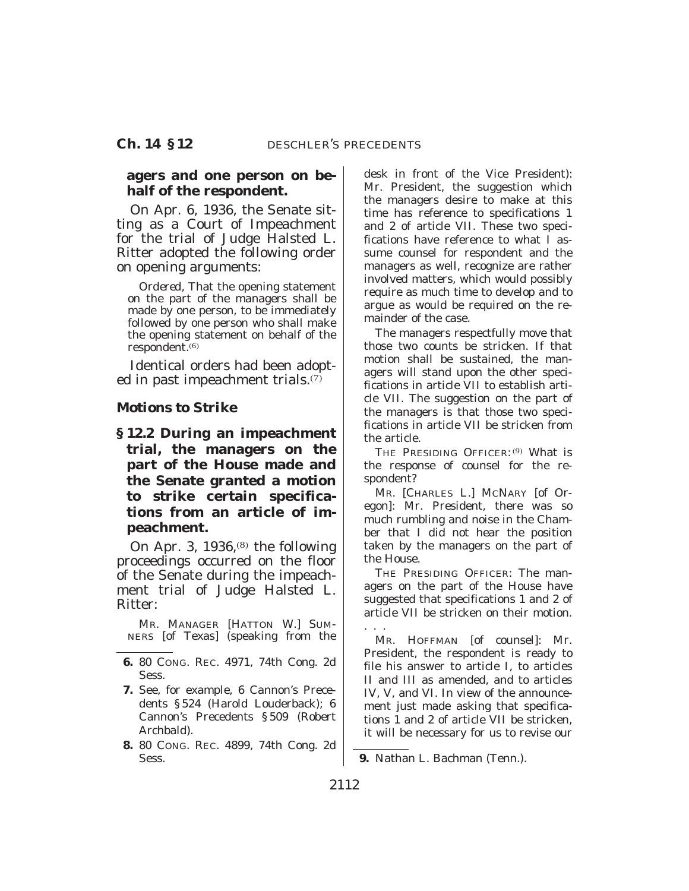**agers and one person on behalf of the respondent.**

On Apr. 6, 1936, the Senate sitting as a Court of Impeachment for the trial of Judge Halsted L. Ritter adopted the following order on opening arguments:

> *Ordered,* That the opening statement on the part of the managers shall be made by one person, to be immediately followed by one person who shall make the opening statement on behalf of the respondent.[6]

Identical orders had been adopted in past impeachment trials.[7]

### Motions to Strike

**§ 12.2 During an impeachment trial, the managers on the part of the House made and the Senate granted a motion to strike certain specifications from an article of impeachment.**

On Apr. 3, 1936,[8] the following proceedings occurred on the floor of the Senate during the impeachment trial of Judge Halsted L. Ritter:

> MR. MANAGER [HATTON W.] SUMNERS [of Texas] (speaking from the desk in front of the Vice President): Mr. President, the suggestion which the managers desire to make at this time has reference to specifications 1 and 2 of article VII. These two specifications have reference to what I assume counsel for respondent and the managers as well, recognize are rather involved matters, which would possibly require as much time to develop and to argue as would be required on the remainder of the case.
>
> The managers respectfully move that those two counts be stricken. If that motion shall be sustained, the managers will stand upon the other specifications in article VII to establish article VII. The suggestion on the part of the managers is that those two specifications in article VII be stricken from the article.
>
> THE PRESIDING OFFICER:[9] What is the response of counsel for the respondent?
>
> MR. [CHARLES L.] MCNARY [of Oregon]: Mr. President, there was so much rumbling and noise in the Chamber that I did not hear the position taken by the managers on the part of the House.
>
> THE PRESIDING OFFICER: The managers on the part of the House have suggested that specifications 1 and 2 of article VII be stricken on their motion. . . .
>
> MR. HOFFMAN [of counsel]: Mr. President, the respondent is ready to file his answer to article I, to articles II and III as amended, and to articles IV, V, and VI. In view of the announcement just made asking that specifications 1 and 2 of article VII be stricken, it will be necessary for us to revise our

---

6. 80 CONG. REC. 4971, 74th Cong. 2d Sess.

7. See, for example, 6 Cannon's Precedents § 524 (Harold Louderback); 6 Cannon's Precedents § 509 (Robert Archbald).

8. 80 CONG. REC. 4899, 74th Cong. 2d Sess.

9. Nathan L. Bachman (Tenn.).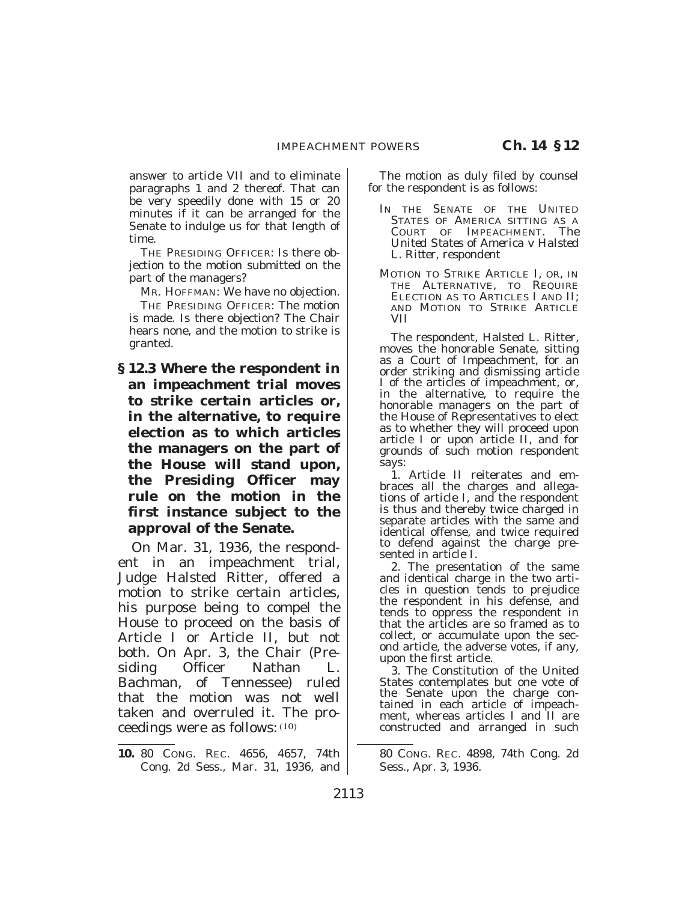answer to article VII and to eliminate paragraphs 1 and 2 thereof. That can be very speedily done with 15 or 20 minutes if it can be arranged for the Senate to indulge us for that length of time.

THE PRESIDING OFFICER: Is there objection to the motion submitted on the part of the managers?

MR. HOFFMAN: We have no objection.

THE PRESIDING OFFICER: The motion is made. Is there objection? The Chair hears none, and the motion to strike is granted.

### § 12.3 Where the respondent in an impeachment trial moves to strike certain articles or, in the alternative, to require election as to which articles the managers on the part of the House will stand upon, the Presiding Officer may rule on the motion in the first instance subject to the approval of the Senate.

On Mar. 31, 1936, the respondent in an impeachment trial, Judge Halsted Ritter, offered a motion to strike certain articles, his purpose being to compel the House to proceed on the basis of Article I or Article II, but not both. On Apr. 3, the Chair (Presiding Officer Nathan L. Bachman, of Tennessee) ruled that the motion was not well taken and overruled it. The proceedings were as follows: [10]

The motion as duly filed by counsel for the respondent is as follows:

IN THE SENATE OF THE UNITED STATES OF AMERICA SITTING AS A COURT OF IMPEACHMENT. *The United States of America v Halsted L. Ritter, respondent*

MOTION TO STRIKE ARTICLE I, OR, IN THE ALTERNATIVE, TO REQUIRE ELECTION AS TO ARTICLES I AND II; AND MOTION TO STRIKE ARTICLE VII

The respondent, Halsted L. Ritter, moves the honorable Senate, sitting as a Court of Impeachment, for an order striking and dismissing article I of the articles of impeachment, or, in the alternative, to require the honorable managers on the part of the House of Representatives to elect as to whether they will proceed upon article I or upon article II, and for grounds of such motion respondent says:

1. Article II reiterates and embraces all the charges and allegations of article I, and the respondent is thus and thereby twice charged in separate articles with the same and identical offense, and twice required to defend against the charge presented in article I.

2. The presentation of the same and identical charge in the two articles in question tends to prejudice the respondent in his defense, and tends to oppress the respondent in that the articles are so framed as to collect, or accumulate upon the second article, the adverse votes, if any, upon the first article.

3. The Constitution of the United States contemplates but one vote of the Senate upon the charge contained in each article of impeachment, whereas articles I and II are constructed and arranged in such

---

10. 80 CONG. REC. 4656, 4657, 74th Cong. 2d Sess., Mar. 31, 1936, and 80 CONG. REC. 4898, 74th Cong. 2d Sess., Apr. 3, 1936.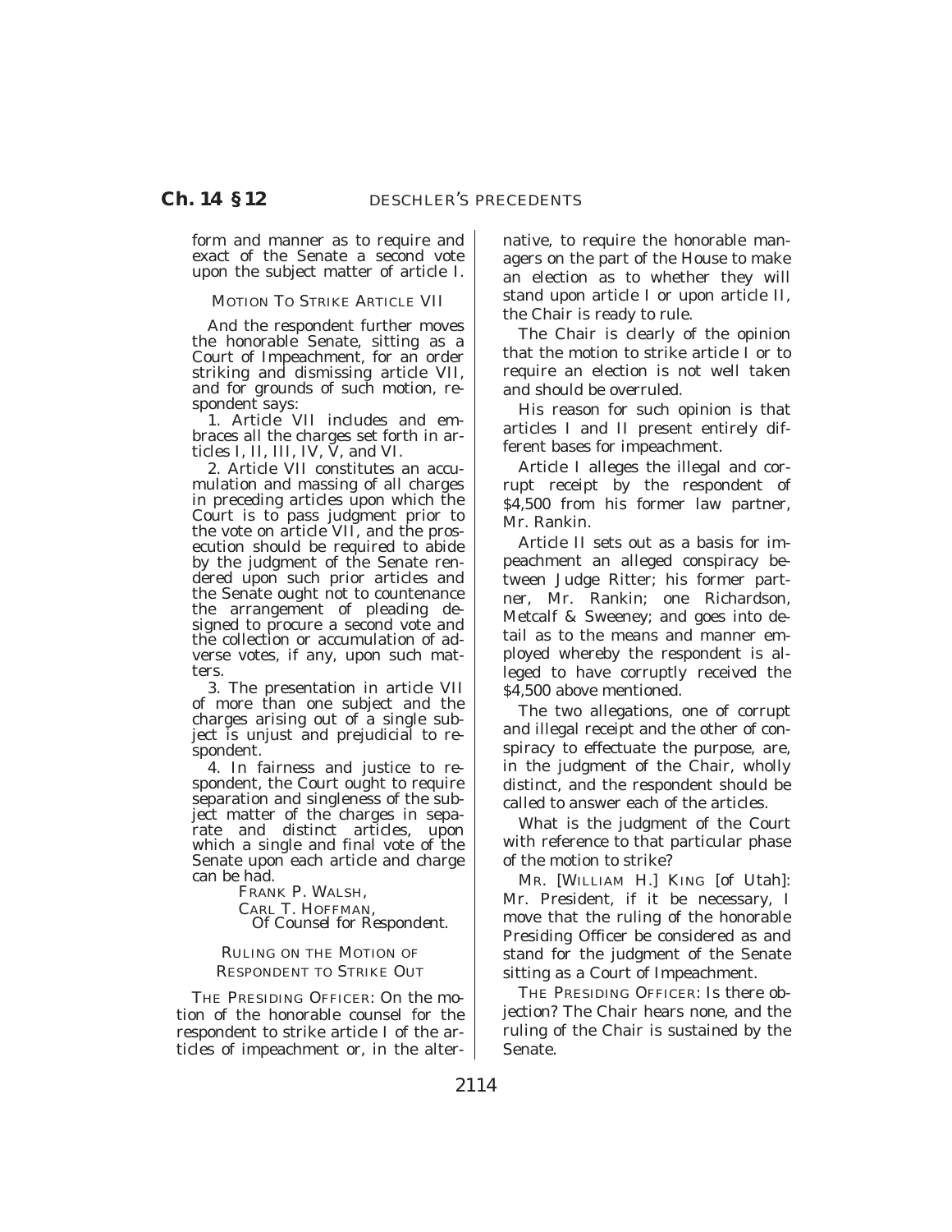form and manner as to require and exact of the Senate a second vote upon the subject matter of article I.

MOTION TO STRIKE ARTICLE VII

And the respondent further moves the honorable Senate, sitting as a Court of Impeachment, for an order striking and dismissing article VII, and for grounds of such motion, respondent says:

1. Article VII includes and embraces all the charges set forth in articles I, II, III, IV, V, and VI.

2. Article VII constitutes an accumulation and massing of all charges in preceding articles upon which the Court is to pass judgment prior to the vote on article VII, and the prosecution should be required to abide by the judgment of the Senate rendered upon such prior articles and the Senate ought not to countenance the arrangement of pleading designed to procure a second vote and the collection or accumulation of adverse votes, if any, upon such matters.

3. The presentation in article VII of more than one subject and the charges arising out of a single subject is unjust and prejudicial to respondent.

4. In fairness and justice to respondent, the Court ought to require separation and singleness of the subject matter of the charges in separate and distinct articles, upon which a single and final vote of the Senate upon each article and charge can be had.

FRANK P. WALSH,
CARL T. HOFFMAN,
*Of Counsel for Respondent.*

RULING ON THE MOTION OF RESPONDENT TO STRIKE OUT

THE PRESIDING OFFICER: On the motion of the honorable counsel for the respondent to strike article I of the articles of impeachment or, in the alternative, to require the honorable managers on the part of the House to make an election as to whether they will stand upon article I or upon article II, the Chair is ready to rule.

The Chair is clearly of the opinion that the motion to strike article I or to require an election is not well taken and should be overruled.

His reason for such opinion is that articles I and II present entirely different bases for impeachment.

Article I alleges the illegal and corrupt receipt by the respondent of $4,500 from his former law partner, Mr. Rankin.

Article II sets out as a basis for impeachment an alleged conspiracy between Judge Ritter; his former partner, Mr. Rankin; one Richardson, Metcalf & Sweeney; and goes into detail as to the means and manner employed whereby the respondent is alleged to have corruptly received the $4,500 above mentioned.

The two allegations, one of corrupt and illegal receipt and the other of conspiracy to effectuate the purpose, are, in the judgment of the Chair, wholly distinct, and the respondent should be called to answer each of the articles.

What is the judgment of the Court with reference to that particular phase of the motion to strike?

MR. [WILLIAM H.] KING [of Utah]: Mr. President, if it be necessary, I move that the ruling of the honorable Presiding Officer be considered as and stand for the judgment of the Senate sitting as a Court of Impeachment.

THE PRESIDING OFFICER: Is there objection? The Chair hears none, and the ruling of the Chair is sustained by the Senate.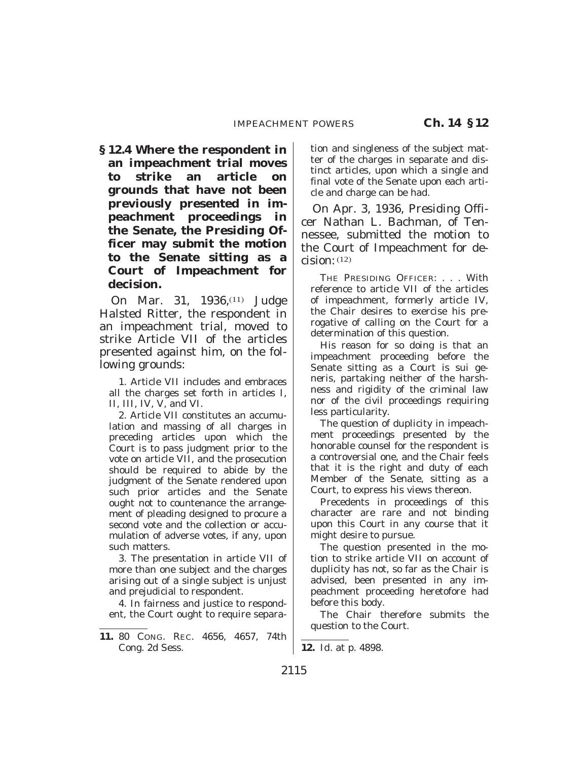**§ 12.4 Where the respondent in an impeachment trial moves to strike an article on grounds that have not been previously presented in impeachment proceedings in the Senate, the Presiding Officer may submit the motion to the Senate sitting as a Court of Impeachment for decision.**

On Mar. 31, 1936,[11] Judge Halsted Ritter, the respondent in an impeachment trial, moved to strike Article VII of the articles presented against him, on the following grounds:

> 1. Article VII includes and embraces all the charges set forth in articles I, II, III, IV, V, and VI.
>
> 2. Article VII constitutes an accumulation and massing of all charges in preceding articles upon which the Court is to pass judgment prior to the vote on article VII, and the prosecution should be required to abide by the judgment of the Senate rendered upon such prior articles and the Senate ought not to countenance the arrangement of pleading designed to procure a second vote and the collection or accumulation of adverse votes, if any, upon such matters.
>
> 3. The presentation in article VII of more than one subject and the charges arising out of a single subject is unjust and prejudicial to respondent.
>
> 4. In fairness and justice to respondent, the Court ought to require separation and singleness of the subject matter of the charges in separate and distinct articles, upon which a single and final vote of the Senate upon each article and charge can be had.

On Apr. 3, 1936, Presiding Officer Nathan L. Bachman, of Tennessee, submitted the motion to the Court of Impeachment for decision:[12]

> THE PRESIDING OFFICER: . . . With reference to article VII of the articles of impeachment, formerly article IV, the Chair desires to exercise his prerogative of calling on the Court for a determination of this question.
>
> His reason for so doing is that an impeachment proceeding before the Senate sitting as a Court is sui generis, partaking neither of the harshness and rigidity of the criminal law nor of the civil proceedings requiring less particularity.
>
> The question of duplicity in impeachment proceedings presented by the honorable counsel for the respondent is a controversial one, and the Chair feels that it is the right and duty of each Member of the Senate, sitting as a Court, to express his views thereon.
>
> Precedents in proceedings of this character are rare and not binding upon this Court in any course that it might desire to pursue.
>
> The question presented in the motion to strike article VII on account of duplicity has not, so far as the Chair is advised, been presented in any impeachment proceeding heretofore had before this body.
>
> The Chair therefore submits the question to the Court.

---

11. 80 CONG. REC. 4656, 4657, 74th Cong. 2d Sess.

12. *Id.* at p. 4898.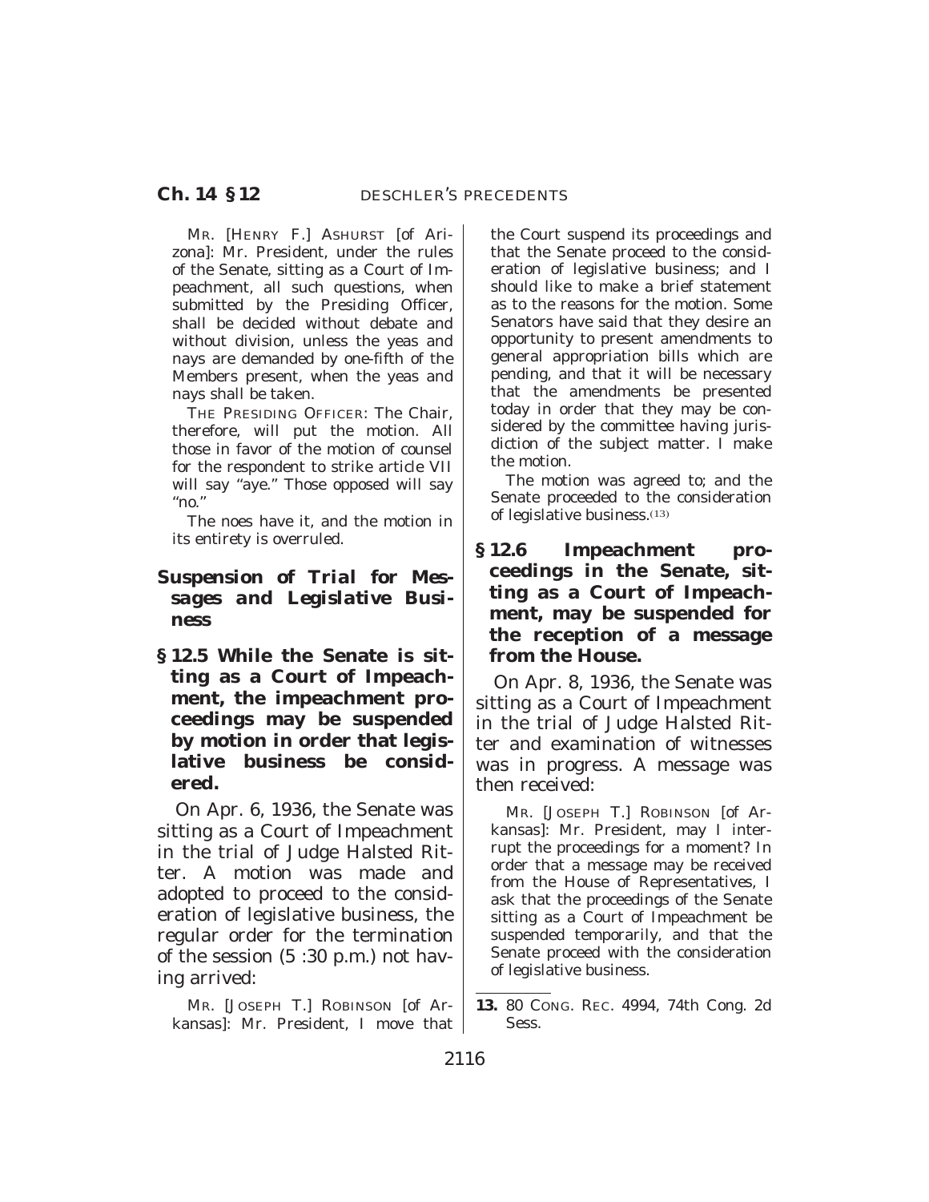MR. [HENRY F.] ASHURST [of Arizona]: Mr. President, under the rules of the Senate, sitting as a Court of Impeachment, all such questions, when submitted by the Presiding Officer, shall be decided without debate and without division, unless the yeas and nays are demanded by one-fifth of the Members present, when the yeas and nays shall be taken.

THE PRESIDING OFFICER: The Chair, therefore, will put the motion. All those in favor of the motion of counsel for the respondent to strike article VII will say "aye." Those opposed will say "no."

The noes have it, and the motion in its entirety is overruled.

### Suspension of Trial for Messages and Legislative Business

**§ 12.5 While the Senate is sitting as a Court of Impeachment, the impeachment proceedings may be suspended by motion in order that legislative business be considered.**

On Apr. 6, 1936, the Senate was sitting as a Court of Impeachment in the trial of Judge Halsted Ritter. A motion was made and adopted to proceed to the consideration of legislative business, the regular order for the termination of the session (5 :30 p.m.) not having arrived:

MR. [JOSEPH T.] ROBINSON [of Arkansas]: Mr. President, I move that the Court suspend its proceedings and that the Senate proceed to the consideration of legislative business; and I should like to make a brief statement as to the reasons for the motion. Some Senators have said that they desire an opportunity to present amendments to general appropriation bills which are pending, and that it will be necessary that the amendments be presented today in order that they may be considered by the committee having jurisdiction of the subject matter. I make the motion.

The motion was agreed to; and the Senate proceeded to the consideration of legislative business.(13)

**§ 12.6 Impeachment proceedings in the Senate, sitting as a Court of Impeachment, may be suspended for the reception of a message from the House.**

On Apr. 8, 1936, the Senate was sitting as a Court of Impeachment in the trial of Judge Halsted Ritter and examination of witnesses was in progress. A message was then received:

MR. [JOSEPH T.] ROBINSON [of Arkansas]: Mr. President, may I interrupt the proceedings for a moment? In order that a message may be received from the House of Representatives, I ask that the proceedings of the Senate sitting as a Court of Impeachment be suspended temporarily, and that the Senate proceed with the consideration of legislative business.

---

**13.** 80 CONG. REC. 4994, 74th Cong. 2d Sess.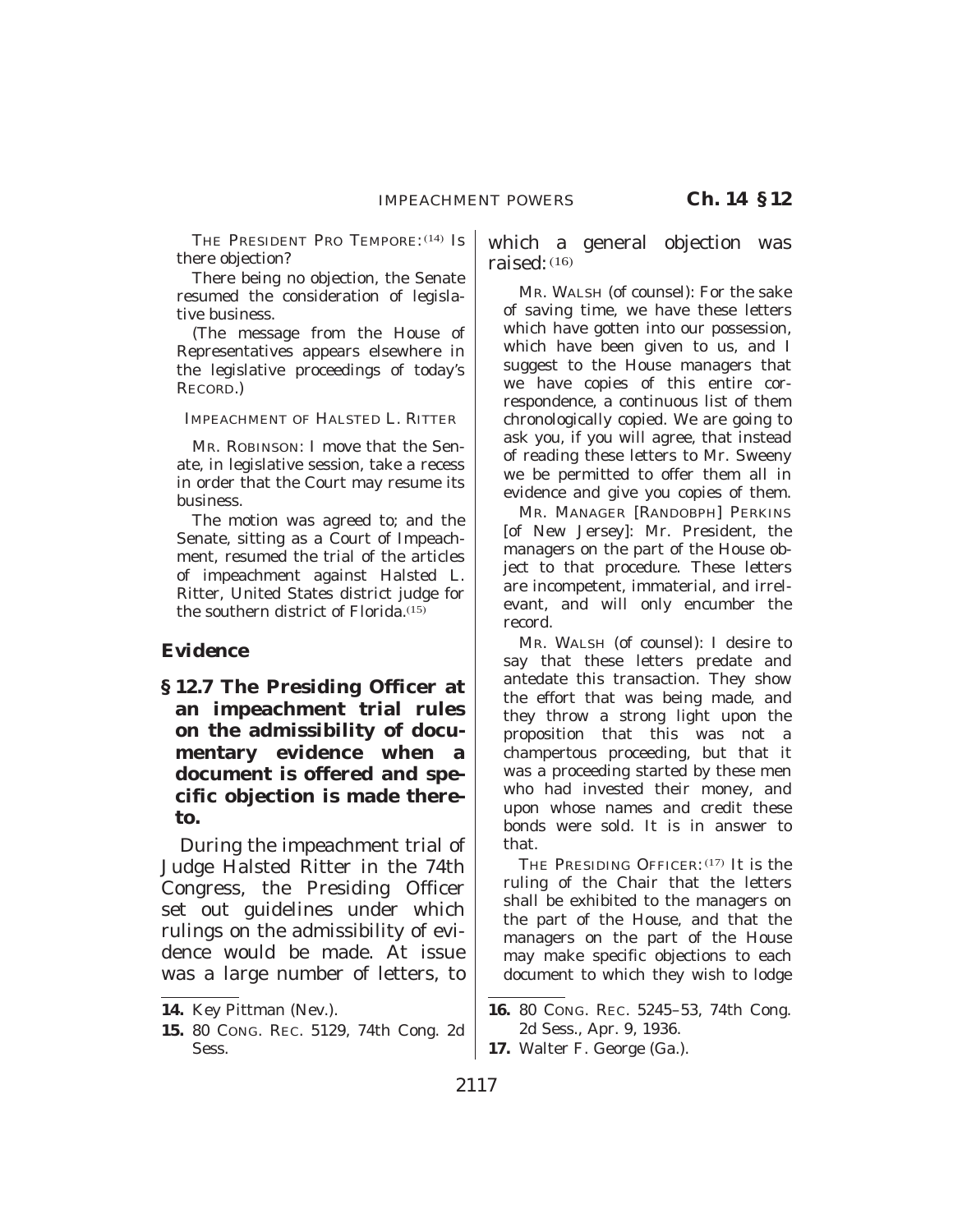THE PRESIDENT PRO TEMPORE:[14] Is there objection?

There being no objection, the Senate resumed the consideration of legislative business.

(The message from the House of Representatives appears elsewhere in the legislative proceedings of today's RECORD.)

IMPEACHMENT OF HALSTED L. RITTER

MR. ROBINSON: I move that the Senate, in legislative session, take a recess in order that the Court may resume its business.

The motion was agreed to; and the Senate, sitting as a Court of Impeachment, resumed the trial of the articles of impeachment against Halsted L. Ritter, United States district judge for the southern district of Florida.[15]

## Evidence

**§ 12.7 The Presiding Officer at an impeachment trial rules on the admissibility of documentary evidence when a document is offered and specific objection is made thereto.**

During the impeachment trial of Judge Halsted Ritter in the 74th Congress, the Presiding Officer set out guidelines under which rulings on the admissibility of evidence would be made. At issue was a large number of letters, to which a general objection was raised:[16]

MR. WALSH (of counsel): For the sake of saving time, we have these letters which have gotten into our possession, which have been given to us, and I suggest to the House managers that we have copies of this entire correspondence, a continuous list of them chronologically copied. We are going to ask you, if you will agree, that instead of reading these letters to Mr. Sweeny we be permitted to offer them all in evidence and give you copies of them.

MR. MANAGER [RANDOBPH] PERKINS [of New Jersey]: Mr. President, the managers on the part of the House object to that procedure. These letters are incompetent, immaterial, and irrelevant, and will only encumber the record.

MR. WALSH (of counsel): I desire to say that these letters predate and antedate this transaction. They show the effort that was being made, and they throw a strong light upon the proposition that this was not a champertous proceeding, but that it was a proceeding started by these men who had invested their money, and upon whose names and credit these bonds were sold. It is in answer to that.

THE PRESIDING OFFICER:[17] It is the ruling of the Chair that the letters shall be exhibited to the managers on the part of the House, and that the managers on the part of the House may make specific objections to each document to which they wish to lodge

---

14. Key Pittman (Nev.).

15. 80 CONG. REC. 5129, 74th Cong. 2d Sess.

16. 80 CONG. REC. 5245–53, 74th Cong. 2d Sess., Apr. 9, 1936.

17. Walter F. George (Ga.).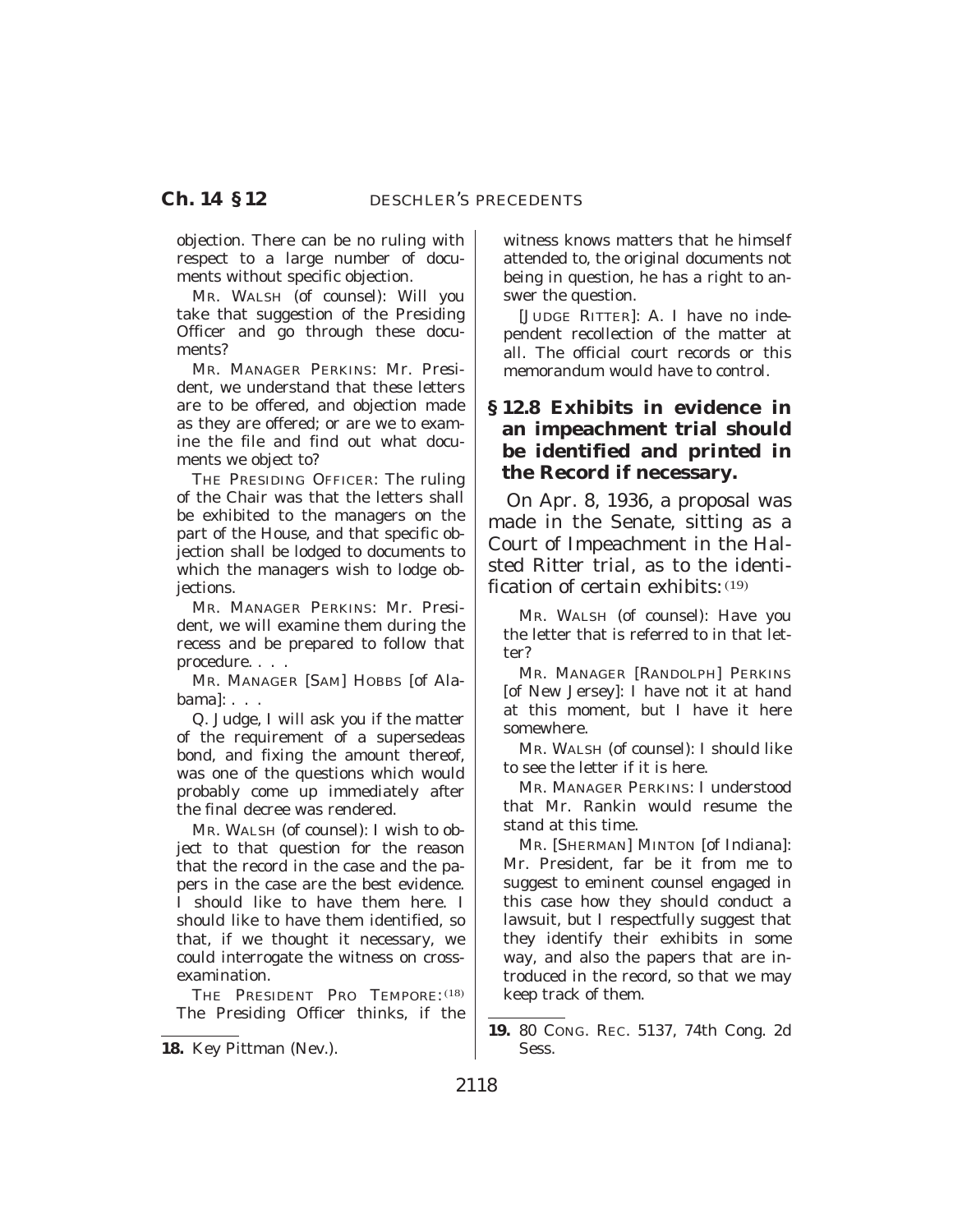objection. There can be no ruling with respect to a large number of documents without specific objection.

MR. WALSH (of counsel): Will you take that suggestion of the Presiding Officer and go through these documents?

MR. MANAGER PERKINS: Mr. President, we understand that these letters are to be offered, and objection made as they are offered; or are we to examine the file and find out what documents we object to?

THE PRESIDING OFFICER: The ruling of the Chair was that the letters shall be exhibited to the managers on the part of the House, and that specific objection shall be lodged to documents to which the managers wish to lodge objections.

MR. MANAGER PERKINS: Mr. President, we will examine them during the recess and be prepared to follow that procedure. . . .

MR. MANAGER [SAM] HOBBS [of Alabama]: . . .

Q. Judge, I will ask you if the matter of the requirement of a supersedeas bond, and fixing the amount thereof, was one of the questions which would probably come up immediately after the final decree was rendered.

MR. WALSH (of counsel): I wish to object to that question for the reason that the record in the case and the papers in the case are the best evidence. I should like to have them here. I should like to have them identified, so that, if we thought it necessary, we could interrogate the witness on cross-examination.

THE PRESIDENT PRO TEMPORE:[18] The Presiding Officer thinks, if the witness knows matters that he himself attended to, the original documents not being in question, he has a right to answer the question.

[JUDGE RITTER]: A. I have no independent recollection of the matter at all. The official court records or this memorandum would have to control.

## § 12.8 Exhibits in evidence in an impeachment trial should be identified and printed in the Record if necessary.

On Apr. 8, 1936, a proposal was made in the Senate, sitting as a Court of Impeachment in the Halsted Ritter trial, as to the identification of certain exhibits:[19]

MR. WALSH (of counsel): Have you the letter that is referred to in that letter?

MR. MANAGER [RANDOLPH] PERKINS [of New Jersey]: I have not it at hand at this moment, but I have it here somewhere.

MR. WALSH (of counsel): I should like to see the letter if it is here.

MR. MANAGER PERKINS: I understood that Mr. Rankin would resume the stand at this time.

MR. [SHERMAN] MINTON [of Indiana]: Mr. President, far be it from me to suggest to eminent counsel engaged in this case how they should conduct a lawsuit, but I respectfully suggest that they identify their exhibits in some way, and also the papers that are introduced in the record, so that we may keep track of them.

---

18. Key Pittman (Nev.).

19. 80 CONG. REC. 5137, 74th Cong. 2d Sess.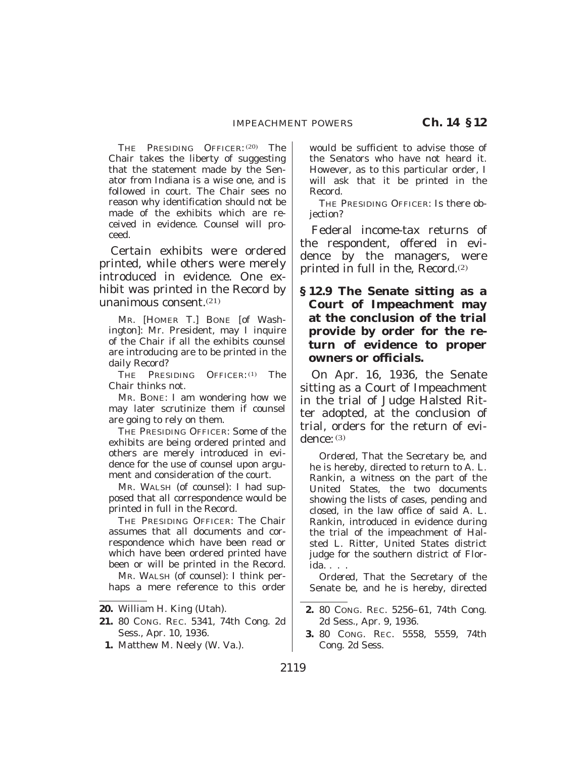THE PRESIDING OFFICER:[20] The Chair takes the liberty of suggesting that the statement made by the Senator from Indiana is a wise one, and is followed in court. The Chair sees no reason why identification should not be made of the exhibits which are received in evidence. Counsel will proceed.

Certain exhibits were ordered printed, while others were merely introduced in evidence. One exhibit was printed in the Record by unanimous consent.[21]

MR. [HOMER T.] BONE [of Washington]: Mr. President, may I inquire of the Chair if all the exhibits counsel are introducing are to be printed in the daily Record?

THE PRESIDING OFFICER:[1] The Chair thinks not.

MR. BONE: I am wondering how we may later scrutinize them if counsel are going to rely on them.

THE PRESIDING OFFICER: Some of the exhibits are being ordered printed and others are merely introduced in evidence for the use of counsel upon argument and consideration of the court.

MR. WALSH (of counsel): I had supposed that all correspondence would be printed in full in the Record.

THE PRESIDING OFFICER: The Chair assumes that all documents and correspondence which have been read or which have been ordered printed have been or will be printed in the Record.

MR. WALSH (of counsel): I think perhaps a mere reference to this order would be sufficient to advise those of the Senators who have not heard it. However, as to this particular order, I will ask that it be printed in the Record.

THE PRESIDING OFFICER: Is there objection?

Federal income-tax returns of the respondent, offered in evidence by the managers, were printed in full in the, Record.[2]

### § 12.9 The Senate sitting as a Court of Impeachment may at the conclusion of the trial provide by order for the return of evidence to proper owners or officials.

On Apr. 16, 1936, the Senate sitting as a Court of Impeachment in the trial of Judge Halsted Ritter adopted, at the conclusion of trial, orders for the return of evidence:[3]

*Ordered*, That the Secretary be, and he is hereby, directed to return to A. L. Rankin, a witness on the part of the United States, the two documents showing the lists of cases, pending and closed, in the law office of said A. L. Rankin, introduced in evidence during the trial of the impeachment of Halsted L. Ritter, United States district judge for the southern district of Florida. . . .

*Ordered*, That the Secretary of the Senate be, and he is hereby, directed

---

20. William H. King (Utah).

21. 80 CONG. REC. 5341, 74th Cong. 2d Sess., Apr. 10, 1936.

1. Matthew M. Neely (W. Va.).

2. 80 CONG. REC. 5256–61, 74th Cong. 2d Sess., Apr. 9, 1936.

3. 80 CONG. REC. 5558, 5559, 74th Cong. 2d Sess.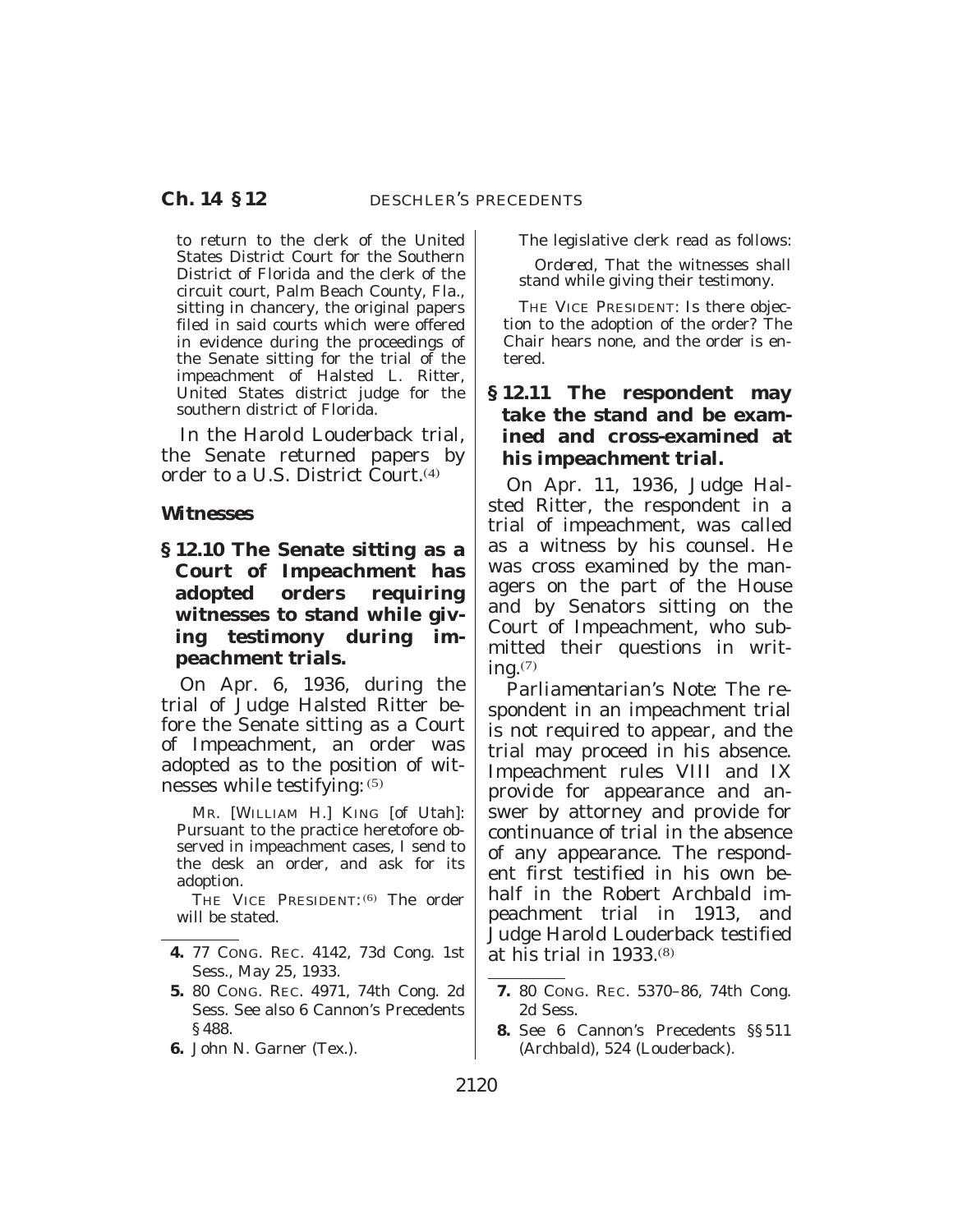to return to the clerk of the United States District Court for the Southern District of Florida and the clerk of the circuit court, Palm Beach County, Fla., sitting in chancery, the original papers filed in said courts which were offered in evidence during the proceedings of the Senate sitting for the trial of the impeachment of Halsted L. Ritter, United States district judge for the southern district of Florida.

In the Harold Louderback trial, the Senate returned papers by order to a U.S. District Court.[4]

### *Witnesses*

**§ 12.10 The Senate sitting as a Court of Impeachment has adopted orders requiring witnesses to stand while giving testimony during impeachment trials.**

On Apr. 6, 1936, during the trial of Judge Halsted Ritter before the Senate sitting as a Court of Impeachment, an order was adopted as to the position of witnesses while testifying:[5]

MR. [WILLIAM H.] KING [of Utah]: Pursuant to the practice heretofore observed in impeachment cases, I send to the desk an order, and ask for its adoption.

THE VICE PRESIDENT:[6] The order will be stated.

The legislative clerk read as follows:

*Ordered,* That the witnesses shall stand while giving their testimony.

THE VICE PRESIDENT: Is there objection to the adoption of the order? The Chair hears none, and the order is entered.

**§ 12.11 The respondent may take the stand and be examined and cross-examined at his impeachment trial.**

On Apr. 11, 1936, Judge Halsted Ritter, the respondent in a trial of impeachment, was called as a witness by his counsel. He was cross examined by the managers on the part of the House and by Senators sitting on the Court of Impeachment, who submitted their questions in writing.[7]

*Parliamentarian's Note:* The respondent in an impeachment trial is not required to appear, and the trial may proceed in his absence. Impeachment rules VIII and IX provide for appearance and answer by attorney and provide for continuance of trial in the absence of any appearance. The respondent first testified in his own behalf in the Robert Archbald impeachment trial in 1913, and Judge Harold Louderback testified at his trial in 1933.[8]

---

**4.** 77 CONG. REC. 4142, 73d Cong. 1st Sess., May 25, 1933.

**5.** 80 CONG. REC. 4971, 74th Cong. 2d Sess. See also 6 Cannon's Precedents § 488.

**6.** John N. Garner (Tex.).

**7.** 80 CONG. REC. 5370–86, 74th Cong. 2d Sess.

**8.** See 6 Cannon's Precedents §§ 511 (Archbald), 524 (Louderback).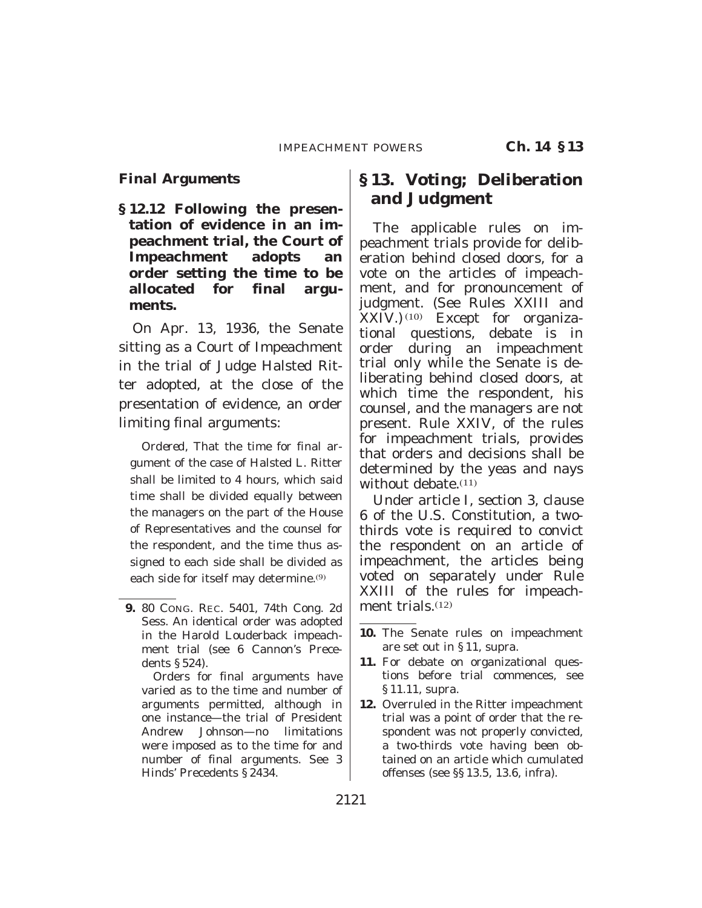### *Final Arguments*

**§ 12.12 Following the presentation of evidence in an impeachment trial, the Court of Impeachment adopts an order setting the time to be allocated for final arguments.**

On Apr. 13, 1936, the Senate sitting as a Court of Impeachment in the trial of Judge Halsted Ritter adopted, at the close of the presentation of evidence, an order limiting final arguments:

> *Ordered,* That the time for final argument of the case of Halsted L. Ritter shall be limited to 4 hours, which said time shall be divided equally between the managers on the part of the House of Representatives and the counsel for the respondent, and the time thus assigned to each side shall be divided as each side for itself may determine.(9)

**9.** 80 CONG. REC. 5401, 74th Cong. 2d Sess. An identical order was adopted in the Harold Louderback impeachment trial (see 6 Cannon's Precedents § 524).

Orders for final arguments have varied as to the time and number of arguments permitted, although in one instance—the trial of President Andrew Johnson—no limitations were imposed as to the time for and number of final arguments. See 3 Hinds' Precedents § 2434.

## § 13. Voting; Deliberation and Judgment

The applicable rules on impeachment trials provide for deliberation behind closed doors, for a vote on the articles of impeachment, and for pronouncement of judgment. (See Rules XXIII and XXIV.)(10) Except for organizational questions, debate is in order during an impeachment trial only while the Senate is deliberating behind closed doors, at which time the respondent, his counsel, and the managers are not present. Rule XXIV, of the rules for impeachment trials, provides that orders and decisions shall be determined by the yeas and nays without debate.(11)

Under article I, section 3, clause 6 of the U.S. Constitution, a two-thirds vote is required to convict the respondent on an article of impeachment, the articles being voted on separately under Rule XXIII of the rules for impeachment trials.(12)

**10.** The Senate rules on impeachment are set out in § 11, supra.

**11.** For debate on organizational questions before trial commences, see § 11.11, supra.

**12.** Overruled in the Ritter impeachment trial was a point of order that the respondent was not properly convicted, a two-thirds vote having been obtained on an article which cumulated offenses (see §§ 13.5, 13.6, infra).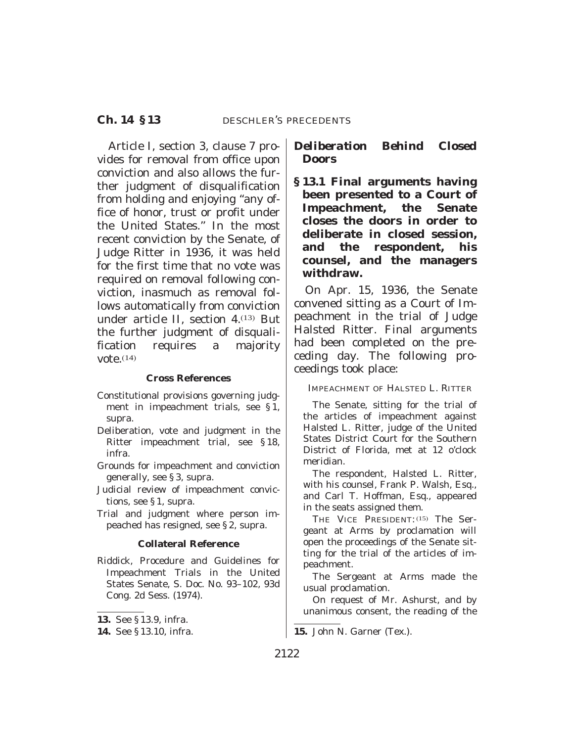Article I, section 3, clause 7 provides for removal from office upon conviction and also allows the further judgment of disqualification from holding and enjoying "any office of honor, trust or profit under the United States." In the most recent conviction by the Senate, of Judge Ritter in 1936, it was held for the first time that no vote was required on removal following conviction, inasmuch as removal follows automatically from conviction under article II, section 4.[13] But the further judgment of disqualification requires a majority vote.[14]

**Cross References**

- Constitutional provisions governing judgment in impeachment trials, see § 1, supra.
- Deliberation, vote and judgment in the Ritter impeachment trial, see § 18, infra.
- Grounds for impeachment and conviction generally, see § 3, supra.
- Judicial review of impeachment convictions, see § 1, supra.
- Trial and judgment where person impeached has resigned, see § 2, supra.

**Collateral Reference**

Riddick, Procedure and Guidelines for Impeachment Trials in the United States Senate, S. Doc. No. 93–102, 93d Cong. 2d Sess. (1974).

13. See § 13.9, infra.

14. See § 13.10, infra.

## *Deliberation Behind Closed Doors*

**§ 13.1 Final arguments having been presented to a Court of Impeachment, the Senate closes the doors in order to deliberate in closed session, and the respondent, his counsel, and the managers withdraw.**

On Apr. 15, 1936, the Senate convened sitting as a Court of Impeachment in the trial of Judge Halsted Ritter. Final arguments had been completed on the preceding day. The following proceedings took place:

IMPEACHMENT OF HALSTED L. RITTER

The Senate, sitting for the trial of the articles of impeachment against Halsted L. Ritter, judge of the United States District Court for the Southern District of Florida, met at 12 o'clock meridian.

The respondent, Halsted L. Ritter, with his counsel, Frank P. Walsh, Esq., and Carl T. Hoffman, Esq., appeared in the seats assigned them.

THE VICE PRESIDENT:[15] The Sergeant at Arms by proclamation will open the proceedings of the Senate sitting for the trial of the articles of impeachment.

The Sergeant at Arms made the usual proclamation.

On request of Mr. Ashurst, and by unanimous consent, the reading of the

15. John N. Garner (Tex.).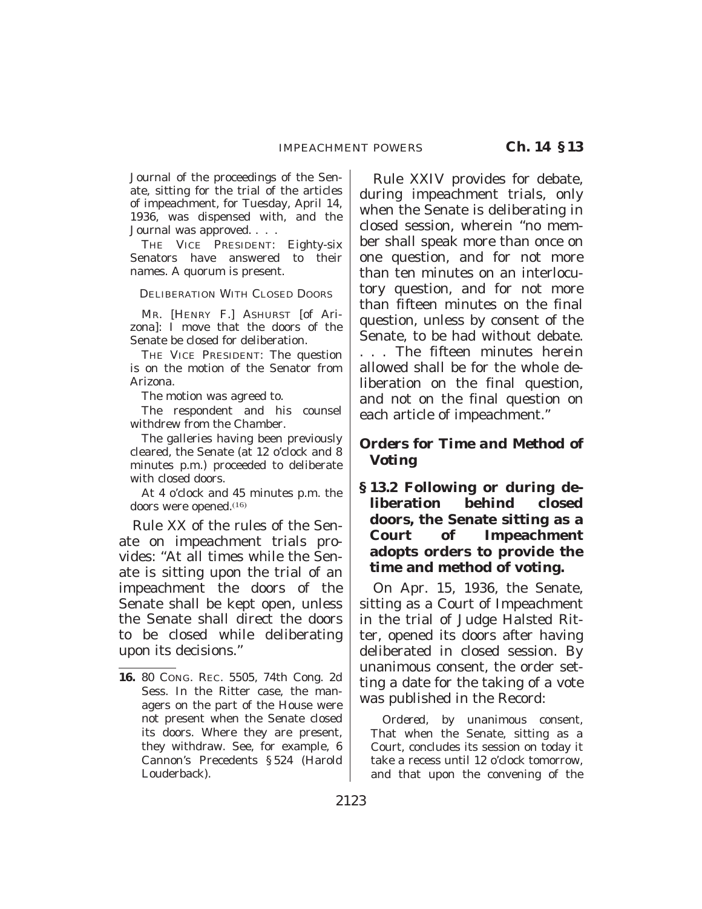Journal of the proceedings of the Senate, sitting for the trial of the articles of impeachment, for Tuesday, April 14, 1936, was dispensed with, and the Journal was approved. . . .

THE VICE PRESIDENT: Eighty-six Senators have answered to their names. A quorum is present.

DELIBERATION WITH CLOSED DOORS

MR. [HENRY F.] ASHURST [of Arizona]: I move that the doors of the Senate be closed for deliberation.

THE VICE PRESIDENT: The question is on the motion of the Senator from Arizona.

The motion was agreed to.

The respondent and his counsel withdrew from the Chamber.

The galleries having been previously cleared, the Senate (at 12 o'clock and 8 minutes p.m.) proceeded to deliberate with closed doors.

At 4 o'clock and 45 minutes p.m. the doors were opened.[16]

Rule XX of the rules of the Senate on impeachment trials provides: "At all times while the Senate is sitting upon the trial of an impeachment the doors of the Senate shall be kept open, unless the Senate shall direct the doors to be closed while deliberating upon its decisions."

16. 80 CONG. REC. 5505, 74th Cong. 2d Sess. In the Ritter case, the managers on the part of the House were not present when the Senate closed its doors. Where they are present, they withdraw. See, for example, 6 Cannon's Precedents § 524 (Harold Louderback).

Rule XXIV provides for debate, during impeachment trials, only when the Senate is deliberating in closed session, wherein "no member shall speak more than once on one question, and for not more than ten minutes on an interlocutory question, and for not more than fifteen minutes on the final question, unless by consent of the Senate, to be had without debate. . . . The fifteen minutes herein allowed shall be for the whole deliberation on the final question, and not on the final question on each article of impeachment."

### *Orders for Time and Method of Voting*

**§ 13.2 Following or during deliberation behind closed doors, the Senate sitting as a Court of Impeachment adopts orders to provide the time and method of voting.**

On Apr. 15, 1936, the Senate, sitting as a Court of Impeachment in the trial of Judge Halsted Ritter, opened its doors after having deliberated in closed session. By unanimous consent, the order setting a date for the taking of a vote was published in the Record:

*Ordered*, by unanimous consent, That when the Senate, sitting as a Court, concludes its session on today it take a recess until 12 o'clock tomorrow, and that upon the convening of the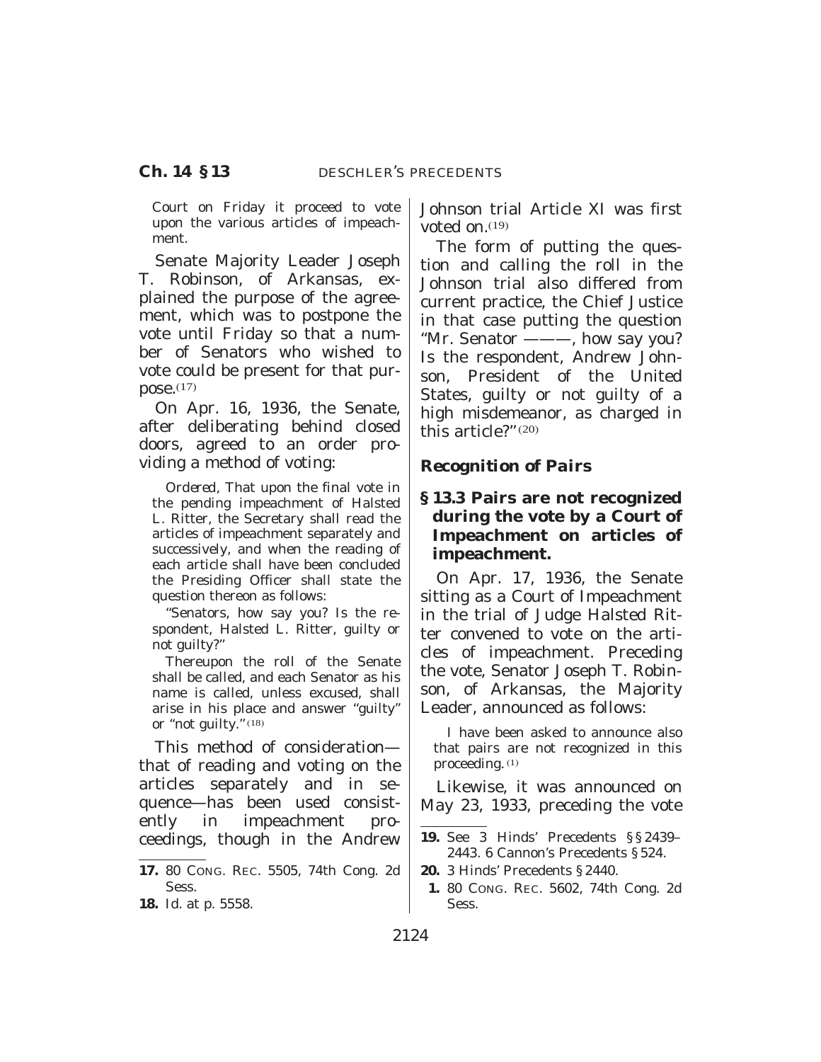Court on Friday it proceed to vote upon the various articles of impeachment.

Senate Majority Leader Joseph T. Robinson, of Arkansas, explained the purpose of the agreement, which was to postpone the vote until Friday so that a number of Senators who wished to vote could be present for that purpose.[17]

On Apr. 16, 1936, the Senate, after deliberating behind closed doors, agreed to an order providing a method of voting:

> *Ordered*, That upon the final vote in the pending impeachment of Halsted L. Ritter, the Secretary shall read the articles of impeachment separately and successively, and when the reading of each article shall have been concluded the Presiding Officer shall state the question thereon as follows:
>
> "Senators, how say you? Is the respondent, Halsted L. Ritter, guilty or not guilty?"
>
> Thereupon the roll of the Senate shall be called, and each Senator as his name is called, unless excused, shall arise in his place and answer "guilty" or "not guilty."[18]

This method of consideration—that of reading and voting on the articles separately and in sequence—has been used consistently in impeachment proceedings, though in the Andrew Johnson trial Article XI was first voted on.[19]

The form of putting the question and calling the roll in the Johnson trial also differed from current practice, the Chief Justice in that case putting the question "Mr. Senator ———, how say you? Is the respondent, Andrew Johnson, President of the United States, guilty or not guilty of a high misdemeanor, as charged in this article?"[20]

### *Recognition of Pairs*

### § 13.3 Pairs are not recognized during the vote by a Court of Impeachment on articles of impeachment.

On Apr. 17, 1936, the Senate sitting as a Court of Impeachment in the trial of Judge Halsted Ritter convened to vote on the articles of impeachment. Preceding the vote, Senator Joseph T. Robinson, of Arkansas, the Majority Leader, announced as follows:

> I have been asked to announce also that pairs are not recognized in this proceeding.[1]

Likewise, it was announced on May 23, 1933, preceding the vote

---

**17.** 80 CONG. REC. 5505, 74th Cong. 2d Sess.

**18.** *Id.* at p. 5558.

**19.** See 3 Hinds' Precedents §§ 2439–2443. 6 Cannon's Precedents § 524.

**20.** 3 Hinds' Precedents § 2440.

**1.** 80 CONG. REC. 5602, 74th Cong. 2d Sess.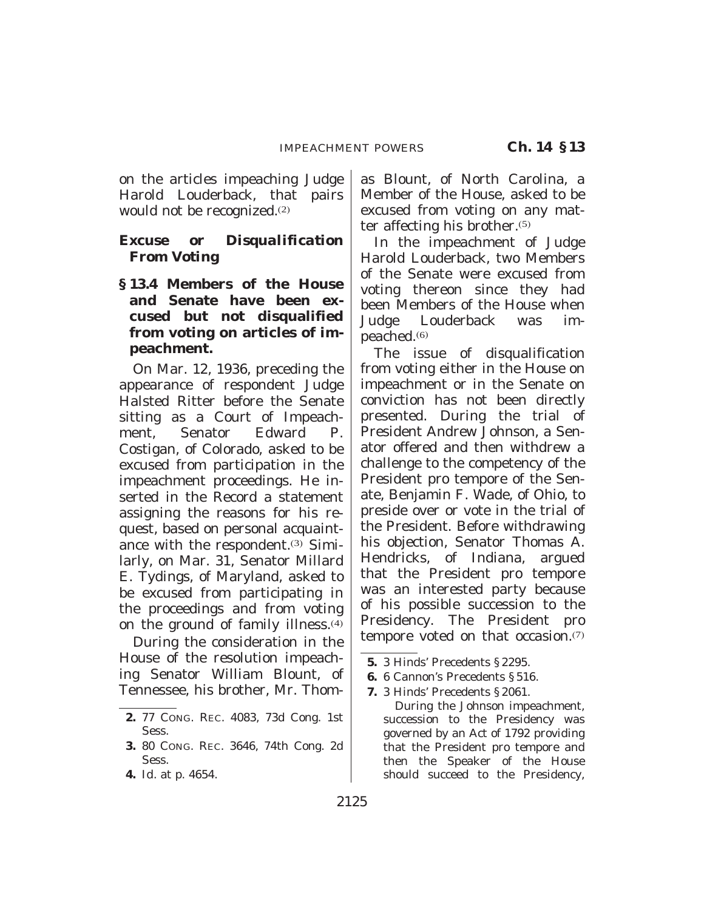on the articles impeaching Judge Harold Louderback, that pairs would not be recognized.[2]

### Excuse or Disqualification From Voting

**§ 13.4 Members of the House and Senate have been excused but not disqualified from voting on articles of impeachment.**

On Mar. 12, 1936, preceding the appearance of respondent Judge Halsted Ritter before the Senate sitting as a Court of Impeachment, Senator Edward P. Costigan, of Colorado, asked to be excused from participation in the impeachment proceedings. He inserted in the Record a statement assigning the reasons for his request, based on personal acquaintance with the respondent.[3] Similarly, on Mar. 31, Senator Millard E. Tydings, of Maryland, asked to be excused from participating in the proceedings and from voting on the ground of family illness.[4]

During the consideration in the House of the resolution impeaching Senator William Blount, of Tennessee, his brother, Mr. Thomas Blount, of North Carolina, a Member of the House, asked to be excused from voting on any matter affecting his brother.[5]

In the impeachment of Judge Harold Louderback, two Members of the Senate were excused from voting thereon since they had been Members of the House when Judge Louderback was impeached.[6]

The issue of disqualification from voting either in the House on impeachment or in the Senate on conviction has not been directly presented. During the trial of President Andrew Johnson, a Senator offered and then withdrew a challenge to the competency of the President pro tempore of the Senate, Benjamin F. Wade, of Ohio, to preside over or vote in the trial of the President. Before withdrawing his objection, Senator Thomas A. Hendricks, of Indiana, argued that the President pro tempore was an interested party because of his possible succession to the Presidency. The President pro tempore voted on that occasion.[7]

---

**2.** 77 CONG. REC. 4083, 73d Cong. 1st Sess.

**3.** 80 CONG. REC. 3646, 74th Cong. 2d Sess.

**4.** Id. at p. 4654.

**5.** 3 Hinds' Precedents § 2295.

**6.** 6 Cannon's Precedents § 516.

**7.** 3 Hinds' Precedents § 2061.

During the Johnson impeachment, succession to the Presidency was governed by an Act of 1792 providing that the President pro tempore and then the Speaker of the House should succeed to the Presidency,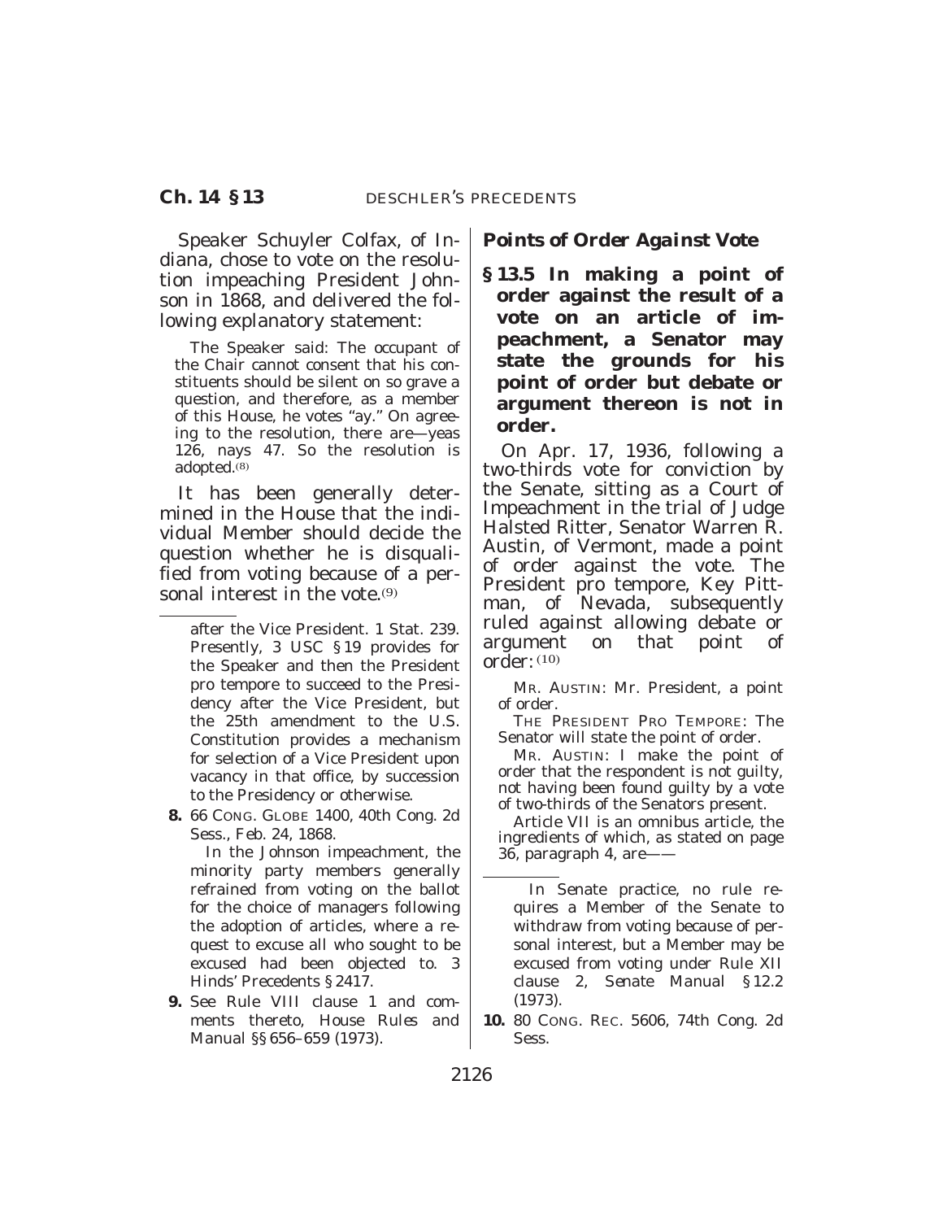Speaker Schuyler Colfax, of Indiana, chose to vote on the resolution impeaching President Johnson in 1868, and delivered the following explanatory statement:

> The Speaker said: The occupant of the Chair cannot consent that his constituents should be silent on so grave a question, and therefore, as a member of this House, he votes "ay." On agreeing to the resolution, there are—yeas 126, nays 47. So the resolution is adopted.[8]

It has been generally determined in the House that the individual Member should decide the question whether he is disqualified from voting because of a personal interest in the vote.[9]

---

after the Vice President. 1 Stat. 239. Presently, 3 USC §19 provides for the Speaker and then the President pro tempore to succeed to the Presidency after the Vice President, but the 25th amendment to the U.S. Constitution provides a mechanism for selection of a Vice President upon vacancy in that office, by succession to the Presidency or otherwise.

**8.** 66 CONG. GLOBE 1400, 40th Cong. 2d Sess., Feb. 24, 1868.

In the Johnson impeachment, the minority party members generally refrained from voting on the ballot for the choice of managers following the adoption of articles, where a request to excuse all who sought to be excused had been objected to. 3 Hinds' Precedents §2417.

**9.** See Rule VIII clause 1 and comments thereto, *House Rules and Manual* §§656–659 (1973).

In Senate practice, no rule requires a Member of the Senate to withdraw from voting because of personal interest, but a Member may be excused from voting under Rule XII clause 2, *Senate Manual* §12.2 (1973).

---

## *Points of Order Against Vote*

**§13.5 In making a point of order against the result of a vote on an article of impeachment, a Senator may state the grounds for his point of order but debate or argument thereon is not in order.**

On Apr. 17, 1936, following a two-thirds vote for conviction by the Senate, sitting as a Court of Impeachment in the trial of Judge Halsted Ritter, Senator Warren R. Austin, of Vermont, made a point of order against the vote. The President pro tempore, Key Pittman, of Nevada, subsequently ruled against allowing debate or argument on that point of order:[10]

> MR. AUSTIN: Mr. President, a point of order.
>
> THE PRESIDENT PRO TEMPORE: The Senator will state the point of order.
>
> MR. AUSTIN: I make the point of order that the respondent is not guilty, not having been found guilty by a vote of two-thirds of the Senators present.
>
> Article VII is an omnibus article, the ingredients of which, as stated on page 36, paragraph 4, are——

---

**10.** 80 CONG. REC. 5606, 74th Cong. 2d Sess.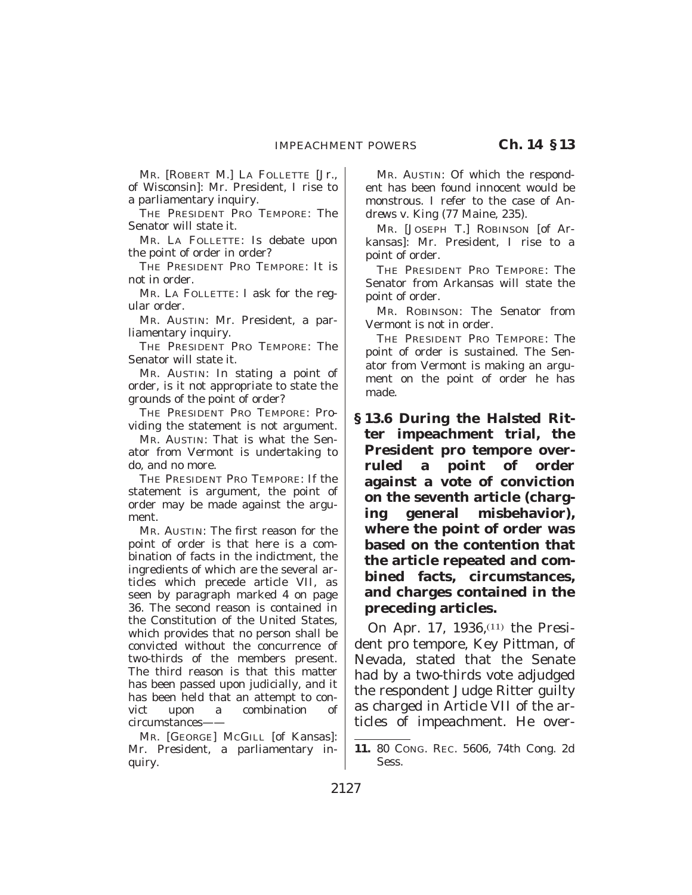MR. [ROBERT M.] LA FOLLETTE [Jr., of Wisconsin]: Mr. President, I rise to a parliamentary inquiry.

THE PRESIDENT PRO TEMPORE: The Senator will state it.

MR. LA FOLLETTE: Is debate upon the point of order in order?

THE PRESIDENT PRO TEMPORE: It is not in order.

MR. LA FOLLETTE: I ask for the regular order.

MR. AUSTIN: Mr. President, a parliamentary inquiry.

THE PRESIDENT PRO TEMPORE: The Senator will state it.

MR. AUSTIN: In stating a point of order, is it not appropriate to state the grounds of the point of order?

THE PRESIDENT PRO TEMPORE: Providing the statement is not argument.

MR. AUSTIN: That is what the Senator from Vermont is undertaking to do, and no more.

THE PRESIDENT PRO TEMPORE: If the statement is argument, the point of order may be made against the argument.

MR. AUSTIN: The first reason for the point of order is that here is a combination of facts in the indictment, the ingredients of which are the several articles which precede article VII, as seen by paragraph marked 4 on page 36. The second reason is contained in the Constitution of the United States, which provides that no person shall be convicted without the concurrence of two-thirds of the members present. The third reason is that this matter has been passed upon judicially, and it has been held that an attempt to convict upon a combination of circumstances——

MR. [GEORGE] MCGILL [of Kansas]: Mr. President, a parliamentary inquiry.

MR. AUSTIN: Of which the respondent has been found innocent would be monstrous. I refer to the case of Andrews v. King (77 Maine, 235).

MR. [JOSEPH T.] ROBINSON [of Arkansas]: Mr. President, I rise to a point of order.

THE PRESIDENT PRO TEMPORE: The Senator from Arkansas will state the point of order.

MR. ROBINSON: The Senator from Vermont is not in order.

THE PRESIDENT PRO TEMPORE: The point of order is sustained. The Senator from Vermont is making an argument on the point of order he has made.

**§ 13.6 During the Halsted Ritter impeachment trial, the President pro tempore overruled a point of order against a vote of conviction on the seventh article (charging general misbehavior), where the point of order was based on the contention that the article repeated and combined facts, circumstances, and charges contained in the preceding articles.**

On Apr. 17, 1936,[11] the President pro tempore, Key Pittman, of Nevada, stated that the Senate had by a two-thirds vote adjudged the respondent Judge Ritter guilty as charged in Article VII of the articles of impeachment. He over-

---

**11.** 80 CONG. REC. 5606, 74th Cong. 2d Sess.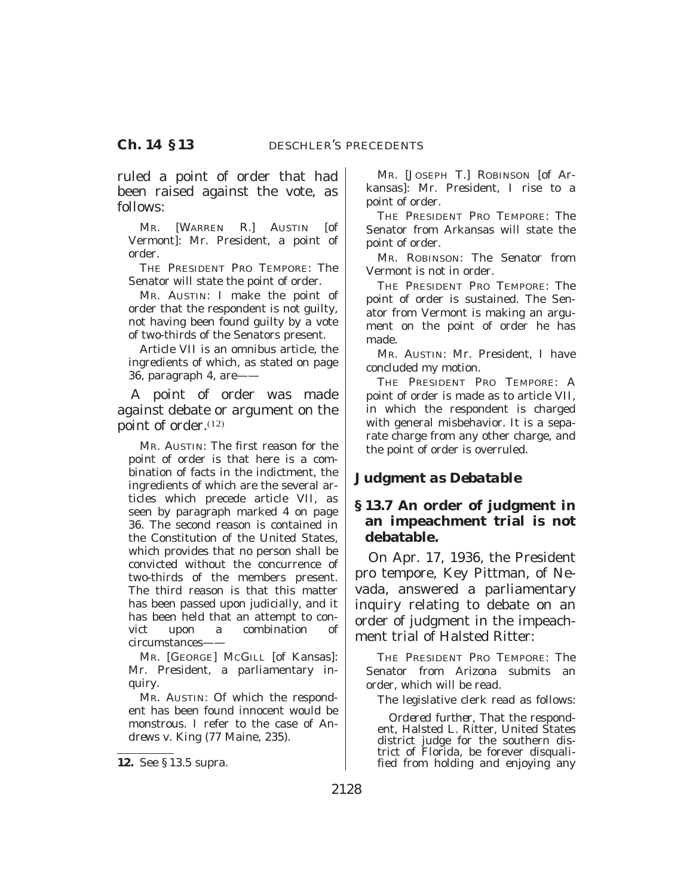ruled a point of order that had been raised against the vote, as follows:

MR. [WARREN R.] AUSTIN [of Vermont]: Mr. President, a point of order.

THE PRESIDENT PRO TEMPORE: The Senator will state the point of order.

MR. AUSTIN: I make the point of order that the respondent is not guilty, not having been found guilty by a vote of two-thirds of the Senators present.

Article VII is an omnibus article, the ingredients of which, as stated on page 36, paragraph 4, are——

A point of order was made against debate or argument on the point of order.[12]

MR. AUSTIN: The first reason for the point of order is that here is a combination of facts in the indictment, the ingredients of which are the several articles which precede article VII, as seen by paragraph marked 4 on page 36. The second reason is contained in the Constitution of the United States, which provides that no person shall be convicted without the concurrence of two-thirds of the members present. The third reason is that this matter has been passed upon judicially, and it has been held that an attempt to convict upon a combination of circumstances——

MR. [GEORGE] MCGILL [of Kansas]: Mr. President, a parliamentary inquiry.

MR. AUSTIN: Of which the respondent has been found innocent would be monstrous. I refer to the case of Andrews v. King (77 Maine, 235).

MR. [JOSEPH T.] ROBINSON [of Arkansas]: Mr. President, I rise to a point of order.

THE PRESIDENT PRO TEMPORE: The Senator from Arkansas will state the point of order.

MR. ROBINSON: The Senator from Vermont is not in order.

THE PRESIDENT PRO TEMPORE: The point of order is sustained. The Senator from Vermont is making an argument on the point of order he has made.

MR. AUSTIN: Mr. President, I have concluded my motion.

THE PRESIDENT PRO TEMPORE: A point of order is made as to article VII, in which the respondent is charged with general misbehavior. It is a separate charge from any other charge, and the point of order is overruled.

## *Judgment as Debatable*

### § 13.7 An order of judgment in an impeachment trial is not debatable.

On Apr. 17, 1936, the President pro tempore, Key Pittman, of Nevada, answered a parliamentary inquiry relating to debate on an order of judgment in the impeachment trial of Halsted Ritter:

THE PRESIDENT PRO TEMPORE: The Senator from Arizona submits an order, which will be read.

The legislative clerk read as follows:

> *Ordered further*, That the respondent, Halsted L. Ritter, United States district judge for the southern district of Florida, be forever disqualified from holding and enjoying any

12. See § 13.5 supra.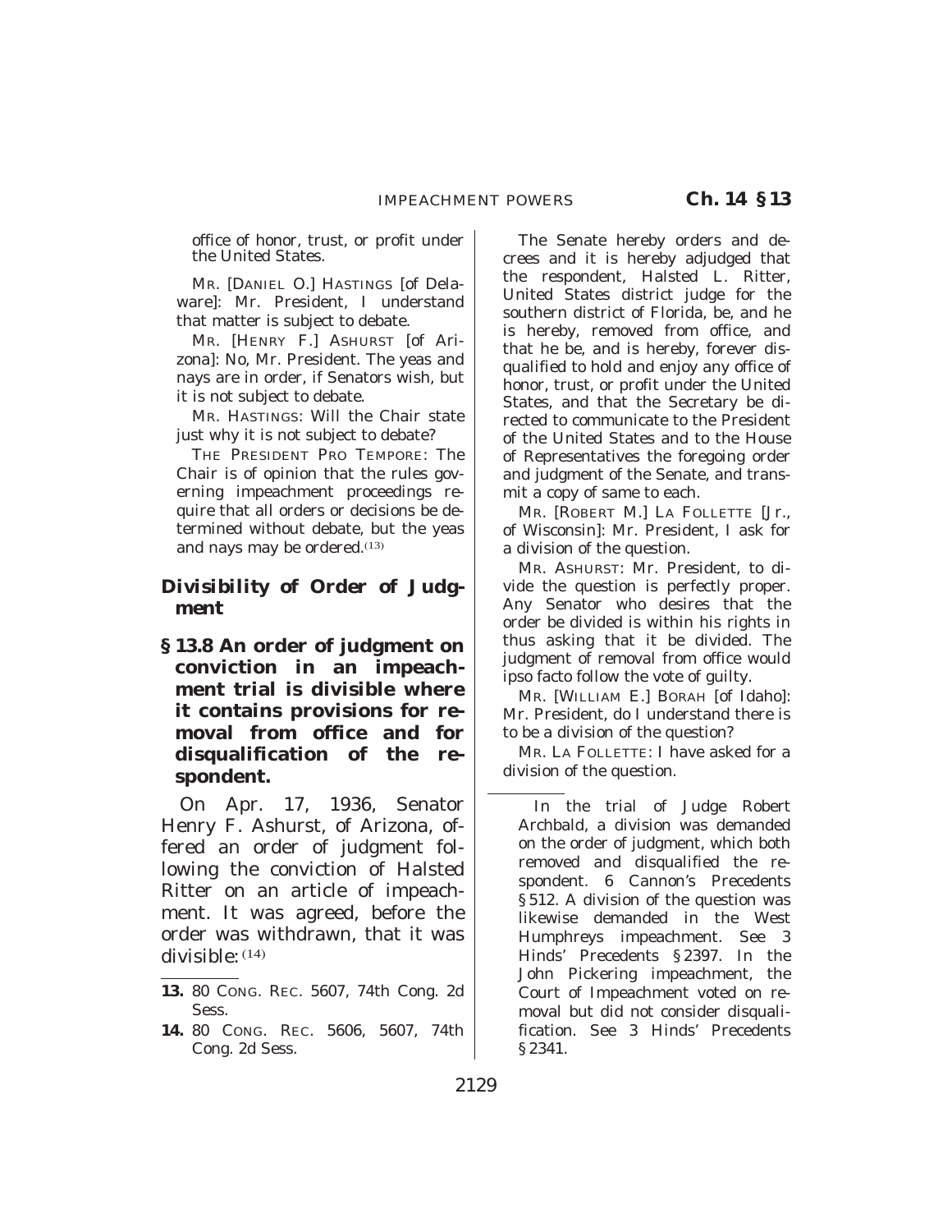office of honor, trust, or profit under the United States.

MR. [DANIEL O.] HASTINGS [of Delaware]: Mr. President, I understand that matter is subject to debate.

MR. [HENRY F.] ASHURST [of Arizona]: No, Mr. President. The yeas and nays are in order, if Senators wish, but it is not subject to debate.

MR. HASTINGS: Will the Chair state just why it is not subject to debate?

THE PRESIDENT PRO TEMPORE: The Chair is of opinion that the rules governing impeachment proceedings require that all orders or decisions be determined without debate, but the yeas and nays may be ordered.[13]

## Divisibility of Order of Judgment

**§ 13.8 An order of judgment on conviction in an impeachment trial is divisible where it contains provisions for removal from office and for disqualification of the respondent.**

On Apr. 17, 1936, Senator Henry F. Ashurst, of Arizona, offered an order of judgment following the conviction of Halsted Ritter on an article of impeachment. It was agreed, before the order was withdrawn, that it was divisible:[14]

The Senate hereby orders and decrees and it is hereby adjudged that the respondent, Halsted L. Ritter, United States district judge for the southern district of Florida, be, and he is hereby, removed from office, and that he be, and is hereby, forever disqualified to hold and enjoy any office of honor, trust, or profit under the United States, and that the Secretary be directed to communicate to the President of the United States and to the House of Representatives the foregoing order and judgment of the Senate, and transmit a copy of same to each.

MR. [ROBERT M.] LA FOLLETTE [Jr., of Wisconsin]: Mr. President, I ask for a division of the question.

MR. ASHURST: Mr. President, to divide the question is perfectly proper. Any Senator who desires that the order be divided is within his rights in thus asking that it be divided. The judgment of removal from office would ipso facto follow the vote of guilty.

MR. [WILLIAM E.] BORAH [of Idaho]: Mr. President, do I understand there is to be a division of the question?

MR. LA FOLLETTE: I have asked for a division of the question.

---

13. 80 CONG. REC. 5607, 74th Cong. 2d Sess.

14. 80 CONG. REC. 5606, 5607, 74th Cong. 2d Sess.

In the trial of Judge Robert Archbald, a division was demanded on the order of judgment, which both removed and disqualified the respondent. 6 Cannon's Precedents § 512. A division of the question was likewise demanded in the West Humphreys impeachment. See 3 Hinds' Precedents § 2397. In the John Pickering impeachment, the Court of Impeachment voted on removal but did not consider disqualification. See 3 Hinds' Precedents § 2341.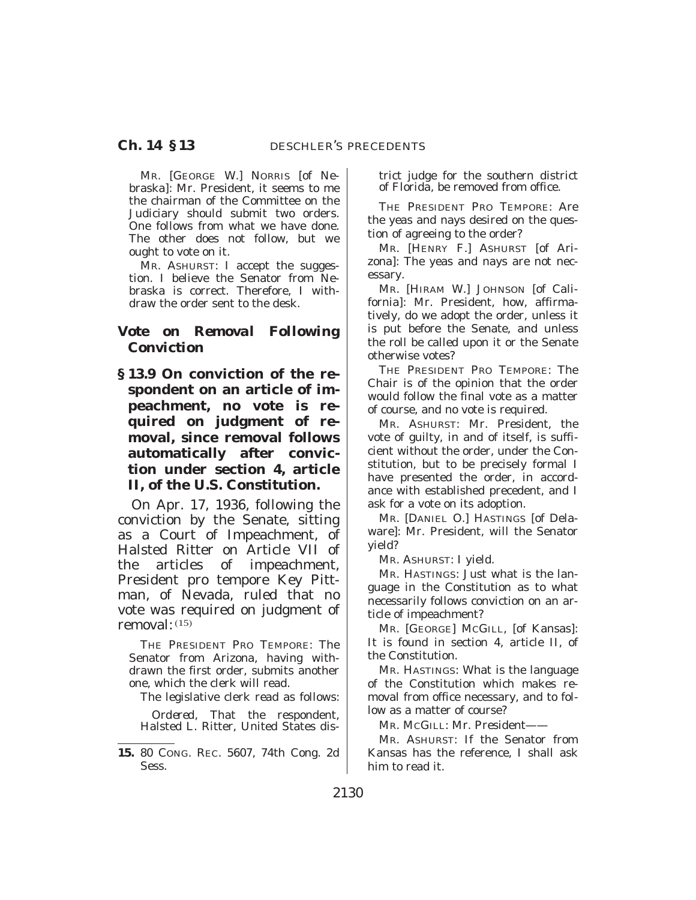MR. [GEORGE W.] NORRIS [of Nebraska]: Mr. President, it seems to me the chairman of the Committee on the Judiciary should submit two orders. One follows from what we have done. The other does not follow, but we ought to vote on it.

MR. ASHURST: I accept the suggestion. I believe the Senator from Nebraska is correct. Therefore, I withdraw the order sent to the desk.

### Vote on Removal Following Conviction

**§ 13.9 On conviction of the respondent on an article of impeachment, no vote is required on judgment of removal, since removal follows automatically after conviction under section 4, article II, of the U.S. Constitution.**

On Apr. 17, 1936, following the conviction by the Senate, sitting as a Court of Impeachment, of Halsted Ritter on Article VII of the articles of impeachment, President pro tempore Key Pittman, of Nevada, ruled that no vote was required on judgment of removal:[15]

THE PRESIDENT PRO TEMPORE: The Senator from Arizona, having withdrawn the first order, submits another one, which the clerk will read.

The legislative clerk read as follows:

*Ordered*, That the respondent, Halsted L. Ritter, United States district judge for the southern district of Florida, be removed from office.

THE PRESIDENT PRO TEMPORE: Are the yeas and nays desired on the question of agreeing to the order?

MR. [HENRY F.] ASHURST [of Arizona]: The yeas and nays are not necessary.

MR. [HIRAM W.] JOHNSON [of California]: Mr. President, how, affirmatively, do we adopt the order, unless it is put before the Senate, and unless the roll be called upon it or the Senate otherwise votes?

THE PRESIDENT PRO TEMPORE: The Chair is of the opinion that the order would follow the final vote as a matter of course, and no vote is required.

MR. ASHURST: Mr. President, the vote of guilty, in and of itself, is sufficient without the order, under the Constitution, but to be precisely formal I have presented the order, in accordance with established precedent, and I ask for a vote on its adoption.

MR. [DANIEL O.] HASTINGS [of Delaware]: Mr. President, will the Senator yield?

MR. ASHURST: I yield.

MR. HASTINGS: Just what is the language in the Constitution as to what necessarily follows conviction on an article of impeachment?

MR. [GEORGE] MCGILL, [of Kansas]: It is found in section 4, article II, of the Constitution.

MR. HASTINGS: What is the language of the Constitution which makes removal from office necessary, and to follow as a matter of course?

MR. MCGILL: Mr. President——

MR. ASHURST: If the Senator from Kansas has the reference, I shall ask him to read it.

---

15. 80 CONG. REC. 5607, 74th Cong. 2d Sess.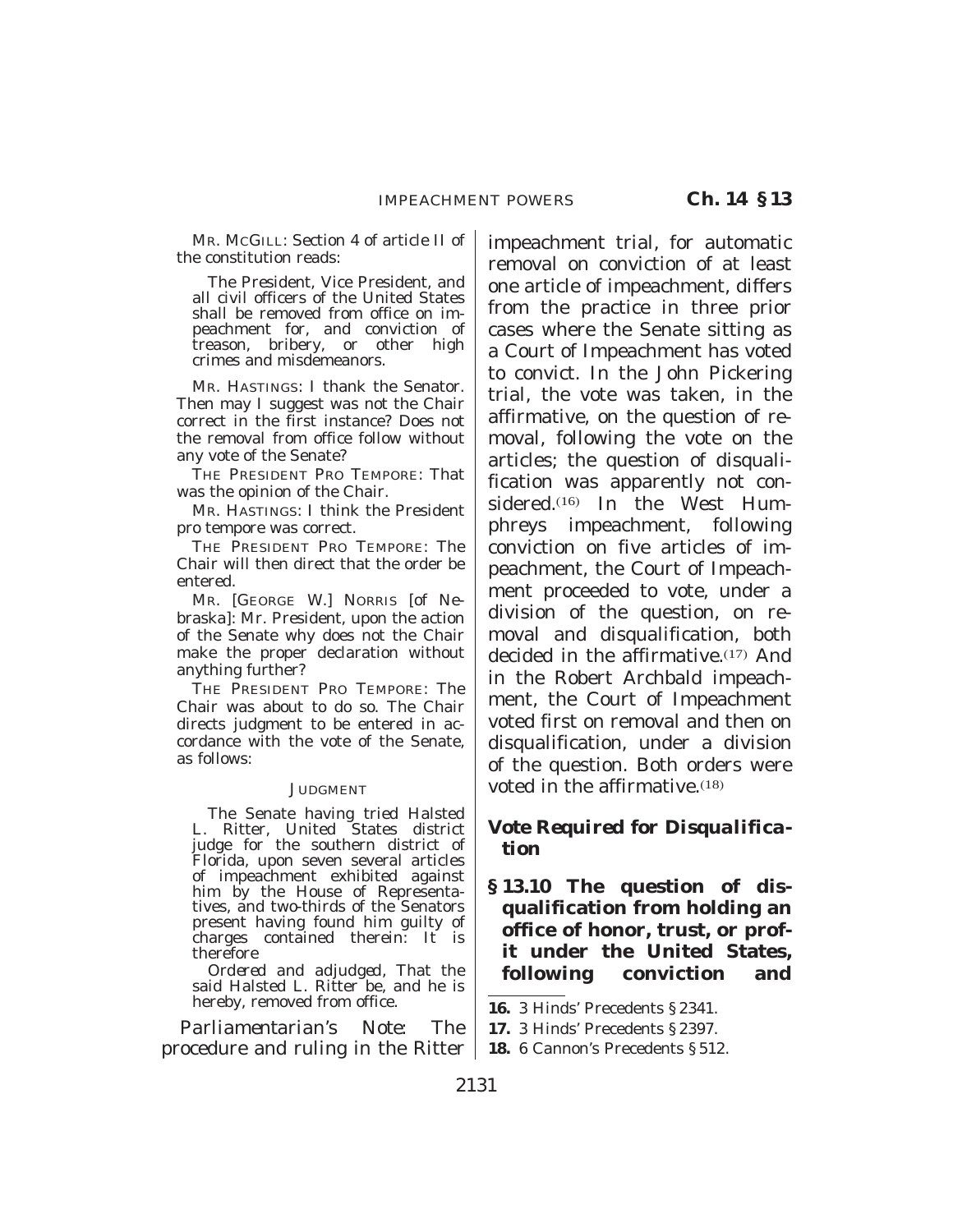MR. MCGILL: Section 4 of article II of the constitution reads:

> The President, Vice President, and all civil officers of the United States shall be removed from office on impeachment for, and conviction of treason, bribery, or other high crimes and misdemeanors.

MR. HASTINGS: I thank the Senator. Then may I suggest was not the Chair correct in the first instance? Does not the removal from office follow without any vote of the Senate?

THE PRESIDENT PRO TEMPORE: That was the opinion of the Chair.

MR. HASTINGS: I think the President pro tempore was correct.

THE PRESIDENT PRO TEMPORE: The Chair will then direct that the order be entered.

MR. [GEORGE W.] NORRIS [of Nebraska]: Mr. President, upon the action of the Senate why does not the Chair make the proper declaration without anything further?

THE PRESIDENT PRO TEMPORE: The Chair was about to do so. The Chair directs judgment to be entered in accordance with the vote of the Senate, as follows:

JUDGMENT

> The Senate having tried Halsted L. Ritter, United States district judge for the southern district of Florida, upon seven several articles of impeachment exhibited against him by the House of Representatives, and two-thirds of the Senators present having found him guilty of charges contained therein: It is therefore
>
> *Ordered and adjudged*, That the said Halsted L. Ritter be, and he is hereby, removed from office.

*Parliamentarian's Note:* The procedure and ruling in the Ritter impeachment trial, for automatic removal on conviction of at least one article of impeachment, differs from the practice in three prior cases where the Senate sitting as a Court of Impeachment has voted to convict. In the John Pickering trial, the vote was taken, in the affirmative, on the question of removal, following the vote on the articles; the question of disqualification was apparently not considered.[16] In the West Humphreys impeachment, following conviction on five articles of impeachment, the Court of Impeachment proceeded to vote, under a division of the question, on removal and disqualification, both decided in the affirmative.[17] And in the Robert Archbald impeachment, the Court of Impeachment voted first on removal and then on disqualification, under a division of the question. Both orders were voted in the affirmative.[18]

### *Vote Required for Disqualification*

**§ 13.10 The question of disqualification from holding an office of honor, trust, or profit under the United States, following conviction and**

16. 3 Hinds' Precedents § 2341.
17. 3 Hinds' Precedents § 2397.
18. 6 Cannon's Precedents § 512.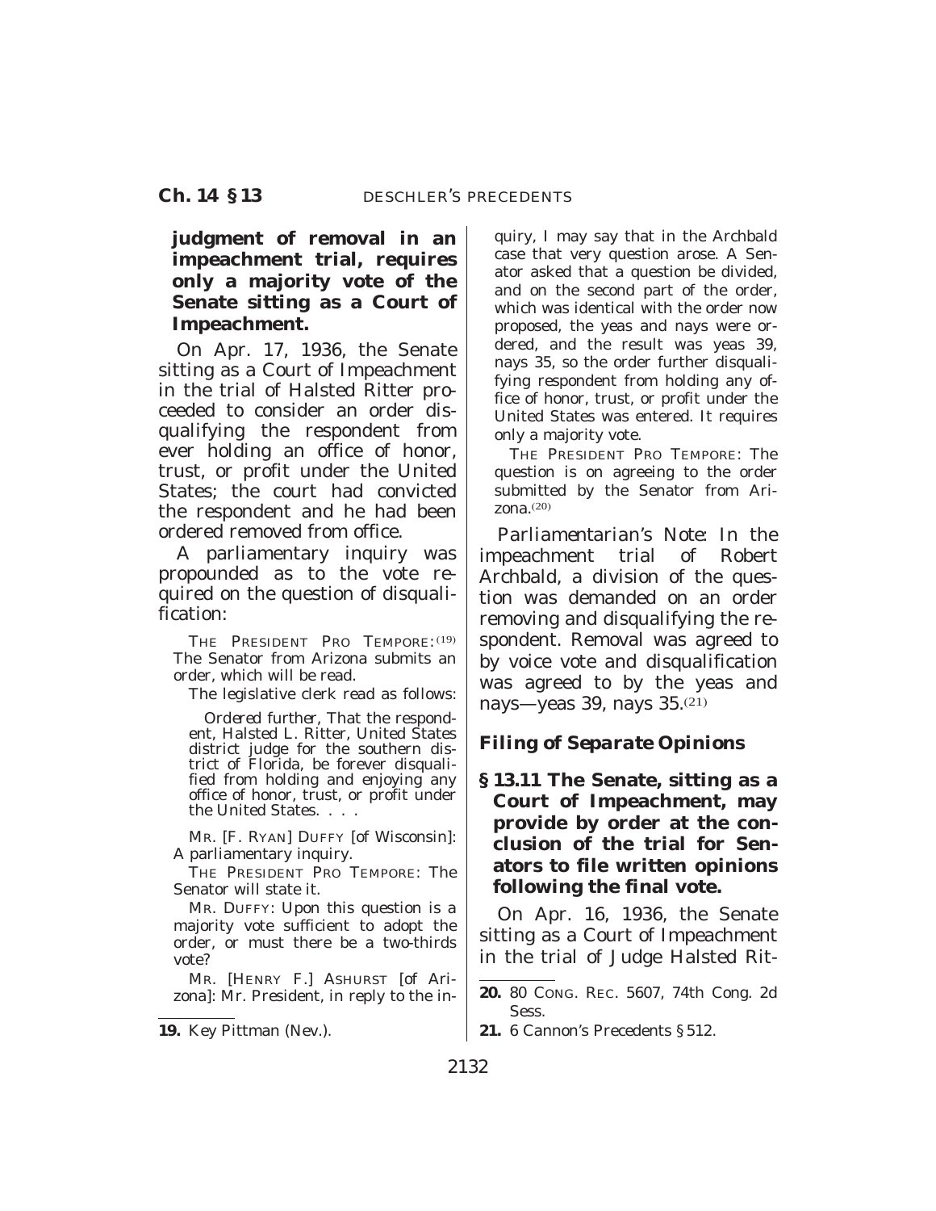**judgment of removal in an impeachment trial, requires only a majority vote of the Senate sitting as a Court of Impeachment.**

On Apr. 17, 1936, the Senate sitting as a Court of Impeachment in the trial of Halsted Ritter proceeded to consider an order disqualifying the respondent from ever holding an office of honor, trust, or profit under the United States; the court had convicted the respondent and he had been ordered removed from office.

A parliamentary inquiry was propounded as to the vote required on the question of disqualification:

THE PRESIDENT PRO TEMPORE:[19] The Senator from Arizona submits an order, which will be read.

The legislative clerk read as follows:

> *Ordered further*, That the respondent, Halsted L. Ritter, United States district judge for the southern district of Florida, be forever disqualified from holding and enjoying any office of honor, trust, or profit under the United States. . . .

MR. [F. RYAN] DUFFY [of Wisconsin]: A parliamentary inquiry.

THE PRESIDENT PRO TEMPORE: The Senator will state it.

MR. DUFFY: Upon this question is a majority vote sufficient to adopt the order, or must there be a two-thirds vote?

MR. [HENRY F.] ASHURST [of Arizona]: Mr. President, in reply to the inquiry, I may say that in the Archbald case that very question arose. A Senator asked that a question be divided, and on the second part of the order, which was identical with the order now proposed, the yeas and nays were ordered, and the result was yeas 39, nays 35, so the order further disqualifying respondent from holding any office of honor, trust, or profit under the United States was entered. It requires only a majority vote.

THE PRESIDENT PRO TEMPORE: The question is on agreeing to the order submitted by the Senator from Arizona.[20]

*Parliamentarian's Note:* In the impeachment trial of Robert Archbald, a division of the question was demanded on an order removing and disqualifying the respondent. Removal was agreed to by voice vote and disqualification was agreed to by the yeas and nays—yeas 39, nays 35.[21]

### *Filing of Separate Opinions*

**§ 13.11 The Senate, sitting as a Court of Impeachment, may provide by order at the conclusion of the trial for Senators to file written opinions following the final vote.**

On Apr. 16, 1936, the Senate sitting as a Court of Impeachment in the trial of Judge Halsted Rit-

---

19. Key Pittman (Nev.).

20. 80 CONG. REC. 5607, 74th Cong. 2d Sess.

21. 6 Cannon's Precedents § 512.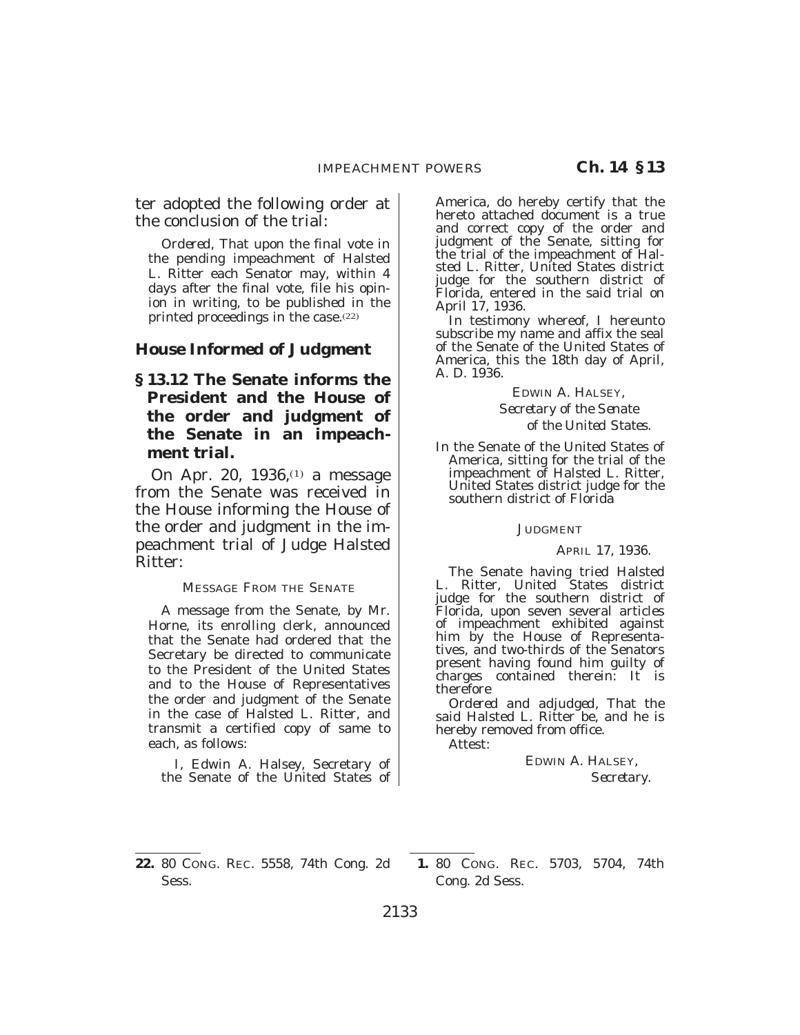ter adopted the following order at the conclusion of the trial:

> *Ordered*, That upon the final vote in the pending impeachment of Halsted L. Ritter each Senator may, within 4 days after the final vote, file his opinion in writing, to be published in the printed proceedings in the case.[22]

### House Informed of Judgment

**§ 13.12 The Senate informs the President and the House of the order and judgment of the Senate in an impeachment trial.**

On Apr. 20, 1936,[1] a message from the Senate was received in the House informing the House of the order and judgment in the impeachment trial of Judge Halsted Ritter:

MESSAGE FROM THE SENATE

A message from the Senate, by Mr. Horne, its enrolling clerk, announced that the Senate had ordered that the Secretary be directed to communicate to the President of the United States and to the House of Representatives the order and judgment of the Senate in the case of Halsted L. Ritter, and transmit a certified copy of same to each, as follows:

> I, Edwin A. Halsey, Secretary of the Senate of the United States of America, do hereby certify that the hereto attached document is a true and correct copy of the order and judgment of the Senate, sitting for the trial of the impeachment of Halsted L. Ritter, United States district judge for the southern district of Florida, entered in the said trial on April 17, 1936.
>
> In testimony whereof, I hereunto subscribe my name and affix the seal of the Senate of the United States of America, this the 18th day of April, A. D. 1936.
>
> EDWIN A. HALSEY,
> *Secretary of the Senate of the United States.*

In the Senate of the United States of America, sitting for the trial of the impeachment of Halsted L. Ritter, United States district judge for the southern district of Florida

JUDGMENT

APRIL 17, 1936.

The Senate having tried Halsted L. Ritter, United States district judge for the southern district of Florida, upon seven several articles of impeachment exhibited against him by the House of Representatives, and two-thirds of the Senators present having found him guilty of charges contained therein: It is therefore

*Ordered and adjudged*, That the said Halsted L. Ritter be, and he is hereby removed from office.

Attest:

EDWIN A. HALSEY,
*Secretary.*

---

22. 80 CONG. REC. 5558, 74th Cong. 2d Sess.

1. 80 CONG. REC. 5703, 5704, 74th Cong. 2d Sess.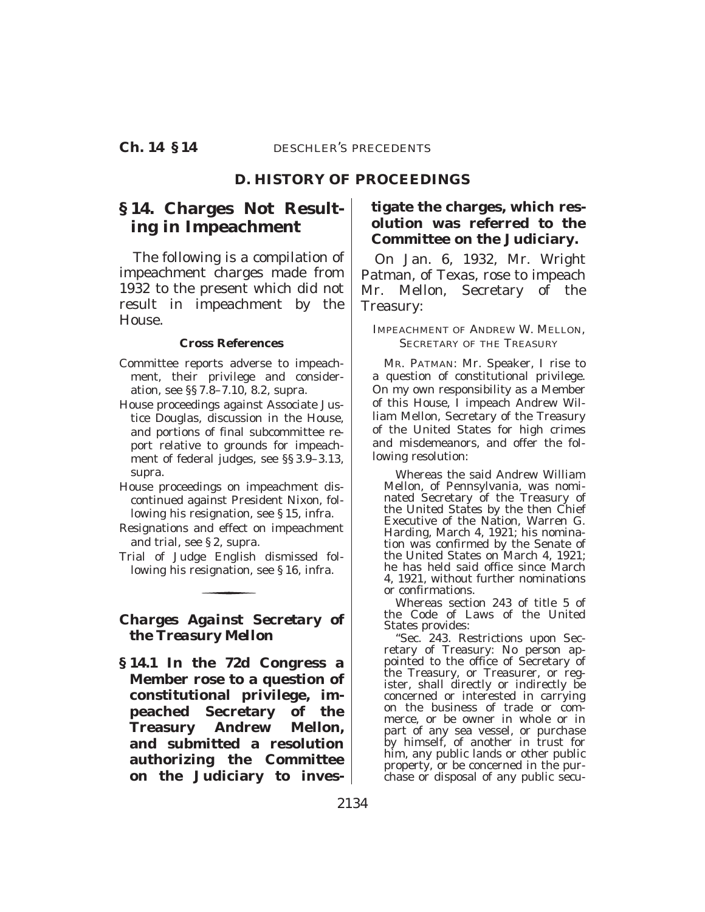## D. HISTORY OF PROCEEDINGS

## § 14. Charges Not Resulting in Impeachment

The following is a compilation of impeachment charges made from 1932 to the present which did not result in impeachment by the House.

**Cross References**

Committee reports adverse to impeachment, their privilege and consideration, see §§ 7.8–7.10, 8.2, supra.

House proceedings against Associate Justice Douglas, discussion in the House, and portions of final subcommittee report relative to grounds for impeachment of federal judges, see §§ 3.9–3.13, supra.

House proceedings on impeachment discontinued against President Nixon, following his resignation, see § 15, infra.

Resignations and effect on impeachment and trial, see § 2, supra.

Trial of Judge English dismissed following his resignation, see § 16, infra.

### *Charges Against Secretary of the Treasury Mellon*

**§ 14.1 In the 72d Congress a Member rose to a question of constitutional privilege, impeached Secretary of the Treasury Andrew Mellon, and submitted a resolution authorizing the Committee on the Judiciary to investigate the charges, which resolution was referred to the Committee on the Judiciary.**

On Jan. 6, 1932, Mr. Wright Patman, of Texas, rose to impeach Mr. Mellon, Secretary of the Treasury:

IMPEACHMENT OF ANDREW W. MELLON, SECRETARY OF THE TREASURY

MR. PATMAN: Mr. Speaker, I rise to a question of constitutional privilege. On my own responsibility as a Member of this House, I impeach Andrew William Mellon, Secretary of the Treasury of the United States for high crimes and misdemeanors, and offer the following resolution:

Whereas the said Andrew William Mellon, of Pennsylvania, was nominated Secretary of the Treasury of the United States by the then Chief Executive of the Nation, Warren G. Harding, March 4, 1921; his nomination was confirmed by the Senate of the United States on March 4, 1921; he has held said office since March 4, 1921, without further nominations or confirmations.

Whereas section 243 of title 5 of the Code of Laws of the United States provides:

"Sec. 243. Restrictions upon Secretary of Treasury: No person appointed to the office of Secretary of the Treasury, or Treasurer, or register, shall directly or indirectly be concerned or interested in carrying on the business of trade or commerce, or be owner in whole or in part of any sea vessel, or purchase by himself, of another in trust for him, any public lands or other public property, or be concerned in the purchase or disposal of any public secu-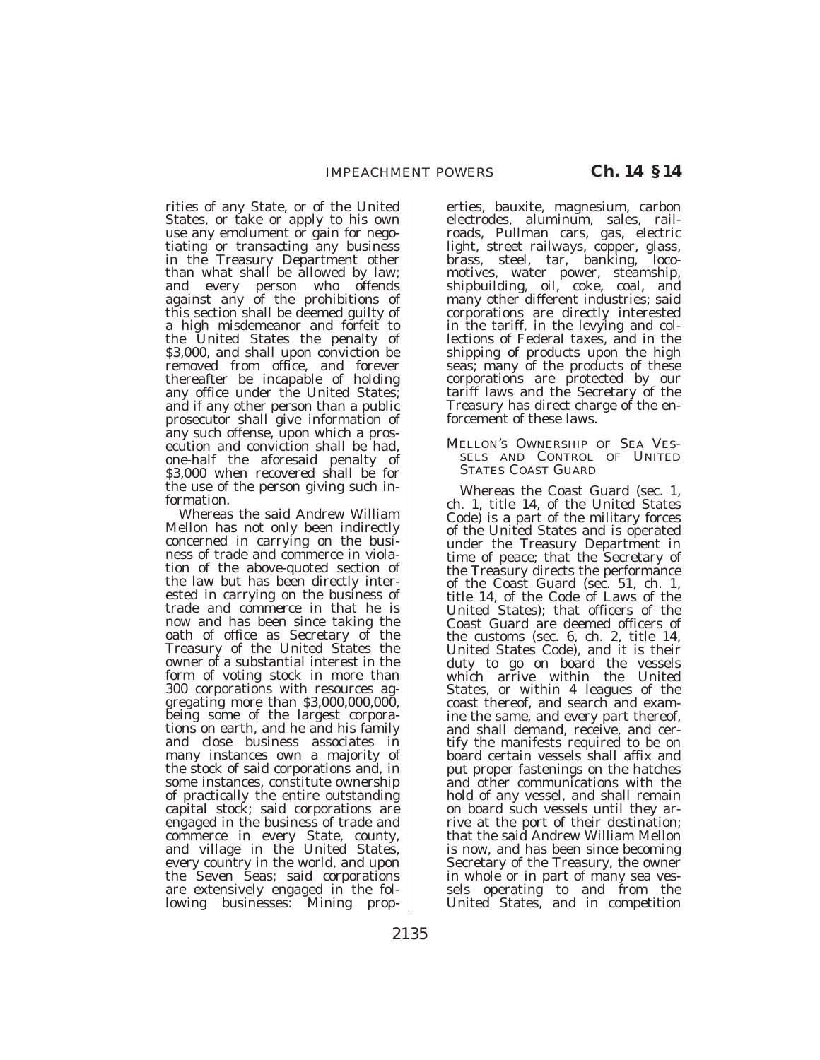rities of any State, or of the United States, or take or apply to his own use any emolument or gain for negotiating or transacting any business in the Treasury Department other than what shall be allowed by law; and every person who offends against any of the prohibitions of this section shall be deemed guilty of a high misdemeanor and forfeit to the United States the penalty of $3,000, and shall upon conviction be removed from office, and forever thereafter be incapable of holding any office under the United States; and if any other person than a public prosecutor shall give information of any such offense, upon which a prosecution and conviction shall be had, one-half the aforesaid penalty of $3,000 when recovered shall be for the use of the person giving such information.

Whereas the said Andrew William Mellon has not only been indirectly concerned in carrying on the business of trade and commerce in violation of the above-quoted section of the law but has been directly interested in carrying on the business of trade and commerce in that he is now and has been since taking the oath of office as Secretary of the Treasury of the United States the owner of a substantial interest in the form of voting stock in more than 300 corporations with resources aggregating more than $3,000,000,000, being some of the largest corporations on earth, and he and his family and close business associates in many instances own a majority of the stock of said corporations and, in some instances, constitute ownership of practically the entire outstanding capital stock; said corporations are engaged in the business of trade and commerce in every State, county, and village in the United States, every country in the world, and upon the Seven Seas; said corporations are extensively engaged in the following businesses: Mining properties, bauxite, magnesium, carbon electrodes, aluminum, sales, railroads, Pullman cars, gas, electric light, street railways, copper, glass, brass, steel, tar, banking, locomotives, water power, steamship, shipbuilding, oil, coke, coal, and many other different industries; said corporations are directly interested in the tariff, in the levying and collections of Federal taxes, and in the shipping of products upon the high seas; many of the products of these corporations are protected by our tariff laws and the Secretary of the Treasury has direct charge of the enforcement of these laws.

MELLON'S OWNERSHIP OF SEA VESSELS AND CONTROL OF UNITED STATES COAST GUARD

Whereas the Coast Guard (sec. 1, ch. 1, title 14, of the United States Code) is a part of the military forces of the United States and is operated under the Treasury Department in time of peace; that the Secretary of the Treasury directs the performance of the Coast Guard (sec. 51, ch. 1, title 14, of the Code of Laws of the United States); that officers of the Coast Guard are deemed officers of the customs (sec. 6, ch. 2, title 14, United States Code), and it is their duty to go on board the vessels which arrive within the United States, or within 4 leagues of the coast thereof, and search and examine the same, and every part thereof, and shall demand, receive, and certify the manifests required to be on board certain vessels shall affix and put proper fastenings on the hatches and other communications with the hold of any vessel, and shall remain on board such vessels until they arrive at the port of their destination; that the said Andrew William Mellon is now, and has been since becoming Secretary of the Treasury, the owner in whole or in part of many sea vessels operating to and from the United States, and in competition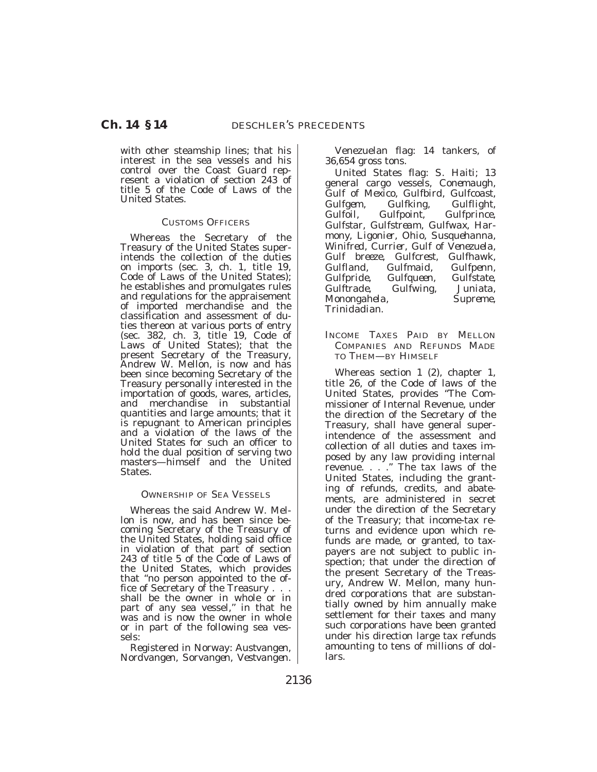with other steamship lines; that his interest in the sea vessels and his control over the Coast Guard represent a violation of section 243 of title 5 of the Code of Laws of the United States.

CUSTOMS OFFICERS

Whereas the Secretary of the Treasury of the United States superintends the collection of the duties on imports (sec. 3, ch. 1, title 19, Code of Laws of the United States); he establishes and promulgates rules and regulations for the appraisement of imported merchandise and the classification and assessment of duties thereon at various ports of entry (sec. 382, ch. 3, title 19, Code of Laws of United States); that the present Secretary of the Treasury, Andrew W. Mellon, is now and has been since becoming Secretary of the Treasury personally interested in the importation of goods, wares, articles, and merchandise in substantial quantities and large amounts; that it is repugnant to American principles and a violation of the laws of the United States for such an officer to hold the dual position of serving two masters—himself and the United States.

OWNERSHIP OF SEA VESSELS

Whereas the said Andrew W. Mellon is now, and has been since becoming Secretary of the Treasury of the United States, holding said office in violation of that part of section 243 of title 5 of the Code of Laws of the United States, which provides that "no person appointed to the office of Secretary of the Treasury . . . shall be the owner in whole or in part of any sea vessel," in that he was and is now the owner in whole or in part of the following sea vessels:

Registered in Norway: *Austvangen, Nordvangen, Sorvangen, Vestvangen.*

Venezuelan flag: 14 tankers, of 36,654 gross tons.

United States flag: *S. Haiti*; 13 general cargo vessels, *Conemaugh, Gulf of Mexico, Gulfbird, Gulfcoast, Gulfgem, Gulfking, Gulflight, Gulfoil, Gulfpoint, Gulfprince, Gulfstar, Gulfstream, Gulfwax, Harmony, Ligonier, Ohio, Susquehanna, Winifred, Currier, Gulf of Venezuela, Gulf breeze, Gulfcrest, Gulfhawk, Gulfland, Gulfmaid, Gulfpenn, Gulfpride, Gulfqueen, Gulfstate, Gulftrade, Gulfwing, Juniata, Monongahela, Supreme, Trinidadian.*

INCOME TAXES PAID BY MELLON COMPANIES AND REFUNDS MADE TO THEM—BY HIMSELF

Whereas section 1 (2), chapter 1, title 26, of the Code of laws of the United States, provides "The Commissioner of Internal Revenue, under the direction of the Secretary of the Treasury, shall have general superintendence of the assessment and collection of all duties and taxes imposed by any law providing internal revenue. . . ." The tax laws of the United States, including the granting of refunds, credits, and abatements, are administered in secret under the direction of the Secretary of the Treasury; that income-tax returns and evidence upon which refunds are made, or granted, to taxpayers are not subject to public inspection; that under the direction of the present Secretary of the Treasury, Andrew W. Mellon, many hundred corporations that are substantially owned by him annually make settlement for their taxes and many such corporations have been granted under his direction large tax refunds amounting to tens of millions of dollars.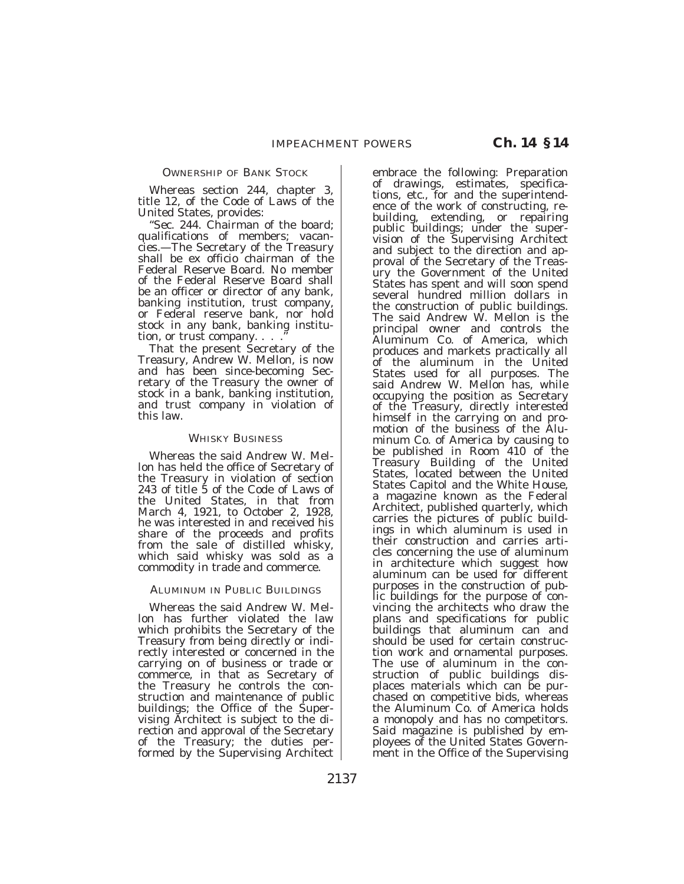### OWNERSHIP OF BANK STOCK

Whereas section 244, chapter 3, title 12, of the Code of Laws of the United States, provides:

''Sec. 244. Chairman of the board; qualifications of members; vacancies.—The Secretary of the Treasury shall be ex officio chairman of the Federal Reserve Board. No member of the Federal Reserve Board shall be an officer or director of any bank, banking institution, trust company, or Federal reserve bank, nor hold stock in any bank, banking institution, or trust company. . . .''

That the present Secretary of the Treasury, Andrew W. Mellon, is now and has been since-becoming Secretary of the Treasury the owner of stock in a bank, banking institution, and trust company in violation of this law.

### WHISKY BUSINESS

Whereas the said Andrew W. Mellon has held the office of Secretary of the Treasury in violation of section 243 of title 5 of the Code of Laws of the United States, in that from March 4, 1921, to October 2, 1928, he was interested in and received his share of the proceeds and profits from the sale of distilled whisky, which said whisky was sold as a commodity in trade and commerce.

### ALUMINUM IN PUBLIC BUILDINGS

Whereas the said Andrew W. Mellon has further violated the law which prohibits the Secretary of the Treasury from being directly or indirectly interested or concerned in the carrying on of business or trade or commerce, in that as Secretary of the Treasury he controls the construction and maintenance of public buildings; the Office of the Supervising Architect is subject to the direction and approval of the Secretary of the Treasury; the duties performed by the Supervising Architect embrace the following: Preparation of drawings, estimates, specifications, etc., for and the superintendence of the work of constructing, rebuilding, extending, or repairing public buildings; under the supervision of the Supervising Architect and subject to the direction and approval of the Secretary of the Treasury the Government of the United States has spent and will soon spend several hundred million dollars in the construction of public buildings. The said Andrew W. Mellon is the principal owner and controls the Aluminum Co. of America, which produces and markets practically all of the aluminum in the United States used for all purposes. The said Andrew W. Mellon has, while occupying the position as Secretary of the Treasury, directly interested himself in the carrying on and promotion of the business of the Aluminum Co. of America by causing to be published in Room 410 of the Treasury Building of the United States, located between the United States Capitol and the White House, a magazine known as the Federal Architect, published quarterly, which carries the pictures of public buildings in which aluminum is used in their construction and carries articles concerning the use of aluminum in architecture which suggest how aluminum can be used for different purposes in the construction of public buildings for the purpose of convincing the architects who draw the plans and specifications for public buildings that aluminum can and should be used for certain construction work and ornamental purposes. The use of aluminum in the construction of public buildings displaces materials which can be purchased on competitive bids, whereas the Aluminum Co. of America holds a monopoly and has no competitors. Said magazine is published by employees of the United States Government in the Office of the Supervising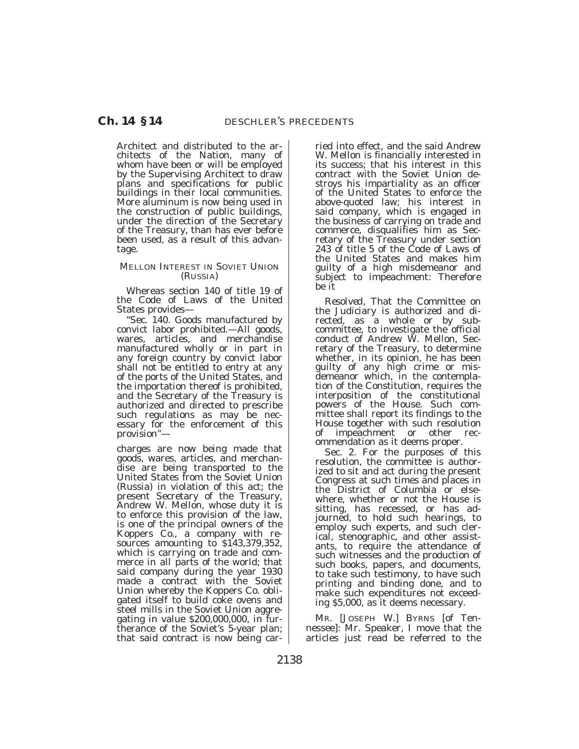Architect and distributed to the architects of the Nation, many of whom have been or will be employed by the Supervising Architect to draw plans and specifications for public buildings in their local communities. More aluminum is now being used in the construction of public buildings, under the direction of the Secretary of the Treasury, than has ever before been used, as a result of this advantage.

MELLON INTEREST IN SOVIET UNION (RUSSIA)

Whereas section 140 of title 19 of the Code of Laws of the United States provides—

"Sec. 140. Goods manufactured by convict labor prohibited.—All goods, wares, articles, and merchandise manufactured wholly or in part in any foreign country by convict labor shall not be entitled to entry at any of the ports of the United States, and the importation thereof is prohibited, and the Secretary of the Treasury is authorized and directed to prescribe such regulations as may be necessary for the enforcement of this provision"—

charges are now being made that goods, wares, articles, and merchandise are being transported to the United States from the Soviet Union (Russia) in violation of this act; the present Secretary of the Treasury, Andrew W. Mellon, whose duty it is to enforce this provision of the law, is one of the principal owners of the Koppers Co., a company with resources amounting to $143,379,352, which is carrying on trade and commerce in all parts of the world; that said company during the year 1930 made a contract with the Soviet Union whereby the Koppers Co. obligated itself to build coke ovens and steel mills in the Soviet Union aggregating in value $200,000,000, in furtherance of the Soviet's 5-year plan; that said contract is now being carried into effect, and the said Andrew W. Mellon is financially interested in its success; that his interest in this contract with the Soviet Union destroys his impartiality as an officer of the United States to enforce the above-quoted law; his interest in said company, which is engaged in the business of carrying on trade and commerce, disqualifies him as Secretary of the Treasury under section 243 of title 5 of the Code of Laws of the United States and makes him guilty of a high misdemeanor and subject to impeachment: Therefore be it

*Resolved*, That the Committee on the Judiciary is authorized and directed, as a whole or by subcommittee, to investigate the official conduct of Andrew W. Mellon, Secretary of the Treasury, to determine whether, in its opinion, he has been guilty of any high crime or misdemeanor which, in the contemplation of the Constitution, requires the interposition of the constitutional powers of the House. Such committee shall report its findings to the House together with such resolution of impeachment or other recommendation as it deems proper.

Sec. 2. For the purposes of this resolution, the committee is authorized to sit and act during the present Congress at such times and places in the District of Columbia or elsewhere, whether or not the House is sitting, has recessed, or has adjourned, to hold such hearings, to employ such experts, and such clerical, stenographic, and other assistants, to require the attendance of such witnesses and the production of such books, papers, and documents, to take such testimony, to have such printing and binding done, and to make such expenditures not exceeding $5,000, as it deems necessary.

MR. [JOSEPH W.] BYRNS [of Tennessee]: Mr. Speaker, I move that the articles just read be referred to the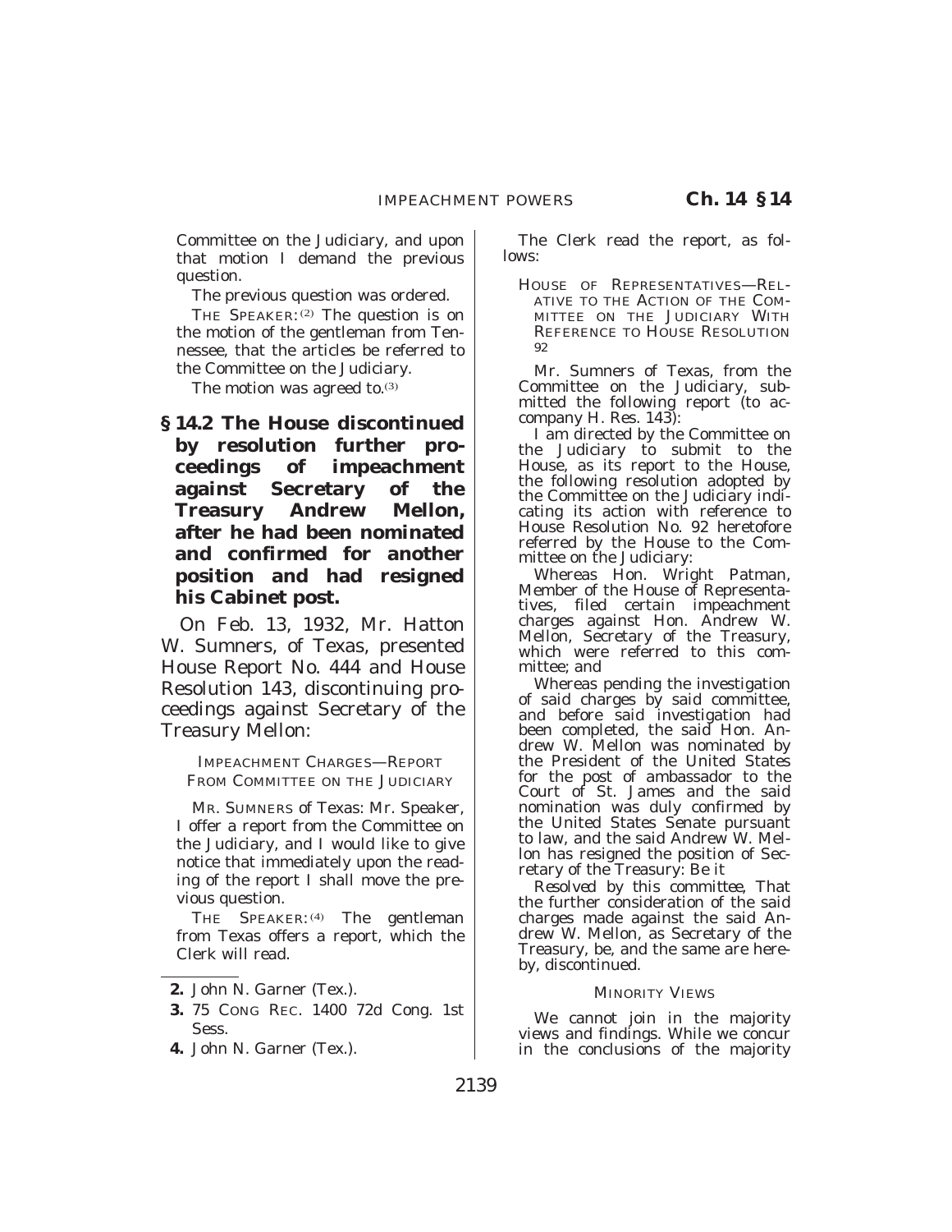Committee on the Judiciary, and upon that motion I demand the previous question.

The previous question was ordered.

THE SPEAKER:[2] The question is on the motion of the gentleman from Tennessee, that the articles be referred to the Committee on the Judiciary.

The motion was agreed to.[3]

**§ 14.2 The House discontinued by resolution further proceedings of impeachment against Secretary of the Treasury Andrew Mellon, after he had been nominated and confirmed for another position and had resigned his Cabinet post.**

On Feb. 13, 1932, Mr. Hatton W. Sumners, of Texas, presented House Report No. 444 and House Resolution 143, discontinuing proceedings against Secretary of the Treasury Mellon:

IMPEACHMENT CHARGES—REPORT FROM COMMITTEE ON THE JUDICIARY

MR. SUMNERS of Texas: Mr. Speaker, I offer a report from the Committee on the Judiciary, and I would like to give notice that immediately upon the reading of the report I shall move the previous question.

THE SPEAKER:[4] The gentleman from Texas offers a report, which the Clerk will read.

The Clerk read the report, as follows:

HOUSE OF REPRESENTATIVES—RELATIVE TO THE ACTION OF THE COMMITTEE ON THE JUDICIARY WITH REFERENCE TO HOUSE RESOLUTION 92

Mr. Sumners of Texas, from the Committee on the Judiciary, submitted the following report (to accompany H. Res. 143):

I am directed by the Committee on the Judiciary to submit to the House, as its report to the House, the following resolution adopted by the Committee on the Judiciary indicating its action with reference to House Resolution No. 92 heretofore referred by the House to the Committee on the Judiciary:

Whereas Hon. Wright Patman, Member of the House of Representatives, filed certain impeachment charges against Hon. Andrew W. Mellon, Secretary of the Treasury, which were referred to this committee; and

Whereas pending the investigation of said charges by said committee, and before said investigation had been completed, the said Hon. Andrew W. Mellon was nominated by the President of the United States for the post of ambassador to the Court of St. James and the said nomination was duly confirmed by the United States Senate pursuant to law, and the said Andrew W. Mellon has resigned the position of Secretary of the Treasury: Be it

*Resolved by this committee*, That the further consideration of the said charges made against the said Andrew W. Mellon, as Secretary of the Treasury, be, and the same are hereby, discontinued.

MINORITY VIEWS

We cannot join in the majority views and findings. While we concur in the conclusions of the majority

---

**2.** John N. Garner (Tex.).

**3.** 75 CONG. REC. 1400 72d Cong. 1st Sess.

**4.** John N. Garner (Tex.).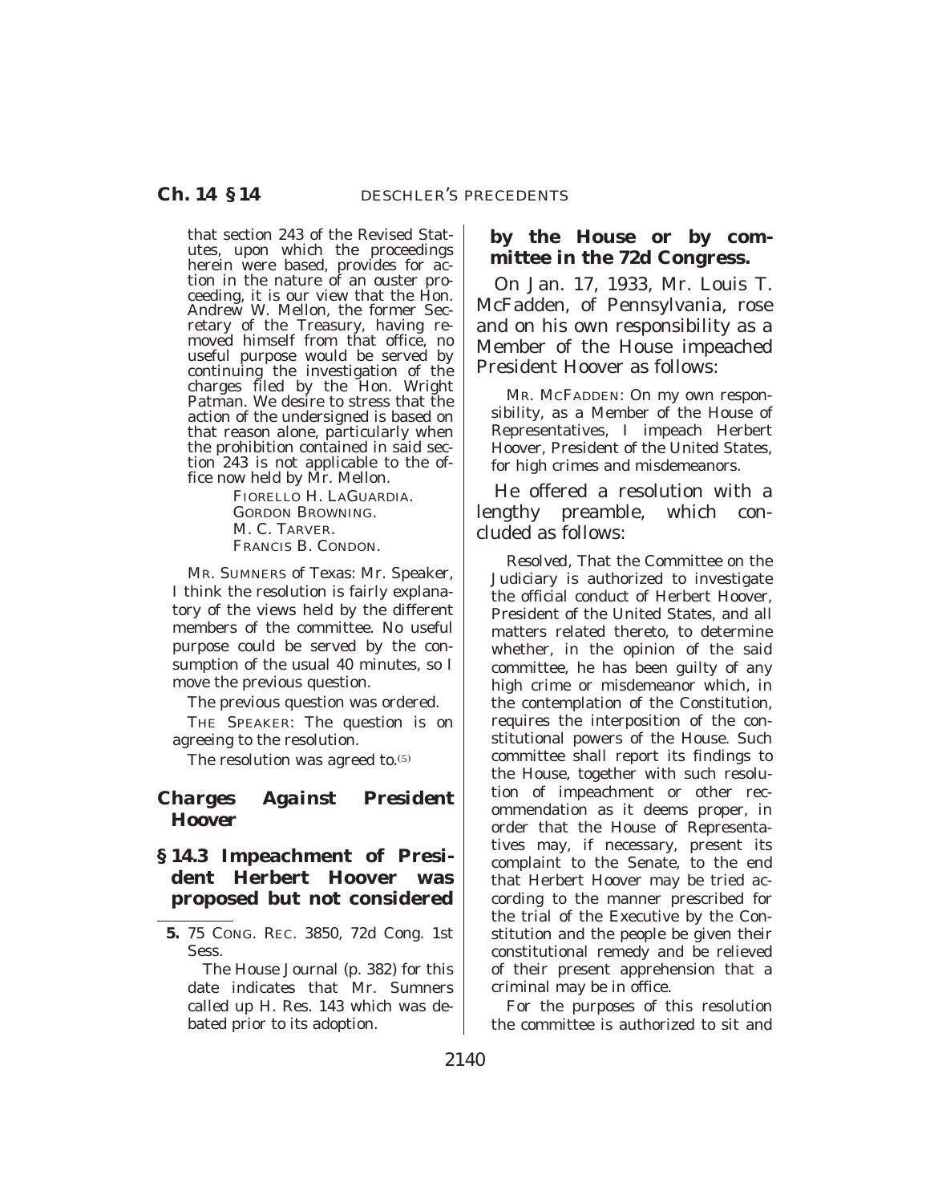that section 243 of the Revised Statutes, upon which the proceedings herein were based, provides for action in the nature of an ouster proceeding, it is our view that the Hon. Andrew W. Mellon, the former Secretary of the Treasury, having removed himself from that office, no useful purpose would be served by continuing the investigation of the charges filed by the Hon. Wright Patman. We desire to stress that the action of the undersigned is based on that reason alone, particularly when the prohibition contained in said section 243 is not applicable to the office now held by Mr. Mellon.

FIORELLO H. LAGUARDIA.
GORDON BROWNING.
M. C. TARVER.
FRANCIS B. CONDON.

MR. SUMNERS of Texas: Mr. Speaker, I think the resolution is fairly explanatory of the views held by the different members of the committee. No useful purpose could be served by the consumption of the usual 40 minutes, so I move the previous question.

The previous question was ordered.

THE SPEAKER: The question is on agreeing to the resolution.

The resolution was agreed to.[5]

## *Charges Against President Hoover*

**§ 14.3 Impeachment of President Herbert Hoover was proposed but not considered by the House or by committee in the 72d Congress.**

On Jan. 17, 1933, Mr. Louis T. McFadden, of Pennsylvania, rose and on his own responsibility as a Member of the House impeached President Hoover as follows:

MR. MCFADDEN: On my own responsibility, as a Member of the House of Representatives, I impeach Herbert Hoover, President of the United States, for high crimes and misdemeanors.

He offered a resolution with a lengthy preamble, which concluded as follows:

*Resolved*, That the Committee on the Judiciary is authorized to investigate the official conduct of Herbert Hoover, President of the United States, and all matters related thereto, to determine whether, in the opinion of the said committee, he has been guilty of any high crime or misdemeanor which, in the contemplation of the Constitution, requires the interposition of the constitutional powers of the House. Such committee shall report its findings to the House, together with such resolution of impeachment or other recommendation as it deems proper, in order that the House of Representatives may, if necessary, present its complaint to the Senate, to the end that Herbert Hoover may be tried according to the manner prescribed for the trial of the Executive by the Constitution and the people be given their constitutional remedy and be relieved of their present apprehension that a criminal may be in office.

For the purposes of this resolution the committee is authorized to sit and

---

**5.** 75 CONG. REC. 3850, 72d Cong. 1st Sess.

The House Journal (p. 382) for this date indicates that Mr. Sumners called up H. Res. 143 which was debated prior to its adoption.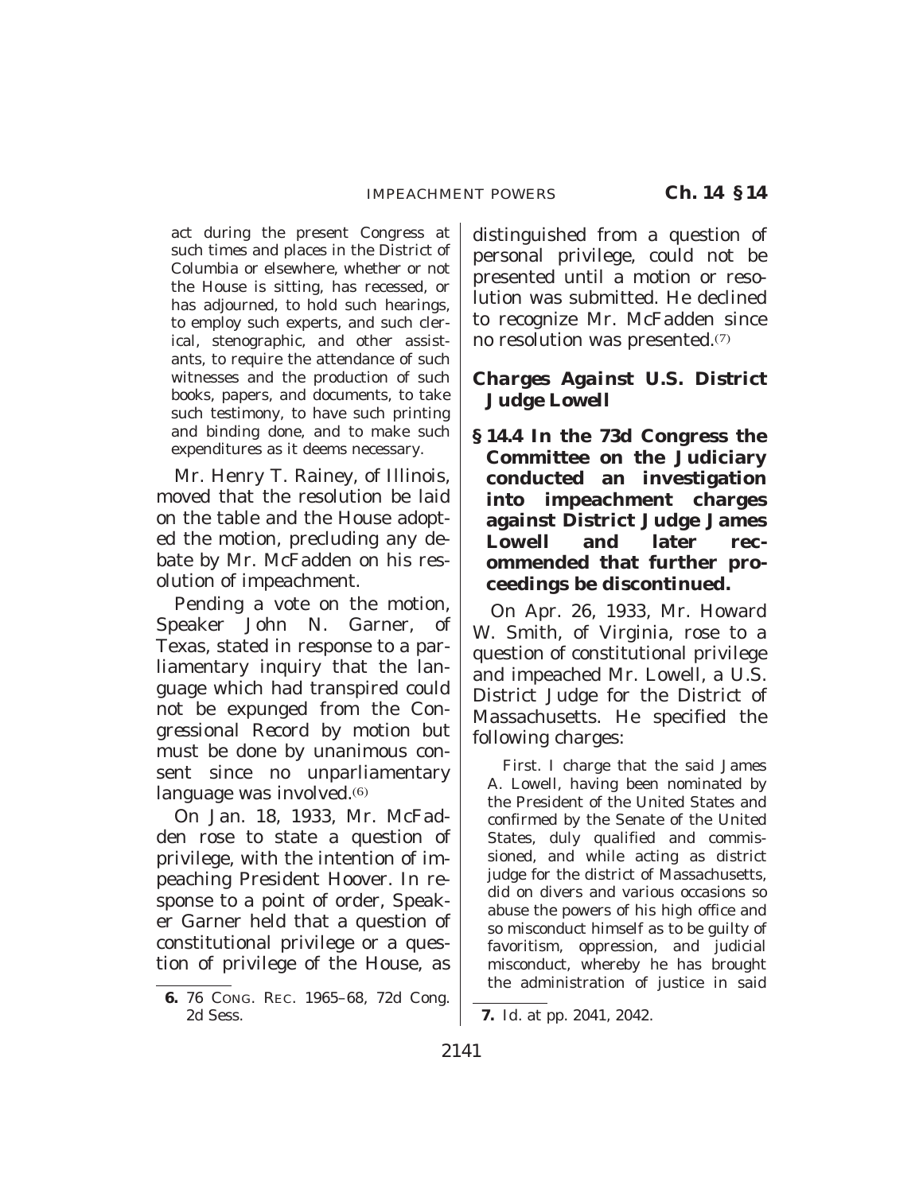act during the present Congress at such times and places in the District of Columbia or elsewhere, whether or not the House is sitting, has recessed, or has adjourned, to hold such hearings, to employ such experts, and such clerical, stenographic, and other assistants, to require the attendance of such witnesses and the production of such books, papers, and documents, to take such testimony, to have such printing and binding done, and to make such expenditures as it deems necessary.

Mr. Henry T. Rainey, of Illinois, moved that the resolution be laid on the table and the House adopted the motion, precluding any debate by Mr. McFadden on his resolution of impeachment.

Pending a vote on the motion, Speaker John N. Garner, of Texas, stated in response to a parliamentary inquiry that the language which had transpired could not be expunged from the Congressional Record by motion but must be done by unanimous consent since no unparliamentary language was involved.[6]

On Jan. 18, 1933, Mr. McFadden rose to state a question of privilege, with the intention of impeaching President Hoover. In response to a point of order, Speaker Garner held that a question of constitutional privilege or a question of privilege of the House, as distinguished from a question of personal privilege, could not be presented until a motion or resolution was submitted. He declined to recognize Mr. McFadden since no resolution was presented.[7]

### *Charges Against U.S. District Judge Lowell*

**§ 14.4 In the 73d Congress the Committee on the Judiciary conducted an investigation into impeachment charges against District Judge James Lowell and later recommended that further proceedings be discontinued.**

On Apr. 26, 1933, Mr. Howard W. Smith, of Virginia, rose to a question of constitutional privilege and impeached Mr. Lowell, a U.S. District Judge for the District of Massachusetts. He specified the following charges:

First. I charge that the said James A. Lowell, having been nominated by the President of the United States and confirmed by the Senate of the United States, duly qualified and commissioned, and while acting as district judge for the district of Massachusetts, did on divers and various occasions so abuse the powers of his high office and so misconduct himself as to be guilty of favoritism, oppression, and judicial misconduct, whereby he has brought the administration of justice in said

---

6. 76 CONG. REC. 1965–68, 72d Cong. 2d Sess.

7. *Id.* at pp. 2041, 2042.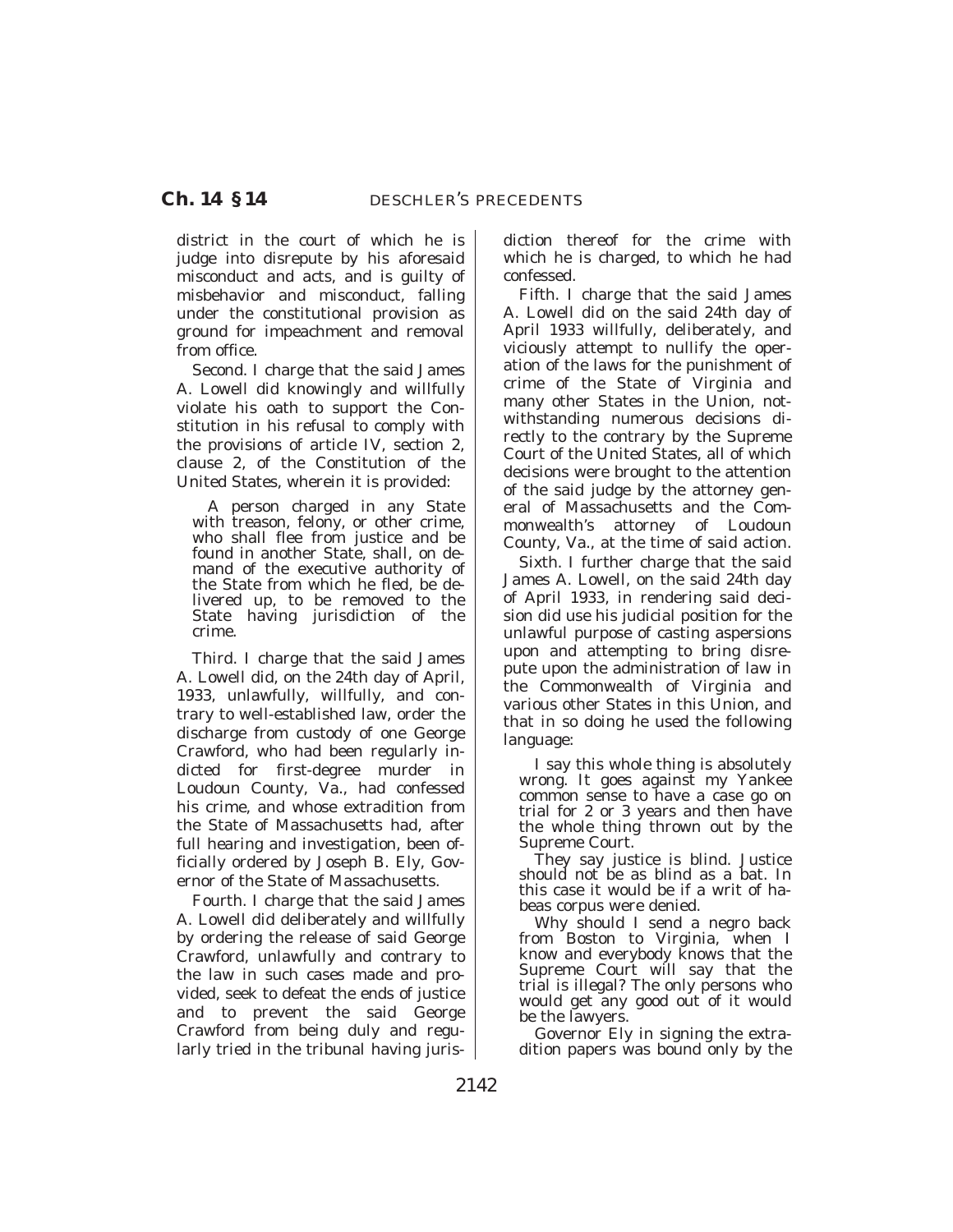district in the court of which he is judge into disrepute by his aforesaid misconduct and acts, and is guilty of misbehavior and misconduct, falling under the constitutional provision as ground for impeachment and removal from office.

Second. I charge that the said James A. Lowell did knowingly and willfully violate his oath to support the Constitution in his refusal to comply with the provisions of article IV, section 2, clause 2, of the Constitution of the United States, wherein it is provided:

> A person charged in any State with treason, felony, or other crime, who shall flee from justice and be found in another State, shall, on demand of the executive authority of the State from which he fled, be delivered up, to be removed to the State having jurisdiction of the crime.

Third. I charge that the said James A. Lowell did, on the 24th day of April, 1933, unlawfully, willfully, and contrary to well-established law, order the discharge from custody of one George Crawford, who had been regularly indicted for first-degree murder in Loudoun County, Va., had confessed his crime, and whose extradition from the State of Massachusetts had, after full hearing and investigation, been officially ordered by Joseph B. Ely, Governor of the State of Massachusetts.

Fourth. I charge that the said James A. Lowell did deliberately and willfully by ordering the release of said George Crawford, unlawfully and contrary to the law in such cases made and provided, seek to defeat the ends of justice and to prevent the said George Crawford from being duly and regularly tried in the tribunal having jurisdiction thereof for the crime with which he is charged, to which he had confessed.

Fifth. I charge that the said James A. Lowell did on the said 24th day of April 1933 willfully, deliberately, and viciously attempt to nullify the operation of the laws for the punishment of crime of the State of Virginia and many other States in the Union, notwithstanding numerous decisions directly to the contrary by the Supreme Court of the United States, all of which decisions were brought to the attention of the said judge by the attorney general of Massachusetts and the Commonwealth's attorney of Loudoun County, Va., at the time of said action.

Sixth. I further charge that the said James A. Lowell, on the said 24th day of April 1933, in rendering said decision did use his judicial position for the unlawful purpose of casting aspersions upon and attempting to bring disrepute upon the administration of law in the Commonwealth of Virginia and various other States in this Union, and that in so doing he used the following language:

> I say this whole thing is absolutely wrong. It goes against my Yankee common sense to have a case go on trial for 2 or 3 years and then have the whole thing thrown out by the Supreme Court.
>
> They say justice is blind. Justice should not be as blind as a bat. In this case it would be if a writ of habeas corpus were denied.
>
> Why should I send a negro back from Boston to Virginia, when I know and everybody knows that the Supreme Court will say that the trial is illegal? The only persons who would get any good out of it would be the lawyers.
>
> Governor Ely in signing the extradition papers was bound only by the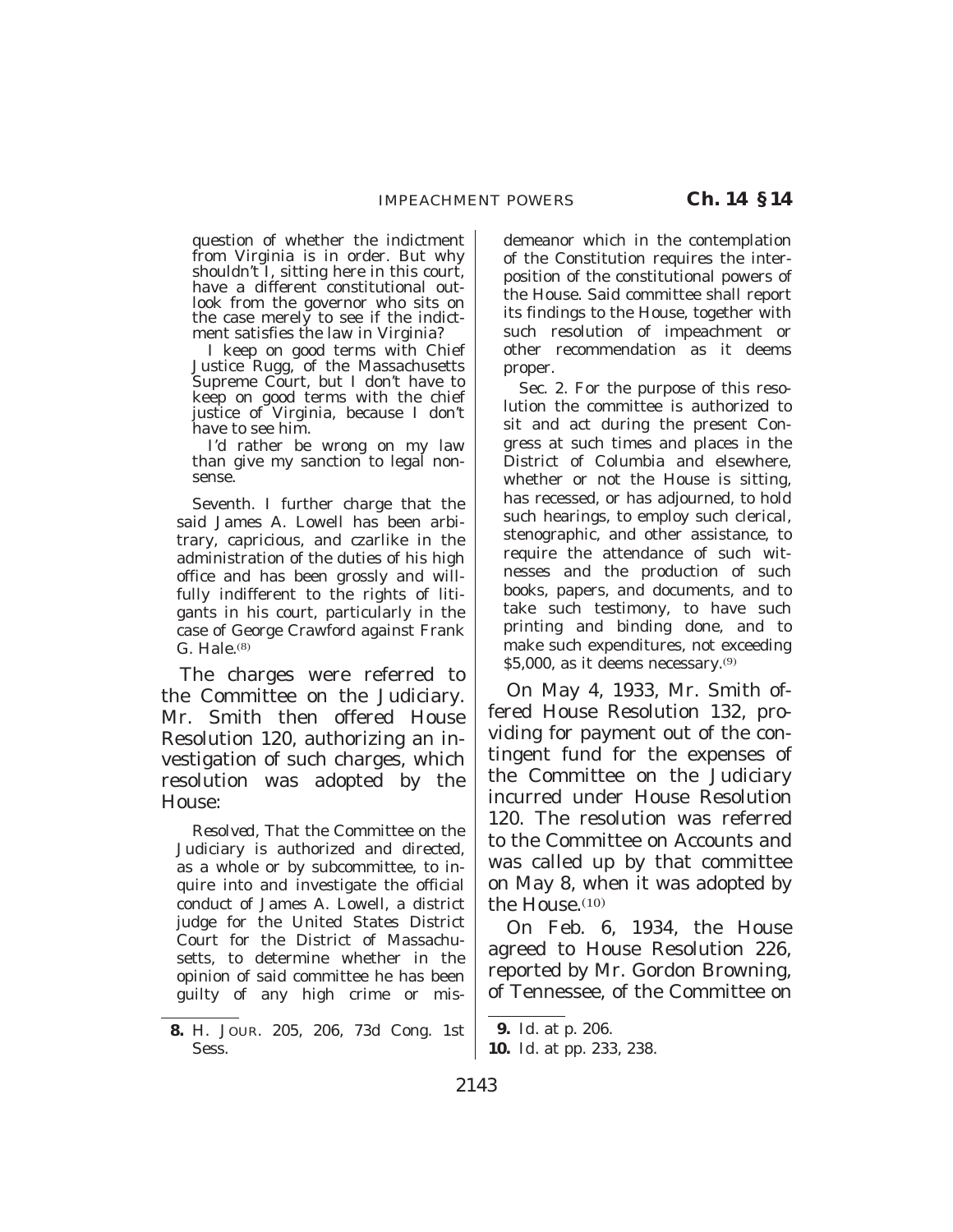question of whether the indictment from Virginia is in order. But why shouldn't I, sitting here in this court, have a different constitutional outlook from the governor who sits on the case merely to see if the indictment satisfies the law in Virginia?

I keep on good terms with Chief Justice Rugg, of the Massachusetts Supreme Court, but I don't have to keep on good terms with the chief justice of Virginia, because I don't have to see him.

I'd rather be wrong on my law than give my sanction to legal nonsense.

Seventh. I further charge that the said James A. Lowell has been arbitrary, capricious, and czarlike in the administration of the duties of his high office and has been grossly and willfully indifferent to the rights of litigants in his court, particularly in the case of George Crawford against Frank G. Hale.[8]

The charges were referred to the Committee on the Judiciary. Mr. Smith then offered House Resolution 120, authorizing an investigation of such charges, which resolution was adopted by the House:

*Resolved*, That the Committee on the Judiciary is authorized and directed, as a whole or by subcommittee, to inquire into and investigate the official conduct of James A. Lowell, a district judge for the United States District Court for the District of Massachusetts, to determine whether in the opinion of said committee he has been guilty of any high crime or misdemeanor which in the contemplation of the Constitution requires the interposition of the constitutional powers of the House. Said committee shall report its findings to the House, together with such resolution of impeachment or other recommendation as it deems proper.

Sec. 2. For the purpose of this resolution the committee is authorized to sit and act during the present Congress at such times and places in the District of Columbia and elsewhere, whether or not the House is sitting, has recessed, or has adjourned, to hold such hearings, to employ such clerical, stenographic, and other assistance, to require the attendance of such witnesses and the production of such books, papers, and documents, and to take such testimony, to have such printing and binding done, and to make such expenditures, not exceeding $5,000, as it deems necessary.[9]

On May 4, 1933, Mr. Smith offered House Resolution 132, providing for payment out of the contingent fund for the expenses of the Committee on the Judiciary incurred under House Resolution 120. The resolution was referred to the Committee on Accounts and was called up by that committee on May 8, when it was adopted by the House.[10]

On Feb. 6, 1934, the House agreed to House Resolution 226, reported by Mr. Gordon Browning, of Tennessee, of the Committee on

---

**8.** H. JOUR. 205, 206, 73d Cong. 1st Sess.

**9.** *Id.* at p. 206.

**10.** *Id.* at pp. 233, 238.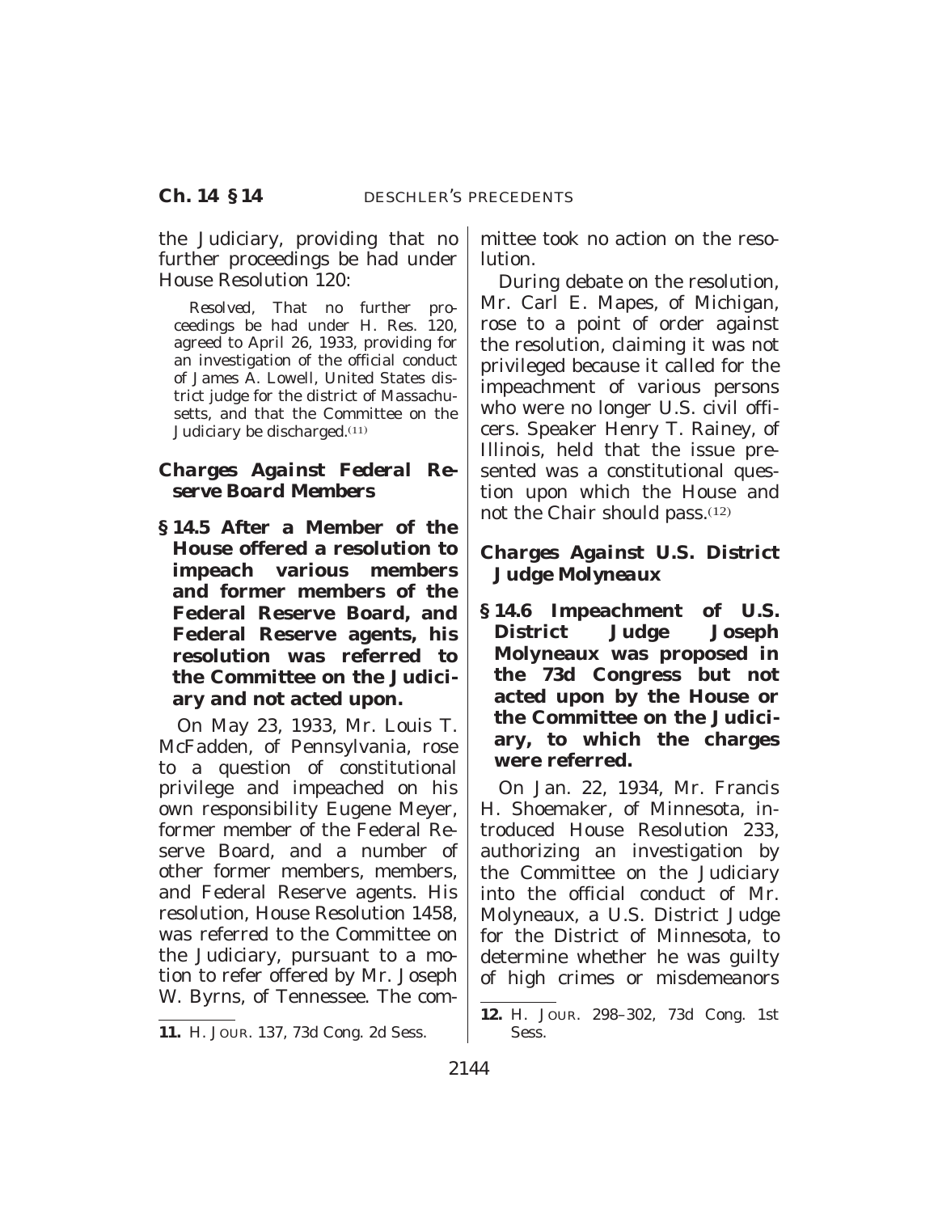the Judiciary, providing that no further proceedings be had under House Resolution 120:

> *Resolved*, That no further proceedings be had under H. Res. 120, agreed to April 26, 1933, providing for an investigation of the official conduct of James A. Lowell, United States district judge for the district of Massachusetts, and that the Committee on the Judiciary be discharged.[11]

### *Charges Against Federal Reserve Board Members*

**§ 14.5 After a Member of the House offered a resolution to impeach various members and former members of the Federal Reserve Board, and Federal Reserve agents, his resolution was referred to the Committee on the Judiciary and not acted upon.**

On May 23, 1933, Mr. Louis T. McFadden, of Pennsylvania, rose to a question of constitutional privilege and impeached on his own responsibility Eugene Meyer, former member of the Federal Reserve Board, and a number of other former members, members, and Federal Reserve agents. His resolution, House Resolution 1458, was referred to the Committee on the Judiciary, pursuant to a motion to refer offered by Mr. Joseph W. Byrns, of Tennessee. The committee took no action on the resolution.

During debate on the resolution, Mr. Carl E. Mapes, of Michigan, rose to a point of order against the resolution, claiming it was not privileged because it called for the impeachment of various persons who were no longer U.S. civil officers. Speaker Henry T. Rainey, of Illinois, held that the issue presented was a constitutional question upon which the House and not the Chair should pass.[12]

### *Charges Against U.S. District Judge Molyneaux*

**§ 14.6 Impeachment of U.S. District Judge Joseph Molyneaux was proposed in the 73d Congress but not acted upon by the House or the Committee on the Judiciary, to which the charges were referred.**

On Jan. 22, 1934, Mr. Francis H. Shoemaker, of Minnesota, introduced House Resolution 233, authorizing an investigation by the Committee on the Judiciary into the official conduct of Mr. Molyneaux, a U.S. District Judge for the District of Minnesota, to determine whether he was guilty of high crimes or misdemeanors

---

**11.** H. JOUR. 137, 73d Cong. 2d Sess.

**12.** H. JOUR. 298–302, 73d Cong. 1st Sess.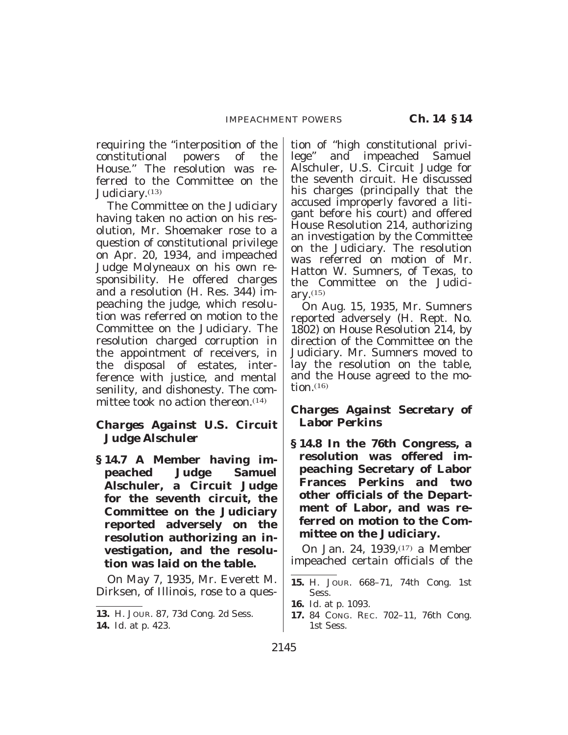requiring the "interposition of the constitutional powers of the House." The resolution was referred to the Committee on the Judiciary.[13]

The Committee on the Judiciary having taken no action on his resolution, Mr. Shoemaker rose to a question of constitutional privilege on Apr. 20, 1934, and impeached Judge Molyneaux on his own responsibility. He offered charges and a resolution (H. Res. 344) impeaching the judge, which resolution was referred on motion to the Committee on the Judiciary. The resolution charged corruption in the appointment of receivers, in the disposal of estates, interference with justice, and mental senility, and dishonesty. The committee took no action thereon.[14]

### *Charges Against U.S. Circuit Judge Alschuler*

**§ 14.7 A Member having impeached Judge Samuel Alschuler, a Circuit Judge for the seventh circuit, the Committee on the Judiciary reported adversely on the resolution authorizing an investigation, and the resolution was laid on the table.**

On May 7, 1935, Mr. Everett M. Dirksen, of Illinois, rose to a question of "high constitutional privilege" and impeached Samuel Alschuler, U.S. Circuit Judge for the seventh circuit. He discussed his charges (principally that the accused improperly favored a litigant before his court) and offered House Resolution 214, authorizing an investigation by the Committee on the Judiciary. The resolution was referred on motion of Mr. Hatton W. Sumners, of Texas, to the Committee on the Judiciary.[15]

On Aug. 15, 1935, Mr. Sumners reported adversely (H. Rept. No. 1802) on House Resolution 214, by direction of the Committee on the Judiciary. Mr. Sumners moved to lay the resolution on the table, and the House agreed to the motion.[16]

### *Charges Against Secretary of Labor Perkins*

**§ 14.8 In the 76th Congress, a resolution was offered impeaching Secretary of Labor Frances Perkins and two other officials of the Department of Labor, and was referred on motion to the Committee on the Judiciary.**

On Jan. 24, 1939,[17] a Member impeached certain officials of the

---

**13.** H. JOUR. 87, 73d Cong. 2d Sess.

**14.** *Id.* at p. 423.

**15.** H. JOUR. 668–71, 74th Cong. 1st Sess.

**16.** *Id.* at p. 1093.

**17.** 84 CONG. REC. 702–11, 76th Cong. 1st Sess.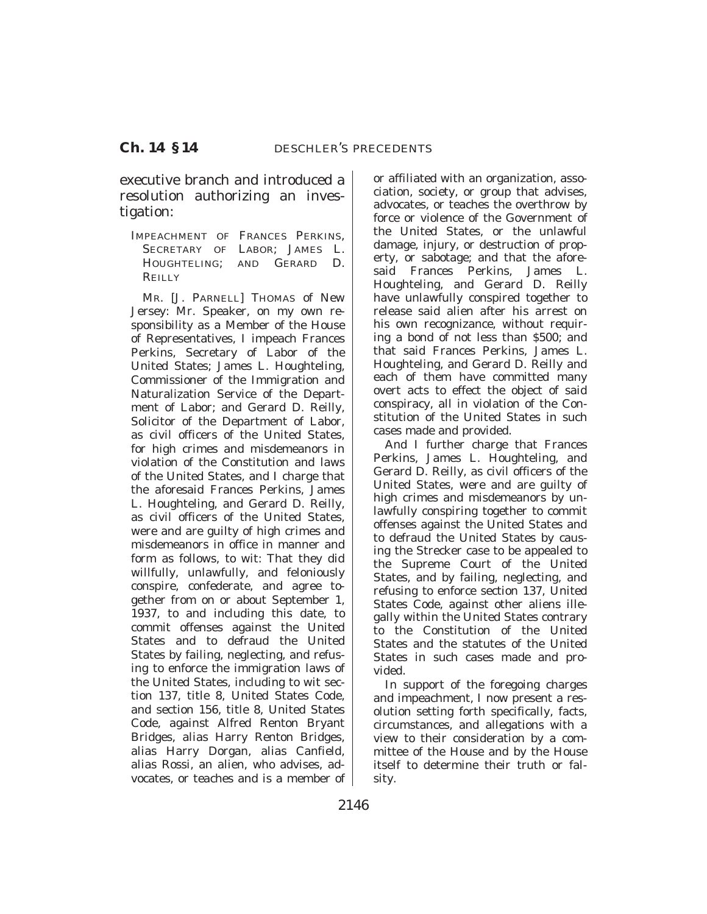executive branch and introduced a resolution authorizing an investigation:

IMPEACHMENT OF FRANCES PERKINS, SECRETARY OF LABOR; JAMES L. HOUGHTELING; AND GERARD D. REILLY

MR. [J. PARNELL] THOMAS of New Jersey: Mr. Speaker, on my own responsibility as a Member of the House of Representatives, I impeach Frances Perkins, Secretary of Labor of the United States; James L. Houghteling, Commissioner of the Immigration and Naturalization Service of the Department of Labor; and Gerard D. Reilly, Solicitor of the Department of Labor, as civil officers of the United States, for high crimes and misdemeanors in violation of the Constitution and laws of the United States, and I charge that the aforesaid Frances Perkins, James L. Houghteling, and Gerard D. Reilly, as civil officers of the United States, were and are guilty of high crimes and misdemeanors in office in manner and form as follows, to wit: That they did willfully, unlawfully, and feloniously conspire, confederate, and agree together from on or about September 1, 1937, to and including this date, to commit offenses against the United States and to defraud the United States by failing, neglecting, and refusing to enforce the immigration laws of the United States, including to wit section 137, title 8, United States Code, and section 156, title 8, United States Code, against Alfred Renton Bryant Bridges, alias Harry Renton Bridges, alias Harry Dorgan, alias Canfield, alias Rossi, an alien, who advises, advocates, or teaches and is a member of or affiliated with an organization, association, society, or group that advises, advocates, or teaches the overthrow by force or violence of the Government of the United States, or the unlawful damage, injury, or destruction of property, or sabotage; and that the aforesaid Frances Perkins, James L. Houghteling, and Gerard D. Reilly have unlawfully conspired together to release said alien after his arrest on his own recognizance, without requiring a bond of not less than $500; and that said Frances Perkins, James L. Houghteling, and Gerard D. Reilly and each of them have committed many overt acts to effect the object of said conspiracy, all in violation of the Constitution of the United States in such cases made and provided.

And I further charge that Frances Perkins, James L. Houghteling, and Gerard D. Reilly, as civil officers of the United States, were and are guilty of high crimes and misdemeanors by unlawfully conspiring together to commit offenses against the United States and to defraud the United States by causing the Strecker case to be appealed to the Supreme Court of the United States, and by failing, neglecting, and refusing to enforce section 137, United States Code, against other aliens illegally within the United States contrary to the Constitution of the United States and the statutes of the United States in such cases made and provided.

In support of the foregoing charges and impeachment, I now present a resolution setting forth specifically, facts, circumstances, and allegations with a view to their consideration by a committee of the House and by the House itself to determine their truth or falsity.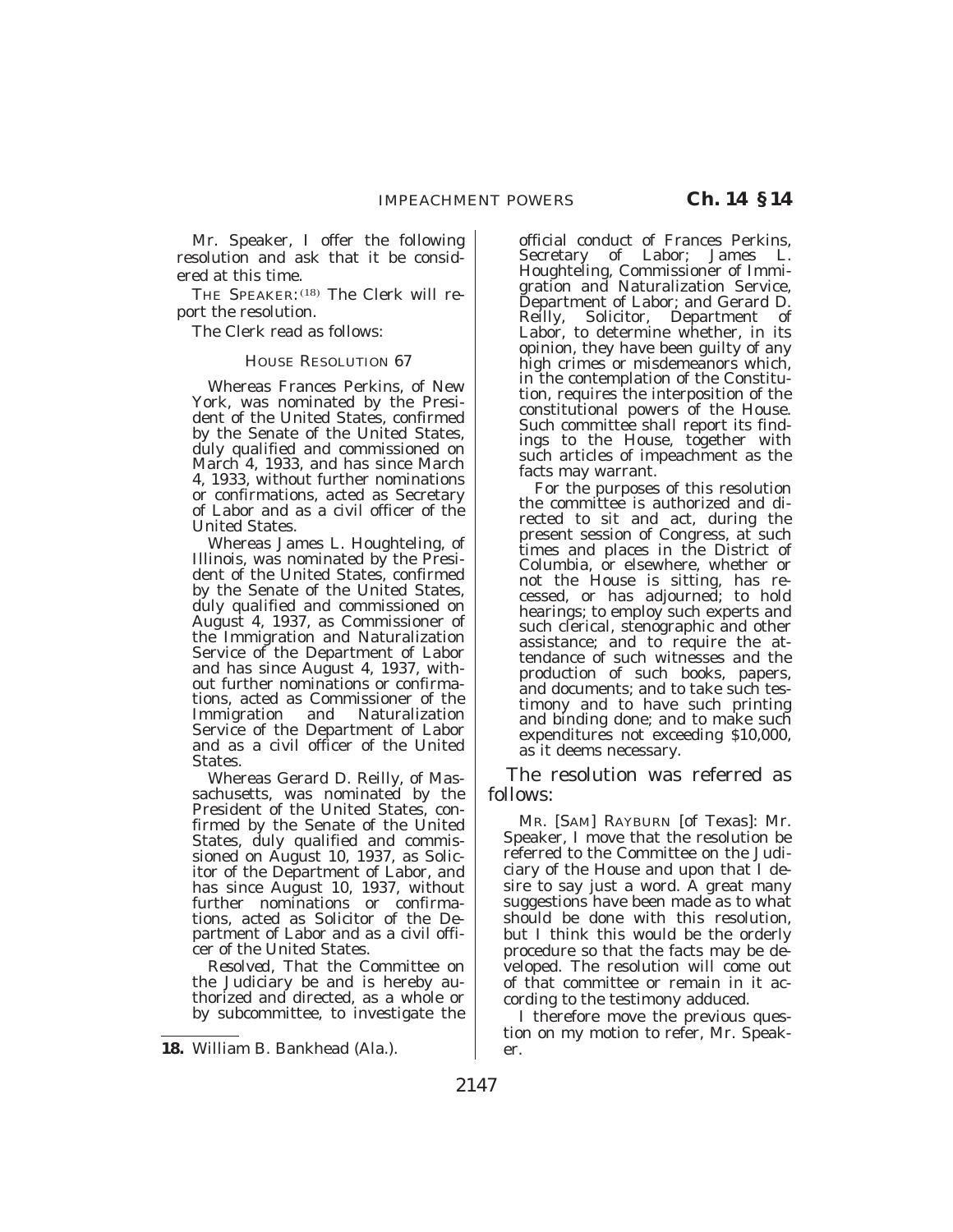Mr. Speaker, I offer the following resolution and ask that it be considered at this time.

THE SPEAKER:[18] The Clerk will report the resolution.

The Clerk read as follows:

HOUSE RESOLUTION 67

Whereas Frances Perkins, of New York, was nominated by the President of the United States, confirmed by the Senate of the United States, duly qualified and commissioned on March 4, 1933, and has since March 4, 1933, without further nominations or confirmations, acted as Secretary of Labor and as a civil officer of the United States.

Whereas James L. Houghteling, of Illinois, was nominated by the President of the United States, confirmed by the Senate of the United States, duly qualified and commissioned on August 4, 1937, as Commissioner of the Immigration and Naturalization Service of the Department of Labor and has since August 4, 1937, without further nominations or confirmations, acted as Commissioner of the Immigration and Naturalization Service of the Department of Labor and as a civil officer of the United States.

Whereas Gerard D. Reilly, of Massachusetts, was nominated by the President of the United States, confirmed by the Senate of the United States, duly qualified and commissioned on August 10, 1937, as Solicitor of the Department of Labor, and has since August 10, 1937, without further nominations or confirmations, acted as Solicitor of the Department of Labor and as a civil officer of the United States.

*Resolved,* That the Committee on the Judiciary be and is hereby authorized and directed, as a whole or by subcommittee, to investigate the official conduct of Frances Perkins, Secretary of Labor; James L. Houghteling, Commissioner of Immigration and Naturalization Service, Department of Labor; and Gerard D. Reilly, Solicitor, Department of Labor, to determine whether, in its opinion, they have been guilty of any high crimes or misdemeanors which, in the contemplation of the Constitution, requires the interposition of the constitutional powers of the House. Such committee shall report its findings to the House, together with such articles of impeachment as the facts may warrant.

For the purposes of this resolution the committee is authorized and directed to sit and act, during the present session of Congress, at such times and places in the District of Columbia, or elsewhere, whether or not the House is sitting, has recessed, or has adjourned; to hold hearings; to employ such experts and such clerical, stenographic and other assistance; and to require the attendance of such witnesses and the production of such books, papers, and documents; and to take such testimony and to have such printing and binding done; and to make such expenditures not exceeding $10,000, as it deems necessary.

The resolution was referred as follows:

MR. [SAM] RAYBURN [of Texas]: Mr. Speaker, I move that the resolution be referred to the Committee on the Judiciary of the House and upon that I desire to say just a word. A great many suggestions have been made as to what should be done with this resolution, but I think this would be the orderly procedure so that the facts may be developed. The resolution will come out of that committee or remain in it according to the testimony adduced.

I therefore move the previous question on my motion to refer, Mr. Speaker.

---

**18.** William B. Bankhead (Ala.).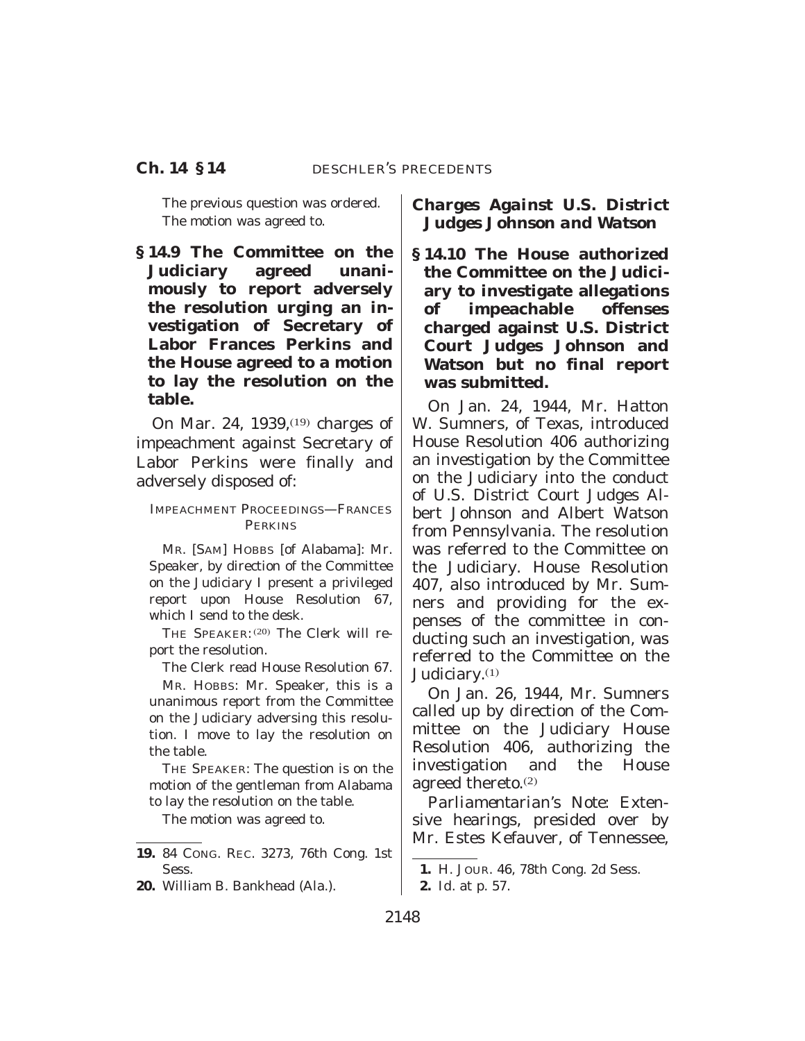The previous question was ordered.

The motion was agreed to.

**§ 14.9 The Committee on the Judiciary agreed unanimously to report adversely the resolution urging an investigation of Secretary of Labor Frances Perkins and the House agreed to a motion to lay the resolution on the table.**

On Mar. 24, 1939,[19] charges of impeachment against Secretary of Labor Perkins were finally and adversely disposed of:

IMPEACHMENT PROCEEDINGS—FRANCES PERKINS

MR. [SAM] HOBBS [of Alabama]: Mr. Speaker, by direction of the Committee on the Judiciary I present a privileged report upon House Resolution 67, which I send to the desk.

THE SPEAKER:[20] The Clerk will report the resolution.

The Clerk read House Resolution 67.

MR. HOBBS: Mr. Speaker, this is a unanimous report from the Committee on the Judiciary adversing this resolution. I move to lay the resolution on the table.

THE SPEAKER: The question is on the motion of the gentleman from Alabama to lay the resolution on the table.

The motion was agreed to.

**19.** 84 CONG. REC. 3273, 76th Cong. 1st Sess.

**20.** William B. Bankhead (Ala.).

### *Charges Against U.S. District Judges Johnson and Watson*

**§ 14.10 The House authorized the Committee on the Judiciary to investigate allegations of impeachable offenses charged against U.S. District Court Judges Johnson and Watson but no final report was submitted.**

On Jan. 24, 1944, Mr. Hatton W. Sumners, of Texas, introduced House Resolution 406 authorizing an investigation by the Committee on the Judiciary into the conduct of U.S. District Court Judges Albert Johnson and Albert Watson from Pennsylvania. The resolution was referred to the Committee on the Judiciary. House Resolution 407, also introduced by Mr. Sumners and providing for the expenses of the committee in conducting such an investigation, was referred to the Committee on the Judiciary.[1]

On Jan. 26, 1944, Mr. Sumners called up by direction of the Committee on the Judiciary House Resolution 406, authorizing the investigation and the House agreed thereto.[2]

*Parliamentarian's Note:* Extensive hearings, presided over by Mr. Estes Kefauver, of Tennessee,

**1.** H. JOUR. 46, 78th Cong. 2d Sess.

**2.** *Id.* at p. 57.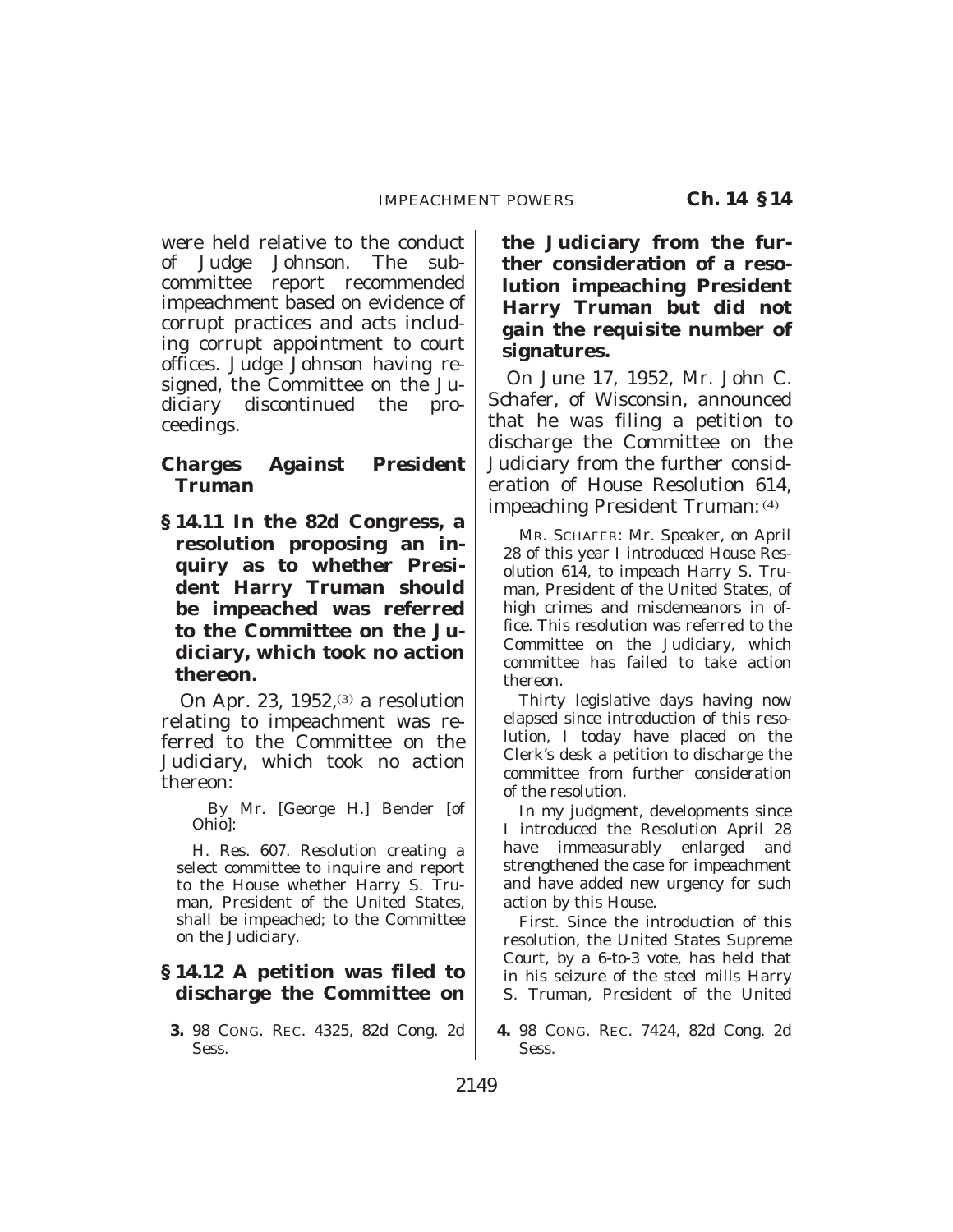were held relative to the conduct of Judge Johnson. The subcommittee report recommended impeachment based on evidence of corrupt practices and acts including corrupt appointment to court offices. Judge Johnson having resigned, the Committee on the Judiciary discontinued the proceedings.

### *Charges Against President Truman*

**§ 14.11 In the 82d Congress, a resolution proposing an inquiry as to whether President Harry Truman should be impeached was referred to the Committee on the Judiciary, which took no action thereon.**

On Apr. 23, 1952,[3] a resolution relating to impeachment was referred to the Committee on the Judiciary, which took no action thereon:

> By Mr. [George H.] Bender [of Ohio]:
>
> H. Res. 607. Resolution creating a select committee to inquire and report to the House whether Harry S. Truman, President of the United States, shall be impeached; to the Committee on the Judiciary.

**§ 14.12 A petition was filed to discharge the Committee on the Judiciary from the further consideration of a resolution impeaching President Harry Truman but did not gain the requisite number of signatures.**

On June 17, 1952, Mr. John C. Schafer, of Wisconsin, announced that he was filing a petition to discharge the Committee on the Judiciary from the further consideration of House Resolution 614, impeaching President Truman:[4]

> MR. SCHAFER: Mr. Speaker, on April 28 of this year I introduced House Resolution 614, to impeach Harry S. Truman, President of the United States, of high crimes and misdemeanors in office. This resolution was referred to the Committee on the Judiciary, which committee has failed to take action thereon.
>
> Thirty legislative days having now elapsed since introduction of this resolution, I today have placed on the Clerk's desk a petition to discharge the committee from further consideration of the resolution.
>
> In my judgment, developments since I introduced the Resolution April 28 have immeasurably enlarged and strengthened the case for impeachment and have added new urgency for such action by this House.
>
> First. Since the introduction of this resolution, the United States Supreme Court, by a 6-to-3 vote, has held that in his seizure of the steel mills Harry S. Truman, President of the United

---

3. 98 CONG. REC. 4325, 82d Cong. 2d Sess.

4. 98 CONG. REC. 7424, 82d Cong. 2d Sess.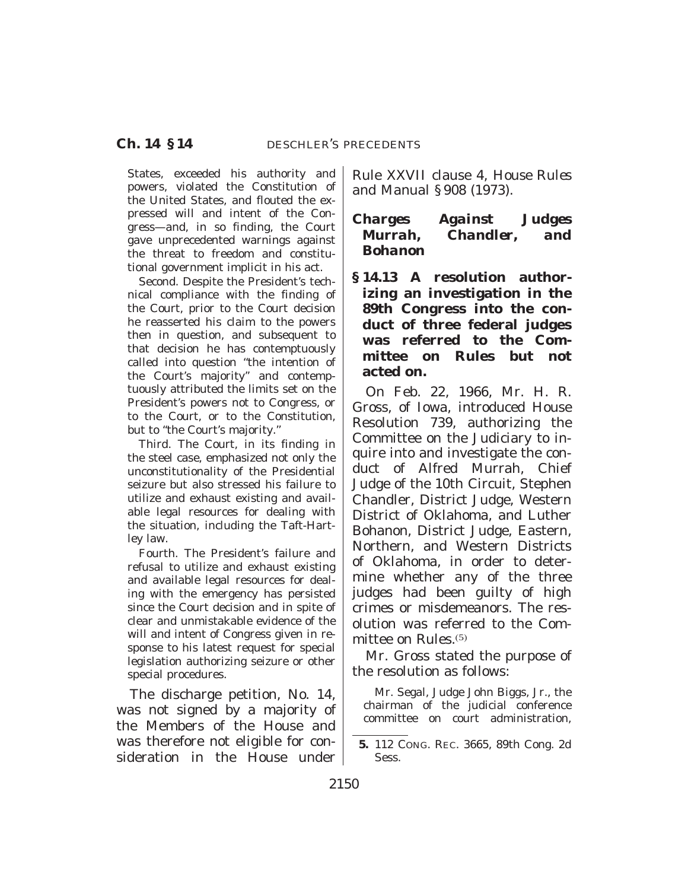States, exceeded his authority and powers, violated the Constitution of the United States, and flouted the expressed will and intent of the Congress—and, in so finding, the Court gave unprecedented warnings against the threat to freedom and constitutional government implicit in his act.

Second. Despite the President's technical compliance with the finding of the Court, prior to the Court decision he reasserted his claim to the powers then in question, and subsequent to that decision he has contemptuously called into question "the intention of the Court's majority" and contemptuously attributed the limits set on the President's powers not to Congress, or to the Court, or to the Constitution, but to "the Court's majority."

Third. The Court, in its finding in the steel case, emphasized not only the unconstitutionality of the Presidential seizure but also stressed his failure to utilize and exhaust existing and available legal resources for dealing with the situation, including the Taft-Hartley law.

Fourth. The President's failure and refusal to utilize and exhaust existing and available legal resources for dealing with the emergency has persisted since the Court decision and in spite of clear and unmistakable evidence of the will and intent of Congress given in response to his latest request for special legislation authorizing seizure or other special procedures.

The discharge petition, No. 14, was not signed by a majority of the Members of the House and was therefore not eligible for consideration in the House under Rule XXVII clause 4, House Rules and Manual § 908 (1973).

### *Charges Against Judges Murrah, Chandler, and Bohanon*

**§ 14.13 A resolution authorizing an investigation in the 89th Congress into the conduct of three federal judges was referred to the Committee on Rules but not acted on.**

On Feb. 22, 1966, Mr. H. R. Gross, of Iowa, introduced House Resolution 739, authorizing the Committee on the Judiciary to inquire into and investigate the conduct of Alfred Murrah, Chief Judge of the 10th Circuit, Stephen Chandler, District Judge, Western District of Oklahoma, and Luther Bohanon, District Judge, Eastern, Northern, and Western Districts of Oklahoma, in order to determine whether any of the three judges had been guilty of high crimes or misdemeanors. The resolution was referred to the Committee on Rules.[5]

Mr. Gross stated the purpose of the resolution as follows:

Mr. Segal, Judge John Biggs, Jr., the chairman of the judicial conference committee on court administration,

---

5. 112 CONG. REC. 3665, 89th Cong. 2d Sess.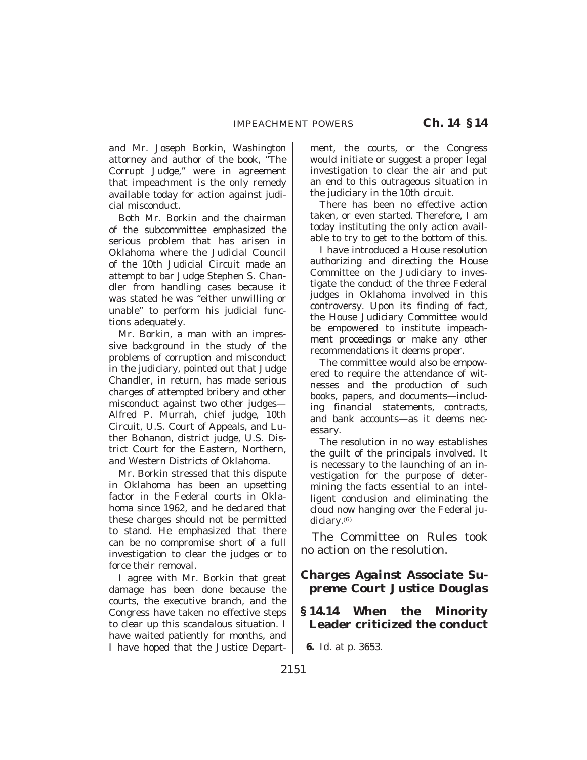and Mr. Joseph Borkin, Washington attorney and author of the book, "The Corrupt Judge," were in agreement that impeachment is the only remedy available today for action against judicial misconduct.

Both Mr. Borkin and the chairman of the subcommittee emphasized the serious problem that has arisen in Oklahoma where the Judicial Council of the 10th Judicial Circuit made an attempt to bar Judge Stephen S. Chandler from handling cases because it was stated he was "either unwilling or unable" to perform his judicial functions adequately.

Mr. Borkin, a man with an impressive background in the study of the problems of corruption and misconduct in the judiciary, pointed out that Judge Chandler, in return, has made serious charges of attempted bribery and other misconduct against two other judges—Alfred P. Murrah, chief judge, 10th Circuit, U.S. Court of Appeals, and Luther Bohanon, district judge, U.S. District Court for the Eastern, Northern, and Western Districts of Oklahoma.

Mr. Borkin stressed that this dispute in Oklahoma has been an upsetting factor in the Federal courts in Oklahoma since 1962, and he declared that these charges should not be permitted to stand. He emphasized that there can be no compromise short of a full investigation to clear the judges or to force their removal.

I agree with Mr. Borkin that great damage has been done because the courts, the executive branch, and the Congress have taken no effective steps to clear up this scandalous situation. I have waited patiently for months, and I have hoped that the Justice Department, the courts, or the Congress would initiate or suggest a proper legal investigation to clear the air and put an end to this outrageous situation in the judiciary in the 10th circuit.

There has been no effective action taken, or even started. Therefore, I am today instituting the only action available to try to get to the bottom of this.

I have introduced a House resolution authorizing and directing the House Committee on the Judiciary to investigate the conduct of the three Federal judges in Oklahoma involved in this controversy. Upon its finding of fact, the House Judiciary Committee would be empowered to institute impeachment proceedings or make any other recommendations it deems proper.

The committee would also be empowered to require the attendance of witnesses and the production of such books, papers, and documents—including financial statements, contracts, and bank accounts—as it deems necessary.

The resolution in no way establishes the guilt of the principals involved. It is necessary to the launching of an investigation for the purpose of determining the facts essential to an intelligent conclusion and eliminating the cloud now hanging over the Federal judiciary.[6]

The Committee on Rules took no action on the resolution.

### *Charges Against Associate Supreme Court Justice Douglas*

**§ 14.14 When the Minority Leader criticized the conduct**

---

6. *Id.* at p. 3653.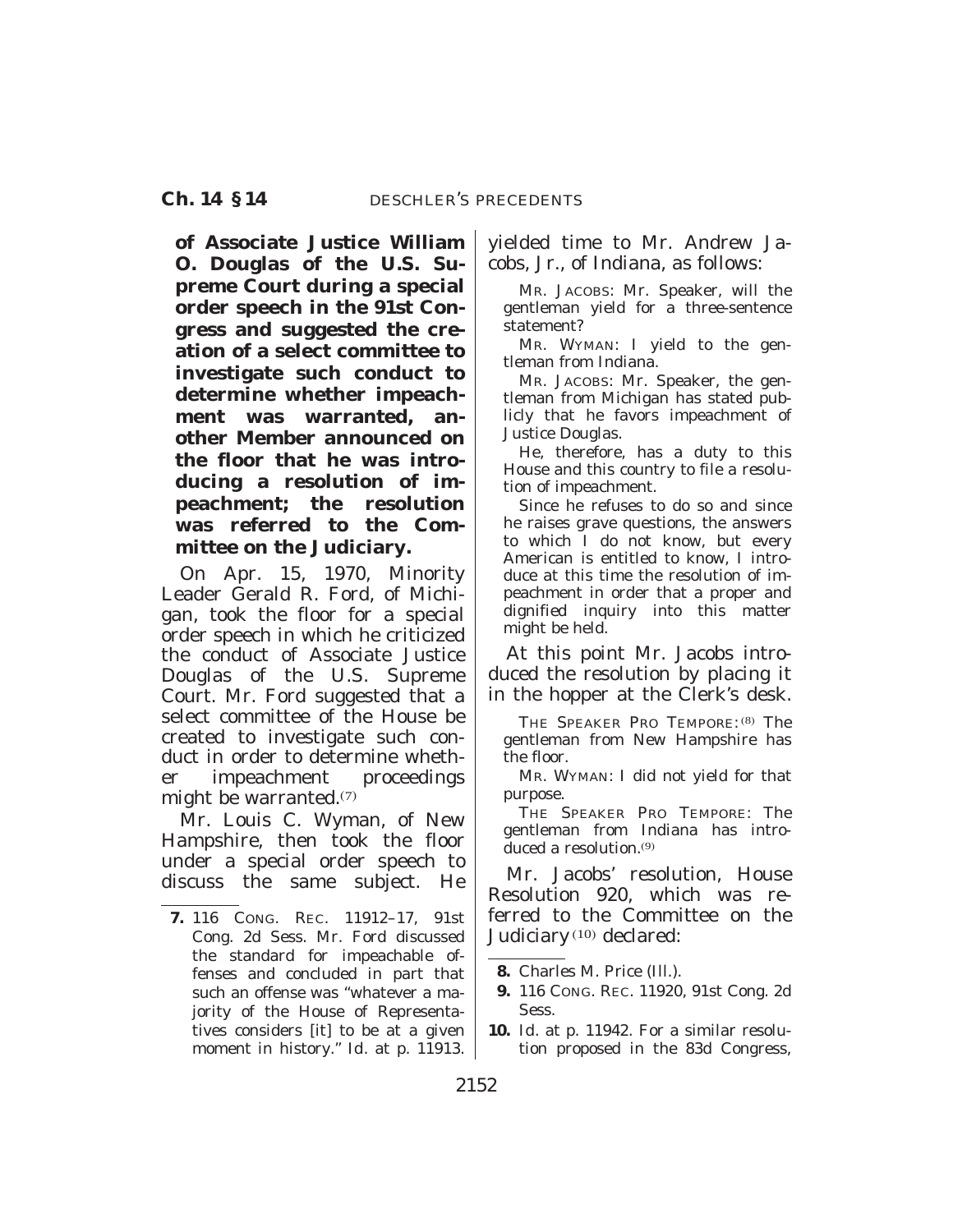**of Associate Justice William O. Douglas of the U.S. Supreme Court during a special order speech in the 91st Congress and suggested the creation of a select committee to investigate such conduct to determine whether impeachment was warranted, another Member announced on the floor that he was introducing a resolution of impeachment; the resolution was referred to the Committee on the Judiciary.**

On Apr. 15, 1970, Minority Leader Gerald R. Ford, of Michigan, took the floor for a special order speech in which he criticized the conduct of Associate Justice Douglas of the U.S. Supreme Court. Mr. Ford suggested that a select committee of the House be created to investigate such conduct in order to determine whether impeachment proceedings might be warranted.(7)

Mr. Louis C. Wyman, of New Hampshire, then took the floor under a special order speech to discuss the same subject. He yielded time to Mr. Andrew Jacobs, Jr., of Indiana, as follows:

> MR. JACOBS: Mr. Speaker, will the gentleman yield for a three-sentence statement?
>
> MR. WYMAN: I yield to the gentleman from Indiana.
>
> MR. JACOBS: Mr. Speaker, the gentleman from Michigan has stated publicly that he favors impeachment of Justice Douglas.
>
> He, therefore, has a duty to this House and this country to file a resolution of impeachment.
>
> Since he refuses to do so and since he raises grave questions, the answers to which I do not know, but every American is entitled to know, I introduce at this time the resolution of impeachment in order that a proper and dignified inquiry into this matter might be held.

At this point Mr. Jacobs introduced the resolution by placing it in the hopper at the Clerk's desk.

> THE SPEAKER PRO TEMPORE:(8) The gentleman from New Hampshire has the floor.
>
> MR. WYMAN: I did not yield for that purpose.
>
> THE SPEAKER PRO TEMPORE: The gentleman from Indiana has introduced a resolution.(9)

Mr. Jacobs' resolution, House Resolution 920, which was referred to the Committee on the Judiciary(10) declared:

---

7. 116 CONG. REC. 11912–17, 91st Cong. 2d Sess. Mr. Ford discussed the standard for impeachable offenses and concluded in part that such an offense was "whatever a majority of the House of Representatives considers [it] to be at a given moment in history." Id. at p. 11913.

8. Charles M. Price (Ill.).

9. 116 CONG. REC. 11920, 91st Cong. 2d Sess.

10. Id. at p. 11942. For a similar resolution proposed in the 83d Congress,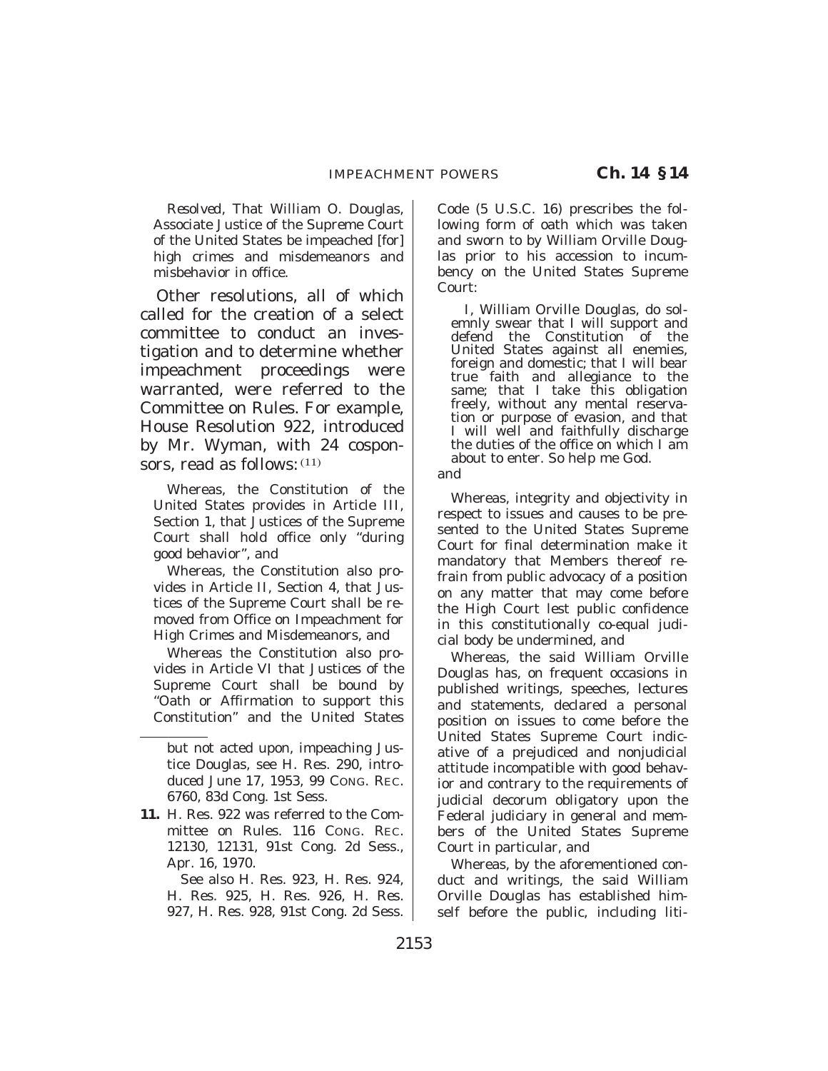*Resolved*, That William O. Douglas, Associate Justice of the Supreme Court of the United States be impeached [for] high crimes and misdemeanors and misbehavior in office.

Other resolutions, all of which called for the creation of a select committee to conduct an investigation and to determine whether impeachment proceedings were warranted, were referred to the Committee on Rules. For example, House Resolution 922, introduced by Mr. Wyman, with 24 cosponsors, read as follows:[11]

Whereas, the Constitution of the United States provides in Article III, Section 1, that Justices of the Supreme Court shall hold office only "during good behavior", and

Whereas, the Constitution also provides in Article II, Section 4, that Justices of the Supreme Court shall be removed from Office on Impeachment for High Crimes and Misdemeanors, and

Whereas the Constitution also provides in Article VI that Justices of the Supreme Court shall be bound by "Oath or Affirmation to support this Constitution" and the United States Code (5 U.S.C. 16) prescribes the following form of oath which was taken and sworn to by William Orville Douglas prior to his accession to incumbency on the United States Supreme Court:

> I, William Orville Douglas, do solemnly swear that I will support and defend the Constitution of the United States against all enemies, foreign and domestic; that I will bear true faith and allegiance to the same; that I take this obligation freely, without any mental reservation or purpose of evasion, and that I will well and faithfully discharge the duties of the office on which I am about to enter. So help me God.

and

Whereas, integrity and objectivity in respect to issues and causes to be presented to the United States Supreme Court for final determination make it mandatory that Members thereof refrain from public advocacy of a position on any matter that may come before the High Court lest public confidence in this constitutionally co-equal judicial body be undermined, and

Whereas, the said William Orville Douglas has, on frequent occasions in published writings, speeches, lectures and statements, declared a personal position on issues to come before the United States Supreme Court indicative of a prejudiced and nonjudicial attitude incompatible with good behavior and contrary to the requirements of judicial decorum obligatory upon the Federal judiciary in general and members of the United States Supreme Court in particular, and

Whereas, by the aforementioned conduct and writings, the said William Orville Douglas has established himself before the public, including liti-

---

but not acted upon, impeaching Justice Douglas, see H. Res. 290, introduced June 17, 1953, 99 CONG. REC. 6760, 83d Cong. 1st Sess.

**11.** H. Res. 922 was referred to the Committee on Rules. 116 CONG. REC. 12130, 12131, 91st Cong. 2d Sess., Apr. 16, 1970.

See also H. Res. 923, H. Res. 924, H. Res. 925, H. Res. 926, H. Res. 927, H. Res. 928, 91st Cong. 2d Sess.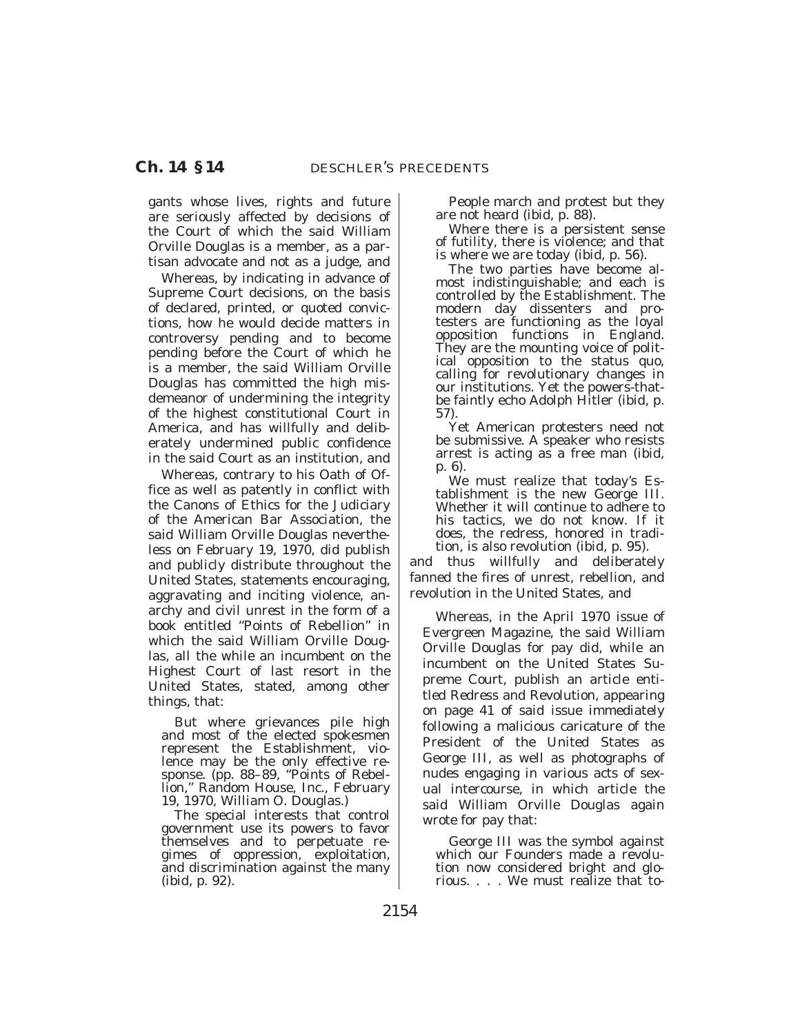gants whose lives, rights and future are seriously affected by decisions of the Court of which the said William Orville Douglas is a member, as a partisan advocate and not as a judge, and

Whereas, by indicating in advance of Supreme Court decisions, on the basis of declared, printed, or quoted convictions, how he would decide matters in controversy pending and to become pending before the Court of which he is a member, the said William Orville Douglas has committed the high misdemeanor of undermining the integrity of the highest constitutional Court in America, and has willfully and deliberately undermined public confidence in the said Court as an institution, and

Whereas, contrary to his Oath of Office as well as patently in conflict with the Canons of Ethics for the Judiciary of the American Bar Association, the said William Orville Douglas nevertheless on February 19, 1970, did publish and publicly distribute throughout the United States, statements encouraging, aggravating and inciting violence, anarchy and civil unrest in the form of a book entitled "Points of Rebellion" in which the said William Orville Douglas, all the while an incumbent on the Highest Court of last resort in the United States, stated, among other things, that:

> But where grievances pile high and most of the elected spokesmen represent the Establishment, violence may be the only effective response. (pp. 88–89, "Points of Rebellion," Random House, Inc., February 19, 1970, William O. Douglas.)
>
> The special interests that control government use its powers to favor themselves and to perpetuate regimes of oppression, exploitation, and discrimination against the many (ibid, p. 92).
>
> People march and protest but they are not heard (ibid, p. 88).
>
> Where there is a persistent sense of futility, there is violence; and that is where we are today (ibid, p. 56).
>
> The two parties have become almost indistinguishable; and each is controlled by the Establishment. The modern day dissenters and protesters are functioning as the loyal opposition functions in England. They are the mounting voice of political opposition to the status quo, calling for revolutionary changes in our institutions. Yet the powers-that-be faintly echo Adolph Hitler (ibid, p. 57).
>
> Yet American protesters need not be submissive. A speaker who resists arrest is acting as a free man (ibid, p. 6).
>
> We must realize that today's Establishment is the new George III. Whether it will continue to adhere to his tactics, we do not know. If it does, the redress, honored in tradition, is also revolution (ibid, p. 95).

and thus willfully and deliberately fanned the fires of unrest, rebellion, and revolution in the United States, and

Whereas, in the April 1970 issue of Evergreen Magazine, the said William Orville Douglas for pay did, while an incumbent on the United States Supreme Court, publish an article entitled Redress and Revolution, appearing on page 41 of said issue immediately following a malicious caricature of the President of the United States as George III, as well as photographs of nudes engaging in various acts of sexual intercourse, in which article the said William Orville Douglas again wrote for pay that:

> George III was the symbol against which our Founders made a revolution now considered bright and glorious. . . . We must realize that to-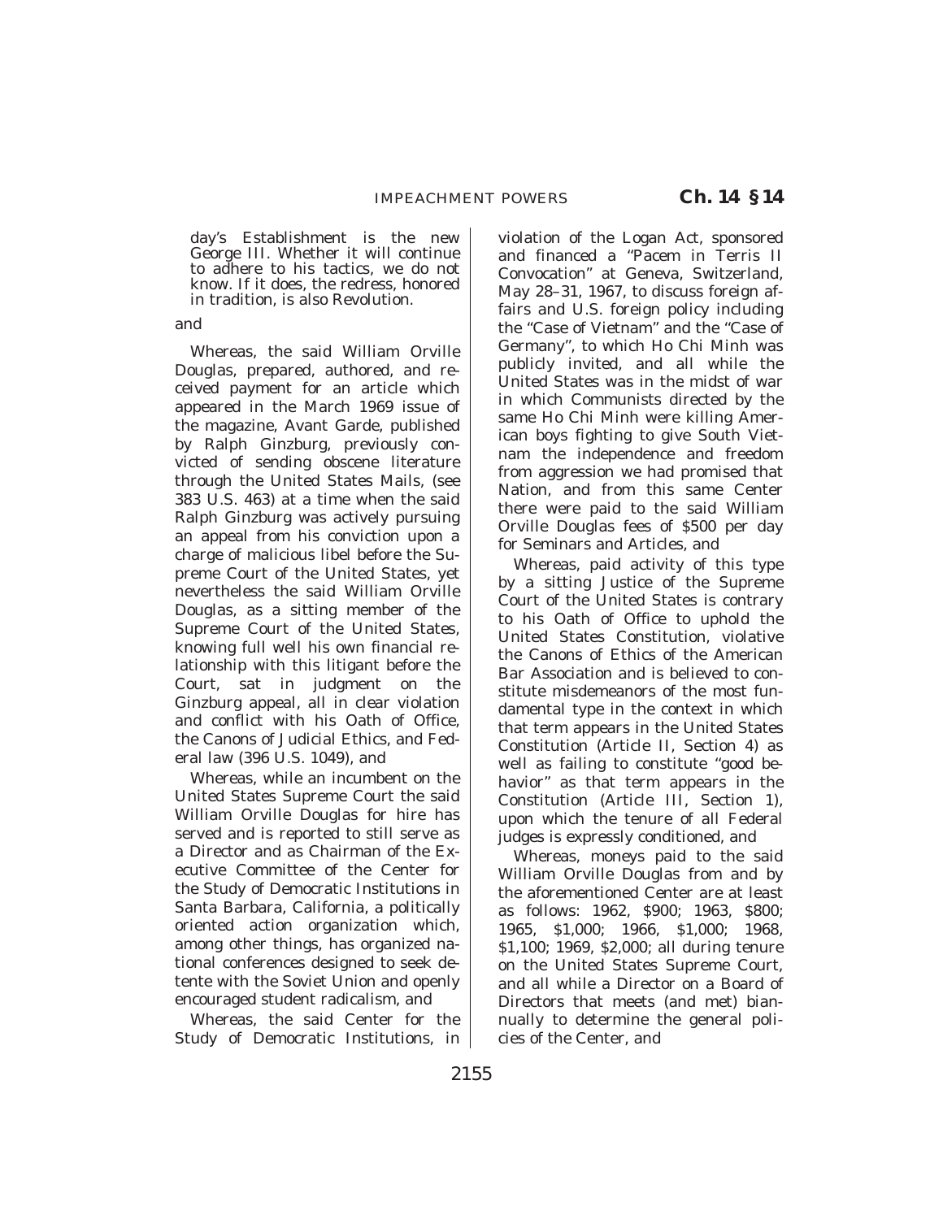day's Establishment is the new George III. Whether it will continue to adhere to his tactics, we do not know. If it does, the redress, honored in tradition, is also Revolution.

and

Whereas, the said William Orville Douglas, prepared, authored, and received payment for an article which appeared in the March 1969 issue of the magazine, Avant Garde, published by Ralph Ginzburg, previously convicted of sending obscene literature through the United States Mails, (see 383 U.S. 463) at a time when the said Ralph Ginzburg was actively pursuing an appeal from his conviction upon a charge of malicious libel before the Supreme Court of the United States, yet nevertheless the said William Orville Douglas, as a sitting member of the Supreme Court of the United States, knowing full well his own financial relationship with this litigant before the Court, sat in judgment on the Ginzburg appeal, all in clear violation and conflict with his Oath of Office, the Canons of Judicial Ethics, and Federal law (396 U.S. 1049), and

Whereas, while an incumbent on the United States Supreme Court the said William Orville Douglas for hire has served and is reported to still serve as a Director and as Chairman of the Executive Committee of the Center for the Study of Democratic Institutions in Santa Barbara, California, a politically oriented action organization which, among other things, has organized national conferences designed to seek detente with the Soviet Union and openly encouraged student radicalism, and

Whereas, the said Center for the Study of Democratic Institutions, in violation of the Logan Act, sponsored and financed a "Pacem in Terris II Convocation" at Geneva, Switzerland, May 28–31, 1967, to discuss foreign affairs and U.S. foreign policy including the "Case of Vietnam" and the "Case of Germany", to which Ho Chi Minh was publicly invited, and all while the United States was in the midst of war in which Communists directed by the same Ho Chi Minh were killing American boys fighting to give South Vietnam the independence and freedom from aggression we had promised that Nation, and from this same Center there were paid to the said William Orville Douglas fees of $500 per day for Seminars and Articles, and

Whereas, paid activity of this type by a sitting Justice of the Supreme Court of the United States is contrary to his Oath of Office to uphold the United States Constitution, violative the Canons of Ethics of the American Bar Association and is believed to constitute misdemeanors of the most fundamental type in the context in which that term appears in the United States Constitution (Article II, Section 4) as well as failing to constitute "good behavior" as that term appears in the Constitution (Article III, Section 1), upon which the tenure of all Federal judges is expressly conditioned, and

Whereas, moneys paid to the said William Orville Douglas from and by the aforementioned Center are at least as follows: 1962, $900; 1963, $800; 1965, $1,000; 1966, $1,000; 1968, $1,100; 1969, $2,000; all during tenure on the United States Supreme Court, and all while a Director on a Board of Directors that meets (and met) biannually to determine the general policies of the Center, and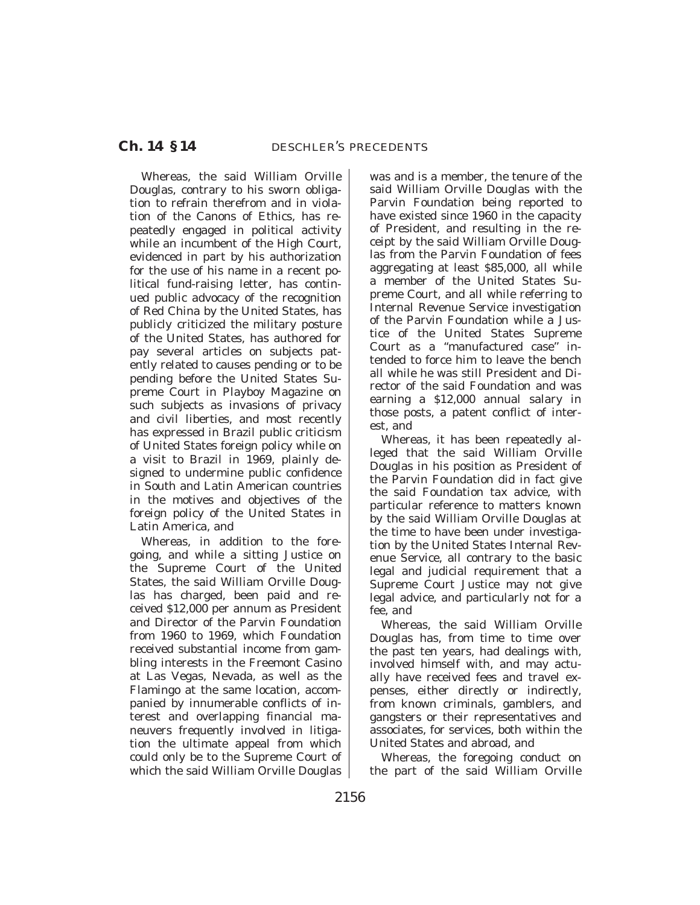Whereas, the said William Orville Douglas, contrary to his sworn obligation to refrain therefrom and in violation of the Canons of Ethics, has repeatedly engaged in political activity while an incumbent of the High Court, evidenced in part by his authorization for the use of his name in a recent political fund-raising letter, has continued public advocacy of the recognition of Red China by the United States, has publicly criticized the military posture of the United States, has authored for pay several articles on subjects patently related to causes pending or to be pending before the United States Supreme Court in Playboy Magazine on such subjects as invasions of privacy and civil liberties, and most recently has expressed in Brazil public criticism of United States foreign policy while on a visit to Brazil in 1969, plainly designed to undermine public confidence in South and Latin American countries in the motives and objectives of the foreign policy of the United States in Latin America, and

Whereas, in addition to the foregoing, and while a sitting Justice on the Supreme Court of the United States, the said William Orville Douglas has charged, been paid and received $12,000 per annum as President and Director of the Parvin Foundation from 1960 to 1969, which Foundation received substantial income from gambling interests in the Freemont Casino at Las Vegas, Nevada, as well as the Flamingo at the same location, accompanied by innumerable conflicts of interest and overlapping financial maneuvers frequently involved in litigation the ultimate appeal from which could only be to the Supreme Court of which the said William Orville Douglas was and is a member, the tenure of the said William Orville Douglas with the Parvin Foundation being reported to have existed since 1960 in the capacity of President, and resulting in the receipt by the said William Orville Douglas from the Parvin Foundation of fees aggregating at least $85,000, all while a member of the United States Supreme Court, and all while referring to Internal Revenue Service investigation of the Parvin Foundation while a Justice of the United States Supreme Court as a "manufactured case" intended to force him to leave the bench all while he was still President and Director of the said Foundation and was earning a $12,000 annual salary in those posts, a patent conflict of interest, and

Whereas, it has been repeatedly alleged that the said William Orville Douglas in his position as President of the Parvin Foundation did in fact give the said Foundation tax advice, with particular reference to matters known by the said William Orville Douglas at the time to have been under investigation by the United States Internal Revenue Service, all contrary to the basic legal and judicial requirement that a Supreme Court Justice may not give legal advice, and particularly not for a fee, and

Whereas, the said William Orville Douglas has, from time to time over the past ten years, had dealings with, involved himself with, and may actually have received fees and travel expenses, either directly or indirectly, from known criminals, gamblers, and gangsters or their representatives and associates, for services, both within the United States and abroad, and

Whereas, the foregoing conduct on the part of the said William Orville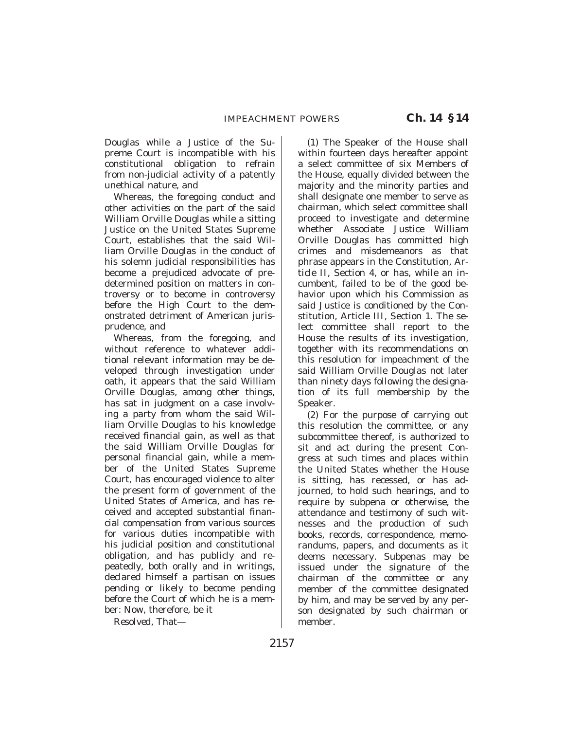Douglas while a Justice of the Supreme Court is incompatible with his constitutional obligation to refrain from non-judicial activity of a patently unethical nature, and

Whereas, the foregoing conduct and other activities on the part of the said William Orville Douglas while a sitting Justice on the United States Supreme Court, establishes that the said William Orville Douglas in the conduct of his solemn judicial responsibilities has become a prejudiced advocate of predetermined position on matters in controversy or to become in controversy before the High Court to the demonstrated detriment of American jurisprudence, and

Whereas, from the foregoing, and without reference to whatever additional relevant information may be developed through investigation under oath, it appears that the said William Orville Douglas, among other things, has sat in judgment on a case involving a party from whom the said William Orville Douglas to his knowledge received financial gain, as well as that the said William Orville Douglas for personal financial gain, while a member of the United States Supreme Court, has encouraged violence to alter the present form of government of the United States of America, and has received and accepted substantial financial compensation from various sources for various duties incompatible with his judicial position and constitutional obligation, and has publicly and repeatedly, both orally and in writings, declared himself a partisan on issues pending or likely to become pending before the Court of which he is a member: Now, therefore, be it

*Resolved,* That—

(1) The Speaker of the House shall within fourteen days hereafter appoint a select committee of six Members of the House, equally divided between the majority and the minority parties and shall designate one member to serve as chairman, which select committee shall proceed to investigate and determine whether Associate Justice William Orville Douglas has committed high crimes and misdemeanors as that phrase appears in the Constitution, Article II, Section 4, or has, while an incumbent, failed to be of the good behavior upon which his Commission as said Justice is conditioned by the Constitution, Article III, Section 1. The select committee shall report to the House the results of its investigation, together with its recommendations on this resolution for impeachment of the said William Orville Douglas not later than ninety days following the designation of its full membership by the Speaker.

(2) For the purpose of carrying out this resolution the committee, or any subcommittee thereof, is authorized to sit and act during the present Congress at such times and places within the United States whether the House is sitting, has recessed, or has adjourned, to hold such hearings, and to require by subpena or otherwise, the attendance and testimony of such witnesses and the production of such books, records, correspondence, memorandums, papers, and documents as it deems necessary. Subpenas may be issued under the signature of the chairman of the committee or any member of the committee designated by him, and may be served by any person designated by such chairman or member.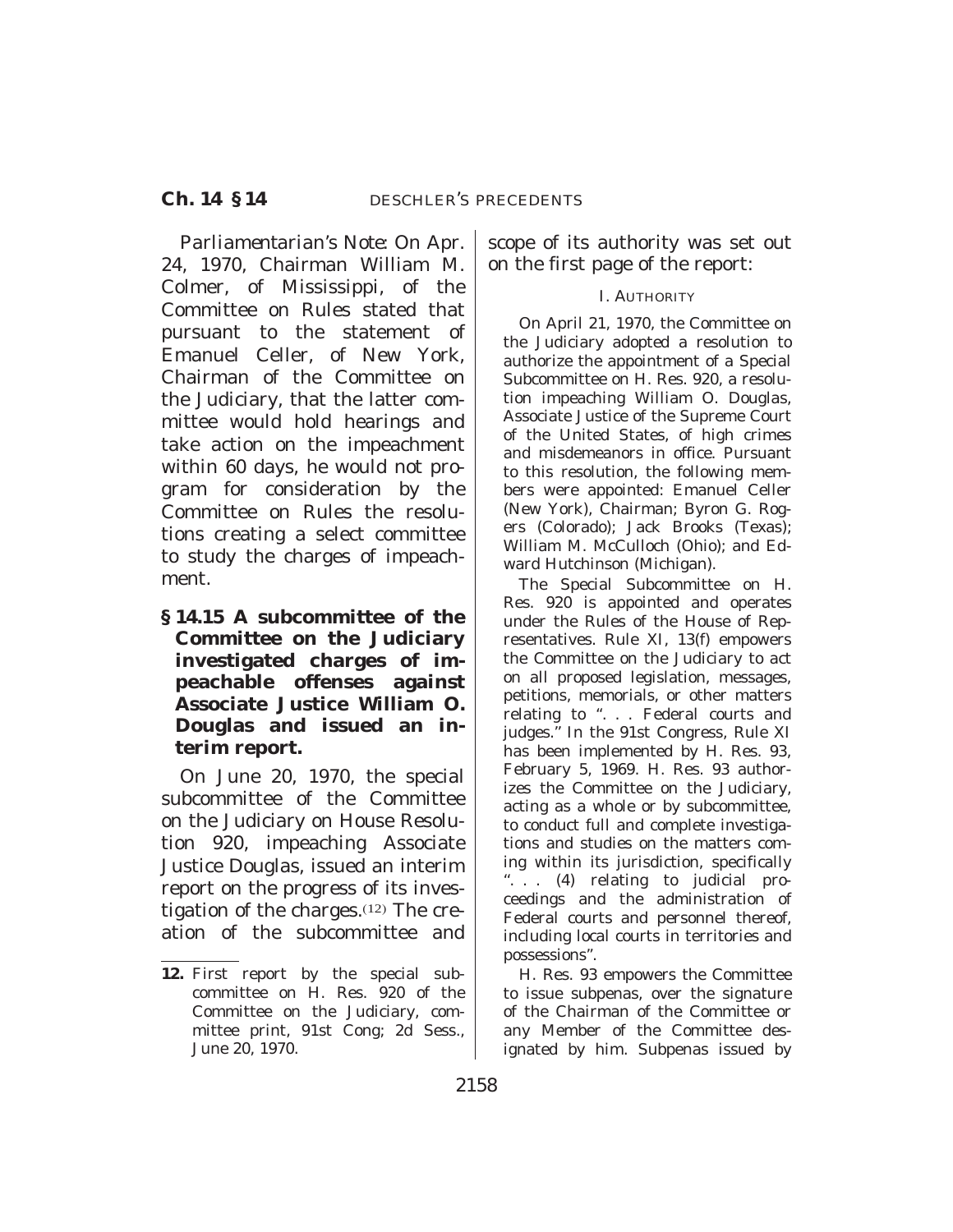*Parliamentarian's Note:* On Apr. 24, 1970, Chairman William M. Colmer, of Mississippi, of the Committee on Rules stated that pursuant to the statement of Emanuel Celler, of New York, Chairman of the Committee on the Judiciary, that the latter committee would hold hearings and take action on the impeachment within 60 days, he would not program for consideration by the Committee on Rules the resolutions creating a select committee to study the charges of impeachment.

**§ 14.15 A subcommittee of the Committee on the Judiciary investigated charges of impeachable offenses against Associate Justice William O. Douglas and issued an interim report.**

On June 20, 1970, the special subcommittee of the Committee on the Judiciary on House Resolution 920, impeaching Associate Justice Douglas, issued an interim report on the progress of its investigation of the charges.(12) The creation of the subcommittee and scope of its authority was set out on the first page of the report:

I. AUTHORITY

On April 21, 1970, the Committee on the Judiciary adopted a resolution to authorize the appointment of a Special Subcommittee on H. Res. 920, a resolution impeaching William O. Douglas, Associate Justice of the Supreme Court of the United States, of high crimes and misdemeanors in office. Pursuant to this resolution, the following members were appointed: Emanuel Celler (New York), Chairman; Byron G. Rogers (Colorado); Jack Brooks (Texas); William M. McCulloch (Ohio); and Edward Hutchinson (Michigan).

The Special Subcommittee on H. Res. 920 is appointed and operates under the Rules of the House of Representatives. Rule XI, 13(f) empowers the Committee on the Judiciary to act on all proposed legislation, messages, petitions, memorials, or other matters relating to ". . . Federal courts and judges." In the 91st Congress, Rule XI has been implemented by H. Res. 93, February 5, 1969. H. Res. 93 authorizes the Committee on the Judiciary, acting as a whole or by subcommittee, to conduct full and complete investigations and studies on the matters coming within its jurisdiction, specifically ". . . (4) relating to judicial proceedings and the administration of Federal courts and personnel thereof, including local courts in territories and possessions".

H. Res. 93 empowers the Committee to issue subpenas, over the signature of the Chairman of the Committee or any Member of the Committee designated by him. Subpenas issued by

---

**12.** First report by the special subcommittee on H. Res. 920 of the Committee on the Judiciary, committee print, 91st Cong; 2d Sess., June 20, 1970.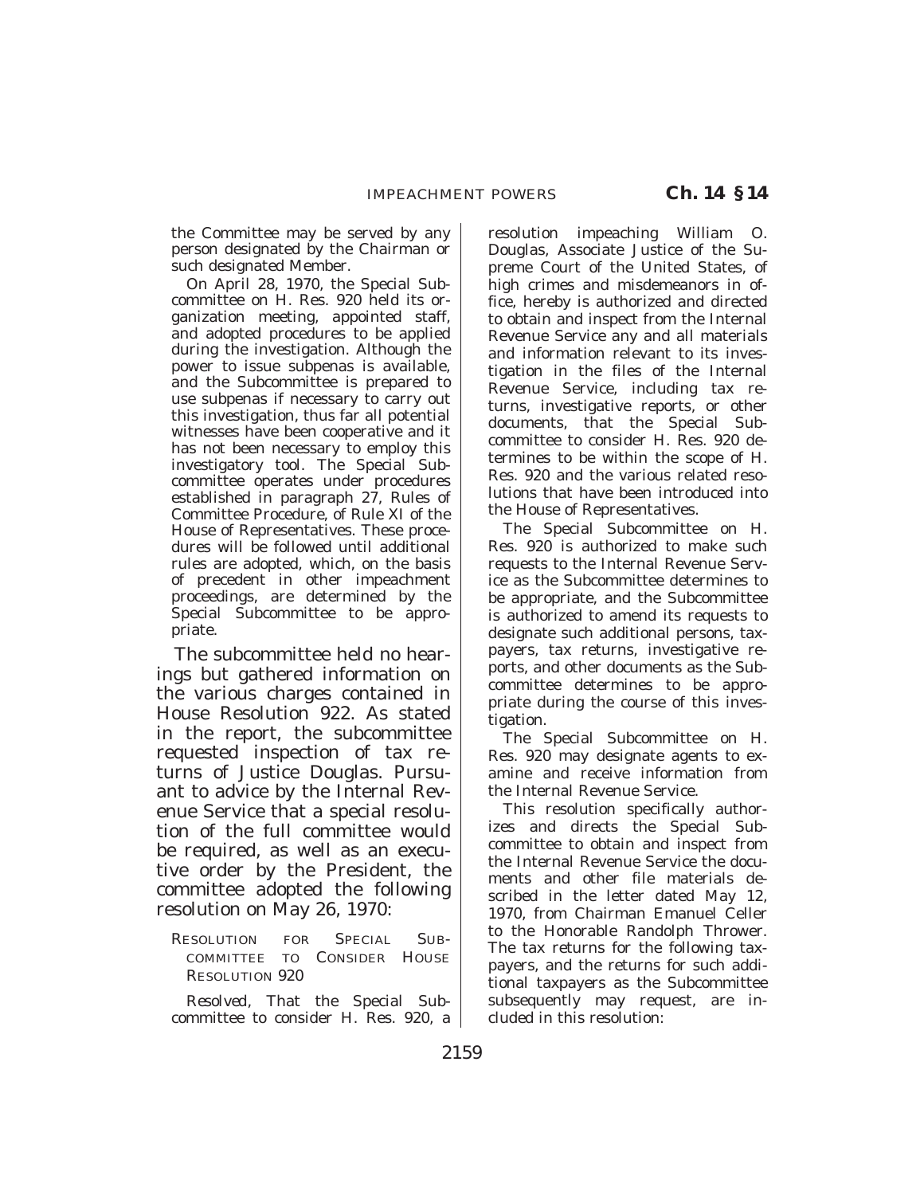the Committee may be served by any person designated by the Chairman or such designated Member.

On April 28, 1970, the Special Subcommittee on H. Res. 920 held its organization meeting, appointed staff, and adopted procedures to be applied during the investigation. Although the power to issue subpenas is available, and the Subcommittee is prepared to use subpenas if necessary to carry out this investigation, thus far all potential witnesses have been cooperative and it has not been necessary to employ this investigatory tool. The Special Subcommittee operates under procedures established in paragraph 27, Rules of Committee Procedure, of Rule XI of the House of Representatives. These procedures will be followed until additional rules are adopted, which, on the basis of precedent in other impeachment proceedings, are determined by the Special Subcommittee to be appropriate.

The subcommittee held no hearings but gathered information on the various charges contained in House Resolution 922. As stated in the report, the subcommittee requested inspection of tax returns of Justice Douglas. Pursuant to advice by the Internal Revenue Service that a special resolution of the full committee would be required, as well as an executive order by the President, the committee adopted the following resolution on May 26, 1970:

RESOLUTION FOR SPECIAL SUBCOMMITTEE TO CONSIDER HOUSE RESOLUTION 920

*Resolved*, That the Special Subcommittee to consider H. Res. 920, a resolution impeaching William O. Douglas, Associate Justice of the Supreme Court of the United States, of high crimes and misdemeanors in office, hereby is authorized and directed to obtain and inspect from the Internal Revenue Service any and all materials and information relevant to its investigation in the files of the Internal Revenue Service, including tax returns, investigative reports, or other documents, that the Special Subcommittee to consider H. Res. 920 determines to be within the scope of H. Res. 920 and the various related resolutions that have been introduced into the House of Representatives.

The Special Subcommittee on H. Res. 920 is authorized to make such requests to the Internal Revenue Service as the Subcommittee determines to be appropriate, and the Subcommittee is authorized to amend its requests to designate such additional persons, taxpayers, tax returns, investigative reports, and other documents as the Subcommittee determines to be appropriate during the course of this investigation.

The Special Subcommittee on H. Res. 920 may designate agents to examine and receive information from the Internal Revenue Service.

This resolution specifically authorizes and directs the Special Subcommittee to obtain and inspect from the Internal Revenue Service the documents and other file materials described in the letter dated May 12, 1970, from Chairman Emanuel Celler to the Honorable Randolph Thrower. The tax returns for the following taxpayers, and the returns for such additional taxpayers as the Subcommittee subsequently may request, are included in this resolution: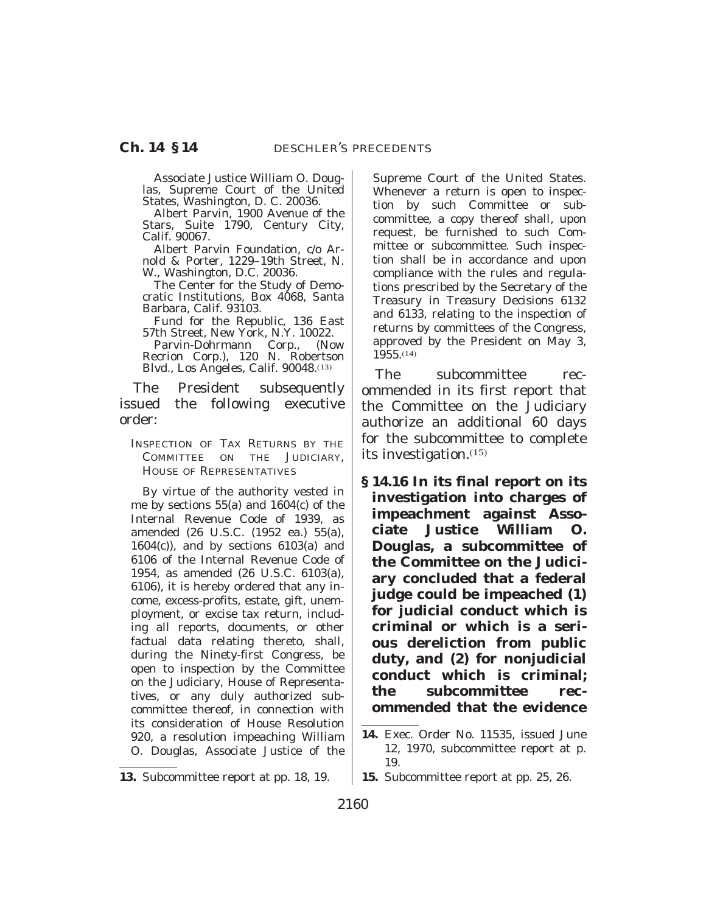Associate Justice William O. Douglas, Supreme Court of the United States, Washington, D. C. 20036.

Albert Parvin, 1900 Avenue of the Stars, Suite 1790, Century City, Calif. 90067.

Albert Parvin Foundation, c/o Arnold & Porter, 1229–19th Street, N. W., Washington, D.C. 20036.

The Center for the Study of Democratic Institutions, Box 4068, Santa Barbara, Calif. 93103.

Fund for the Republic, 136 East 57th Street, New York, N.Y. 10022.

Parvin-Dohrmann Corp., (Now Recrion Corp.), 120 N. Robertson Blvd., Los Angeles, Calif. 90048.[13]

The President subsequently issued the following executive order:

INSPECTION OF TAX RETURNS BY THE COMMITTEE ON THE JUDICIARY, HOUSE OF REPRESENTATIVES

By virtue of the authority vested in me by sections 55(a) and 1604(c) of the Internal Revenue Code of 1939, as amended (26 U.S.C. (1952 ea.) 55(a), 1604(c)), and by sections 6103(a) and 6106 of the Internal Revenue Code of 1954, as amended (26 U.S.C. 6103(a), 6106), it is hereby ordered that any income, excess-profits, estate, gift, unemployment, or excise tax return, including all reports, documents, or other factual data relating thereto, shall, during the Ninety-first Congress, be open to inspection by the Committee on the Judiciary, House of Representatives, or any duly authorized subcommittee thereof, in connection with its consideration of House Resolution 920, a resolution impeaching William O. Douglas, Associate Justice of the Supreme Court of the United States. Whenever a return is open to inspection by such Committee or subcommittee, a copy thereof shall, upon request, be furnished to such Committee or subcommittee. Such inspection shall be in accordance and upon compliance with the rules and regulations prescribed by the Secretary of the Treasury in Treasury Decisions 6132 and 6133, relating to the inspection of returns by committees of the Congress, approved by the President on May 3, 1955.[14]

The subcommittee recommended in its first report that the Committee on the Judiciary authorize an additional 60 days for the subcommittee to complete its investigation.[15]

**§ 14.16 In its final report on its investigation into charges of impeachment against Associate Justice William O. Douglas, a subcommittee of the Committee on the Judiciary concluded that a federal judge could be impeached (1) for judicial conduct which is criminal or which is a serious dereliction from public duty, and (2) for nonjudicial conduct which is criminal; the subcommittee recommended that the evidence**

---

13. Subcommittee report at pp. 18, 19.

14. Exec. Order No. 11535, issued June 12, 1970, subcommittee report at p. 19.

15. Subcommittee report at pp. 25, 26.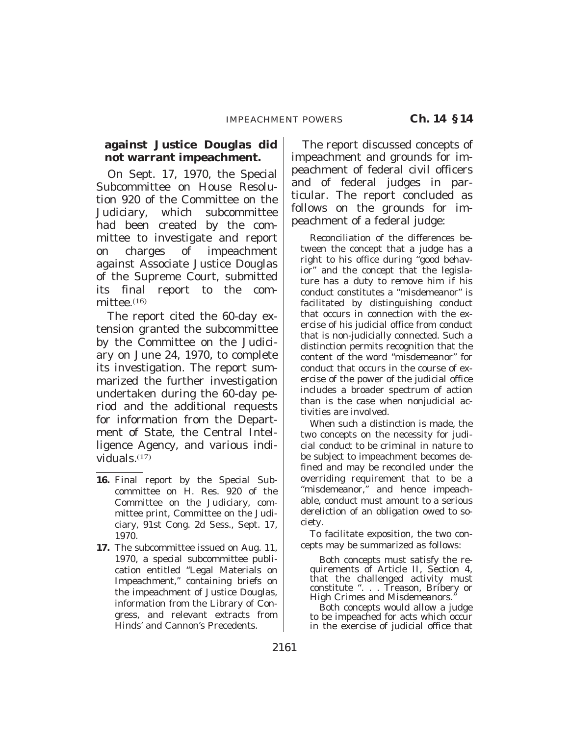**against Justice Douglas did not warrant impeachment.**

On Sept. 17, 1970, the Special Subcommittee on House Resolution 920 of the Committee on the Judiciary, which subcommittee had been created by the committee to investigate and report on charges of impeachment against Associate Justice Douglas of the Supreme Court, submitted its final report to the committee.(16)

The report cited the 60-day extension granted the subcommittee by the Committee on the Judiciary on June 24, 1970, to complete its investigation. The report summarized the further investigation undertaken during the 60-day period and the additional requests for information from the Department of State, the Central Intelligence Agency, and various individuals.(17)

The report discussed concepts of impeachment and grounds for impeachment of federal civil officers and of federal judges in particular. The report concluded as follows on the grounds for impeachment of a federal judge:

> Reconciliation of the differences between the concept that a judge has a right to his office during "good behavior" and the concept that the legislature has a duty to remove him if his conduct constitutes a "misdemeanor" is facilitated by distinguishing conduct that occurs in connection with the exercise of his judicial office from conduct that is non-judicially connected. Such a distinction permits recognition that the content of the word "misdemeanor" for conduct that occurs in the course of exercise of the power of the judicial office includes a broader spectrum of action than is the case when nonjudicial activities are involved.
>
> When such a distinction is made, the two concepts on the necessity for judicial conduct to be criminal in nature to be subject to impeachment becomes defined and may be reconciled under the overriding requirement that to be a "misdemeanor," and hence impeachable, conduct must amount to a serious dereliction of an obligation owed to society.
>
> To facilitate exposition, the two concepts may be summarized as follows:
>
> > Both concepts must satisfy the requirements of Article II, Section 4, that the challenged activity must constitute ". . . Treason, Bribery or High Crimes and Misdemeanors."
> >
> > Both concepts would allow a judge to be impeached for acts which occur in the exercise of judicial office that

---

**16.** Final report by the Special Subcommittee on H. Res. 920 of the Committee on the Judiciary, committee print, Committee on the Judiciary, 91st Cong. 2d Sess., Sept. 17, 1970.

**17.** The subcommittee issued on Aug. 11, 1970, a special subcommittee publication entitled "Legal Materials on Impeachment," containing briefs on the impeachment of Justice Douglas, information from the Library of Congress, and relevant extracts from Hinds' and Cannon's Precedents.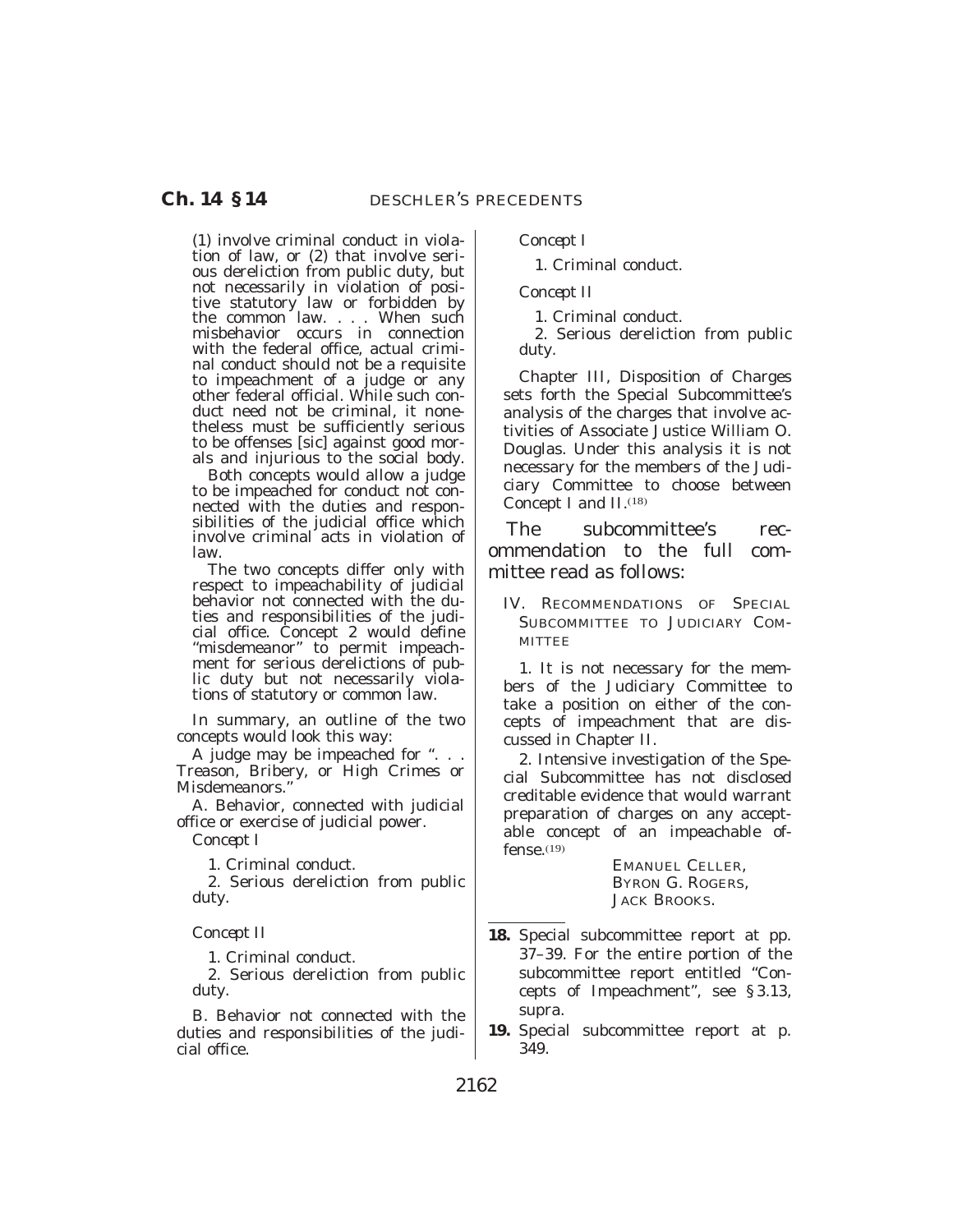(1) involve criminal conduct in violation of law, or (2) that involve serious dereliction from public duty, but not necessarily in violation of positive statutory law or forbidden by the common law. . . . When such misbehavior occurs in connection with the federal office, actual criminal conduct should not be a requisite to impeachment of a judge or any other federal official. While such conduct need not be criminal, it nonetheless must be sufficiently serious to be offenses [sic] against good morals and injurious to the social body.

Both concepts would allow a judge to be impeached for conduct not connected with the duties and responsibilities of the judicial office which involve criminal acts in violation of law.

The two concepts differ only with respect to impeachability of judicial behavior not connected with the duties and responsibilities of the judicial office. Concept 2 would define "misdemeanor" to permit impeachment for serious derelictions of public duty but not necessarily violations of statutory or common law.

In summary, an outline of the two concepts would look this way:

A judge may be impeached for ". . . Treason, Bribery, or High Crimes or Misdemeanors."

A. Behavior, connected with judicial office or exercise of judicial power.

*Concept I*

1. Criminal conduct.

2. Serious dereliction from public duty.

*Concept II*

1. Criminal conduct.

2. Serious dereliction from public duty.

B. Behavior not connected with the duties and responsibilities of the judicial office.

*Concept I*

1. Criminal conduct.

*Concept II*

1. Criminal conduct.

2. Serious dereliction from public duty.

Chapter III, Disposition of Charges sets forth the Special Subcommittee's analysis of the charges that involve activities of Associate Justice William O. Douglas. Under this analysis it is not necessary for the members of the Judiciary Committee to choose between Concept I and II.[18]

The subcommittee's recommendation to the full committee read as follows:

IV. RECOMMENDATIONS OF SPECIAL SUBCOMMITTEE TO JUDICIARY COMMITTEE

1. It is not necessary for the members of the Judiciary Committee to take a position on either of the concepts of impeachment that are discussed in Chapter II.

2. Intensive investigation of the Special Subcommittee has not disclosed creditable evidence that would warrant preparation of charges on any acceptable concept of an impeachable offense.[19]

EMANUEL CELLER,
BYRON G. ROGERS,
JACK BROOKS.

---

**18.** Special subcommittee report at pp. 37–39. For the entire portion of the subcommittee report entitled "Concepts of Impeachment", see § 3.13, supra.

**19.** Special subcommittee report at p. 349.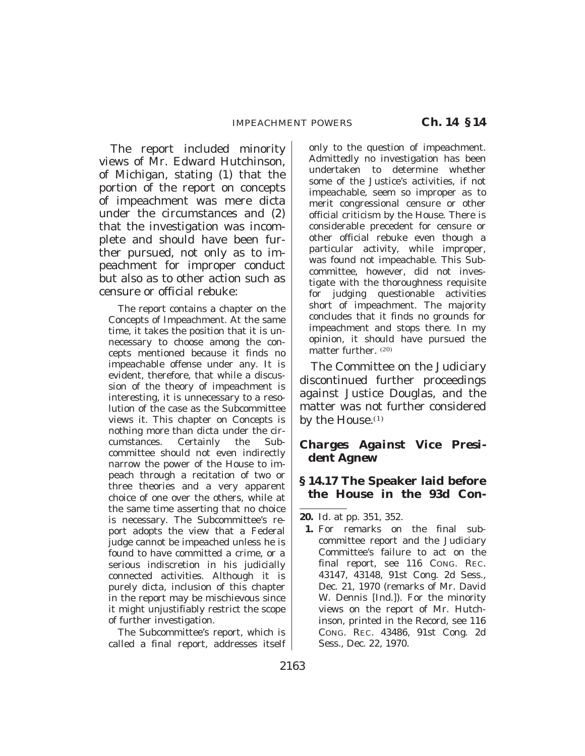The report included minority views of Mr. Edward Hutchinson, of Michigan, stating (1) that the portion of the report on concepts of impeachment was mere dicta under the circumstances and (2) that the investigation was incomplete and should have been further pursued, not only as to impeachment for improper conduct but also as to other action such as censure or official rebuke:

> The report contains a chapter on the Concepts of Impeachment. At the same time, it takes the position that it is unnecessary to choose among the concepts mentioned because it finds no impeachable offense under any. It is evident, therefore, that while a discussion of the theory of impeachment is interesting, it is unnecessary to a resolution of the case as the Subcommittee views it. This chapter on Concepts is nothing more than dicta under the circumstances. Certainly the Subcommittee should not even indirectly narrow the power of the House to impeach through a recitation of two or three theories and a very apparent choice of one over the others, while at the same time asserting that no choice is necessary. The Subcommittee's report adopts the view that a Federal judge cannot be impeached unless he is found to have committed a crime, or a serious indiscretion in his judicially connected activities. Although it is purely dicta, inclusion of this chapter in the report may be mischievous since it might unjustifiably restrict the scope of further investigation.
>
> The Subcommittee's report, which is called a final report, addresses itself only to the question of impeachment. Admittedly no investigation has been undertaken to determine whether some of the Justice's activities, if not impeachable, seem so improper as to merit congressional censure or other official criticism by the House. There is considerable precedent for censure or other official rebuke even though a particular activity, while improper, was found not impeachable. This Subcommittee, however, did not investigate with the thoroughness requisite for judging questionable activities short of impeachment. The majority concludes that it finds no grounds for impeachment and stops there. In my opinion, it should have pursued the matter further. [20]

The Committee on the Judiciary discontinued further proceedings against Justice Douglas, and the matter was not further considered by the House.[1]

### *Charges Against Vice President Agnew*

**§ 14.17 The Speaker laid before the House in the 93d Con-**

---

**20.** Id. at pp. 351, 352.

**1.** For remarks on the final subcommittee report and the Judiciary Committee's failure to act on the final report, see 116 CONG. REC. 43147, 43148, 91st Cong. 2d Sess., Dec. 21, 1970 (remarks of Mr. David W. Dennis [Ind.]). For the minority views on the report of Mr. Hutchinson, printed in the Record, see 116 CONG. REC. 43486, 91st Cong. 2d Sess., Dec. 22, 1970.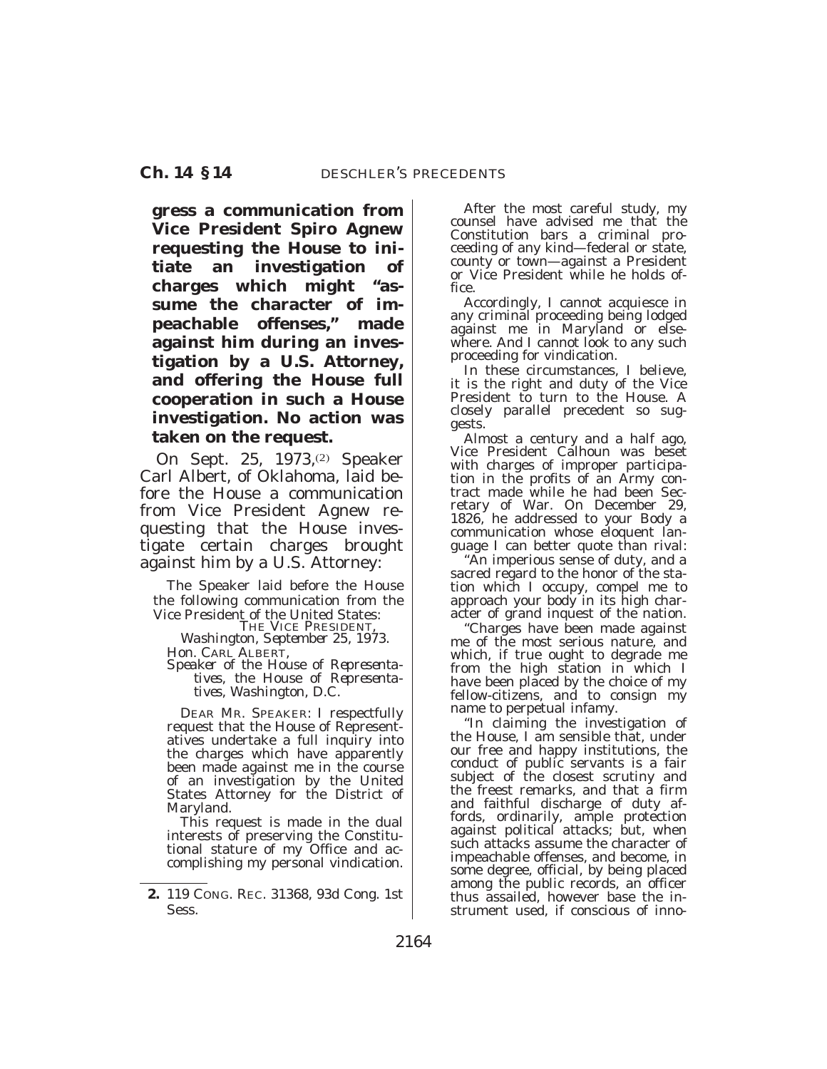**gress a communication from Vice President Spiro Agnew requesting the House to initiate an investigation of charges which might "assume the character of impeachable offenses," made against him during an investigation by a U.S. Attorney, and offering the House full cooperation in such a House investigation. No action was taken on the request.**

On Sept. 25, 1973,[2] Speaker Carl Albert, of Oklahoma, laid before the House a communication from Vice President Agnew requesting that the House investigate certain charges brought against him by a U.S. Attorney:

The Speaker laid before the House the following communication from the Vice President of the United States:

THE VICE PRESIDENT,
*Washington, September 25, 1973.*

Hon. CARL ALBERT,
*Speaker of the House of Representatives, the House of Representatives, Washington, D.C.*

DEAR MR. SPEAKER: I respectfully request that the House of Representatives undertake a full inquiry into the charges which have apparently been made against me in the course of an investigation by the United States Attorney for the District of Maryland.

This request is made in the dual interests of preserving the Constitutional stature of my Office and accomplishing my personal vindication.

After the most careful study, my counsel have advised me that the Constitution bars a criminal proceeding of any kind—federal or state, county or town—against a President or Vice President while he holds office.

Accordingly, I cannot acquiesce in any criminal proceeding being lodged against me in Maryland or elsewhere. And I cannot look to any such proceeding for vindication.

In these circumstances, I believe, it is the right and duty of the Vice President to turn to the House. A closely parallel precedent so suggests.

Almost a century and a half ago, Vice President Calhoun was beset with charges of improper participation in the profits of an Army contract made while he had been Secretary of War. On December 29, 1826, he addressed to your Body a communication whose eloquent language I can better quote than rival:

"An imperious sense of duty, and a sacred regard to the honor of the station which I occupy, compel me to approach your body in its high character of grand inquest of the nation.

"Charges have been made against me of the most serious nature, and which, if true ought to degrade me from the high station in which I have been placed by the choice of my fellow-citizens, and to consign my name to perpetual infamy.

"In claiming the investigation of the House, I am sensible that, under our free and happy institutions, the conduct of public servants is a fair subject of the closest scrutiny and the freest remarks, and that a firm and faithful discharge of duty affords, ordinarily, ample protection against political attacks; but, when such attacks assume the character of impeachable offenses, and become, in some degree, official, by being placed among the public records, an officer thus assailed, however base the instrument used, if conscious of inno-

---

2. 119 CONG. REC. 31368, 93d Cong. 1st Sess.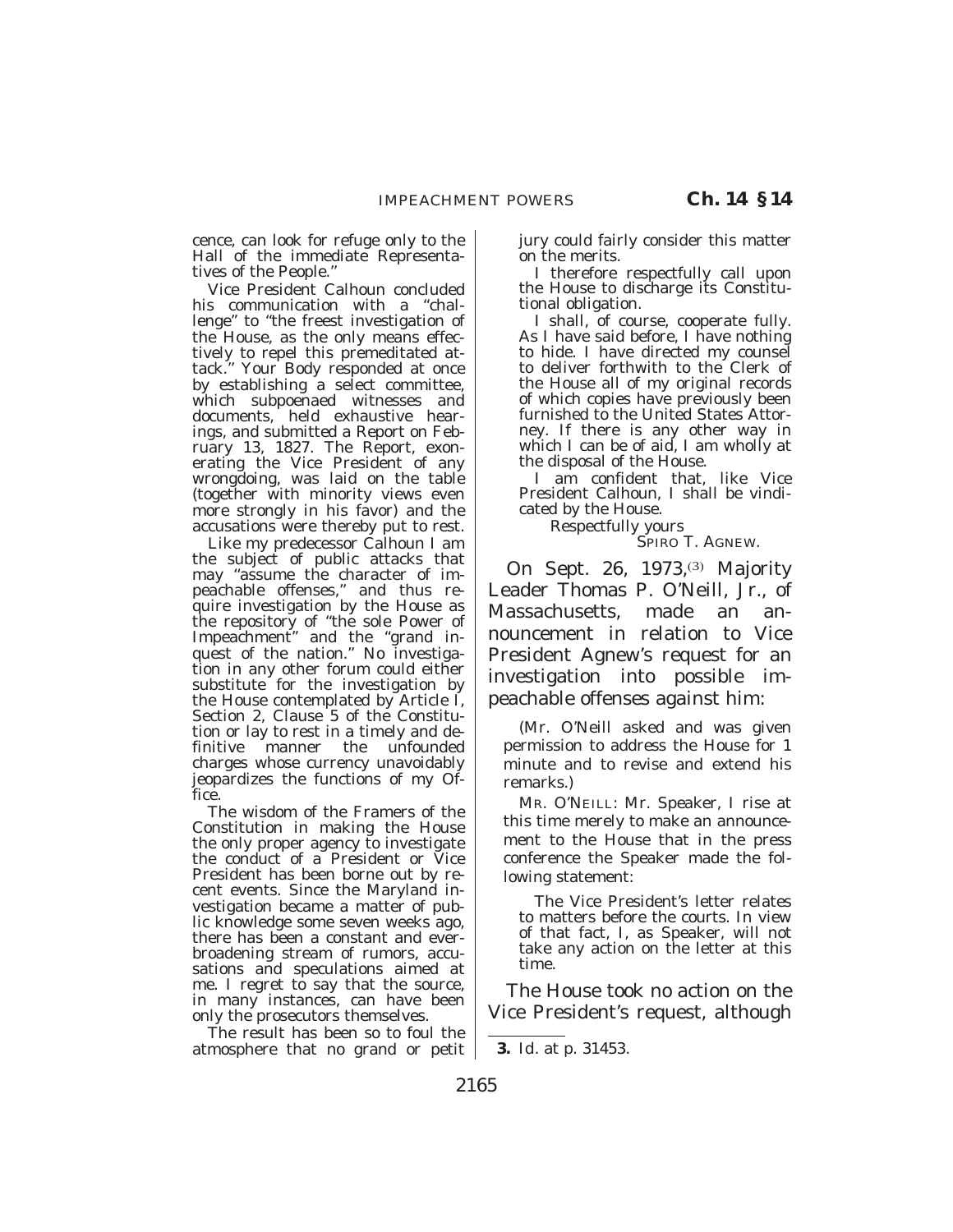cence, can look for refuge only to the Hall of the immediate Representatives of the People.''

Vice President Calhoun concluded his communication with a ''challenge'' to ''the freest investigation of the House, as the only means effectively to repel this premeditated attack.'' Your Body responded at once by establishing a select committee, which subpoenaed witnesses and documents, held exhaustive hearings, and submitted a Report on February 13, 1827. The Report, exonerating the Vice President of any wrongdoing, was laid on the table (together with minority views even more strongly in his favor) and the accusations were thereby put to rest.

Like my predecessor Calhoun I am the subject of public attacks that may ''assume the character of impeachable offenses,'' and thus require investigation by the House as the repository of ''the sole Power of Impeachment'' and the ''grand inquest of the nation.'' No investigation in any other forum could either substitute for the investigation by the House contemplated by Article I, Section 2, Clause 5 of the Constitution or lay to rest in a timely and definitive manner the unfounded charges whose currency unavoidably jeopardizes the functions of my Office.

The wisdom of the Framers of the Constitution in making the House the only proper agency to investigate the conduct of a President or Vice President has been borne out by recent events. Since the Maryland investigation became a matter of public knowledge some seven weeks ago, there has been a constant and ever-broadening stream of rumors, accusations and speculations aimed at me. I regret to say that the source, in many instances, can have been only the prosecutors themselves.

The result has been so to foul the atmosphere that no grand or petit jury could fairly consider this matter on the merits.

I therefore respectfully call upon the House to discharge its Constitutional obligation.

I shall, of course, cooperate fully. As I have said before, I have nothing to hide. I have directed my counsel to deliver forthwith to the Clerk of the House all of my original records of which copies have previously been furnished to the United States Attorney. If there is any other way in which I can be of aid, I am wholly at the disposal of the House.

I am confident that, like Vice President Calhoun, I shall be vindicated by the House.

Respectfully yours

SPIRO T. AGNEW.

On Sept. 26, 1973,[3] Majority Leader Thomas P. O'Neill, Jr., of Massachusetts, made an announcement in relation to Vice President Agnew's request for an investigation into possible impeachable offenses against him:

(Mr. O'Neill asked and was given permission to address the House for 1 minute and to revise and extend his remarks.)

MR. O'NEILL: Mr. Speaker, I rise at this time merely to make an announcement to the House that in the press conference the Speaker made the following statement:

> The Vice President's letter relates to matters before the courts. In view of that fact, I, as Speaker, will not take any action on the letter at this time.

The House took no action on the Vice President's request, although

3. *Id.* at p. 31453.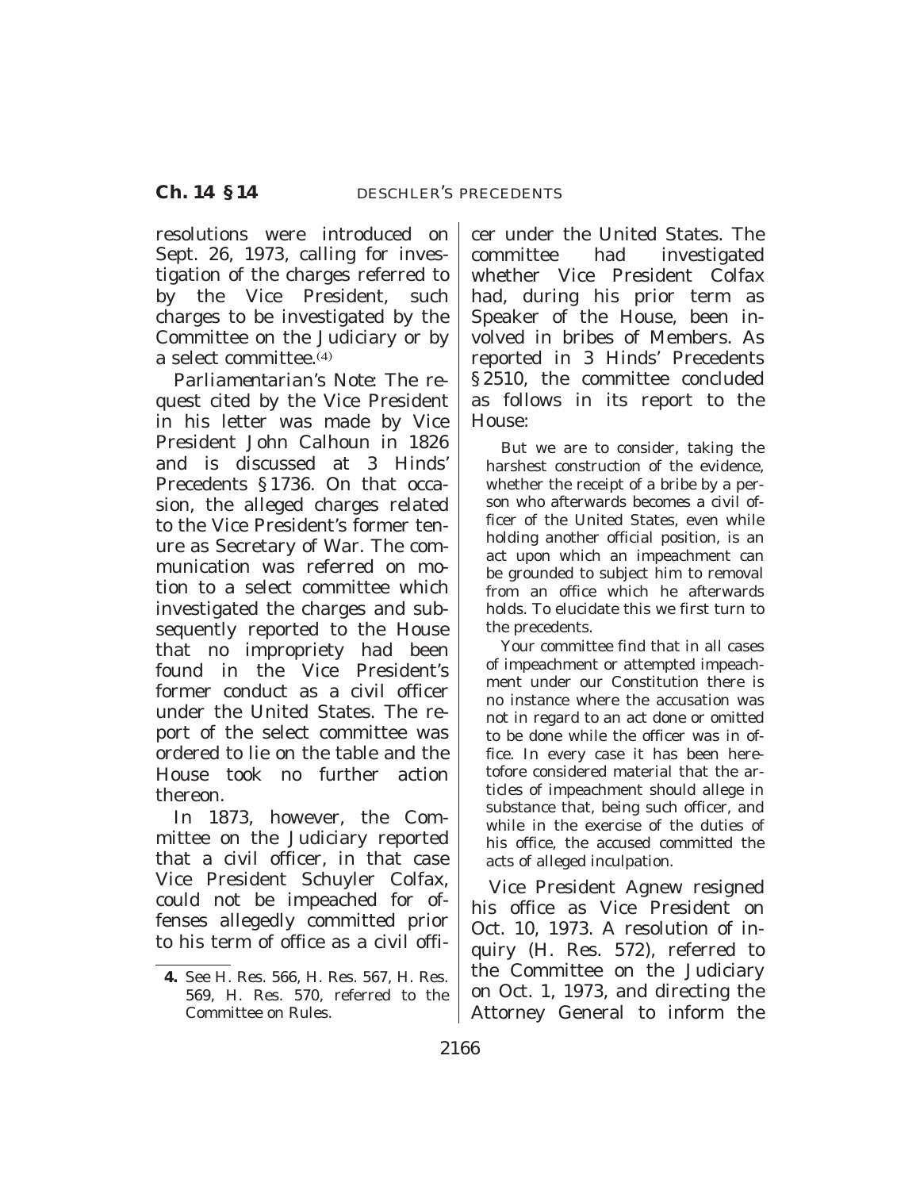resolutions were introduced on Sept. 26, 1973, calling for investigation of the charges referred to by the Vice President, such charges to be investigated by the Committee on the Judiciary or by a select committee.[4]

*Parliamentarian's Note:* The request cited by the Vice President in his letter was made by Vice President John Calhoun in 1826 and is discussed at 3 Hinds' Precedents § 1736. On that occasion, the alleged charges related to the Vice President's former tenure as Secretary of War. The communication was referred on motion to a select committee which investigated the charges and subsequently reported to the House that no impropriety had been found in the Vice President's former conduct as a civil officer under the United States. The report of the select committee was ordered to lie on the table and the House took no further action thereon.

In 1873, however, the Committee on the Judiciary reported that a civil officer, in that case Vice President Schuyler Colfax, could not be impeached for offenses allegedly committed prior to his term of office as a civil officer under the United States. The committee had investigated whether Vice President Colfax had, during his prior term as Speaker of the House, been involved in bribes of Members. As reported in 3 Hinds' Precedents § 2510, the committee concluded as follows in its report to the House:

> But we are to consider, taking the harshest construction of the evidence, whether the receipt of a bribe by a person who afterwards becomes a civil officer of the United States, even while holding another official position, is an act upon which an impeachment can be grounded to subject him to removal from an office which he afterwards holds. To elucidate this we first turn to the precedents.
>
> Your committee find that in all cases of impeachment or attempted impeachment under our Constitution there is no instance where the accusation was not in regard to an act done or omitted to be done while the officer was in office. In every case it has been heretofore considered material that the articles of impeachment should allege in substance that, being such officer, and while in the exercise of the duties of his office, the accused committed the acts of alleged inculpation.

Vice President Agnew resigned his office as Vice President on Oct. 10, 1973. A resolution of inquiry (H. Res. 572), referred to the Committee on the Judiciary on Oct. 1, 1973, and directing the Attorney General to inform the

---

**4.** See H. Res. 566, H. Res. 567, H. Res. 569, H. Res. 570, referred to the Committee on Rules.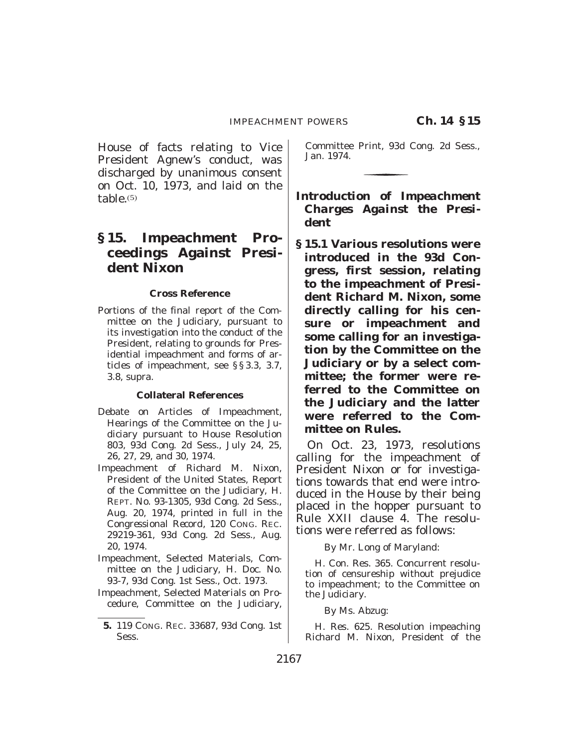House of facts relating to Vice President Agnew's conduct, was discharged by unanimous consent on Oct. 10, 1973, and laid on the table.(5)

## § 15. Impeachment Proceedings Against President Nixon

**Cross Reference**

Portions of the final report of the Committee on the Judiciary, pursuant to its investigation into the conduct of the President, relating to grounds for Presidential impeachment and forms of articles of impeachment, see §§ 3.3, 3.7, 3.8, supra.

**Collateral References**

Debate on Articles of Impeachment, Hearings of the Committee on the Judiciary pursuant to House Resolution 803, 93d Cong. 2d Sess., July 24, 25, 26, 27, 29, and 30, 1974.

Impeachment of Richard M. Nixon, President of the United States, Report of the Committee on the Judiciary, H. REPT. No. 93-1305, 93d Cong. 2d Sess., Aug. 20, 1974, printed in full in the Congressional Record, 120 CONG. REC. 29219-361, 93d Cong. 2d Sess., Aug. 20, 1974.

Impeachment, Selected Materials, Committee on the Judiciary, H. Doc. No. 93-7, 93d Cong. 1st Sess., Oct. 1973.

Impeachment, Selected Materials on Procedure, Committee on the Judiciary, Committee Print, 93d Cong. 2d Sess., Jan. 1974.

5. 119 CONG. REC. 33687, 93d Cong. 1st Sess.

### *Introduction of Impeachment Charges Against the President*

**§ 15.1 Various resolutions were introduced in the 93d Congress, first session, relating to the impeachment of President Richard M. Nixon, some directly calling for his censure or impeachment and some calling for an investigation by the Committee on the Judiciary or by a select committee; the former were referred to the Committee on the Judiciary and the latter were referred to the Committee on Rules.**

On Oct. 23, 1973, resolutions calling for the impeachment of President Nixon or for investigations towards that end were introduced in the House by their being placed in the hopper pursuant to Rule XXII clause 4. The resolutions were referred as follows:

By Mr. Long of Maryland:

H. Con. Res. 365. Concurrent resolution of censureship without prejudice to impeachment; to the Committee on the Judiciary.

By Ms. Abzug:

H. Res. 625. Resolution impeaching Richard M. Nixon, President of the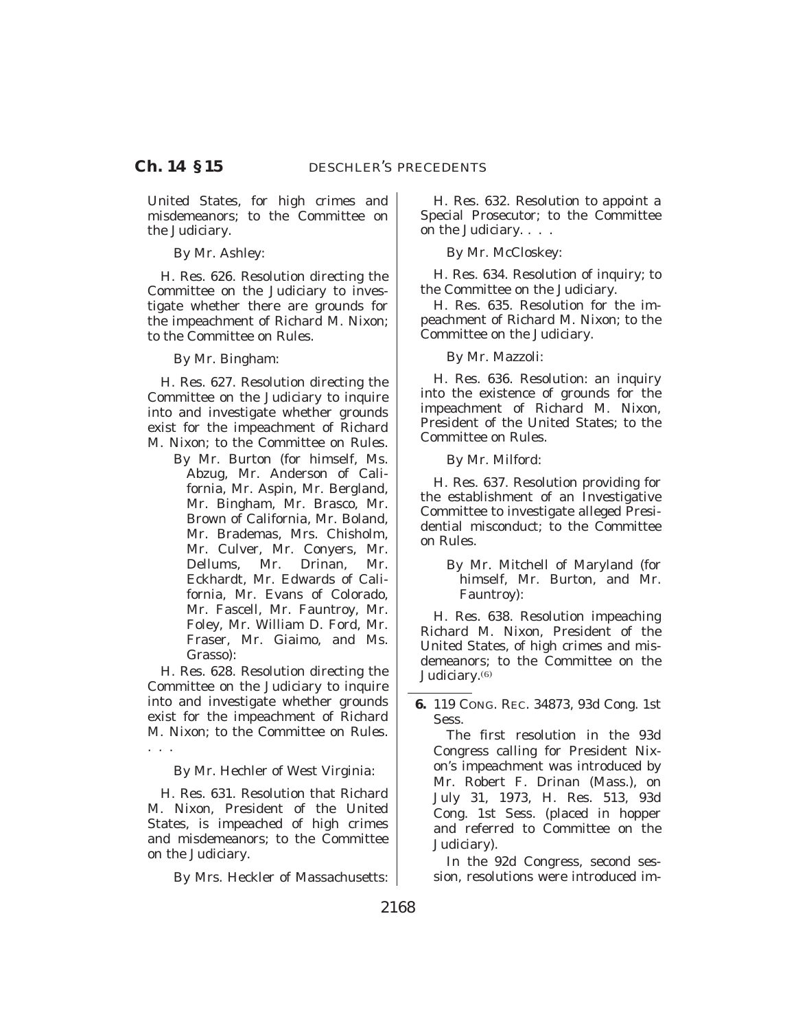United States, for high crimes and misdemeanors; to the Committee on the Judiciary.

By Mr. Ashley:

H. Res. 626. Resolution directing the Committee on the Judiciary to investigate whether there are grounds for the impeachment of Richard M. Nixon; to the Committee on Rules.

By Mr. Bingham:

H. Res. 627. Resolution directing the Committee on the Judiciary to inquire into and investigate whether grounds exist for the impeachment of Richard M. Nixon; to the Committee on Rules.

By Mr. Burton (for himself, Ms. Abzug, Mr. Anderson of California, Mr. Aspin, Mr. Bergland, Mr. Bingham, Mr. Brasco, Mr. Brown of California, Mr. Boland, Mr. Brademas, Mrs. Chisholm, Mr. Culver, Mr. Conyers, Mr. Dellums, Mr. Drinan, Mr. Eckhardt, Mr. Edwards of California, Mr. Evans of Colorado, Mr. Fascell, Mr. Fauntroy, Mr. Foley, Mr. William D. Ford, Mr. Fraser, Mr. Giaimo, and Ms. Grasso):

H. Res. 628. Resolution directing the Committee on the Judiciary to inquire into and investigate whether grounds exist for the impeachment of Richard M. Nixon; to the Committee on Rules. . . .

By Mr. Hechler of West Virginia:

H. Res. 631. Resolution that Richard M. Nixon, President of the United States, is impeached of high crimes and misdemeanors; to the Committee on the Judiciary.

By Mrs. Heckler of Massachusetts:

H. Res. 632. Resolution to appoint a Special Prosecutor; to the Committee on the Judiciary. . . .

By Mr. McCloskey:

H. Res. 634. Resolution of inquiry; to the Committee on the Judiciary.

H. Res. 635. Resolution for the impeachment of Richard M. Nixon; to the Committee on the Judiciary.

By Mr. Mazzoli:

H. Res. 636. Resolution: an inquiry into the existence of grounds for the impeachment of Richard M. Nixon, President of the United States; to the Committee on Rules.

By Mr. Milford:

H. Res. 637. Resolution providing for the establishment of an Investigative Committee to investigate alleged Presidential misconduct; to the Committee on Rules.

By Mr. Mitchell of Maryland (for himself, Mr. Burton, and Mr. Fauntroy):

H. Res. 638. Resolution impeaching Richard M. Nixon, President of the United States, of high crimes and misdemeanors; to the Committee on the Judiciary.[6]

---

**6.** 119 CONG. REC. 34873, 93d Cong. 1st Sess.

The first resolution in the 93d Congress calling for President Nixon's impeachment was introduced by Mr. Robert F. Drinan (Mass.), on July 31, 1973, H. Res. 513, 93d Cong. 1st Sess. (placed in hopper and referred to Committee on the Judiciary).

In the 92d Congress, second session, resolutions were introduced im-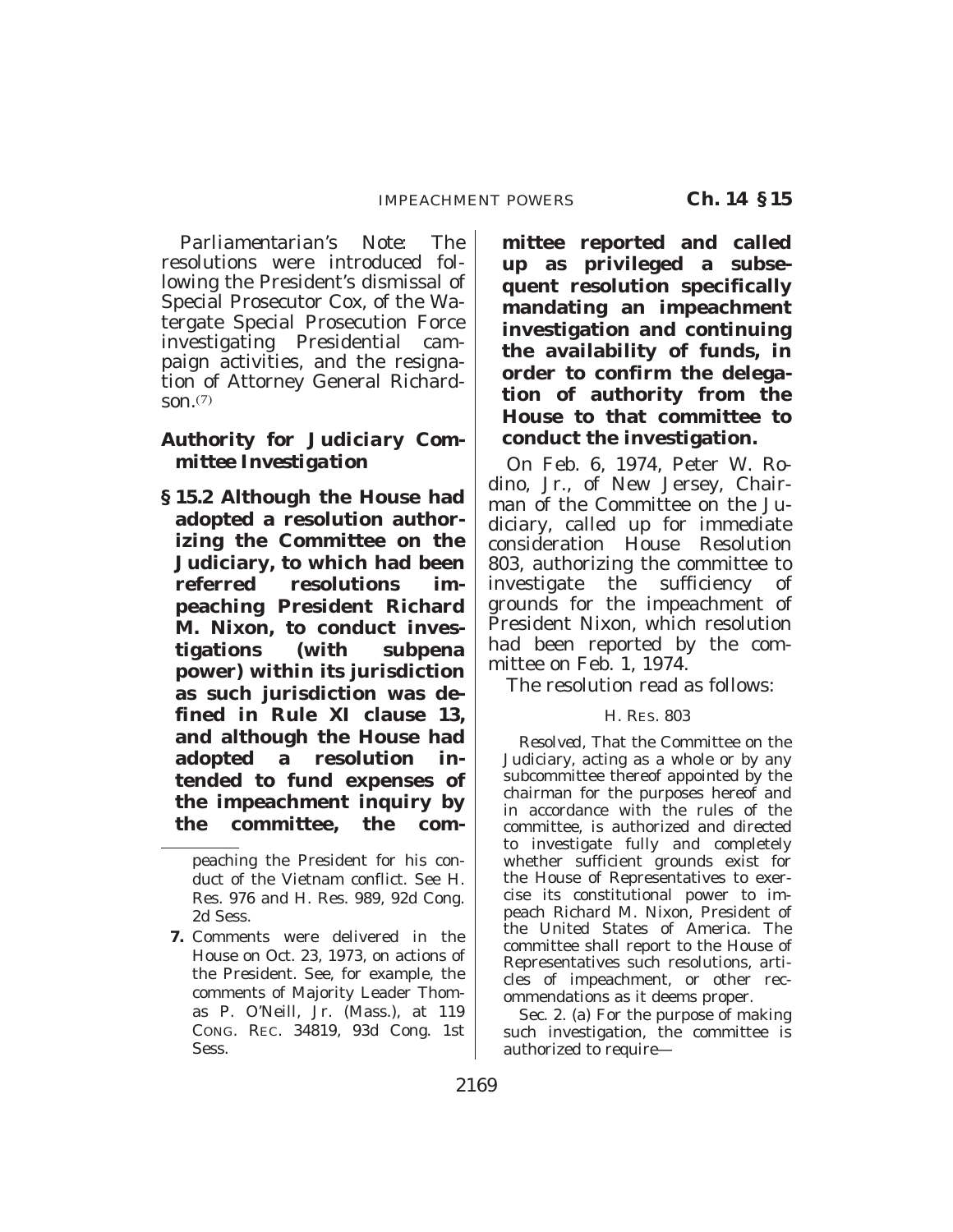*Parliamentarian's Note:* The resolutions were introduced following the President's dismissal of Special Prosecutor Cox, of the Watergate Special Prosecution Force investigating Presidential campaign activities, and the resignation of Attorney General Richardson.[7]

### *Authority for Judiciary Committee Investigation*

**§ 15.2 Although the House had adopted a resolution authorizing the Committee on the Judiciary, to which had been referred resolutions impeaching President Richard M. Nixon, to conduct investigations (with subpena power) within its jurisdiction as such jurisdiction was defined in Rule XI clause 13, and although the House had adopted a resolution intended to fund expenses of the impeachment inquiry by the committee, the committee reported and called up as privileged a subsequent resolution specifically mandating an impeachment investigation and continuing the availability of funds, in order to confirm the delegation of authority from the House to that committee to conduct the investigation.**

On Feb. 6, 1974, Peter W. Rodino, Jr., of New Jersey, Chairman of the Committee on the Judiciary, called up for immediate consideration House Resolution 803, authorizing the committee to investigate the sufficiency of grounds for the impeachment of President Nixon, which resolution had been reported by the committee on Feb. 1, 1974.

The resolution read as follows:

H. RES. 803

*Resolved,* That the Committee on the Judiciary, acting as a whole or by any subcommittee thereof appointed by the chairman for the purposes hereof and in accordance with the rules of the committee, is authorized and directed to investigate fully and completely whether sufficient grounds exist for the House of Representatives to exercise its constitutional power to impeach Richard M. Nixon, President of the United States of America. The committee shall report to the House of Representatives such resolutions, articles of impeachment, or other recommendations as it deems proper.

Sec. 2. (a) For the purpose of making such investigation, the committee is authorized to require—

---

peaching the President for his conduct of the Vietnam conflict. See H. Res. 976 and H. Res. 989, 92d Cong. 2d Sess.

**7.** Comments were delivered in the House on Oct. 23, 1973, on actions of the President. See, for example, the comments of Majority Leader Thomas P. O'Neill, Jr. (Mass.), at 119 CONG. REC. 34819, 93d Cong. 1st Sess.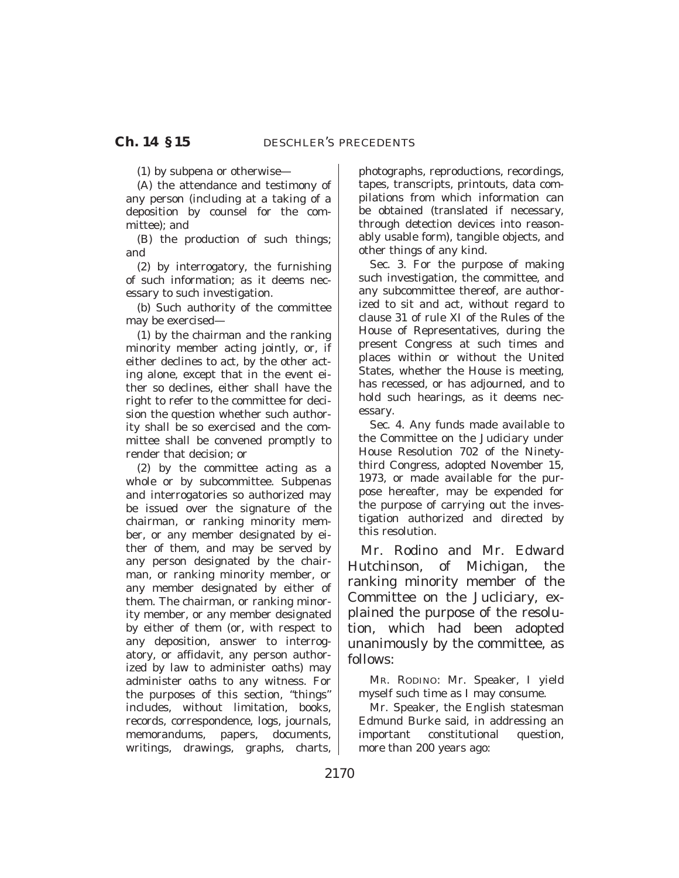(1) by subpena or otherwise—

(A) the attendance and testimony of any person (including at a taking of a deposition by counsel for the committee); and

(B) the production of such things; and

(2) by interrogatory, the furnishing of such information; as it deems necessary to such investigation.

(b) Such authority of the committee may be exercised—

(1) by the chairman and the ranking minority member acting jointly, or, if either declines to act, by the other acting alone, except that in the event either so declines, either shall have the right to refer to the committee for decision the question whether such authority shall be so exercised and the committee shall be convened promptly to render that decision; or

(2) by the committee acting as a whole or by subcommittee. Subpenas and interrogatories so authorized may be issued over the signature of the chairman, or ranking minority member, or any member designated by either of them, and may be served by any person designated by the chairman, or ranking minority member, or any member designated by either of them. The chairman, or ranking minority member, or any member designated by either of them (or, with respect to any deposition, answer to interrogatory, or affidavit, any person authorized by law to administer oaths) may administer oaths to any witness. For the purposes of this section, "things" includes, without limitation, books, records, correspondence, logs, journals, memorandums, papers, documents, writings, drawings, graphs, charts, photographs, reproductions, recordings, tapes, transcripts, printouts, data compilations from which information can be obtained (translated if necessary, through detection devices into reasonably usable form), tangible objects, and other things of any kind.

Sec. 3. For the purpose of making such investigation, the committee, and any subcommittee thereof, are authorized to sit and act, without regard to clause 31 of rule XI of the Rules of the House of Representatives, during the present Congress at such times and places within or without the United States, whether the House is meeting, has recessed, or has adjourned, and to hold such hearings, as it deems necessary.

Sec. 4. Any funds made available to the Committee on the Judiciary under House Resolution 702 of the Ninety-third Congress, adopted November 15, 1973, or made available for the purpose hereafter, may be expended for the purpose of carrying out the investigation authorized and directed by this resolution.

Mr. Rodino and Mr. Edward Hutchinson, of Michigan, the ranking minority member of the Committee on the Judiciary, explained the purpose of the resolution, which had been adopted unanimously by the committee, as follows:

MR. RODINO: Mr. Speaker, I yield myself such time as I may consume.

Mr. Speaker, the English statesman Edmund Burke said, in addressing an important constitutional question, more than 200 years ago: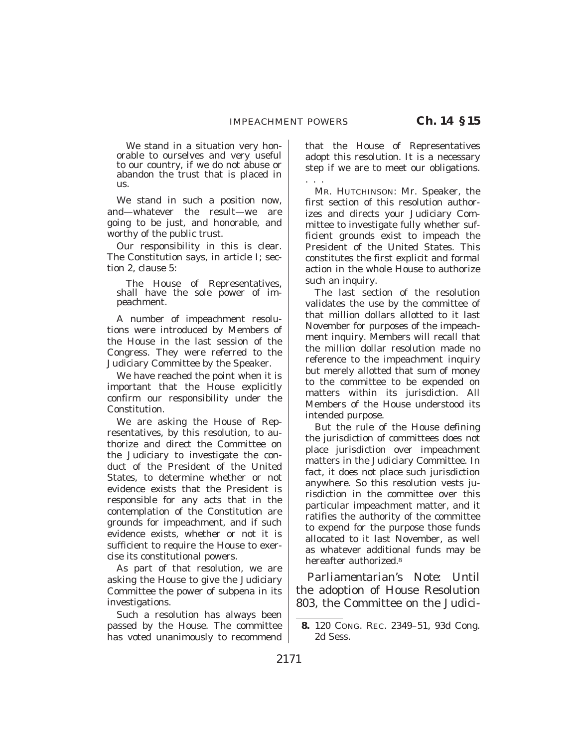We stand in a situation very honorable to ourselves and very useful to our country, if we do not abuse or abandon the trust that is placed in us.

We stand in such a position now, and—whatever the result—we are going to be just, and honorable, and worthy of the public trust.

Our responsibility in this is clear. The Constitution says, in article I; section 2, clause 5:

> The House of Representatives, shall have the sole power of impeachment.

A number of impeachment resolutions were introduced by Members of the House in the last session of the Congress. They were referred to the Judiciary Committee by the Speaker.

We have reached the point when it is important that the House explicitly confirm our responsibility under the Constitution.

We are asking the House of Representatives, by this resolution, to authorize and direct the Committee on the Judiciary to investigate the conduct of the President of the United States, to determine whether or not evidence exists that the President is responsible for any acts that in the contemplation of the Constitution are grounds for impeachment, and if such evidence exists, whether or not it is sufficient to require the House to exercise its constitutional powers.

As part of that resolution, we are asking the House to give the Judiciary Committee the power of subpena in its investigations.

Such a resolution has always been passed by the House. The committee has voted unanimously to recommend that the House of Representatives adopt this resolution. It is a necessary step if we are to meet our obligations. . . .

MR. HUTCHINSON: Mr. Speaker, the first section of this resolution authorizes and directs your Judiciary Committee to investigate fully whether sufficient grounds exist to impeach the President of the United States. This constitutes the first explicit and formal action in the whole House to authorize such an inquiry.

The last section of the resolution validates the use by the committee of that million dollars allotted to it last November for purposes of the impeachment inquiry. Members will recall that the million dollar resolution made no reference to the impeachment inquiry but merely allotted that sum of money to the committee to be expended on matters within its jurisdiction. All Members of the House understood its intended purpose.

But the rule of the House defining the jurisdiction of committees does not place jurisdiction over impeachment matters in the Judiciary Committee. In fact, it does not place such jurisdiction anywhere. So this resolution vests jurisdiction in the committee over this particular impeachment matter, and it ratifies the authority of the committee to expend for the purpose those funds allocated to it last November, as well as whatever additional funds may be hereafter authorized.[8]

*Parliamentarian's Note:* Until the adoption of House Resolution 803, the Committee on the Judici-

---

**8.** 120 CONG. REC. 2349–51, 93d Cong. 2d Sess.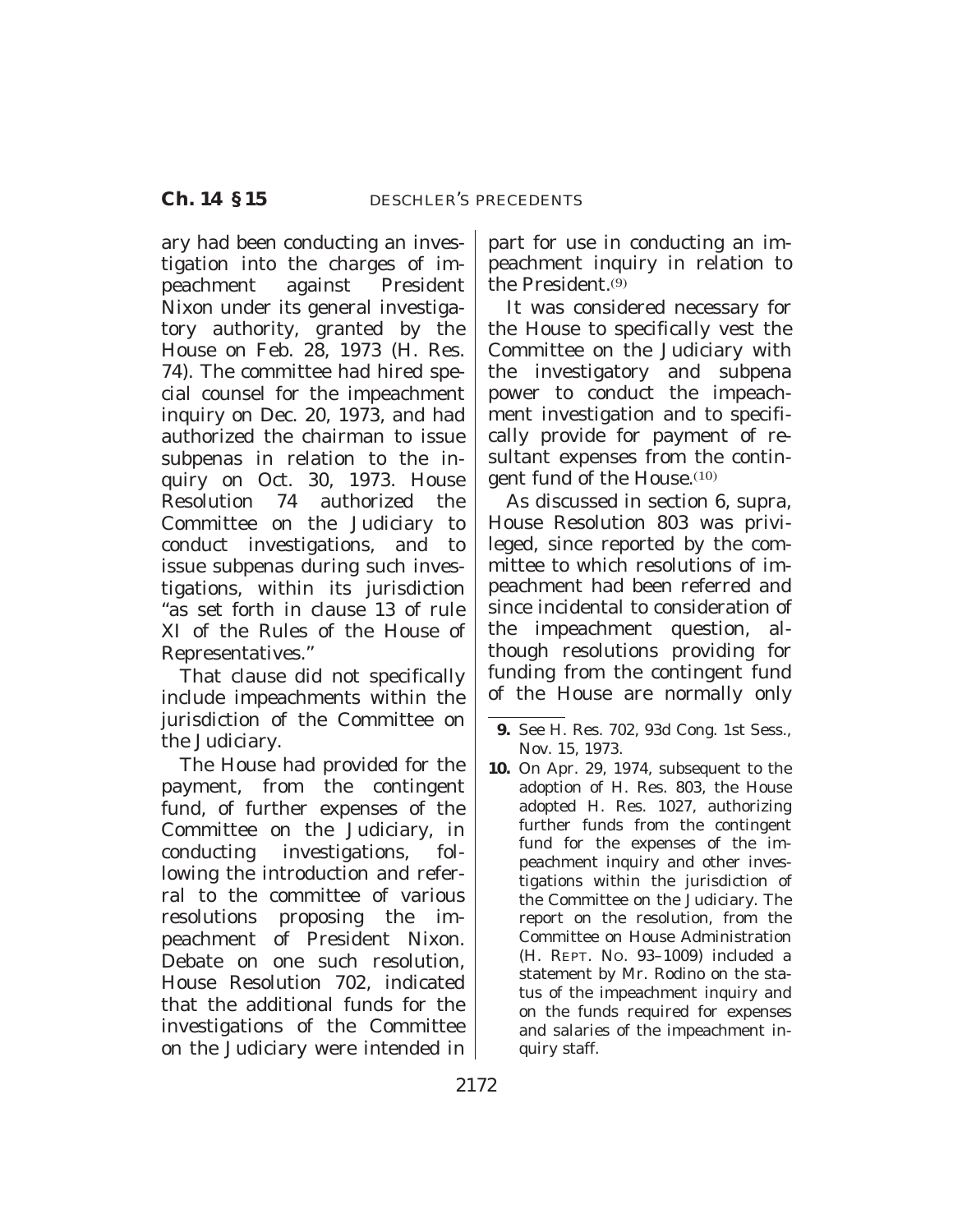ary had been conducting an investigation into the charges of impeachment against President Nixon under its general investigatory authority, granted by the House on Feb. 28, 1973 (H. Res. 74). The committee had hired special counsel for the impeachment inquiry on Dec. 20, 1973, and had authorized the chairman to issue subpenas in relation to the inquiry on Oct. 30, 1973. House Resolution 74 authorized the Committee on the Judiciary to conduct investigations, and to issue subpenas during such investigations, within its jurisdiction "as set forth in clause 13 of rule XI of the Rules of the House of Representatives."

That clause did not specifically include impeachments within the jurisdiction of the Committee on the Judiciary.

The House had provided for the payment, from the contingent fund, of further expenses of the Committee on the Judiciary, in conducting investigations, following the introduction and referral to the committee of various resolutions proposing the impeachment of President Nixon. Debate on one such resolution, House Resolution 702, indicated that the additional funds for the investigations of the Committee on the Judiciary were intended in part for use in conducting an impeachment inquiry in relation to the President.[9]

It was considered necessary for the House to specifically vest the Committee on the Judiciary with the investigatory and subpena power to conduct the impeachment investigation and to specifically provide for payment of resultant expenses from the contingent fund of the House.[10]

As discussed in section 6, supra, House Resolution 803 was privileged, since reported by the committee to which resolutions of impeachment had been referred and since incidental to consideration of the impeachment question, although resolutions providing for funding from the contingent fund of the House are normally only

---

**9.** See H. Res. 702, 93d Cong. 1st Sess., Nov. 15, 1973.

**10.** On Apr. 29, 1974, subsequent to the adoption of H. Res. 803, the House adopted H. Res. 1027, authorizing further funds from the contingent fund for the expenses of the impeachment inquiry and other investigations within the jurisdiction of the Committee on the Judiciary. The report on the resolution, from the Committee on House Administration (H. REPT. NO. 93–1009) included a statement by Mr. Rodino on the status of the impeachment inquiry and on the funds required for expenses and salaries of the impeachment inquiry staff.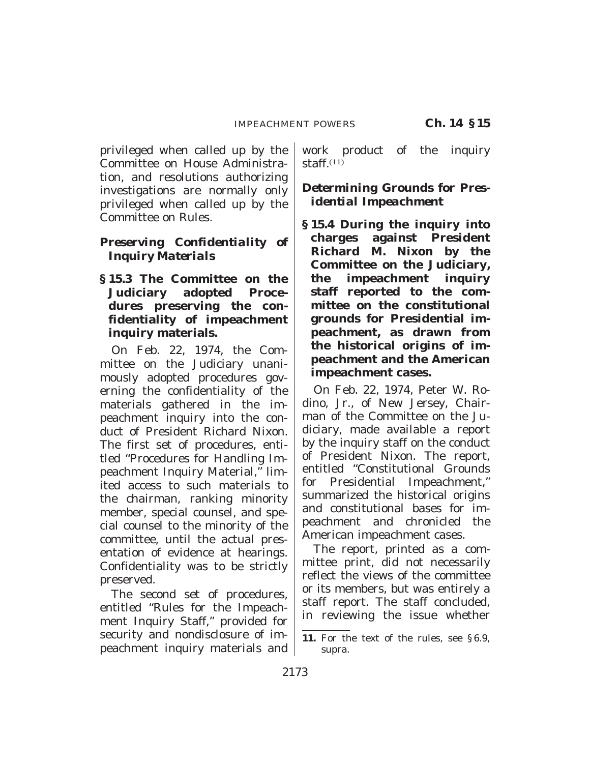privileged when called up by the Committee on House Administration, and resolutions authorizing investigations are normally only privileged when called up by the Committee on Rules.

### *Preserving Confidentiality of Inquiry Materials*

**§ 15.3 The Committee on the Judiciary adopted Procedures preserving the confidentiality of impeachment inquiry materials.**

On Feb. 22, 1974, the Committee on the Judiciary unanimously adopted procedures governing the confidentiality of the materials gathered in the impeachment inquiry into the conduct of President Richard Nixon. The first set of procedures, entitled "Procedures for Handling Impeachment Inquiry Material," limited access to such materials to the chairman, ranking minority member, special counsel, and special counsel to the minority of the committee, until the actual presentation of evidence at hearings. Confidentiality was to be strictly preserved.

The second set of procedures, entitled "Rules for the Impeachment Inquiry Staff," provided for security and nondisclosure of impeachment inquiry materials and work product of the inquiry staff.[11]

### *Determining Grounds for Presidential Impeachment*

**§ 15.4 During the inquiry into charges against President Richard M. Nixon by the Committee on the Judiciary, the impeachment inquiry staff reported to the committee on the constitutional grounds for Presidential impeachment, as drawn from the historical origins of impeachment and the American impeachment cases.**

On Feb. 22, 1974, Peter W. Rodino, Jr., of New Jersey, Chairman of the Committee on the Judiciary, made available a report by the inquiry staff on the conduct of President Nixon. The report, entitled "Constitutional Grounds for Presidential Impeachment," summarized the historical origins and constitutional bases for impeachment and chronicled the American impeachment cases.

The report, printed as a committee print, did not necessarily reflect the views of the committee or its members, but was entirely a staff report. The staff concluded, in reviewing the issue whether

---

11. For the text of the rules, see § 6.9, supra.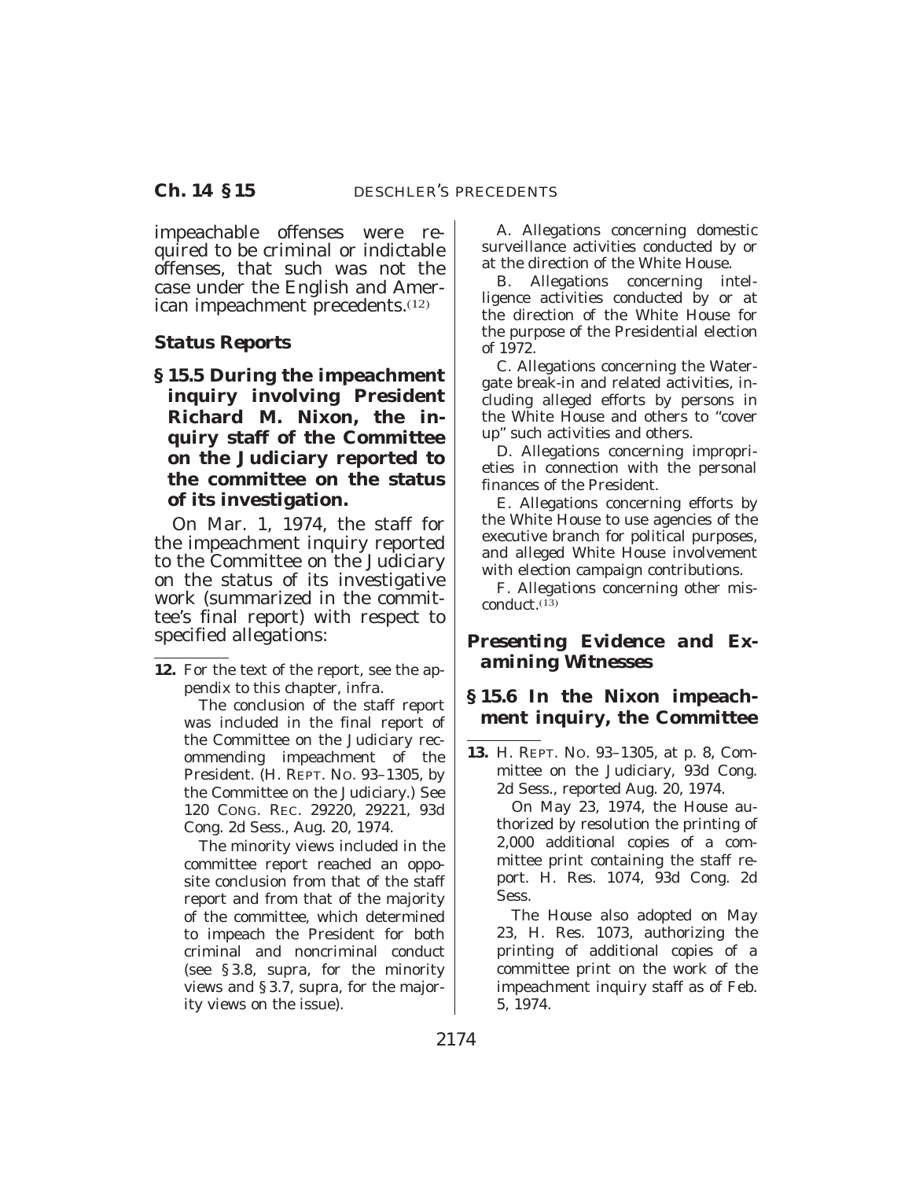impeachable offenses were required to be criminal or indictable offenses, that such was not the case under the English and American impeachment precedents.[12]

### *Status Reports*

**§ 15.5 During the impeachment inquiry involving President Richard M. Nixon, the inquiry staff of the Committee on the Judiciary reported to the committee on the status of its investigation.**

On Mar. 1, 1974, the staff for the impeachment inquiry reported to the Committee on the Judiciary on the status of its investigative work (summarized in the committee's final report) with respect to specified allegations:

A. Allegations concerning domestic surveillance activities conducted by or at the direction of the White House.

B. Allegations concerning intelligence activities conducted by or at the direction of the White House for the purpose of the Presidential election of 1972.

C. Allegations concerning the Watergate break-in and related activities, including alleged efforts by persons in the White House and others to "cover up" such activities and others.

D. Allegations concerning improprieties in connection with the personal finances of the President.

E. Allegations concerning efforts by the White House to use agencies of the executive branch for political purposes, and alleged White House involvement with election campaign contributions.

F. Allegations concerning other misconduct.[13]

### *Presenting Evidence and Examining Witnesses*

**§ 15.6 In the Nixon impeachment inquiry, the Committee**

---

**12.** For the text of the report, see the appendix to this chapter, infra.

The conclusion of the staff report was included in the final report of the Committee on the Judiciary recommending impeachment of the President. (H. REPT. NO. 93–1305, by the Committee on the Judiciary.) See 120 CONG. REC. 29220, 29221, 93d Cong. 2d Sess., Aug. 20, 1974.

The minority views included in the committee report reached an opposite conclusion from that of the staff report and from that of the majority of the committee, which determined to impeach the President for both criminal and noncriminal conduct (see § 3.8, supra, for the minority views and § 3.7, supra, for the majority views on the issue).

**13.** H. REPT. NO. 93–1305, at p. 8, Committee on the Judiciary, 93d Cong. 2d Sess., reported Aug. 20, 1974.

On May 23, 1974, the House authorized by resolution the printing of 2,000 additional copies of a committee print containing the staff report. H. Res. 1074, 93d Cong. 2d Sess.

The House also adopted on May 23, H. Res. 1073, authorizing the printing of additional copies of a committee print on the work of the impeachment inquiry staff as of Feb. 5, 1974.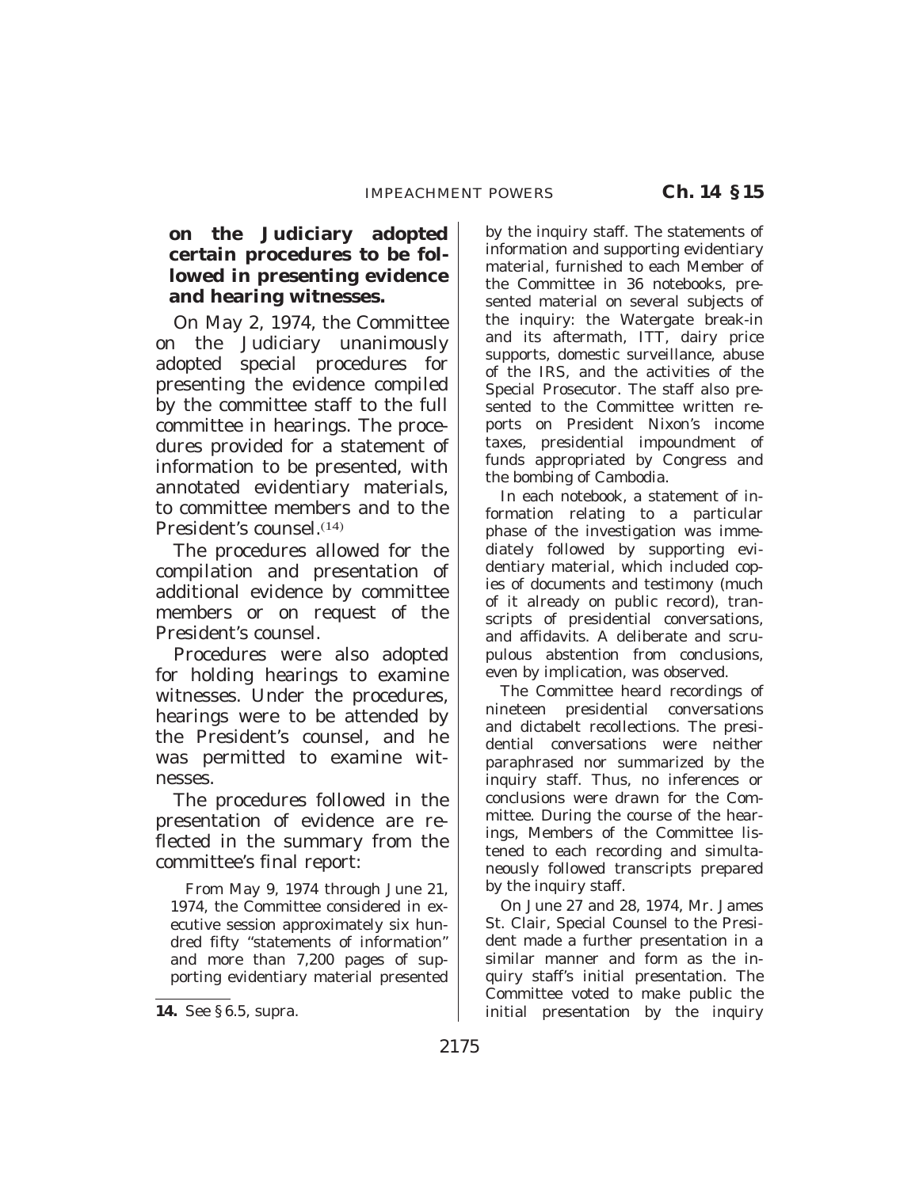**on the Judiciary adopted certain procedures to be followed in presenting evidence and hearing witnesses.**

On May 2, 1974, the Committee on the Judiciary unanimously adopted special procedures for presenting the evidence compiled by the committee staff to the full committee in hearings. The procedures provided for a statement of information to be presented, with annotated evidentiary materials, to committee members and to the President's counsel.[14]

The procedures allowed for the compilation and presentation of additional evidence by committee members or on request of the President's counsel.

Procedures were also adopted for holding hearings to examine witnesses. Under the procedures, hearings were to be attended by the President's counsel, and he was permitted to examine witnesses.

The procedures followed in the presentation of evidence are reflected in the summary from the committee's final report:

From May 9, 1974 through June 21, 1974, the Committee considered in executive session approximately six hundred fifty ''statements of information'' and more than 7,200 pages of supporting evidentiary material presented by the inquiry staff. The statements of information and supporting evidentiary material, furnished to each Member of the Committee in 36 notebooks, presented material on several subjects of the inquiry: the Watergate break-in and its aftermath, ITT, dairy price supports, domestic surveillance, abuse of the IRS, and the activities of the Special Prosecutor. The staff also presented to the Committee written reports on President Nixon's income taxes, presidential impoundment of funds appropriated by Congress and the bombing of Cambodia.

In each notebook, a statement of information relating to a particular phase of the investigation was immediately followed by supporting evidentiary material, which included copies of documents and testimony (much of it already on public record), transcripts of presidential conversations, and affidavits. A deliberate and scrupulous abstention from conclusions, even by implication, was observed.

The Committee heard recordings of nineteen presidential conversations and dictabelt recollections. The presidential conversations were neither paraphrased nor summarized by the inquiry staff. Thus, no inferences or conclusions were drawn for the Committee. During the course of the hearings, Members of the Committee listened to each recording and simultaneously followed transcripts prepared by the inquiry staff.

On June 27 and 28, 1974, Mr. James St. Clair, Special Counsel to the President made a further presentation in a similar manner and form as the inquiry staff's initial presentation. The Committee voted to make public the initial presentation by the inquiry

---

**14.** See § 6.5, supra.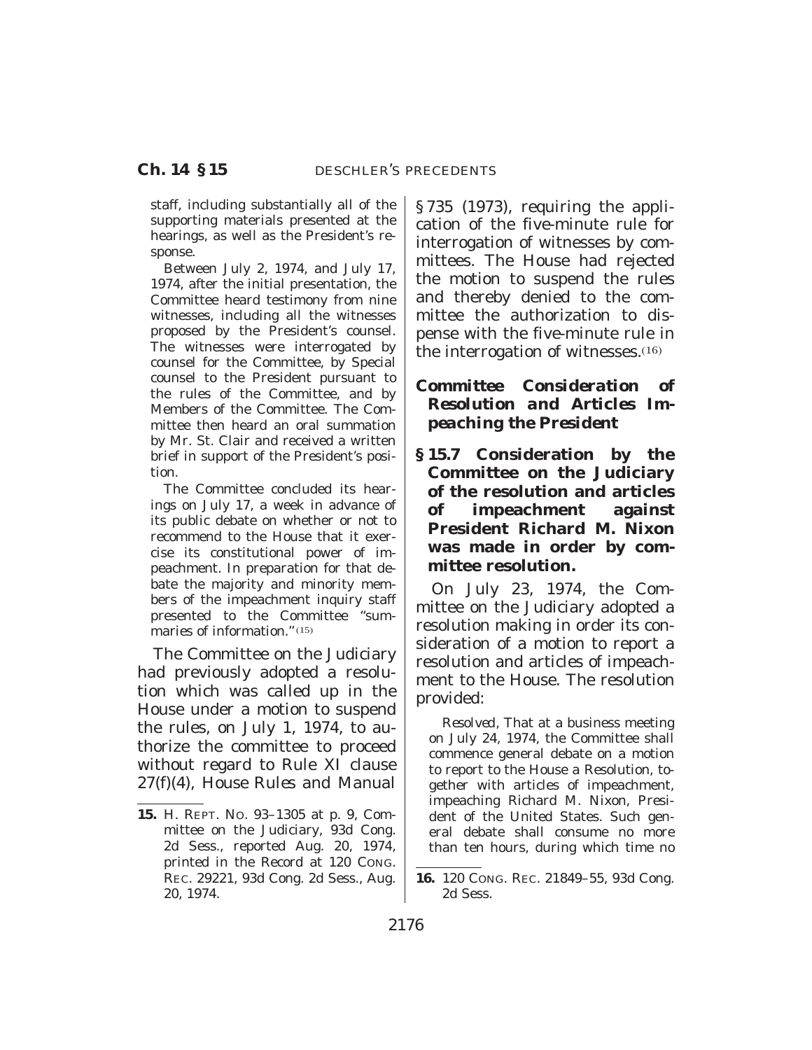staff, including substantially all of the supporting materials presented at the hearings, as well as the President's response.

Between July 2, 1974, and July 17, 1974, after the initial presentation, the Committee heard testimony from nine witnesses, including all the witnesses proposed by the President's counsel. The witnesses were interrogated by counsel for the Committee, by Special counsel to the President pursuant to the rules of the Committee, and by Members of the Committee. The Committee then heard an oral summation by Mr. St. Clair and received a written brief in support of the President's position.

The Committee concluded its hearings on July 17, a week in advance of its public debate on whether or not to recommend to the House that it exercise its constitutional power of impeachment. In preparation for that debate the majority and minority members of the impeachment inquiry staff presented to the Committee "summaries of information."(15)

The Committee on the Judiciary had previously adopted a resolution which was called up in the House under a motion to suspend the rules, on July 1, 1974, to authorize the committee to proceed without regard to Rule XI clause 27(f)(4), *House Rules and Manual* §735 (1973), requiring the application of the five-minute rule for interrogation of witnesses by committees. The House had rejected the motion to suspend the rules and thereby denied to the committee the authorization to dispense with the five-minute rule in the interrogation of witnesses.(16)

### *Committee Consideration of Resolution and Articles Impeaching the President*

**§15.7 Consideration by the Committee on the Judiciary of the resolution and articles of impeachment against President Richard M. Nixon was made in order by committee resolution.**

On July 23, 1974, the Committee on the Judiciary adopted a resolution making in order its consideration of a motion to report a resolution and articles of impeachment to the House. The resolution provided:

*Resolved*, That at a business meeting on July 24, 1974, the Committee shall commence general debate on a motion to report to the House a Resolution, together with articles of impeachment, impeaching Richard M. Nixon, President of the United States. Such general debate shall consume no more than ten hours, during which time no

---

**15.** H. REPT. NO. 93–1305 at p. 9, Committee on the Judiciary, 93d Cong. 2d Sess., reported Aug. 20, 1974, printed in the Record at 120 CONG. REC. 29221, 93d Cong. 2d Sess., Aug. 20, 1974.

**16.** 120 CONG. REC. 21849–55, 93d Cong. 2d Sess.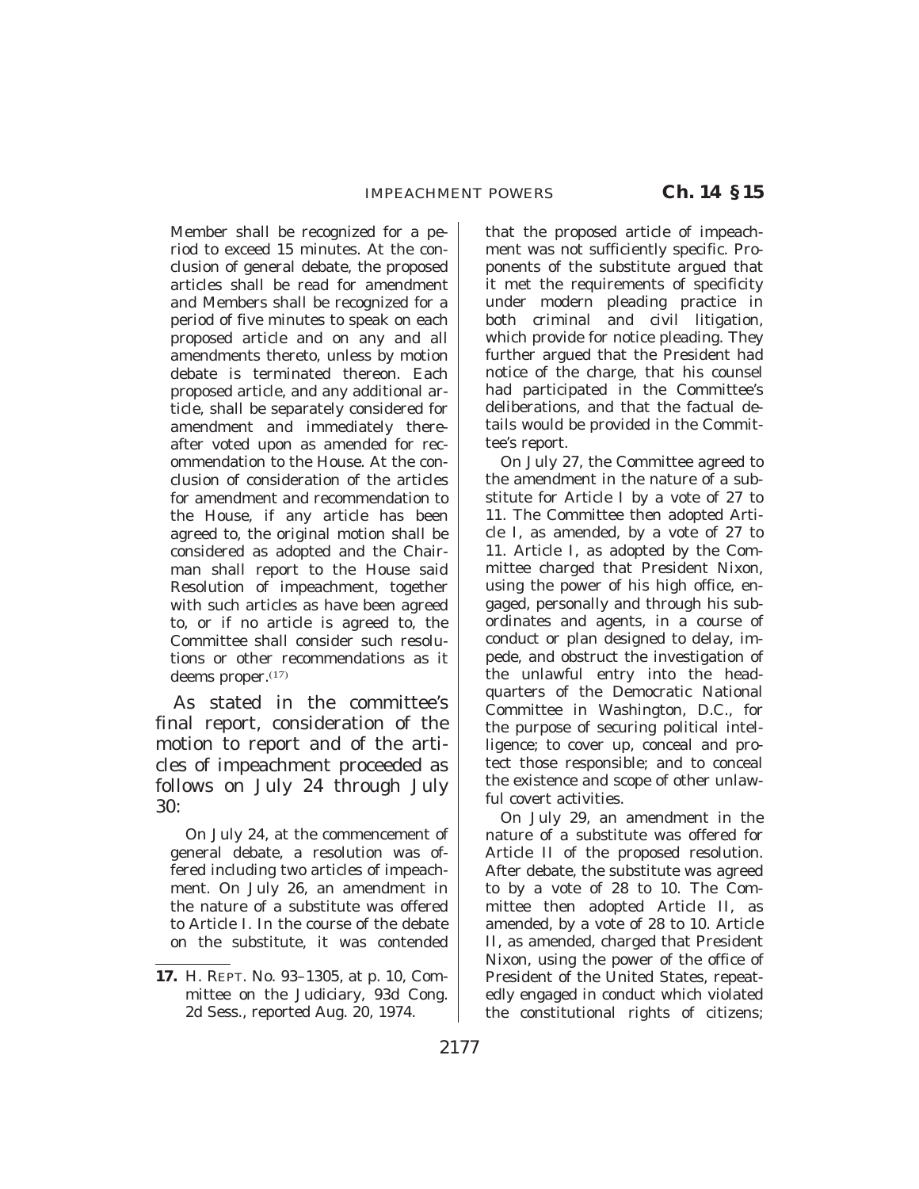Member shall be recognized for a period to exceed 15 minutes. At the conclusion of general debate, the proposed articles shall be read for amendment and Members shall be recognized for a period of five minutes to speak on each proposed article and on any and all amendments thereto, unless by motion debate is terminated thereon. Each proposed article, and any additional article, shall be separately considered for amendment and immediately thereafter voted upon as amended for recommendation to the House. At the conclusion of consideration of the articles for amendment and recommendation to the House, if any article has been agreed to, the original motion shall be considered as adopted and the Chairman shall report to the House said Resolution of impeachment, together with such articles as have been agreed to, or if no article is agreed to, the Committee shall consider such resolutions or other recommendations as it deems proper.[17]

As stated in the committee's final report, consideration of the motion to report and of the articles of impeachment proceeded as follows on July 24 through July 30:

On July 24, at the commencement of general debate, a resolution was offered including two articles of impeachment. On July 26, an amendment in the nature of a substitute was offered to Article I. In the course of the debate on the substitute, it was contended that the proposed article of impeachment was not sufficiently specific. Proponents of the substitute argued that it met the requirements of specificity under modern pleading practice in both criminal and civil litigation, which provide for notice pleading. They further argued that the President had notice of the charge, that his counsel had participated in the Committee's deliberations, and that the factual details would be provided in the Committee's report.

On July 27, the Committee agreed to the amendment in the nature of a substitute for Article I by a vote of 27 to 11. The Committee then adopted Article I, as amended, by a vote of 27 to 11. Article I, as adopted by the Committee charged that President Nixon, using the power of his high office, engaged, personally and through his subordinates and agents, in a course of conduct or plan designed to delay, impede, and obstruct the investigation of the unlawful entry into the headquarters of the Democratic National Committee in Washington, D.C., for the purpose of securing political intelligence; to cover up, conceal and protect those responsible; and to conceal the existence and scope of other unlawful covert activities.

On July 29, an amendment in the nature of a substitute was offered for Article II of the proposed resolution. After debate, the substitute was agreed to by a vote of 28 to 10. The Committee then adopted Article II, as amended, by a vote of 28 to 10. Article II, as amended, charged that President Nixon, using the power of the office of President of the United States, repeatedly engaged in conduct which violated the constitutional rights of citizens;

---

**17.** H. REPT. No. 93–1305, at p. 10, Committee on the Judiciary, 93d Cong. 2d Sess., reported Aug. 20, 1974.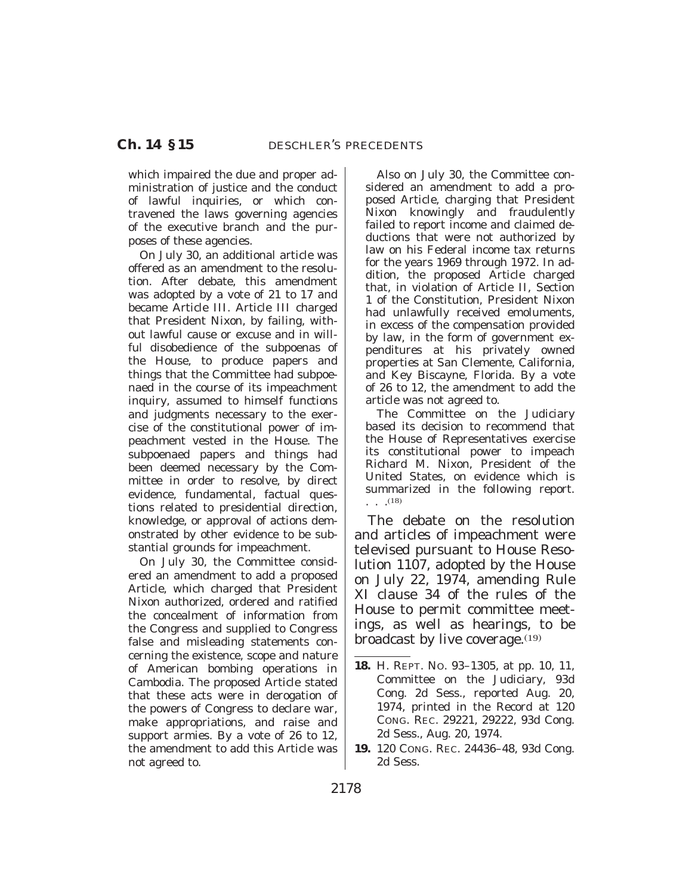which impaired the due and proper administration of justice and the conduct of lawful inquiries, or which contravened the laws governing agencies of the executive branch and the purposes of these agencies.

On July 30, an additional article was offered as an amendment to the resolution. After debate, this amendment was adopted by a vote of 21 to 17 and became Article III. Article III charged that President Nixon, by failing, without lawful cause or excuse and in willful disobedience of the subpoenas of the House, to produce papers and things that the Committee had subpoenaed in the course of its impeachment inquiry, assumed to himself functions and judgments necessary to the exercise of the constitutional power of impeachment vested in the House. The subpoenaed papers and things had been deemed necessary by the Committee in order to resolve, by direct evidence, fundamental, factual questions related to presidential direction, knowledge, or approval of actions demonstrated by other evidence to be substantial grounds for impeachment.

On July 30, the Committee considered an amendment to add a proposed Article, which charged that President Nixon authorized, ordered and ratified the concealment of information from the Congress and supplied to Congress false and misleading statements concerning the existence, scope and nature of American bombing operations in Cambodia. The proposed Article stated that these acts were in derogation of the powers of Congress to declare war, make appropriations, and raise and support armies. By a vote of 26 to 12, the amendment to add this Article was not agreed to.

Also on July 30, the Committee considered an amendment to add a proposed Article, charging that President Nixon knowingly and fraudulently failed to report income and claimed deductions that were not authorized by law on his Federal income tax returns for the years 1969 through 1972. In addition, the proposed Article charged that, in violation of Article II, Section 1 of the Constitution, President Nixon had unlawfully received emoluments, in excess of the compensation provided by law, in the form of government expenditures at his privately owned properties at San Clemente, California, and Key Biscayne, Florida. By a vote of 26 to 12, the amendment to add the article was not agreed to.

The Committee on the Judiciary based its decision to recommend that the House of Representatives exercise its constitutional power to impeach Richard M. Nixon, President of the United States, on evidence which is summarized in the following report. . . .[18]

The debate on the resolution and articles of impeachment were televised pursuant to House Resolution 1107, adopted by the House on July 22, 1974, amending Rule XI clause 34 of the rules of the House to permit committee meetings, as well as hearings, to be broadcast by live coverage.[19]

---

**18.** H. REPT. NO. 93–1305, at pp. 10, 11, Committee on the Judiciary, 93d Cong. 2d Sess., reported Aug. 20, 1974, printed in the Record at 120 CONG. REC. 29221, 29222, 93d Cong. 2d Sess., Aug. 20, 1974.

**19.** 120 CONG. REC. 24436–48, 93d Cong. 2d Sess.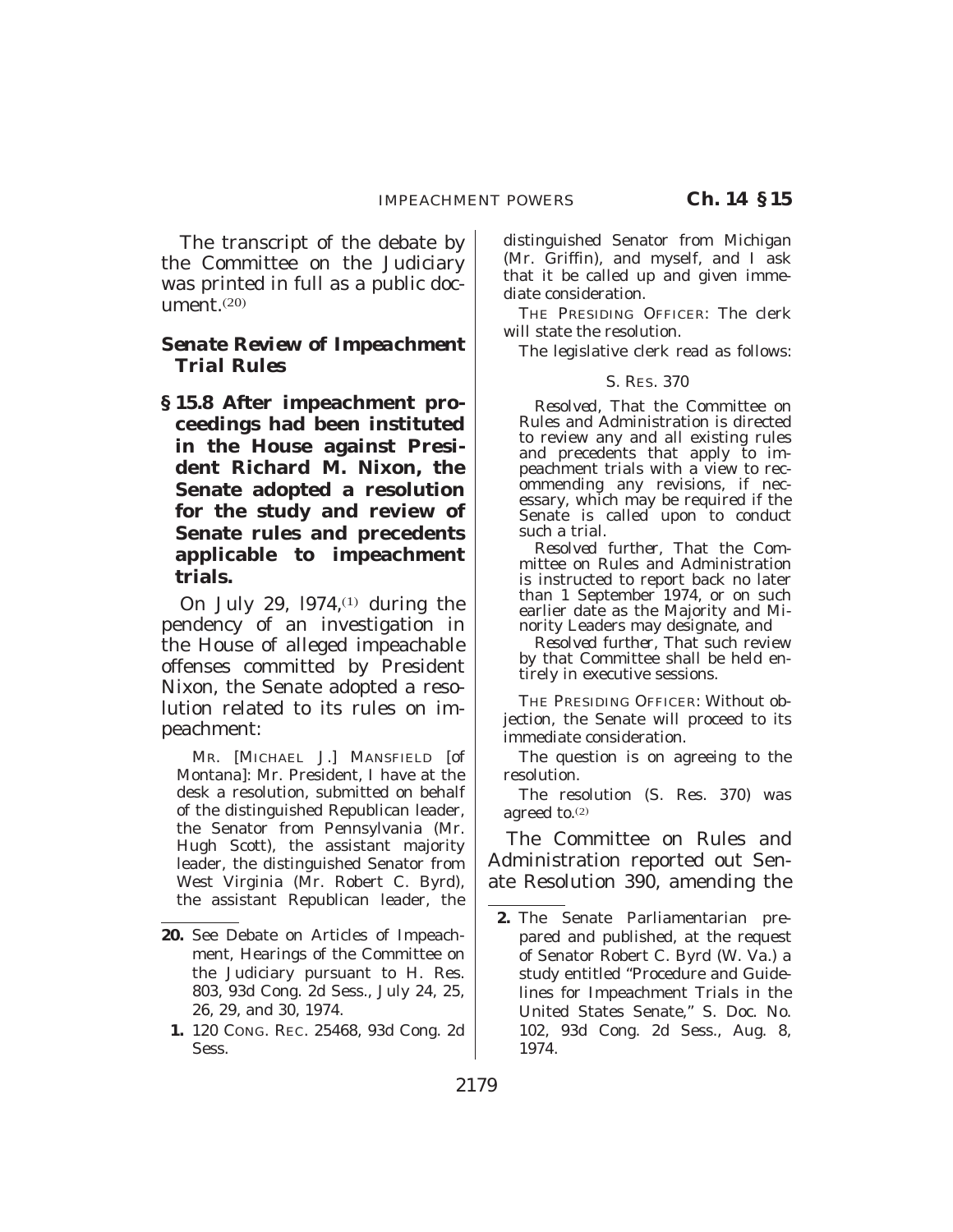The transcript of the debate by the Committee on the Judiciary was printed in full as a public document.[20]

### *Senate Review of Impeachment Trial Rules*

**§ 15.8 After impeachment proceedings had been instituted in the House against President Richard M. Nixon, the Senate adopted a resolution for the study and review of Senate rules and precedents applicable to impeachment trials.**

On July 29, 1974,[1] during the pendency of an investigation in the House of alleged impeachable offenses committed by President Nixon, the Senate adopted a resolution related to its rules on impeachment:

MR. [MICHAEL J.] MANSFIELD [of Montana]: Mr. President, I have at the desk a resolution, submitted on behalf of the distinguished Republican leader, the Senator from Pennsylvania (Mr. Hugh Scott), the assistant majority leader, the distinguished Senator from West Virginia (Mr. Robert C. Byrd), the assistant Republican leader, the distinguished Senator from Michigan (Mr. Griffin), and myself, and I ask that it be called up and given immediate consideration.

THE PRESIDING OFFICER: The clerk will state the resolution.

The legislative clerk read as follows:

S. RES. 370

*Resolved*, That the Committee on Rules and Administration is directed to review any and all existing rules and precedents that apply to impeachment trials with a view to recommending any revisions, if necessary, which may be required if the Senate is called upon to conduct such a trial.

*Resolved further*, That the Committee on Rules and Administration is instructed to report back no later than 1 September 1974, or on such earlier date as the Majority and Minority Leaders may designate, and

*Resolved further*, That such review by that Committee shall be held entirely in executive sessions.

THE PRESIDING OFFICER: Without objection, the Senate will proceed to its immediate consideration.

The question is on agreeing to the resolution.

The resolution (S. Res. 370) was agreed to.[2]

The Committee on Rules and Administration reported out Senate Resolution 390, amending the

---

**20.** See Debate on Articles of Impeachment, Hearings of the Committee on the Judiciary pursuant to H. Res. 803, 93d Cong. 2d Sess., July 24, 25, 26, 29, and 30, 1974.

**1.** 120 CONG. REC. 25468, 93d Cong. 2d Sess.

**2.** The Senate Parliamentarian prepared and published, at the request of Senator Robert C. Byrd (W. Va.) a study entitled "Procedure and Guidelines for Impeachment Trials in the United States Senate," S. Doc. No. 102, 93d Cong. 2d Sess., Aug. 8, 1974.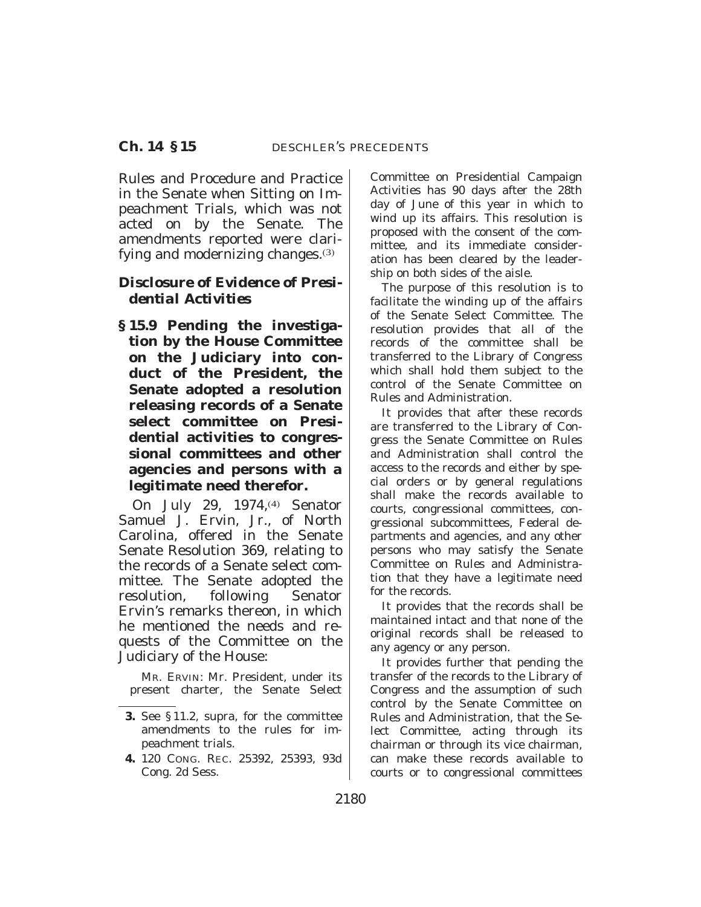Rules and Procedure and Practice in the Senate when Sitting on Impeachment Trials, which was not acted on by the Senate. The amendments reported were clarifying and modernizing changes.[3]

### Disclosure of Evidence of Presidential Activities

**§ 15.9 Pending the investigation by the House Committee on the Judiciary into conduct of the President, the Senate adopted a resolution releasing records of a Senate select committee on Presidential activities to congressional committees and other agencies and persons with a legitimate need therefor.**

On July 29, 1974,[4] Senator Samuel J. Ervin, Jr., of North Carolina, offered in the Senate Senate Resolution 369, relating to the records of a Senate select committee. The Senate adopted the resolution, following Senator Ervin's remarks thereon, in which he mentioned the needs and requests of the Committee on the Judiciary of the House:

MR. ERVIN: Mr. President, under its present charter, the Senate Select Committee on Presidential Campaign Activities has 90 days after the 28th day of June of this year in which to wind up its affairs. This resolution is proposed with the consent of the committee, and its immediate consideration has been cleared by the leadership on both sides of the aisle.

The purpose of this resolution is to facilitate the winding up of the affairs of the Senate Select Committee. The resolution provides that all of the records of the committee shall be transferred to the Library of Congress which shall hold them subject to the control of the Senate Committee on Rules and Administration.

It provides that after these records are transferred to the Library of Congress the Senate Committee on Rules and Administration shall control the access to the records and either by special orders or by general regulations shall make the records available to courts, congressional committees, congressional subcommittees, Federal departments and agencies, and any other persons who may satisfy the Senate Committee on Rules and Administration that they have a legitimate need for the records.

It provides that the records shall be maintained intact and that none of the original records shall be released to any agency or any person.

It provides further that pending the transfer of the records to the Library of Congress and the assumption of such control by the Senate Committee on Rules and Administration, that the Select Committee, acting through its chairman or through its vice chairman, can make these records available to courts or to congressional committees

---

3. See § 11.2, supra, for the committee amendments to the rules for impeachment trials.

4. 120 CONG. REC. 25392, 25393, 93d Cong. 2d Sess.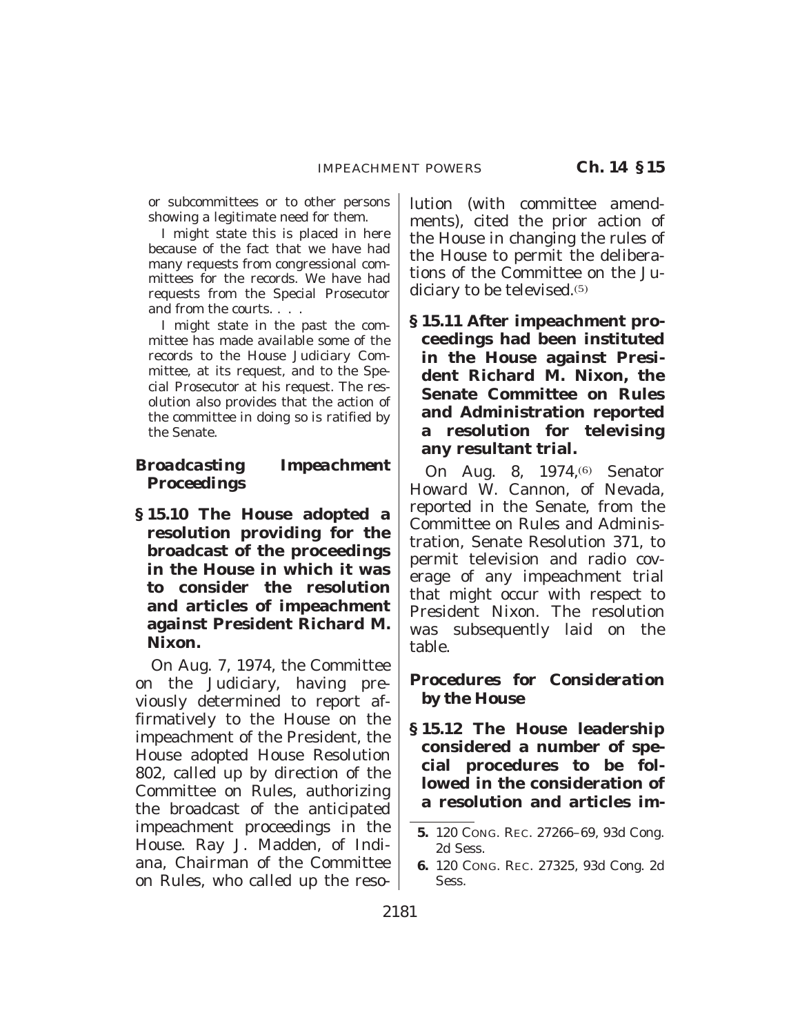or subcommittees or to other persons showing a legitimate need for them.

I might state this is placed in here because of the fact that we have had many requests from congressional committees for the records. We have had requests from the Special Prosecutor and from the courts. . . .

I might state in the past the committee has made available some of the records to the House Judiciary Committee, at its request, and to the Special Prosecutor at his request. The resolution also provides that the action of the committee in doing so is ratified by the Senate.

### *Broadcasting Impeachment Proceedings*

**§ 15.10 The House adopted a resolution providing for the broadcast of the proceedings in the House in which it was to consider the resolution and articles of impeachment against President Richard M. Nixon.**

On Aug. 7, 1974, the Committee on the Judiciary, having previously determined to report affirmatively to the House on the impeachment of the President, the House adopted House Resolution 802, called up by direction of the Committee on Rules, authorizing the broadcast of the anticipated impeachment proceedings in the House. Ray J. Madden, of Indiana, Chairman of the Committee on Rules, who called up the resolution (with committee amendments), cited the prior action of the House in changing the rules of the House to permit the deliberations of the Committee on the Judiciary to be televised.[5]

**§ 15.11 After impeachment proceedings had been instituted in the House against President Richard M. Nixon, the Senate Committee on Rules and Administration reported a resolution for televising any resultant trial.**

On Aug. 8, 1974,[6] Senator Howard W. Cannon, of Nevada, reported in the Senate, from the Committee on Rules and Administration, Senate Resolution 371, to permit television and radio coverage of any impeachment trial that might occur with respect to President Nixon. The resolution was subsequently laid on the table.

### *Procedures for Consideration by the House*

**§ 15.12 The House leadership considered a number of special procedures to be followed in the consideration of a resolution and articles im-**

---

5. 120 CONG. REC. 27266–69, 93d Cong. 2d Sess.

6. 120 CONG. REC. 27325, 93d Cong. 2d Sess.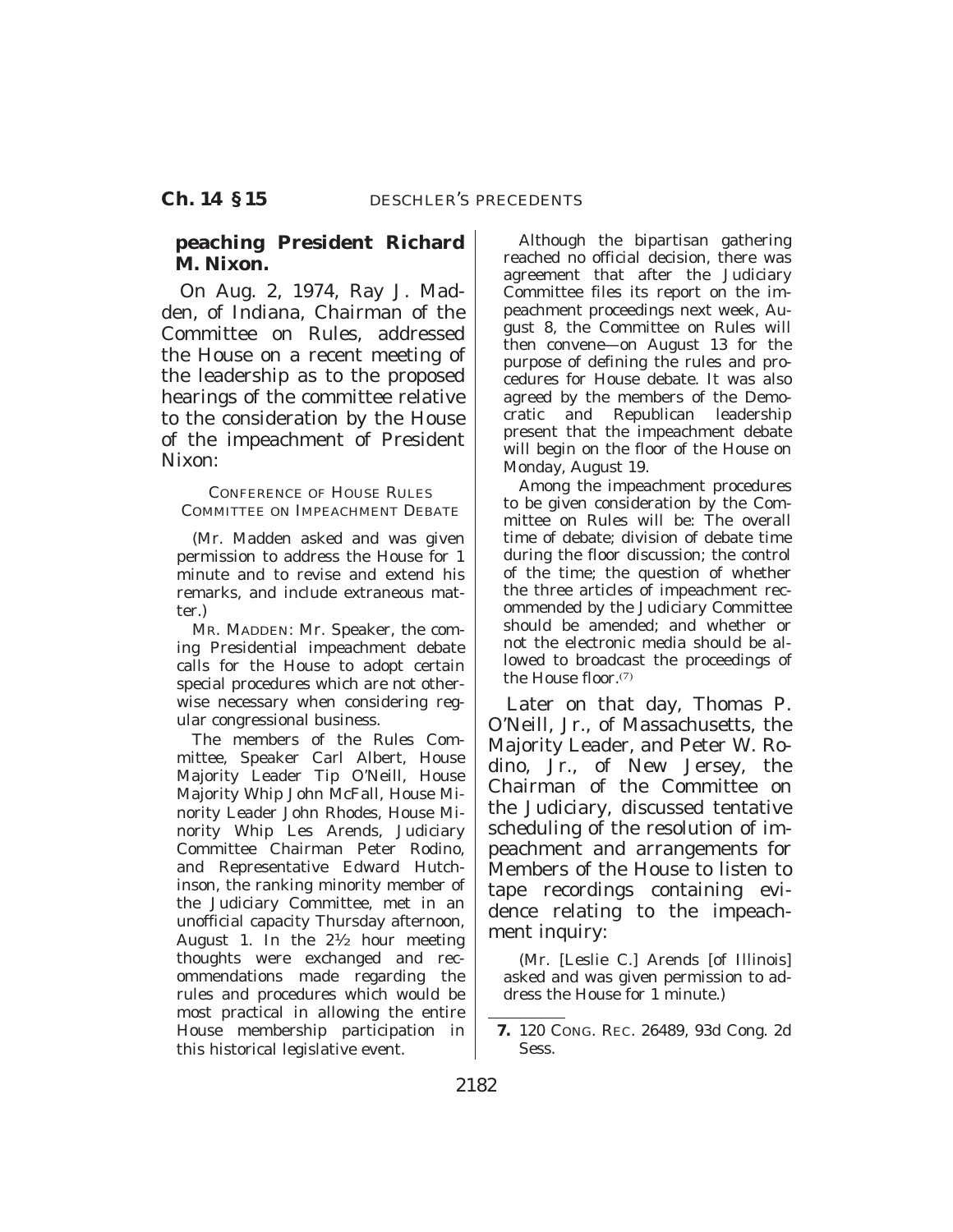**peaching President Richard M. Nixon.**

On Aug. 2, 1974, Ray J. Madden, of Indiana, Chairman of the Committee on Rules, addressed the House on a recent meeting of the leadership as to the proposed hearings of the committee relative to the consideration by the House of the impeachment of President Nixon:

CONFERENCE OF HOUSE RULES COMMITTEE ON IMPEACHMENT DEBATE

(Mr. Madden asked and was given permission to address the House for 1 minute and to revise and extend his remarks, and include extraneous matter.)

MR. MADDEN: Mr. Speaker, the coming Presidential impeachment debate calls for the House to adopt certain special procedures which are not otherwise necessary when considering regular congressional business.

The members of the Rules Committee, Speaker Carl Albert, House Majority Leader Tip O'Neill, House Majority Whip John McFall, House Minority Leader John Rhodes, House Minority Whip Les Arends, Judiciary Committee Chairman Peter Rodino, and Representative Edward Hutchinson, the ranking minority member of the Judiciary Committee, met in an unofficial capacity Thursday afternoon, August 1. In the 2½ hour meeting thoughts were exchanged and recommendations made regarding the rules and procedures which would be most practical in allowing the entire House membership participation in this historical legislative event.

Although the bipartisan gathering reached no official decision, there was agreement that after the Judiciary Committee files its report on the impeachment proceedings next week, August 8, the Committee on Rules will then convene—on August 13 for the purpose of defining the rules and procedures for House debate. It was also agreed by the members of the Democratic and Republican leadership present that the impeachment debate will begin on the floor of the House on Monday, August 19.

Among the impeachment procedures to be given consideration by the Committee on Rules will be: The overall time of debate; division of debate time during the floor discussion; the control of the time; the question of whether the three articles of impeachment recommended by the Judiciary Committee should be amended; and whether or not the electronic media should be allowed to broadcast the proceedings of the House floor.[7]

Later on that day, Thomas P. O'Neill, Jr., of Massachusetts, the Majority Leader, and Peter W. Rodino, Jr., of New Jersey, the Chairman of the Committee on the Judiciary, discussed tentative scheduling of the resolution of impeachment and arrangements for Members of the House to listen to tape recordings containing evidence relating to the impeachment inquiry:

(Mr. [Leslie C.] Arends [of Illinois] asked and was given permission to address the House for 1 minute.)

---

**7.** 120 CONG. REC. 26489, 93d Cong. 2d Sess.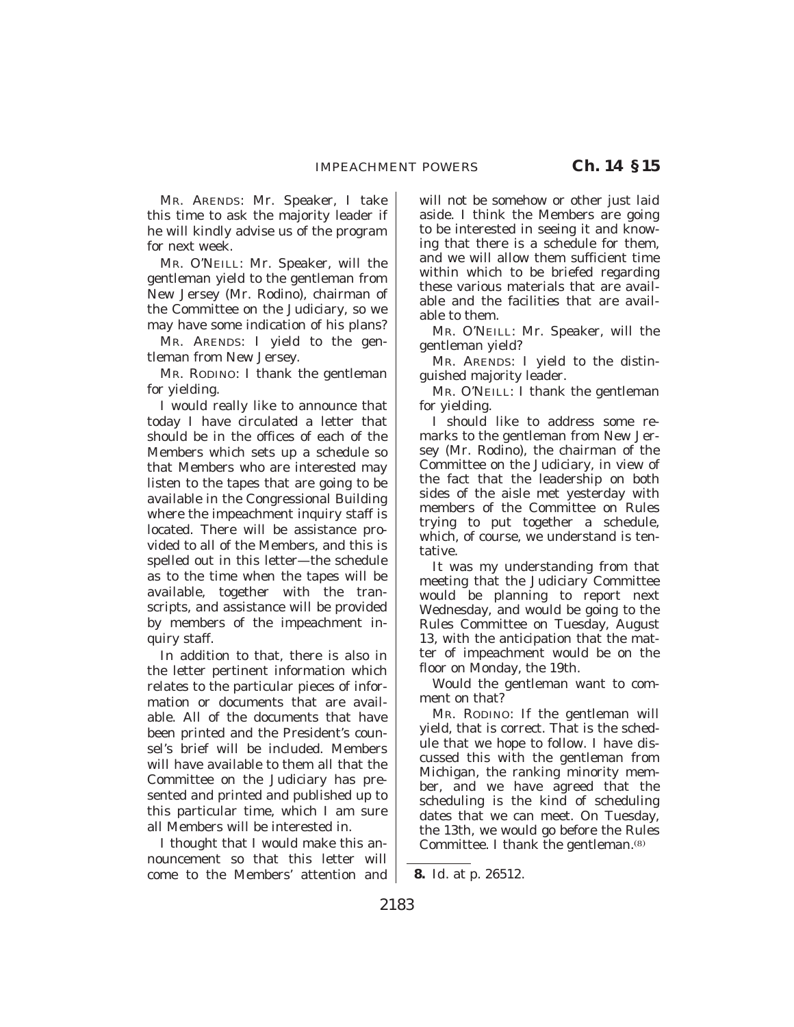MR. ARENDS: Mr. Speaker, I take this time to ask the majority leader if he will kindly advise us of the program for next week.

MR. O'NEILL: Mr. Speaker, will the gentleman yield to the gentleman from New Jersey (Mr. Rodino), chairman of the Committee on the Judiciary, so we may have some indication of his plans?

MR. ARENDS: I yield to the gentleman from New Jersey.

MR. RODINO: I thank the gentleman for yielding.

I would really like to announce that today I have circulated a letter that should be in the offices of each of the Members which sets up a schedule so that Members who are interested may listen to the tapes that are going to be available in the Congressional Building where the impeachment inquiry staff is located. There will be assistance provided to all of the Members, and this is spelled out in this letter—the schedule as to the time when the tapes will be available, together with the transcripts, and assistance will be provided by members of the impeachment inquiry staff.

In addition to that, there is also in the letter pertinent information which relates to the particular pieces of information or documents that are available. All of the documents that have been printed and the President's counsel's brief will be included. Members will have available to them all that the Committee on the Judiciary has presented and printed and published up to this particular time, which I am sure all Members will be interested in.

I thought that I would make this announcement so that this letter will come to the Members' attention and will not be somehow or other just laid aside. I think the Members are going to be interested in seeing it and knowing that there is a schedule for them, and we will allow them sufficient time within which to be briefed regarding these various materials that are available and the facilities that are available to them.

MR. O'NEILL: Mr. Speaker, will the gentleman yield?

MR. ARENDS: I yield to the distinguished majority leader.

MR. O'NEILL: I thank the gentleman for yielding.

I should like to address some remarks to the gentleman from New Jersey (Mr. Rodino), the chairman of the Committee on the Judiciary, in view of the fact that the leadership on both sides of the aisle met yesterday with members of the Committee on Rules trying to put together a schedule, which, of course, we understand is tentative.

It was my understanding from that meeting that the Judiciary Committee would be planning to report next Wednesday, and would be going to the Rules Committee on Tuesday, August 13, with the anticipation that the matter of impeachment would be on the floor on Monday, the 19th.

Would the gentleman want to comment on that?

MR. RODINO: If the gentleman will yield, that is correct. That is the schedule that we hope to follow. I have discussed this with the gentleman from Michigan, the ranking minority member, and we have agreed that the scheduling is the kind of scheduling dates that we can meet. On Tuesday, the 13th, we would go before the Rules Committee. I thank the gentleman.[8]

---

**8.** *Id.* at p. 26512.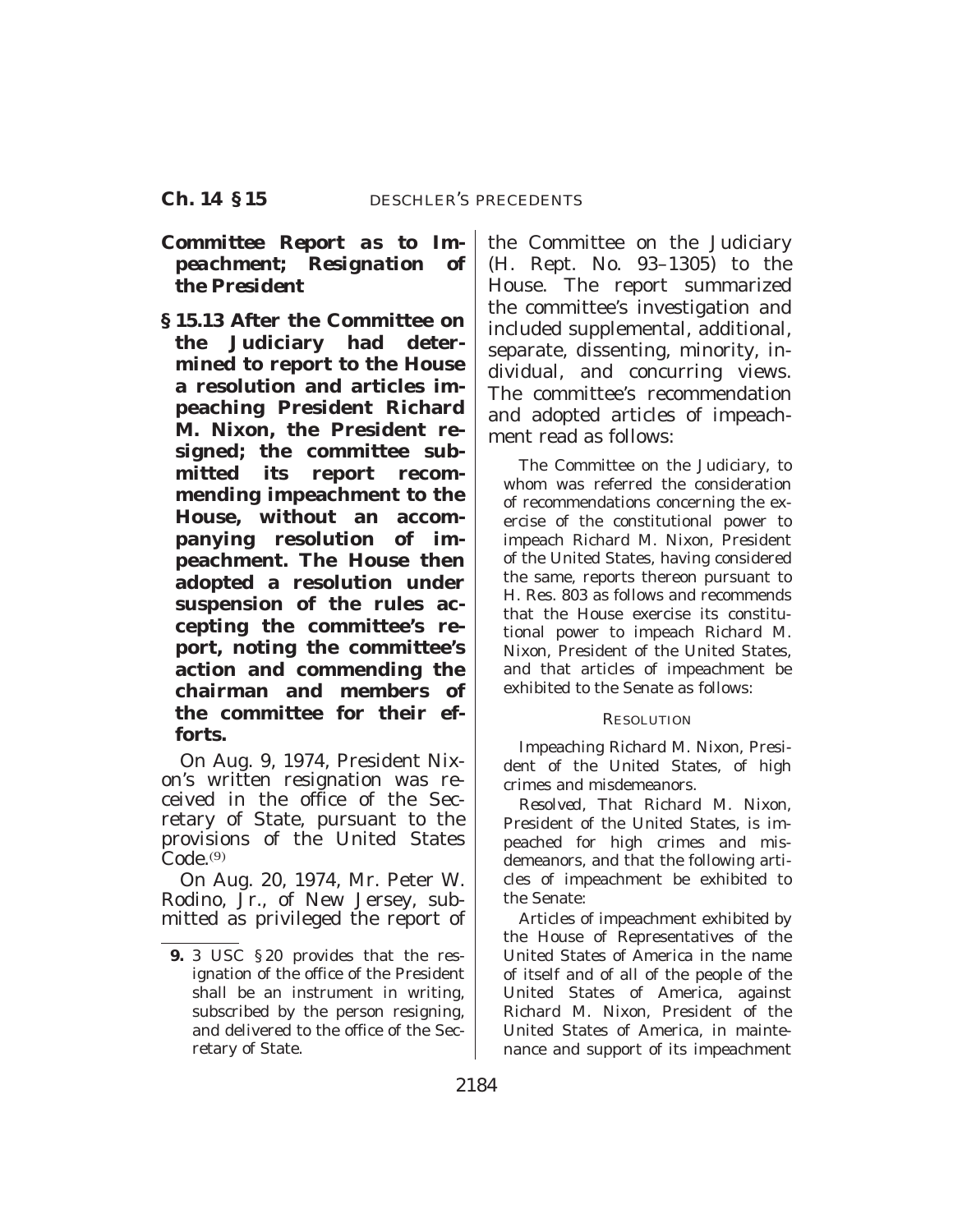***Committee Report as to Impeachment; Resignation of the President***

**§ 15.13 After the Committee on the Judiciary had determined to report to the House a resolution and articles impeaching President Richard M. Nixon, the President resigned; the committee submitted its report recommending impeachment to the House, without an accompanying resolution of impeachment. The House then adopted a resolution under suspension of the rules accepting the committee's report, noting the committee's action and commending the chairman and members of the committee for their efforts.**

On Aug. 9, 1974, President Nixon's written resignation was received in the office of the Secretary of State, pursuant to the provisions of the United States Code.(9)

On Aug. 20, 1974, Mr. Peter W. Rodino, Jr., of New Jersey, submitted as privileged the report of the Committee on the Judiciary (H. Rept. No. 93–1305) to the House. The report summarized the committee's investigation and included supplemental, additional, separate, dissenting, minority, individual, and concurring views. The committee's recommendation and adopted articles of impeachment read as follows:

> The Committee on the Judiciary, to whom was referred the consideration of recommendations concerning the exercise of the constitutional power to impeach Richard M. Nixon, President of the United States, having considered the same, reports thereon pursuant to H. Res. 803 as follows and recommends that the House exercise its constitutional power to impeach Richard M. Nixon, President of the United States, and that articles of impeachment be exhibited to the Senate as follows:
>
> RESOLUTION
>
> Impeaching Richard M. Nixon, President of the United States, of high crimes and misdemeanors.
>
> *Resolved*, That Richard M. Nixon, President of the United States, is impeached for high crimes and misdemeanors, and that the following articles of impeachment be exhibited to the Senate:
>
> Articles of impeachment exhibited by the House of Representatives of the United States of America in the name of itself and of all of the people of the United States of America, against Richard M. Nixon, President of the United States of America, in maintenance and support of its impeachment

---

**9.** 3 USC § 20 provides that the resignation of the office of the President shall be an instrument in writing, subscribed by the person resigning, and delivered to the office of the Secretary of State.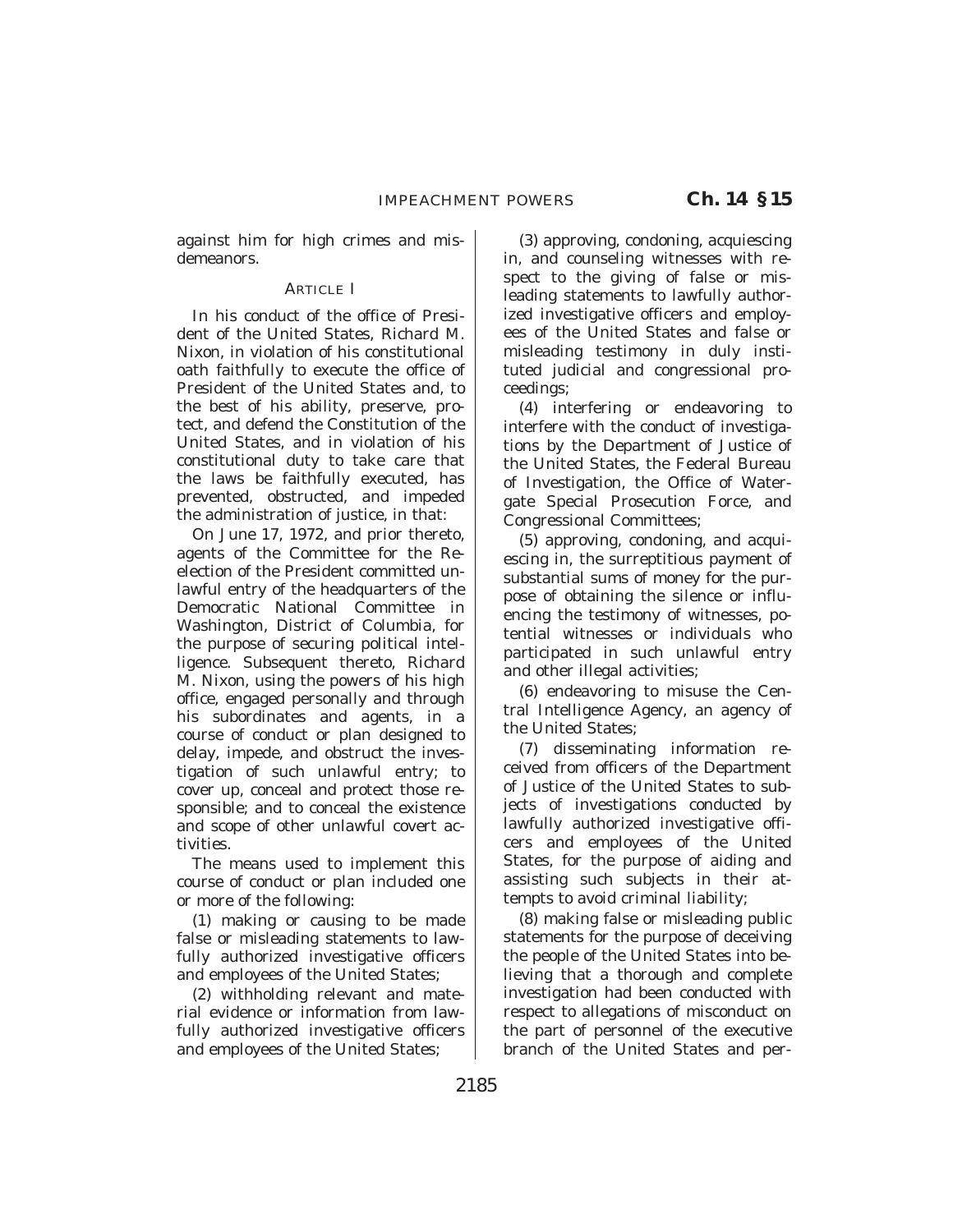against him for high crimes and misdemeanors.

ARTICLE I

In his conduct of the office of President of the United States, Richard M. Nixon, in violation of his constitutional oath faithfully to execute the office of President of the United States and, to the best of his ability, preserve, protect, and defend the Constitution of the United States, and in violation of his constitutional duty to take care that the laws be faithfully executed, has prevented, obstructed, and impeded the administration of justice, in that:

On June 17, 1972, and prior thereto, agents of the Committee for the Reelection of the President committed unlawful entry of the headquarters of the Democratic National Committee in Washington, District of Columbia, for the purpose of securing political intelligence. Subsequent thereto, Richard M. Nixon, using the powers of his high office, engaged personally and through his subordinates and agents, in a course of conduct or plan designed to delay, impede, and obstruct the investigation of such unlawful entry; to cover up, conceal and protect those responsible; and to conceal the existence and scope of other unlawful covert activities.

The means used to implement this course of conduct or plan included one or more of the following:

(1) making or causing to be made false or misleading statements to lawfully authorized investigative officers and employees of the United States;

(2) withholding relevant and material evidence or information from lawfully authorized investigative officers and employees of the United States;

(3) approving, condoning, acquiescing in, and counseling witnesses with respect to the giving of false or misleading statements to lawfully authorized investigative officers and employees of the United States and false or misleading testimony in duly instituted judicial and congressional proceedings;

(4) interfering or endeavoring to interfere with the conduct of investigations by the Department of Justice of the United States, the Federal Bureau of Investigation, the Office of Watergate Special Prosecution Force, and Congressional Committees;

(5) approving, condoning, and acquiescing in, the surreptitious payment of substantial sums of money for the purpose of obtaining the silence or influencing the testimony of witnesses, potential witnesses or individuals who participated in such unlawful entry and other illegal activities;

(6) endeavoring to misuse the Central Intelligence Agency, an agency of the United States;

(7) disseminating information received from officers of the Department of Justice of the United States to subjects of investigations conducted by lawfully authorized investigative officers and employees of the United States, for the purpose of aiding and assisting such subjects in their attempts to avoid criminal liability;

(8) making false or misleading public statements for the purpose of deceiving the people of the United States into believing that a thorough and complete investigation had been conducted with respect to allegations of misconduct on the part of personnel of the executive branch of the United States and per-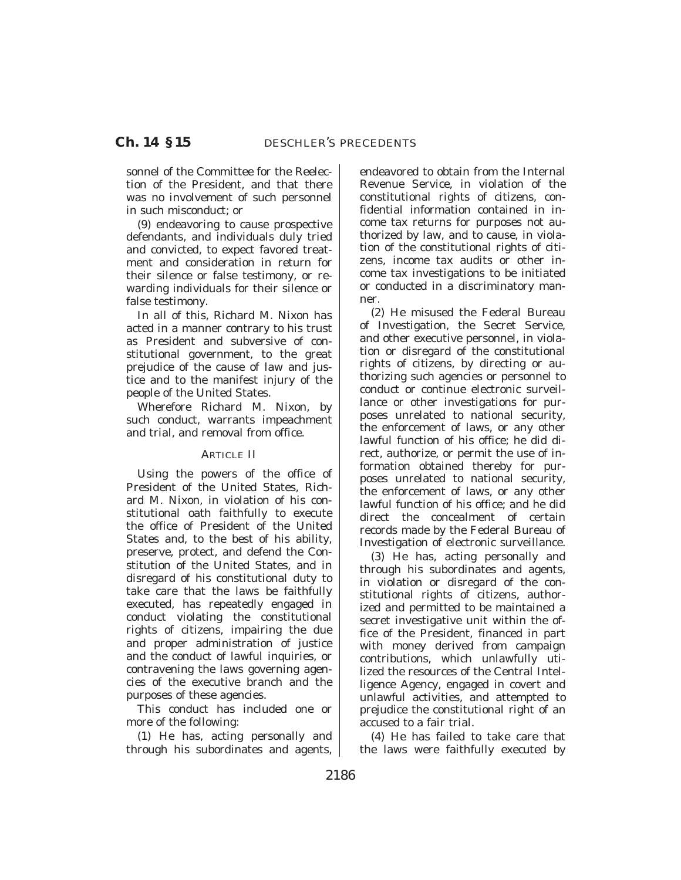sonnel of the Committee for the Reelection of the President, and that there was no involvement of such personnel in such misconduct; or

(9) endeavoring to cause prospective defendants, and individuals duly tried and convicted, to expect favored treatment and consideration in return for their silence or false testimony, or rewarding individuals for their silence or false testimony.

In all of this, Richard M. Nixon has acted in a manner contrary to his trust as President and subversive of constitutional government, to the great prejudice of the cause of law and justice and to the manifest injury of the people of the United States.

Wherefore Richard M. Nixon, by such conduct, warrants impeachment and trial, and removal from office.

ARTICLE II

Using the powers of the office of President of the United States, Richard M. Nixon, in violation of his constitutional oath faithfully to execute the office of President of the United States and, to the best of his ability, preserve, protect, and defend the Constitution of the United States, and in disregard of his constitutional duty to take care that the laws be faithfully executed, has repeatedly engaged in conduct violating the constitutional rights of citizens, impairing the due and proper administration of justice and the conduct of lawful inquiries, or contravening the laws governing agencies of the executive branch and the purposes of these agencies.

This conduct has included one or more of the following:

(1) He has, acting personally and through his subordinates and agents, endeavored to obtain from the Internal Revenue Service, in violation of the constitutional rights of citizens, confidential information contained in income tax returns for purposes not authorized by law, and to cause, in violation of the constitutional rights of citizens, income tax audits or other income tax investigations to be initiated or conducted in a discriminatory manner.

(2) He misused the Federal Bureau of Investigation, the Secret Service, and other executive personnel, in violation or disregard of the constitutional rights of citizens, by directing or authorizing such agencies or personnel to conduct or continue electronic surveillance or other investigations for purposes unrelated to national security, the enforcement of laws, or any other lawful function of his office; he did direct, authorize, or permit the use of information obtained thereby for purposes unrelated to national security, the enforcement of laws, or any other lawful function of his office; and he did direct the concealment of certain records made by the Federal Bureau of Investigation of electronic surveillance.

(3) He has, acting personally and through his subordinates and agents, in violation or disregard of the constitutional rights of citizens, authorized and permitted to be maintained a secret investigative unit within the office of the President, financed in part with money derived from campaign contributions, which unlawfully utilized the resources of the Central Intelligence Agency, engaged in covert and unlawful activities, and attempted to prejudice the constitutional right of an accused to a fair trial.

(4) He has failed to take care that the laws were faithfully executed by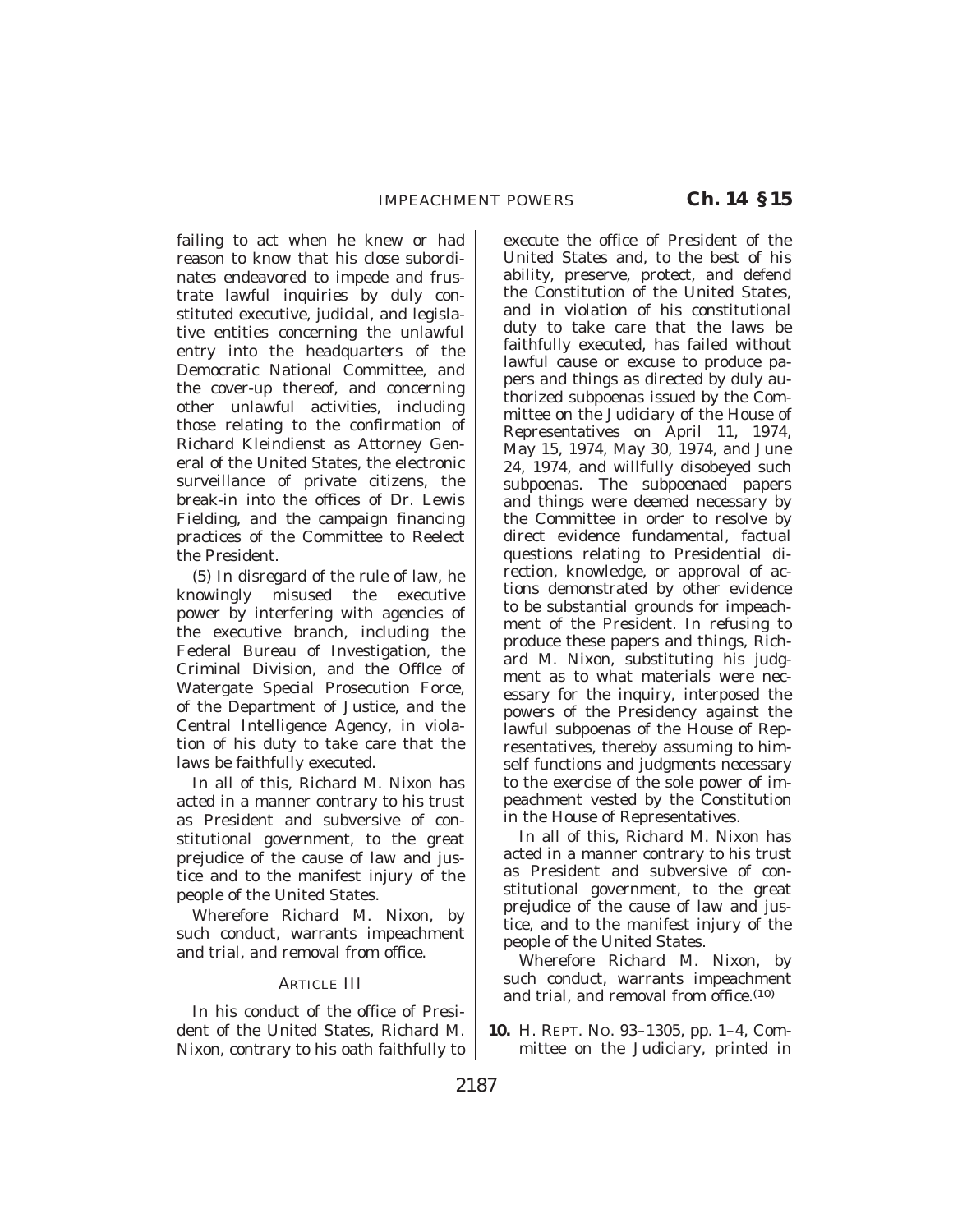failing to act when he knew or had reason to know that his close subordinates endeavored to impede and frustrate lawful inquiries by duly constituted executive, judicial, and legislative entities concerning the unlawful entry into the headquarters of the Democratic National Committee, and the cover-up thereof, and concerning other unlawful activities, including those relating to the confirmation of Richard Kleindienst as Attorney General of the United States, the electronic surveillance of private citizens, the break-in into the offices of Dr. Lewis Fielding, and the campaign financing practices of the Committee to Reelect the President.

(5) In disregard of the rule of law, he knowingly misused the executive power by interfering with agencies of the executive branch, including the Federal Bureau of Investigation, the Criminal Division, and the Offlce of Watergate Special Prosecution Force, of the Department of Justice, and the Central Intelligence Agency, in violation of his duty to take care that the laws be faithfully executed.

In all of this, Richard M. Nixon has acted in a manner contrary to his trust as President and subversive of constitutional government, to the great prejudice of the cause of law and justice and to the manifest injury of the people of the United States.

Wherefore Richard M. Nixon, by such conduct, warrants impeachment and trial, and removal from office.

ARTICLE III

In his conduct of the office of President of the United States, Richard M. Nixon, contrary to his oath faithfully to execute the office of President of the United States and, to the best of his ability, preserve, protect, and defend the Constitution of the United States, and in violation of his constitutional duty to take care that the laws be faithfully executed, has failed without lawful cause or excuse to produce papers and things as directed by duly authorized subpoenas issued by the Committee on the Judiciary of the House of Representatives on April 11, 1974, May 15, 1974, May 30, 1974, and June 24, 1974, and willfully disobeyed such subpoenas. The subpoenaed papers and things were deemed necessary by the Committee in order to resolve by direct evidence fundamental, factual questions relating to Presidential direction, knowledge, or approval of actions demonstrated by other evidence to be substantial grounds for impeachment of the President. In refusing to produce these papers and things, Richard M. Nixon, substituting his judgment as to what materials were necessary for the inquiry, interposed the powers of the Presidency against the lawful subpoenas of the House of Representatives, thereby assuming to himself functions and judgments necessary to the exercise of the sole power of impeachment vested by the Constitution in the House of Representatives.

In all of this, Richard M. Nixon has acted in a manner contrary to his trust as President and subversive of constitutional government, to the great prejudice of the cause of law and justice, and to the manifest injury of the people of the United States.

Wherefore Richard M. Nixon, by such conduct, warrants impeachment and trial, and removal from office.[10]

---

**10.** H. REPT. NO. 93–1305, pp. 1–4, Committee on the Judiciary, printed in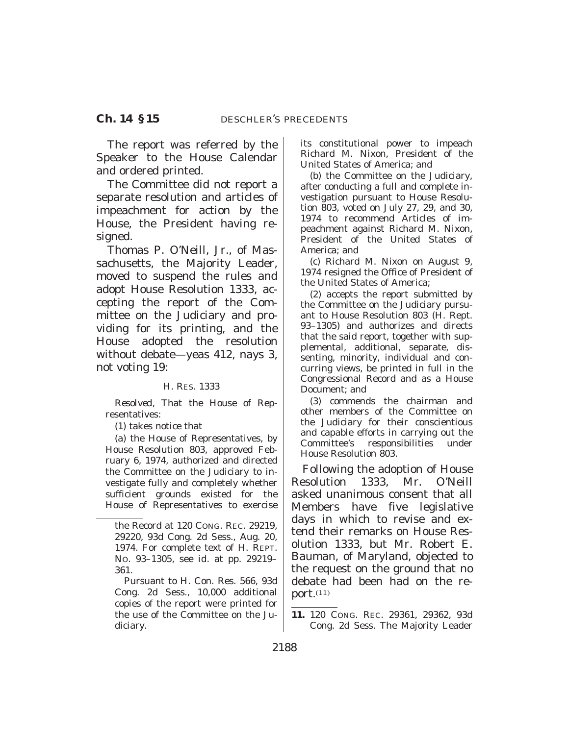The report was referred by the Speaker to the House Calendar and ordered printed.

The Committee did not report a separate resolution and articles of impeachment for action by the House, the President having resigned.

Thomas P. O'Neill, Jr., of Massachusetts, the Majority Leader, moved to suspend the rules and adopt House Resolution 1333, accepting the report of the Committee on the Judiciary and providing for its printing, and the House adopted the resolution without debate—yeas 412, nays 3, not voting 19:

H. RES. 1333

*Resolved*, That the House of Representatives:

(1) takes notice that

(a) the House of Representatives, by House Resolution 803, approved February 6, 1974, authorized and directed the Committee on the Judiciary to investigate fully and completely whether sufficient grounds existed for the House of Representatives to exercise its constitutional power to impeach Richard M. Nixon, President of the United States of America; and

(b) the Committee on the Judiciary, after conducting a full and complete investigation pursuant to House Resolution 803, voted on July 27, 29, and 30, 1974 to recommend Articles of impeachment against Richard M. Nixon, President of the United States of America; and

(c) Richard M. Nixon on August 9, 1974 resigned the Office of President of the United States of America;

(2) accepts the report submitted by the Committee on the Judiciary pursuant to House Resolution 803 (H. Rept. 93–1305) and authorizes and directs that the said report, together with supplemental, additional, separate, dissenting, minority, individual and concurring views, be printed in full in the Congressional Record and as a House Document; and

(3) commends the chairman and other members of the Committee on the Judiciary for their conscientious and capable efforts in carrying out the Committee's responsibilities under House Resolution 803.

Following the adoption of House Resolution 1333, Mr. O'Neill asked unanimous consent that all Members have five legislative days in which to revise and extend their remarks on House Resolution 1333, but Mr. Robert E. Bauman, of Maryland, objected to the request on the ground that no debate had been had on the report.[11]

---

the Record at 120 CONG. REC. 29219, 29220, 93d Cong. 2d Sess., Aug. 20, 1974. For complete text of H. REPT. NO. 93–1305, see id. at pp. 29219–361.

Pursuant to H. Con. Res. 566, 93d Cong. 2d Sess., 10,000 additional copies of the report were printed for the use of the Committee on the Judiciary.

**11.** 120 CONG. REC. 29361, 29362, 93d Cong. 2d Sess. The Majority Leader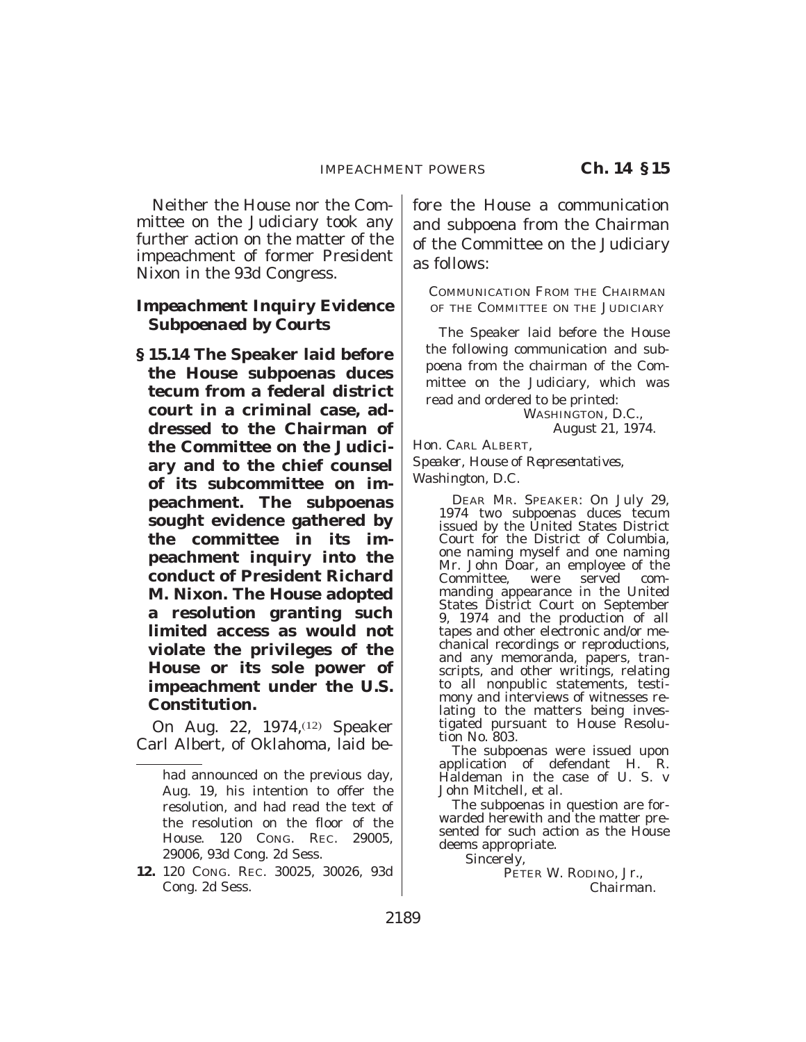Neither the House nor the Committee on the Judiciary took any further action on the matter of the impeachment of former President Nixon in the 93d Congress.

### *Impeachment Inquiry Evidence Subpoenaed by Courts*

**§ 15.14 The Speaker laid before the House subpoenas duces tecum from a federal district court in a criminal case, addressed to the Chairman of the Committee on the Judiciary and to the chief counsel of its subcommittee on impeachment. The subpoenas sought evidence gathered by the committee in its impeachment inquiry into the conduct of President Richard M. Nixon. The House adopted a resolution granting such limited access as would not violate the privileges of the House or its sole power of impeachment under the U.S. Constitution.**

On Aug. 22, 1974,[12] Speaker Carl Albert, of Oklahoma, laid before the House a communication and subpoena from the Chairman of the Committee on the Judiciary as follows:

COMMUNICATION FROM THE CHAIRMAN OF THE COMMITTEE ON THE JUDICIARY

The Speaker laid before the House the following communication and subpoena from the chairman of the Committee on the Judiciary, which was read and ordered to be printed:

WASHINGTON, D.C.,
August 21, 1974.

Hon. CARL ALBERT,
*Speaker, House of Representatives,*
*Washington, D.C.*

DEAR MR. SPEAKER: On July 29, 1974 two subpoenas duces tecum issued by the United States District Court for the District of Columbia, one naming myself and one naming Mr. John Doar, an employee of the Committee, were served commanding appearance in the United States District Court on September 9, 1974 and the production of all tapes and other electronic and/or mechanical recordings or reproductions, and any memoranda, papers, transcripts, and other writings, relating to all nonpublic statements, testimony and interviews of witnesses relating to the matters being investigated pursuant to House Resolution No. 803.

The subpoenas were issued upon application of defendant H. R. Haldeman in the case of U. S. v John Mitchell, et al.

The subpoenas in question are forwarded herewith and the matter presented for such action as the House deems appropriate.

Sincerely,

PETER W. RODINO, Jr.,
Chairman.

---

had announced on the previous day, Aug. 19, his intention to offer the resolution, and had read the text of the resolution on the floor of the House. 120 CONG. REC. 29005, 29006, 93d Cong. 2d Sess.

12. 120 CONG. REC. 30025, 30026, 93d Cong. 2d Sess.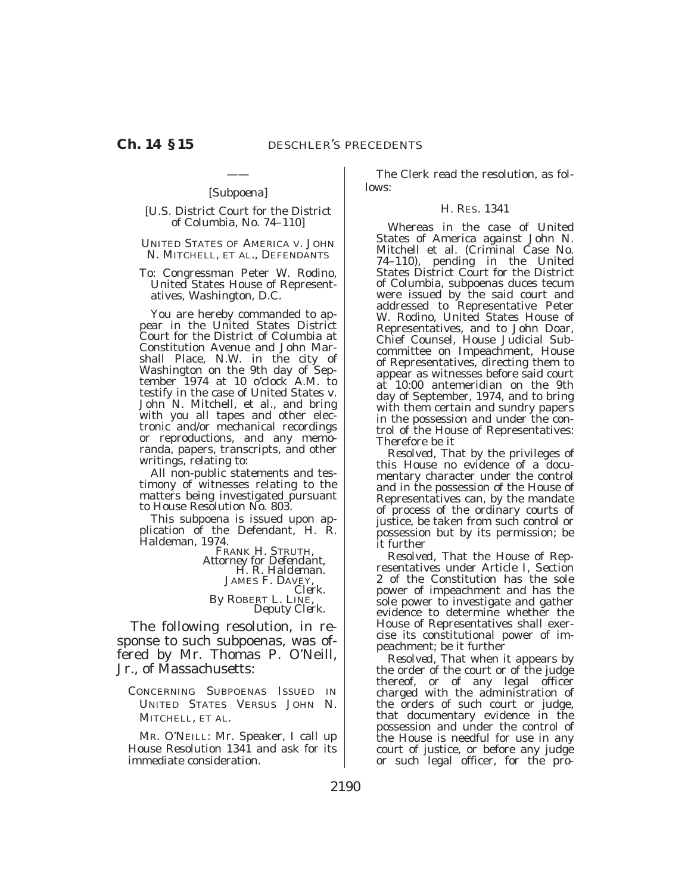——

[Subpoena]

[U.S. District Court for the District of Columbia, No. 74–110]

UNITED STATES OF AMERICA V. JOHN N. MITCHELL, ET AL., DEFENDANTS

To: Congressman Peter W. Rodino, United States House of Representatives, Washington, D.C.

You are hereby commanded to appear in the United States District Court for the District of Columbia at Constitution Avenue and John Marshall Place, N.W. in the city of Washington on the 9th day of September 1974 at 10 o'clock A.M. to testify in the case of United States v. John N. Mitchell, et al., and bring with you all tapes and other electronic and/or mechanical recordings or reproductions, and any memoranda, papers, transcripts, and other writings, relating to:

All non-public statements and testimony of witnesses relating to the matters being investigated pursuant to House Resolution No. 803.

This subpoena is issued upon application of the Defendant, H. R. Haldeman, 1974.

FRANK H. STRUTH,
*Attorney for Defendant, H. R. Haldeman.*
JAMES F. DAVEY,
*Clerk.*
By ROBERT L. LINE,
*Deputy Clerk.*

The following resolution, in response to such subpoenas, was offered by Mr. Thomas P. O'Neill, Jr., of Massachusetts:

CONCERNING SUBPOENAS ISSUED IN UNITED STATES VERSUS JOHN N. MITCHELL, ET AL.

MR. O'NEILL: Mr. Speaker, I call up House Resolution 1341 and ask for its immediate consideration.

The Clerk read the resolution, as follows:

H. RES. 1341

Whereas in the case of United States of America against John N. Mitchell et al. (Criminal Case No. 74–110), pending in the United States District Court for the District of Columbia, subpoenas duces tecum were issued by the said court and addressed to Representative Peter W. Rodino, United States House of Representatives, and to John Doar, Chief Counsel, House Judicial Subcommittee on Impeachment, House of Representatives, directing them to appear as witnesses before said court at 10:00 antemeridian on the 9th day of September, 1974, and to bring with them certain and sundry papers in the possession and under the control of the House of Representatives: Therefore be it

*Resolved*, That by the privileges of this House no evidence of a documentary character under the control and in the possession of the House of Representatives can, by the mandate of process of the ordinary courts of justice, be taken from such control or possession but by its permission; be it further

*Resolved*, That the House of Representatives under Article I, Section 2 of the Constitution has the sole power of impeachment and has the sole power to investigate and gather evidence to determine whether the House of Representatives shall exercise its constitutional power of impeachment; be it further

*Resolved*, That when it appears by the order of the court or of the judge thereof, or of any legal officer charged with the administration of the orders of such court or judge, that documentary evidence in the possession and under the control of the House is needful for use in any court of justice, or before any judge or such legal officer, for the pro-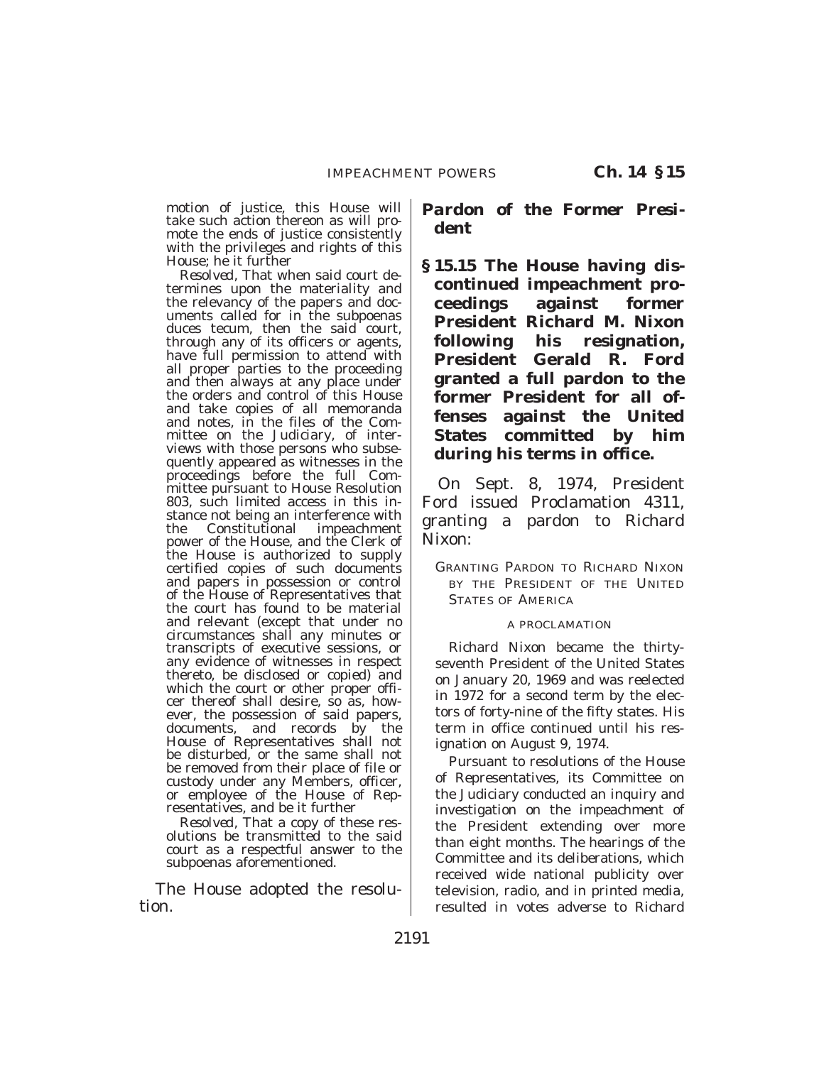motion of justice, this House will take such action thereon as will promote the ends of justice consistently with the privileges and rights of this House; be it further

*Resolved,* That when said court determines upon the materiality and the relevancy of the papers and documents called for in the subpoenas duces tecum, then the said court, through any of its officers or agents, have full permission to attend with all proper parties to the proceeding and then always at any place under the orders and control of this House and take copies of all memoranda and notes, in the files of the Committee on the Judiciary, of interviews with those persons who subsequently appeared as witnesses in the proceedings before the full Committee pursuant to House Resolution 803, such limited access in this instance not being an interference with the Constitutional impeachment power of the House, and the Clerk of the House is authorized to supply certified copies of such documents and papers in possession or control of the House of Representatives that the court has found to be material and relevant (except that under no circumstances shall any minutes or transcripts of executive sessions, or any evidence of witnesses in respect thereto, be disclosed or copied) and which the court or other proper officer thereof shall desire, so as, however, the possession of said papers, documents, and records by the House of Representatives shall not be disturbed, or the same shall not be removed from their place of file or custody under any Members, officer, or employee of the House of Representatives, and be it further

*Resolved,* That a copy of these resolutions be transmitted to the said court as a respectful answer to the subpoenas aforementioned.

The House adopted the resolution.

### *Pardon of the Former President*

**§ 15.15 The House having discontinued impeachment proceedings against former President Richard M. Nixon following his resignation, President Gerald R. Ford granted a full pardon to the former President for all offenses against the United States committed by him during his terms in office.**

On Sept. 8, 1974, President Ford issued Proclamation 4311, granting a pardon to Richard Nixon:

GRANTING PARDON TO RICHARD NIXON BY THE PRESIDENT OF THE UNITED STATES OF AMERICA

A PROCLAMATION

Richard Nixon became the thirty-seventh President of the United States on January 20, 1969 and was reelected in 1972 for a second term by the electors of forty-nine of the fifty states. His term in office continued until his resignation on August 9, 1974.

Pursuant to resolutions of the House of Representatives, its Committee on the Judiciary conducted an inquiry and investigation on the impeachment of the President extending over more than eight months. The hearings of the Committee and its deliberations, which received wide national publicity over television, radio, and in printed media, resulted in votes adverse to Richard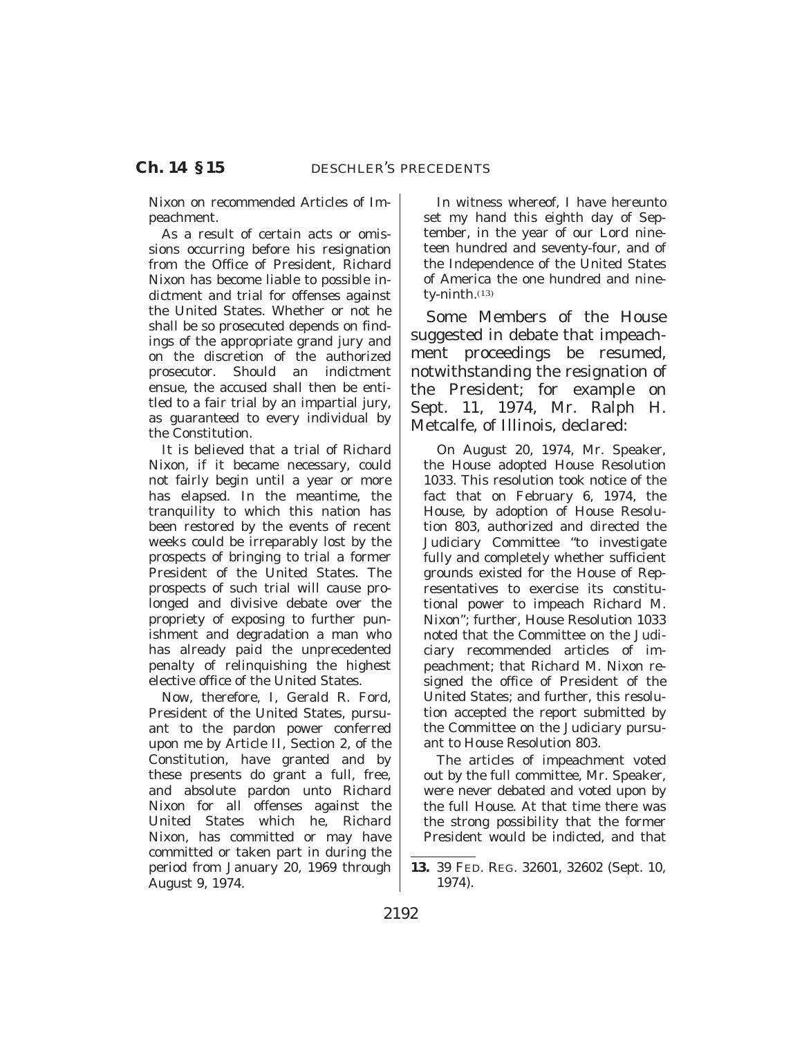Nixon on recommended Articles of Impeachment.

As a result of certain acts or omissions occurring before his resignation from the Office of President, Richard Nixon has become liable to possible indictment and trial for offenses against the United States. Whether or not he shall be so prosecuted depends on findings of the appropriate grand jury and on the discretion of the authorized prosecutor. Should an indictment ensue, the accused shall then be entitled to a fair trial by an impartial jury, as guaranteed to every individual by the Constitution.

It is believed that a trial of Richard Nixon, if it became necessary, could not fairly begin until a year or more has elapsed. In the meantime, the tranquility to which this nation has been restored by the events of recent weeks could be irreparably lost by the prospects of bringing to trial a former President of the United States. The prospects of such trial will cause prolonged and divisive debate over the propriety of exposing to further punishment and degradation a man who has already paid the unprecedented penalty of relinquishing the highest elective office of the United States.

Now, therefore, I, Gerald R. Ford, President of the United States, pursuant to the pardon power conferred upon me by Article II, Section 2, of the Constitution, have granted and by these presents do grant a full, free, and absolute pardon unto Richard Nixon for all offenses against the United States which he, Richard Nixon, has committed or may have committed or taken part in during the period from January 20, 1969 through August 9, 1974.

In witness whereof, I have hereunto set my hand this eighth day of September, in the year of our Lord nineteen hundred and seventy-four, and of the Independence of the United States of America the one hundred and ninety-ninth.[13]

Some Members of the House suggested in debate that impeachment proceedings be resumed, notwithstanding the resignation of the President; for example on Sept. 11, 1974, Mr. Ralph H. Metcalfe, of Illinois, declared:

On August 20, 1974, Mr. Speaker, the House adopted House Resolution 1033. This resolution took notice of the fact that on February 6, 1974, the House, by adoption of House Resolution 803, authorized and directed the Judiciary Committee "to investigate fully and completely whether sufficient grounds existed for the House of Representatives to exercise its constitutional power to impeach Richard M. Nixon"; further, House Resolution 1033 noted that the Committee on the Judiciary recommended articles of impeachment; that Richard M. Nixon resigned the office of President of the United States; and further, this resolution accepted the report submitted by the Committee on the Judiciary pursuant to House Resolution 803.

The articles of impeachment voted out by the full committee, Mr. Speaker, were never debated and voted upon by the full House. At that time there was the strong possibility that the former President would be indicted, and that

---

13. 39 FED. REG. 32601, 32602 (Sept. 10, 1974).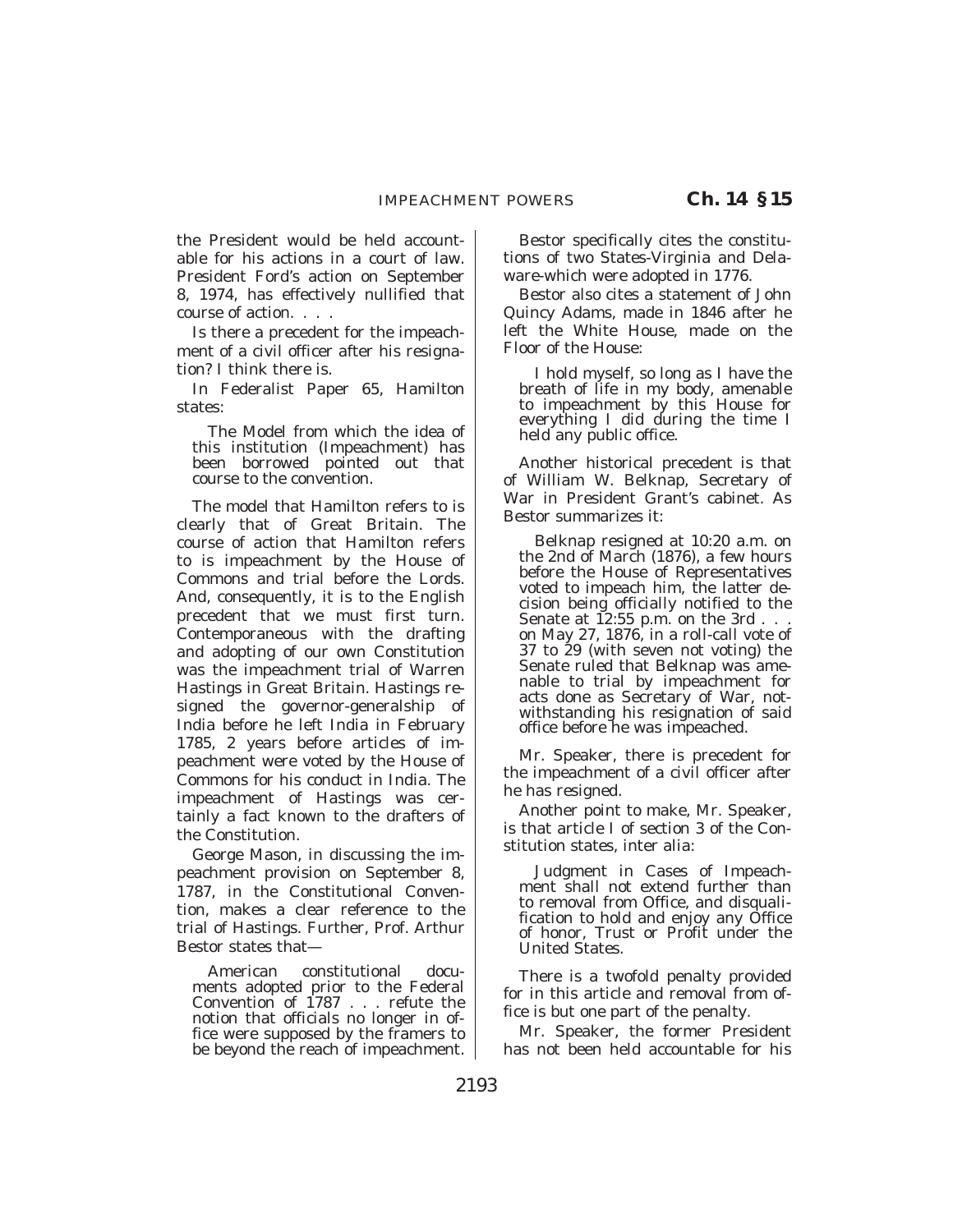the President would be held accountable for his actions in a court of law. President Ford's action on September 8, 1974, has effectively nullified that course of action. . . .

Is there a precedent for the impeachment of a civil officer after his resignation? I think there is.

In Federalist Paper 65, Hamilton states:

> The Model from which the idea of this institution (Impeachment) has been borrowed pointed out that course to the convention.

The model that Hamilton refers to is clearly that of Great Britain. The course of action that Hamilton refers to is impeachment by the House of Commons and trial before the Lords. And, consequently, it is to the English precedent that we must first turn. Contemporaneous with the drafting and adopting of our own Constitution was the impeachment trial of Warren Hastings in Great Britain. Hastings resigned the governor-generalship of India before he left India in February 1785, 2 years before articles of impeachment were voted by the House of Commons for his conduct in India. The impeachment of Hastings was certainly a fact known to the drafters of the Constitution.

George Mason, in discussing the impeachment provision on September 8, 1787, in the Constitutional Convention, makes a clear reference to the trial of Hastings. Further, Prof. Arthur Bestor states that—

> American constitutional documents adopted prior to the Federal Convention of 1787 . . . refute the notion that officials no longer in office were supposed by the framers to be beyond the reach of impeachment.

Bestor specifically cites the constitutions of two States-Virginia and Delaware-which were adopted in 1776.

Bestor also cites a statement of John Quincy Adams, made in 1846 after he left the White House, made on the Floor of the House:

> I hold myself, so long as I have the breath of life in my body, amenable to impeachment by this House for everything I did during the time I held any public office.

Another historical precedent is that of William W. Belknap, Secretary of War in President Grant's cabinet. As Bestor summarizes it:

> Belknap resigned at 10:20 a.m. on the 2nd of March (1876), a few hours before the House of Representatives voted to impeach him, the latter decision being officially notified to the Senate at 12:55 p.m. on the 3rd . . . on May 27, 1876, in a roll-call vote of 37 to 29 (with seven not voting) the Senate ruled that Belknap was amenable to trial by impeachment for acts done as Secretary of War, notwithstanding his resignation of said office before he was impeached.

Mr. Speaker, there is precedent for the impeachment of a civil officer after he has resigned.

Another point to make, Mr. Speaker, is that article I of section 3 of the Constitution states, inter alia:

> Judgment in Cases of Impeachment shall not extend further than to removal from Office, and disqualification to hold and enjoy any Office of honor, Trust or Profit under the United States.

There is a twofold penalty provided for in this article and removal from office is but one part of the penalty.

Mr. Speaker, the former President has not been held accountable for his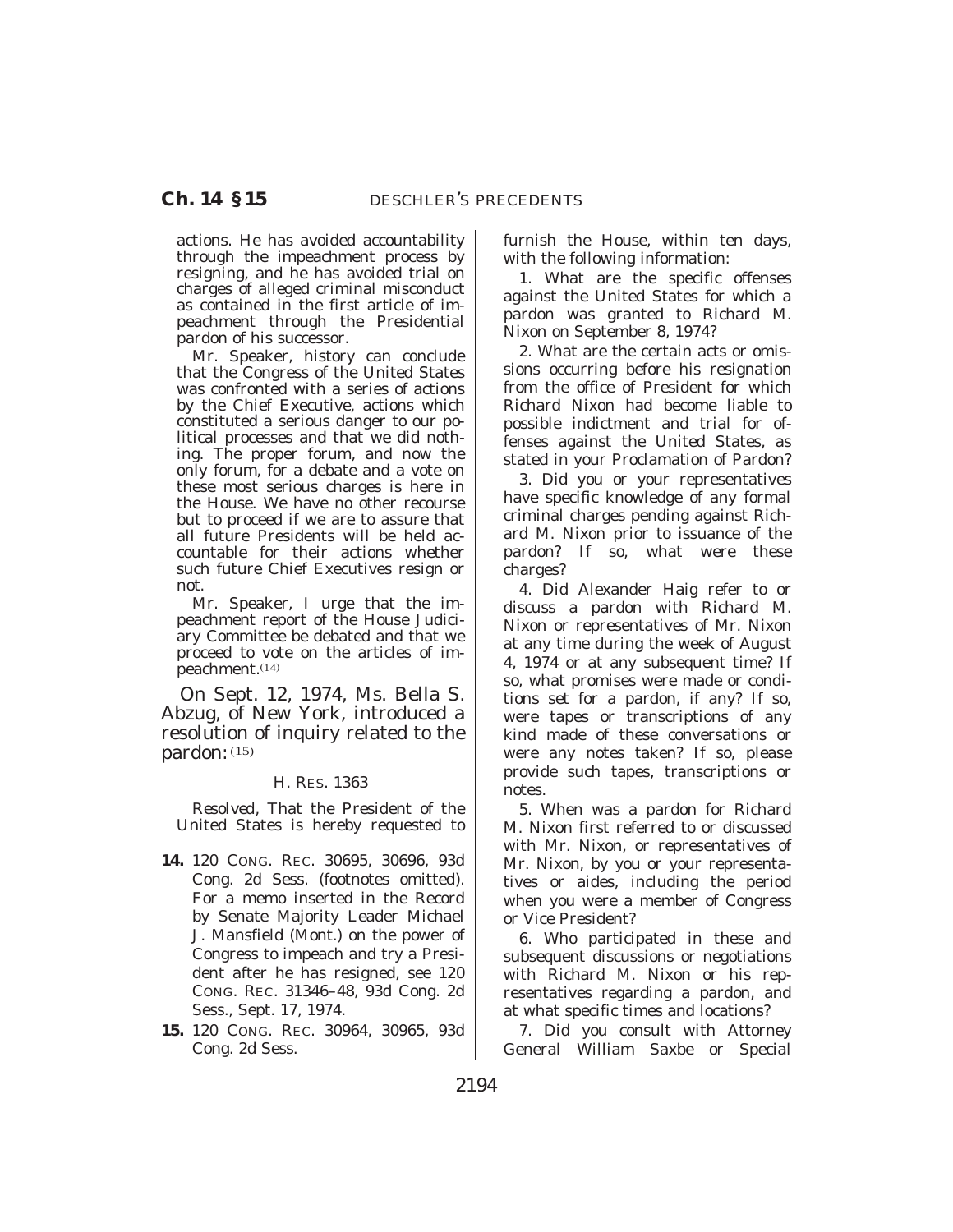actions. He has avoided accountability through the impeachment process by resigning, and he has avoided trial on charges of alleged criminal misconduct as contained in the first article of impeachment through the Presidential pardon of his successor.

Mr. Speaker, history can conclude that the Congress of the United States was confronted with a series of actions by the Chief Executive, actions which constituted a serious danger to our political processes and that we did nothing. The proper forum, and now the only forum, for a debate and a vote on these most serious charges is here in the House. We have no other recourse but to proceed if we are to assure that all future Presidents will be held accountable for their actions whether such future Chief Executives resign or not.

Mr. Speaker, I urge that the impeachment report of the House Judiciary Committee be debated and that we proceed to vote on the articles of impeachment.[14]

On Sept. 12, 1974, Ms. Bella S. Abzug, of New York, introduced a resolution of inquiry related to the pardon:[15]

H. RES. 1363

*Resolved*, That the President of the United States is hereby requested to furnish the House, within ten days, with the following information:

1. What are the specific offenses against the United States for which a pardon was granted to Richard M. Nixon on September 8, 1974?

2. What are the certain acts or omissions occurring before his resignation from the office of President for which Richard Nixon had become liable to possible indictment and trial for offenses against the United States, as stated in your Proclamation of Pardon?

3. Did you or your representatives have specific knowledge of any formal criminal charges pending against Richard M. Nixon prior to issuance of the pardon? If so, what were these charges?

4. Did Alexander Haig refer to or discuss a pardon with Richard M. Nixon or representatives of Mr. Nixon at any time during the week of August 4, 1974 or at any subsequent time? If so, what promises were made or conditions set for a pardon, if any? If so, were tapes or transcriptions of any kind made of these conversations or were any notes taken? If so, please provide such tapes, transcriptions or notes.

5. When was a pardon for Richard M. Nixon first referred to or discussed with Mr. Nixon, or representatives of Mr. Nixon, by you or your representatives or aides, including the period when you were a member of Congress or Vice President?

6. Who participated in these and subsequent discussions or negotiations with Richard M. Nixon or his representatives regarding a pardon, and at what specific times and locations?

7. Did you consult with Attorney General William Saxbe or Special

---

**14.** 120 CONG. REC. 30695, 30696, 93d Cong. 2d Sess. (footnotes omitted). For a memo inserted in the Record by Senate Majority Leader Michael J. Mansfield (Mont.) on the power of Congress to impeach and try a President after he has resigned, see 120 CONG. REC. 31346–48, 93d Cong. 2d Sess., Sept. 17, 1974.

**15.** 120 CONG. REC. 30964, 30965, 93d Cong. 2d Sess.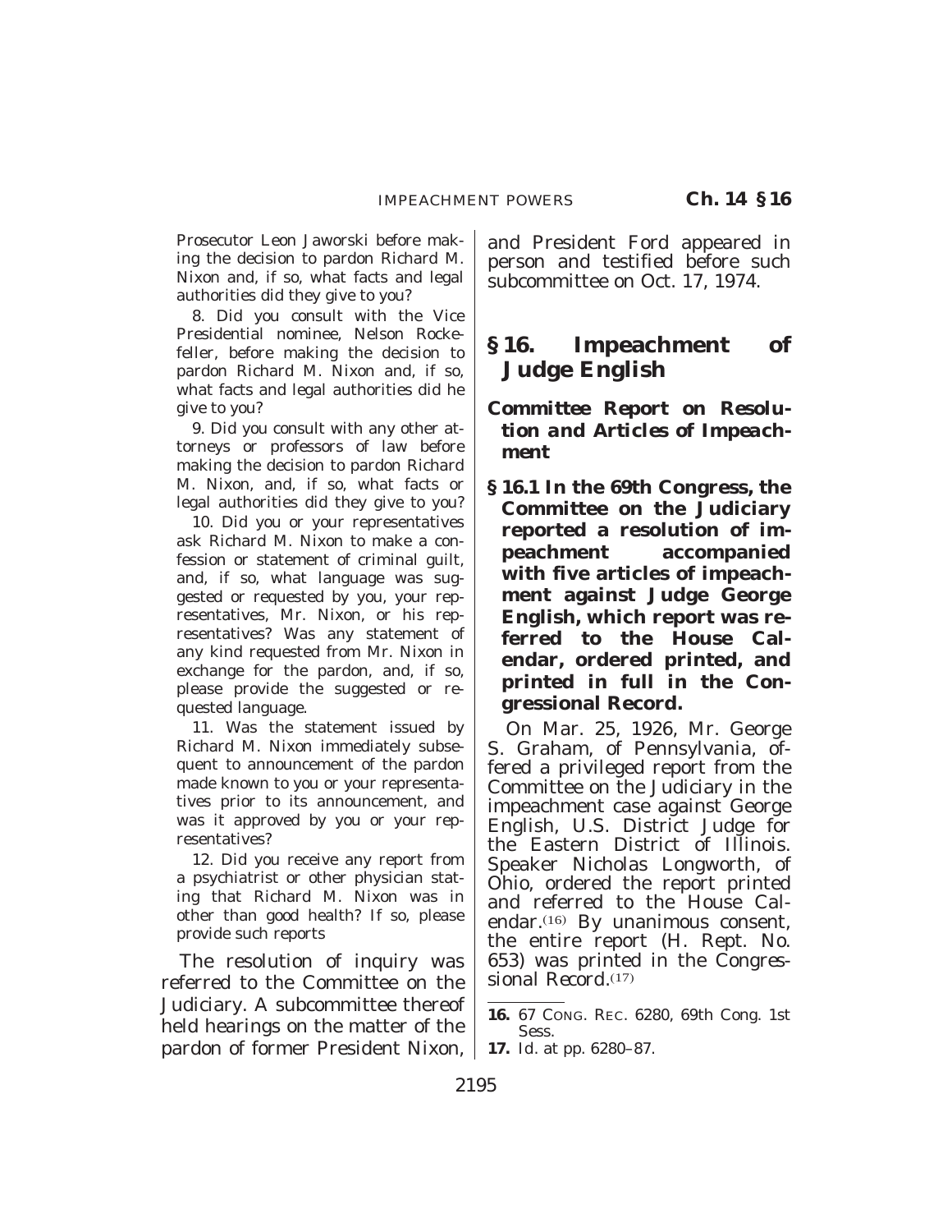Prosecutor Leon Jaworski before making the decision to pardon Richard M. Nixon and, if so, what facts and legal authorities did they give to you?

8. Did you consult with the Vice Presidential nominee, Nelson Rockefeller, before making the decision to pardon Richard M. Nixon and, if so, what facts and legal authorities did he give to you?

9. Did you consult with any other attorneys or professors of law before making the decision to pardon Richard M. Nixon, and, if so, what facts or legal authorities did they give to you?

10. Did you or your representatives ask Richard M. Nixon to make a confession or statement of criminal guilt, and, if so, what language was suggested or requested by you, your representatives, Mr. Nixon, or his representatives? Was any statement of any kind requested from Mr. Nixon in exchange for the pardon, and, if so, please provide the suggested or requested language.

11. Was the statement issued by Richard M. Nixon immediately subsequent to announcement of the pardon made known to you or your representatives prior to its announcement, and was it approved by you or your representatives?

12. Did you receive any report from a psychiatrist or other physician stating that Richard M. Nixon was in other than good health? If so, please provide such reports

The resolution of inquiry was referred to the Committee on the Judiciary. A subcommittee thereof held hearings on the matter of the pardon of former President Nixon, and President Ford appeared in person and testified before such subcommittee on Oct. 17, 1974.

## § 16. Impeachment of Judge English

### *Committee Report on Resolution and Articles of Impeachment*

**§ 16.1 In the 69th Congress, the Committee on the Judiciary reported a resolution of impeachment accompanied with five articles of impeachment against Judge George English, which report was referred to the House Calendar, ordered printed, and printed in full in the Congressional Record.**

On Mar. 25, 1926, Mr. George S. Graham, of Pennsylvania, offered a privileged report from the Committee on the Judiciary in the impeachment case against George English, U.S. District Judge for the Eastern District of Illinois. Speaker Nicholas Longworth, of Ohio, ordered the report printed and referred to the House Calendar.[16] By unanimous consent, the entire report (H. Rept. No. 653) was printed in the *Congressional Record*.[17]

---

**16.** 67 CONG. REC. 6280, 69th Cong. 1st Sess.

**17.** *Id.* at pp. 6280–87.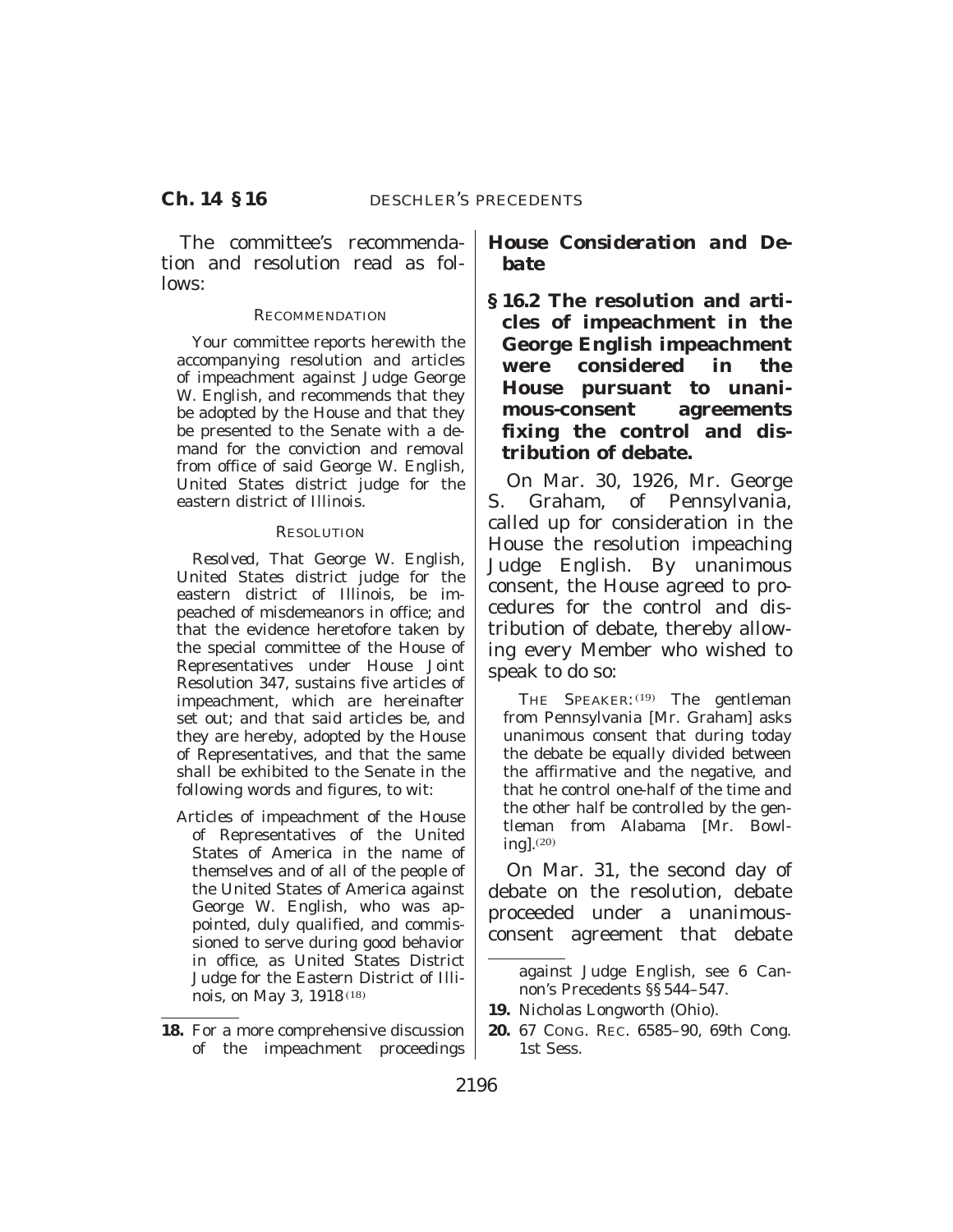The committee's recommendation and resolution read as follows:

RECOMMENDATION

Your committee reports herewith the accompanying resolution and articles of impeachment against Judge George W. English, and recommends that they be adopted by the House and that they be presented to the Senate with a demand for the conviction and removal from office of said George W. English, United States district judge for the eastern district of Illinois.

RESOLUTION

*Resolved*, That George W. English, United States district judge for the eastern district of Illinois, be impeached of misdemeanors in office; and that the evidence heretofore taken by the special committee of the House of Representatives under House Joint Resolution 347, sustains five articles of impeachment, which are hereinafter set out; and that said articles be, and they are hereby, adopted by the House of Representatives, and that the same shall be exhibited to the Senate in the following words and figures, to wit:

Articles of impeachment of the House of Representatives of the United States of America in the name of themselves and of all of the people of the United States of America against George W. English, who was appointed, duly qualified, and commissioned to serve during good behavior in office, as United States District Judge for the Eastern District of Illinois, on May 3, 1918 [18]

### *House Consideration and Debate*

**§ 16.2 The resolution and articles of impeachment in the George English impeachment were considered in the House pursuant to unanimous-consent agreements fixing the control and distribution of debate.**

On Mar. 30, 1926, Mr. George S. Graham, of Pennsylvania, called up for consideration in the House the resolution impeaching Judge English. By unanimous consent, the House agreed to procedures for the control and distribution of debate, thereby allowing every Member who wished to speak to do so:

THE SPEAKER: [19] The gentleman from Pennsylvania [Mr. Graham] asks unanimous consent that during today the debate be equally divided between the affirmative and the negative, and that he control one-half of the time and the other half be controlled by the gentleman from Alabama [Mr. Bowling]. [20]

On Mar. 31, the second day of debate on the resolution, debate proceeded under a unanimous-consent agreement that debate

---

18. For a more comprehensive discussion of the impeachment proceedings against Judge English, see 6 Cannon's Precedents §§ 544–547.

19. Nicholas Longworth (Ohio).

20. 67 CONG. REC. 6585–90, 69th Cong. 1st Sess.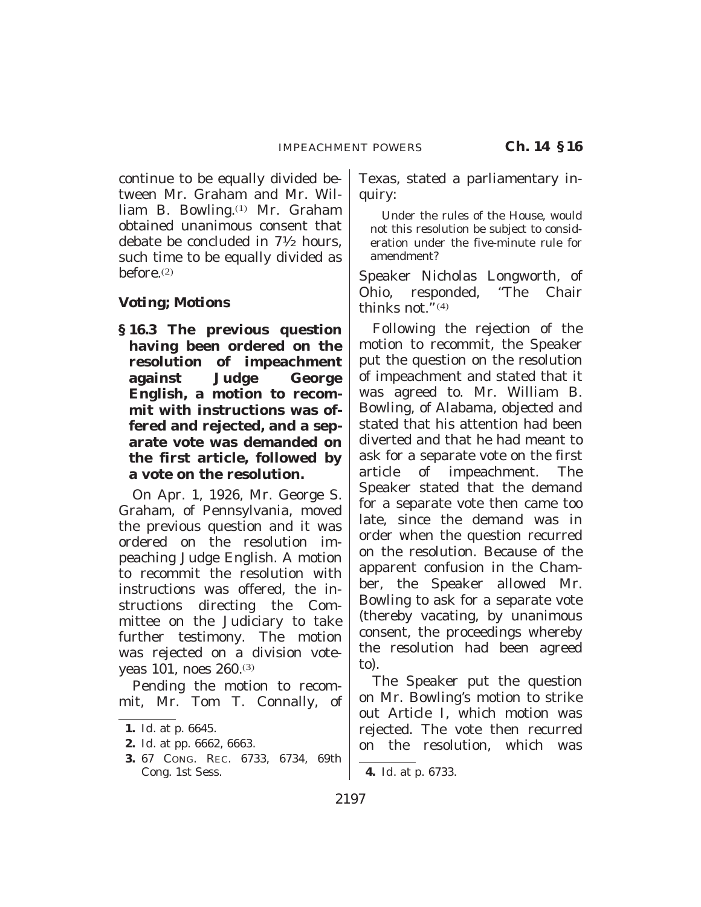continue to be equally divided between Mr. Graham and Mr. William B. Bowling.[1] Mr. Graham obtained unanimous consent that debate be concluded in 7½ hours, such time to be equally divided as before.[2]

### Voting; Motions

**§ 16.3 The previous question having been ordered on the resolution of impeachment against Judge George English, a motion to recommit with instructions was offered and rejected, and a separate vote was demanded on the first article, followed by a vote on the resolution.**

On Apr. 1, 1926, Mr. George S. Graham, of Pennsylvania, moved the previous question and it was ordered on the resolution impeaching Judge English. A motion to recommit the resolution with instructions was offered, the instructions directing the Committee on the Judiciary to take further testimony. The motion was rejected on a division vote-yeas 101, noes 260.[3]

Pending the motion to recommit, Mr. Tom T. Connally, of Texas, stated a parliamentary inquiry:

> Under the rules of the House, would not this resolution be subject to consideration under the five-minute rule for amendment?

Speaker Nicholas Longworth, of Ohio, responded, "The Chair thinks not."[4]

Following the rejection of the motion to recommit, the Speaker put the question on the resolution of impeachment and stated that it was agreed to. Mr. William B. Bowling, of Alabama, objected and stated that his attention had been diverted and that he had meant to ask for a separate vote on the first article of impeachment. The Speaker stated that the demand for a separate vote then came too late, since the demand was in order when the question recurred on the resolution. Because of the apparent confusion in the Chamber, the Speaker allowed Mr. Bowling to ask for a separate vote (thereby vacating, by unanimous consent, the proceedings whereby the resolution had been agreed to).

The Speaker put the question on Mr. Bowling's motion to strike out Article I, which motion was rejected. The vote then recurred on the resolution, which was

---

1. Id. at p. 6645.
2. Id. at pp. 6662, 6663.
3. 67 Cong. Rec. 6733, 6734, 69th Cong. 1st Sess.
4. Id. at p. 6733.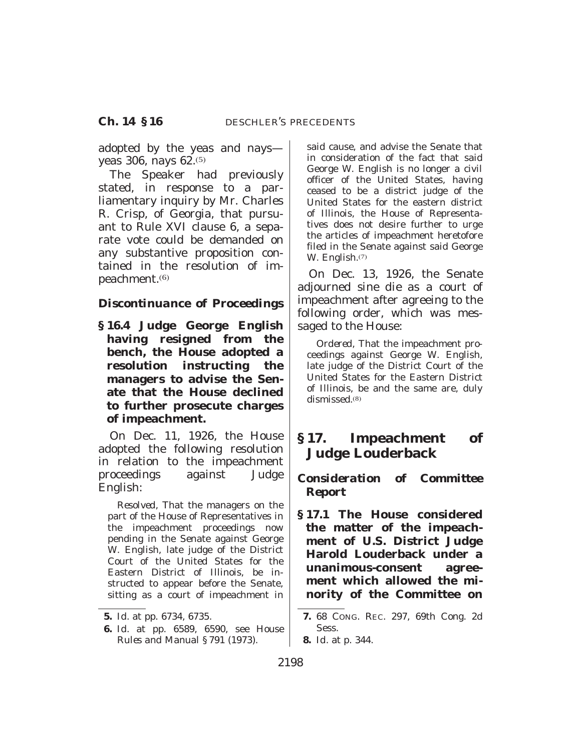adopted by the yeas and nays—yeas 306, nays 62.[5]

The Speaker had previously stated, in response to a parliamentary inquiry by Mr. Charles R. Crisp, of Georgia, that pursuant to Rule XVI clause 6, a separate vote could be demanded on any substantive proposition contained in the resolution of impeachment.[6]

### Discontinuance of Proceedings

**§ 16.4 Judge George English having resigned from the bench, the House adopted a resolution instructing the managers to advise the Senate that the House declined to further prosecute charges of impeachment.**

On Dec. 11, 1926, the House adopted the following resolution in relation to the impeachment proceedings against Judge English:

> *Resolved*, That the managers on the part of the House of Representatives in the impeachment proceedings now pending in the Senate against George W. English, late judge of the District Court of the United States for the Eastern District of Illinois, be instructed to appear before the Senate, sitting as a court of impeachment in said cause, and advise the Senate that in consideration of the fact that said George W. English is no longer a civil officer of the United States, having ceased to be a district judge of the United States for the eastern district of Illinois, the House of Representatives does not desire further to urge the articles of impeachment heretofore filed in the Senate against said George W. English.[7]

On Dec. 13, 1926, the Senate adjourned sine die as a court of impeachment after agreeing to the following order, which was messaged to the House:

> *Ordered*, That the impeachment proceedings against George W. English, late judge of the District Court of the United States for the Eastern District of Illinois, be and the same are, duly dismissed.[8]

## § 17. Impeachment of Judge Louderback

### *Consideration of Committee Report*

**§ 17.1 The House considered the matter of the impeachment of U.S. District Judge Harold Louderback under a unanimous-consent agreement which allowed the minority of the Committee on**

---

5. Id. at pp. 6734, 6735.

6. Id. at pp. 6589, 6590, see *House Rules and Manual* § 791 (1973).

7. 68 CONG. REC. 297, 69th Cong. 2d Sess.

8. Id. at p. 344.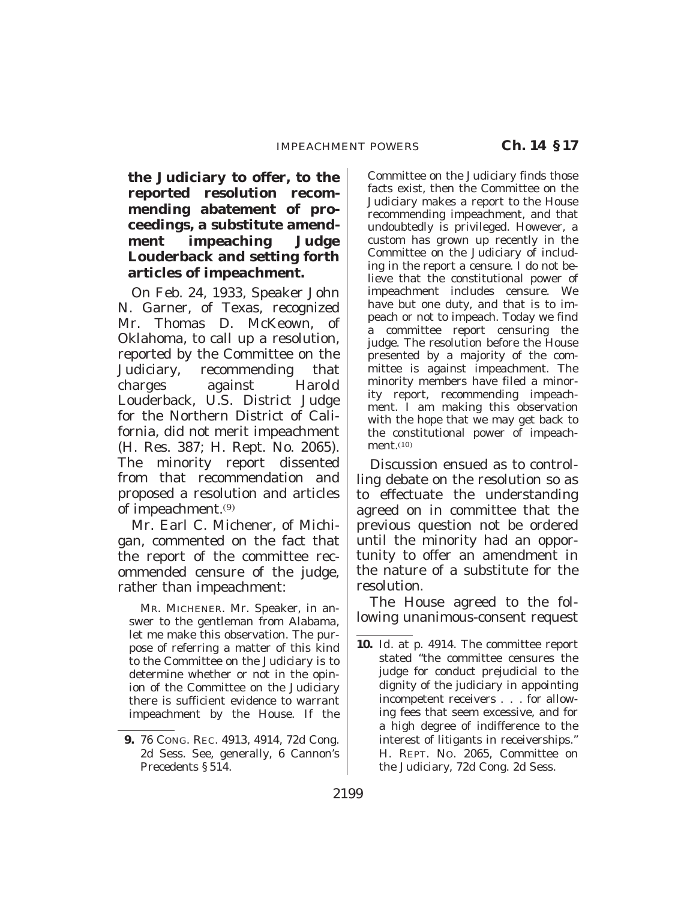**the Judiciary to offer, to the reported resolution recommending abatement of proceedings, a substitute amendment impeaching Judge Louderback and setting forth articles of impeachment.**

On Feb. 24, 1933, Speaker John N. Garner, of Texas, recognized Mr. Thomas D. McKeown, of Oklahoma, to call up a resolution, reported by the Committee on the Judiciary, recommending that charges against Harold Louderback, U.S. District Judge for the Northern District of California, did not merit impeachment (H. Res. 387; H. Rept. No. 2065). The minority report dissented from that recommendation and proposed a resolution and articles of impeachment.(9)

Mr. Earl C. Michener, of Michigan, commented on the fact that the report of the committee recommended censure of the judge, rather than impeachment:

MR. MICHENER. Mr. Speaker, in answer to the gentleman from Alabama, let me make this observation. The purpose of referring a matter of this kind to the Committee on the Judiciary is to determine whether or not in the opinion of the Committee on the Judiciary there is sufficient evidence to warrant impeachment by the House. If the Committee on the Judiciary finds those facts exist, then the Committee on the Judiciary makes a report to the House recommending impeachment, and that undoubtedly is privileged. However, a custom has grown up recently in the Committee on the Judiciary of including in the report a censure. I do not believe that the constitutional power of impeachment includes censure. We have but one duty, and that is to impeach or not to impeach. Today we find a committee report censuring the judge. The resolution before the House presented by a majority of the committee is against impeachment. The minority members have filed a minority report, recommending impeachment. I am making this observation with the hope that we may get back to the constitutional power of impeachment.(10)

Discussion ensued as to controlling debate on the resolution so as to effectuate the understanding agreed on in committee that the previous question not be ordered until the minority had an opportunity to offer an amendment in the nature of a substitute for the resolution.

The House agreed to the following unanimous-consent request

---

**9.** 76 CONG. REC. 4913, 4914, 72d Cong. 2d Sess. See, generally, 6 Cannon's Precedents § 514.

**10.** Id. at p. 4914. The committee report stated "the committee censures the judge for conduct prejudicial to the dignity of the judiciary in appointing incompetent receivers . . . for allowing fees that seem excessive, and for a high degree of indifference to the interest of litigants in receiverships." H. REPT. NO. 2065, Committee on the Judiciary, 72d Cong. 2d Sess.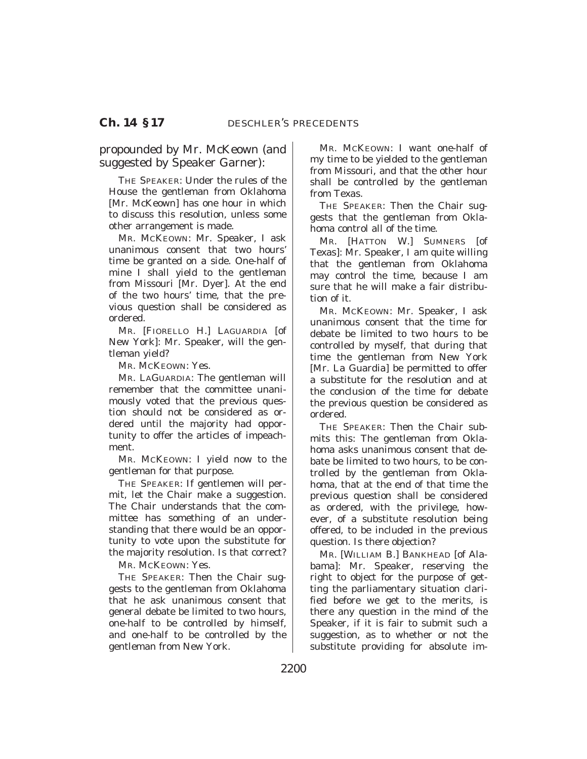propounded by Mr. McKeown (and suggested by Speaker Garner):

THE SPEAKER: Under the rules of the House the gentleman from Oklahoma [Mr. McKeown] has one hour in which to discuss this resolution, unless some other arrangement is made.

MR. MCKEOWN: Mr. Speaker, I ask unanimous consent that two hours' time be granted on a side. One-half of mine I shall yield to the gentleman from Missouri [Mr. Dyer]. At the end of the two hours' time, that the previous question shall be considered as ordered.

MR. [FIORELLO H.] LAGUARDIA [of New York]: Mr. Speaker, will the gentleman yield?

MR. MCKEOWN: Yes.

MR. LAGUARDIA: The gentleman will remember that the committee unanimously voted that the previous question should not be considered as ordered until the majority had opportunity to offer the articles of impeachment.

MR. MCKEOWN: I yield now to the gentleman for that purpose.

THE SPEAKER: If gentlemen will permit, let the Chair make a suggestion. The Chair understands that the committee has something of an understanding that there would be an opportunity to vote upon the substitute for the majority resolution. Is that correct?

MR. MCKEOWN: Yes.

THE SPEAKER: Then the Chair suggests to the gentleman from Oklahoma that he ask unanimous consent that general debate be limited to two hours, one-half to be controlled by himself, and one-half to be controlled by the gentleman from New York.

MR. MCKEOWN: I want one-half of my time to be yielded to the gentleman from Missouri, and that the other hour shall be controlled by the gentleman from Texas.

THE SPEAKER: Then the Chair suggests that the gentleman from Oklahoma control all of the time.

MR. [HATTON W.] SUMNERS [of Texas]: Mr. Speaker, I am quite willing that the gentleman from Oklahoma may control the time, because I am sure that he will make a fair distribution of it.

MR. MCKEOWN: Mr. Speaker, I ask unanimous consent that the time for debate be limited to two hours to be controlled by myself, that during that time the gentleman from New York [Mr. La Guardia] be permitted to offer a substitute for the resolution and at the conclusion of the time for debate the previous question be considered as ordered.

THE SPEAKER: Then the Chair submits this: The gentleman from Oklahoma asks unanimous consent that debate be limited to two hours, to be controlled by the gentleman from Oklahoma, that at the end of that time the previous question shall be considered as ordered, with the privilege, however, of a substitute resolution being offered, to be included in the previous question. Is there objection?

MR. [WILLIAM B.] BANKHEAD [of Alabama]: Mr. Speaker, reserving the right to object for the purpose of getting the parliamentary situation clarified before we get to the merits, is there any question in the mind of the Speaker, if it is fair to submit such a suggestion, as to whether or not the substitute providing for absolute im-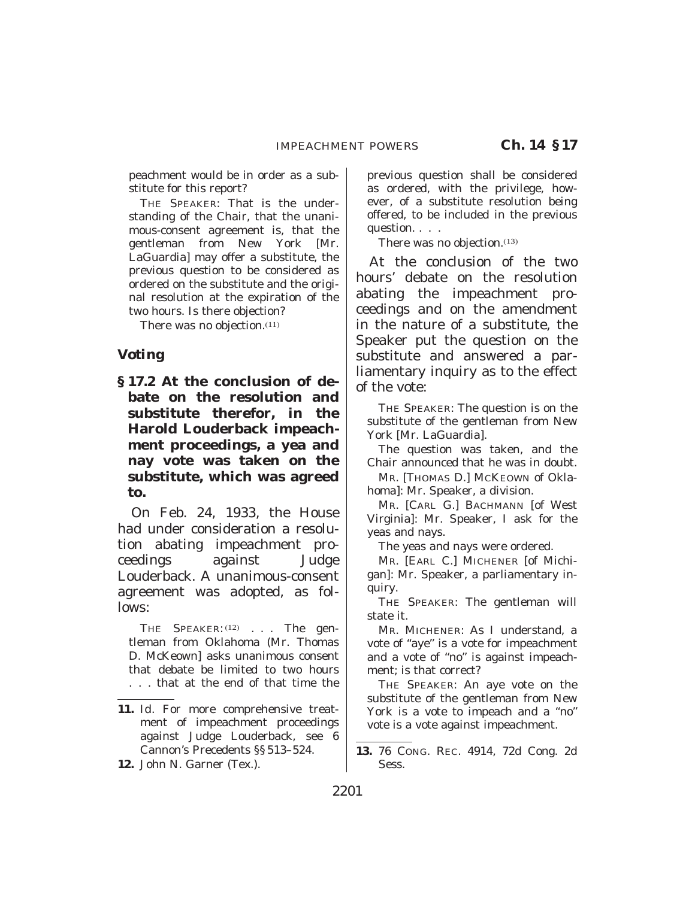peachment would be in order as a substitute for this report?

THE SPEAKER: That is the understanding of the Chair, that the unanimous-consent agreement is, that the gentleman from New York [Mr. LaGuardia] may offer a substitute, the previous question to be considered as ordered on the substitute and the original resolution at the expiration of the two hours. Is there objection?

There was no objection.(11)

### Voting

**§ 17.2 At the conclusion of debate on the resolution and substitute therefor, in the Harold Louderback impeachment proceedings, a yea and nay vote was taken on the substitute, which was agreed to.**

On Feb. 24, 1933, the House had under consideration a resolution abating impeachment proceedings against Judge Louderback. A unanimous-consent agreement was adopted, as follows:

THE SPEAKER:(12) . . . The gentleman from Oklahoma (Mr. Thomas D. McKeown] asks unanimous consent that debate be limited to two hours . . . that at the end of that time the previous question shall be considered as ordered, with the privilege, however, of a substitute resolution being offered, to be included in the previous question. . . .

There was no objection.(13)

At the conclusion of the two hours' debate on the resolution abating the impeachment proceedings and on the amendment in the nature of a substitute, the Speaker put the question on the substitute and answered a parliamentary inquiry as to the effect of the vote:

THE SPEAKER: The question is on the substitute of the gentleman from New York [Mr. LaGuardia].

The question was taken, and the Chair announced that he was in doubt.

MR. [THOMAS D.] MCKEOWN of Oklahoma]: Mr. Speaker, a division.

MR. [CARL G.] BACHMANN [of West Virginia]: Mr. Speaker, I ask for the yeas and nays.

The yeas and nays were ordered.

MR. [EARL C.] MICHENER [of Michigan]: Mr. Speaker, a parliamentary inquiry.

THE SPEAKER: The gentleman will state it.

MR. MICHENER: As I understand, a vote of "aye" is a vote for impeachment and a vote of "no" is against impeachment; is that correct?

THE SPEAKER: An aye vote on the substitute of the gentleman from New York is a vote to impeach and a "no" vote is a vote against impeachment.

---

11. Id. For more comprehensive treatment of impeachment proceedings against Judge Louderback, see 6 Cannon's Precedents §§ 513–524.

12. John N. Garner (Tex.).

13. 76 CONG. REC. 4914, 72d Cong. 2d Sess.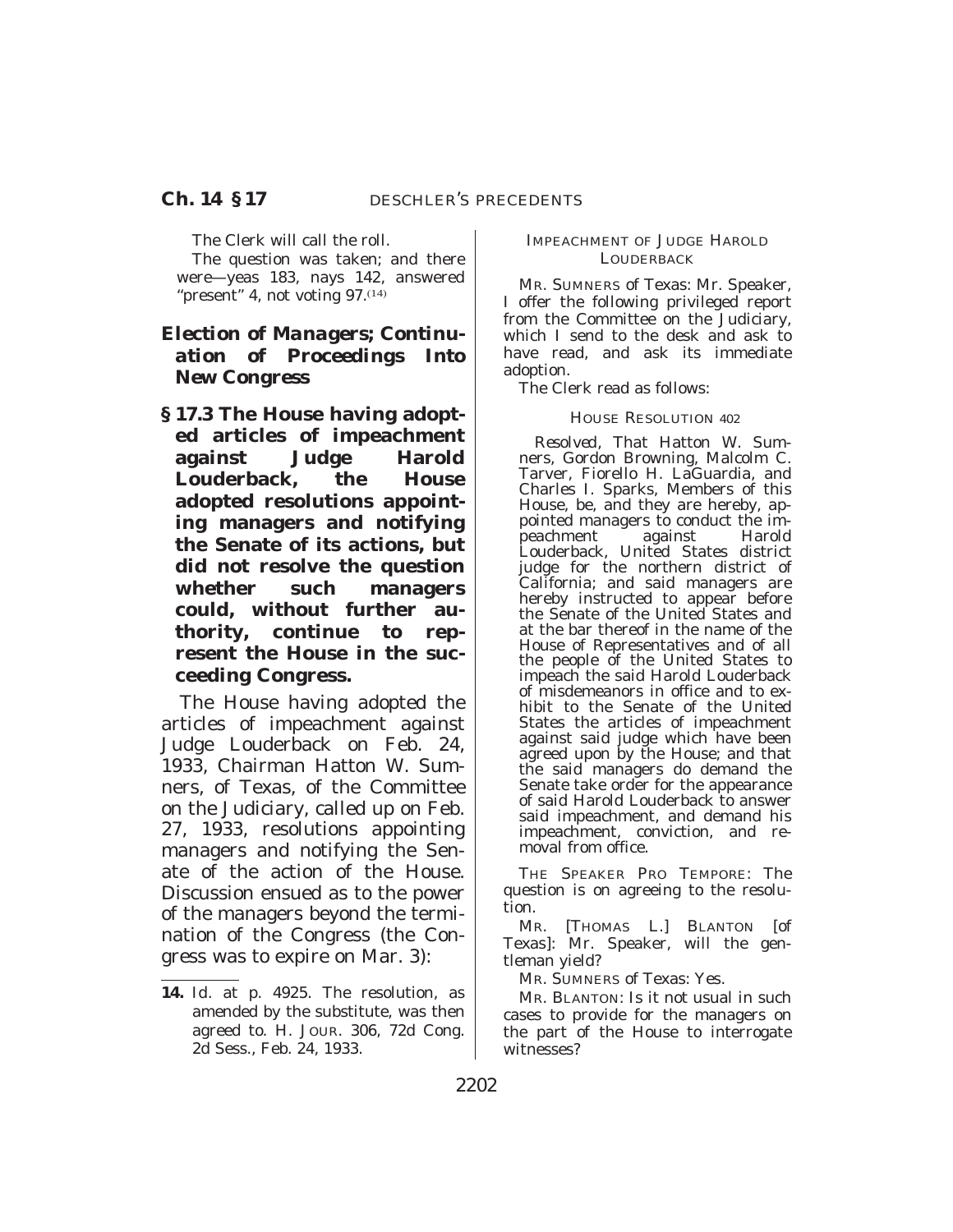The Clerk will call the roll.

The question was taken; and there were—yeas 183, nays 142, answered "present" 4, not voting 97.[14]

## Election of Managers; Continuation of Proceedings Into New Congress

**§ 17.3 The House having adopted articles of impeachment against Judge Harold Louderback, the House adopted resolutions appointing managers and notifying the Senate of its actions, but did not resolve the question whether such managers could, without further authority, continue to represent the House in the succeeding Congress.**

The House having adopted the articles of impeachment against Judge Louderback on Feb. 24, 1933, Chairman Hatton W. Sumners, of Texas, of the Committee on the Judiciary, called up on Feb. 27, 1933, resolutions appointing managers and notifying the Senate of the action of the House. Discussion ensued as to the power of the managers beyond the termination of the Congress (the Congress was to expire on Mar. 3):

IMPEACHMENT OF JUDGE HAROLD LOUDERBACK

MR. SUMNERS of Texas: Mr. Speaker, I offer the following privileged report from the Committee on the Judiciary, which I send to the desk and ask to have read, and ask its immediate adoption.

The Clerk read as follows:

HOUSE RESOLUTION 402

*Resolved*, That Hatton W. Sumners, Gordon Browning, Malcolm C. Tarver, Fiorello H. LaGuardia, and Charles I. Sparks, Members of this House, be, and they are hereby, appointed managers to conduct the impeachment against Harold Louderback, United States district judge for the northern district of California; and said managers are hereby instructed to appear before the Senate of the United States and at the bar thereof in the name of the House of Representatives and of all the people of the United States to impeach the said Harold Louderback of misdemeanors in office and to exhibit to the Senate of the United States the articles of impeachment against said judge which have been agreed upon by the House; and that the said managers do demand the Senate take order for the appearance of said Harold Louderback to answer said impeachment, and demand his impeachment, conviction, and removal from office.

THE SPEAKER PRO TEMPORE: The question is on agreeing to the resolution.

MR. [THOMAS L.] BLANTON [of Texas]: Mr. Speaker, will the gentleman yield?

MR. SUMNERS of Texas: Yes.

MR. BLANTON: Is it not usual in such cases to provide for the managers on the part of the House to interrogate witnesses?

---

14. Id. at p. 4925. The resolution, as amended by the substitute, was then agreed to. H. JOUR. 306, 72d Cong. 2d Sess., Feb. 24, 1933.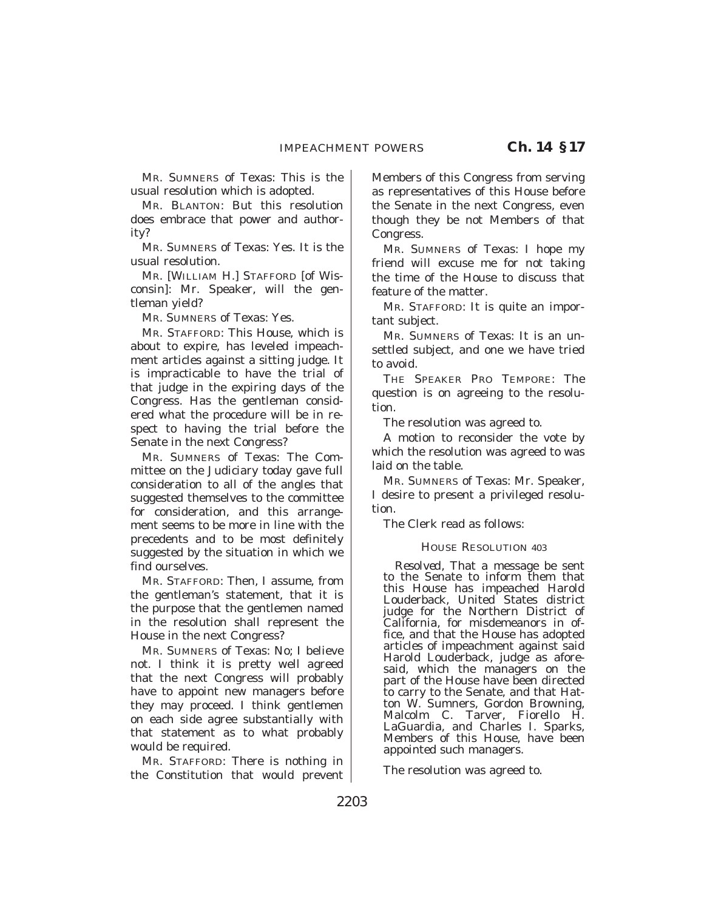MR. SUMNERS of Texas: This is the usual resolution which is adopted.

MR. BLANTON: But this resolution does embrace that power and authority?

MR. SUMNERS of Texas: Yes. It is the usual resolution.

MR. [WILLIAM H.] STAFFORD [of Wisconsin]: Mr. Speaker, will the gentleman yield?

MR. SUMNERS of Texas: Yes.

MR. STAFFORD: This House, which is about to expire, has leveled impeachment articles against a sitting judge. It is impracticable to have the trial of that judge in the expiring days of the Congress. Has the gentleman considered what the procedure will be in respect to having the trial before the Senate in the next Congress?

MR. SUMNERS of Texas: The Committee on the Judiciary today gave full consideration to all of the angles that suggested themselves to the committee for consideration, and this arrangement seems to be more in line with the precedents and to be most definitely suggested by the situation in which we find ourselves.

MR. STAFFORD: Then, I assume, from the gentleman's statement, that it is the purpose that the gentlemen named in the resolution shall represent the House in the next Congress?

MR. SUMNERS of Texas: No; I believe not. I think it is pretty well agreed that the next Congress will probably have to appoint new managers before they may proceed. I think gentlemen on each side agree substantially with that statement as to what probably would be required.

MR. STAFFORD: There is nothing in the Constitution that would prevent Members of this Congress from serving as representatives of this House before the Senate in the next Congress, even though they be not Members of that Congress.

MR. SUMNERS of Texas: I hope my friend will excuse me for not taking the time of the House to discuss that feature of the matter.

MR. STAFFORD: It is quite an important subject.

MR. SUMNERS of Texas: It is an unsettled subject, and one we have tried to avoid.

THE SPEAKER PRO TEMPORE: The question is on agreeing to the resolution.

The resolution was agreed to.

A motion to reconsider the vote by which the resolution was agreed to was laid on the table.

MR. SUMNERS of Texas: Mr. Speaker, I desire to present a privileged resolution.

The Clerk read as follows:

HOUSE RESOLUTION 403

*Resolved*, That a message be sent to the Senate to inform them that this House has impeached Harold Louderback, United States district judge for the Northern District of California, for misdemeanors in office, and that the House has adopted articles of impeachment against said Harold Louderback, judge as aforesaid, which the managers on the part of the House have been directed to carry to the Senate, and that Hatton W. Sumners, Gordon Browning, Malcolm C. Tarver, Fiorello H. LaGuardia, and Charles I. Sparks, Members of this House, have been appointed such managers.

The resolution was agreed to.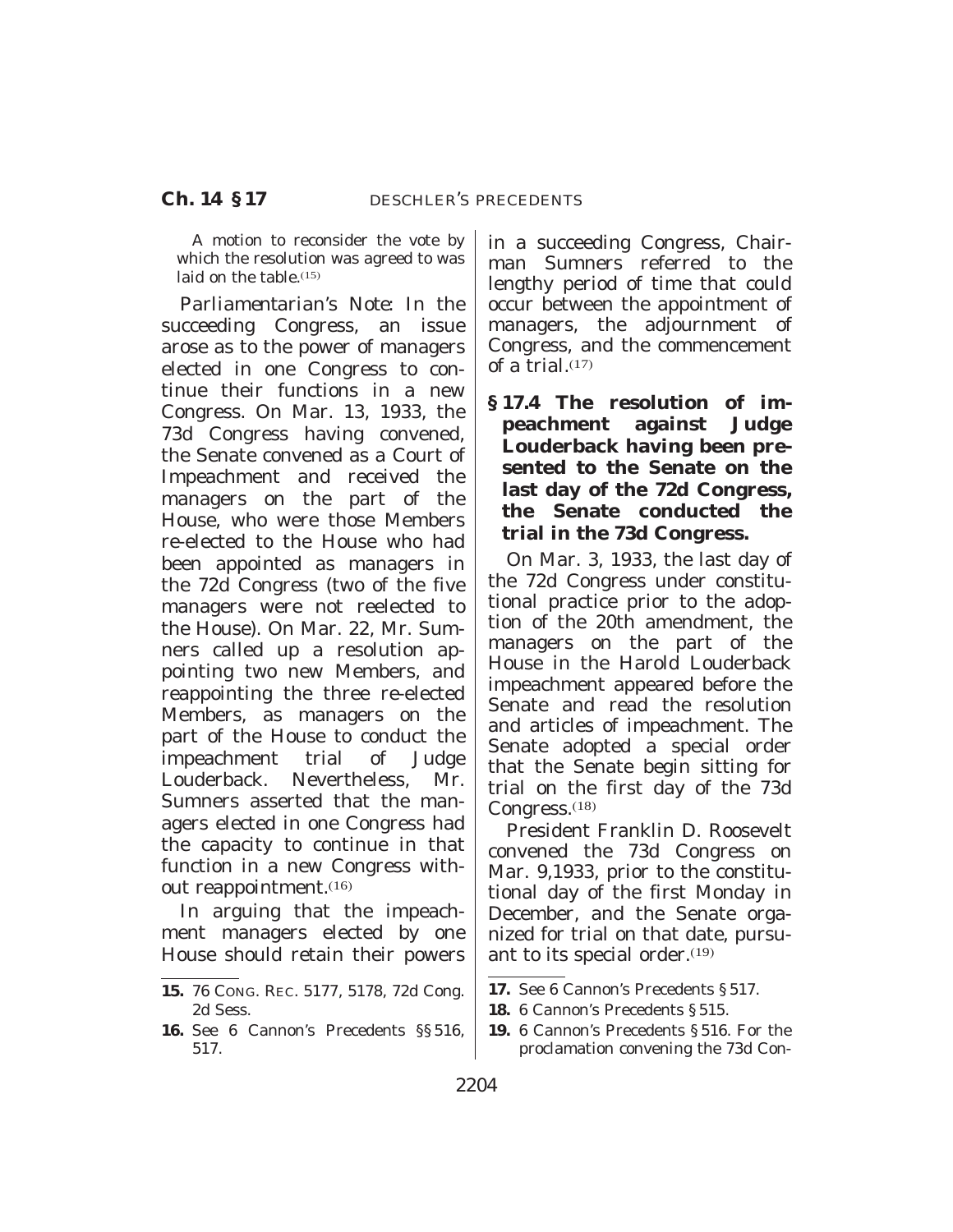A motion to reconsider the vote by which the resolution was agreed to was laid on the table.[15]

*Parliamentarian's Note:* In the succeeding Congress, an issue arose as to the power of managers elected in one Congress to continue their functions in a new Congress. On Mar. 13, 1933, the 73d Congress having convened, the Senate convened as a Court of Impeachment and received the managers on the part of the House, who were those Members re-elected to the House who had been appointed as managers in the 72d Congress (two of the five managers were not reelected to the House). On Mar. 22, Mr. Sumners called up a resolution appointing two new Members, and reappointing the three re-elected Members, as managers on the part of the House to conduct the impeachment trial of Judge Louderback. Nevertheless, Mr. Sumners asserted that the managers elected in one Congress had the capacity to continue in that function in a new Congress without reappointment.[16]

In arguing that the impeachment managers elected by one House should retain their powers in a succeeding Congress, Chairman Sumners referred to the lengthy period of time that could occur between the appointment of managers, the adjournment of Congress, and the commencement of a trial.[17]

**§ 17.4 The resolution of impeachment against Judge Louderback having been presented to the Senate on the last day of the 72d Congress, the Senate conducted the trial in the 73d Congress.**

On Mar. 3, 1933, the last day of the 72d Congress under constitutional practice prior to the adoption of the 20th amendment, the managers on the part of the House in the Harold Louderback impeachment appeared before the Senate and read the resolution and articles of impeachment. The Senate adopted a special order that the Senate begin sitting for trial on the first day of the 73d Congress.[18]

President Franklin D. Roosevelt convened the 73d Congress on Mar. 9,1933, prior to the constitutional day of the first Monday in December, and the Senate organized for trial on that date, pursuant to its special order.[19]

---

**15.** 76 CONG. REC. 5177, 5178, 72d Cong. 2d Sess.

**16.** See 6 Cannon's Precedents §§ 516, 517.

**17.** See 6 Cannon's Precedents § 517.

**18.** 6 Cannon's Precedents § 515.

**19.** 6 Cannon's Precedents § 516. For the proclamation convening the 73d Con-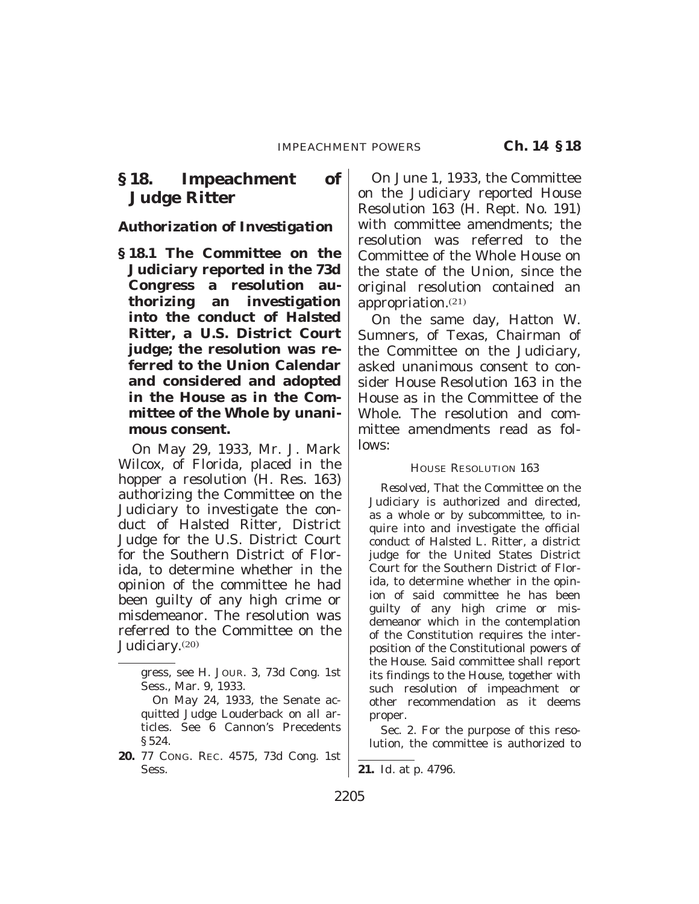## § 18. Impeachment of Judge Ritter

### *Authorization of Investigation*

**§ 18.1 The Committee on the Judiciary reported in the 73d Congress a resolution authorizing an investigation into the conduct of Halsted Ritter, a U.S. District Court judge; the resolution was referred to the Union Calendar and considered and adopted in the House as in the Committee of the Whole by unanimous consent.**

On May 29, 1933, Mr. J. Mark Wilcox, of Florida, placed in the hopper a resolution (H. Res. 163) authorizing the Committee on the Judiciary to investigate the conduct of Halsted Ritter, District Judge for the U.S. District Court for the Southern District of Florida, to determine whether in the opinion of the committee he had been guilty of any high crime or misdemeanor. The resolution was referred to the Committee on the Judiciary.[20]

On June 1, 1933, the Committee on the Judiciary reported House Resolution 163 (H. Rept. No. 191) with committee amendments; the resolution was referred to the Committee of the Whole House on the state of the Union, since the original resolution contained an appropriation.[21]

On the same day, Hatton W. Sumners, of Texas, Chairman of the Committee on the Judiciary, asked unanimous consent to consider House Resolution 163 in the House as in the Committee of the Whole. The resolution and committee amendments read as follows:

HOUSE RESOLUTION 163

*Resolved*, That the Committee on the Judiciary is authorized and directed, as a whole or by subcommittee, to inquire into and investigate the official conduct of Halsted L. Ritter, a district judge for the United States District Court for the Southern District of Florida, to determine whether in the opinion of said committee he has been guilty of any high crime or misdemeanor which in the contemplation of the Constitution requires the interposition of the Constitutional powers of the House. Said committee shall report its findings to the House, together with such resolution of impeachment or other recommendation as it deems proper.

SEC. 2. For the purpose of this resolution, the committee is authorized to

---

gress, see H. JOUR. 3, 73d Cong. 1st Sess., Mar. 9, 1933.

On May 24, 1933, the Senate acquitted Judge Louderback on all articles. See 6 Cannon's Precedents § 524.

**20.** 77 CONG. REC. 4575, 73d Cong. 1st Sess.

**21.** *Id.* at p. 4796.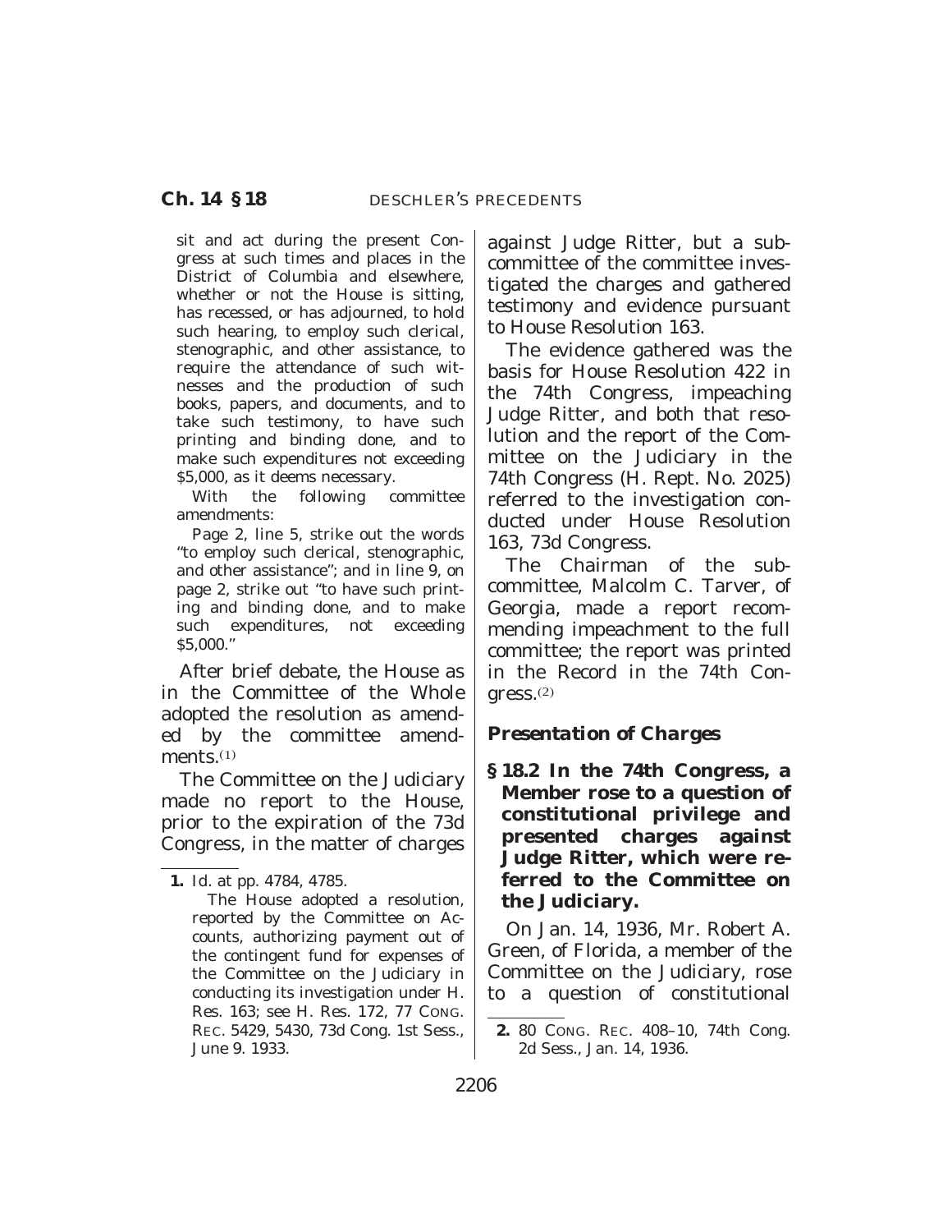sit and act during the present Congress at such times and places in the District of Columbia and elsewhere, whether or not the House is sitting, has recessed, or has adjourned, to hold such hearing, to employ such clerical, stenographic, and other assistance, to require the attendance of such witnesses and the production of such books, papers, and documents, and to take such testimony, to have such printing and binding done, and to make such expenditures not exceeding $5,000, as it deems necessary.

With the following committee amendments:

Page 2, line 5, strike out the words "to employ such clerical, stenographic, and other assistance"; and in line 9, on page 2, strike out "to have such printing and binding done, and to make such expenditures, not exceeding $5,000."

After brief debate, the House as in the Committee of the Whole adopted the resolution as amended by the committee amendments.[1]

The Committee on the Judiciary made no report to the House, prior to the expiration of the 73d Congress, in the matter of charges against Judge Ritter, but a subcommittee of the committee investigated the charges and gathered testimony and evidence pursuant to House Resolution 163.

The evidence gathered was the basis for House Resolution 422 in the 74th Congress, impeaching Judge Ritter, and both that resolution and the report of the Committee on the Judiciary in the 74th Congress (H. Rept. No. 2025) referred to the investigation conducted under House Resolution 163, 73d Congress.

The Chairman of the subcommittee, Malcolm C. Tarver, of Georgia, made a report recommending impeachment to the full committee; the report was printed in the Record in the 74th Congress.[2]

### *Presentation of Charges*

**§ 18.2 In the 74th Congress, a Member rose to a question of constitutional privilege and presented charges against Judge Ritter, which were referred to the Committee on the Judiciary.**

On Jan. 14, 1936, Mr. Robert A. Green, of Florida, a member of the Committee on the Judiciary, rose to a question of constitutional

---

**1.** Id. at pp. 4784, 4785.

The House adopted a resolution, reported by the Committee on Accounts, authorizing payment out of the contingent fund for expenses of the Committee on the Judiciary in conducting its investigation under H. Res. 163; see H. Res. 172, 77 CONG. REC. 5429, 5430, 73d Cong. 1st Sess., June 9. 1933.

**2.** 80 CONG. REC. 408–10, 74th Cong. 2d Sess., Jan. 14, 1936.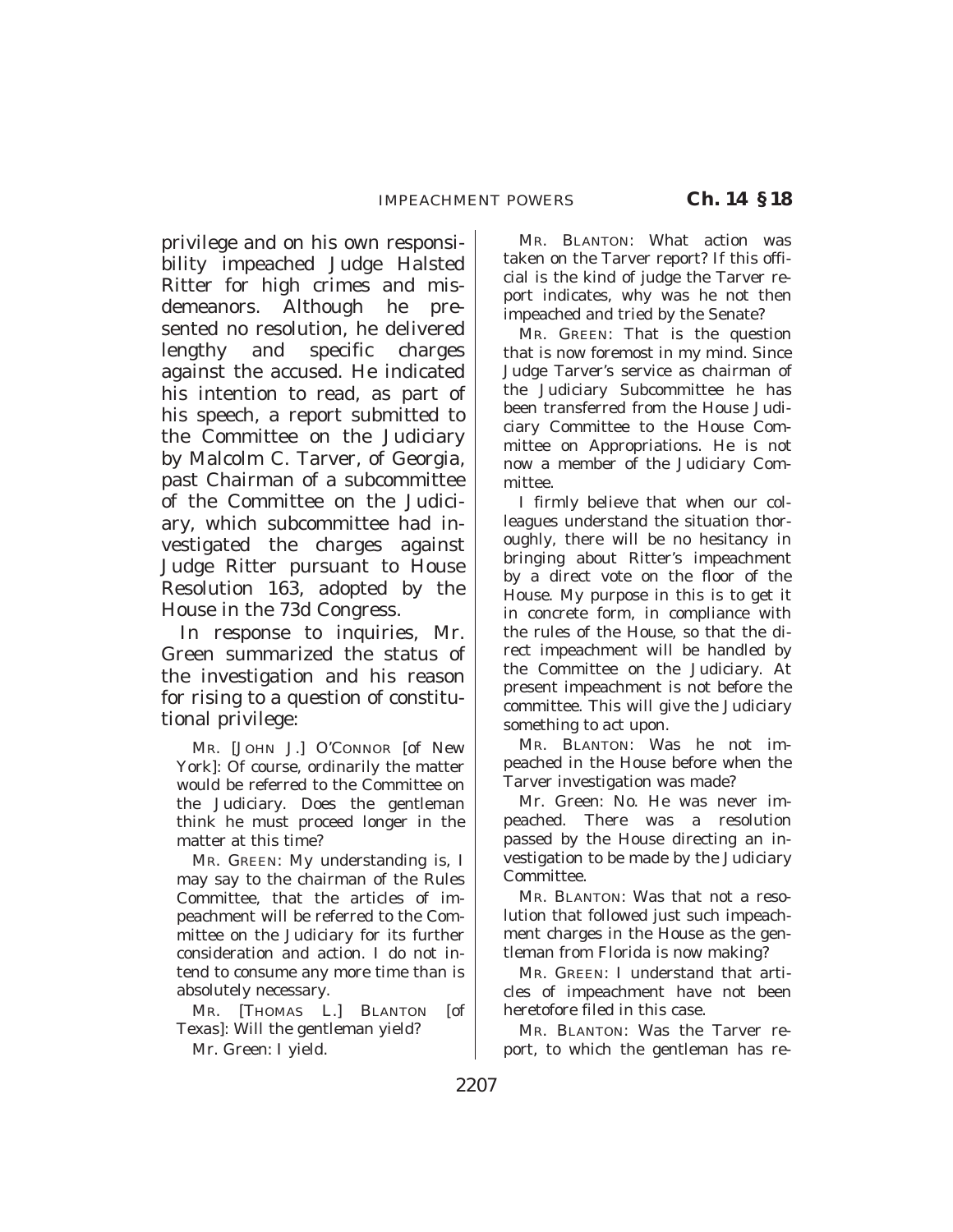privilege and on his own responsibility impeached Judge Halsted Ritter for high crimes and misdemeanors. Although he presented no resolution, he delivered lengthy and specific charges against the accused. He indicated his intention to read, as part of his speech, a report submitted to the Committee on the Judiciary by Malcolm C. Tarver, of Georgia, past Chairman of a subcommittee of the Committee on the Judiciary, which subcommittee had investigated the charges against Judge Ritter pursuant to House Resolution 163, adopted by the House in the 73d Congress.

In response to inquiries, Mr. Green summarized the status of the investigation and his reason for rising to a question of constitutional privilege:

MR. [JOHN J.] O'CONNOR [of New York]: Of course, ordinarily the matter would be referred to the Committee on the Judiciary. Does the gentleman think he must proceed longer in the matter at this time?

MR. GREEN: My understanding is, I may say to the chairman of the Rules Committee, that the articles of impeachment will be referred to the Committee on the Judiciary for its further consideration and action. I do not intend to consume any more time than is absolutely necessary.

MR. [THOMAS L.] BLANTON [of Texas]: Will the gentleman yield?

Mr. Green: I yield.

MR. BLANTON: What action was taken on the Tarver report? If this official is the kind of judge the Tarver report indicates, why was he not then impeached and tried by the Senate?

MR. GREEN: That is the question that is now foremost in my mind. Since Judge Tarver's service as chairman of the Judiciary Subcommittee he has been transferred from the House Judiciary Committee to the House Committee on Appropriations. He is not now a member of the Judiciary Committee.

I firmly believe that when our colleagues understand the situation thoroughly, there will be no hesitancy in bringing about Ritter's impeachment by a direct vote on the floor of the House. My purpose in this is to get it in concrete form, in compliance with the rules of the House, so that the direct impeachment will be handled by the Committee on the Judiciary. At present impeachment is not before the committee. This will give the Judiciary something to act upon.

MR. BLANTON: Was he not impeached in the House before when the Tarver investigation was made?

Mr. Green: No. He was never impeached. There was a resolution passed by the House directing an investigation to be made by the Judiciary Committee.

MR. BLANTON: Was that not a resolution that followed just such impeachment charges in the House as the gentleman from Florida is now making?

MR. GREEN: I understand that articles of impeachment have not been heretofore filed in this case.

MR. BLANTON: Was the Tarver report, to which the gentleman has re-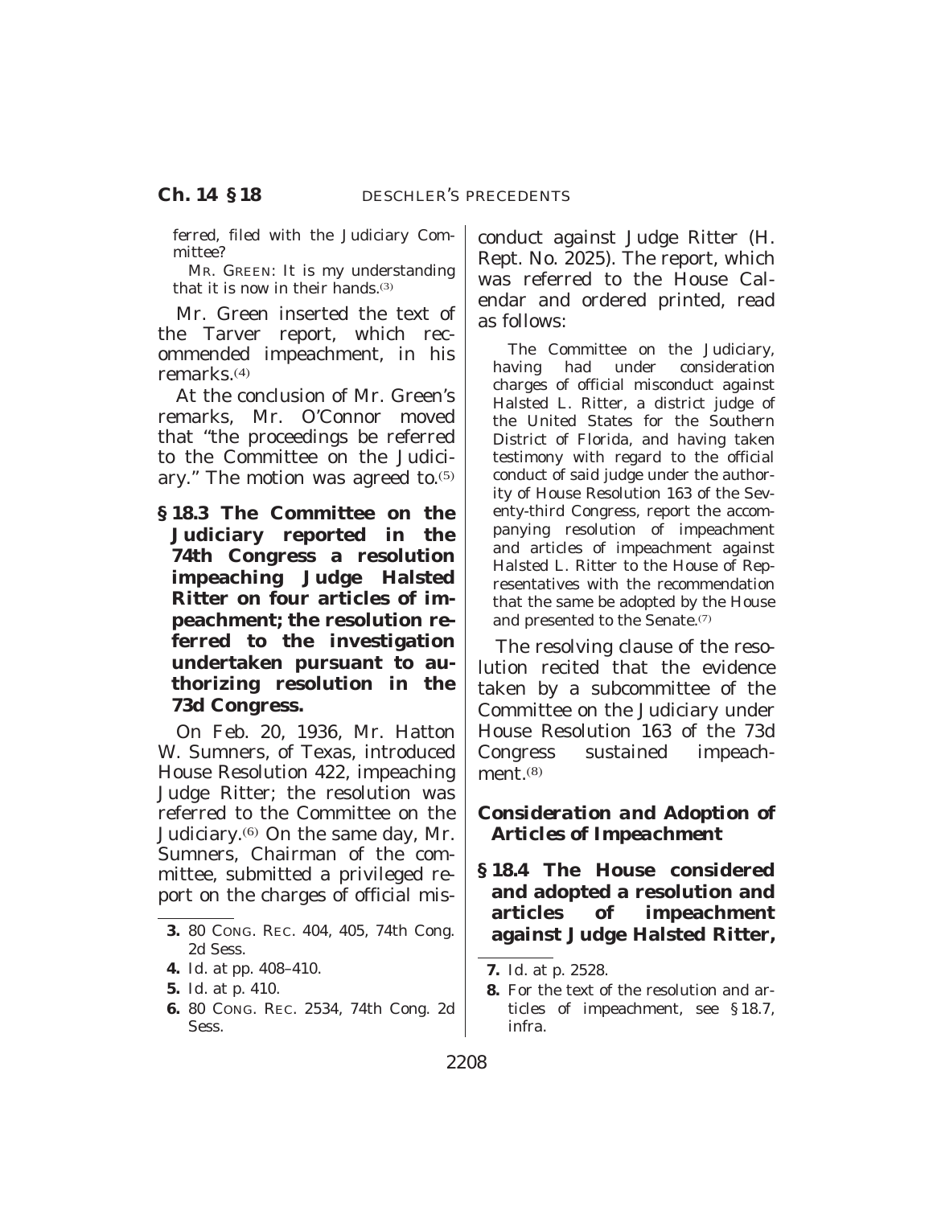ferred, filed with the Judiciary Committee?

MR. GREEN: It is my understanding that it is now in their hands.[3]

Mr. Green inserted the text of the Tarver report, which recommended impeachment, in his remarks.[4]

At the conclusion of Mr. Green's remarks, Mr. O'Connor moved that "the proceedings be referred to the Committee on the Judiciary." The motion was agreed to.[5]

**§ 18.3 The Committee on the Judiciary reported in the 74th Congress a resolution impeaching Judge Halsted Ritter on four articles of impeachment; the resolution referred to the investigation undertaken pursuant to authorizing resolution in the 73d Congress.**

On Feb. 20, 1936, Mr. Hatton W. Sumners, of Texas, introduced House Resolution 422, impeaching Judge Ritter; the resolution was referred to the Committee on the Judiciary.[6] On the same day, Mr. Sumners, Chairman of the committee, submitted a privileged report on the charges of official misconduct against Judge Ritter (H. Rept. No. 2025). The report, which was referred to the House Calendar and ordered printed, read as follows:

> The Committee on the Judiciary, having had under consideration charges of official misconduct against Halsted L. Ritter, a district judge of the United States for the Southern District of Florida, and having taken testimony with regard to the official conduct of said judge under the authority of House Resolution 163 of the Seventy-third Congress, report the accompanying resolution of impeachment and articles of impeachment against Halsted L. Ritter to the House of Representatives with the recommendation that the same be adopted by the House and presented to the Senate.[7]

The resolving clause of the resolution recited that the evidence taken by a subcommittee of the Committee on the Judiciary under House Resolution 163 of the 73d Congress sustained impeachment.[8]

### *Consideration and Adoption of Articles of Impeachment*

**§ 18.4 The House considered and adopted a resolution and articles of impeachment against Judge Halsted Ritter,**

---

3. 80 CONG. REC. 404, 405, 74th Cong. 2d Sess.
4. *Id.* at pp. 408–410.
5. *Id.* at p. 410.
6. 80 CONG. REC. 2534, 74th Cong. 2d Sess.
7. *Id.* at p. 2528.
8. For the text of the resolution and articles of impeachment, see § 18.7, infra.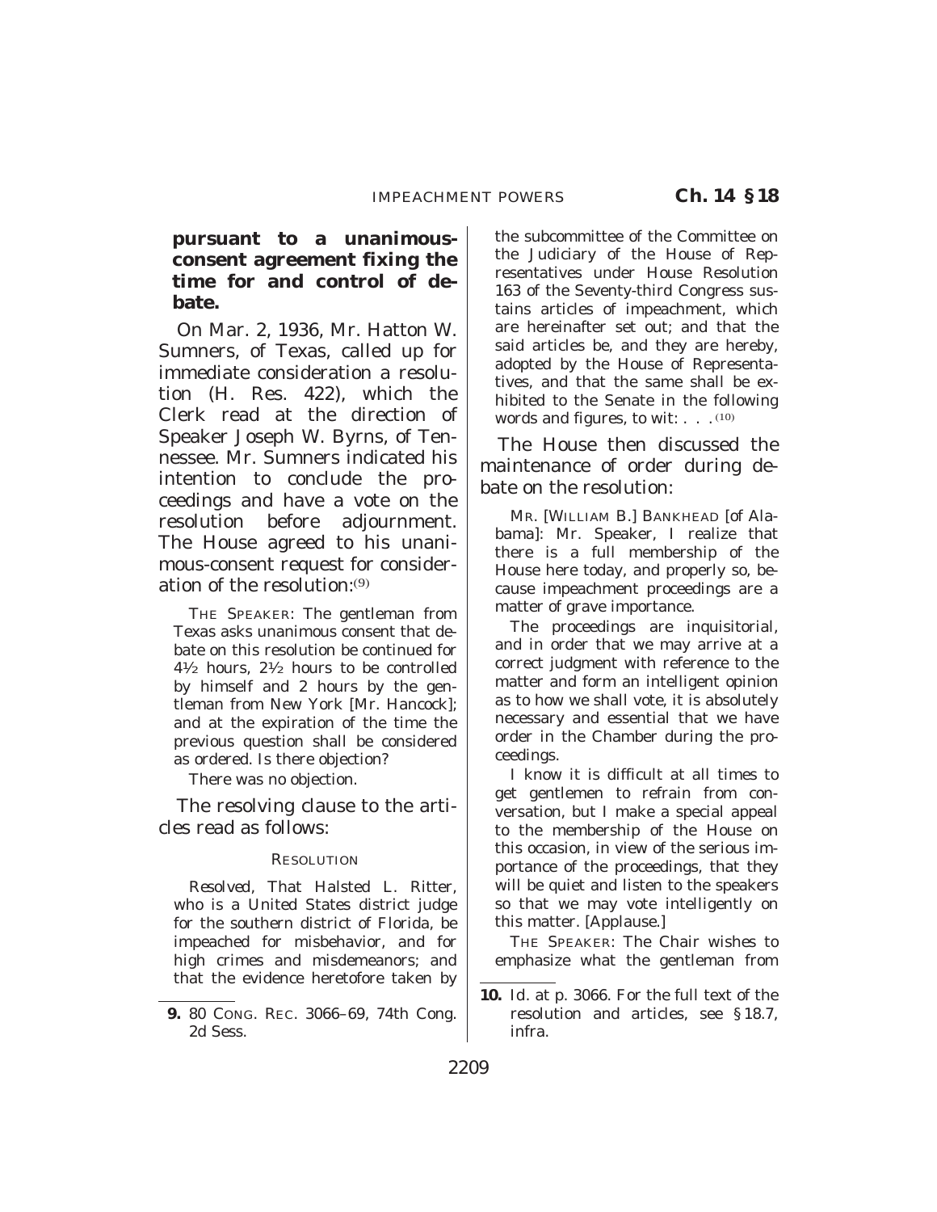**pursuant to a unanimous-consent agreement fixing the time for and control of debate.**

On Mar. 2, 1936, Mr. Hatton W. Sumners, of Texas, called up for immediate consideration a resolution (H. Res. 422), which the Clerk read at the direction of Speaker Joseph W. Byrns, of Tennessee. Mr. Sumners indicated his intention to conclude the proceedings and have a vote on the resolution before adjournment. The House agreed to his unanimous-consent request for consideration of the resolution:[9]

THE SPEAKER: The gentleman from Texas asks unanimous consent that debate on this resolution be continued for 4½ hours, 2½ hours to be controlled by himself and 2 hours by the gentleman from New York [Mr. Hancock]; and at the expiration of the time the previous question shall be considered as ordered. Is there objection?

There was no objection.

The resolving clause to the articles read as follows:

RESOLUTION

*Resolved*, That Halsted L. Ritter, who is a United States district judge for the southern district of Florida, be impeached for misbehavior, and for high crimes and misdemeanors; and that the evidence heretofore taken by the subcommittee of the Committee on the Judiciary of the House of Representatives under House Resolution 163 of the Seventy-third Congress sustains articles of impeachment, which are hereinafter set out; and that the said articles be, and they are hereby, adopted by the House of Representatives, and that the same shall be exhibited to the Senate in the following words and figures, to wit: . . .[10]

The House then discussed the maintenance of order during debate on the resolution:

MR. [WILLIAM B.] BANKHEAD [of Alabama]: Mr. Speaker, I realize that there is a full membership of the House here today, and properly so, because impeachment proceedings are a matter of grave importance.

The proceedings are inquisitorial, and in order that we may arrive at a correct judgment with reference to the matter and form an intelligent opinion as to how we shall vote, it is absolutely necessary and essential that we have order in the Chamber during the proceedings.

I know it is difficult at all times to get gentlemen to refrain from conversation, but I make a special appeal to the membership of the House on this occasion, in view of the serious importance of the proceedings, that they will be quiet and listen to the speakers so that we may vote intelligently on this matter. [Applause.]

THE SPEAKER: The Chair wishes to emphasize what the gentleman from

---

**9.** 80 CONG. REC. 3066–69, 74th Cong. 2d Sess.

**10.** *Id.* at p. 3066. For the full text of the resolution and articles, see §18.7, infra.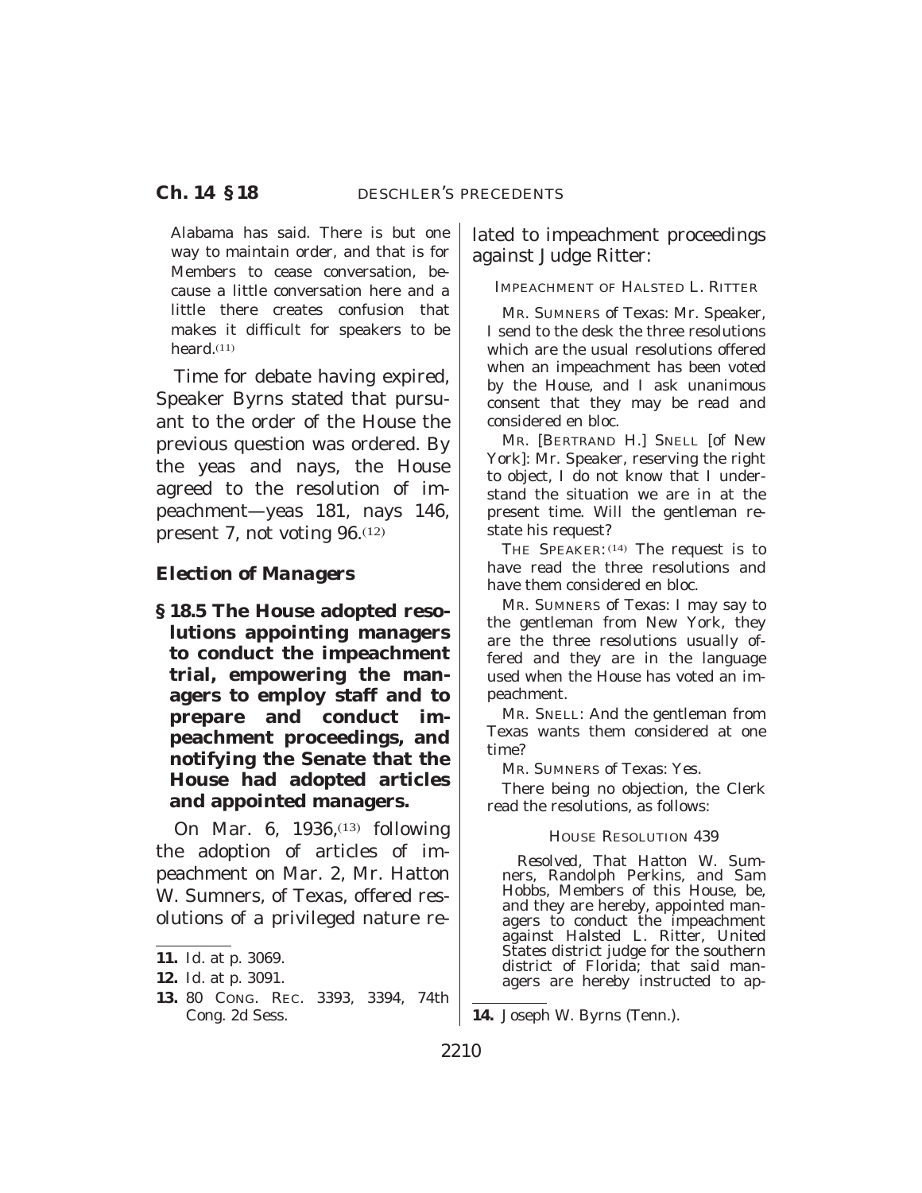Alabama has said. There is but one way to maintain order, and that is for Members to cease conversation, because a little conversation here and a little there creates confusion that makes it difficult for speakers to be heard.[11]

Time for debate having expired, Speaker Byrns stated that pursuant to the order of the House the previous question was ordered. By the yeas and nays, the House agreed to the resolution of impeachment—yeas 181, nays 146, present 7, not voting 96.[12]

### *Election of Managers*

**§ 18.5 The House adopted resolutions appointing managers to conduct the impeachment trial, empowering the managers to employ staff and to prepare and conduct impeachment proceedings, and notifying the Senate that the House had adopted articles and appointed managers.**

On Mar. 6, 1936,[13] following the adoption of articles of impeachment on Mar. 2, Mr. Hatton W. Sumners, of Texas, offered resolutions of a privileged nature related to impeachment proceedings against Judge Ritter:

IMPEACHMENT OF HALSTED L. RITTER

MR. SUMNERS of Texas: Mr. Speaker, I send to the desk the three resolutions which are the usual resolutions offered when an impeachment has been voted by the House, and I ask unanimous consent that they may be read and considered en bloc.

MR. [BERTRAND H.] SNELL [of New York]: Mr. Speaker, reserving the right to object, I do not know that I understand the situation we are in at the present time. Will the gentleman restate his request?

THE SPEAKER:[14] The request is to have read the three resolutions and have them considered en bloc.

MR. SUMNERS of Texas: I may say to the gentleman from New York, they are the three resolutions usually offered and they are in the language used when the House has voted an impeachment.

MR. SNELL: And the gentleman from Texas wants them considered at one time?

MR. SUMNERS of Texas: Yes.

There being no objection, the Clerk read the resolutions, as follows:

HOUSE RESOLUTION 439

*Resolved*, That Hatton W. Sumners, Randolph Perkins, and Sam Hobbs, Members of this House, be, and they are hereby, appointed managers to conduct the impeachment against Halsted L. Ritter, United States district judge for the southern district of Florida; that said managers are hereby instructed to ap-

---

11. Id. at p. 3069.
12. Id. at p. 3091.
13. 80 CONG. REC. 3393, 3394, 74th Cong. 2d Sess.
14. Joseph W. Byrns (Tenn.).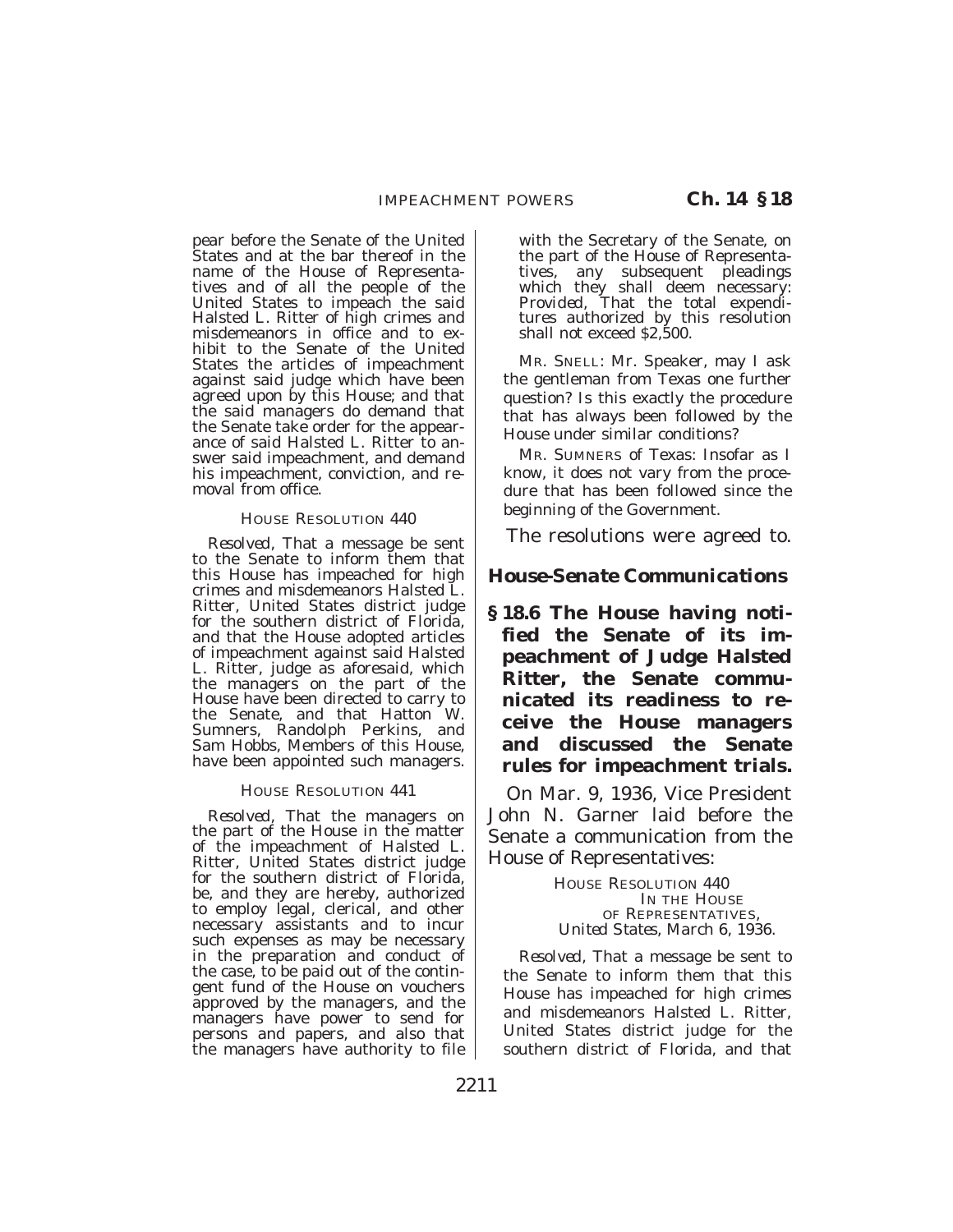pear before the Senate of the United States and at the bar thereof in the name of the House of Representatives and of all the people of the United States to impeach the said Halsted L. Ritter of high crimes and misdemeanors in office and to exhibit to the Senate of the United States the articles of impeachment against said judge which have been agreed upon by this House; and that the said managers do demand that the Senate take order for the appearance of said Halsted L. Ritter to answer said impeachment, and demand his impeachment, conviction, and removal from office.

HOUSE RESOLUTION 440

*Resolved*, That a message be sent to the Senate to inform them that this House has impeached for high crimes and misdemeanors Halsted L. Ritter, United States district judge for the southern district of Florida, and that the House adopted articles of impeachment against said Halsted L. Ritter, judge as aforesaid, which the managers on the part of the House have been directed to carry to the Senate, and that Hatton W. Sumners, Randolph Perkins, and Sam Hobbs, Members of this House, have been appointed such managers.

HOUSE RESOLUTION 441

*Resolved*, That the managers on the part of the House in the matter of the impeachment of Halsted L. Ritter, United States district judge for the southern district of Florida, be, and they are hereby, authorized to employ legal, clerical, and other necessary assistants and to incur such expenses as may be necessary in the preparation and conduct of the case, to be paid out of the contingent fund of the House on vouchers approved by the managers, and the managers have power to send for persons and papers, and also that the managers have authority to file with the Secretary of the Senate, on the part of the House of Representatives, any subsequent pleadings which they shall deem necessary: *Provided*, That the total expenditures authorized by this resolution shall not exceed $2,500.

MR. SNELL: Mr. Speaker, may I ask the gentleman from Texas one further question? Is this exactly the procedure that has always been followed by the House under similar conditions?

MR. SUMNERS of Texas: Insofar as I know, it does not vary from the procedure that has been followed since the beginning of the Government.

The resolutions were agreed to.

### *House-Senate Communications*

**§ 18.6 The House having notified the Senate of its impeachment of Judge Halsted Ritter, the Senate communicated its readiness to receive the House managers and discussed the Senate rules for impeachment trials.**

On Mar. 9, 1936, Vice President John N. Garner laid before the Senate a communication from the House of Representatives:

HOUSE RESOLUTION 440
IN THE HOUSE
OF REPRESENTATIVES,
*United States, March 6, 1936.*

*Resolved*, That a message be sent to the Senate to inform them that this House has impeached for high crimes and misdemeanors Halsted L. Ritter, United States district judge for the southern district of Florida, and that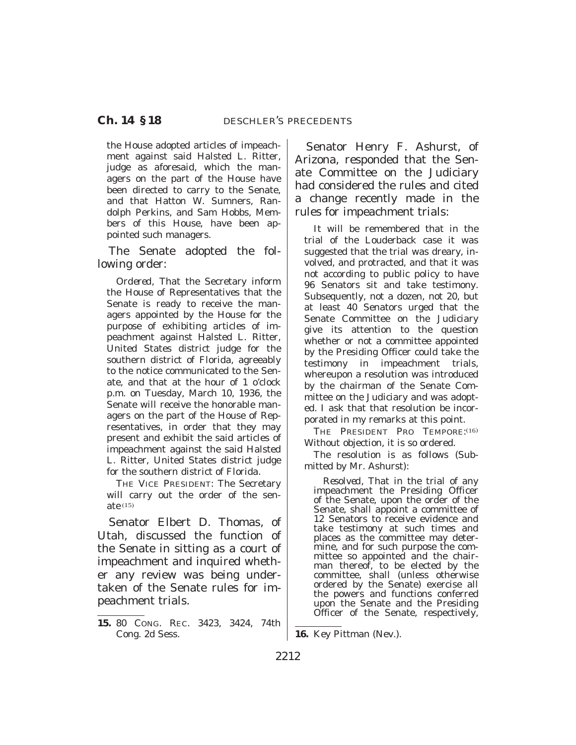the House adopted articles of impeachment against said Halsted L. Ritter, judge as aforesaid, which the managers on the part of the House have been directed to carry to the Senate, and that Hatton W. Sumners, Randolph Perkins, and Sam Hobbs, Members of this House, have been appointed such managers.

The Senate adopted the following order:

*Ordered*, That the Secretary inform the House of Representatives that the Senate is ready to receive the managers appointed by the House for the purpose of exhibiting articles of impeachment against Halsted L. Ritter, United States district judge for the southern district of Florida, agreeably to the notice communicated to the Senate, and that at the hour of 1 o'clock p.m. on Tuesday, March 10, 1936, the Senate will receive the honorable managers on the part of the House of Representatives, in order that they may present and exhibit the said articles of impeachment against the said Halsted L. Ritter, United States district judge for the southern district of Florida.

THE VICE PRESIDENT: The Secretary will carry out the order of the senate.[15]

Senator Elbert D. Thomas, of Utah, discussed the function of the Senate in sitting as a court of impeachment and inquired whether any review was being undertaken of the Senate rules for impeachment trials.

Senator Henry F. Ashurst, of Arizona, responded that the Senate Committee on the Judiciary had considered the rules and cited a change recently made in the rules for impeachment trials:

It will be remembered that in the trial of the Louderback case it was suggested that the trial was dreary, involved, and protracted, and that it was not according to public policy to have 96 Senators sit and take testimony. Subsequently, not a dozen, not 20, but at least 40 Senators urged that the Senate Committee on the Judiciary give its attention to the question whether or not a committee appointed by the Presiding Officer could take the testimony in impeachment trials, whereupon a resolution was introduced by the chairman of the Senate Committee on the Judiciary and was adopted. I ask that that resolution be incorporated in my remarks at this point.

THE PRESIDENT PRO TEMPORE:[16] Without objection, it is so ordered.

The resolution is as follows (Submitted by Mr. Ashurst):

*Resolved*, That in the trial of any impeachment the Presiding Officer of the Senate, upon the order of the Senate, shall appoint a committee of 12 Senators to receive evidence and take testimony at such times and places as the committee may determine, and for such purpose the committee so appointed and the chairman thereof, to be elected by the committee, shall (unless otherwise ordered by the Senate) exercise all the powers and functions conferred upon the Senate and the Presiding Officer of the Senate, respectively,

---

15. 80 CONG. REC. 3423, 3424, 74th Cong. 2d Sess.

16. Key Pittman (Nev.).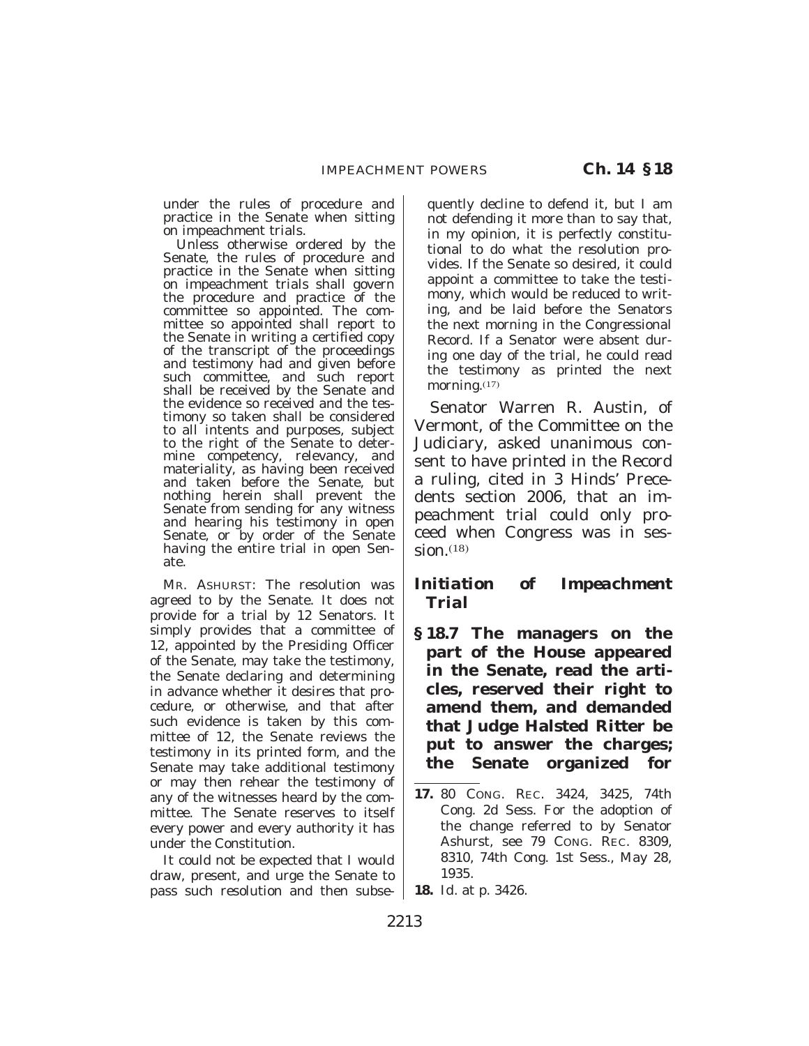under the rules of procedure and practice in the Senate when sitting on impeachment trials.

Unless otherwise ordered by the Senate, the rules of procedure and practice in the Senate when sitting on impeachment trials shall govern the procedure and practice of the committee so appointed. The committee so appointed shall report to the Senate in writing a certified copy of the transcript of the proceedings and testimony had and given before such committee, and such report shall be received by the Senate and the evidence so received and the testimony so taken shall be considered to all intents and purposes, subject to the right of the Senate to determine competency, relevancy, and materiality, as having been received and taken before the Senate, but nothing herein shall prevent the Senate from sending for any witness and hearing his testimony in open Senate, or by order of the Senate having the entire trial in open Senate.

MR. ASHURST: The resolution was agreed to by the Senate. It does not provide for a trial by 12 Senators. It simply provides that a committee of 12, appointed by the Presiding Officer of the Senate, may take the testimony, the Senate declaring and determining in advance whether it desires that procedure, or otherwise, and that after such evidence is taken by this committee of 12, the Senate reviews the testimony in its printed form, and the Senate may take additional testimony or may then rehear the testimony of any of the witnesses heard by the committee. The Senate reserves to itself every power and every authority it has under the Constitution.

It could not be expected that I would draw, present, and urge the Senate to pass such resolution and then subsequently decline to defend it, but I am not defending it more than to say that, in my opinion, it is perfectly constitutional to do what the resolution provides. If the Senate so desired, it could appoint a committee to take the testimony, which would be reduced to writing, and be laid before the Senators the next morning in the Congressional Record. If a Senator were absent during one day of the trial, he could read the testimony as printed the next morning.[17]

Senator Warren R. Austin, of Vermont, of the Committee on the Judiciary, asked unanimous consent to have printed in the Record a ruling, cited in 3 Hinds' Precedents section 2006, that an impeachment trial could only proceed when Congress was in session.[18]

### *Initiation of Impeachment Trial*

**§ 18.7 The managers on the part of the House appeared in the Senate, read the articles, reserved their right to amend them, and demanded that Judge Halsted Ritter be put to answer the charges; the Senate organized for**

---

**17.** 80 CONG. REC. 3424, 3425, 74th Cong. 2d Sess. For the adoption of the change referred to by Senator Ashurst, see 79 CONG. REC. 8309, 8310, 74th Cong. 1st Sess., May 28, 1935.

**18.** *Id.* at p. 3426.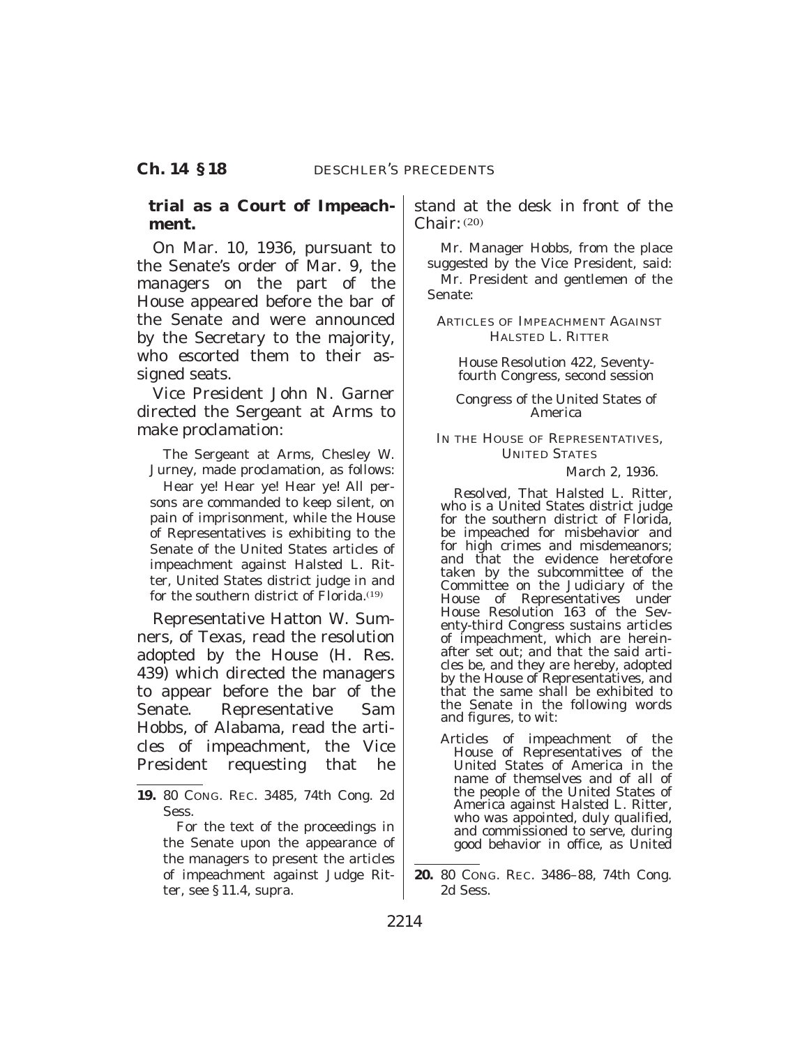**trial as a Court of Impeachment.**

On Mar. 10, 1936, pursuant to the Senate's order of Mar. 9, the managers on the part of the House appeared before the bar of the Senate and were announced by the Secretary to the majority, who escorted them to their assigned seats.

Vice President John N. Garner directed the Sergeant at Arms to make proclamation:

> The Sergeant at Arms, Chesley W. Jurney, made proclamation, as follows:
>
> Hear ye! Hear ye! Hear ye! All persons are commanded to keep silent, on pain of imprisonment, while the House of Representatives is exhibiting to the Senate of the United States articles of impeachment against Halsted L. Ritter, United States district judge in and for the southern district of Florida.[19]

Representative Hatton W. Sumners, of Texas, read the resolution adopted by the House (H. Res. 439) which directed the managers to appear before the bar of the Senate. Representative Sam Hobbs, of Alabama, read the articles of impeachment, the Vice President requesting that he stand at the desk in front of the Chair:[20]

> Mr. Manager Hobbs, from the place suggested by the Vice President, said:
>
> Mr. President and gentlemen of the Senate:
>
> ARTICLES OF IMPEACHMENT AGAINST HALSTED L. RITTER
>
> House Resolution 422, Seventy-fourth Congress, second session
>
> Congress of the United States of America
>
> IN THE HOUSE OF REPRESENTATIVES, UNITED STATES
>
> March 2, 1936.
>
> *Resolved*, That Halsted L. Ritter, who is a United States district judge for the southern district of Florida, be impeached for misbehavior and for high crimes and misdemeanors; and that the evidence heretofore taken by the subcommittee of the Committee on the Judiciary of the House of Representatives under House Resolution 163 of the Seventy-third Congress sustains articles of impeachment, which are hereinafter set out; and that the said articles be, and they are hereby, adopted by the House of Representatives, and that the same shall be exhibited to the Senate in the following words and figures, to wit:
>
> Articles of impeachment of the House of Representatives of the United States of America in the name of themselves and of all of the people of the United States of America against Halsted L. Ritter, who was appointed, duly qualified, and commissioned to serve, during good behavior in office, as United

---

**19.** 80 CONG. REC. 3485, 74th Cong. 2d Sess.

For the text of the proceedings in the Senate upon the appearance of the managers to present the articles of impeachment against Judge Ritter, see § 11.4, supra.

**20.** 80 CONG. REC. 3486–88, 74th Cong. 2d Sess.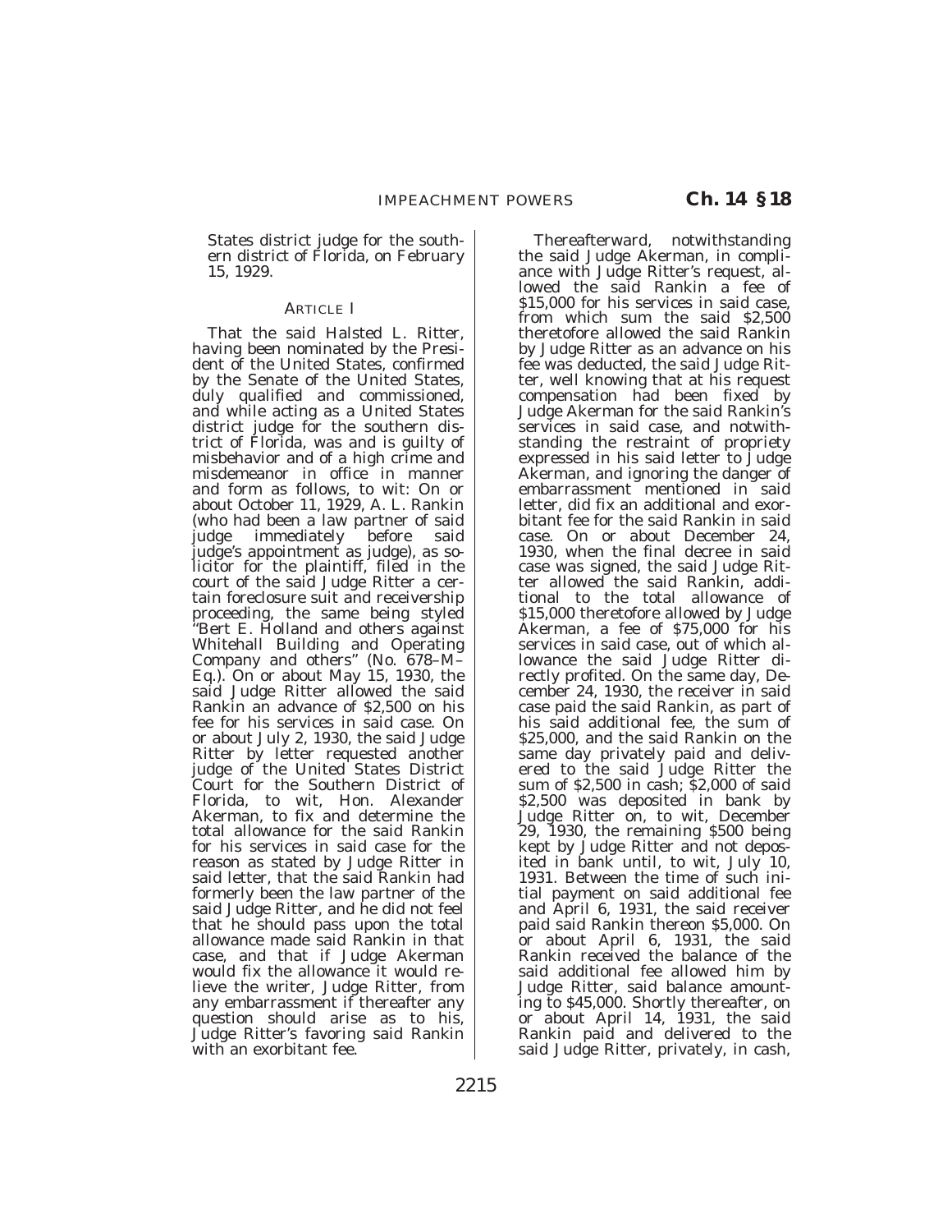States district judge for the southern district of Florida, on February 15, 1929.

ARTICLE I

That the said Halsted L. Ritter, having been nominated by the President of the United States, confirmed by the Senate of the United States, duly qualified and commissioned, and while acting as a United States district judge for the southern district of Florida, was and is guilty of misbehavior and of a high crime and misdemeanor in office in manner and form as follows, to wit: On or about October 11, 1929, A. L. Rankin (who had been a law partner of said judge immediately before said judge's appointment as judge), as solicitor for the plaintiff, filed in the court of the said Judge Ritter a certain foreclosure suit and receivership proceeding, the same being styled "Bert E. Holland and others against Whitehall Building and Operating Company and others" (No. 678–M–Eq.). On or about May 15, 1930, the said Judge Ritter allowed the said Rankin an advance of $2,500 on his fee for his services in said case. On or about July 2, 1930, the said Judge Ritter by letter requested another judge of the United States District Court for the Southern District of Florida, to wit, Hon. Alexander Akerman, to fix and determine the total allowance for the said Rankin for his services in said case for the reason as stated by Judge Ritter in said letter, that the said Rankin had formerly been the law partner of the said Judge Ritter, and he did not feel that he should pass upon the total allowance made said Rankin in that case, and that if Judge Akerman would fix the allowance it would relieve the writer, Judge Ritter, from any embarrassment if thereafter any question should arise as to his, Judge Ritter's favoring said Rankin with an exorbitant fee.

Thereafterward, notwithstanding the said Judge Akerman, in compliance with Judge Ritter's request, allowed the said Rankin a fee of $15,000 for his services in said case, from which sum the said $2,500 theretofore allowed the said Rankin by Judge Ritter as an advance on his fee was deducted, the said Judge Ritter, well knowing that at his request compensation had been fixed by Judge Akerman for the said Rankin's services in said case, and notwithstanding the restraint of propriety expressed in his said letter to Judge Akerman, and ignoring the danger of embarrassment mentioned in said letter, did fix an additional and exorbitant fee for the said Rankin in said case. On or about December 24, 1930, when the final decree in said case was signed, the said Judge Ritter allowed the said Rankin, additional to the total allowance of $15,000 theretofore allowed by Judge Akerman, a fee of $75,000 for his services in said case, out of which allowance the said Judge Ritter directly profited. On the same day, December 24, 1930, the receiver in said case paid the said Rankin, as part of his said additional fee, the sum of $25,000, and the said Rankin on the same day privately paid and delivered to the said Judge Ritter the sum of $2,500 in cash; $2,000 of said $2,500 was deposited in bank by Judge Ritter on, to wit, December 29, 1930, the remaining $500 being kept by Judge Ritter and not deposited in bank until, to wit, July 10, 1931. Between the time of such initial payment on said additional fee and April 6, 1931, the said receiver paid said Rankin thereon $5,000. On or about April 6, 1931, the said Rankin received the balance of the said additional fee allowed him by Judge Ritter, said balance amounting to $45,000. Shortly thereafter, on or about April 14, 1931, the said Rankin paid and delivered to the said Judge Ritter, privately, in cash,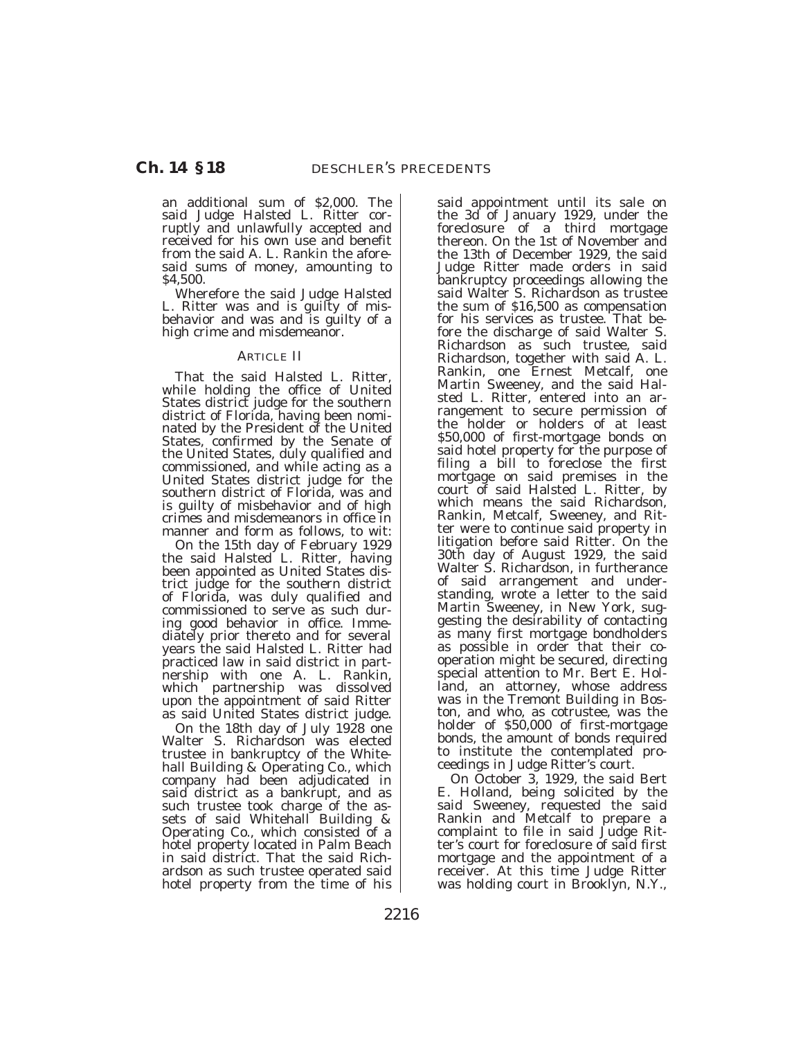an additional sum of $2,000. The said Judge Halsted L. Ritter corruptly and unlawfully accepted and received for his own use and benefit from the said A. L. Rankin the aforesaid sums of money, amounting to $4,500.

Wherefore the said Judge Halsted L. Ritter was and is guilty of misbehavior and was and is guilty of a high crime and misdemeanor.

ARTICLE II

That the said Halsted L. Ritter, while holding the office of United States district judge for the southern district of Florida, having been nominated by the President of the United States, confirmed by the Senate of the United States, duly qualified and commissioned, and while acting as a United States district judge for the southern district of Florida, was and is guilty of misbehavior and of high crimes and misdemeanors in office in manner and form as follows, to wit:

On the 15th day of February 1929 the said Halsted L. Ritter, having been appointed as United States district judge for the southern district of Florida, was duly qualified and commissioned to serve as such during good behavior in office. Immediately prior thereto and for several years the said Halsted L. Ritter had practiced law in said district in partnership with one A. L. Rankin, which partnership was dissolved upon the appointment of said Ritter as said United States district judge.

On the 18th day of July 1928 one Walter S. Richardson was elected trustee in bankruptcy of the Whitehall Building & Operating Co., which company had been adjudicated in said district as a bankrupt, and as such trustee took charge of the assets of said Whitehall Building & Operating Co., which consisted of a hotel property located in Palm Beach in said district. That the said Richardson as such trustee operated said hotel property from the time of his said appointment until its sale on the 3d of January 1929, under the foreclosure of a third mortgage thereon. On the 1st of November and the 13th of December 1929, the said Judge Ritter made orders in said bankruptcy proceedings allowing the said Walter S. Richardson as trustee the sum of $16,500 as compensation for his services as trustee. That before the discharge of said Walter S. Richardson as such trustee, said Richardson, together with said A. L. Rankin, one Ernest Metcalf, one Martin Sweeney, and the said Halsted L. Ritter, entered into an arrangement to secure permission of the holder or holders of at least $50,000 of first-mortgage bonds on said hotel property for the purpose of filing a bill to foreclose the first mortgage on said premises in the court of said Halsted L. Ritter, by which means the said Richardson, Rankin, Metcalf, Sweeney, and Ritter were to continue said property in litigation before said Ritter. On the 30th day of August 1929, the said Walter S. Richardson, in furtherance of said arrangement and understanding, wrote a letter to the said Martin Sweeney, in New York, suggesting the desirability of contacting as many first mortgage bondholders as possible in order that their cooperation might be secured, directing special attention to Mr. Bert E. Holland, an attorney, whose address was in the Tremont Building in Boston, and who, as cotrustee, was the holder of $50,000 of first-mortgage bonds, the amount of bonds required to institute the contemplated proceedings in Judge Ritter's court.

On October 3, 1929, the said Bert E. Holland, being solicited by the said Sweeney, requested the said Rankin and Metcalf to prepare a complaint to file in said Judge Ritter's court for foreclosure of said first mortgage and the appointment of a receiver. At this time Judge Ritter was holding court in Brooklyn, N.Y.,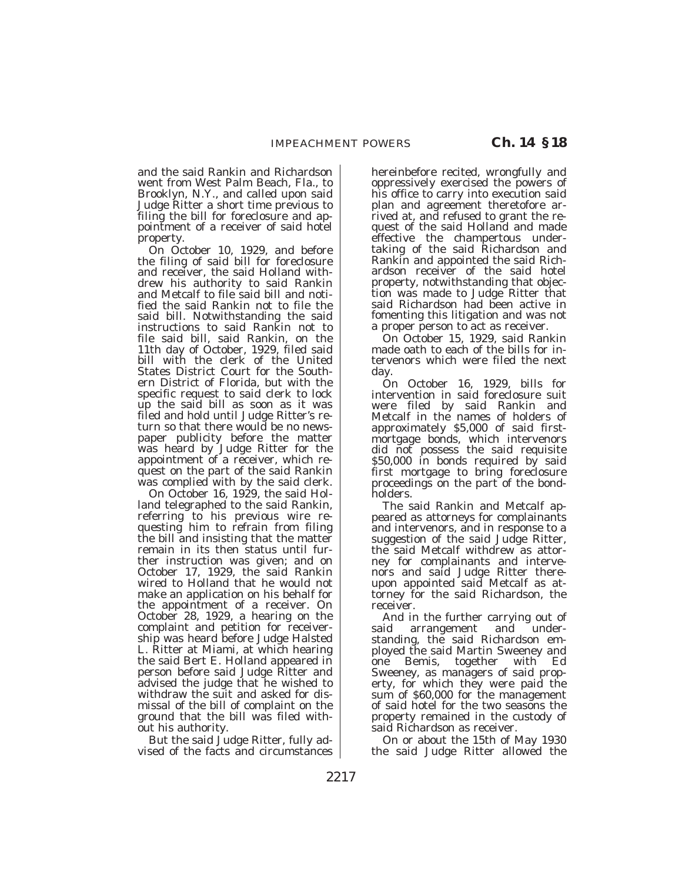and the said Rankin and Richardson went from West Palm Beach, Fla., to Brooklyn, N.Y., and called upon said Judge Ritter a short time previous to filing the bill for foreclosure and appointment of a receiver of said hotel property.

On October 10, 1929, and before the filing of said bill for foreclosure and receiver, the said Holland withdrew his authority to said Rankin and Metcalf to file said bill and notified the said Rankin not to file the said bill. Notwithstanding the said instructions to said Rankin not to file said bill, said Rankin, on the 11th day of October, 1929, filed said bill with the clerk of the United States District Court for the Southern District of Florida, but with the specific request to said clerk to lock up the said bill as soon as it was filed and hold until Judge Ritter's return so that there would be no newspaper publicity before the matter was heard by Judge Ritter for the appointment of a receiver, which request on the part of the said Rankin was complied with by the said clerk.

On October 16, 1929, the said Holland telegraphed to the said Rankin, referring to his previous wire requesting him to refrain from filing the bill and insisting that the matter remain in its then status until further instruction was given; and on October 17, 1929, the said Rankin wired to Holland that he would not make an application on his behalf for the appointment of a receiver. On October 28, 1929, a hearing on the complaint and petition for receivership was heard before Judge Halsted L. Ritter at Miami, at which hearing the said Bert E. Holland appeared in person before said Judge Ritter and advised the judge that he wished to withdraw the suit and asked for dismissal of the bill of complaint on the ground that the bill was filed without his authority.

But the said Judge Ritter, fully advised of the facts and circumstances hereinbefore recited, wrongfully and oppressively exercised the powers of his office to carry into execution said plan and agreement theretofore arrived at, and refused to grant the request of the said Holland and made effective the champertous undertaking of the said Richardson and Rankin and appointed the said Richardson receiver of the said hotel property, notwithstanding that objection was made to Judge Ritter that said Richardson had been active in fomenting this litigation and was not a proper person to act as receiver.

On October 15, 1929, said Rankin made oath to each of the bills for intervenors which were filed the next day.

On October 16, 1929, bills for intervention in said foreclosure suit were filed by said Rankin and Metcalf in the names of holders of approximately $5,000 of said first-mortgage bonds, which intervenors did not possess the said requisite $50,000 in bonds required by said first mortgage to bring foreclosure proceedings on the part of the bondholders.

The said Rankin and Metcalf appeared as attorneys for complainants and intervenors, and in response to a suggestion of the said Judge Ritter, the said Metcalf withdrew as attorney for complainants and intervenors and said Judge Ritter thereupon appointed said Metcalf as attorney for the said Richardson, the receiver.

And in the further carrying out of said arrangement and understanding, the said Richardson employed the said Martin Sweeney and one Bemis, together with Ed Sweeney, as managers of said property, for which they were paid the sum of $60,000 for the management of said hotel for the two seasons the property remained in the custody of said Richardson as receiver.

On or about the 15th of May 1930 the said Judge Ritter allowed the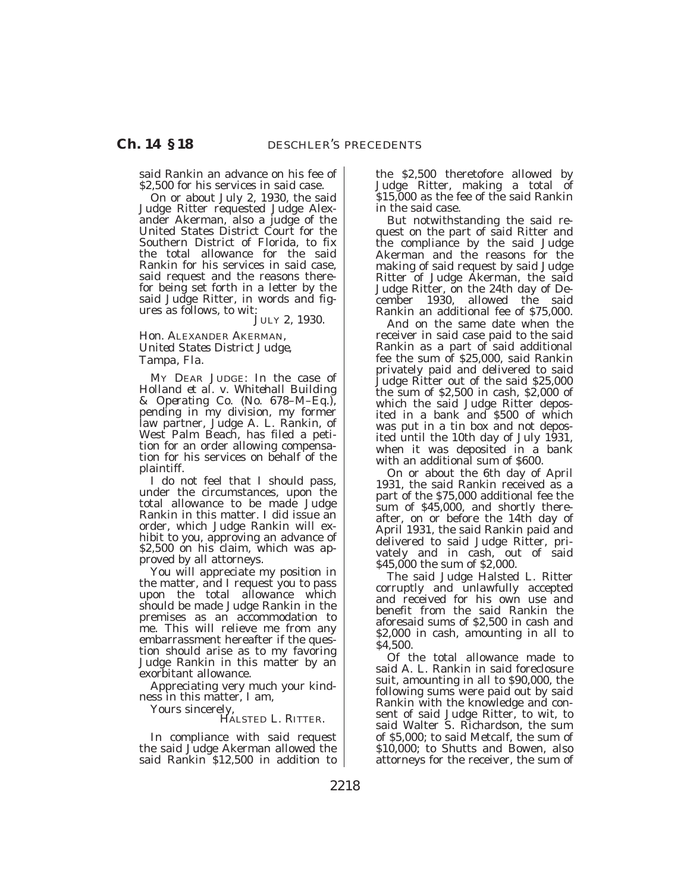said Rankin an advance on his fee of $2,500 for his services in said case.

On or about July 2, 1930, the said Judge Ritter requested Judge Alexander Akerman, also a judge of the United States District Court for the Southern District of Florida, to fix the total allowance for the said Rankin for his services in said case, said request and the reasons therefor being set forth in a letter by the said Judge Ritter, in words and figures as follows, to wit:

JULY 2, 1930.

Hon. ALEXANDER AKERMAN,
*United States District Judge,*
*Tampa, Fla.*

MY DEAR JUDGE: In the case of *Holland et al. v. Whitehall Building & Operating Co.* (No. 678–M–Eq.), pending in my division, my former law partner, Judge A. L. Rankin, of West Palm Beach, has filed a petition for an order allowing compensation for his services on behalf of the plaintiff.

I do not feel that I should pass, under the circumstances, upon the total allowance to be made Judge Rankin in this matter. I did issue an order, which Judge Rankin will exhibit to you, approving an advance of $2,500 on his claim, which was approved by all attorneys.

You will appreciate my position in the matter, and I request you to pass upon the total allowance which should be made Judge Rankin in the premises as an accommodation to me. This will relieve me from any embarrassment hereafter if the question should arise as to my favoring Judge Rankin in this matter by an exorbitant allowance.

Appreciating very much your kindness in this matter, I am,

Yours sincerely,

HALSTED L. RITTER.

In compliance with said request the said Judge Akerman allowed the said Rankin $12,500 in addition to the $2,500 theretofore allowed by Judge Ritter, making a total of $15,000 as the fee of the said Rankin in the said case.

But notwithstanding the said request on the part of said Ritter and the compliance by the said Judge Akerman and the reasons for the making of said request by said Judge Ritter of Judge Akerman, the said Judge Ritter, on the 24th day of December 1930, allowed the said Rankin an additional fee of $75,000.

And on the same date when the receiver in said case paid to the said Rankin as a part of said additional fee the sum of $25,000, said Rankin privately paid and delivered to said Judge Ritter out of the said $25,000 the sum of $2,500 in cash, $2,000 of which the said Judge Ritter deposited in a bank and $500 of which was put in a tin box and not deposited until the 10th day of July 1931, when it was deposited in a bank with an additional sum of $600.

On or about the 6th day of April 1931, the said Rankin received as a part of the $75,000 additional fee the sum of $45,000, and shortly thereafter, on or before the 14th day of April 1931, the said Rankin paid and delivered to said Judge Ritter, privately and in cash, out of said $45,000 the sum of $2,000.

The said Judge Halsted L. Ritter corruptly and unlawfully accepted and received for his own use and benefit from the said Rankin the aforesaid sums of $2,500 in cash and $2,000 in cash, amounting in all to $4,500.

Of the total allowance made to said A. L. Rankin in said foreclosure suit, amounting in all to $90,000, the following sums were paid out by said Rankin with the knowledge and consent of said Judge Ritter, to wit, to said Walter S. Richardson, the sum of $5,000; to said Metcalf, the sum of $10,000; to Shutts and Bowen, also attorneys for the receiver, the sum of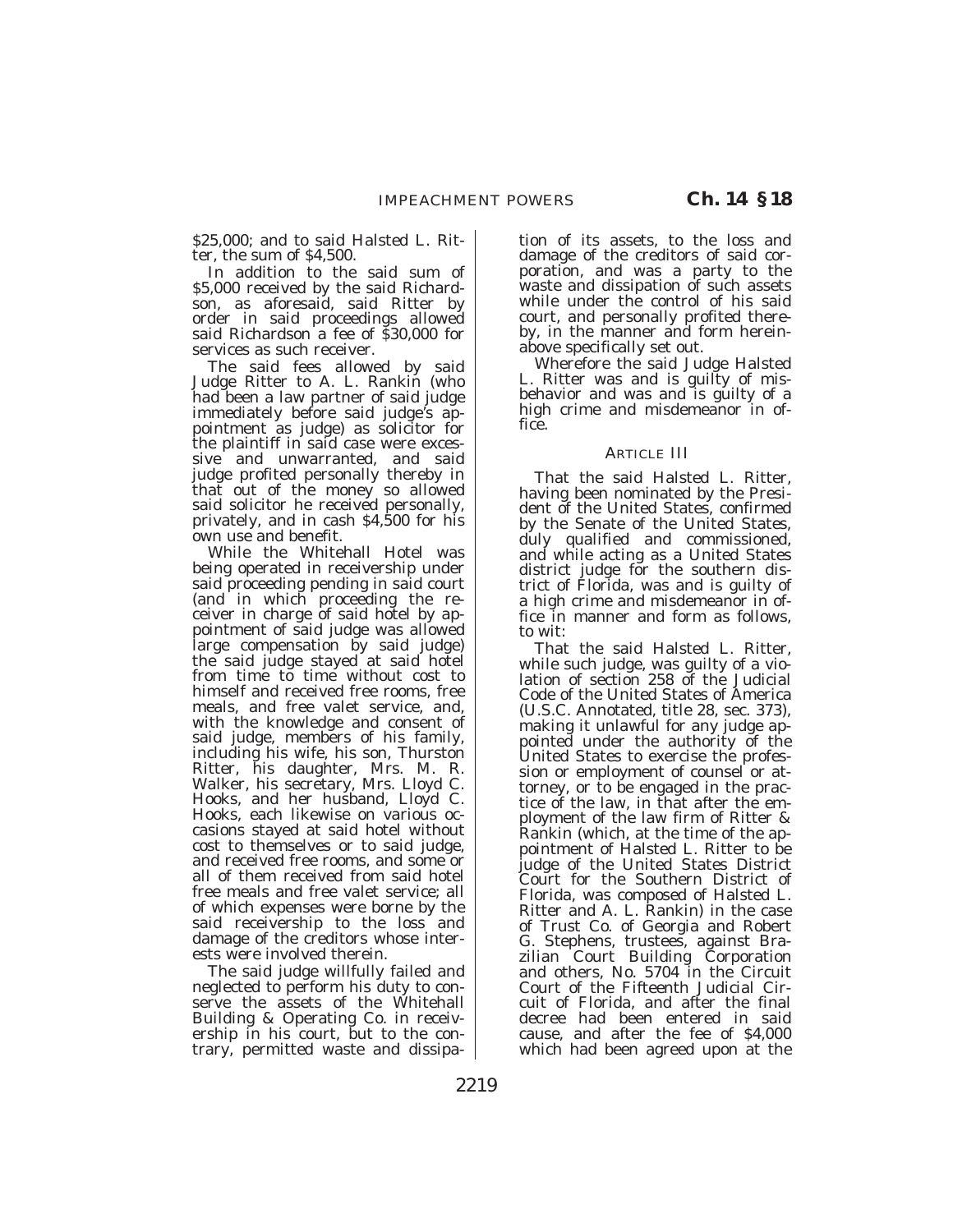$25,000; and to said Halsted L. Ritter, the sum of $4,500.

In addition to the said sum of $5,000 received by the said Richardson, as aforesaid, said Ritter by order in said proceedings allowed said Richardson a fee of $30,000 for services as such receiver.

The said fees allowed by said Judge Ritter to A. L. Rankin (who had been a law partner of said judge immediately before said judge's appointment as judge) as solicitor for the plaintiff in said case were excessive and unwarranted, and said judge profited personally thereby in that out of the money so allowed said solicitor he received personally, privately, and in cash $4,500 for his own use and benefit.

While the Whitehall Hotel was being operated in receivership under said proceeding pending in said court (and in which proceeding the receiver in charge of said hotel by appointment of said judge was allowed large compensation by said judge) the said judge stayed at said hotel from time to time without cost to himself and received free rooms, free meals, and free valet service, and, with the knowledge and consent of said judge, members of his family, including his wife, his son, Thurston Ritter, his daughter, Mrs. M. R. Walker, his secretary, Mrs. Lloyd C. Hooks, and her husband, Lloyd C. Hooks, each likewise on various occasions stayed at said hotel without cost to themselves or to said judge, and received free rooms, and some or all of them received from said hotel free meals and free valet service; all of which expenses were borne by the said receivership to the loss and damage of the creditors whose interests were involved therein.

The said judge willfully failed and neglected to perform his duty to conserve the assets of the Whitehall Building & Operating Co. in receivership in his court, but to the contrary, permitted waste and dissipation of its assets, to the loss and damage of the creditors of said corporation, and was a party to the waste and dissipation of such assets while under the control of his said court, and personally profited thereby, in the manner and form hereinabove specifically set out.

Wherefore the said Judge Halsted L. Ritter was and is guilty of misbehavior and was and is guilty of a high crime and misdemeanor in office.

### ARTICLE III

That the said Halsted L. Ritter, having been nominated by the President of the United States, confirmed by the Senate of the United States, duly qualified and commissioned, and while acting as a United States district judge for the southern district of Florida, was and is guilty of a high crime and misdemeanor in office in manner and form as follows, to wit:

That the said Halsted L. Ritter, while such judge, was guilty of a violation of section 258 of the Judicial Code of the United States of America (U.S.C. Annotated, title 28, sec. 373), making it unlawful for any judge appointed under the authority of the United States to exercise the profession or employment of counsel or attorney, or to be engaged in the practice of the law, in that after the employment of the law firm of Ritter & Rankin (which, at the time of the appointment of Halsted L. Ritter to be judge of the United States District Court for the Southern District of Florida, was composed of Halsted L. Ritter and A. L. Rankin) in the case of Trust Co. of Georgia and Robert G. Stephens, trustees, against Brazilian Court Building Corporation and others, No. 5704 in the Circuit Court of the Fifteenth Judicial Circuit of Florida, and after the final decree had been entered in said cause, and after the fee of $4,000 which had been agreed upon at the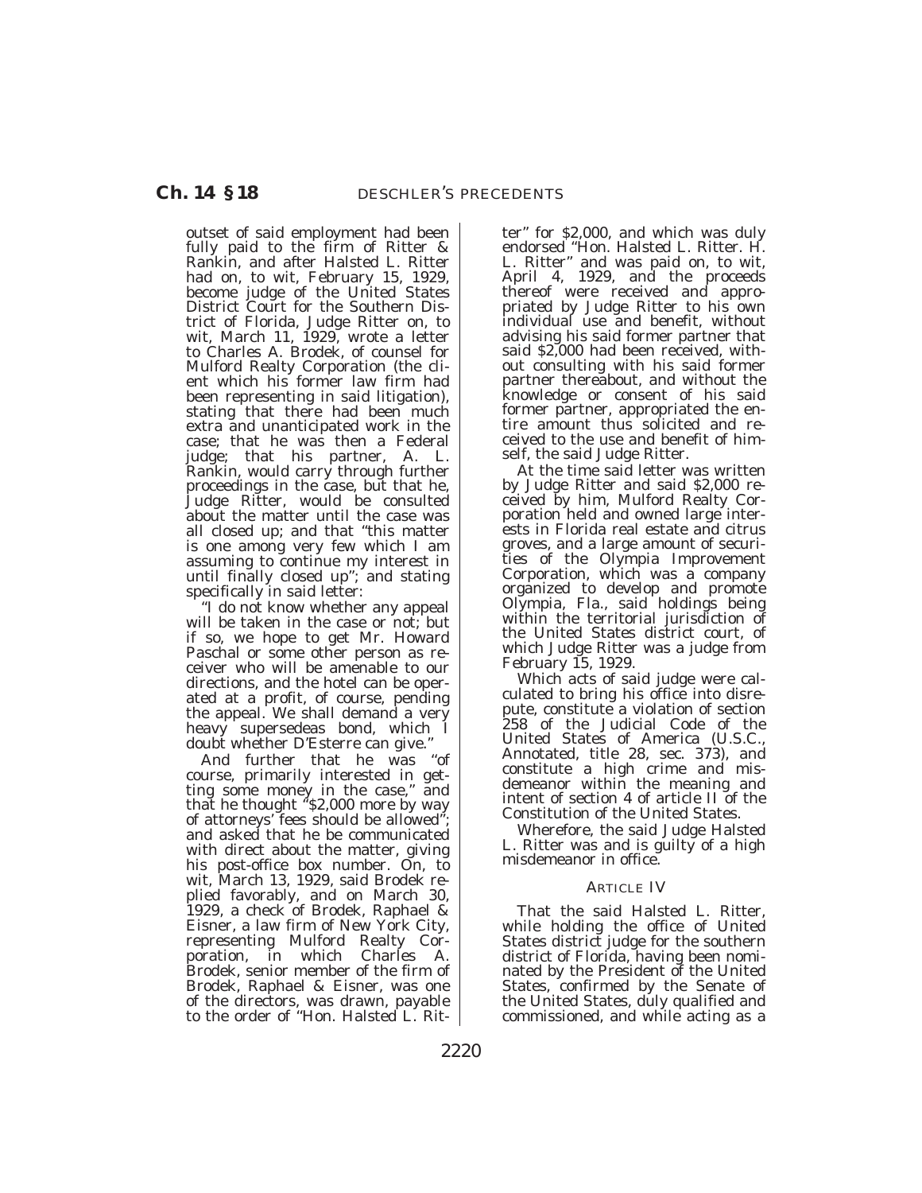outset of said employment had been fully paid to the firm of Ritter & Rankin, and after Halsted L. Ritter had on, to wit, February 15, 1929, become judge of the United States District Court for the Southern District of Florida, Judge Ritter on, to wit, March 11, 1929, wrote a letter to Charles A. Brodek, of counsel for Mulford Realty Corporation (the client which his former law firm had been representing in said litigation), stating that there had been much extra and unanticipated work in the case; that he was then a Federal judge; that his partner, A. L. Rankin, would carry through further proceedings in the case, but that he, Judge Ritter, would be consulted about the matter until the case was all closed up; and that "this matter is one among very few which I am assuming to continue my interest in until finally closed up"; and stating specifically in said letter:

"I do not know whether any appeal will be taken in the case or not; but if so, we hope to get Mr. Howard Paschal or some other person as receiver who will be amenable to our directions, and the hotel can be operated at a profit, of course, pending the appeal. We shall demand a very heavy supersedeas bond, which I doubt whether D'Esterre can give."

And further that he was "of course, primarily interested in getting some money in the case," and that he thought "$2,000 more by way of attorneys' fees should be allowed"; and asked that he be communicated with direct about the matter, giving his post-office box number. On, to wit, March 13, 1929, said Brodek replied favorably, and on March 30, 1929, a check of Brodek, Raphael & Eisner, a law firm of New York City, representing Mulford Realty Corporation, in which Charles A. Brodek, senior member of the firm of Brodek, Raphael & Eisner, was one of the directors, was drawn, payable to the order of "Hon. Halsted L. Ritter" for $2,000, and which was duly endorsed "Hon. Halsted L. Ritter. H. L. Ritter" and was paid on, to wit, April 4, 1929, and the proceeds thereof were received and appropriated by Judge Ritter to his own individual use and benefit, without advising his said former partner that said $2,000 had been received, without consulting with his said former partner thereabout, and without the knowledge or consent of his said former partner, appropriated the entire amount thus solicited and received to the use and benefit of himself, the said Judge Ritter.

At the time said letter was written by Judge Ritter and said $2,000 received by him, Mulford Realty Corporation held and owned large interests in Florida real estate and citrus groves, and a large amount of securities of the Olympia Improvement Corporation, which was a company organized to develop and promote Olympia, Fla., said holdings being within the territorial jurisdiction of the United States district court, of which Judge Ritter was a judge from February 15, 1929.

Which acts of said judge were calculated to bring his office into disrepute, constitute a violation of section 258 of the Judicial Code of the United States of America (U.S.C., Annotated, title 28, sec. 373), and constitute a high crime and misdemeanor within the meaning and intent of section 4 of article II of the Constitution of the United States.

Wherefore, the said Judge Halsted L. Ritter was and is guilty of a high misdemeanor in office.

ARTICLE IV

That the said Halsted L. Ritter, while holding the office of United States district judge for the southern district of Florida, having been nominated by the President of the United States, confirmed by the Senate of the United States, duly qualified and commissioned, and while acting as a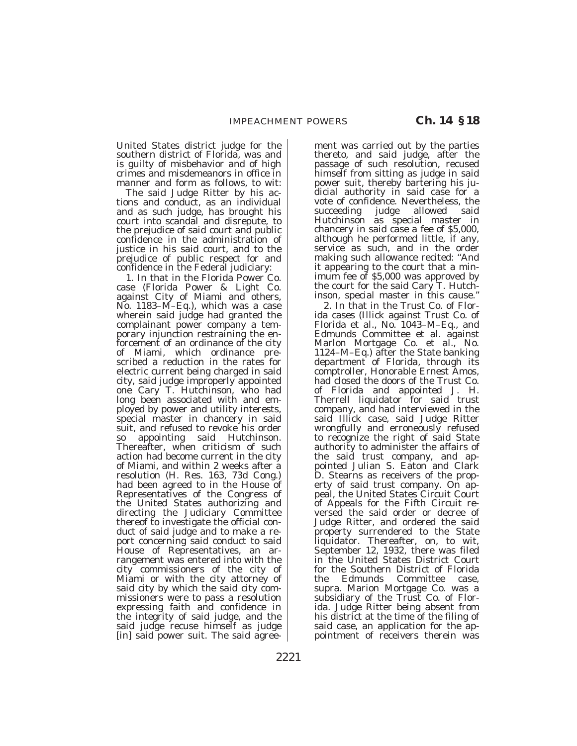United States district judge for the southern district of Florida, was and is guilty of misbehavior and of high crimes and misdemeanors in office in manner and form as follows, to wit:

The said Judge Ritter by his actions and conduct, as an individual and as such judge, has brought his court into scandal and disrepute, to the prejudice of said court and public confidence in the administration of justice in his said court, and to the prejudice of public respect for and confidence in the Federal judiciary:

1. In that in the Florida Power Co. case (Florida Power & Light Co. against City of Miami and others, No. 1183–M–Eq.), which was a case wherein said judge had granted the complainant power company a temporary injunction restraining the enforcement of an ordinance of the city of Miami, which ordinance prescribed a reduction in the rates for electric current being charged in said city, said judge improperly appointed one Cary T. Hutchinson, who had long been associated with and employed by power and utility interests, special master in chancery in said suit, and refused to revoke his order so appointing said Hutchinson. Thereafter, when criticism of such action had become current in the city of Miami, and within 2 weeks after a resolution (H. Res. 163, 73d Cong.) had been agreed to in the House of Representatives of the Congress of the United States authorizing and directing the Judiciary Committee thereof to investigate the official conduct of said judge and to make a report concerning said conduct to said House of Representatives, an arrangement was entered into with the city commissioners of the city of Miami or with the city attorney of said city by which the said city commissioners were to pass a resolution expressing faith and confidence in the integrity of said judge, and the said judge recuse himself as judge [in] said power suit. The said agreement was carried out by the parties thereto, and said judge, after the passage of such resolution, recused himself from sitting as judge in said power suit, thereby bartering his judicial authority in said case for a vote of confidence. Nevertheless, the succeeding judge allowed said Hutchinson as special master in chancery in said case a fee of $5,000, although he performed little, if any, service as such, and in the order making such allowance recited: "And it appearing to the court that a minimum fee of $5,000 was approved by the court for the said Cary T. Hutchinson, special master in this cause."

2. In that in the Trust Co. of Florida cases (Illick against Trust Co. of Florida et al., No. 1043–M–Eq., and Edmunds Committee et al. against Marlon Mortgage Co. et al., No. 1124–M–Eq.) after the State banking department of Florida, through its comptroller, Honorable Ernest Amos, had closed the doors of the Trust Co. of Florida and appointed J. H. Therrell liquidator for said trust company, and had interviewed in the said Illick case, said Judge Ritter wrongfully and erroneously refused to recognize the right of said State authority to administer the affairs of the said trust company, and appointed Julian S. Eaton and Clark D. Stearns as receivers of the property of said trust company. On appeal, the United States Circuit Court of Appeals for the Fifth Circuit reversed the said order or decree of Judge Ritter, and ordered the said property surrendered to the State liquidator. Thereafter, on, to wit, September 12, 1932, there was filed in the United States District Court for the Southern District of Florida the Edmunds Committee case, supra. Marion Mortgage Co. was a subsidiary of the Trust Co. of Florida. Judge Ritter being absent from his district at the time of the filing of said case, an application for the appointment of receivers therein was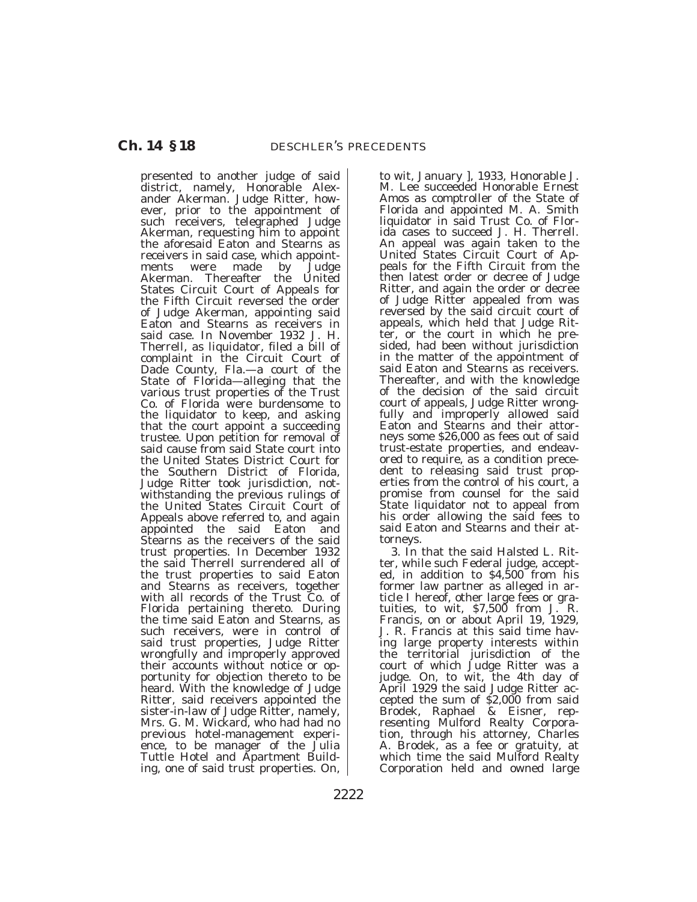presented to another judge of said district, namely, Honorable Alexander Akerman. Judge Ritter, however, prior to the appointment of such receivers, telegraphed Judge Akerman, requesting him to appoint the aforesaid Eaton and Stearns as receivers in said case, which appointments were made by Judge Akerman. Thereafter the United States Circuit Court of Appeals for the Fifth Circuit reversed the order of Judge Akerman, appointing said Eaton and Stearns as receivers in said case. In November 1932 J. H. Therrell, as liquidator, filed a bill of complaint in the Circuit Court of Dade County, Fla.—a court of the State of Florida—alleging that the various trust properties of the Trust Co. of Florida were burdensome to the liquidator to keep, and asking that the court appoint a succeeding trustee. Upon petition for removal of said cause from said State court into the United States District Court for the Southern District of Florida, Judge Ritter took jurisdiction, notwithstanding the previous rulings of the United States Circuit Court of Appeals above referred to, and again appointed the said Eaton and Stearns as the receivers of the said trust properties. In December 1932 the said Therrell surrendered all of the trust properties to said Eaton and Stearns as receivers, together with all records of the Trust Co. of Florida pertaining thereto. During the time said Eaton and Stearns, as such receivers, were in control of said trust properties, Judge Ritter wrongfully and improperly approved their accounts without notice or opportunity for objection thereto to be heard. With the knowledge of Judge Ritter, said receivers appointed the sister-in-law of Judge Ritter, namely, Mrs. G. M. Wickard, who had had no previous hotel-management experience, to be manager of the Julia Tuttle Hotel and Apartment Building, one of said trust properties. On, to wit, January ], 1933, Honorable J. M. Lee succeeded Honorable Ernest Amos as comptroller of the State of Florida and appointed M. A. Smith liquidator in said Trust Co. of Florida cases to succeed J. H. Therrell. An appeal was again taken to the United States Circuit Court of Appeals for the Fifth Circuit from the then latest order or decree of Judge Ritter, and again the order or decree of Judge Ritter appealed from was reversed by the said circuit court of appeals, which held that Judge Ritter, or the court in which he presided, had been without jurisdiction in the matter of the appointment of said Eaton and Stearns as receivers. Thereafter, and with the knowledge of the decision of the said circuit court of appeals, Judge Ritter wrongfully and improperly allowed said Eaton and Stearns and their attorneys some $26,000 as fees out of said trust-estate properties, and endeavored to require, as a condition precedent to releasing said trust properties from the control of his court, a promise from counsel for the said State liquidator not to appeal from his order allowing the said fees to said Eaton and Stearns and their attorneys.

3. In that the said Halsted L. Ritter, while such Federal judge, accepted, in addition to $4,500 from his former law partner as alleged in article I hereof, other large fees or gratuities, to wit, $7,500 from J. R. Francis, on or about April 19, 1929, J. R. Francis at this said time having large property interests within the territorial jurisdiction of the court of which Judge Ritter was a judge. On, to wit, the 4th day of April 1929 the said Judge Ritter accepted the sum of $2,000 from said Brodek, Raphael & Eisner, representing Mulford Realty Corporation, through his attorney, Charles A. Brodek, as a fee or gratuity, at which time the said Mulford Realty Corporation held and owned large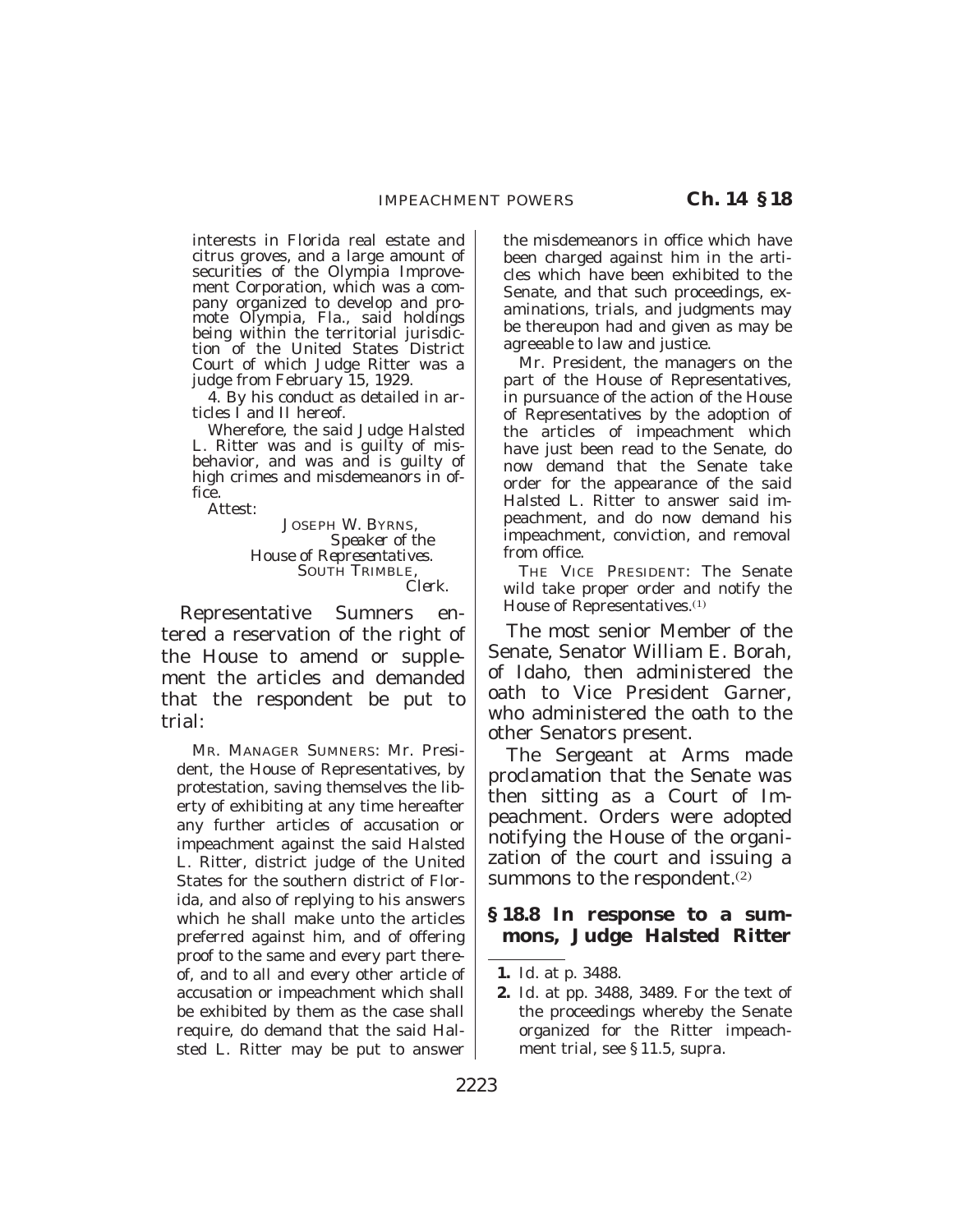interests in Florida real estate and citrus groves, and a large amount of securities of the Olympia Improvement Corporation, which was a company organized to develop and promote Olympia, Fla., said holdings being within the territorial jurisdiction of the United States District Court of which Judge Ritter was a judge from February 15, 1929.

4. By his conduct as detailed in articles I and II hereof.

Wherefore, the said Judge Halsted L. Ritter was and is guilty of misbehavior, and was and is guilty of high crimes and misdemeanors in office.

Attest:

JOSEPH W. BYRNS,
*Speaker of the House of Representatives.*
SOUTH TRIMBLE,
*Clerk.*

Representative Sumners entered a reservation of the right of the House to amend or supplement the articles and demanded that the respondent be put to trial:

MR. MANAGER SUMNERS: Mr. President, the House of Representatives, by protestation, saving themselves the liberty of exhibiting at any time hereafter any further articles of accusation or impeachment against the said Halsted L. Ritter, district judge of the United States for the southern district of Florida, and also of replying to his answers which he shall make unto the articles preferred against him, and of offering proof to the same and every part thereof, and to all and every other article of accusation or impeachment which shall be exhibited by them as the case shall require, do demand that the said Halsted L. Ritter may be put to answer the misdemeanors in office which have been charged against him in the articles which have been exhibited to the Senate, and that such proceedings, examinations, trials, and judgments may be thereupon had and given as may be agreeable to law and justice.

Mr. President, the managers on the part of the House of Representatives, in pursuance of the action of the House of Representatives by the adoption of the articles of impeachment which have just been read to the Senate, do now demand that the Senate take order for the appearance of the said Halsted L. Ritter to answer said impeachment, and do now demand his impeachment, conviction, and removal from office.

THE VICE PRESIDENT: The Senate wild take proper order and notify the House of Representatives.[1]

The most senior Member of the Senate, Senator William E. Borah, of Idaho, then administered the oath to Vice President Garner, who administered the oath to the other Senators present.

The Sergeant at Arms made proclamation that the Senate was then sitting as a Court of Impeachment. Orders were adopted notifying the House of the organization of the court and issuing a summons to the respondent.[2]

**§ 18.8 In response to a summons, Judge Halsted Ritter**

1. Id. at p. 3488.
2. Id. at pp. 3488, 3489. For the text of the proceedings whereby the Senate organized for the Ritter impeachment trial, see § 11.5, supra.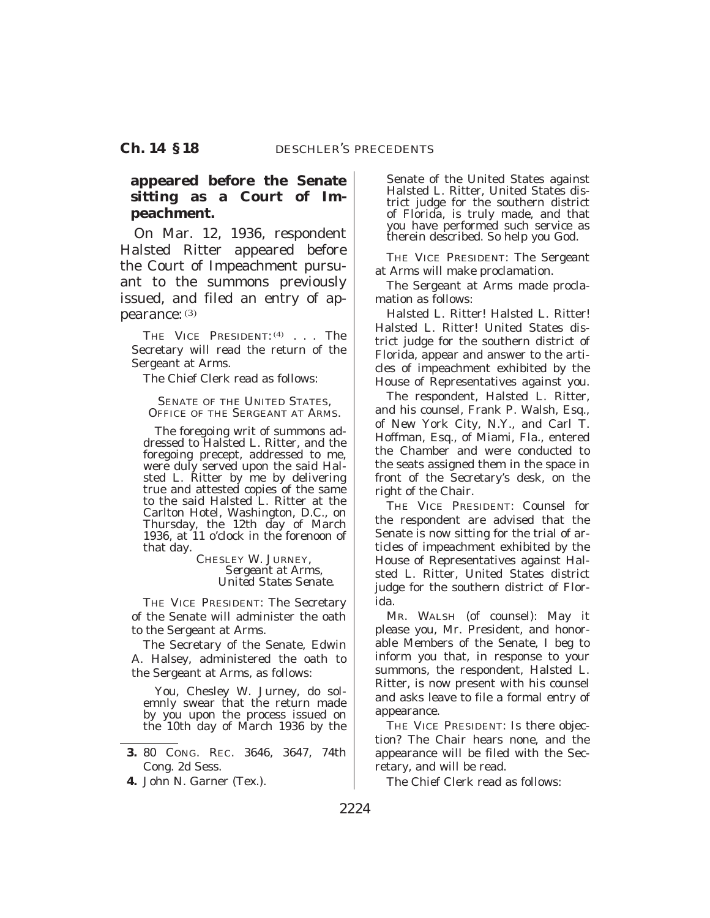**appeared before the Senate sitting as a Court of Impeachment.**

On Mar. 12, 1936, respondent Halsted Ritter appeared before the Court of Impeachment pursuant to the summons previously issued, and filed an entry of appearance: [3]

THE VICE PRESIDENT: [4] . . . The Secretary will read the return of the Sergeant at Arms.

The Chief Clerk read as follows:

> SENATE OF THE UNITED STATES,
> OFFICE OF THE SERGEANT AT ARMS.
>
> The foregoing writ of summons addressed to Halsted L. Ritter, and the foregoing precept, addressed to me, were duly served upon the said Halsted L. Ritter by me by delivering true and attested copies of the same to the said Halsted L. Ritter at the Carlton Hotel, Washington, D.C., on Thursday, the 12th day of March 1936, at 11 o'clock in the forenoon of that day.
>
> CHESLEY W. JURNEY,
> *Sergeant at Arms,*
> *United States Senate.*

THE VICE PRESIDENT: The Secretary of the Senate will administer the oath to the Sergeant at Arms.

The Secretary of the Senate, Edwin A. Halsey, administered the oath to the Sergeant at Arms, as follows:

> You, Chesley W. Jurney, do solemnly swear that the return made by you upon the process issued on the 10th day of March 1936 by the Senate of the United States against Halsted L. Ritter, United States district judge for the southern district of Florida, is truly made, and that you have performed such service as therein described. So help you God.

THE VICE PRESIDENT: The Sergeant at Arms will make proclamation.

The Sergeant at Arms made proclamation as follows:

Halsted L. Ritter! Halsted L. Ritter! Halsted L. Ritter! United States district judge for the southern district of Florida, appear and answer to the articles of impeachment exhibited by the House of Representatives against you.

The respondent, Halsted L. Ritter, and his counsel, Frank P. Walsh, Esq., of New York City, N.Y., and Carl T. Hoffman, Esq., of Miami, Fla., entered the Chamber and were conducted to the seats assigned them in the space in front of the Secretary's desk, on the right of the Chair.

THE VICE PRESIDENT: Counsel for the respondent are advised that the Senate is now sitting for the trial of articles of impeachment exhibited by the House of Representatives against Halsted L. Ritter, United States district judge for the southern district of Florida.

MR. WALSH (of counsel): May it please you, Mr. President, and honorable Members of the Senate, I beg to inform you that, in response to your summons, the respondent, Halsted L. Ritter, is now present with his counsel and asks leave to file a formal entry of appearance.

THE VICE PRESIDENT: Is there objection? The Chair hears none, and the appearance will be filed with the Secretary, and will be read.

The Chief Clerk read as follows:

---

3. 80 CONG. REC. 3646, 3647, 74th Cong. 2d Sess.
4. John N. Garner (Tex.).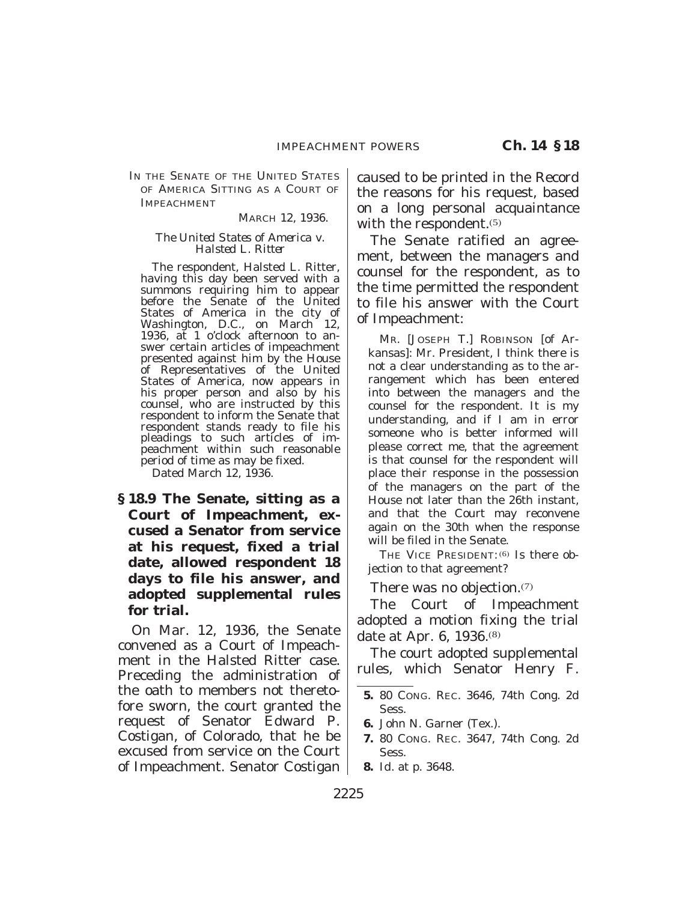IN THE SENATE OF THE UNITED STATES OF AMERICA SITTING AS A COURT OF IMPEACHMENT

MARCH 12, 1936.

*The United States of America v. Halsted L. Ritter*

The respondent, Halsted L. Ritter, having this day been served with a summons requiring him to appear before the Senate of the United States of America in the city of Washington, D.C., on March 12, 1936, at 1 o'clock afternoon to answer certain articles of impeachment presented against him by the House of Representatives of the United States of America, now appears in his proper person and also by his counsel, who are instructed by this respondent to inform the Senate that respondent stands ready to file his pleadings to such articles of impeachment within such reasonable period of time as may be fixed.

Dated March 12, 1936.

### § 18.9 The Senate, sitting as a Court of Impeachment, excused a Senator from service at his request, fixed a trial date, allowed respondent 18 days to file his answer, and adopted supplemental rules for trial.

On Mar. 12, 1936, the Senate convened as a Court of Impeachment in the Halsted Ritter case. Preceding the administration of the oath to members not theretofore sworn, the court granted the request of Senator Edward P. Costigan, of Colorado, that he be excused from service on the Court of Impeachment. Senator Costigan caused to be printed in the Record the reasons for his request, based on a long personal acquaintance with the respondent.(5)

The Senate ratified an agreement, between the managers and counsel for the respondent, as to the time permitted the respondent to file his answer with the Court of Impeachment:

MR. [JOSEPH T.] ROBINSON [of Arkansas]: Mr. President, I think there is not a clear understanding as to the arrangement which has been entered into between the managers and the counsel for the respondent. It is my understanding, and if I am in error someone who is better informed will please correct me, that the agreement is that counsel for the respondent will place their response in the possession of the managers on the part of the House not later than the 26th instant, and that the Court may reconvene again on the 30th when the response will be filed in the Senate.

THE VICE PRESIDENT:(6) Is there objection to that agreement?

There was no objection.(7)

The Court of Impeachment adopted a motion fixing the trial date at Apr. 6, 1936.(8)

The court adopted supplemental rules, which Senator Henry F.

---

**5.** 80 CONG. REC. 3646, 74th Cong. 2d Sess.

**6.** John N. Garner (Tex.).

**7.** 80 CONG. REC. 3647, 74th Cong. 2d Sess.

**8.** *Id.* at p. 3648.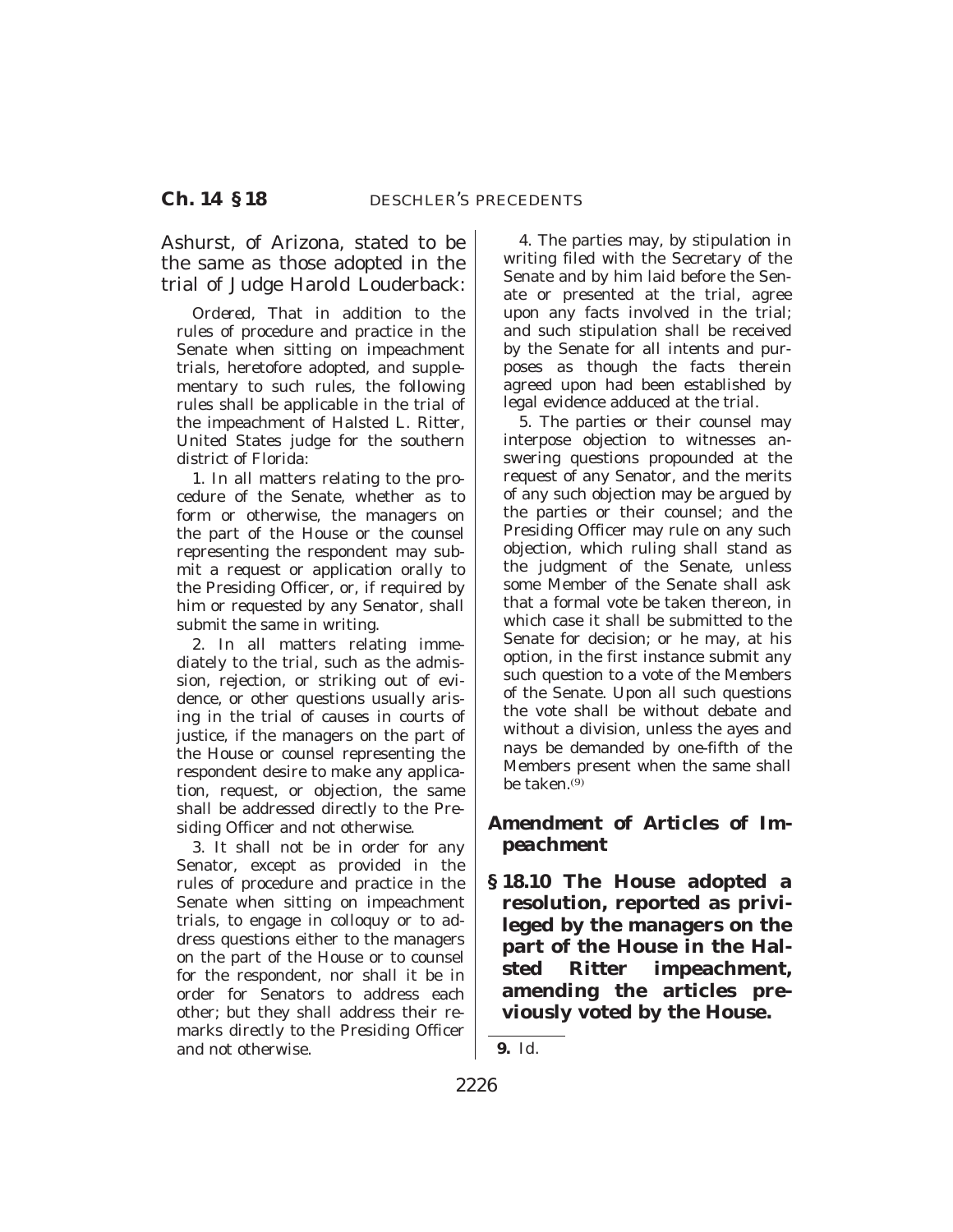Ashurst, of Arizona, stated to be the same as those adopted in the trial of Judge Harold Louderback:

*Ordered*, That in addition to the rules of procedure and practice in the Senate when sitting on impeachment trials, heretofore adopted, and supplementary to such rules, the following rules shall be applicable in the trial of the impeachment of Halsted L. Ritter, United States judge for the southern district of Florida:

1. In all matters relating to the procedure of the Senate, whether as to form or otherwise, the managers on the part of the House or the counsel representing the respondent may submit a request or application orally to the Presiding Officer, or, if required by him or requested by any Senator, shall submit the same in writing.

2. In all matters relating immediately to the trial, such as the admission, rejection, or striking out of evidence, or other questions usually arising in the trial of causes in courts of justice, if the managers on the part of the House or counsel representing the respondent desire to make any application, request, or objection, the same shall be addressed directly to the Presiding Officer and not otherwise.

3. It shall not be in order for any Senator, except as provided in the rules of procedure and practice in the Senate when sitting on impeachment trials, to engage in colloquy or to address questions either to the managers on the part of the House or to counsel for the respondent, nor shall it be in order for Senators to address each other; but they shall address their remarks directly to the Presiding Officer and not otherwise.

4. The parties may, by stipulation in writing filed with the Secretary of the Senate and by him laid before the Senate or presented at the trial, agree upon any facts involved in the trial; and such stipulation shall be received by the Senate for all intents and purposes as though the facts therein agreed upon had been established by legal evidence adduced at the trial.

5. The parties or their counsel may interpose objection to witnesses answering questions propounded at the request of any Senator, and the merits of any such objection may be argued by the parties or their counsel; and the Presiding Officer may rule on any such objection, which ruling shall stand as the judgment of the Senate, unless some Member of the Senate shall ask that a formal vote be taken thereon, in which case it shall be submitted to the Senate for decision; or he may, at his option, in the first instance submit any such question to a vote of the Members of the Senate. Upon all such questions the vote shall be without debate and without a division, unless the ayes and nays be demanded by one-fifth of the Members present when the same shall be taken.[9]

### *Amendment of Articles of Impeachment*

**§ 18.10 The House adopted a resolution, reported as privileged by the managers on the part of the House in the Halsted Ritter impeachment, amending the articles previously voted by the House.**

---

**9.** Id.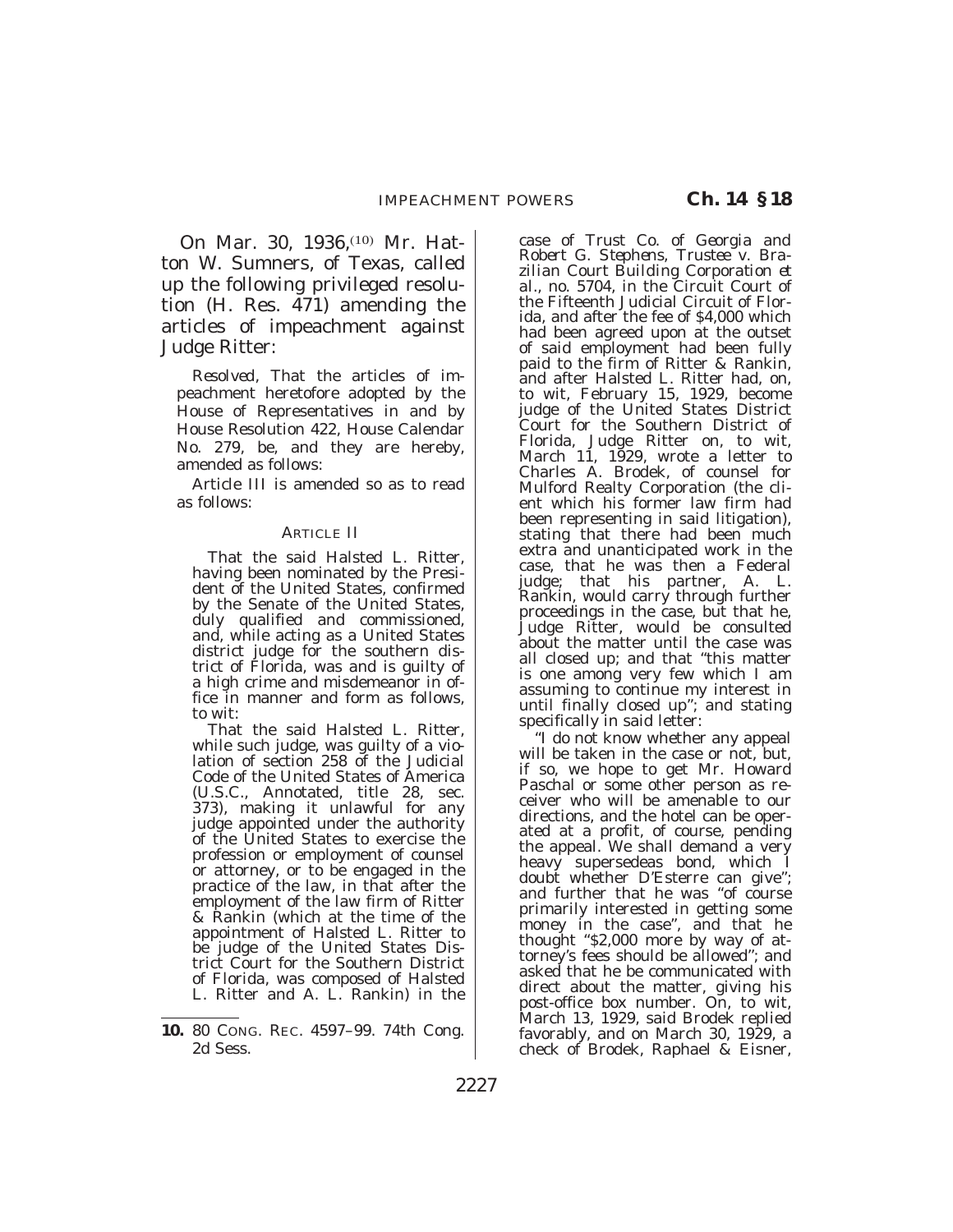On Mar. 30, 1936,[10] Mr. Hatton W. Sumners, of Texas, called up the following privileged resolution (H. Res. 471) amending the articles of impeachment against Judge Ritter:

*Resolved*, That the articles of impeachment heretofore adopted by the House of Representatives in and by House Resolution 422, House Calendar No. 279, be, and they are hereby, amended as follows:

Article III is amended so as to read as follows:

ARTICLE II

That the said Halsted L. Ritter, having been nominated by the President of the United States, confirmed by the Senate of the United States, duly qualified and commissioned, and, while acting as a United States district judge for the southern district of Florida, was and is guilty of a high crime and misdemeanor in office in manner and form as follows, to wit:

That the said Halsted L. Ritter, while such judge, was guilty of a violation of section 258 of the Judicial Code of the United States of America (U.S.C., Annotated, title 28, sec. 373), making it unlawful for any judge appointed under the authority of the United States to exercise the profession or employment of counsel or attorney, or to be engaged in the practice of the law, in that after the employment of the law firm of Ritter & Rankin (which at the time of the appointment of Halsted L. Ritter to be judge of the United States District Court for the Southern District of Florida, was composed of Halsted L. Ritter and A. L. Rankin) in the case of *Trust Co. of Georgia and Robert G. Stephens, Trustee* v. *Brazilian Court Building Corporation et al.*, no. 5704, in the Circuit Court of the Fifteenth Judicial Circuit of Florida, and after the fee of $4,000 which had been agreed upon at the outset of said employment had been fully paid to the firm of Ritter & Rankin, and after Halsted L. Ritter had, on, to wit, February 15, 1929, become judge of the United States District Court for the Southern District of Florida, Judge Ritter on, to wit, March 11, 1929, wrote a letter to Charles A. Brodek, of counsel for Mulford Realty Corporation (the client which his former law firm had been representing in said litigation), stating that there had been much extra and unanticipated work in the case, that he was then a Federal judge; that his partner, A. L. Rankin, would carry through further proceedings in the case, but that he, Judge Ritter, would be consulted about the matter until the case was all closed up; and that "this matter is one among very few which I am assuming to continue my interest in until finally closed up"; and stating specifically in said letter:

"I do not know whether any appeal will be taken in the case or not, but, if so, we hope to get Mr. Howard Paschal or some other person as receiver who will be amenable to our directions, and the hotel can be operated at a profit, of course, pending the appeal. We shall demand a very heavy supersedeas bond, which I doubt whether D'Esterre can give"; and further that he was "of course primarily interested in getting some money in the case", and that he thought "$2,000 more by way of attorney's fees should be allowed"; and asked that he be communicated with direct about the matter, giving his post-office box number. On, to wit, March 13, 1929, said Brodek replied favorably, and on March 30, 1929, a check of Brodek, Raphael & Eisner,

---

**10.** 80 CONG. REC. 4597–99. 74th Cong. 2d Sess.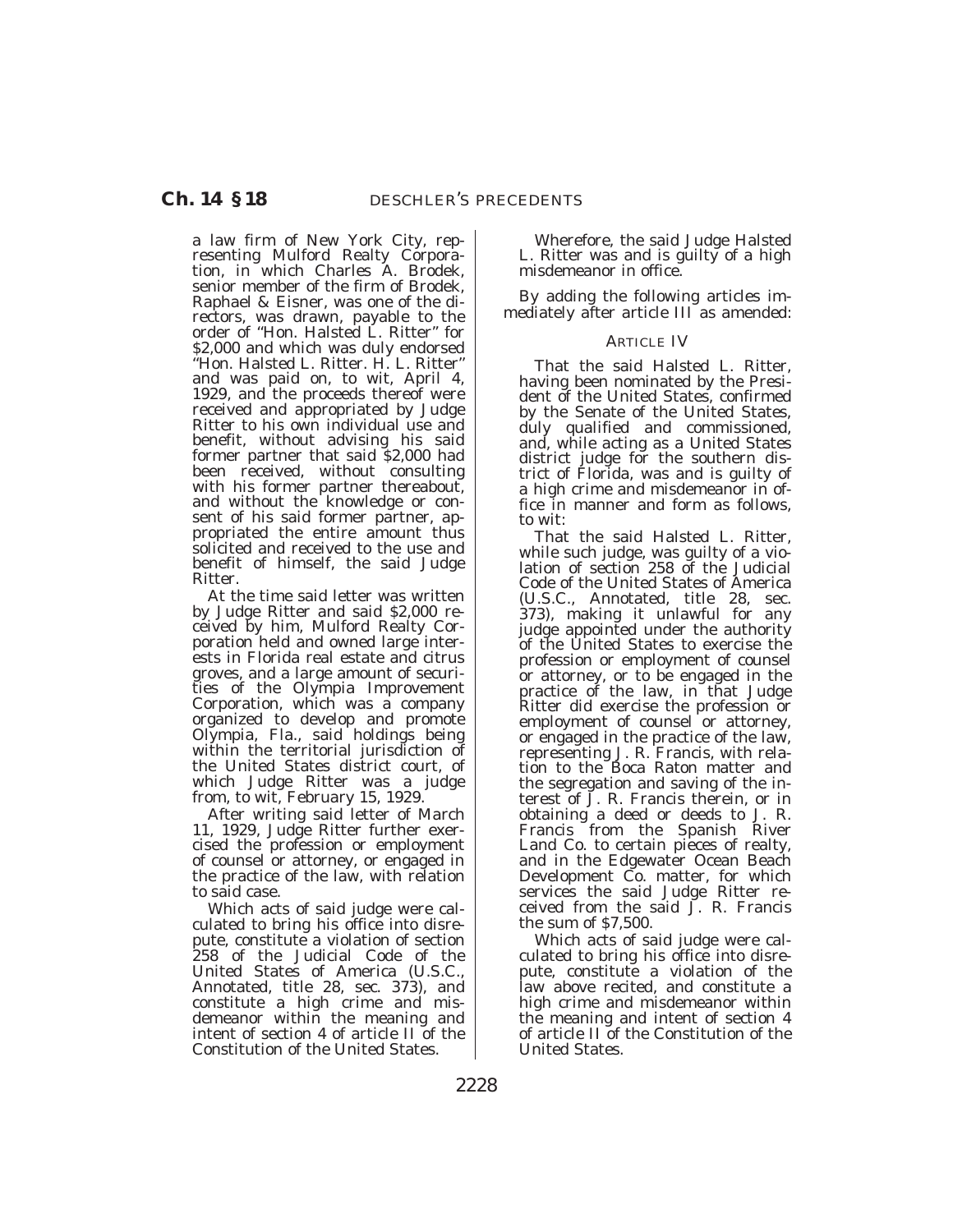a law firm of New York City, representing Mulford Realty Corporation, in which Charles A. Brodek, senior member of the firm of Brodek, Raphael & Eisner, was one of the directors, was drawn, payable to the order of "Hon. Halsted L. Ritter" for $2,000 and which was duly endorsed "Hon. Halsted L. Ritter. H. L. Ritter" and was paid on, to wit, April 4, 1929, and the proceeds thereof were received and appropriated by Judge Ritter to his own individual use and benefit, without advising his said former partner that said $2,000 had been received, without consulting with his former partner thereabout, and without the knowledge or consent of his said former partner, appropriated the entire amount thus solicited and received to the use and benefit of himself, the said Judge Ritter.

At the time said letter was written by Judge Ritter and said $2,000 received by him, Mulford Realty Corporation held and owned large interests in Florida real estate and citrus groves, and a large amount of securities of the Olympia Improvement Corporation, which was a company organized to develop and promote Olympia, Fla., said holdings being within the territorial jurisdiction of the United States district court, of which Judge Ritter was a judge from, to wit, February 15, 1929.

After writing said letter of March 11, 1929, Judge Ritter further exercised the profession or employment of counsel or attorney, or engaged in the practice of the law, with relation to said case.

Which acts of said judge were calculated to bring his office into disrepute, constitute a violation of section 258 of the Judicial Code of the United States of America (U.S.C., Annotated, title 28, sec. 373), and constitute a high crime and misdemeanor within the meaning and intent of section 4 of article II of the Constitution of the United States.

Wherefore, the said Judge Halsted L. Ritter was and is guilty of a high misdemeanor in office.

By adding the following articles immediately after article III as amended:

ARTICLE IV

That the said Halsted L. Ritter, having been nominated by the President of the United States, confirmed by the Senate of the United States, duly qualified and commissioned, and, while acting as a United States district judge for the southern district of Florida, was and is guilty of a high crime and misdemeanor in office in manner and form as follows, to wit:

That the said Halsted L. Ritter, while such judge, was guilty of a violation of section 258 of the Judicial Code of the United States of America (U.S.C., Annotated, title 28, sec. 373), making it unlawful for any judge appointed under the authority of the United States to exercise the profession or employment of counsel or attorney, or to be engaged in the practice of the law, in that Judge Ritter did exercise the profession or employment of counsel or attorney, or engaged in the practice of the law, representing J. R. Francis, with relation to the Boca Raton matter and the segregation and saving of the interest of J. R. Francis therein, or in obtaining a deed or deeds to J. R. Francis from the Spanish River Land Co. to certain pieces of realty, and in the Edgewater Ocean Beach Development Co. matter, for which services the said Judge Ritter received from the said J. R. Francis the sum of $7,500.

Which acts of said judge were calculated to bring his office into disrepute, constitute a violation of the law above recited, and constitute a high crime and misdemeanor within the meaning and intent of section 4 of article II of the Constitution of the United States.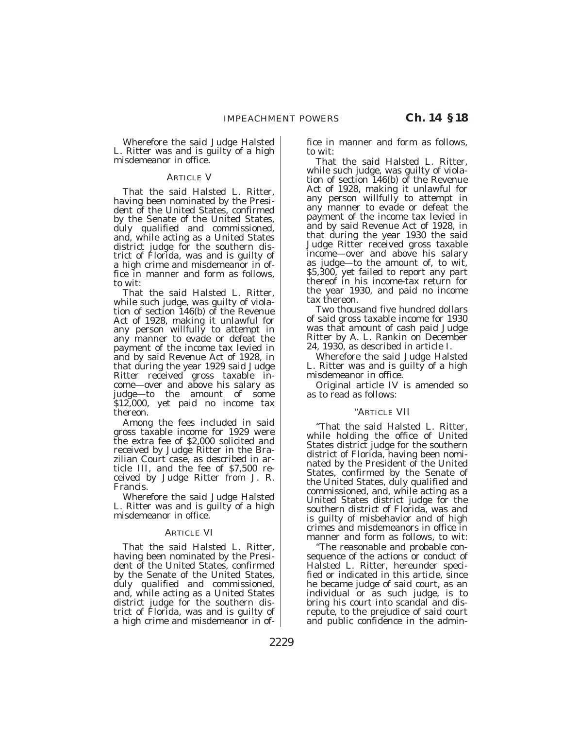Wherefore the said Judge Halsted L. Ritter was and is guilty of a high misdemeanor in office.

ARTICLE V

That the said Halsted L. Ritter, having been nominated by the President of the United States, confirmed by the Senate of the United States, duly qualified and commissioned, and, while acting as a United States district judge for the southern district of Florida, was and is guilty of a high crime and misdemeanor in office in manner and form as follows, to wit:

That the said Halsted L. Ritter, while such judge, was guilty of violation of section 146(b) of the Revenue Act of 1928, making it unlawful for any person willfully to attempt in any manner to evade or defeat the payment of the income tax levied in and by said Revenue Act of 1928, in that during the year 1929 said Judge Ritter received gross taxable income—over and above his salary as judge—to the amount of some $12,000, yet paid no income tax thereon.

Among the fees included in said gross taxable income for 1929 were the extra fee of $2,000 solicited and received by Judge Ritter in the Brazilian Court case, as described in article III, and the fee of $7,500 received by Judge Ritter from J. R. Francis.

Wherefore the said Judge Halsted L. Ritter was and is guilty of a high misdemeanor in office.

ARTICLE VI

That the said Halsted L. Ritter, having been nominated by the President of the United States, confirmed by the Senate of the United States, duly qualified and commissioned, and, while acting as a United States district judge for the southern district of Florida, was and is guilty of a high crime and misdemeanor in office in manner and form as follows, to wit:

That the said Halsted L. Ritter, while such judge, was guilty of violation of section 146(b) of the Revenue Act of 1928, making it unlawful for any person willfully to attempt in any manner to evade or defeat the payment of the income tax levied in and by said Revenue Act of 1928, in that during the year 1930 the said Judge Ritter received gross taxable income—over and above his salary as judge—to the amount of, to wit, $5,300, yet failed to report any part thereof in his income-tax return for the year 1930, and paid no income tax thereon.

Two thousand five hundred dollars of said gross taxable income for 1930 was that amount of cash paid Judge Ritter by A. L. Rankin on December 24, 1930, as described in article I.

Wherefore the said Judge Halsted L. Ritter was and is guilty of a high misdemeanor in office.

Original article IV is amended so as to read as follows:

"ARTICLE VII

"That the said Halsted L. Ritter, while holding the office of United States district judge for the southern district of Florida, having been nominated by the President of the United States, confirmed by the Senate of the United States, duly qualified and commissioned, and, while acting as a United States district judge for the southern district of Florida, was and is guilty of misbehavior and of high crimes and misdemeanors in office in manner and form as follows, to wit:

"The reasonable and probable consequence of the actions or conduct of Halsted L. Ritter, hereunder specified or indicated in this article, since he became judge of said court, as an individual or as such judge, is to bring his court into scandal and disrepute, to the prejudice of said court and public confidence in the admin-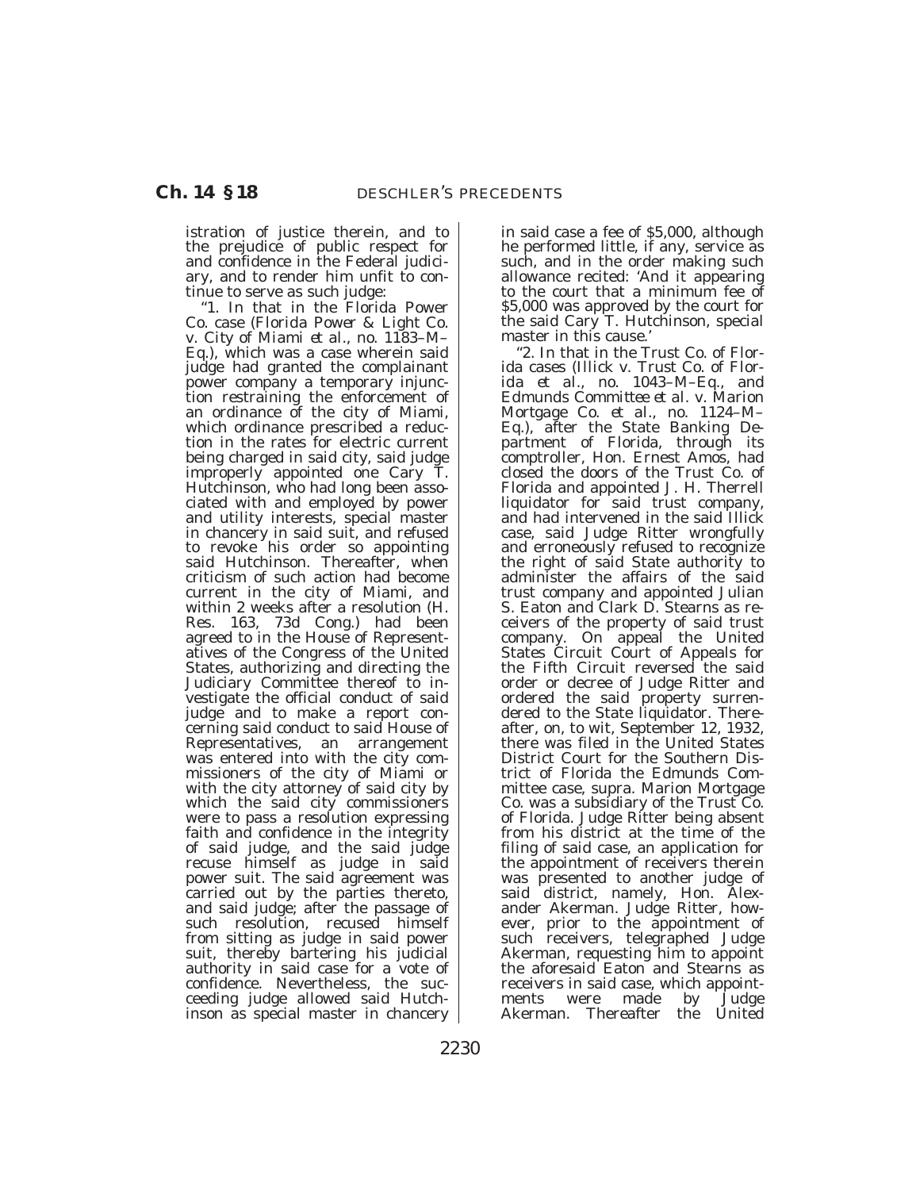istration of justice therein, and to the prejudice of public respect for and confidence in the Federal judiciary, and to render him unfit to continue to serve as such judge:

"1. In that in the Florida Power Co. case (*Florida Power & Light Co. v. City of Miami et al.*, no. 1183–M–Eq.), which was a case wherein said judge had granted the complainant power company a temporary injunction restraining the enforcement of an ordinance of the city of Miami, which ordinance prescribed a reduction in the rates for electric current being charged in said city, said judge improperly appointed one Cary T. Hutchinson, who had long been associated with and employed by power and utility interests, special master in chancery in said suit, and refused to revoke his order so appointing said Hutchinson. Thereafter, when criticism of such action had become current in the city of Miami, and within 2 weeks after a resolution (H. Res. 163, 73d Cong.) had been agreed to in the House of Representatives of the Congress of the United States, authorizing and directing the Judiciary Committee thereof to investigate the official conduct of said judge and to make a report concerning said conduct to said House of Representatives, an arrangement was entered into with the city commissioners of the city of Miami or with the city attorney of said city by which the said city commissioners were to pass a resolution expressing faith and confidence in the integrity of said judge, and the said judge recuse himself as judge in said power suit. The said agreement was carried out by the parties thereto, and said judge; after the passage of such resolution, recused himself from sitting as judge in said power suit, thereby bartering his judicial authority in said case for a vote of confidence. Nevertheless, the succeeding judge allowed said Hutchinson as special master in chancery in said case a fee of $5,000, although he performed little, if any, service as such, and in the order making such allowance recited: 'And it appearing to the court that a minimum fee of $5,000 was approved by the court for the said Cary T. Hutchinson, special master in this cause.'

"2. In that in the Trust Co. of Florida cases (*Illick v. Trust Co. of Florida et al.*, no. 1043–M–Eq., and *Edmunds Committee et al. v. Marion Mortgage Co. et al.*, no. 1124–M–Eq.), after the State Banking Department of Florida, through its comptroller, Hon. Ernest Amos, had closed the doors of the Trust Co. of Florida and appointed J. H. Therrell liquidator for said trust company, and had intervened in the said Illick case, said Judge Ritter wrongfully and erroneously refused to recognize the right of said State authority to administer the affairs of the said trust company and appointed Julian S. Eaton and Clark D. Stearns as receivers of the property of said trust company. On appeal the United States Circuit Court of Appeals for the Fifth Circuit reversed the said order or decree of Judge Ritter and ordered the said property surrendered to the State liquidator. Thereafter, on, to wit, September 12, 1932, there was filed in the United States District Court for the Southern District of Florida the Edmunds Committee case, supra. Marion Mortgage Co. was a subsidiary of the Trust Co. of Florida. Judge Ritter being absent from his district at the time of the filing of said case, an application for the appointment of receivers therein was presented to another judge of said district, namely, Hon. Alexander Akerman. Judge Ritter, however, prior to the appointment of such receivers, telegraphed Judge Akerman, requesting him to appoint the aforesaid Eaton and Stearns as receivers in said case, which appointments were made by Judge Akerman. Thereafter the United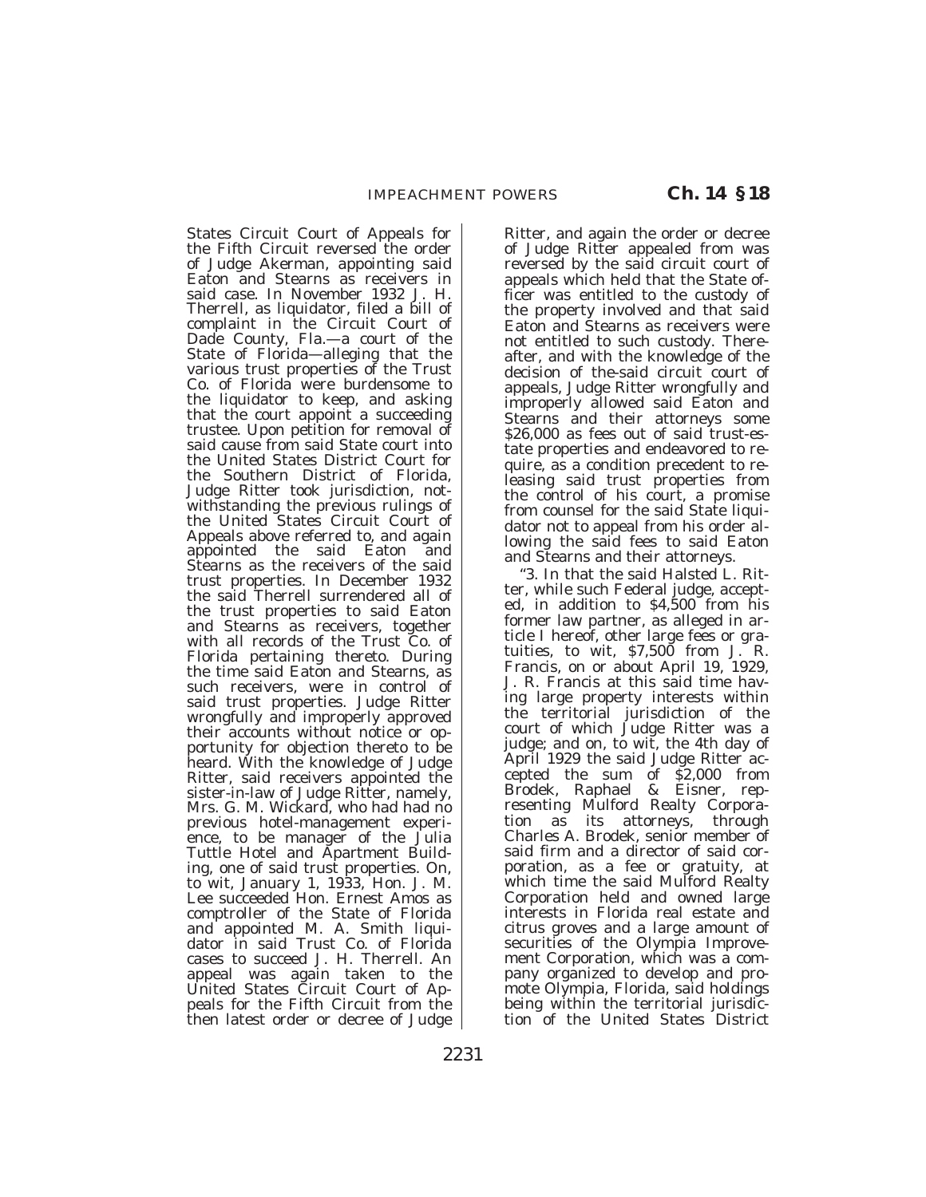States Circuit Court of Appeals for the Fifth Circuit reversed the order of Judge Akerman, appointing said Eaton and Stearns as receivers in said case. In November 1932 J. H. Therrell, as liquidator, filed a bill of complaint in the Circuit Court of Dade County, Fla.—a court of the State of Florida—alleging that the various trust properties of the Trust Co. of Florida were burdensome to the liquidator to keep, and asking that the court appoint a succeeding trustee. Upon petition for removal of said cause from said State court into the United States District Court for the Southern District of Florida, Judge Ritter took jurisdiction, notwithstanding the previous rulings of the United States Circuit Court of Appeals above referred to, and again appointed the said Eaton and Stearns as the receivers of the said trust properties. In December 1932 the said Therrell surrendered all of the trust properties to said Eaton and Stearns as receivers, together with all records of the Trust Co. of Florida pertaining thereto. During the time said Eaton and Stearns, as such receivers, were in control of said trust properties. Judge Ritter wrongfully and improperly approved their accounts without notice or opportunity for objection thereto to be heard. With the knowledge of Judge Ritter, said receivers appointed the sister-in-law of Judge Ritter, namely, Mrs. G. M. Wickard, who had had no previous hotel-management experience, to be manager of the Julia Tuttle Hotel and Apartment Building, one of said trust properties. On, to wit, January 1, 1933, Hon. J. M. Lee succeeded Hon. Ernest Amos as comptroller of the State of Florida and appointed M. A. Smith liquidator in said Trust Co. of Florida cases to succeed J. H. Therrell. An appeal was again taken to the United States Circuit Court of Appeals for the Fifth Circuit from the then latest order or decree of Judge Ritter, and again the order or decree of Judge Ritter appealed from was reversed by the said circuit court of appeals which held that the State officer was entitled to the custody of the property involved and that said Eaton and Stearns as receivers were not entitled to such custody. Thereafter, and with the knowledge of the decision of the said circuit court of appeals, Judge Ritter wrongfully and improperly allowed said Eaton and Stearns and their attorneys some $26,000 as fees out of said trust-estate properties and endeavored to require, as a condition precedent to releasing said trust properties from the control of his court, a promise from counsel for the said State liquidator not to appeal from his order allowing the said fees to said Eaton and Stearns and their attorneys.

"3. In that the said Halsted L. Ritter, while such Federal judge, accepted, in addition to $4,500 from his former law partner, as alleged in article I hereof, other large fees or gratuities, to wit, $7,500 from J. R. Francis, on or about April 19, 1929, J. R. Francis at this said time having large property interests within the territorial jurisdiction of the court of which Judge Ritter was a judge; and on, to wit, the 4th day of April 1929 the said Judge Ritter accepted the sum of $2,000 from Brodek, Raphael & Eisner, representing Mulford Realty Corporation as its attorneys, through Charles A. Brodek, senior member of said firm and a director of said corporation, as a fee or gratuity, at which time the said Mulford Realty Corporation held and owned large interests in Florida real estate and citrus groves and a large amount of securities of the Olympia Improvement Corporation, which was a company organized to develop and promote Olympia, Florida, said holdings being within the territorial jurisdiction of the United States District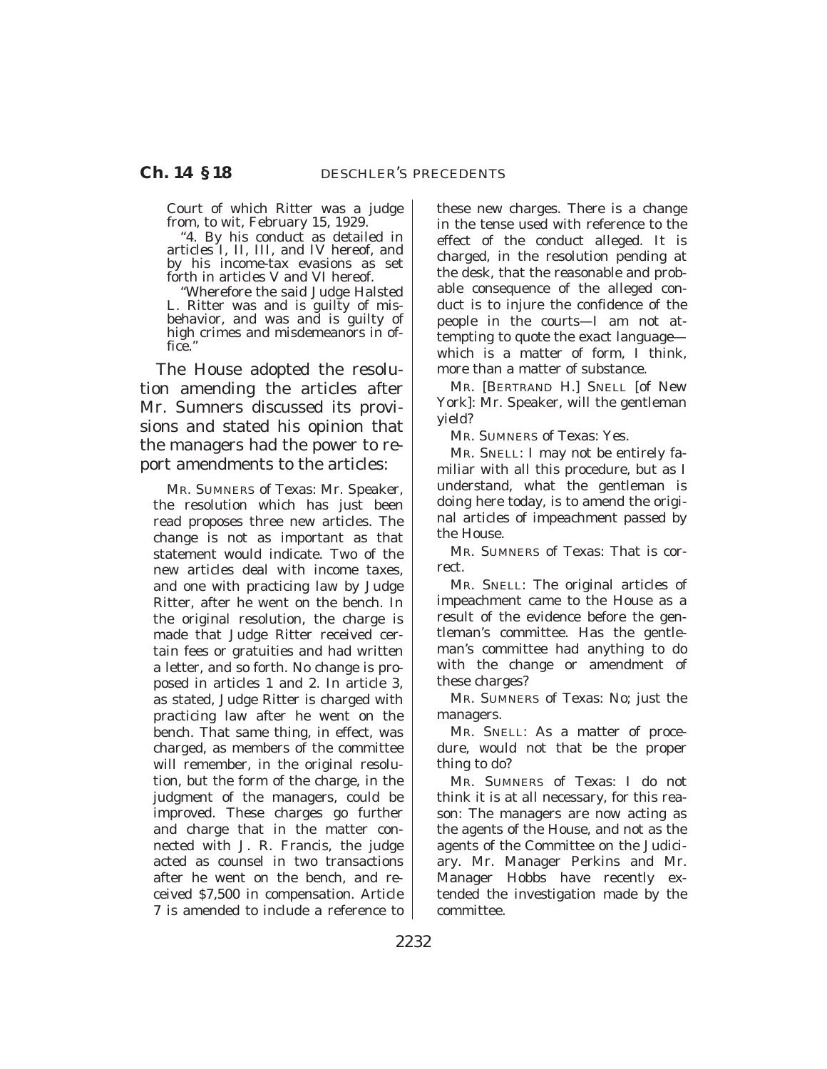Court of which Ritter was a judge from, to wit, February 15, 1929.

"4. By his conduct as detailed in articles I, II, III, and IV hereof, and by his income-tax evasions as set forth in articles V and VI hereof.

"Wherefore the said Judge Halsted L. Ritter was and is guilty of misbehavior, and was and is guilty of high crimes and misdemeanors in office."

The House adopted the resolution amending the articles after Mr. Sumners discussed its provisions and stated his opinion that the managers had the power to report amendments to the articles:

MR. SUMNERS of Texas: Mr. Speaker, the resolution which has just been read proposes three new articles. The change is not as important as that statement would indicate. Two of the new articles deal with income taxes, and one with practicing law by Judge Ritter, after he went on the bench. In the original resolution, the charge is made that Judge Ritter received certain fees or gratuities and had written a letter, and so forth. No change is proposed in articles 1 and 2. In article 3, as stated, Judge Ritter is charged with practicing law after he went on the bench. That same thing, in effect, was charged, as members of the committee will remember, in the original resolution, but the form of the charge, in the judgment of the managers, could be improved. These charges go further and charge that in the matter connected with J. R. Francis, the judge acted as counsel in two transactions after he went on the bench, and received $7,500 in compensation. Article 7 is amended to include a reference to these new charges. There is a change in the tense used with reference to the effect of the conduct alleged. It is charged, in the resolution pending at the desk, that the reasonable and probable consequence of the alleged conduct is to injure the confidence of the people in the courts—I am not attempting to quote the exact language—which is a matter of form, I think, more than a matter of substance.

MR. [BERTRAND H.] SNELL [of New York]: Mr. Speaker, will the gentleman yield?

MR. SUMNERS of Texas: Yes.

MR. SNELL: I may not be entirely familiar with all this procedure, but as I understand, what the gentleman is doing here today, is to amend the original articles of impeachment passed by the House.

MR. SUMNERS of Texas: That is correct.

MR. SNELL: The original articles of impeachment came to the House as a result of the evidence before the gentleman's committee. Has the gentleman's committee had anything to do with the change or amendment of these charges?

MR. SUMNERS of Texas: No; just the managers.

MR. SNELL: As a matter of procedure, would not that be the proper thing to do?

MR. SUMNERS of Texas: I do not think it is at all necessary, for this reason: The managers are now acting as the agents of the House, and not as the agents of the Committee on the Judiciary. Mr. Manager Perkins and Mr. Manager Hobbs have recently extended the investigation made by the committee.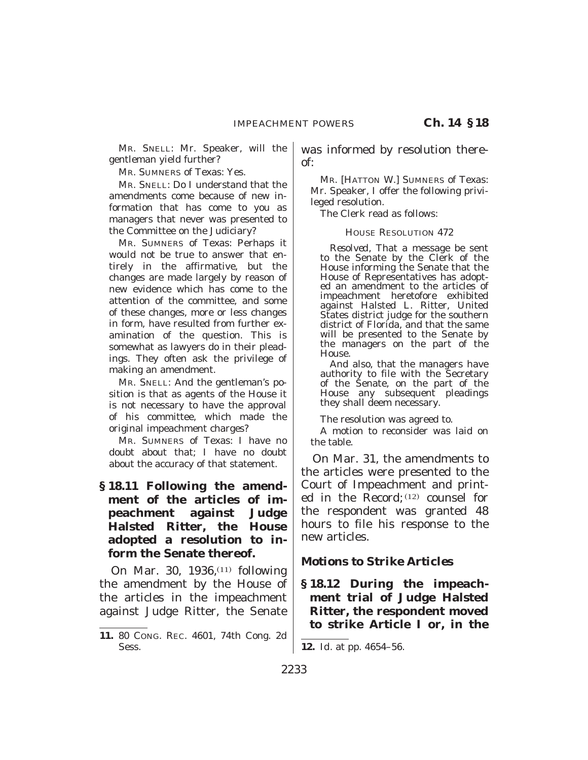MR. SNELL: Mr. Speaker, will the gentleman yield further?

MR. SUMNERS of Texas: Yes.

MR. SNELL: Do I understand that the amendments come because of new information that has come to you as managers that never was presented to the Committee on the Judiciary?

MR. SUMNERS of Texas: Perhaps it would not be true to answer that entirely in the affirmative, but the changes are made largely by reason of new evidence which has come to the attention of the committee, and some of these changes, more or less changes in form, have resulted from further examination of the question. This is somewhat as lawyers do in their pleadings. They often ask the privilege of making an amendment.

MR. SNELL: And the gentleman's position is that as agents of the House it is not necessary to have the approval of his committee, which made the original impeachment charges?

MR. SUMNERS of Texas: I have no doubt about that; I have no doubt about the accuracy of that statement.

**§ 18.11 Following the amendment of the articles of impeachment against Judge Halsted Ritter, the House adopted a resolution to inform the Senate thereof.**

On Mar. 30, 1936,[11] following the amendment by the House of the articles in the impeachment against Judge Ritter, the Senate was informed by resolution thereof:

MR. [HATTON W.] SUMNERS of Texas: Mr. Speaker, I offer the following privileged resolution.

The Clerk read as follows:

HOUSE RESOLUTION 472

*Resolved*, That a message be sent to the Senate by the Clerk of the House informing the Senate that the House of Representatives has adopted an amendment to the articles of impeachment heretofore exhibited against Halsted L. Ritter, United States district judge for the southern district of Florida, and that the same will be presented to the Senate by the managers on the part of the House.

And also, that the managers have authority to file with the Secretary of the Senate, on the part of the House any subsequent pleadings they shall deem necessary.

The resolution was agreed to.

A motion to reconsider was laid on the table.

On Mar. 31, the amendments to the articles were presented to the Court of Impeachment and printed in the Record;[12] counsel for the respondent was granted 48 hours to file his response to the new articles.

### Motions to Strike Articles

**§ 18.12 During the impeachment trial of Judge Halsted Ritter, the respondent moved to strike Article I or, in the**

---

11. 80 CONG. REC. 4601, 74th Cong. 2d Sess.

12. *Id.* at pp. 4654–56.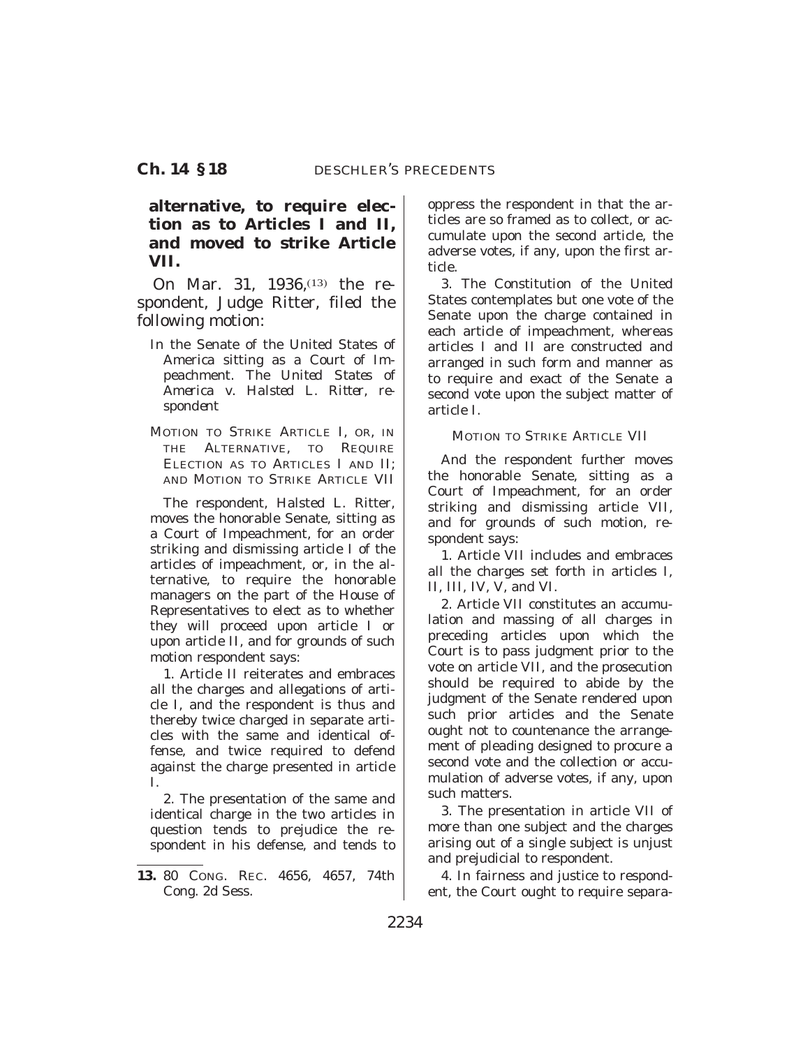**alternative, to require election as to Articles I and II, and moved to strike Article VII.**

On Mar. 31, 1936,[13] the respondent, Judge Ritter, filed the following motion:

In the Senate of the United States of America sitting as a Court of Impeachment. *The United States of America v. Halsted L. Ritter, respondent*

MOTION TO STRIKE ARTICLE I, OR, IN THE ALTERNATIVE, TO REQUIRE ELECTION AS TO ARTICLES I AND II; AND MOTION TO STRIKE ARTICLE VII

The respondent, Halsted L. Ritter, moves the honorable Senate, sitting as a Court of Impeachment, for an order striking and dismissing article I of the articles of impeachment, or, in the alternative, to require the honorable managers on the part of the House of Representatives to elect as to whether they will proceed upon article I or upon article II, and for grounds of such motion respondent says:

1. Article II reiterates and embraces all the charges and allegations of article I, and the respondent is thus and thereby twice charged in separate articles with the same and identical offense, and twice required to defend against the charge presented in article I.

2. The presentation of the same and identical charge in the two articles in question tends to prejudice the respondent in his defense, and tends to oppress the respondent in that the articles are so framed as to collect, or accumulate upon the second article, the adverse votes, if any, upon the first article.

3. The Constitution of the United States contemplates but one vote of the Senate upon the charge contained in each article of impeachment, whereas articles I and II are constructed and arranged in such form and manner as to require and exact of the Senate a second vote upon the subject matter of article I.

MOTION TO STRIKE ARTICLE VII

And the respondent further moves the honorable Senate, sitting as a Court of Impeachment, for an order striking and dismissing article VII, and for grounds of such motion, respondent says:

1. Article VII includes and embraces all the charges set forth in articles I, II, III, IV, V, and VI.

2. Article VII constitutes an accumulation and massing of all charges in preceding articles upon which the Court is to pass judgment prior to the vote on article VII, and the prosecution should be required to abide by the judgment of the Senate rendered upon such prior articles and the Senate ought not to countenance the arrangement of pleading designed to procure a second vote and the collection or accumulation of adverse votes, if any, upon such matters.

3. The presentation in article VII of more than one subject and the charges arising out of a single subject is unjust and prejudicial to respondent.

4. In fairness and justice to respondent, the Court ought to require separa-

---

13. 80 CONG. REC. 4656, 4657, 74th Cong. 2d Sess.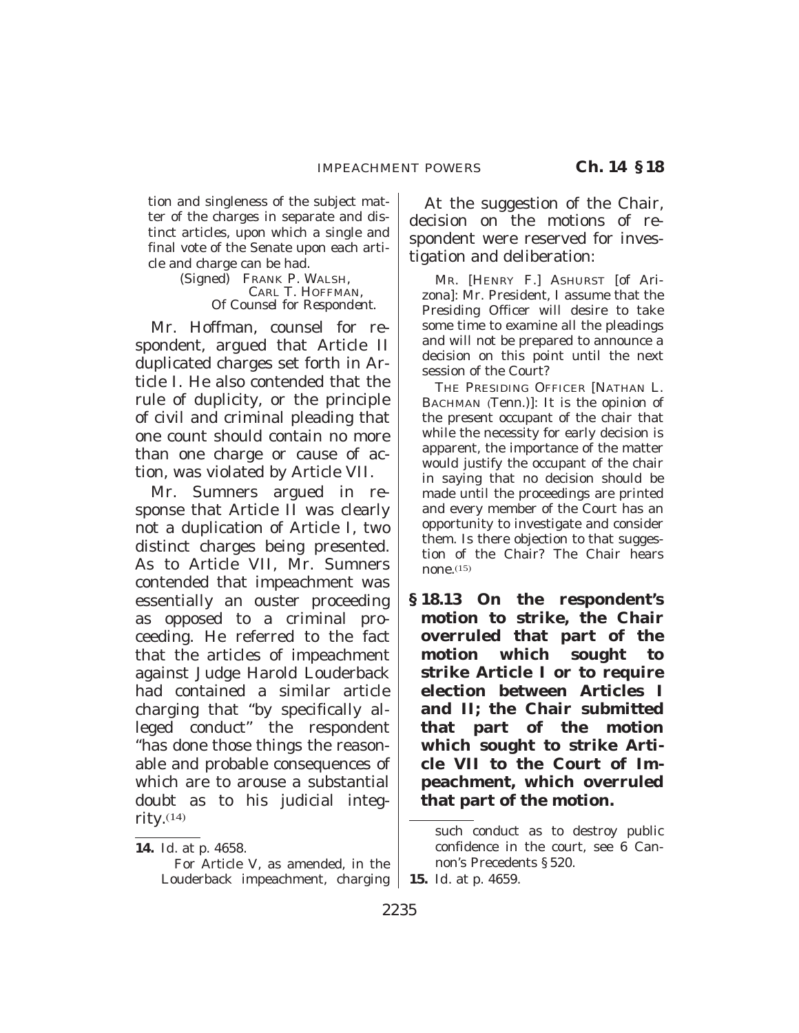tion and singleness of the subject matter of the charges in separate and distinct articles, upon which a single and final vote of the Senate upon each article and charge can be had.

(Signed) FRANK P. WALSH,
CARL T. HOFFMAN,
*Of Counsel for Respondent.*

Mr. Hoffman, counsel for respondent, argued that Article II duplicated charges set forth in Article I. He also contended that the rule of duplicity, or the principle of civil and criminal pleading that one count should contain no more than one charge or cause of action, was violated by Article VII.

Mr. Sumners argued in response that Article II was clearly not a duplication of Article I, two distinct charges being presented. As to Article VII, Mr. Sumners contended that impeachment was essentially an ouster proceeding as opposed to a criminal proceeding. He referred to the fact that the articles of impeachment against Judge Harold Louderback had contained a similar article charging that "by specifically alleged conduct" the respondent "has done those things the reasonable and probable consequences of which are to arouse a substantial doubt as to his judicial integrity.(14)

At the suggestion of the Chair, decision on the motions of respondent were reserved for investigation and deliberation:

MR. [HENRY F.] ASHURST [of Arizona]: Mr. President, I assume that the Presiding Officer will desire to take some time to examine all the pleadings and will not be prepared to announce a decision on this point until the next session of the Court?

THE PRESIDING OFFICER [NATHAN L. BACHMAN (Tenn.)]: It is the opinion of the present occupant of the chair that while the necessity for early decision is apparent, the importance of the matter would justify the occupant of the chair in saying that no decision should be made until the proceedings are printed and every member of the Court has an opportunity to investigate and consider them. Is there objection to that suggestion of the Chair? The Chair hears none.(15)

**§ 18.13 On the respondent's motion to strike, the Chair overruled that part of the motion which sought to strike Article I or to require election between Articles I and II; the Chair submitted that part of the motion which sought to strike Article VII to the Court of Impeachment, which overruled that part of the motion.**

---

**14.** *Id.* at p. 4658.

For Article V, as amended, in the Louderback impeachment, charging such conduct as to destroy public confidence in the court, see 6 Cannon's Precedents § 520.

**15.** *Id.* at p. 4659.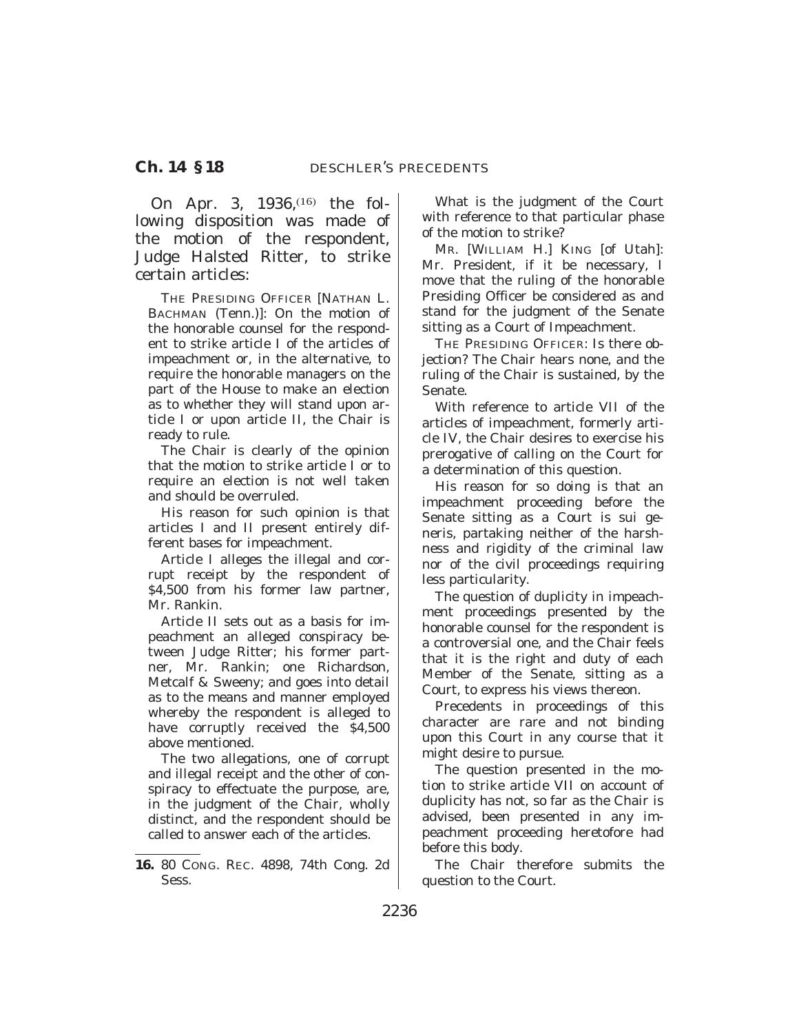On Apr. 3, 1936,[16] the following disposition was made of the motion of the respondent, Judge Halsted Ritter, to strike certain articles:

THE PRESIDING OFFICER [NATHAN L. BACHMAN (Tenn.)]: On the motion of the honorable counsel for the respondent to strike article I of the articles of impeachment or, in the alternative, to require the honorable managers on the part of the House to make an election as to whether they will stand upon article I or upon article II, the Chair is ready to rule.

The Chair is clearly of the opinion that the motion to strike article I or to require an election is not well taken and should be overruled.

His reason for such opinion is that articles I and II present entirely different bases for impeachment.

Article I alleges the illegal and corrupt receipt by the respondent of $4,500 from his former law partner, Mr. Rankin.

Article II sets out as a basis for impeachment an alleged conspiracy between Judge Ritter; his former partner, Mr. Rankin; one Richardson, Metcalf & Sweeny; and goes into detail as to the means and manner employed whereby the respondent is alleged to have corruptly received the $4,500 above mentioned.

The two allegations, one of corrupt and illegal receipt and the other of conspiracy to effectuate the purpose, are, in the judgment of the Chair, wholly distinct, and the respondent should be called to answer each of the articles.

What is the judgment of the Court with reference to that particular phase of the motion to strike?

MR. [WILLIAM H.] KING [of Utah]: Mr. President, if it be necessary, I move that the ruling of the honorable Presiding Officer be considered as and stand for the judgment of the Senate sitting as a Court of Impeachment.

THE PRESIDING OFFICER: Is there objection? The Chair hears none, and the ruling of the Chair is sustained, by the Senate.

With reference to article VII of the articles of impeachment, formerly article IV, the Chair desires to exercise his prerogative of calling on the Court for a determination of this question.

His reason for so doing is that an impeachment proceeding before the Senate sitting as a Court is sui generis, partaking neither of the harshness and rigidity of the criminal law nor of the civil proceedings requiring less particularity.

The question of duplicity in impeachment proceedings presented by the honorable counsel for the respondent is a controversial one, and the Chair feels that it is the right and duty of each Member of the Senate, sitting as a Court, to express his views thereon.

Precedents in proceedings of this character are rare and not binding upon this Court in any course that it might desire to pursue.

The question presented in the motion to strike article VII on account of duplicity has not, so far as the Chair is advised, been presented in any impeachment proceeding heretofore had before this body.

The Chair therefore submits the question to the Court.

---

**16.** 80 CONG. REC. 4898, 74th Cong. 2d Sess.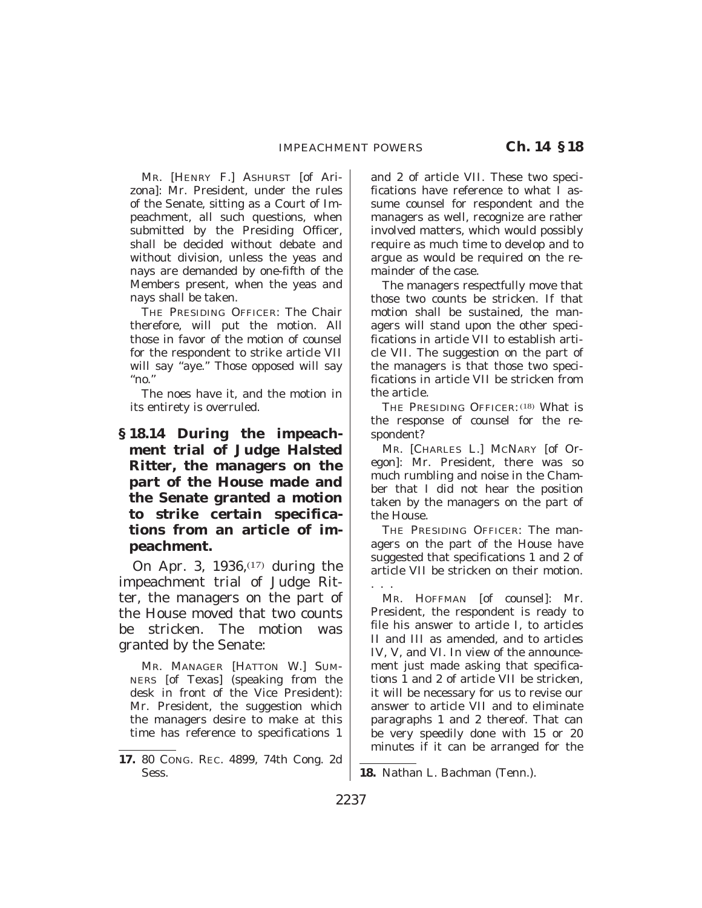MR. [HENRY F.] ASHURST [of Arizona]: Mr. President, under the rules of the Senate, sitting as a Court of Impeachment, all such questions, when submitted by the Presiding Officer, shall be decided without debate and without division, unless the yeas and nays are demanded by one-fifth of the Members present, when the yeas and nays shall be taken.

THE PRESIDING OFFICER: The Chair therefore, will put the motion. All those in favor of the motion of counsel for the respondent to strike article VII will say "aye." Those opposed will say "no."

The noes have it, and the motion in its entirety is overruled.

### § 18.14 During the impeachment trial of Judge Halsted Ritter, the managers on the part of the House made and the Senate granted a motion to strike certain specifications from an article of impeachment.

On Apr. 3, 1936,[17] during the impeachment trial of Judge Ritter, the managers on the part of the House moved that two counts be stricken. The motion was granted by the Senate:

MR. MANAGER [HATTON W.] SUMNERS [of Texas] (speaking from the desk in front of the Vice President): Mr. President, the suggestion which the managers desire to make at this time has reference to specifications 1 and 2 of article VII. These two specifications have reference to what I assume counsel for respondent and the managers as well, recognize are rather involved matters, which would possibly require as much time to develop and to argue as would be required on the remainder of the case.

The managers respectfully move that those two counts be stricken. If that motion shall be sustained, the managers will stand upon the other specifications in article VII to establish article VII. The suggestion on the part of the managers is that those two specifications in article VII be stricken from the article.

THE PRESIDING OFFICER:[18] What is the response of counsel for the respondent?

MR. [CHARLES L.] MCNARY [of Oregon]: Mr. President, there was so much rumbling and noise in the Chamber that I did not hear the position taken by the managers on the part of the House.

THE PRESIDING OFFICER: The managers on the part of the House have suggested that specifications 1 and 2 of article VII be stricken on their motion. . . .

MR. HOFFMAN [of counsel]: Mr. President, the respondent is ready to file his answer to article I, to articles II and III as amended, and to articles IV, V, and VI. In view of the announcement just made asking that specifications 1 and 2 of article VII be stricken, it will be necessary for us to revise our answer to article VII and to eliminate paragraphs 1 and 2 thereof. That can be very speedily done with 15 or 20 minutes if it can be arranged for the

---

17. 80 CONG. REC. 4899, 74th Cong. 2d Sess.

18. Nathan L. Bachman (Tenn.).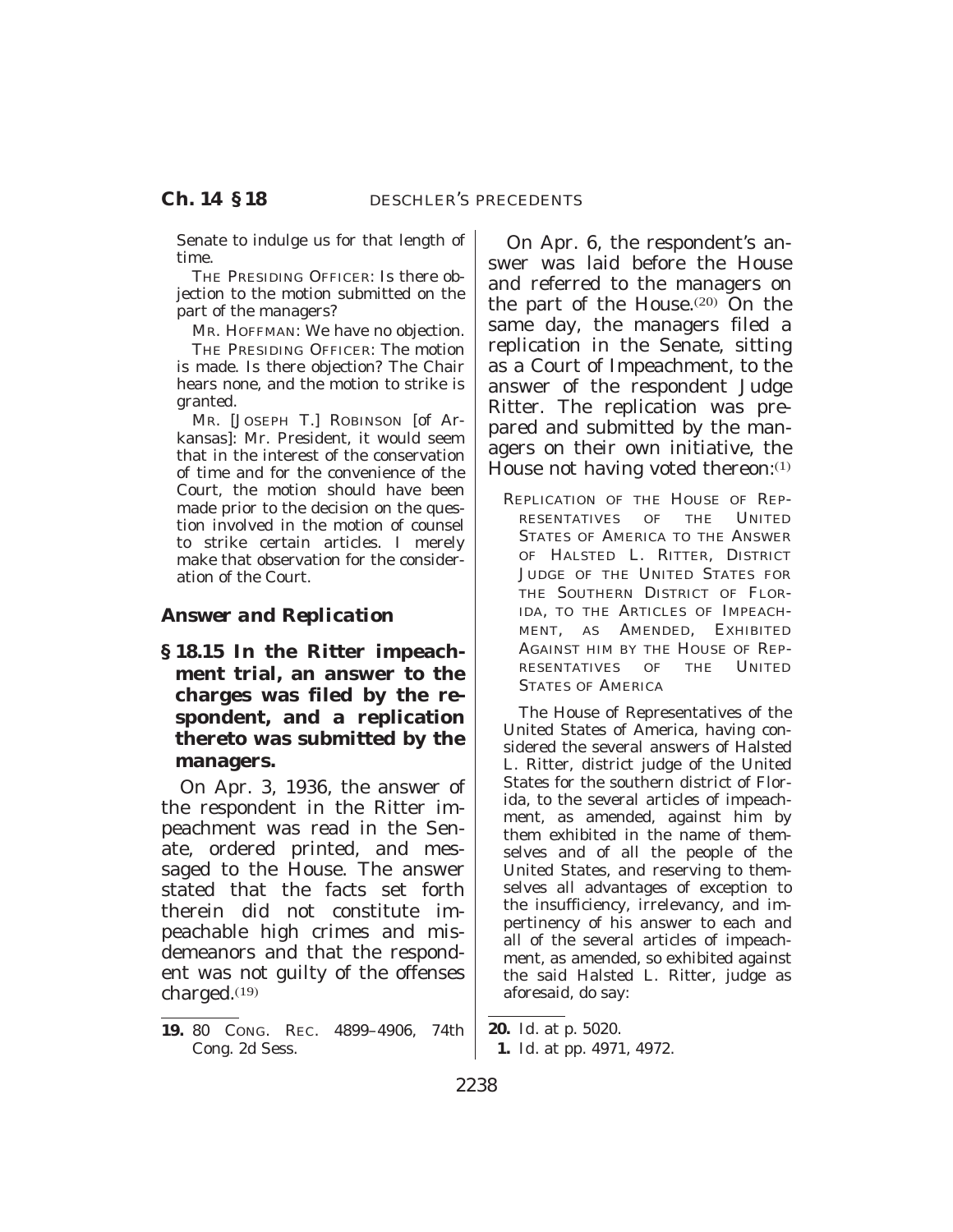Senate to indulge us for that length of time.

THE PRESIDING OFFICER: Is there objection to the motion submitted on the part of the managers?

MR. HOFFMAN: We have no objection.

THE PRESIDING OFFICER: The motion is made. Is there objection? The Chair hears none, and the motion to strike is granted.

MR. [JOSEPH T.] ROBINSON [of Arkansas]: Mr. President, it would seem that in the interest of the conservation of time and for the convenience of the Court, the motion should have been made prior to the decision on the question involved in the motion of counsel to strike certain articles. I merely make that observation for the consideration of the Court.

### *Answer and Replication*

**§ 18.15 In the Ritter impeachment trial, an answer to the charges was filed by the respondent, and a replication thereto was submitted by the managers.**

On Apr. 3, 1936, the answer of the respondent in the Ritter impeachment was read in the Senate, ordered printed, and messaged to the House. The answer stated that the facts set forth therein did not constitute impeachable high crimes and misdemeanors and that the respondent was not guilty of the offenses charged.[19]

On Apr. 6, the respondent's answer was laid before the House and referred to the managers on the part of the House.[20] On the same day, the managers filed a replication in the Senate, sitting as a Court of Impeachment, to the answer of the respondent Judge Ritter. The replication was prepared and submitted by the managers on their own initiative, the House not having voted thereon:[1]

REPLICATION OF THE HOUSE OF REPRESENTATIVES OF THE UNITED STATES OF AMERICA TO THE ANSWER OF HALSTED L. RITTER, DISTRICT JUDGE OF THE UNITED STATES FOR THE SOUTHERN DISTRICT OF FLORIDA, TO THE ARTICLES OF IMPEACHMENT, AS AMENDED, EXHIBITED AGAINST HIM BY THE HOUSE OF REPRESENTATIVES OF THE UNITED STATES OF AMERICA

The House of Representatives of the United States of America, having considered the several answers of Halsted L. Ritter, district judge of the United States for the southern district of Florida, to the several articles of impeachment, as amended, against him by them exhibited in the name of themselves and of all the people of the United States, and reserving to themselves all advantages of exception to the insufficiency, irrelevancy, and impertinency of his answer to each and all of the several articles of impeachment, as amended, so exhibited against the said Halsted L. Ritter, judge as aforesaid, do say:

---

19. 80 CONG. REC. 4899–4906, 74th Cong. 2d Sess.

20. *Id.* at p. 5020.

1. *Id.* at pp. 4971, 4972.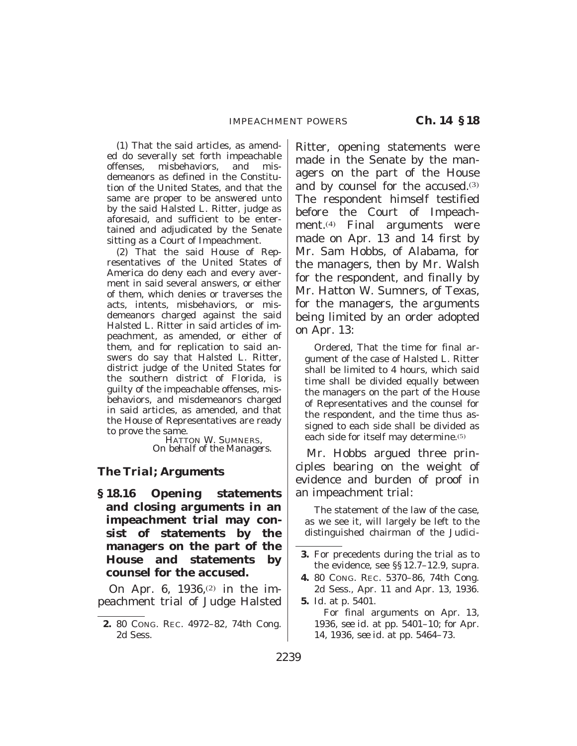(1) That the said articles, as amended do severally set forth impeachable offenses, misbehaviors, and misdemeanors as defined in the Constitution of the United States, and that the same are proper to be answered unto by the said Halsted L. Ritter, judge as aforesaid, and sufficient to be entertained and adjudicated by the Senate sitting as a Court of Impeachment.

(2) That the said House of Representatives of the United States of America do deny each and every averment in said several answers, or either of them, which denies or traverses the acts, intents, misbehaviors, or misdemeanors charged against the said Halsted L. Ritter in said articles of impeachment, as amended, or either of them, and for replication to said answers do say that Halsted L. Ritter, district judge of the United States for the southern district of Florida, is guilty of the impeachable offenses, misbehaviors, and misdemeanors charged in said articles, as amended, and that the House of Representatives are ready to prove the same.

HATTON W. SUMNERS,
*On behalf of the Managers.*

### *The Trial; Arguments*

**§ 18.16 Opening statements and closing arguments in an impeachment trial may consist of statements by the managers on the part of the House and statements by counsel for the accused.**

On Apr. 6, 1936,[2] in the impeachment trial of Judge Halsted Ritter, opening statements were made in the Senate by the managers on the part of the House and by counsel for the accused.[3] The respondent himself testified before the Court of Impeachment.[4] Final arguments were made on Apr. 13 and 14 first by Mr. Sam Hobbs, of Alabama, for the managers, then by Mr. Walsh for the respondent, and finally by Mr. Hatton W. Sumners, of Texas, for the managers, the arguments being limited by an order adopted on Apr. 13:

Ordered, That the time for final argument of the case of Halsted L. Ritter shall be limited to 4 hours, which said time shall be divided equally between the managers on the part of the House of Representatives and the counsel for the respondent, and the time thus assigned to each side shall be divided as each side for itself may determine.[5]

Mr. Hobbs argued three principles bearing on the weight of evidence and burden of proof in an impeachment trial:

The statement of the law of the case, as we see it, will largely be left to the distinguished chairman of the Judici-

---

**2.** 80 CONG. REC. 4972–82, 74th Cong. 2d Sess.

**3.** For precedents during the trial as to the evidence, see §§ 12.7–12.9, supra.

**4.** 80 CONG. REC. 5370–86, 74th Cong. 2d Sess., Apr. 11 and Apr. 13, 1936.

**5.** *Id.* at p. 5401.

For final arguments on Apr. 13, 1936, see *id.* at pp. 5401–10; for Apr. 14, 1936, see *id.* at pp. 5464–73.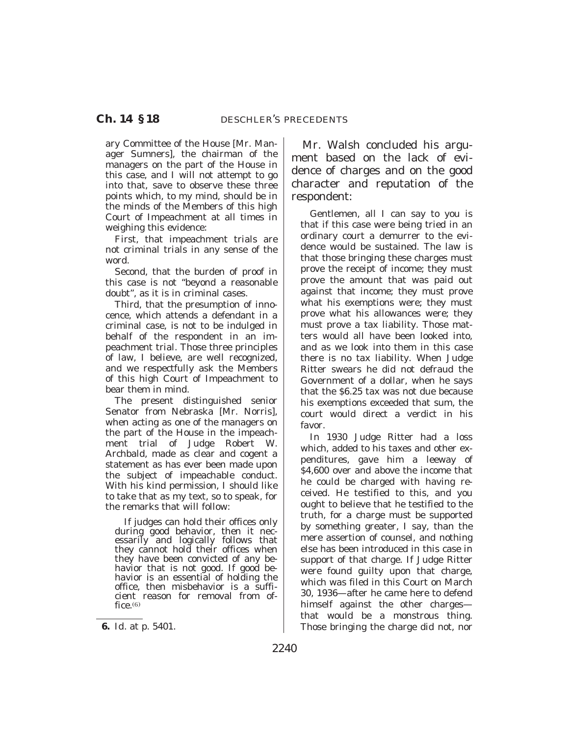ary Committee of the House [Mr. Manager Sumners], the chairman of the managers on the part of the House in this case, and I will not attempt to go into that, save to observe these three points which, to my mind, should be in the minds of the Members of this high Court of Impeachment at all times in weighing this evidence:

First, that impeachment trials are not criminal trials in any sense of the word.

Second, that the burden of proof in this case is not "beyond a reasonable doubt", as it is in criminal cases.

Third, that the presumption of innocence, which attends a defendant in a criminal case, is not to be indulged in behalf of the respondent in an impeachment trial. Those three principles of law, I believe, are well recognized, and we respectfully ask the Members of this high Court of Impeachment to bear them in mind.

The present distinguished senior Senator from Nebraska [Mr. Norris], when acting as one of the managers on the part of the House in the impeachment trial of Judge Robert W. Archbald, made as clear and cogent a statement as has ever been made upon the subject of impeachable conduct. With his kind permission, I should like to take that as my text, so to speak, for the remarks that will follow:

> If judges can hold their offices only during good behavior, then it necessarily and logically follows that they cannot hold their offices when they have been convicted of any behavior that is not good. If good behavior is an essential of holding the office, then misbehavior is a sufficient reason for removal from office.[6]

6. Id. at p. 5401.

Mr. Walsh concluded his argument based on the lack of evidence of charges and on the good character and reputation of the respondent:

Gentlemen, all I can say to you is that if this case were being tried in an ordinary court a demurrer to the evidence would be sustained. The law is that those bringing these charges must prove the receipt of income; they must prove the amount that was paid out against that income; they must prove what his exemptions were; they must prove what his allowances were; they must prove a tax liability. Those matters would all have been looked into, and as we look into them in this case there is no tax liability. When Judge Ritter swears he did not defraud the Government of a dollar, when he says that the $6.25 tax was not due because his exemptions exceeded that sum, the court would direct a verdict in his favor.

In 1930 Judge Ritter had a loss which, added to his taxes and other expenditures, gave him a leeway of $4,600 over and above the income that he could be charged with having received. He testified to this, and you ought to believe that he testified to the truth, for a charge must be supported by something greater, I say, than the mere assertion of counsel, and nothing else has been introduced in this case in support of that charge. If Judge Ritter were found guilty upon that charge, which was filed in this Court on March 30, 1936—after he came here to defend himself against the other charges—that would be a monstrous thing. Those bringing the charge did not, nor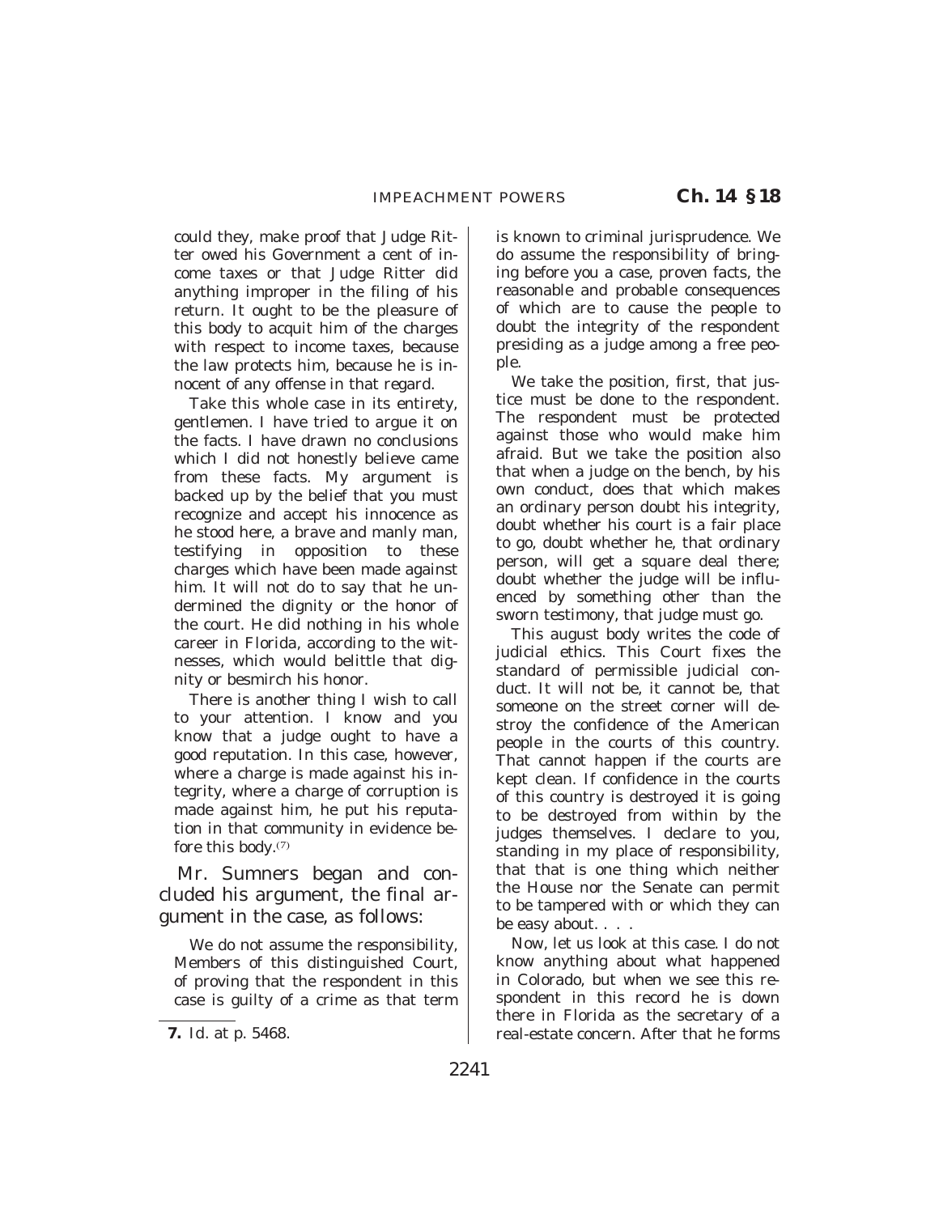could they, make proof that Judge Ritter owed his Government a cent of income taxes or that Judge Ritter did anything improper in the filing of his return. It ought to be the pleasure of this body to acquit him of the charges with respect to income taxes, because the law protects him, because he is innocent of any offense in that regard.

Take this whole case in its entirety, gentlemen. I have tried to argue it on the facts. I have drawn no conclusions which I did not honestly believe came from these facts. My argument is backed up by the belief that you must recognize and accept his innocence as he stood here, a brave and manly man, testifying in opposition to these charges which have been made against him. It will not do to say that he undermined the dignity or the honor of the court. He did nothing in his whole career in Florida, according to the witnesses, which would belittle that dignity or besmirch his honor.

There is another thing I wish to call to your attention. I know and you know that a judge ought to have a good reputation. In this case, however, where a charge is made against his integrity, where a charge of corruption is made against him, he put his reputation in that community in evidence before this body.[7]

Mr. Sumners began and concluded his argument, the final argument in the case, as follows:

We do not assume the responsibility, Members of this distinguished Court, of proving that the respondent in this case is guilty of a crime as that term is known to criminal jurisprudence. We do assume the responsibility of bringing before you a case, proven facts, the reasonable and probable consequences of which are to cause the people to doubt the integrity of the respondent presiding as a judge among a free people.

We take the position, first, that justice must be done to the respondent. The respondent must be protected against those who would make him afraid. But we take the position also that when a judge on the bench, by his own conduct, does that which makes an ordinary person doubt his integrity, doubt whether his court is a fair place to go, doubt whether he, that ordinary person, will get a square deal there; doubt whether the judge will be influenced by something other than the sworn testimony, that judge must go.

This august body writes the code of judicial ethics. This Court fixes the standard of permissible judicial conduct. It will not be, it cannot be, that someone on the street corner will destroy the confidence of the American people in the courts of this country. That cannot happen if the courts are kept clean. If confidence in the courts of this country is destroyed it is going to be destroyed from within by the judges themselves. I declare to you, standing in my place of responsibility, that that is one thing which neither the House nor the Senate can permit to be tampered with or which they can be easy about. . . .

Now, let us look at this case. I do not know anything about what happened in Colorado, but when we see this respondent in this record he is down there in Florida as the secretary of a real-estate concern. After that he forms

7. Id. at p. 5468.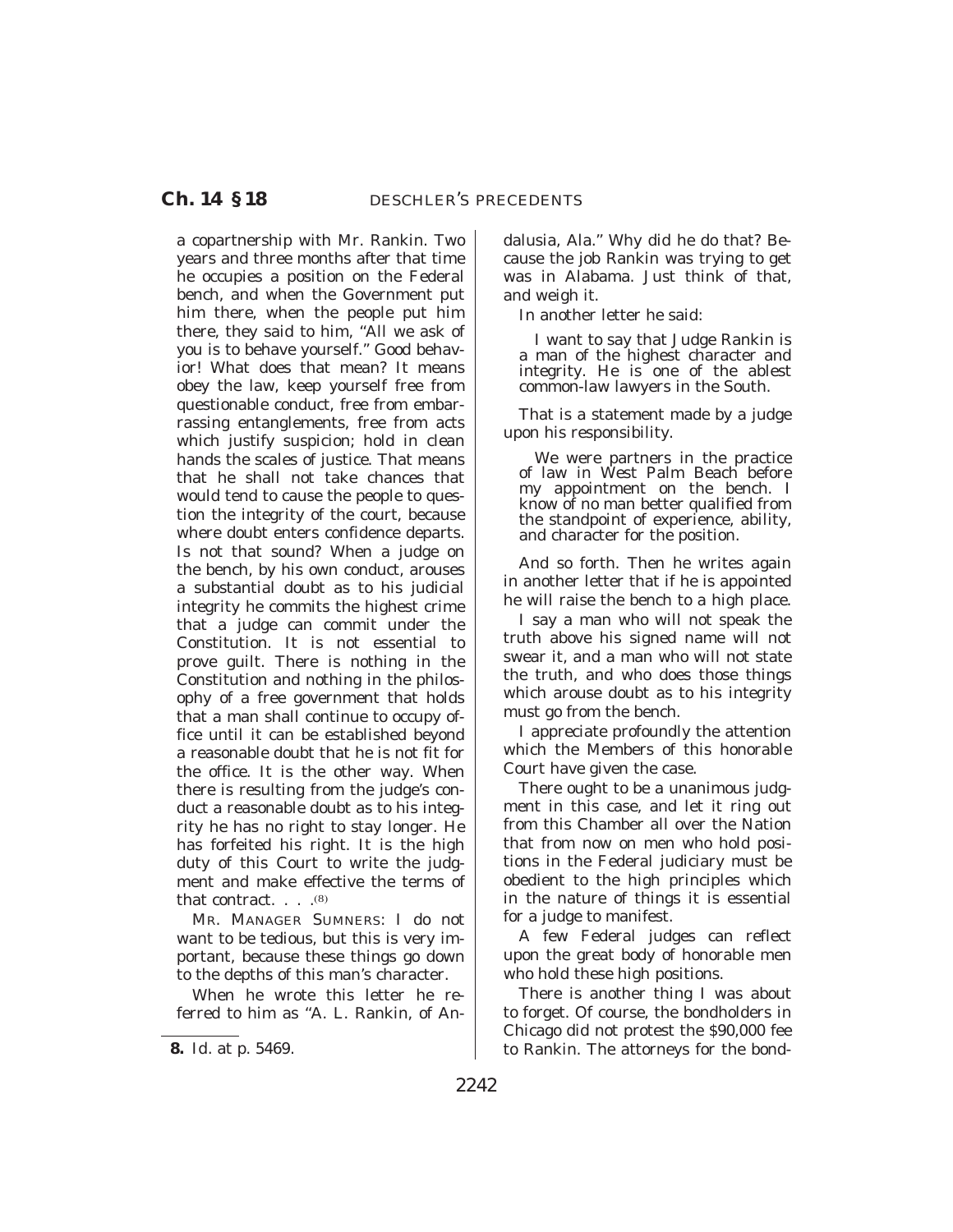a copartnership with Mr. Rankin. Two years and three months after that time he occupies a position on the Federal bench, and when the Government put him there, when the people put him there, they said to him, "All we ask of you is to behave yourself." Good behavior! What does that mean? It means obey the law, keep yourself free from questionable conduct, free from embarrassing entanglements, free from acts which justify suspicion; hold in clean hands the scales of justice. That means that he shall not take chances that would tend to cause the people to question the integrity of the court, because where doubt enters confidence departs. Is not that sound? When a judge on the bench, by his own conduct, arouses a substantial doubt as to his judicial integrity he commits the highest crime that a judge can commit under the Constitution. It is not essential to prove guilt. There is nothing in the Constitution and nothing in the philosophy of a free government that holds that a man shall continue to occupy office until it can be established beyond a reasonable doubt that he is not fit for the office. It is the other way. When there is resulting from the judge's conduct a reasonable doubt as to his integrity he has no right to stay longer. He has forfeited his right. It is the high duty of this Court to write the judgment and make effective the terms of that contract. . . .[8]

MR. MANAGER SUMNERS: I do not want to be tedious, but this is very important, because these things go down to the depths of this man's character.

When he wrote this letter he referred to him as "A. L. Rankin, of Andalusia, Ala." Why did he do that? Because the job Rankin was trying to get was in Alabama. Just think of that, and weigh it.

In another letter he said:

> I want to say that Judge Rankin is a man of the highest character and integrity. He is one of the ablest common-law lawyers in the South.

That is a statement made by a judge upon his responsibility.

> We were partners in the practice of law in West Palm Beach before my appointment on the bench. I know of no man better qualified from the standpoint of experience, ability, and character for the position.

And so forth. Then he writes again in another letter that if he is appointed he will raise the bench to a high place.

I say a man who will not speak the truth above his signed name will not swear it, and a man who will not state the truth, and who does those things which arouse doubt as to his integrity must go from the bench.

I appreciate profoundly the attention which the Members of this honorable Court have given the case.

There ought to be a unanimous judgment in this case, and let it ring out from this Chamber all over the Nation that from now on men who hold positions in the Federal judiciary must be obedient to the high principles which in the nature of things it is essential for a judge to manifest.

A few Federal judges can reflect upon the great body of honorable men who hold these high positions.

There is another thing I was about to forget. Of course, the bondholders in Chicago did not protest the $90,000 fee to Rankin. The attorneys for the bond-

---

8. Id. at p. 5469.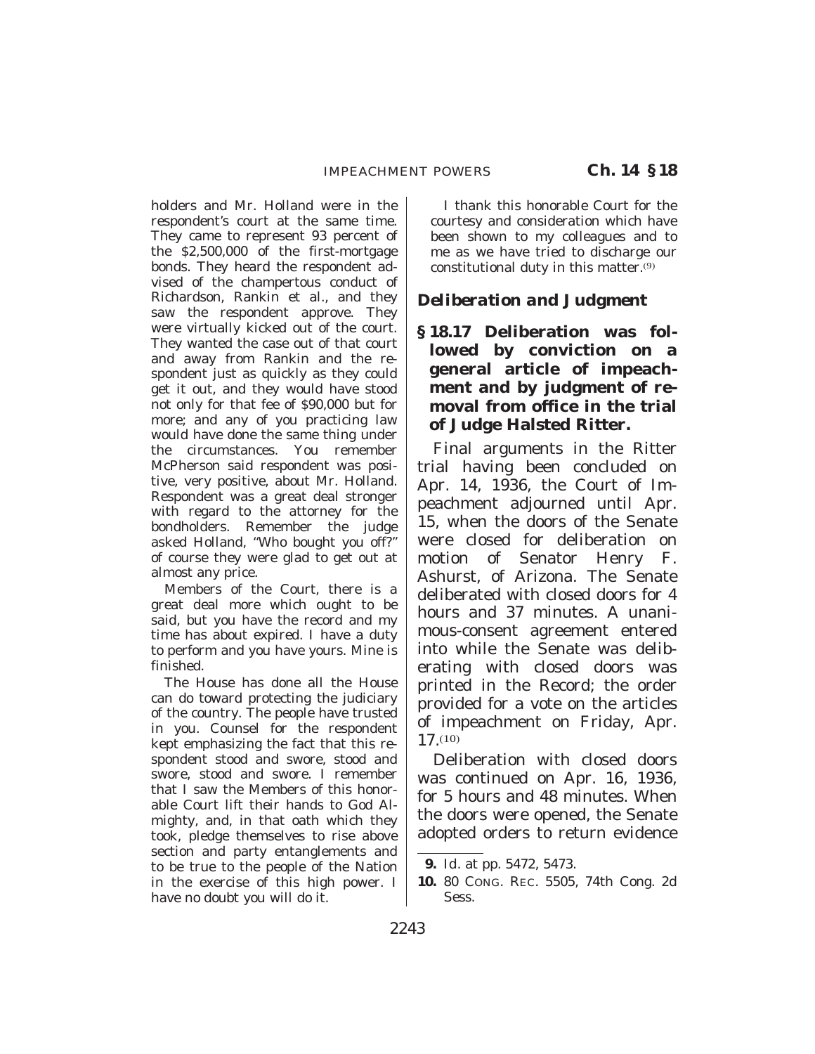holders and Mr. Holland were in the respondent's court at the same time. They came to represent 93 percent of the $2,500,000 of the first-mortgage bonds. They heard the respondent advised of the champertous conduct of Richardson, Rankin et al., and they saw the respondent approve. They were virtually kicked out of the court. They wanted the case out of that court and away from Rankin and the respondent just as quickly as they could get it out, and they would have stood not only for that fee of $90,000 but for more; and any of you practicing law would have done the same thing under the circumstances. You remember McPherson said respondent was positive, very positive, about Mr. Holland. Respondent was a great deal stronger with regard to the attorney for the bondholders. Remember the judge asked Holland, "Who bought you off?" of course they were glad to get out at almost any price.

Members of the Court, there is a great deal more which ought to be said, but you have the record and my time has about expired. I have a duty to perform and you have yours. Mine is finished.

The House has done all the House can do toward protecting the judiciary of the country. The people have trusted in you. Counsel for the respondent kept emphasizing the fact that this respondent stood and swore, stood and swore, stood and swore. I remember that I saw the Members of this honorable Court lift their hands to God Almighty, and, in that oath which they took, pledge themselves to rise above section and party entanglements and to be true to the people of the Nation in the exercise of this high power. I have no doubt you will do it.

I thank this honorable Court for the courtesy and consideration which have been shown to my colleagues and to me as we have tried to discharge our constitutional duty in this matter.[9]

### *Deliberation and Judgment*

**§ 18.17 Deliberation was followed by conviction on a general article of impeachment and by judgment of removal from office in the trial of Judge Halsted Ritter.**

Final arguments in the Ritter trial having been concluded on Apr. 14, 1936, the Court of Impeachment adjourned until Apr. 15, when the doors of the Senate were closed for deliberation on motion of Senator Henry F. Ashurst, of Arizona. The Senate deliberated with closed doors for 4 hours and 37 minutes. A unanimous-consent agreement entered into while the Senate was deliberating with closed doors was printed in the Record; the order provided for a vote on the articles of impeachment on Friday, Apr. 17.[10]

Deliberation with closed doors was continued on Apr. 16, 1936, for 5 hours and 48 minutes. When the doors were opened, the Senate adopted orders to return evidence

---

**9.** *Id.* at pp. 5472, 5473.

**10.** 80 CONG. REC. 5505, 74th Cong. 2d Sess.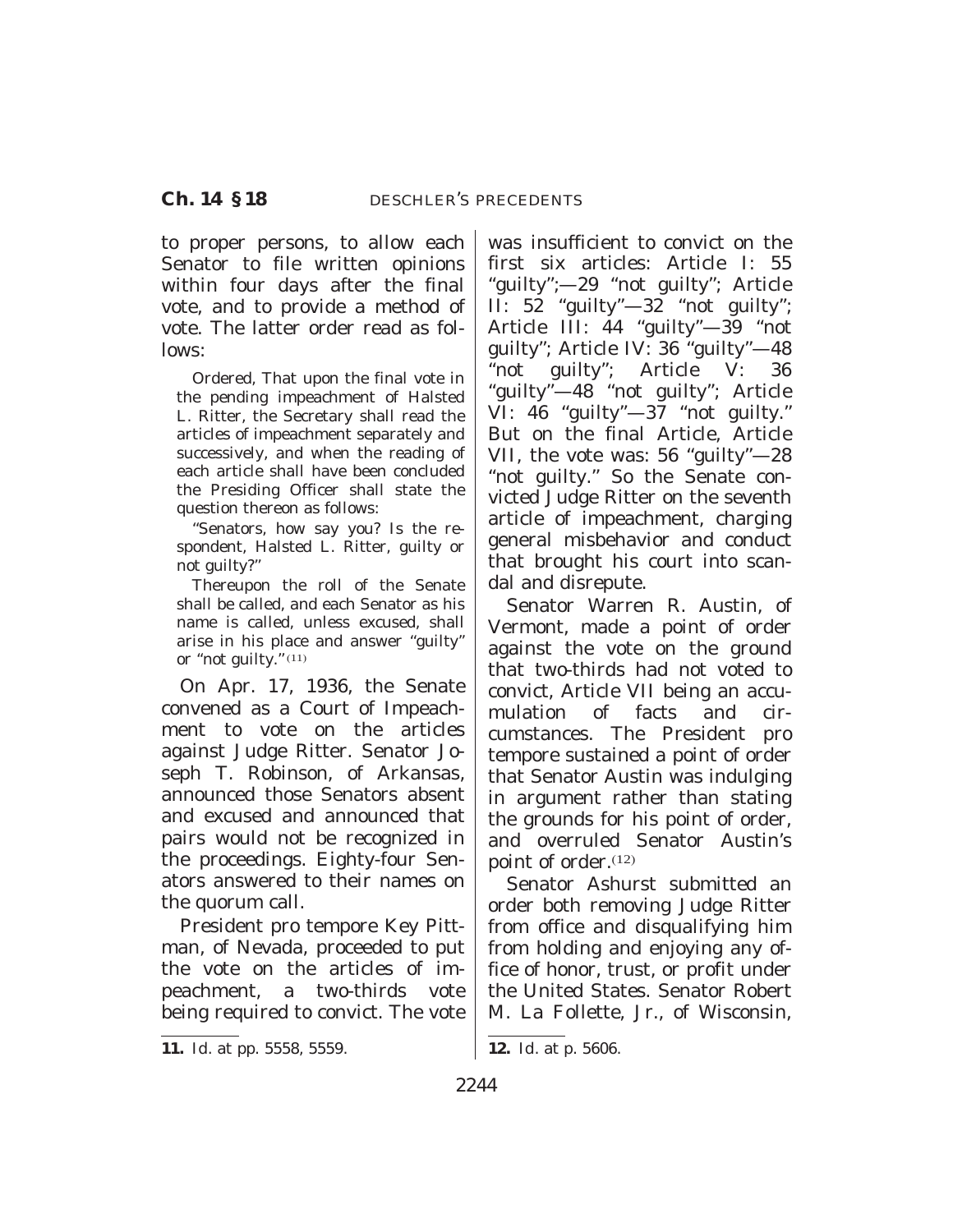to proper persons, to allow each Senator to file written opinions within four days after the final vote, and to provide a method of vote. The latter order read as follows:

> *Ordered,* That upon the final vote in the pending impeachment of Halsted L. Ritter, the Secretary shall read the articles of impeachment separately and successively, and when the reading of each article shall have been concluded the Presiding Officer shall state the question thereon as follows:
>
> ''Senators, how say you? Is the respondent, Halsted L. Ritter, guilty or not guilty?''
>
> Thereupon the roll of the Senate shall be called, and each Senator as his name is called, unless excused, shall arise in his place and answer ''guilty'' or ''not guilty.''[11]

On Apr. 17, 1936, the Senate convened as a Court of Impeachment to vote on the articles against Judge Ritter. Senator Joseph T. Robinson, of Arkansas, announced those Senators absent and excused and announced that pairs would not be recognized in the proceedings. Eighty-four Senators answered to their names on the quorum call.

President pro tempore Key Pittman, of Nevada, proceeded to put the vote on the articles of impeachment, a two-thirds vote being required to convict. The vote was insufficient to convict on the first six articles: Article I: 55 ''guilty'';—29 ''not guilty''; Article II: 52 ''guilty''—32 ''not guilty''; Article III: 44 ''guilty''—39 ''not guilty''; Article IV: 36 ''guilty''—48 ''not guilty''; Article V: 36 ''guilty''—48 ''not guilty''; Article VI: 46 ''guilty''—37 ''not guilty.'' But on the final Article, Article VII, the vote was: 56 ''guilty''—28 ''not guilty.'' So the Senate convicted Judge Ritter on the seventh article of impeachment, charging general misbehavior and conduct that brought his court into scandal and disrepute.

Senator Warren R. Austin, of Vermont, made a point of order against the vote on the ground that two-thirds had not voted to convict, Article VII being an accumulation of facts and circumstances. The President pro tempore sustained a point of order that Senator Austin was indulging in argument rather than stating the grounds for his point of order, and overruled Senator Austin's point of order.[12]

Senator Ashurst submitted an order both removing Judge Ritter from office and disqualifying him from holding and enjoying any office of honor, trust, or profit under the United States. Senator Robert M. La Follette, Jr., of Wisconsin,

---

11. Id. at pp. 5558, 5559.

12. Id. at p. 5606.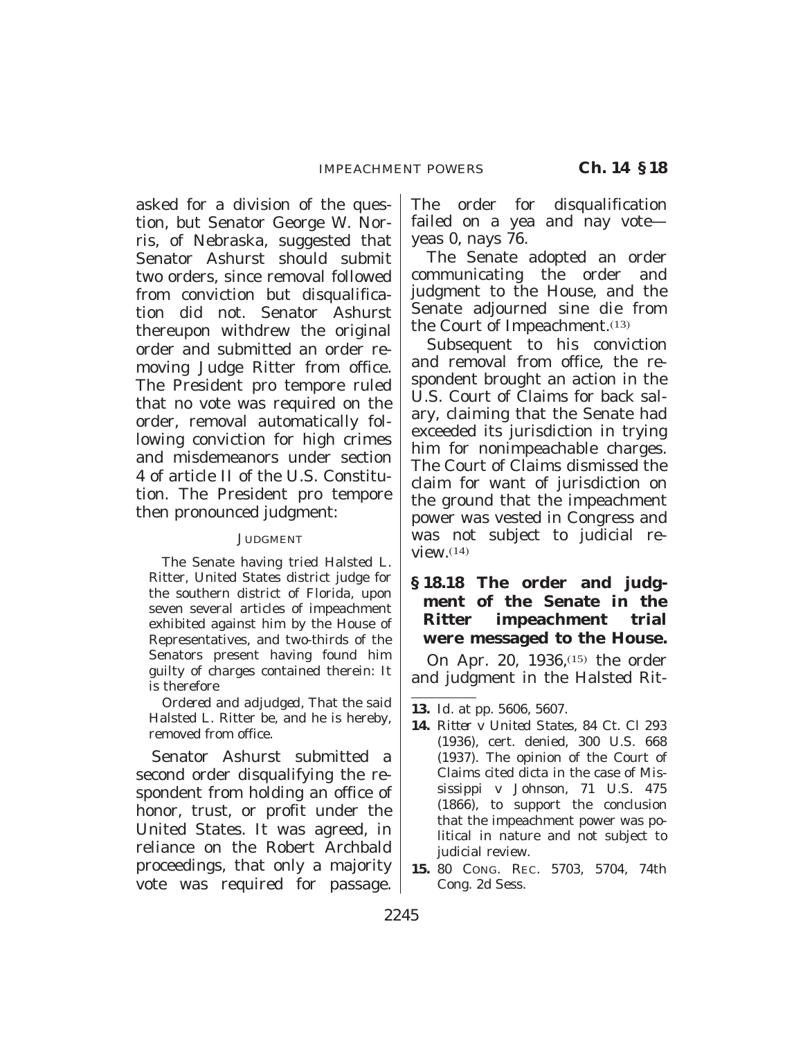asked for a division of the question, but Senator George W. Norris, of Nebraska, suggested that Senator Ashurst should submit two orders, since removal followed from conviction but disqualification did not. Senator Ashurst thereupon withdrew the original order and submitted an order removing Judge Ritter from office. The President pro tempore ruled that no vote was required on the order, removal automatically following conviction for high crimes and misdemeanors under section 4 of article II of the U.S. Constitution. The President pro tempore then pronounced judgment:

JUDGMENT

The Senate having tried Halsted L. Ritter, United States district judge for the southern district of Florida, upon seven several articles of impeachment exhibited against him by the House of Representatives, and two-thirds of the Senators present having found him guilty of charges contained therein: It is therefore

*Ordered and adjudged*, That the said Halsted L. Ritter be, and he is hereby, removed from office.

Senator Ashurst submitted a second order disqualifying the respondent from holding an office of honor, trust, or profit under the United States. It was agreed, in reliance on the Robert Archbald proceedings, that only a majority vote was required for passage. The order for disqualification failed on a yea and nay vote—yeas 0, nays 76.

The Senate adopted an order communicating the order and judgment to the House, and the Senate adjourned sine die from the Court of Impeachment.[13]

Subsequent to his conviction and removal from office, the respondent brought an action in the U.S. Court of Claims for back salary, claiming that the Senate had exceeded its jurisdiction in trying him for nonimpeachable charges. The Court of Claims dismissed the claim for want of jurisdiction on the ground that the impeachment power was vested in Congress and was not subject to judicial review.[14]

### § 18.18 The order and judgment of the Senate in the Ritter impeachment trial were messaged to the House.

On Apr. 20, 1936,[15] the order and judgment in the Halsted Rit-

---

**13.** *Id.* at pp. 5606, 5607.

**14.** *Ritter* v *United States*, 84 Ct. Cl 293 (1936), cert. denied, 300 U.S. 668 (1937). The opinion of the Court of Claims cited dicta in the case of *Mississippi* v *Johnson*, 71 U.S. 475 (1866), to support the conclusion that the impeachment power was political in nature and not subject to judicial review.

**15.** 80 CONG. REC. 5703, 5704, 74th Cong. 2d Sess.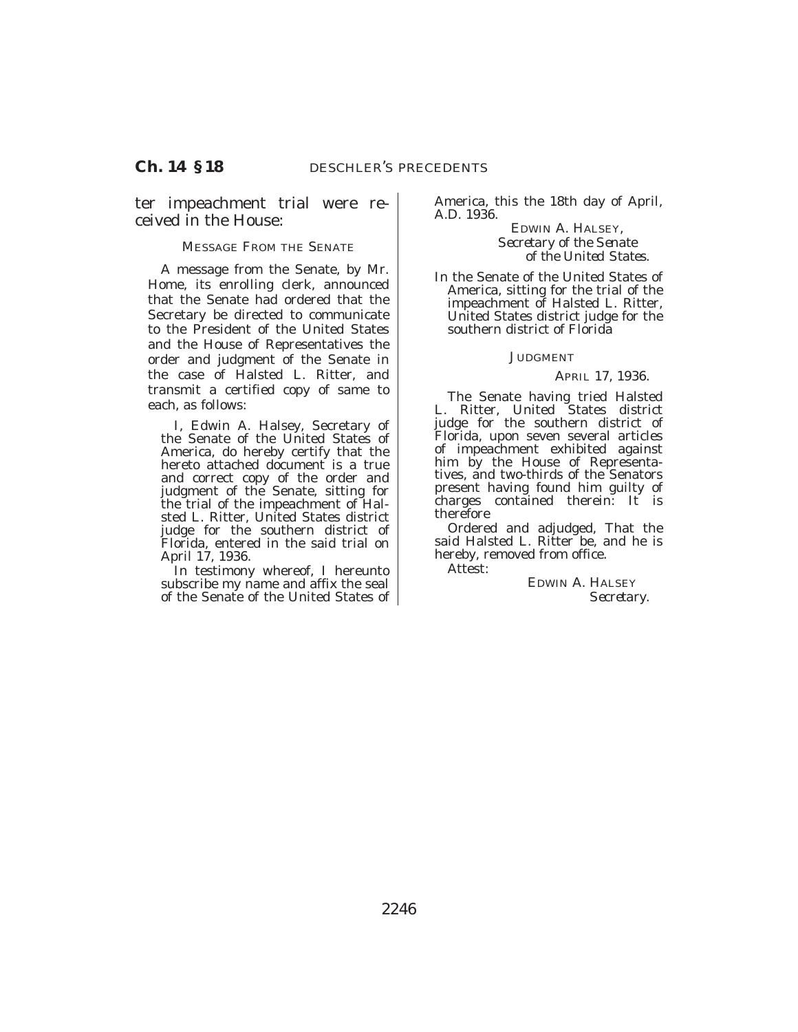ter impeachment trial were received in the House:

MESSAGE FROM THE SENATE

A message from the Senate, by Mr. Home, its enrolling clerk, announced that the Senate had ordered that the Secretary be directed to communicate to the President of the United States and the House of Representatives the order and judgment of the Senate in the case of Halsted L. Ritter, and transmit a certified copy of same to each, as follows:

I, Edwin A. Halsey, Secretary of the Senate of the United States of America, do hereby certify that the hereto attached document is a true and correct copy of the order and judgment of the Senate, sitting for the trial of the impeachment of Halsted L. Ritter, United States district judge for the southern district of Florida, entered in the said trial on April 17, 1936.

In testimony whereof, I hereunto subscribe my name and affix the seal of the Senate of the United States of America, this the 18th day of April, A.D. 1936.

EDWIN A. HALSEY,
*Secretary of the Senate of the United States.*

In the Senate of the United States of America, sitting for the trial of the impeachment of Halsted L. Ritter, United States district judge for the southern district of Florida

JUDGMENT

APRIL 17, 1936.

The Senate having tried Halsted L. Ritter, United States district judge for the southern district of Florida, upon seven several articles of impeachment exhibited against him by the House of Representatives, and two-thirds of the Senators present having found him guilty of charges contained therein: It is therefore

Ordered and adjudged, That the said Halsted L. Ritter be, and he is hereby, removed from office.

Attest:

EDWIN A. HALSEY
*Secretary.*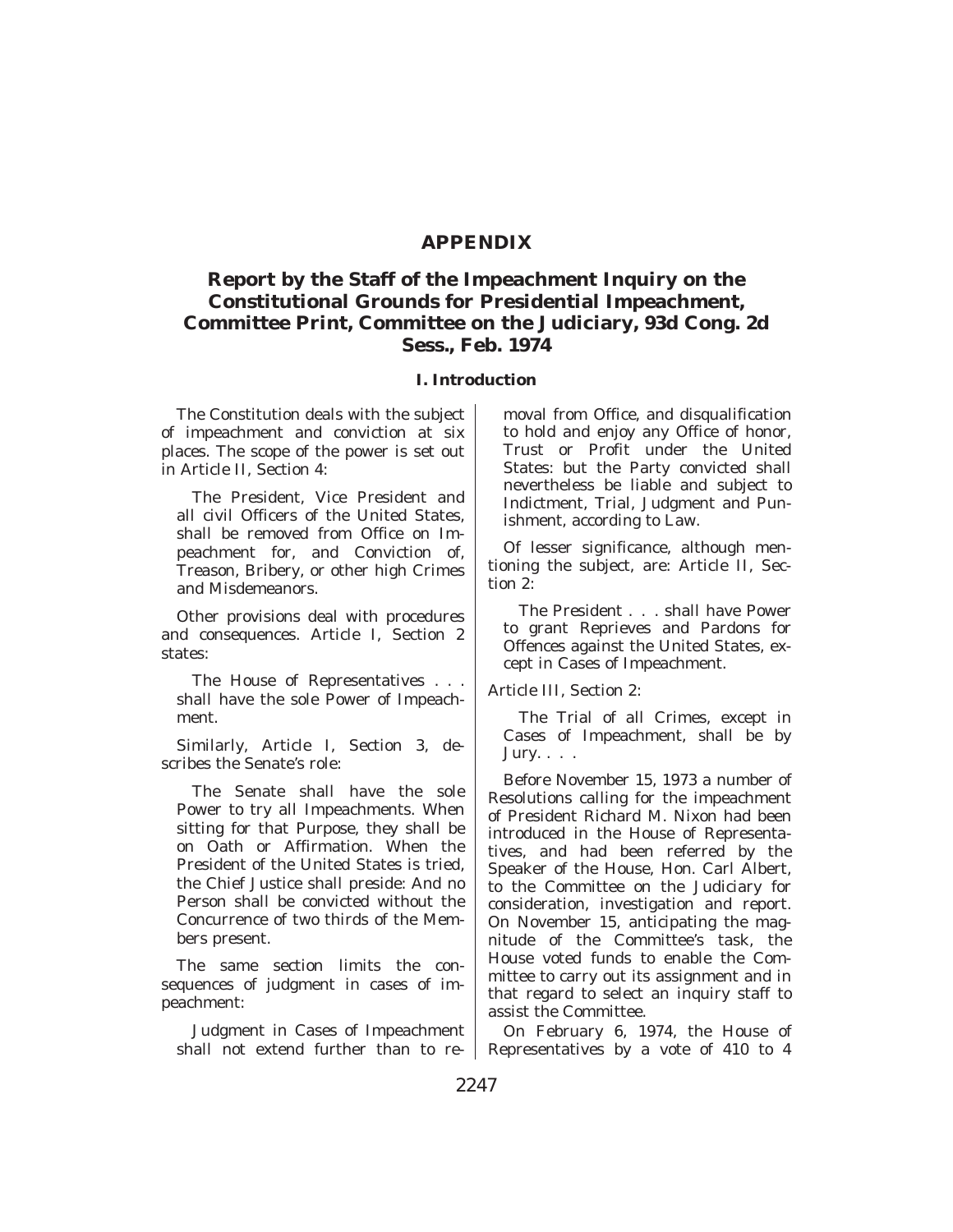# APPENDIX

## Report by the Staff of the Impeachment Inquiry on the Constitutional Grounds for Presidential Impeachment, Committee Print, Committee on the Judiciary, 93d Cong. 2d Sess., Feb. 1974

### I. Introduction

The Constitution deals with the subject of impeachment and conviction at six places. The scope of the power is set out in Article II, Section 4:

> The President, Vice President and all civil Officers of the United States, shall be removed from Office on Impeachment for, and Conviction of, Treason, Bribery, or other high Crimes and Misdemeanors.

Other provisions deal with procedures and consequences. Article I, Section 2 states:

> The House of Representatives . . . shall have the sole Power of Impeachment.

Similarly, Article I, Section 3, describes the Senate's role:

> The Senate shall have the sole Power to try all Impeachments. When sitting for that Purpose, they shall be on Oath or Affirmation. When the President of the United States is tried, the Chief Justice shall preside: And no Person shall be convicted without the Concurrence of two thirds of the Members present.

The same section limits the consequences of judgment in cases of impeachment:

> Judgment in Cases of Impeachment shall not extend further than to removal from Office, and disqualification to hold and enjoy any Office of honor, Trust or Profit under the United States: but the Party convicted shall nevertheless be liable and subject to Indictment, Trial, Judgment and Punishment, according to Law.

Of lesser significance, although mentioning the subject, are: Article II, Section 2:

> The President . . . shall have Power to grant Reprieves and Pardons for Offences against the United States, except in Cases of Impeachment.

Article III, Section 2:

> The Trial of all Crimes, except in Cases of Impeachment, shall be by Jury. . . .

Before November 15, 1973 a number of Resolutions calling for the impeachment of President Richard M. Nixon had been introduced in the House of Representatives, and had been referred by the Speaker of the House, Hon. Carl Albert, to the Committee on the Judiciary for consideration, investigation and report. On November 15, anticipating the magnitude of the Committee's task, the House voted funds to enable the Committee to carry out its assignment and in that regard to select an inquiry staff to assist the Committee.

On February 6, 1974, the House of Representatives by a vote of 410 to 4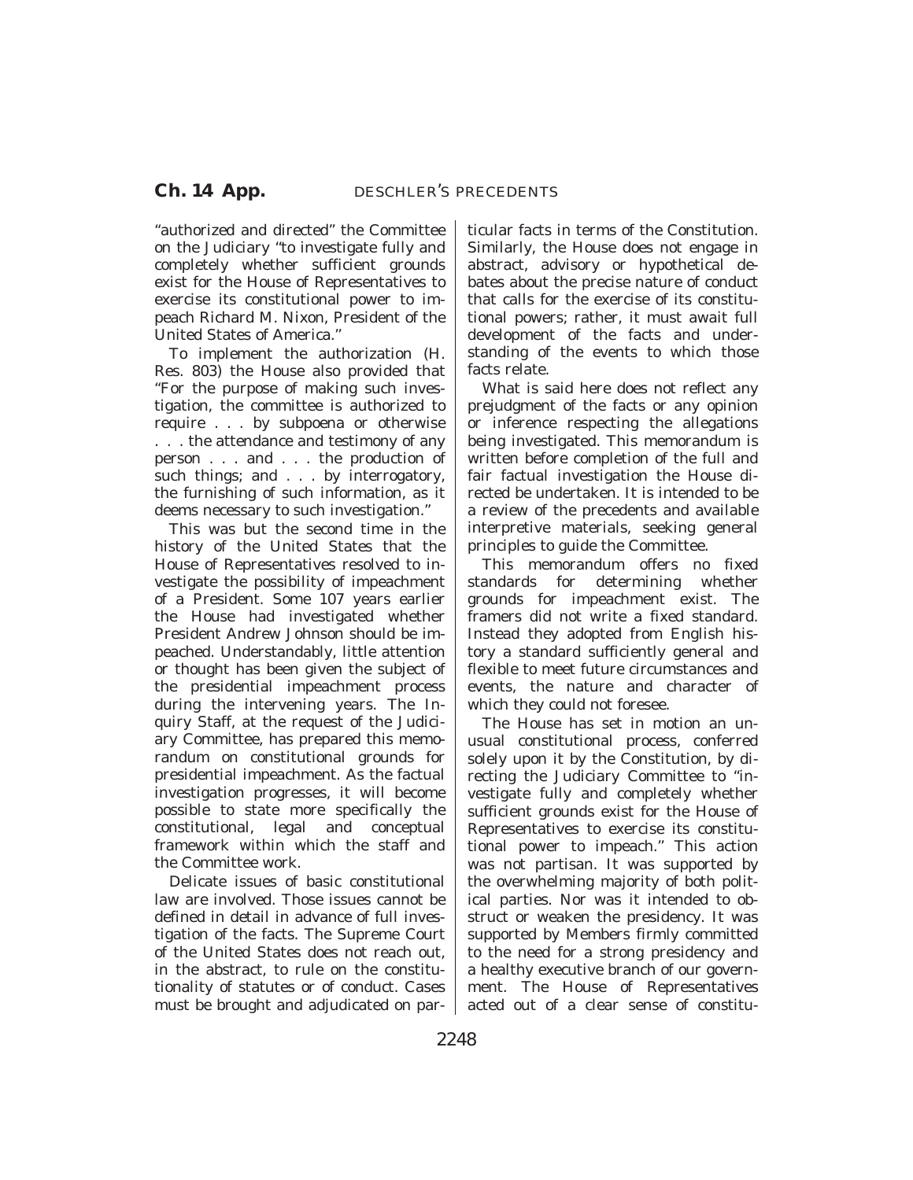"authorized and directed" the Committee on the Judiciary "to investigate fully and completely whether sufficient grounds exist for the House of Representatives to exercise its constitutional power to impeach Richard M. Nixon, President of the United States of America."

To implement the authorization (H. Res. 803) the House also provided that "For the purpose of making such investigation, the committee is authorized to require . . . by subpoena or otherwise . . . the attendance and testimony of any person . . . and . . . the production of such things; and . . . by interrogatory, the furnishing of such information, as it deems necessary to such investigation."

This was but the second time in the history of the United States that the House of Representatives resolved to investigate the possibility of impeachment of a President. Some 107 years earlier the House had investigated whether President Andrew Johnson should be impeached. Understandably, little attention or thought has been given the subject of the presidential impeachment process during the intervening years. The Inquiry Staff, at the request of the Judiciary Committee, has prepared this memorandum on constitutional grounds for presidential impeachment. As the factual investigation progresses, it will become possible to state more specifically the constitutional, legal and conceptual framework within which the staff and the Committee work.

Delicate issues of basic constitutional law are involved. Those issues cannot be defined in detail in advance of full investigation of the facts. The Supreme Court of the United States does not reach out, in the abstract, to rule on the constitutionality of statutes or of conduct. Cases must be brought and adjudicated on particular facts in terms of the Constitution. Similarly, the House does not engage in abstract, advisory or hypothetical debates about the precise nature of conduct that calls for the exercise of its constitutional powers; rather, it must await full development of the facts and understanding of the events to which those facts relate.

What is said here does not reflect any prejudgment of the facts or any opinion or inference respecting the allegations being investigated. This memorandum is written before completion of the full and fair factual investigation the House directed be undertaken. It is intended to be a review of the precedents and available interpretive materials, seeking general principles to guide the Committee.

This memorandum offers no fixed standards for determining whether grounds for impeachment exist. The framers did not write a fixed standard. Instead they adopted from English history a standard sufficiently general and flexible to meet future circumstances and events, the nature and character of which they could not foresee.

The House has set in motion an unusual constitutional process, conferred solely upon it by the Constitution, by directing the Judiciary Committee to "investigate fully and completely whether sufficient grounds exist for the House of Representatives to exercise its constitutional power to impeach." This action was not partisan. It was supported by the overwhelming majority of both political parties. Nor was it intended to obstruct or weaken the presidency. It was supported by Members firmly committed to the need for a strong presidency and a healthy executive branch of our government. The House of Representatives acted out of a clear sense of constitu-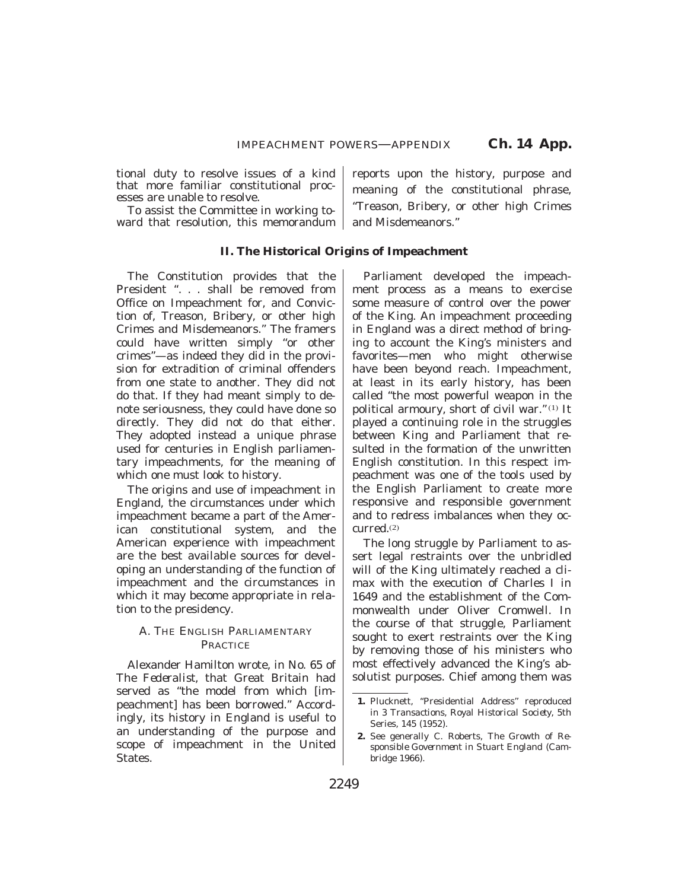tional duty to resolve issues of a kind that more familiar constitutional processes are unable to resolve.

To assist the Committee in working toward that resolution, this memorandum reports upon the history, purpose and meaning of the constitutional phrase, "Treason, Bribery, or other high Crimes and Misdemeanors."

## II. The Historical Origins of Impeachment

The Constitution provides that the President ". . . shall be removed from Office on Impeachment for, and Conviction of, Treason, Bribery, or other high Crimes and Misdemeanors." The framers could have written simply "or other crimes"—as indeed they did in the provision for extradition of criminal offenders from one state to another. They did not do that. If they had meant simply to denote seriousness, they could have done so directly. They did not do that either. They adopted instead a unique phrase used for centuries in English parliamentary impeachments, for the meaning of which one must look to history.

The origins and use of impeachment in England, the circumstances under which impeachment became a part of the American constitutional system, and the American experience with impeachment are the best available sources for developing an understanding of the function of impeachment and the circumstances in which it may become appropriate in relation to the presidency.

### A. The English Parliamentary Practice

Alexander Hamilton wrote, in No. 65 of *The Federalist*, that Great Britain had served as "the model from which [impeachment] has been borrowed." Accordingly, its history in England is useful to an understanding of the purpose and scope of impeachment in the United States.

Parliament developed the impeachment process as a means to exercise some measure of control over the power of the King. An impeachment proceeding in England was a direct method of bringing to account the King's ministers and favorites—men who might otherwise have been beyond reach. Impeachment, at least in its early history, has been called "the most powerful weapon in the political armoury, short of civil war."[1] It played a continuing role in the struggles between King and Parliament that resulted in the formation of the unwritten English constitution. In this respect impeachment was one of the tools used by the English Parliament to create more responsive and responsible government and to redress imbalances when they occurred.[2]

The long struggle by Parliament to assert legal restraints over the unbridled will of the King ultimately reached a climax with the execution of Charles I in 1649 and the establishment of the Commonwealth under Oliver Cromwell. In the course of that struggle, Parliament sought to exert restraints over the King by removing those of his ministers who most effectively advanced the King's absolutist purposes. Chief among them was

---

1. Plucknett, "Presidential Address" reproduced in 3 *Transactions, Royal Historical Society*, 5th Series, 145 (1952).

2. See generally C. Roberts, *The Growth of Responsible Government in Stuart England* (Cambridge 1966).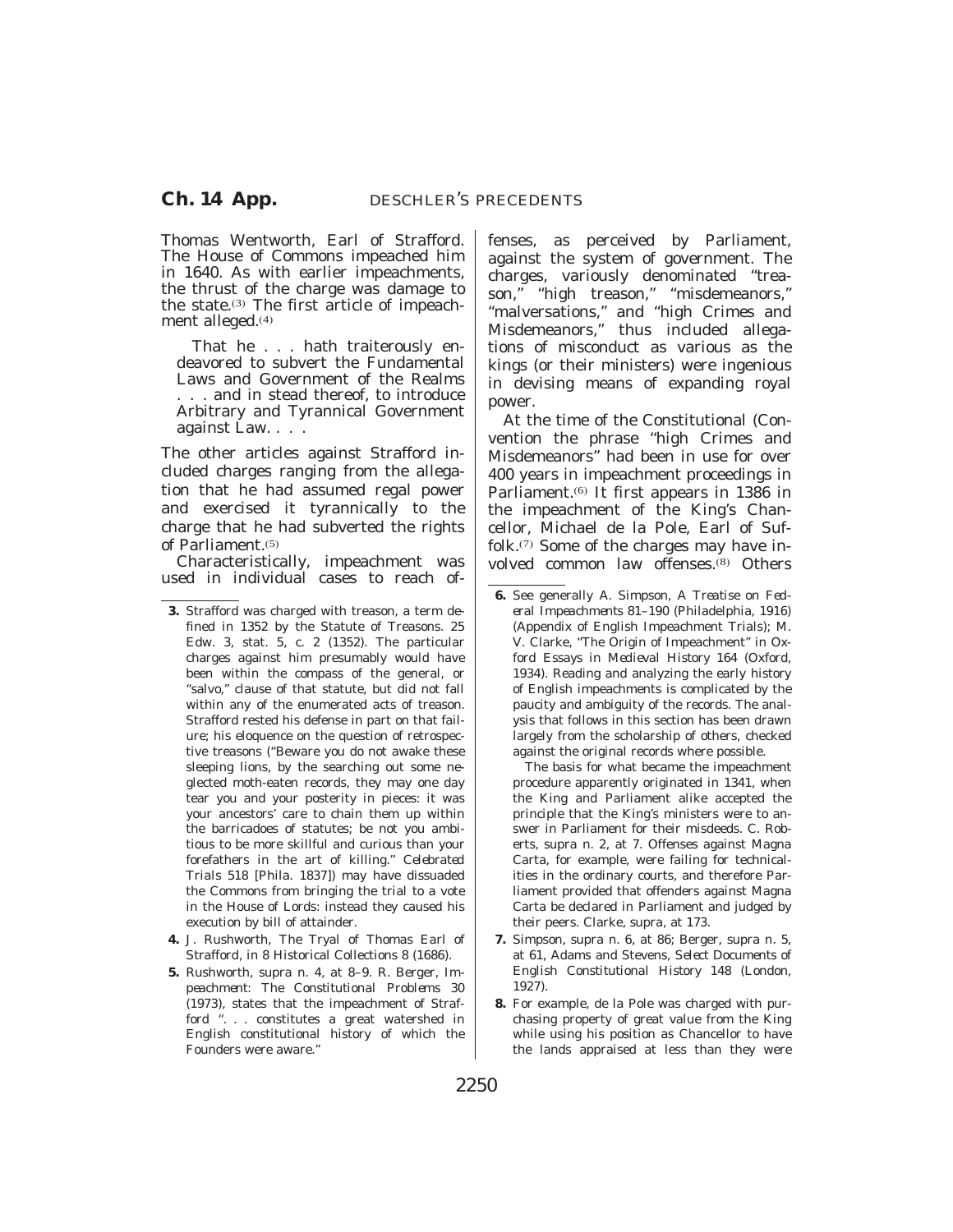Thomas Wentworth, Earl of Strafford. The House of Commons impeached him in 1640. As with earlier impeachments, the thrust of the charge was damage to the state.[3] The first article of impeachment alleged.[4]

> That he . . . hath traiterously endeavored to subvert the Fundamental Laws and Government of the Realms . . . and in stead thereof, to introduce Arbitrary and Tyrannical Government against Law. . . .

The other articles against Strafford included charges ranging from the allegation that he had assumed regal power and exercised it tyrannically to the charge that he had subverted the rights of Parliament.[5]

Characteristically, impeachment was used in individual cases to reach offenses, as perceived by Parliament, against the system of government. The charges, variously denominated "treason," "high treason," "misdemeanors," "malversations," and "high Crimes and Misdemeanors," thus included allegations of misconduct as various as the kings (or their ministers) were ingenious in devising means of expanding royal power.

At the time of the Constitutional (Convention the phrase "high Crimes and Misdemeanors" had been in use for over 400 years in impeachment proceedings in Parliament.[6] It first appears in 1386 in the impeachment of the King's Chancellor, Michael de la Pole, Earl of Suffolk.[7] Some of the charges may have involved common law offenses.[8] Others

---

**3.** Strafford was charged with treason, a term defined in 1352 by the Statute of Treasons. 25 Edw. 3, stat. 5, c. 2 (1352). The particular charges against him presumably would have been within the compass of the general, or "salvo," clause of that statute, but did not fall within any of the enumerated acts of treason. Strafford rested his defense in part on that failure; his eloquence on the question of retrospective treasons ("Beware you do not awake these sleeping lions, by the searching out some neglected moth-eaten records, they may one day tear you and your posterity in pieces: it was your ancestors' care to chain them up within the barricadoes of statutes; be not you ambitious to be more skillful and curious than your forefathers in the art of killing." *Celebrated Trials* 518 [Phila. 1837]) may have dissuaded the Commons from bringing the trial to a vote in the House of Lords: instead they caused his execution by bill of attainder.

**4.** J. Rushworth, The Tryal of Thomas Earl of Strafford, in 8 Historical Collections 8 (1686).

**5.** Rushworth, supra n. 4, at 8–9. R. Berger, *Impeachment: The Constitutional Problems* 30 (1973), states that the impeachment of Strafford ". . . constitutes a great watershed in English constitutional history of which the Founders were aware."

**6.** See generally A. Simpson, *A Treatise on Federal Impeachments* 81–190 (Philadelphia, 1916) (Appendix of English Impeachment Trials); M. V. Clarke, "The Origin of Impeachment" in Oxford Essays in Medieval History 164 (Oxford, 1934). Reading and analyzing the early history of English impeachments is complicated by the paucity and ambiguity of the records. The analysis that follows in this section has been drawn largely from the scholarship of others, checked against the original records where possible.

The basis for what became the impeachment procedure apparently originated in 1341, when the King and Parliament alike accepted the principle that the King's ministers were to answer in Parliament for their misdeeds. C. Roberts, supra n. 2, at 7. Offenses against Magna Carta, for example, were failing for technicalities in the ordinary courts, and therefore Parliament provided that offenders against Magna Carta be declared in Parliament and judged by their peers. Clarke, supra, at 173.

**7.** Simpson, supra n. 6, at 86; Berger, supra n. 5, at 61, Adams and Stevens, *Select Documents of English Constitutional History* 148 (London, 1927).

**8.** For example, de la Pole was charged with purchasing property of great value from the King while using his position as Chancellor to have the lands appraised at less than they were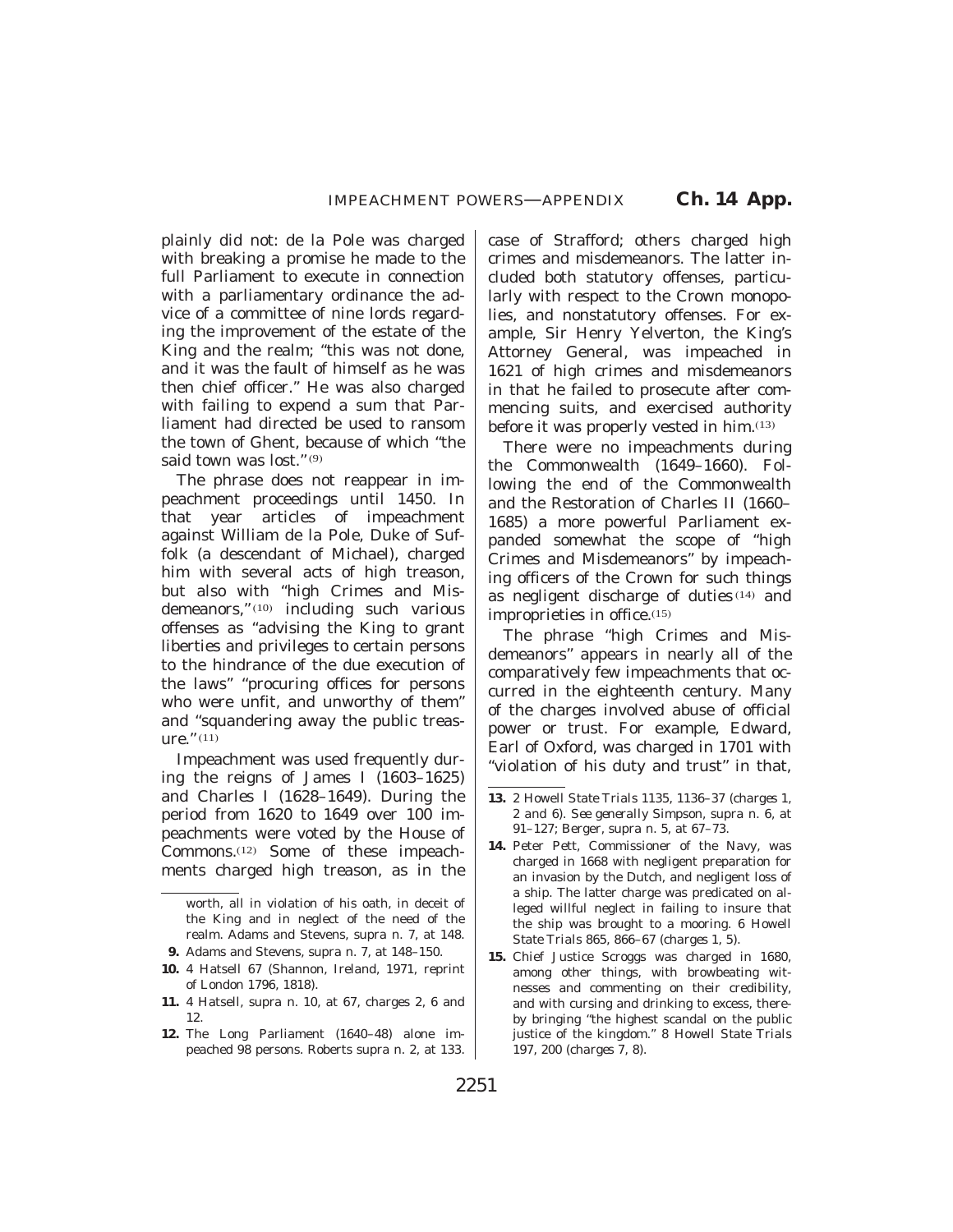plainly did not: de la Pole was charged with breaking a promise he made to the full Parliament to execute in connection with a parliamentary ordinance the advice of a committee of nine lords regarding the improvement of the estate of the King and the realm; "this was not done, and it was the fault of himself as he was then chief officer." He was also charged with failing to expend a sum that Parliament had directed be used to ransom the town of Ghent, because of which "the said town was lost."[9]

The phrase does not reappear in impeachment proceedings until 1450. In that year articles of impeachment against William de la Pole, Duke of Suffolk (a descendant of Michael), charged him with several acts of high treason, but also with "high Crimes and Misdemeanors,"[10] including such various offenses as "advising the King to grant liberties and privileges to certain persons to the hindrance of the due execution of the laws" "procuring offices for persons who were unfit, and unworthy of them" and "squandering away the public treasure."[11]

Impeachment was used frequently during the reigns of James I (1603–1625) and Charles I (1628–1649). During the period from 1620 to 1649 over 100 impeachments were voted by the House of Commons.[12] Some of these impeachments charged high treason, as in the case of Strafford; others charged high crimes and misdemeanors. The latter included both statutory offenses, particularly with respect to the Crown monopolies, and nonstatutory offenses. For example, Sir Henry Yelverton, the King's Attorney General, was impeached in 1621 of high crimes and misdemeanors in that he failed to prosecute after commencing suits, and exercised authority before it was properly vested in him.[13]

There were no impeachments during the Commonwealth (1649–1660). Following the end of the Commonwealth and the Restoration of Charles II (1660–1685) a more powerful Parliament expanded somewhat the scope of "high Crimes and Misdemeanors" by impeaching officers of the Crown for such things as negligent discharge of duties[14] and improprieties in office.[15]

The phrase "high Crimes and Misdemeanors" appears in nearly all of the comparatively few impeachments that occurred in the eighteenth century. Many of the charges involved abuse of official power or trust. For example, Edward, Earl of Oxford, was charged in 1701 with "violation of his duty and trust" in that,

---

worth, all in violation of his oath, in deceit of the King and in neglect of the need of the realm. Adams and Stevens, supra n. 7, at 148.

**9.** Adams and Stevens, supra n. 7, at 148–150.

**10.** 4 Hatsell 67 (Shannon, Ireland, 1971, reprint of London 1796, 1818).

**11.** 4 Hatsell, supra n. 10, at 67, charges 2, 6 and 12.

**12.** The Long Parliament (1640–48) alone impeached 98 persons. Roberts supra n. 2, at 133.

**13.** 2 Howell State Trials 1135, 1136–37 (charges 1, 2 and 6). *See generally* Simpson, supra n. 6, at 91–127; Berger, supra n. 5, at 67–73.

**14.** Peter Pett, Commissioner of the Navy, was charged in 1668 with negligent preparation for an invasion by the Dutch, and negligent loss of a ship. The latter charge was predicated on alleged willful neglect in failing to insure that the ship was brought to a mooring. 6 Howell State Trials 865, 866–67 (charges 1, 5).

**15.** Chief Justice Scroggs was charged in 1680, among other things, with browbeating witnesses and commenting on their credibility, and with cursing and drinking to excess, thereby bringing "the highest scandal on the public justice of the kingdom." 8 Howell State Trials 197, 200 (charges 7, 8).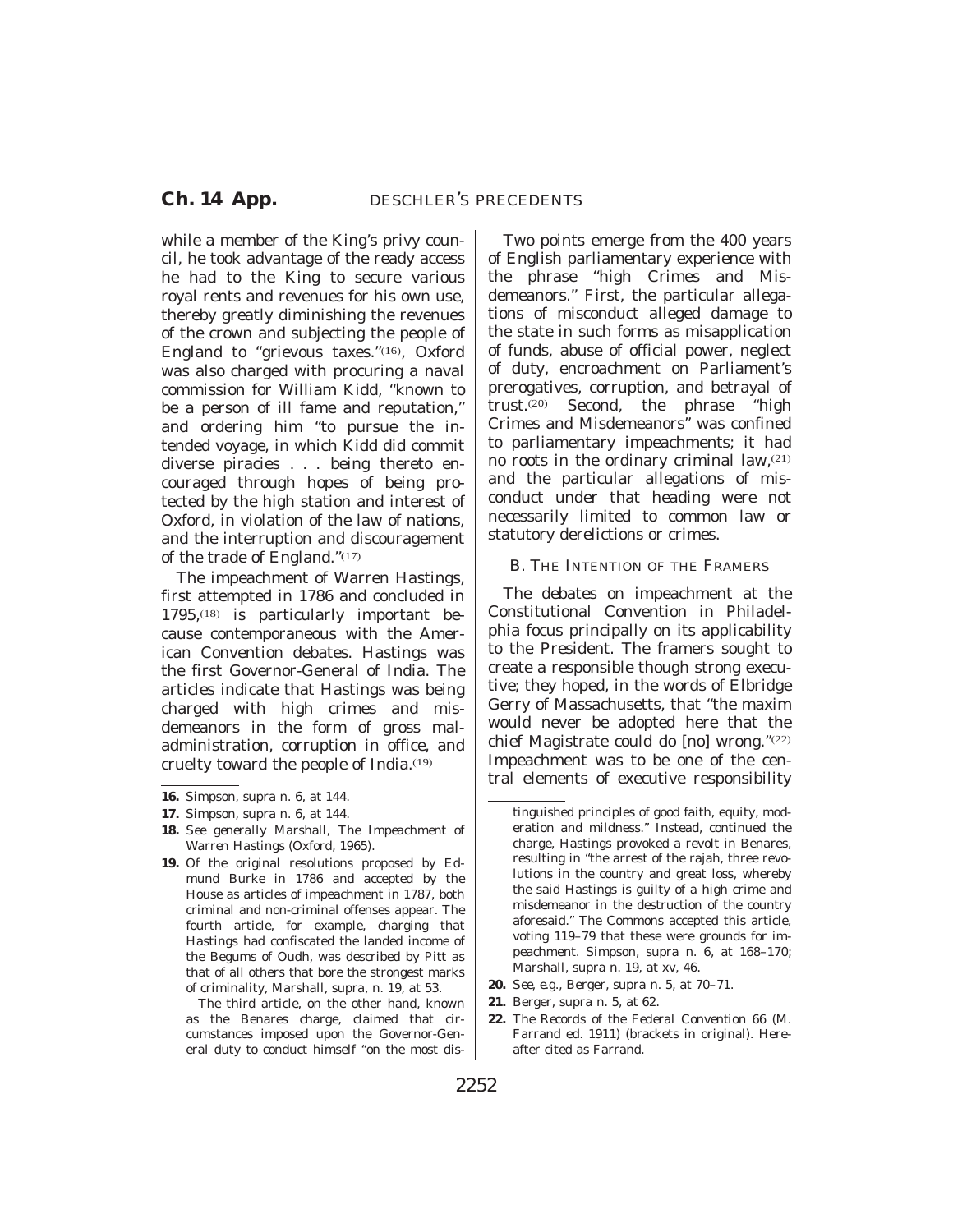while a member of the King's privy council, he took advantage of the ready access he had to the King to secure various royal rents and revenues for his own use, thereby greatly diminishing the revenues of the crown and subjecting the people of England to "grievous taxes."[16], Oxford was also charged with procuring a naval commission for William Kidd, "known to be a person of ill fame and reputation," and ordering him "to pursue the intended voyage, in which Kidd did commit diverse piracies . . . being thereto encouraged through hopes of being protected by the high station and interest of Oxford, in violation of the law of nations, and the interruption and discouragement of the trade of England."[17]

The impeachment of Warren Hastings, first attempted in 1786 and concluded in 1795,[18] is particularly important because contemporaneous with the American Convention debates. Hastings was the first Governor-General of India. The articles indicate that Hastings was being charged with high crimes and misdemeanors in the form of gross maladministration, corruption in office, and cruelty toward the people of India.[19]

Two points emerge from the 400 years of English parliamentary experience with the phrase "high Crimes and Misdemeanors." First, the particular allegations of misconduct alleged damage to the state in such forms as misapplication of funds, abuse of official power, neglect of duty, encroachment on Parliament's prerogatives, corruption, and betrayal of trust.[20] Second, the phrase "high Crimes and Misdemeanors" was confined to parliamentary impeachments; it had no roots in the ordinary criminal law,[21] and the particular allegations of misconduct under that heading were not necessarily limited to common law or statutory derelictions or crimes.

### B. The Intention of the Framers

The debates on impeachment at the Constitutional Convention in Philadelphia focus principally on its applicability to the President. The framers sought to create a responsible though strong executive; they hoped, in the words of Elbridge Gerry of Massachusetts, that "the maxim would never be adopted here that the chief Magistrate could do [no] wrong."[22] Impeachment was to be one of the central elements of executive responsibility

---

**16.** Simpson, supra n. 6, at 144.

**17.** Simpson, supra n. 6, at 144.

**18.** *See generally* Marshall, *The Impeachment of Warren Hastings* (Oxford, 1965).

**19.** Of the original resolutions proposed by Edmund Burke in 1786 and accepted by the House as articles of impeachment in 1787, both criminal and non-criminal offenses appear. The fourth article, for example, charging that Hastings had confiscated the landed income of the Begums of Oudh, was described by Pitt as that of all others that bore the strongest marks of criminality, Marshall, supra, n. 19, at 53.

The third article, on the other hand, known as the Benares charge, claimed that circumstances imposed upon the Governor-General duty to conduct himself "on the most distinguished principles of good faith, equity, moderation and mildness." Instead, continued the charge, Hastings provoked a revolt in Benares, resulting in "the arrest of the rajah, three revolutions in the country and great loss, whereby the said Hastings is guilty of a high crime and misdemeanor in the destruction of the country aforesaid." The Commons accepted this article, voting 119–79 that these were grounds for impeachment. Simpson, supra n. 6, at 168–170; Marshall, supra n. 19, at xv, 46.

**20.** *See, e.g.*, Berger, supra n. 5, at 70–71.

**21.** Berger, supra n. 5, at 62.

**22.** *The Records of the Federal Convention* 66 (M. Farrand ed. 1911) (brackets in original). Hereafter cited as Farrand.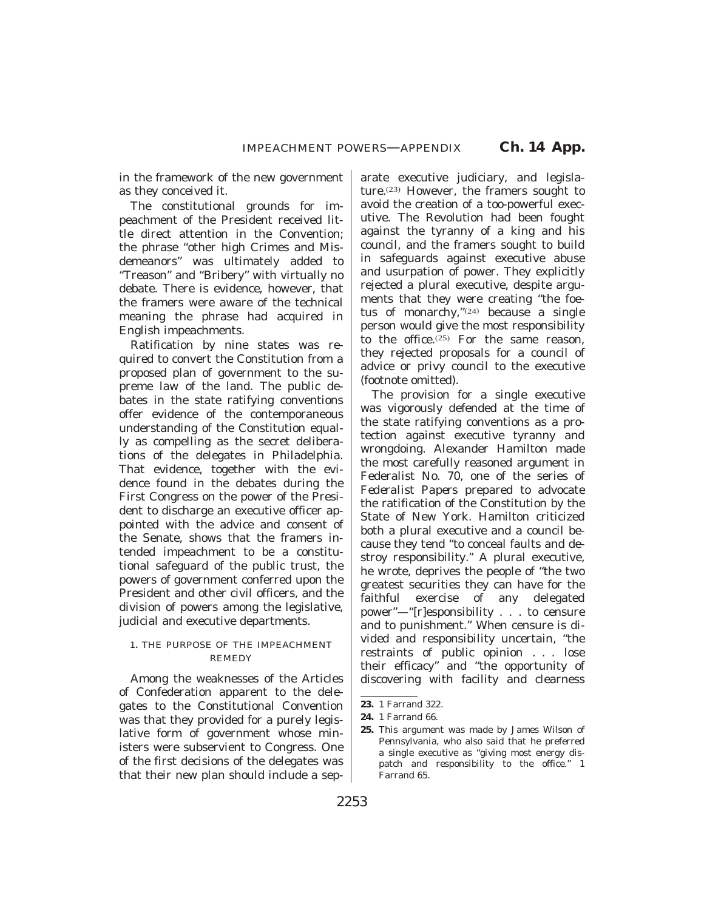in the framework of the new government as they conceived it.

The constitutional grounds for impeachment of the President received little direct attention in the Convention; the phrase "other high Crimes and Misdemeanors" was ultimately added to "Treason" and "Bribery" with virtually no debate. There is evidence, however, that the framers were aware of the technical meaning the phrase had acquired in English impeachments.

Ratification by nine states was required to convert the Constitution from a proposed plan of government to the supreme law of the land. The public debates in the state ratifying conventions offer evidence of the contemporaneous understanding of the Constitution equally as compelling as the secret deliberations of the delegates in Philadelphia. That evidence, together with the evidence found in the debates during the First Congress on the power of the President to discharge an executive officer appointed with the advice and consent of the Senate, shows that the framers intended impeachment to be a constitutional safeguard of the public trust, the powers of government conferred upon the President and other civil officers, and the division of powers among the legislative, judicial and executive departments.

### 1. THE PURPOSE OF THE IMPEACHMENT REMEDY

Among the weaknesses of the Articles of Confederation apparent to the delegates to the Constitutional Convention was that they provided for a purely legislative form of government whose ministers were subservient to Congress. One of the first decisions of the delegates was that their new plan should include a separate executive judiciary, and legislature.[23] However, the framers sought to avoid the creation of a too-powerful executive. The Revolution had been fought against the tyranny of a king and his council, and the framers sought to build in safeguards against executive abuse and usurpation of power. They explicitly rejected a plural executive, despite arguments that they were creating "the foetus of monarchy,"[24] because a single person would give the most responsibility to the office.[25] For the same reason, they rejected proposals for a council of advice or privy council to the executive (footnote omitted).

The provision for a single executive was vigorously defended at the time of the state ratifying conventions as a protection against executive tyranny and wrongdoing. Alexander Hamilton made the most carefully reasoned argument in Federalist No. 70, one of the series of *Federalist Papers* prepared to advocate the ratification of the Constitution by the State of New York. Hamilton criticized both a plural executive and a council because they tend "to conceal faults and destroy responsibility." A plural executive, he wrote, deprives the people of "the two greatest securities they can have for the faithful exercise of any delegated power"—"[r]esponsibility . . . to censure and to punishment." When censure is divided and responsibility uncertain, "the restraints of public opinion . . . lose their efficacy" and "the opportunity of discovering with facility and clearness

---

**23.** 1 Farrand 322.

**24.** 1 Farrand 66.

**25.** This argument was made by James Wilson of Pennsylvania, who also said that he preferred a single executive as "giving most energy dispatch and responsibility to the office." 1 Farrand 65.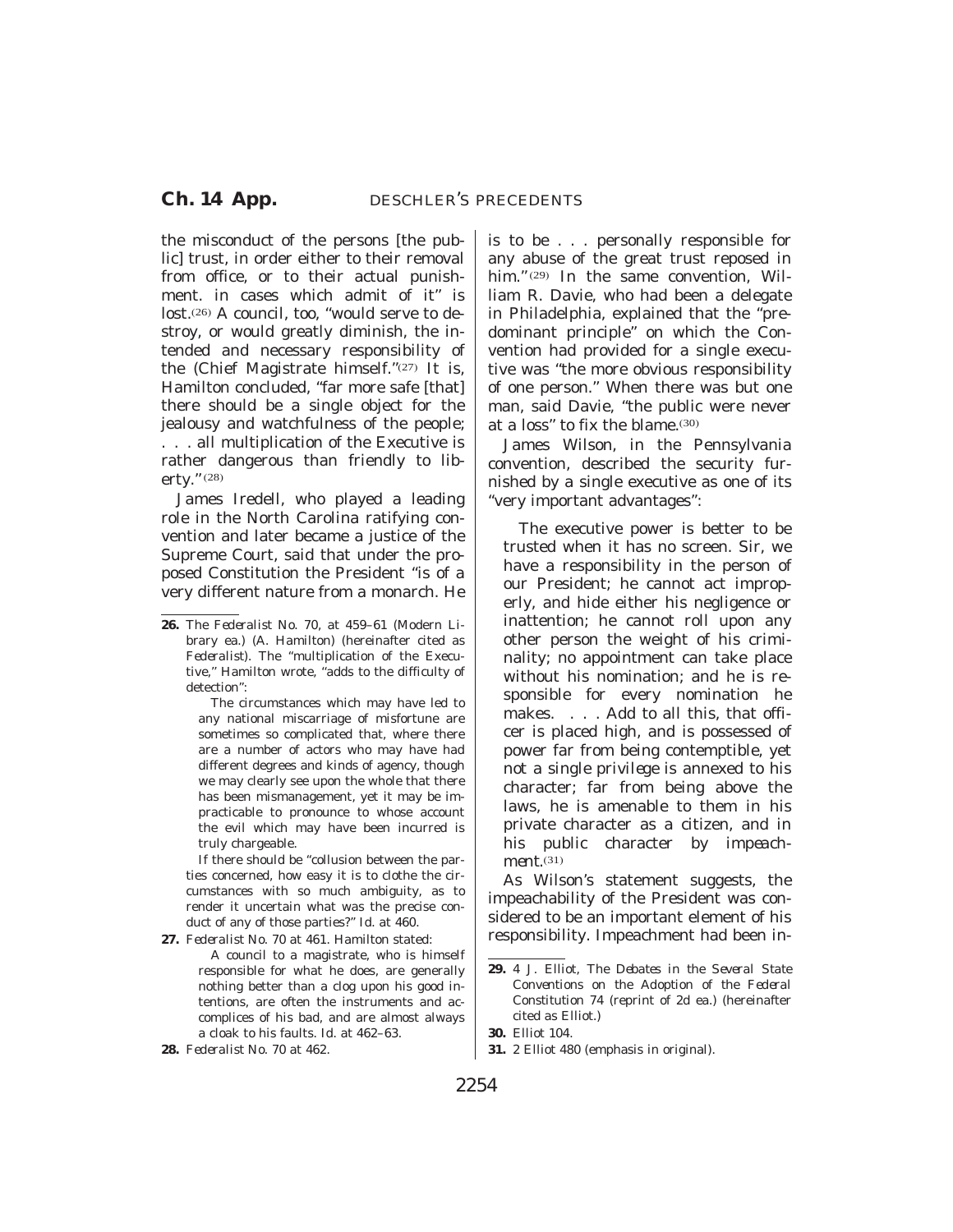the misconduct of the persons [the public] trust, in order either to their removal from office, or to their actual punishment. in cases which admit of it" is lost.[26] A council, too, "would serve to destroy, or would greatly diminish, the intended and necessary responsibility of the (Chief Magistrate himself."[27] It is, Hamilton concluded, "far more safe [that] there should be a single object for the jealousy and watchfulness of the people; . . . all multiplication of the Executive is rather dangerous than friendly to liberty."[28]

James Iredell, who played a leading role in the North Carolina ratifying convention and later became a justice of the Supreme Court, said that under the proposed Constitution the President "is of a very different nature from a monarch. He is to be . . . personally responsible for any abuse of the great trust reposed in him."[29] In the same convention, William R. Davie, who had been a delegate in Philadelphia, explained that the "predominant principle" on which the Convention had provided for a single executive was "the more obvious responsibility of one person." When there was but one man, said Davie, "the public were never at a loss" to fix the blame.[30]

James Wilson, in the Pennsylvania convention, described the security furnished by a single executive as one of its "very important advantages":

> The executive power is better to be trusted when it has no screen. Sir, we have a responsibility in the person of our President; he cannot act improperly, and hide either his negligence or inattention; he cannot roll upon any other person the weight of his criminality; no appointment can take place without his nomination; and he is responsible for every nomination he makes. . . . Add to all this, that officer is placed high, and is possessed of power far from being contemptible, yet not a single *privilege* is annexed to his character; far from being above the laws, he is amenable to them in his private character as a citizen, and in his public character by *impeachment*.[31]

As Wilson's statement suggests, the impeachability of the President was considered to be an important element of his responsibility. Impeachment had been in-

---

**26.** *The Federalist* No. 70, at 459–61 (Modern Library ea.) (A. Hamilton) (hereinafter cited as *Federalist*). The "multiplication of the Executive," Hamilton wrote, "adds to the difficulty of detection":

> The circumstances which may have led to any national miscarriage of misfortune are sometimes so complicated that, where there are a number of actors who may have had different degrees and kinds of agency, though we may clearly see upon the whole that there has been mismanagement, yet it may be impracticable to pronounce to whose account the evil which may have been incurred is truly chargeable.

If there should be "collusion between the parties concerned, how easy it is to clothe the circumstances with so much ambiguity, as to render it uncertain what was the precise conduct of any of those parties?" *Id.* at 460.

**27.** *Federalist* No. 70 at 461. Hamilton stated:

> A council to a magistrate, who is himself responsible for what he does, are generally nothing better than a clog upon his good intentions, are often the instruments and accomplices of his bad, and are almost always a cloak to his faults. *Id.* at 462–63.

**28.** *Federalist* No. 70 at 462.

**29.** 4 J. Elliot, *The Debates in the Several State Conventions on the Adoption of the Federal Constitution* 74 (reprint of 2d ea.) (hereinafter cited as Elliot.)

**30.** Elliot 104.

**31.** 2 Elliot 480 (emphasis in original).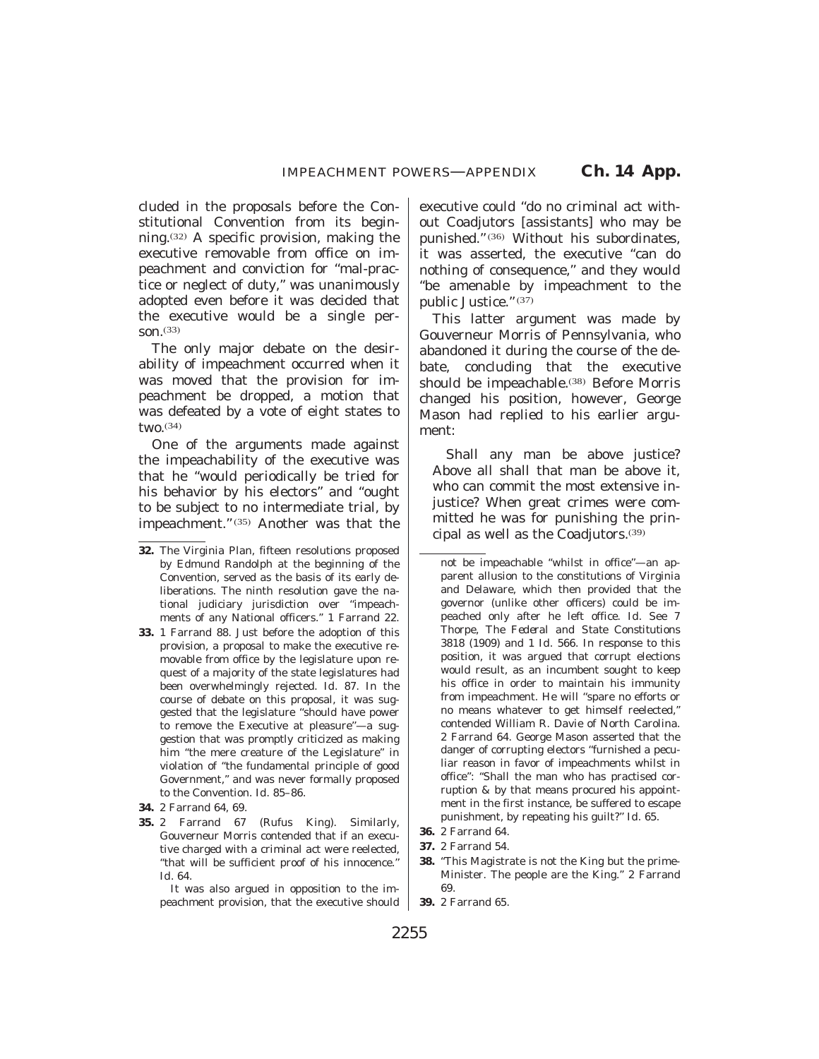cluded in the proposals before the Constitutional Convention from its beginning.[32] A specific provision, making the executive removable from office on impeachment and conviction for ''mal-practice or neglect of duty,'' was unanimously adopted even before it was decided that the executive would be a single person.[33]

The only major debate on the desirability of impeachment occurred when it was moved that the provision for impeachment be dropped, a motion that was defeated by a vote of eight states to two.[34]

One of the arguments made against the impeachability of the executive was that he ''would periodically be tried for his behavior by his electors'' and ''ought to be subject to no intermediate trial, by impeachment.''[35] Another was that the executive could ''do no criminal act without Coadjutors [assistants] who may be punished.''[36] Without his subordinates, it was asserted, the executive ''can do nothing of consequence,'' and they would ''be amenable by impeachment to the public Justice.''[37]

This latter argument was made by Gouverneur Morris of Pennsylvania, who abandoned it during the course of the debate, concluding that the executive should be impeachable.[38] Before Morris changed his position, however, George Mason had replied to his earlier argument:

> Shall any man be above justice? Above all shall that man be above it, who can commit the most extensive injustice? When great crimes were committed he was for punishing the principal as well as the Coadjutors.[39]

---

**32.** The Virginia Plan, fifteen resolutions proposed by Edmund Randolph at the beginning of the Convention, served as the basis of its early deliberations. The ninth resolution gave the national judiciary jurisdiction over ''impeachments of any National officers.'' 1 Farrand 22.

**33.** 1 Farrand 88. Just before the adoption of this provision, a proposal to make the executive removable from office by the legislature upon request of a majority of the state legislatures had been overwhelmingly rejected. Id. 87. In the course of debate on this proposal, it was suggested that the legislature ''should have power to remove the Executive at pleasure''—a suggestion that was promptly criticized as making him ''the mere creature of the Legislature'' in violation of ''the fundamental principle of good Government,'' and was never formally proposed to the Convention. Id. 85–86.

**34.** 2 Farrand 64, 69.

**35.** 2 Farrand 67 (Rufus King). Similarly, Gouverneur Morris contended that if an executive charged with a criminal act were reelected, ''that will be sufficient proof of his innocence.'' Id. 64.

It was also argued in opposition to the impeachment provision, that the executive should not be impeachable ''whilst in office''—an apparent allusion to the constitutions of Virginia and Delaware, which then provided that the governor (unlike other officers) could be impeached only after he left office. Id. See 7 Thorpe, The Federal and State Constitutions 3818 (1909) and 1 Id. 566. In response to this position, it was argued that corrupt elections would result, as an incumbent sought to keep his office in order to maintain his immunity from impeachment. He will ''spare no efforts or no means whatever to get himself reelected,'' contended William R. Davie of North Carolina. 2 Farrand 64. George Mason asserted that the danger of corrupting electors ''furnished a peculiar reason in favor of impeachments whilst in office'': ''Shall the man who has practised corruption & by that means procured his appointment in the first instance, be suffered to escape punishment, by repeating his guilt?'' Id. 65.

**36.** 2 Farrand 64.

**37.** 2 Farrand 54.

**38.** ''This Magistrate is not the King but the prime-Minister. The people are the King.'' 2 Farrand 69.

**39.** 2 Farrand 65.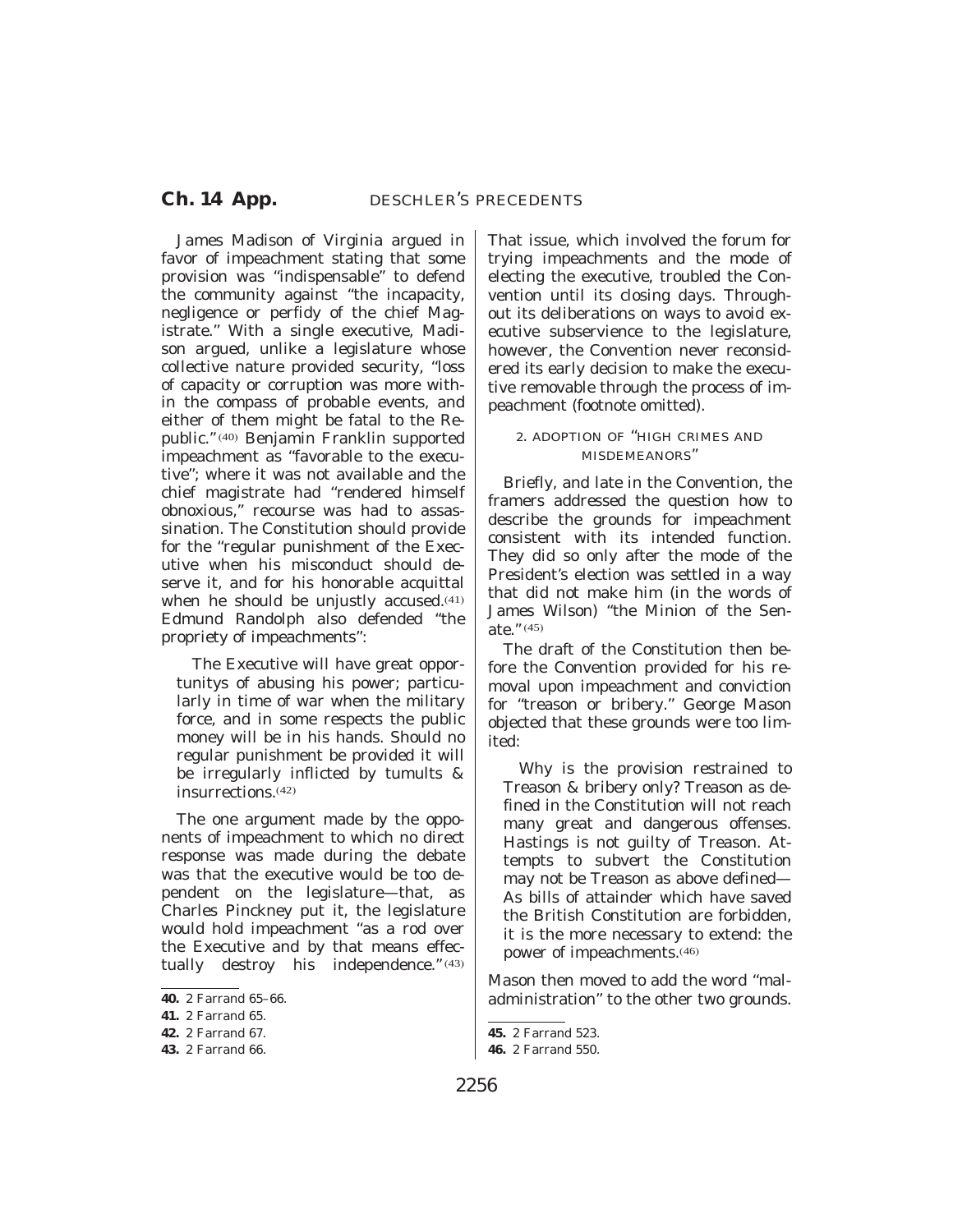James Madison of Virginia argued in favor of impeachment stating that some provision was "indispensable" to defend the community against "the incapacity, negligence or perfidy of the chief Magistrate." With a single executive, Madison argued, unlike a legislature whose collective nature provided security, "loss of capacity or corruption was more within the compass of probable events, and either of them might be fatal to the Republic."[40] Benjamin Franklin supported impeachment as "favorable to the executive"; where it was not available and the chief magistrate had "rendered himself obnoxious," recourse was had to assassination. The Constitution should provide for the "regular punishment of the Executive when his misconduct should deserve it, and for his honorable acquittal when he should be unjustly accused.[41] Edmund Randolph also defended "the propriety of impeachments":

> The Executive will have great opportunitys of abusing his power; particularly in time of war when the military force, and in some respects the public money will be in his hands. Should no regular punishment be provided it will be irregularly inflicted by tumults & insurrections.[42]

The one argument made by the opponents of impeachment to which no direct response was made during the debate was that the executive would be too dependent on the legislature—that, as Charles Pinckney put it, the legislature would hold impeachment "as a rod over the Executive and by that means effectually destroy his independence."[43] That issue, which involved the forum for trying impeachments and the mode of electing the executive, troubled the Convention until its closing days. Throughout its deliberations on ways to avoid executive subservience to the legislature, however, the Convention never reconsidered its early decision to make the executive removable through the process of impeachment (footnote omitted).

### 2. ADOPTION OF "HIGH CRIMES AND MISDEMEANORS"

Briefly, and late in the Convention, the framers addressed the question how to describe the grounds for impeachment consistent with its intended function. They did so only after the mode of the President's election was settled in a way that did not make him (in the words of James Wilson) "the Minion of the Senate."[45]

The draft of the Constitution then before the Convention provided for his removal upon impeachment and conviction for "treason or bribery." George Mason objected that these grounds were too limited:

> Why is the provision restrained to Treason & bribery only? Treason as defined in the Constitution will not reach many great and dangerous offenses. Hastings is not guilty of Treason. Attempts to subvert the Constitution may not be Treason as above defined— As bills of attainder which have saved the British Constitution are forbidden, it is the more necessary to extend: the power of impeachments.[46]

Mason then moved to add the word "maladministration" to the other two grounds.

---

**40.** 2 Farrand 65–66.
**41.** 2 Farrand 65.
**42.** 2 Farrand 67.
**43.** 2 Farrand 66.
**45.** 2 Farrand 523.
**46.** 2 Farrand 550.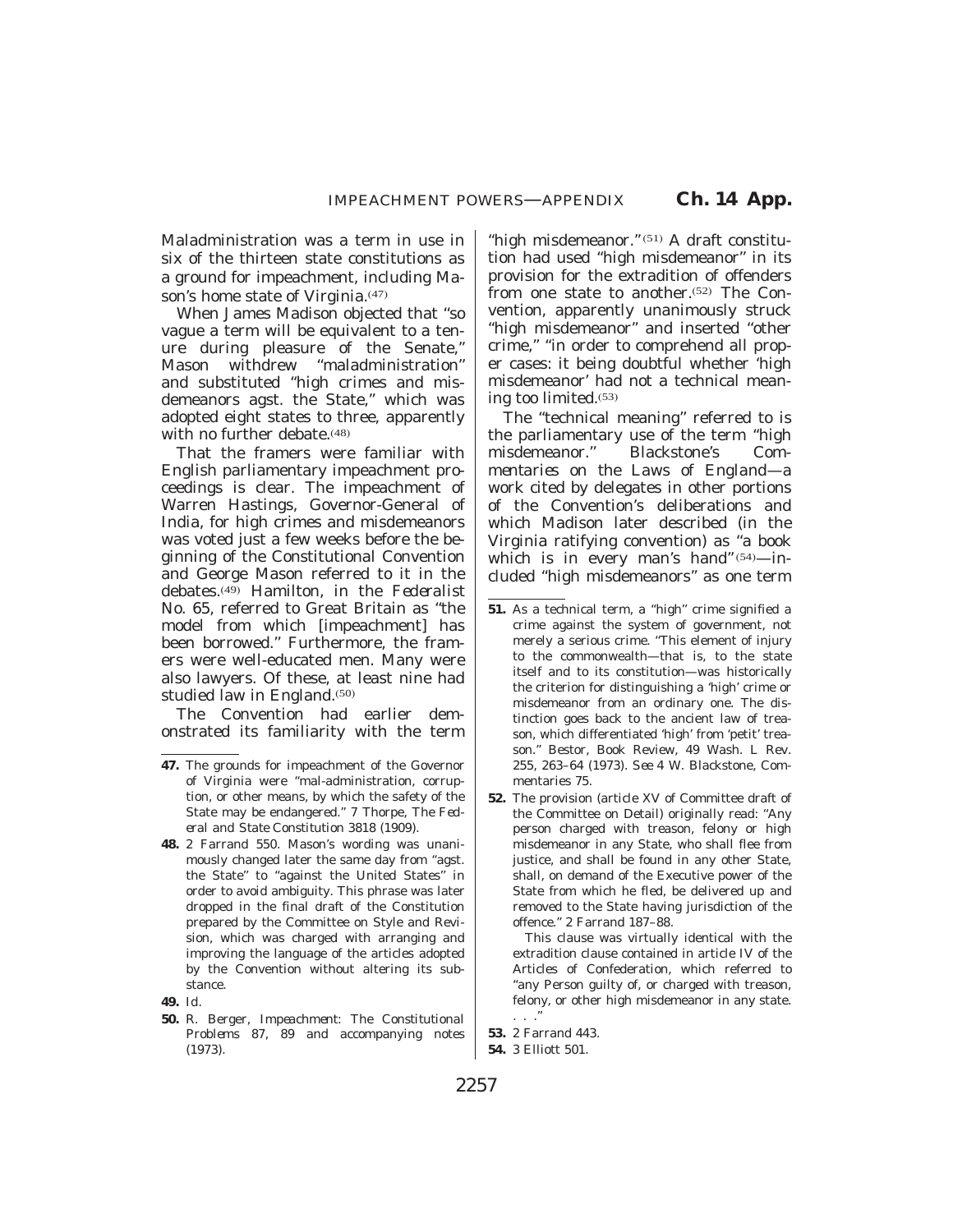Maladministration was a term in use in six of the thirteen state constitutions as a ground for impeachment, including Mason's home state of Virginia.[47]

When James Madison objected that "so vague a term will be equivalent to a tenure during pleasure of the Senate," Mason withdrew "maladministration" and substituted "high crimes and misdemeanors agst. the State," which was adopted eight states to three, apparently with no further debate.[48]

That the framers were familiar with English parliamentary impeachment proceedings is clear. The impeachment of Warren Hastings, Governor-General of India, for high crimes and misdemeanors was voted just a few weeks before the beginning of the Constitutional Convention and George Mason referred to it in the debates.[49] Hamilton, in the *Federalist* No. 65, referred to Great Britain as "the model from which [impeachment] has been borrowed." Furthermore, the framers were well-educated men. Many were also lawyers. Of these, at least nine had studied law in England.[50]

The Convention had earlier demonstrated its familiarity with the term "high misdemeanor."[51] A draft constitution had used "high misdemeanor" in its provision for the extradition of offenders from one state to another.[52] The Convention, apparently unanimously struck "high misdemeanor" and inserted "other crime," "in order to comprehend all proper cases: it being doubtful whether 'high misdemeanor' had not a technical meaning too limited.[53]

The "technical meaning" referred to is the parliamentary use of the term "high misdemeanor." Blackstone's *Commentaries on the Laws of England*—a work cited by delegates in other portions of the Convention's deliberations and which Madison later described (in the Virginia ratifying convention) as "a book which is in every man's hand"[54]—included "high misdemeanors" as one term

---

**47.** The grounds for impeachment of the Governor of Virginia were "mal-administration, corruption, or other means, by which the safety of the State may be endangered." 7 Thorpe, *The Federal and State Constitution* 3818 (1909).

**48.** 2 Farrand 550. Mason's wording was unanimously changed later the same day from "agst. the State" to "against the United States" in order to avoid ambiguity. This phrase was later dropped in the final draft of the Constitution prepared by the Committee on Style and Revision, which was charged with arranging and improving the language of the articles adopted by the Convention without altering its substance.

**49.** *Id.*

**50.** R. Berger, *Impeachment: The Constitutional Problems* 87, 89 and accompanying notes (1973).

**51.** As a technical term, a "high" crime signified a crime against the system of government, not merely a serious crime. "This element of injury to the commonwealth—that is, to the state itself and to its constitution—was historically the criterion for distinguishing a 'high' crime or misdemeanor from an ordinary one. The distinction goes back to the ancient law of treason, which differentiated 'high' from 'petit' treason." Bestor, Book Review, 49 Wash. L Rev. 255, 263–64 (1973). *See* 4 W. Blackstone, Commentaries 75.

**52.** The provision (article XV of Committee draft of the Committee on Detail) originally read: "Any person charged with treason, felony or high misdemeanor in any State, who shall flee from justice, and shall be found in any other State, shall, on demand of the Executive power of the State from which he fled, be delivered up and removed to the State having jurisdiction of the offence." 2 Farrand 187–88.

This clause was virtually identical with the extradition clause contained in article IV of the Articles of Confederation, which referred to "any Person guilty of, or charged with treason, felony, or other high misdemeanor in any state. . . ."

**53.** 2 Farrand 443.

**54.** 3 Elliott 501.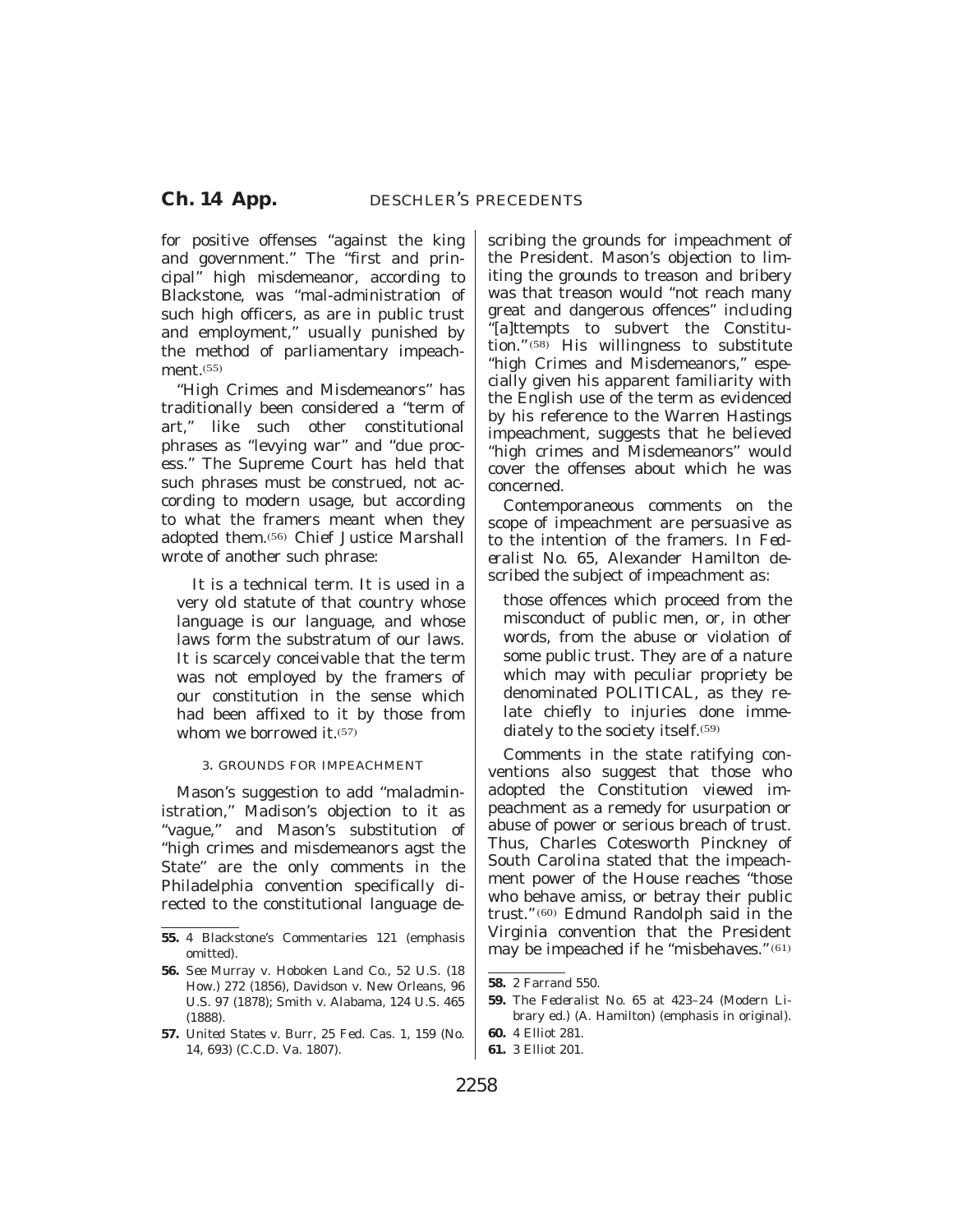for positive offenses "against the king and government." The "first and principal" high misdemeanor, according to Blackstone, was "mal-administration of such high officers, as are in public trust and employment," usually punished by the method of parliamentary impeachment.[55]

"High Crimes and Misdemeanors" has traditionally been considered a "term of art," like such other constitutional phrases as "levying war" and "due process." The Supreme Court has held that such phrases must be construed, not according to modern usage, but according to what the framers meant when they adopted them.[56] Chief Justice Marshall wrote of another such phrase:

> It is a technical term. It is used in a very old statute of that country whose language is our language, and whose laws form the substratum of our laws. It is scarcely conceivable that the term was not employed by the framers of our constitution in the sense which had been affixed to it by those from whom we borrowed it.[57]

### 3. GROUNDS FOR IMPEACHMENT

Mason's suggestion to add "maladministration," Madison's objection to it as "vague," and Mason's substitution of "high crimes and misdemeanors agst the State" are the only comments in the Philadelphia convention specifically directed to the constitutional language describing the grounds for impeachment of the President. Mason's objection to limiting the grounds to treason and bribery was that treason would "not reach many great and dangerous offences" including "[a]ttempts to subvert the Constitution."[58] His willingness to substitute "high Crimes and Misdemeanors," especially given his apparent familiarity with the English use of the term as evidenced by his reference to the Warren Hastings impeachment, suggests that he believed "high crimes and Misdemeanors" would cover the offenses about which he was concerned.

Contemporaneous comments on the scope of impeachment are persuasive as to the intention of the framers. In *Federalist No. 65*, Alexander Hamilton described the subject of impeachment as:

> those offences which proceed from the misconduct of public men, or, in other words, from the abuse or violation of some public trust. They are of a nature which may with peculiar propriety be denominated POLITICAL, as they relate chiefly to injuries done immediately to the society itself.[59]

Comments in the state ratifying conventions also suggest that those who adopted the Constitution viewed impeachment as a remedy for usurpation or abuse of power or serious breach of trust. Thus, Charles Cotesworth Pinckney of South Carolina stated that the impeachment power of the House reaches "those who behave amiss, or betray their public trust."[60] Edmund Randolph said in the Virginia convention that the President may be impeached if he "misbehaves."[61]

---

**55.** 4 Blackstone's Commentaries 121 (emphasis omitted).

**56.** *See Murray v. Hoboken Land Co.*, 52 U.S. (18 How.) 272 (1856), *Davidson v. New Orleans*, 96 U.S. 97 (1878); *Smith v. Alabama*, 124 U.S. 465 (1888).

**57.** *United States v. Burr*, 25 Fed. Cas. 1, 159 (No. 14, 693) (C.C.D. Va. 1807).

**58.** 2 Farrand 550.

**59.** *The Federalist No. 65* at 423–24 (Modern Library ed.) (A. Hamilton) (emphasis in original).

**60.** 4 Elliot 281.

**61.** 3 Elliot 201.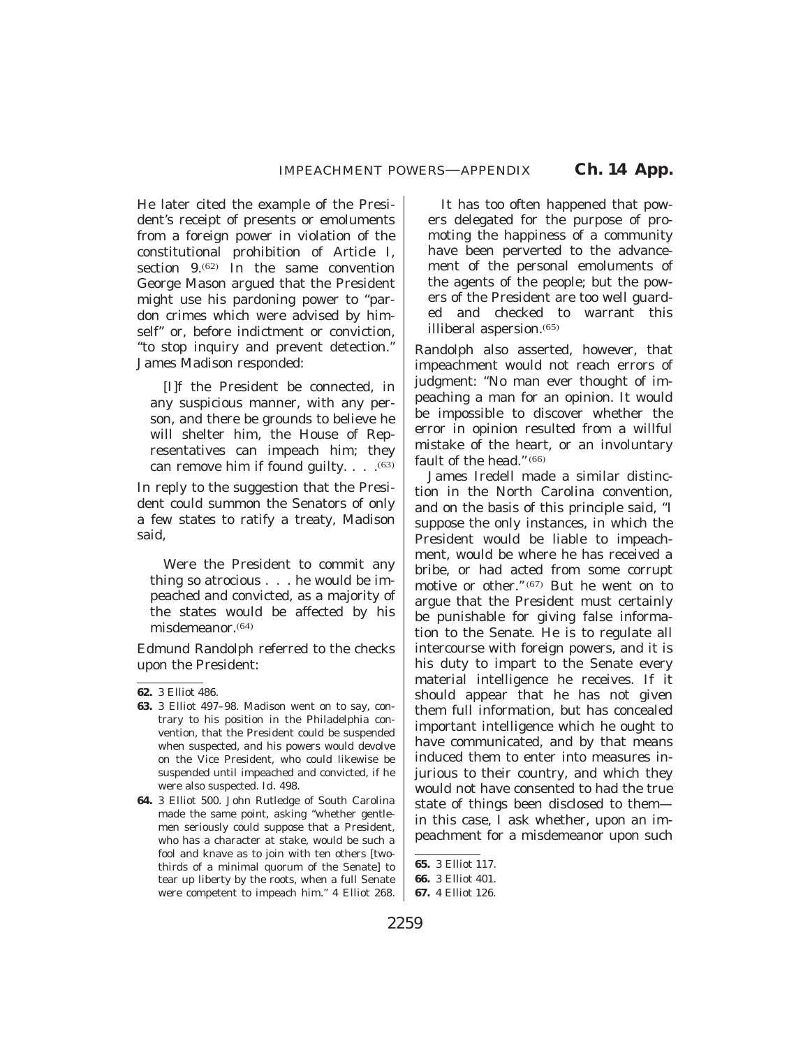He later cited the example of the President's receipt of presents or emoluments from a foreign power in violation of the constitutional prohibition of Article I, section 9.[62] In the same convention George Mason argued that the President might use his pardoning power to "pardon crimes which were advised by himself" or, before indictment or conviction, "to stop inquiry and prevent detection." James Madison responded:

> [I]f the President be connected, in any suspicious manner, with any person, and there be grounds to believe he will shelter him, the House of Representatives can impeach him; they can remove him if found guilty. . . .[63]

In reply to the suggestion that the President could summon the Senators of only a few states to ratify a treaty, Madison said,

> Were the President to commit any thing so atrocious . . . he would be impeached and convicted, as a majority of the states would be affected by his misdemeanor.[64]

Edmund Randolph referred to the checks upon the President:

> It has too often happened that powers delegated for the purpose of promoting the happiness of a community have been perverted to the advancement of the personal emoluments of the agents of the people; but the powers of the President are too well guarded and checked to warrant this illiberal aspersion.[65]

Randolph also asserted, however, that impeachment would not reach errors of judgment: "No man ever thought of impeaching a man for an opinion. It would be impossible to discover whether the error in opinion resulted from a willful mistake of the heart, or an involuntary fault of the head."[66]

James Iredell made a similar distinction in the North Carolina convention, and on the basis of this principle said, "I suppose the only instances, in which the President would be liable to impeachment, would be where he has received a bribe, or had acted from some corrupt motive or other."[67] But he went on to argue that the President must certainly be punishable for giving false information to the Senate. He is to regulate all intercourse with foreign powers, and it is his duty to impart to the Senate every material intelligence he receives. If it should appear that he has not given them full information, but has concealed important intelligence which he ought to have communicated, and by that means induced them to enter into measures injurious to their country, and which they would not have consented to had the true state of things been disclosed to them—in this case, I ask whether, upon an impeachment for a misdemeanor upon such

---

**62.** 3 Elliot 486.

**63.** 3 Elliot 497–98. Madison went on to say, contrary to his position in the Philadelphia convention, that the President could be suspended when suspected, and his powers would devolve on the Vice President, who could likewise be suspended until impeached and convicted, if he were also suspected. Id. 498.

**64.** 3 Elliot 500. John Rutledge of South Carolina made the same point, asking "whether gentlemen seriously could suppose that a President, who has a character at stake, would be such a fool and knave as to join with ten others [two-thirds of a minimal quorum of the Senate] to tear up liberty by the roots, when a full Senate were competent to impeach him." 4 Elliot 268.

**65.** 3 Elliot 117.

**66.** 3 Elliot 401.

**67.** 4 Elliot 126.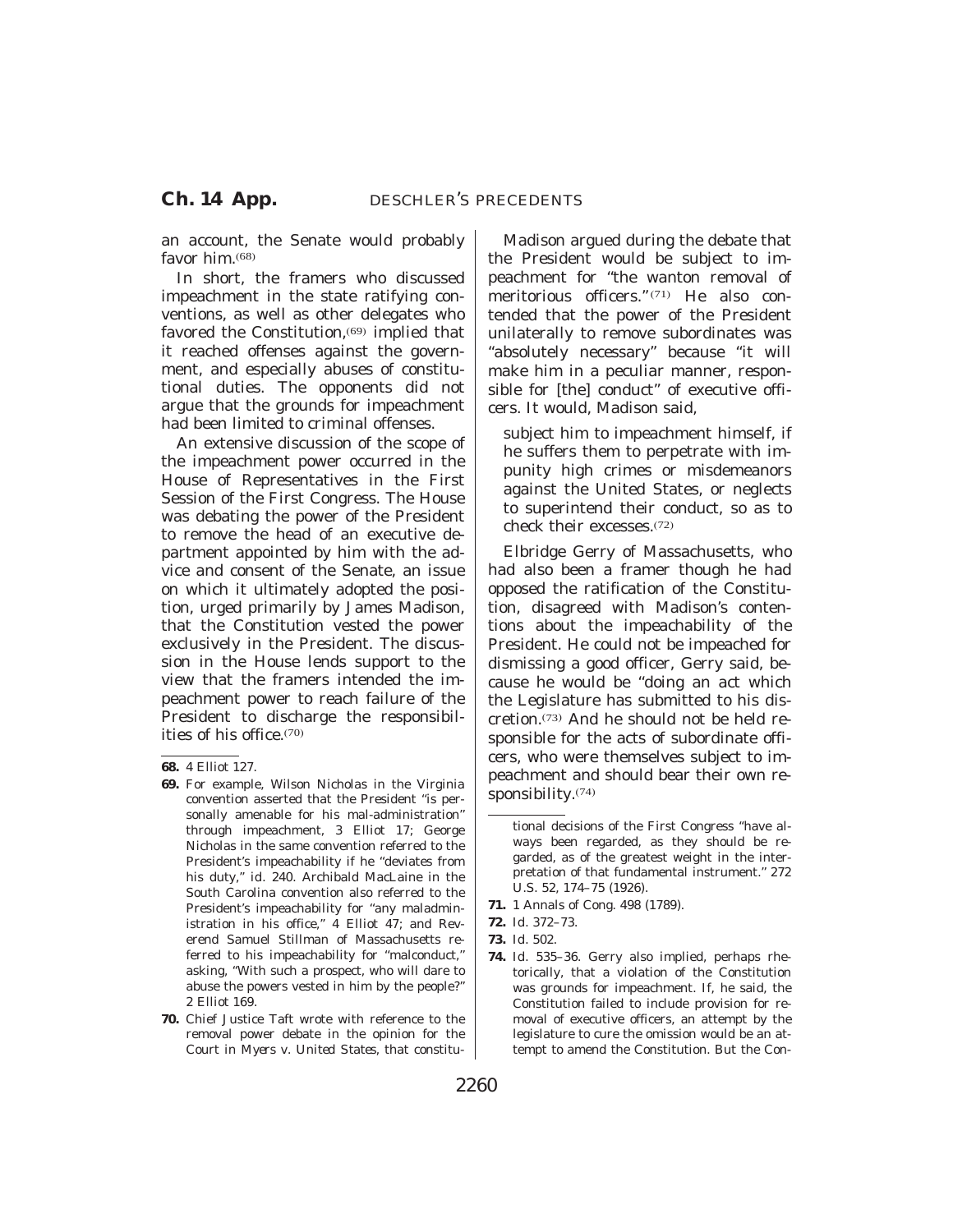an account, the Senate would probably favor him.[68]

In short, the framers who discussed impeachment in the state ratifying conventions, as well as other delegates who favored the Constitution,[69] implied that it reached offenses against the government, and especially abuses of constitutional duties. The opponents did not argue that the grounds for impeachment had been limited to criminal offenses.

An extensive discussion of the scope of the impeachment power occurred in the House of Representatives in the First Session of the First Congress. The House was debating the power of the President to remove the head of an executive department appointed by him with the advice and consent of the Senate, an issue on which it ultimately adopted the position, urged primarily by James Madison, that the Constitution vested the power exclusively in the President. The discussion in the House lends support to the view that the framers intended the impeachment power to reach failure of the President to discharge the responsibilities of his office.[70]

Madison argued during the debate that the President would be subject to impeachment for "the wanton removal of meritorious officers."[71] He also contended that the power of the President unilaterally to remove subordinates was "absolutely necessary" because "it will make him in a peculiar manner, responsible for [the] conduct" of executive officers. It would, Madison said,

> subject him to impeachment himself, if he suffers them to perpetrate with impunity high crimes or misdemeanors against the United States, or neglects to superintend their conduct, so as to check their excesses.[72]

Elbridge Gerry of Massachusetts, who had also been a framer though he had opposed the ratification of the Constitution, disagreed with Madison's contentions about the impeachability of the President. He could not be impeached for dismissing a good officer, Gerry said, because he would be "doing an act which the Legislature has submitted to his discretion.[73] And he should not be held responsible for the acts of subordinate officers, who were themselves subject to impeachment and should bear their own responsibility.[74]

---

**68.** 4 Elliot 127.

**69.** For example, Wilson Nicholas in the Virginia convention asserted that the President "is personally amenable for his mal-administration" through impeachment, 3 Elliot 17; George Nicholas in the same convention referred to the President's impeachability if he "deviates from his duty," id. 240. Archibald MacLaine in the South Carolina convention also referred to the President's impeachability for "any maladministration in his office," 4 Elliot 47; and Reverend Samuel Stillman of Massachusetts referred to his impeachability for "malconduct," asking, "With such a prospect, who will dare to abuse the powers vested in him by the people?" 2 Elliot 169.

**70.** Chief Justice Taft wrote with reference to the removal power debate in the opinion for the Court in *Myers* v. *United States*, that constitutional decisions of the First Congress "have always been regarded, as they should be regarded, as of the greatest weight in the interpretation of that fundamental instrument." 272 U.S. 52, 174–75 (1926).

**71.** 1 Annals of Cong. 498 (1789).

**72.** Id. 372–73.

**73.** Id. 502.

**74.** Id. 535–36. Gerry also implied, perhaps rhetorically, that a violation of the Constitution was grounds for impeachment. If, he said, the Constitution failed to include provision for removal of executive officers, an attempt by the legislature to cure the omission would be an attempt to amend the Constitution. But the Con-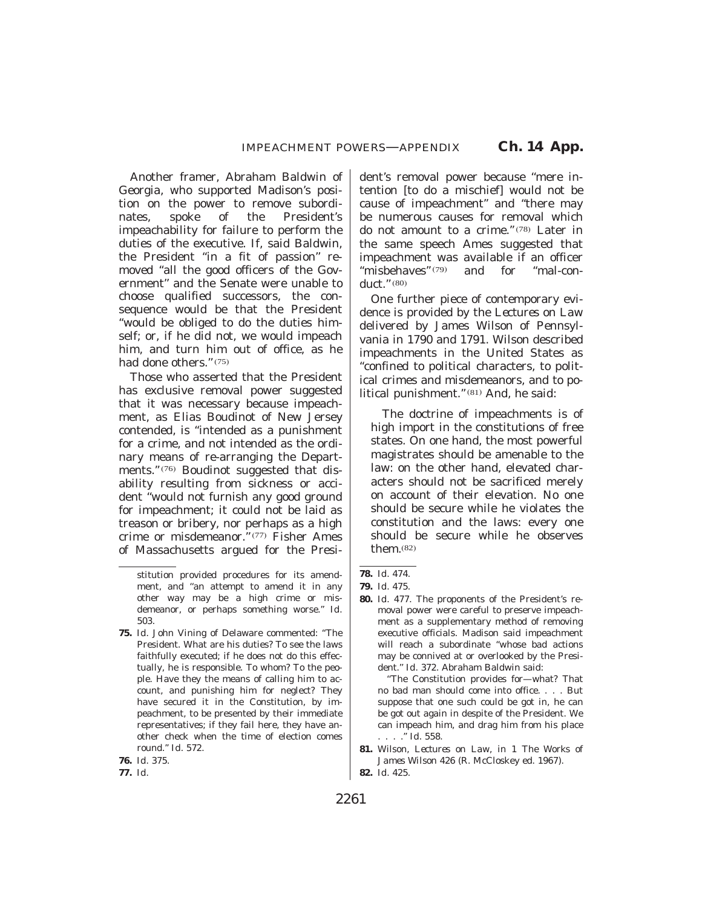Another framer, Abraham Baldwin of Georgia, who supported Madison's position on the power to remove subordinates, spoke of the President's impeachability for failure to perform the duties of the executive. If, said Baldwin, the President "in a fit of passion" removed "all the good officers of the Government" and the Senate were unable to choose qualified successors, the consequence would be that the President "would be obliged to do the duties himself; or, if he did not, we would impeach him, and turn him out of office, as he had done others."[75]

Those who asserted that the President has exclusive removal power suggested that it was necessary because impeachment, as Elias Boudinot of New Jersey contended, is "intended as a punishment for a crime, and not intended as the ordinary means of re-arranging the Departments."[76] Boudinot suggested that disability resulting from sickness or accident "would not furnish any good ground for impeachment; it could not be laid as treason or bribery, nor perhaps as a high crime or misdemeanor."[77] Fisher Ames of Massachusetts argued for the President's removal power because "mere intention [to do a mischief] would not be cause of impeachment" and "there may be numerous causes for removal which do not amount to a crime."[78] Later in the same speech Ames suggested that impeachment was available if an officer "misbehaves"[79] and for "mal-conduct."[80]

One further piece of contemporary evidence is provided by the *Lectures on Law* delivered by James Wilson of Pennsylvania in 1790 and 1791. Wilson described impeachments in the United States as "confined to political characters, to political crimes and misdemeanors, and to political punishment."[81] And, he said:

> The doctrine of impeachments is of high import in the constitutions of free states. On one hand, the most powerful magistrates should be amenable to the law: on the other hand, elevated characters should not be sacrificed merely on account of their elevation. No one should be secure while he violates the constitution and the laws: every one should be secure while he observes them.[82]

---

stitution provided procedures for its amendment, and "an attempt to amend it in any other way may be a high crime or misdemeanor, or perhaps something worse." Id. 503.

**75.** Id. John Vining of Delaware commented: "The President. What are his duties? To see the laws faithfully executed; if he does not do this effectually, he is responsible. To whom? To the people. Have they the means of calling him to account, and punishing him for neglect? They have secured it in the Constitution, by impeachment, to be presented by their immediate representatives; if they fail here, they have another check when the time of election comes round." Id. 572.

**76.** Id. 375.

**77.** Id.

**78.** Id. 474.

**79.** Id. 475.

**80.** Id. 477. The proponents of the President's removal power were careful to preserve impeachment as a supplementary method of removing executive officials. Madison said impeachment will reach a subordinate "whose bad actions may be connived at or overlooked by the President." Id. 372. Abraham Baldwin said:

"The Constitution provides for—what? That no bad man should come into office. . . . But suppose that one such could be got in, he can be got out again in despite of the President. We can impeach him, and drag him from his place . . . ." Id. 558.

**81.** Wilson, *Lectures on Law*, in 1 The Works of James Wilson 426 (R. McCloskey ed. 1967).

**82.** Id. 425.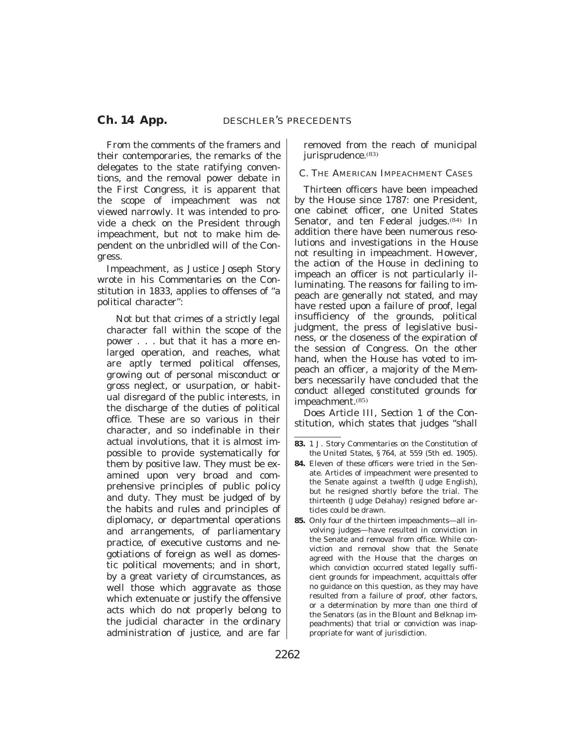From the comments of the framers and their contemporaries, the remarks of the delegates to the state ratifying conventions, and the removal power debate in the First Congress, it is apparent that the scope of impeachment was not viewed narrowly. It was intended to provide a check on the President through impeachment, but not to make him dependent on the unbridled will of the Congress.

Impeachment, as Justice Joseph Story wrote in his *Commentaries* on the Constitution in 1833, applies to offenses of "a political character":

> Not but that crimes of a strictly legal character fall within the scope of the power . . . but that it has a more enlarged operation, and reaches, what are aptly termed political offenses, growing out of personal misconduct or gross neglect, or usurpation, or habitual disregard of the public interests, in the discharge of the duties of political office. These are so various in their character, and so indefinable in their actual involutions, that it is almost impossible to provide systematically for them by positive law. They must be examined upon very broad and comprehensive principles of public policy and duty. They must be judged of by the habits and rules and principles of diplomacy, or departmental operations and arrangements, of parliamentary practice, of executive customs and negotiations of foreign as well as domestic political movements; and in short, by a great variety of circumstances, as well those which aggravate as those which extenuate or justify the offensive acts which do not properly belong to the judicial character in the ordinary administration of justice, and are far removed from the reach of municipal jurisprudence.[83]

### C. The American Impeachment Cases

Thirteen officers have been impeached by the House since 1787: one President, one cabinet officer, one United States Senator, and ten Federal judges.[84] In addition there have been numerous resolutions and investigations in the House not resulting in impeachment. However, the action of the House in declining to impeach an officer is not particularly illuminating. The reasons for failing to impeach are generally not stated, and may have rested upon a failure of proof, legal insufficiency of the grounds, political judgment, the press of legislative business, or the closeness of the expiration of the session of Congress. On the other hand, when the House has voted to impeach an officer, a majority of the Members necessarily have concluded that the conduct alleged constituted grounds for impeachment.[85]

Does Article III, Section 1 of the Constitution, which states that judges "shall

---

**83.** 1 J. Story *Commentaries on the Constitution of the United States*, § 764, at 559 (5th ed. 1905).

**84.** Eleven of these officers were tried in the Senate. Articles of impeachment were presented to the Senate against a twelfth (Judge English), but he resigned shortly before the trial. The thirteenth (Judge Delahay) resigned before articles could be drawn.

**85.** Only four of the thirteen impeachments—all involving judges—have resulted in conviction in the Senate and removal from office. While conviction and removal show that the Senate agreed with the House that the charges on which conviction occurred stated legally sufficient grounds for impeachment, acquittals offer no guidance on this question, as they may have resulted from a failure of proof, other factors, or a determination by more than one third of the Senators (as in the Blount and Belknap impeachments) that trial or conviction was inappropriate for want of jurisdiction.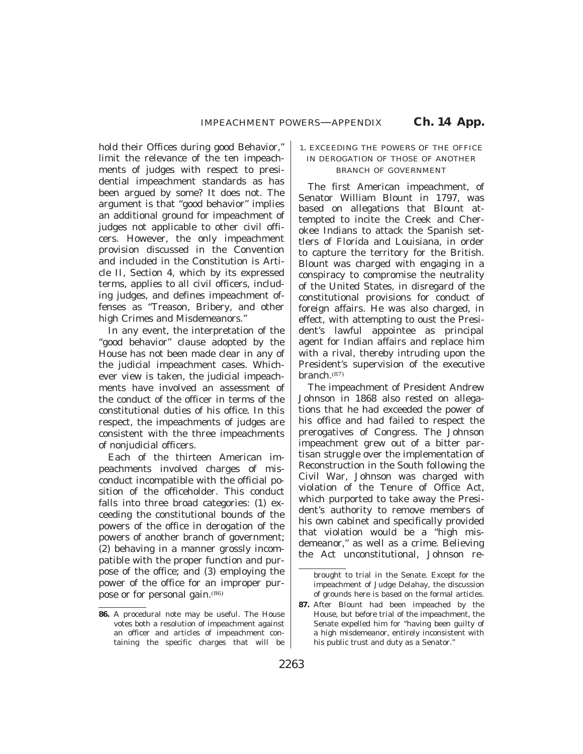hold their Offices during good Behavior," limit the relevance of the ten impeachments of judges with respect to presidential impeachment standards as has been argued by some? It does not. The argument is that "good behavior" implies an additional ground for impeachment of judges not applicable to other civil officers. However, the only impeachment provision discussed in the Convention and included in the Constitution is Article II, Section 4, which by its expressed terms, applies to all civil officers, including judges, and defines impeachment offenses as "Treason, Bribery, and other high Crimes and Misdemeanors."

In any event, the interpretation of the "good behavior" clause adopted by the House has not been made clear in any of the judicial impeachment cases. Whichever view is taken, the judicial impeachments have involved an assessment of the conduct of the officer in terms of the constitutional duties of his office. In this respect, the impeachments of judges are consistent with the three impeachments of nonjudicial officers.

Each of the thirteen American impeachments involved charges of misconduct incompatible with the official position of the officeholder. This conduct falls into three broad categories: (1) exceeding the constitutional bounds of the powers of the office in derogation of the powers of another branch of government; (2) behaving in a manner grossly incompatible with the proper function and purpose of the office; and (3) employing the power of the office for an improper purpose or for personal gain.[86]

### 1. EXCEEDING THE POWERS OF THE OFFICE IN DEROGATION OF THOSE OF ANOTHER BRANCH OF GOVERNMENT

The first American impeachment, of Senator William Blount in 1797, was based on allegations that Blount attempted to incite the Creek and Cherokee Indians to attack the Spanish settlers of Florida and Louisiana, in order to capture the territory for the British. Blount was charged with engaging in a conspiracy to compromise the neutrality of the United States, in disregard of the constitutional provisions for conduct of foreign affairs. He was also charged, in effect, with attempting to oust the President's lawful appointee as principal agent for Indian affairs and replace him with a rival, thereby intruding upon the President's supervision of the executive branch.[87]

The impeachment of President Andrew Johnson in 1868 also rested on allegations that he had exceeded the power of his office and had failed to respect the prerogatives of Congress. The Johnson impeachment grew out of a bitter partisan struggle over the implementation of Reconstruction in the South following the Civil War, Johnson was charged with violation of the Tenure of Office Act, which purported to take away the President's authority to remove members of his own cabinet and specifically provided that violation would be a "high misdemeanor," as well as a crime. Believing the Act unconstitutional, Johnson re-

---

**86.** A procedural note may be useful. The House votes both a resolution of impeachment against an officer and articles of impeachment containing the specific charges that will be brought to trial in the Senate. Except for the impeachment of Judge Delahay, the discussion of grounds here is based on the formal articles.

**87.** After Blount had been impeached by the House, but before trial of the impeachment, the Senate expelled him for "having been guilty of a high misdemeanor, entirely inconsistent with his public trust and duty as a Senator."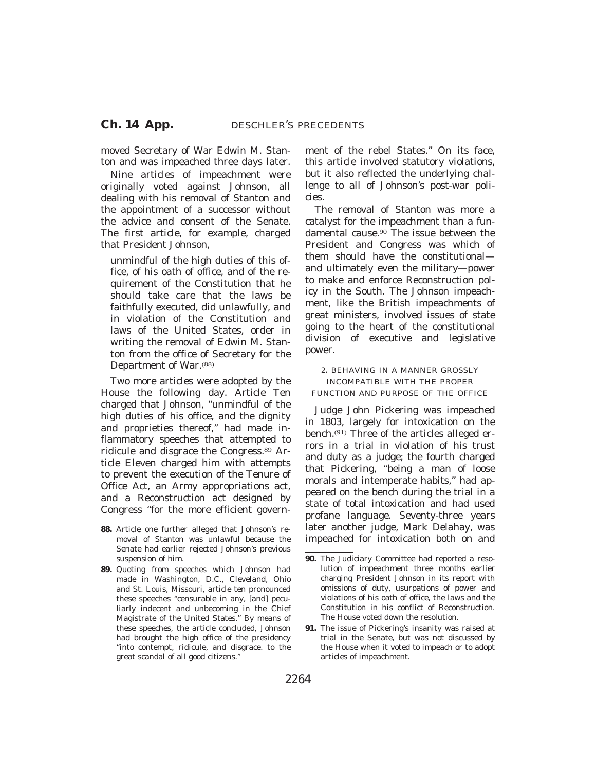moved Secretary of War Edwin M. Stanton and was impeached three days later.

Nine articles of impeachment were originally voted against Johnson, all dealing with his removal of Stanton and the appointment of a successor without the advice and consent of the Senate. The first article, for example, charged that President Johnson,

> unmindful of the high duties of this office, of his oath of office, and of the requirement of the Constitution that he should take care that the laws be faithfully executed, did unlawfully, and in violation of the Constitution and laws of the United States, order in writing the removal of Edwin M. Stanton from the office of Secretary for the Department of War.[88]

Two more articles were adopted by the House the following day. Article Ten charged that Johnson, "unmindful of the high duties of his office, and the dignity and proprieties thereof," had made inflammatory speeches that attempted to ridicule and disgrace the Congress.[89] Article Eleven charged him with attempts to prevent the execution of the Tenure of Office Act, an Army appropriations act, and a Reconstruction act designed by Congress "for the more efficient government of the rebel States." On its face, this article involved statutory violations, but it also reflected the underlying challenge to all of Johnson's post-war policies.

The removal of Stanton was more a catalyst for the impeachment than a fundamental cause.[90] The issue between the President and Congress was which of them should have the constitutional—and ultimately even the military—power to make and enforce Reconstruction policy in the South. The Johnson impeachment, like the British impeachments of great ministers, involved issues of state going to the heart of the constitutional division of executive and legislative power.

### 2. BEHAVING IN A MANNER GROSSLY INCOMPATIBLE WITH THE PROPER FUNCTION AND PURPOSE OF THE OFFICE

Judge John Pickering was impeached in 1803, largely for intoxication on the bench.[91] Three of the articles alleged errors in a trial in violation of his trust and duty as a judge; the fourth charged that Pickering, "being a man of loose morals and intemperate habits," had appeared on the bench during the trial in a state of total intoxication and had used profane language. Seventy-three years later another judge, Mark Delahay, was impeached for intoxication both on and

---

**88.** Article one further alleged that Johnson's removal of Stanton was unlawful because the Senate had earlier rejected Johnson's previous suspension of him.

**89.** Quoting from speeches which Johnson had made in Washington, D.C., Cleveland, Ohio and St. Louis, Missouri, article ten pronounced these speeches "censurable in any, [and] peculiarly indecent and unbecoming in the Chief Magistrate of the United States." By means of these speeches, the article concluded, Johnson had brought the high office of the presidency "into contempt, ridicule, and disgrace. to the great scandal of all good citizens."

**90.** The Judiciary Committee had reported a resolution of impeachment three months earlier charging President Johnson in its report with omissions of duty, usurpations of power and violations of his oath of office, the laws and the Constitution in his conflict of Reconstruction. The House voted down the resolution.

**91.** The issue of Pickering's insanity was raised at trial in the Senate, but was not discussed by the House when it voted to impeach or to adopt articles of impeachment.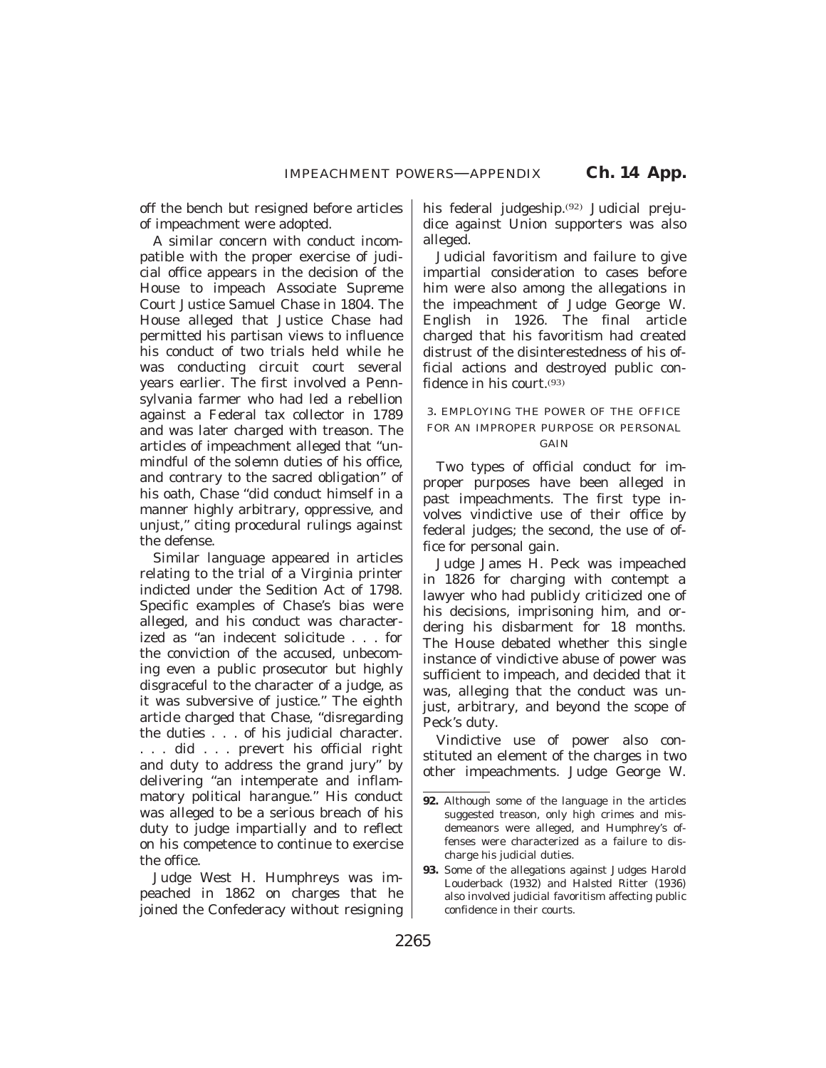off the bench but resigned before articles of impeachment were adopted.

A similar concern with conduct incompatible with the proper exercise of judicial office appears in the decision of the House to impeach Associate Supreme Court Justice Samuel Chase in 1804. The House alleged that Justice Chase had permitted his partisan views to influence his conduct of two trials held while he was conducting circuit court several years earlier. The first involved a Pennsylvania farmer who had led a rebellion against a Federal tax collector in 1789 and was later charged with treason. The articles of impeachment alleged that "unmindful of the solemn duties of his office, and contrary to the sacred obligation" of his oath, Chase "did conduct himself in a manner highly arbitrary, oppressive, and unjust," citing procedural rulings against the defense.

Similar language appeared in articles relating to the trial of a Virginia printer indicted under the Sedition Act of 1798. Specific examples of Chase's bias were alleged, and his conduct was characterized as "an indecent solicitude . . . for the conviction of the accused, unbecoming even a public prosecutor but highly disgraceful to the character of a judge, as it was subversive of justice." The eighth article charged that Chase, "disregarding the duties . . . of his judicial character. . . . did . . . prevert his official right and duty to address the grand jury" by delivering "an intemperate and inflammatory political harangue." His conduct was alleged to be a serious breach of his duty to judge impartially and to reflect on his competence to continue to exercise the office.

Judge West H. Humphreys was impeached in 1862 on charges that he joined the Confederacy without resigning his federal judgeship.[92] Judicial prejudice against Union supporters was also alleged.

Judicial favoritism and failure to give impartial consideration to cases before him were also among the allegations in the impeachment of Judge George W. English in 1926. The final article charged that his favoritism had created distrust of the disinterestedness of his official actions and destroyed public confidence in his court.[93]

### 3. EMPLOYING THE POWER OF THE OFFICE FOR AN IMPROPER PURPOSE OR PERSONAL GAIN

Two types of official conduct for improper purposes have been alleged in past impeachments. The first type involves vindictive use of their office by federal judges; the second, the use of office for personal gain.

Judge James H. Peck was impeached in 1826 for charging with contempt a lawyer who had publicly criticized one of his decisions, imprisoning him, and ordering his disbarment for 18 months. The House debated whether this single instance of vindictive abuse of power was sufficient to impeach, and decided that it was, alleging that the conduct was unjust, arbitrary, and beyond the scope of Peck's duty.

Vindictive use of power also constituted an element of the charges in two other impeachments. Judge George W.

---

**92.** Although some of the language in the articles suggested treason, only high crimes and misdemeanors were alleged, and Humphrey's offenses were characterized as a failure to discharge his judicial duties.

**93.** Some of the allegations against Judges Harold Louderback (1932) and Halsted Ritter (1936) also involved judicial favoritism affecting public confidence in their courts.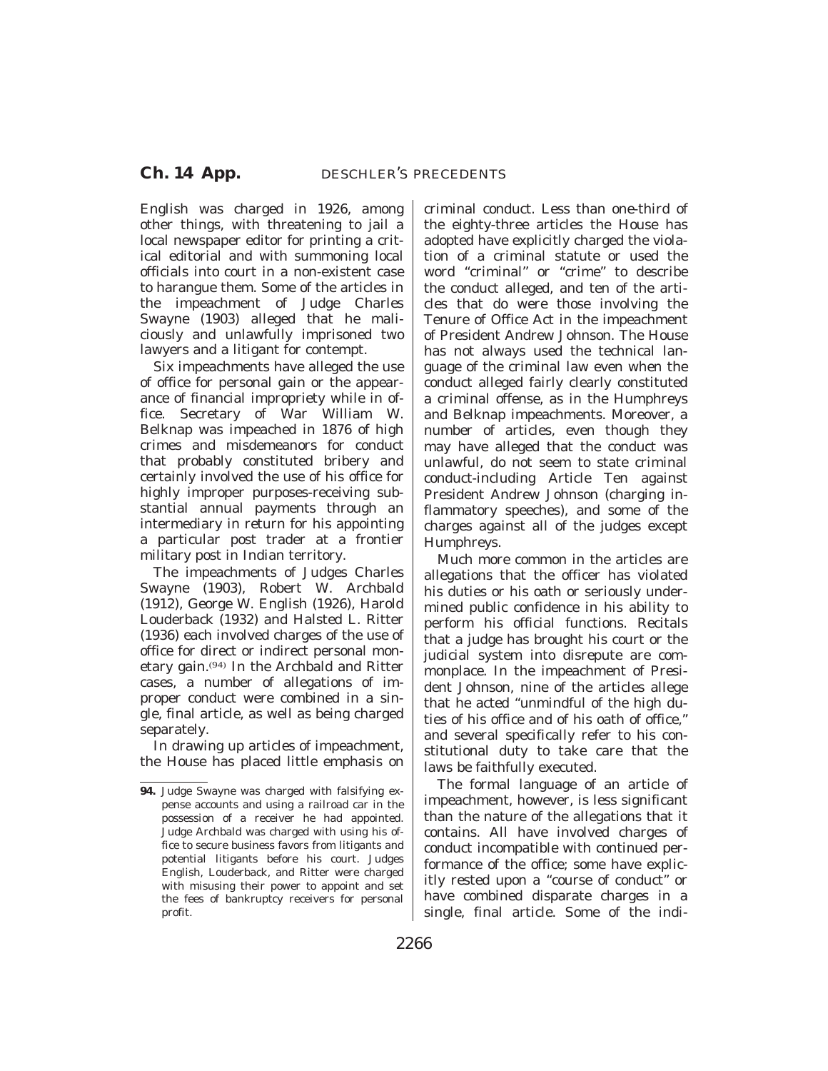English was charged in 1926, among other things, with threatening to jail a local newspaper editor for printing a critical editorial and with summoning local officials into court in a non-existent case to harangue them. Some of the articles in the impeachment of Judge Charles Swayne (1903) alleged that he maliciously and unlawfully imprisoned two lawyers and a litigant for contempt.

Six impeachments have alleged the use of office for personal gain or the appearance of financial impropriety while in office. Secretary of War William W. Belknap was impeached in 1876 of high crimes and misdemeanors for conduct that probably constituted bribery and certainly involved the use of his office for highly improper purposes-receiving substantial annual payments through an intermediary in return for his appointing a particular post trader at a frontier military post in Indian territory.

The impeachments of Judges Charles Swayne (1903), Robert W. Archbald (1912), George W. English (1926), Harold Louderback (1932) and Halsted L. Ritter (1936) each involved charges of the use of office for direct or indirect personal monetary gain.[94] In the Archbald and Ritter cases, a number of allegations of improper conduct were combined in a single, final article, as well as being charged separately.

In drawing up articles of impeachment, the House has placed little emphasis on criminal conduct. Less than one-third of the eighty-three articles the House has adopted have explicitly charged the violation of a criminal statute or used the word "criminal" or "crime" to describe the conduct alleged, and ten of the articles that do were those involving the Tenure of Office Act in the impeachment of President Andrew Johnson. The House has not always used the technical language of the criminal law even when the conduct alleged fairly clearly constituted a criminal offense, as in the Humphreys and Belknap impeachments. Moreover, a number of articles, even though they may have alleged that the conduct was unlawful, do not seem to state criminal conduct-including Article Ten against President Andrew Johnson (charging inflammatory speeches), and some of the charges against all of the judges except Humphreys.

Much more common in the articles are allegations that the officer has violated his duties or his oath or seriously undermined public confidence in his ability to perform his official functions. Recitals that a judge has brought his court or the judicial system into disrepute are commonplace. In the impeachment of President Johnson, nine of the articles allege that he acted "unmindful of the high duties of his office and of his oath of office," and several specifically refer to his constitutional duty to take care that the laws be faithfully executed.

The formal language of an article of impeachment, however, is less significant than the nature of the allegations that it contains. All have involved charges of conduct incompatible with continued performance of the office; some have explicitly rested upon a "course of conduct" or have combined disparate charges in a single, final article. Some of the indi-

---

**94.** Judge Swayne was charged with falsifying expense accounts and using a railroad car in the possession of a receiver he had appointed. Judge Archbald was charged with using his office to secure business favors from litigants and potential litigants before his court. Judges English, Louderback, and Ritter were charged with misusing their power to appoint and set the fees of bankruptcy receivers for personal profit.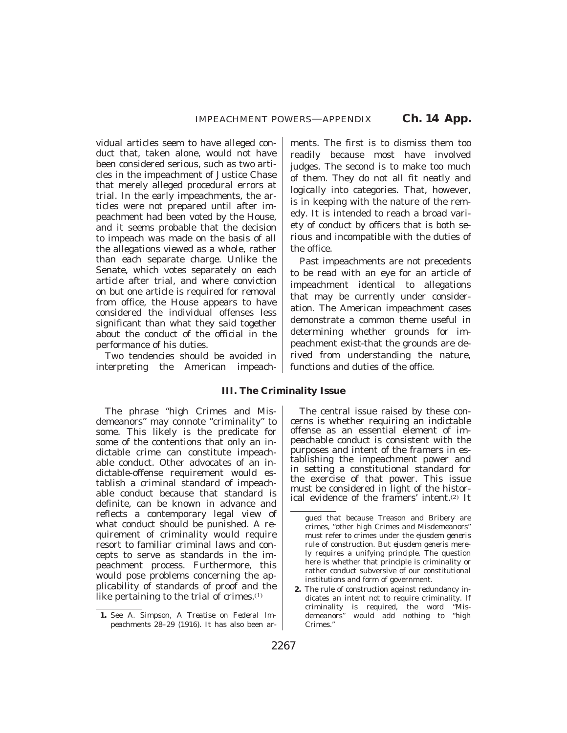vidual articles seem to have alleged conduct that, taken alone, would not have been considered serious, such as two articles in the impeachment of Justice Chase that merely alleged procedural errors at trial. In the early impeachments, the articles were not prepared until after impeachment had been voted by the House, and it seems probable that the decision to impeach was made on the basis of all the allegations viewed as a whole, rather than each separate charge. Unlike the Senate, which votes separately on each article after trial, and where conviction on but one article is required for removal from office, the House appears to have considered the individual offenses less significant than what they said together about the conduct of the official in the performance of his duties.

Two tendencies should be avoided in interpreting the American impeachments. The first is to dismiss them too readily because most have involved judges. The second is to make too much of them. They do not all fit neatly and logically into categories. That, however, is in keeping with the nature of the remedy. It is intended to reach a broad variety of conduct by officers that is both serious and incompatible with the duties of the office.

Past impeachments are not precedents to be read with an eye for an article of impeachment identical to allegations that may be currently under consideration. The American impeachment cases demonstrate a common theme useful in determining whether grounds for impeachment exist-that the grounds are derived from understanding the nature, functions and duties of the office.

### III. The Criminality Issue

The phrase "high Crimes and Misdemeanors" may connote "criminality" to some. This likely is the predicate for some of the contentions that only an indictable crime can constitute impeachable conduct. Other advocates of an indictable-offense requirement would establish a criminal standard of impeachable conduct because that standard is definite, can be known in advance and reflects a contemporary legal view of what conduct should be punished. A requirement of criminality would require resort to familiar criminal laws and concepts to serve as standards in the impeachment process. Furthermore, this would pose problems concerning the applicability of standards of proof and the like pertaining to the trial of crimes.[1]

The central issue raised by these concerns is whether requiring an indictable offense as an essential element of impeachable conduct is consistent with the purposes and intent of the framers in establishing the impeachment power and in setting a constitutional standard for the exercise of that power. This issue must be considered in light of the historical evidence of the framers' intent.[2] It

**1.** See A. Simpson, *A Treatise on Federal Impeachments* 28–29 (1916). It has also been argued that because Treason and Bribery are crimes, "other high Crimes and Misdemeanors" must refer to crimes under the *ejusdem generis* rule of construction. But *ejusdem generis* merely requires a unifying principle. The question here is whether that principle is criminality or rather conduct subversive of our constitutional institutions and form of government.

**2.** The rule of construction against redundancy indicates an intent not to require criminality. If criminality is required, the word "Misdemeanors" would add nothing to "high Crimes."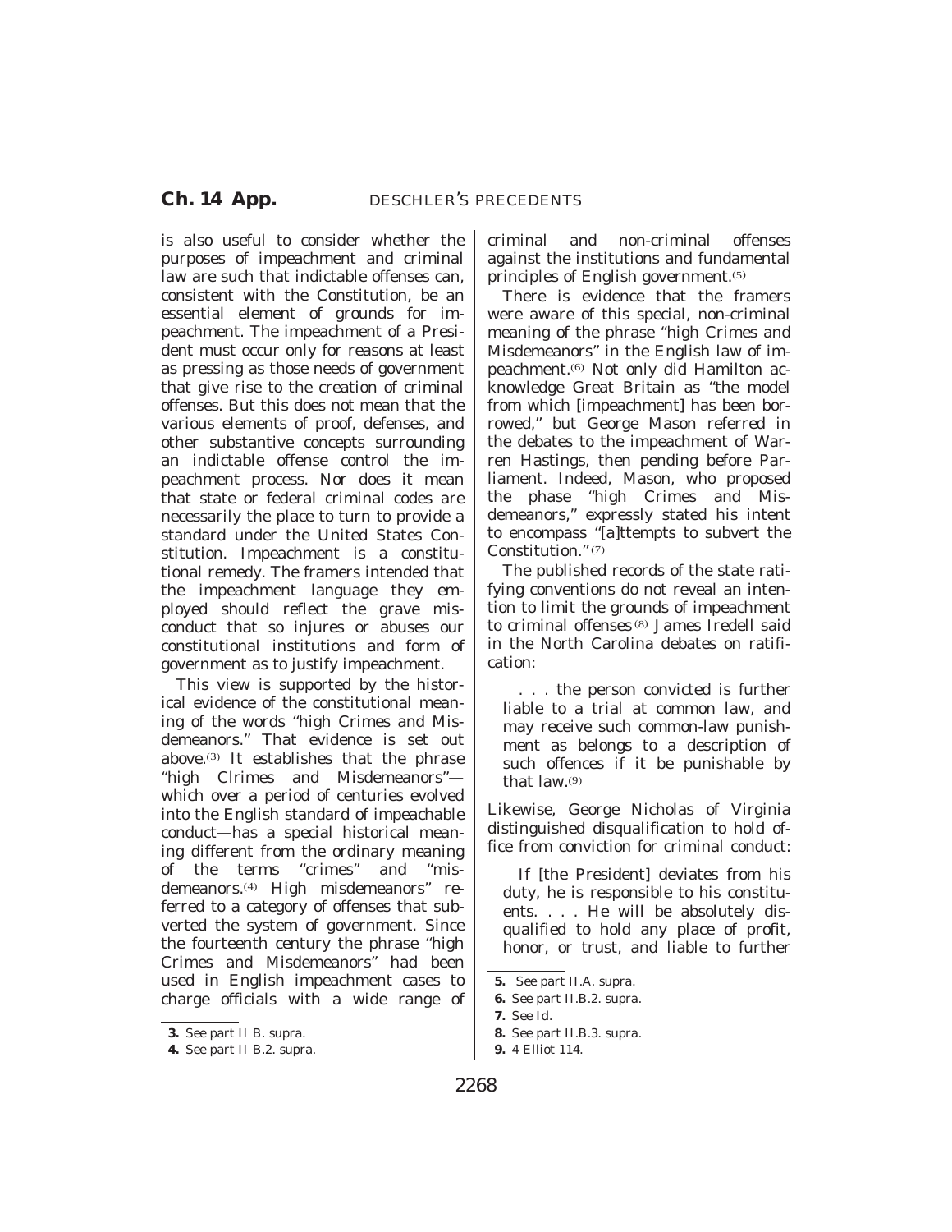is also useful to consider whether the purposes of impeachment and criminal law are such that indictable offenses can, consistent with the Constitution, be an essential element of grounds for impeachment. The impeachment of a President must occur only for reasons at least as pressing as those needs of government that give rise to the creation of criminal offenses. But this does not mean that the various elements of proof, defenses, and other substantive concepts surrounding an indictable offense control the impeachment process. Nor does it mean that state or federal criminal codes are necessarily the place to turn to provide a standard under the United States Constitution. Impeachment is a constitutional remedy. The framers intended that the impeachment language they employed should reflect the grave misconduct that so injures or abuses our constitutional institutions and form of government as to justify impeachment.

This view is supported by the historical evidence of the constitutional meaning of the words "high Crimes and Misdemeanors." That evidence is set out above.[3] It establishes that the phrase "high Clrimes and Misdemeanors"—which over a period of centuries evolved into the English standard of impeachable conduct—has a special historical meaning different from the ordinary meaning of the terms "crimes" and "misdemeanors.[4] High misdemeanors" referred to a category of offenses that subverted the system of government. Since the fourteenth century the phrase "high Crimes and Misdemeanors" had been used in English impeachment cases to charge officials with a wide range of criminal and non-criminal offenses against the institutions and fundamental principles of English government.[5]

There is evidence that the framers were aware of this special, non-criminal meaning of the phrase "high Crimes and Misdemeanors" in the English law of impeachment.[6] Not only did Hamilton acknowledge Great Britain as "the model from which [impeachment] has been borrowed," but George Mason referred in the debates to the impeachment of Warren Hastings, then pending before Parliament. Indeed, Mason, who proposed the phase "high Crimes and Misdemeanors," expressly stated his intent to encompass "[a]ttempts to subvert the Constitution."[7]

The published records of the state ratifying conventions do not reveal an intention to limit the grounds of impeachment to criminal offenses[8] James Iredell said in the North Carolina debates on ratification:

> . . . the person convicted is further liable to a trial at common law, and may receive such common-law punishment as belongs to a description of such offences if it be punishable by that law.[9]

Likewise, George Nicholas of Virginia distinguished disqualification to hold office from conviction for criminal conduct:

> If [the President] deviates from his duty, he is responsible to his constituents. . . . He will be absolutely disqualified to hold any place of profit, honor, or trust, and liable to further

**3.** See part II B. supra.

**4.** See part II B.2. supra.

**5.** See part II.A. supra.

**6.** See part II.B.2. supra.

**7.** See Id.

**8.** See part II.B.3. supra.

**9.** 4 Elliot 114.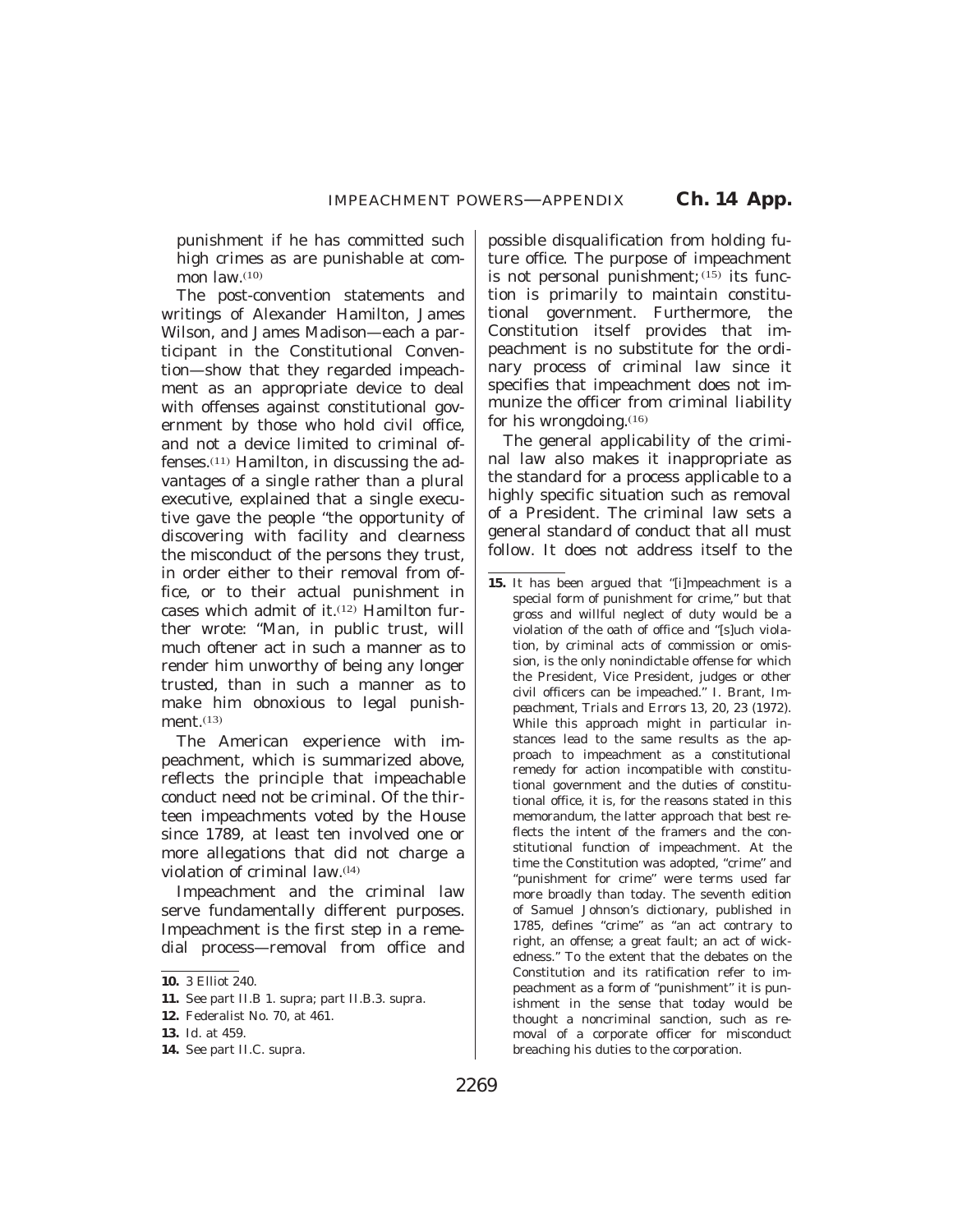punishment if he has committed such high crimes as are punishable at common law.[10]

The post-convention statements and writings of Alexander Hamilton, James Wilson, and James Madison—each a participant in the Constitutional Convention—show that they regarded impeachment as an appropriate device to deal with offenses against constitutional government by those who hold civil office, and not a device limited to criminal offenses.[11] Hamilton, in discussing the advantages of a single rather than a plural executive, explained that a single executive gave the people "the opportunity of discovering with facility and clearness the misconduct of the persons they trust, in order either to their removal from office, or to their actual punishment in cases which admit of it.[12] Hamilton further wrote: "Man, in public trust, will much oftener act in such a manner as to render him unworthy of being any longer trusted, than in such a manner as to make him obnoxious to legal punishment.[13]

The American experience with impeachment, which is summarized above, reflects the principle that impeachable conduct need not be criminal. Of the thirteen impeachments voted by the House since 1789, at least ten involved one or more allegations that did not charge a violation of criminal law.[14]

Impeachment and the criminal law serve fundamentally different purposes. Impeachment is the first step in a remedial process—removal from office and possible disqualification from holding future office. The purpose of impeachment is not personal punishment;[15] its function is primarily to maintain constitutional government. Furthermore, the Constitution itself provides that impeachment is no substitute for the ordinary process of criminal law since it specifies that impeachment does not immunize the officer from criminal liability for his wrongdoing.[16]

The general applicability of the criminal law also makes it inappropriate as the standard for a process applicable to a highly specific situation such as removal of a President. The criminal law sets a general standard of conduct that all must follow. It does not address itself to the

---

**10.** 3 Elliot 240.

**11.** See part II.B 1. supra; part II.B.3. supra.

**12.** Federalist No. 70, at 461.

**13.** Id. at 459.

**14.** See part II.C. supra.

**15.** It has been argued that "[i]mpeachment is a special form of punishment for crime," but that gross and willful neglect of duty would be a violation of the oath of office and "[s]uch violation, by criminal acts of commission or omission, is the only nonindictable offense for which the President, Vice President, judges or other civil officers can be impeached." I. Brant, Impeachment, Trials and Errors 13, 20, 23 (1972). While this approach might in particular instances lead to the same results as the approach to impeachment as a constitutional remedy for action incompatible with constitutional government and the duties of constitutional office, it is, for the reasons stated in this memorandum, the latter approach that best reflects the intent of the framers and the constitutional function of impeachment. At the time the Constitution was adopted, "crime" and "punishment for crime" were terms used far more broadly than today. The seventh edition of Samuel Johnson's dictionary, published in 1785, defines "crime" as "an act contrary to right, an offense; a great fault; an act of wickedness." To the extent that the debates on the Constitution and its ratification refer to impeachment as a form of "punishment" it is punishment in the sense that today would be thought a noncriminal sanction, such as removal of a corporate officer for misconduct breaching his duties to the corporation.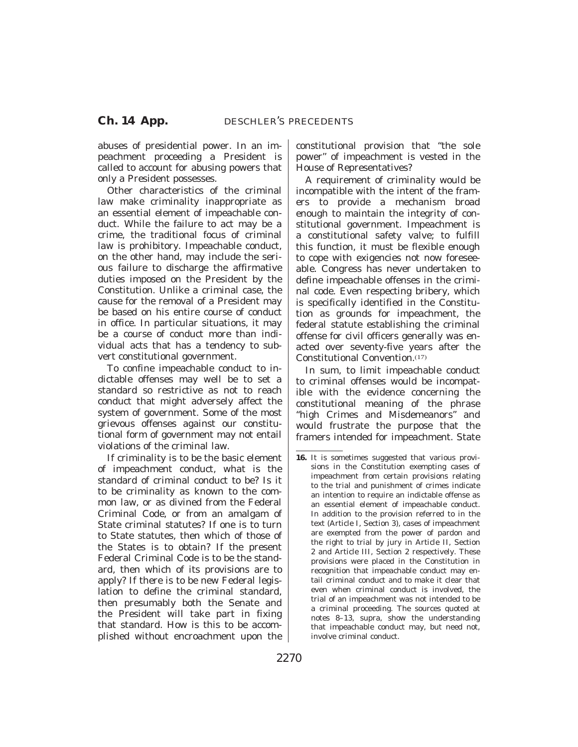abuses of presidential power. In an impeachment proceeding a President is called to account for abusing powers that only a President possesses.

Other characteristics of the criminal law make criminality inappropriate as an essential element of impeachable conduct. While the failure to act may be a crime, the traditional focus of criminal law is prohibitory. Impeachable conduct, on the other hand, may include the serious failure to discharge the affirmative duties imposed on the President by the Constitution. Unlike a criminal case, the cause for the removal of a President may be based on his entire course of conduct in office. In particular situations, it may be a course of conduct more than individual acts that has a tendency to subvert constitutional government.

To confine impeachable conduct to indictable offenses may well be to set a standard so restrictive as not to reach conduct that might adversely affect the system of government. Some of the most grievous offenses against our constitutional form of government may not entail violations of the criminal law.

If criminality is to be the basic element of impeachment conduct, what is the standard of criminal conduct to be? Is it to be criminality as known to the common law, or as divined from the Federal Criminal Code, or from an amalgam of State criminal statutes? If one is to turn to State statutes, then which of those of the States is to obtain? If the present Federal Criminal Code is to be the standard, then which of its provisions are to apply? If there is to be new Federal legislation to define the criminal standard, then presumably both the Senate and the President will take part in fixing that standard. How is this to be accomplished without encroachment upon the constitutional provision that "the sole power" of impeachment is vested in the House of Representatives?

A requirement of criminality would be incompatible with the intent of the framers to provide a mechanism broad enough to maintain the integrity of constitutional government. Impeachment is a constitutional safety valve; to fulfill this function, it must be flexible enough to cope with exigencies not now foreseeable. Congress has never undertaken to define impeachable offenses in the criminal code. Even respecting bribery, which is specifically identified in the Constitution as grounds for impeachment, the federal statute establishing the criminal offense for civil officers generally was enacted over seventy-five years after the Constitutional Convention.[17]

In sum, to limit impeachable conduct to criminal offenses would be incompatible with the evidence concerning the constitutional meaning of the phrase "high Crimes and Misdemeanors" and would frustrate the purpose that the framers intended for impeachment. State

---

**16.** It is sometimes suggested that various provisions in the Constitution exempting cases of impeachment from certain provisions relating to the trial and punishment of crimes indicate an intention to require an indictable offense as an essential element of impeachable conduct. In addition to the provision referred to in the text (Article I, Section 3), cases of impeachment are exempted from the power of pardon and the right to trial by jury in Article II, Section 2 and Article III, Section 2 respectively. These provisions were placed in the Constitution in recognition that impeachable conduct may entail criminal conduct and to make it clear that even when criminal conduct is involved, the trial of an impeachment was not intended to be a criminal proceeding. The sources quoted at notes 8–13, supra, show the understanding that impeachable conduct may, but need not, involve criminal conduct.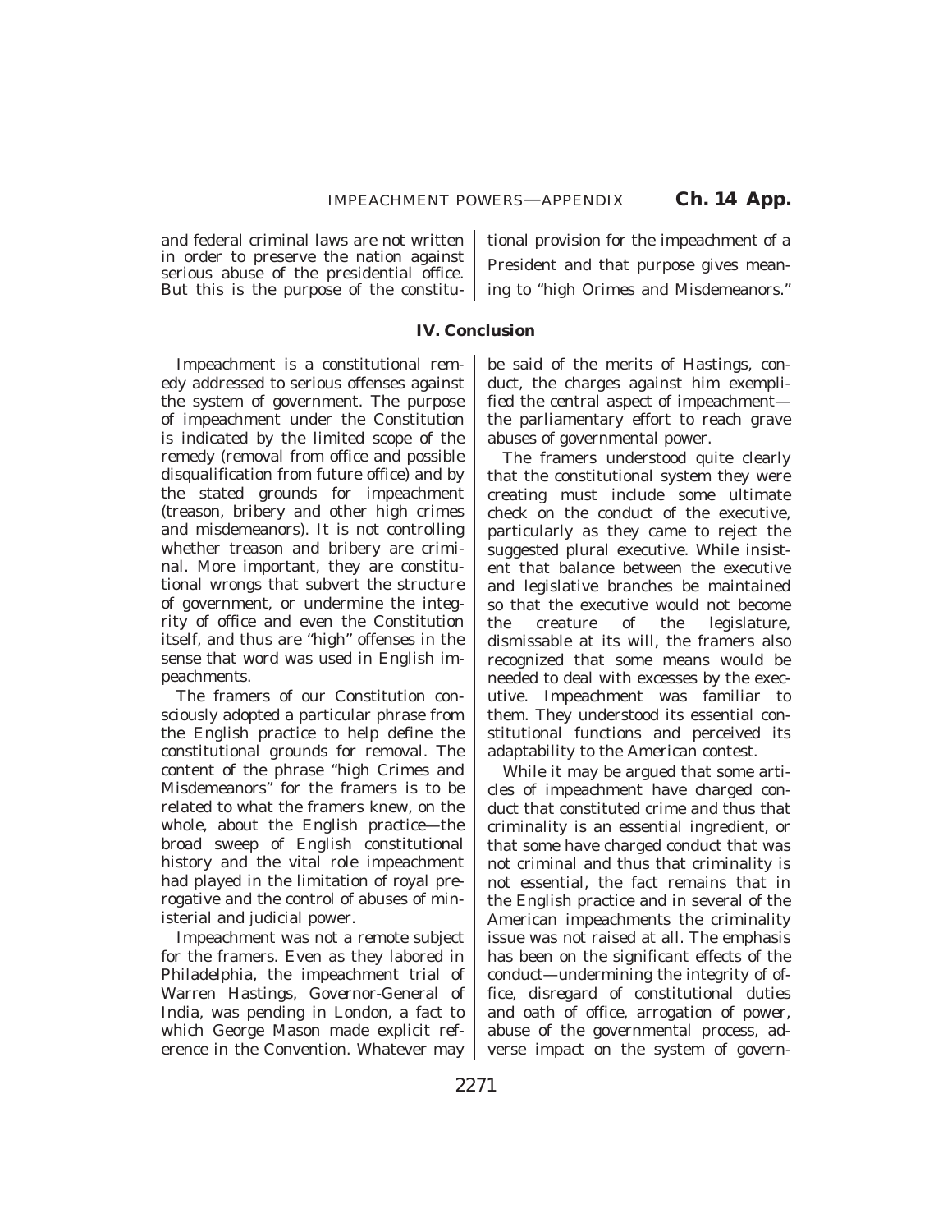and federal criminal laws are not written in order to preserve the nation against serious abuse of the presidential office. But this is the purpose of the constitutional provision for the impeachment of a President and that purpose gives meaning to "high Orimes and Misdemeanors."

## IV. Conclusion

Impeachment is a constitutional remedy addressed to serious offenses against the system of government. The purpose of impeachment under the Constitution is indicated by the limited scope of the remedy (removal from office and possible disqualification from future office) and by the stated grounds for impeachment (treason, bribery and other high crimes and misdemeanors). It is not controlling whether treason and bribery are criminal. More important, they are constitutional wrongs that subvert the structure of government, or undermine the integrity of office and even the Constitution itself, and thus are "high" offenses in the sense that word was used in English impeachments.

The framers of our Constitution consciously adopted a particular phrase from the English practice to help define the constitutional grounds for removal. The content of the phrase "high Crimes and Misdemeanors" for the framers is to be related to what the framers knew, on the whole, about the English practice—the broad sweep of English constitutional history and the vital role impeachment had played in the limitation of royal prerogative and the control of abuses of ministerial and judicial power.

Impeachment was not a remote subject for the framers. Even as they labored in Philadelphia, the impeachment trial of Warren Hastings, Governor-General of India, was pending in London, a fact to which George Mason made explicit reference in the Convention. Whatever may be said of the merits of Hastings, conduct, the charges against him exemplified the central aspect of impeachment—the parliamentary effort to reach grave abuses of governmental power.

The framers understood quite clearly that the constitutional system they were creating must include some ultimate check on the conduct of the executive, particularly as they came to reject the suggested plural executive. While insistent that balance between the executive and legislative branches be maintained so that the executive would not become the creature of the legislature, dismissable at its will, the framers also recognized that some means would be needed to deal with excesses by the executive. Impeachment was familiar to them. They understood its essential constitutional functions and perceived its adaptability to the American contest.

While it may be argued that some articles of impeachment have charged conduct that constituted crime and thus that criminality is an essential ingredient, or that some have charged conduct that was not criminal and thus that criminality is not essential, the fact remains that in the English practice and in several of the American impeachments the criminality issue was not raised at all. The emphasis has been on the significant effects of the conduct—undermining the integrity of office, disregard of constitutional duties and oath of office, arrogation of power, abuse of the governmental process, adverse impact on the system of govern-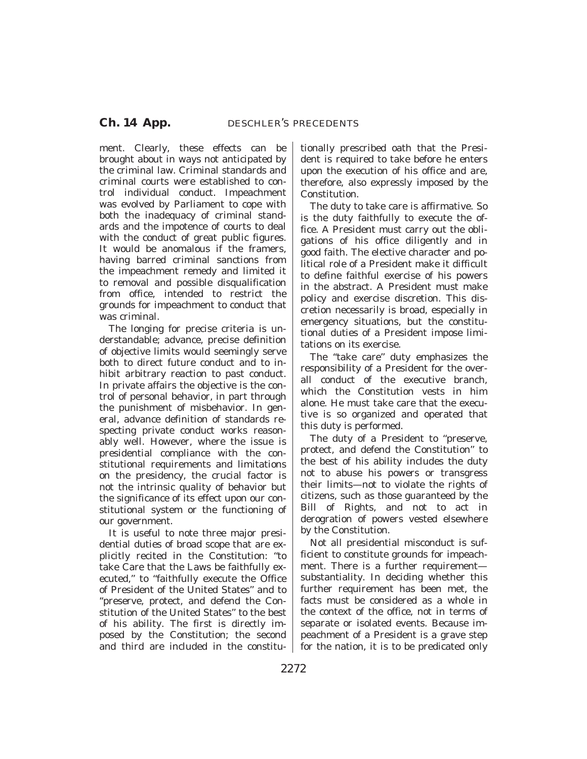ment. Clearly, these effects can be brought about in ways not anticipated by the criminal law. Criminal standards and criminal courts were established to control individual conduct. Impeachment was evolved by Parliament to cope with both the inadequacy of criminal standards and the impotence of courts to deal with the conduct of great public figures. It would be anomalous if the framers, having barred criminal sanctions from the impeachment remedy and limited it to removal and possible disqualification from office, intended to restrict the grounds for impeachment to conduct that was criminal.

The longing for precise criteria is understandable; advance, precise definition of objective limits would seemingly serve both to direct future conduct and to inhibit arbitrary reaction to past conduct. In private affairs the objective is the control of personal behavior, in part through the punishment of misbehavior. In general, advance definition of standards respecting private conduct works reasonably well. However, where the issue is presidential compliance with the constitutional requirements and limitations on the presidency, the crucial factor is not the intrinsic quality of behavior but the significance of its effect upon our constitutional system or the functioning of our government.

It is useful to note three major presidential duties of broad scope that are explicitly recited in the Constitution: "to take Care that the Laws be faithfully executed," to "faithfully execute the Office of President of the United States" and to "preserve, protect, and defend the Constitution of the United States" to the best of his ability. The first is directly imposed by the Constitution; the second and third are included in the constitutionally prescribed oath that the President is required to take before he enters upon the execution of his office and are, therefore, also expressly imposed by the Constitution.

The duty to take care is affirmative. So is the duty faithfully to execute the office. A President must carry out the obligations of his office diligently and in good faith. The elective character and political role of a President make it difficult to define faithful exercise of his powers in the abstract. A President must make policy and exercise discretion. This discretion necessarily is broad, especially in emergency situations, but the constitutional duties of a President impose limitations on its exercise.

The "take care" duty emphasizes the responsibility of a President for the overall conduct of the executive branch, which the Constitution vests in him alone. He must take care that the executive is so organized and operated that this duty is performed.

The duty of a President to "preserve, protect, and defend the Constitution" to the best of his ability includes the duty not to abuse his powers or transgress their limits—not to violate the rights of citizens, such as those guaranteed by the Bill of Rights, and not to act in derogration of powers vested elsewhere by the Constitution.

Not all presidential misconduct is sufficient to constitute grounds for impeachment. There is a further requirement—substantiality. In deciding whether this further requirement has been met, the facts must be considered as a whole in the context of the office, not in terms of separate or isolated events. Because impeachment of a President is a grave step for the nation, it is to be predicated only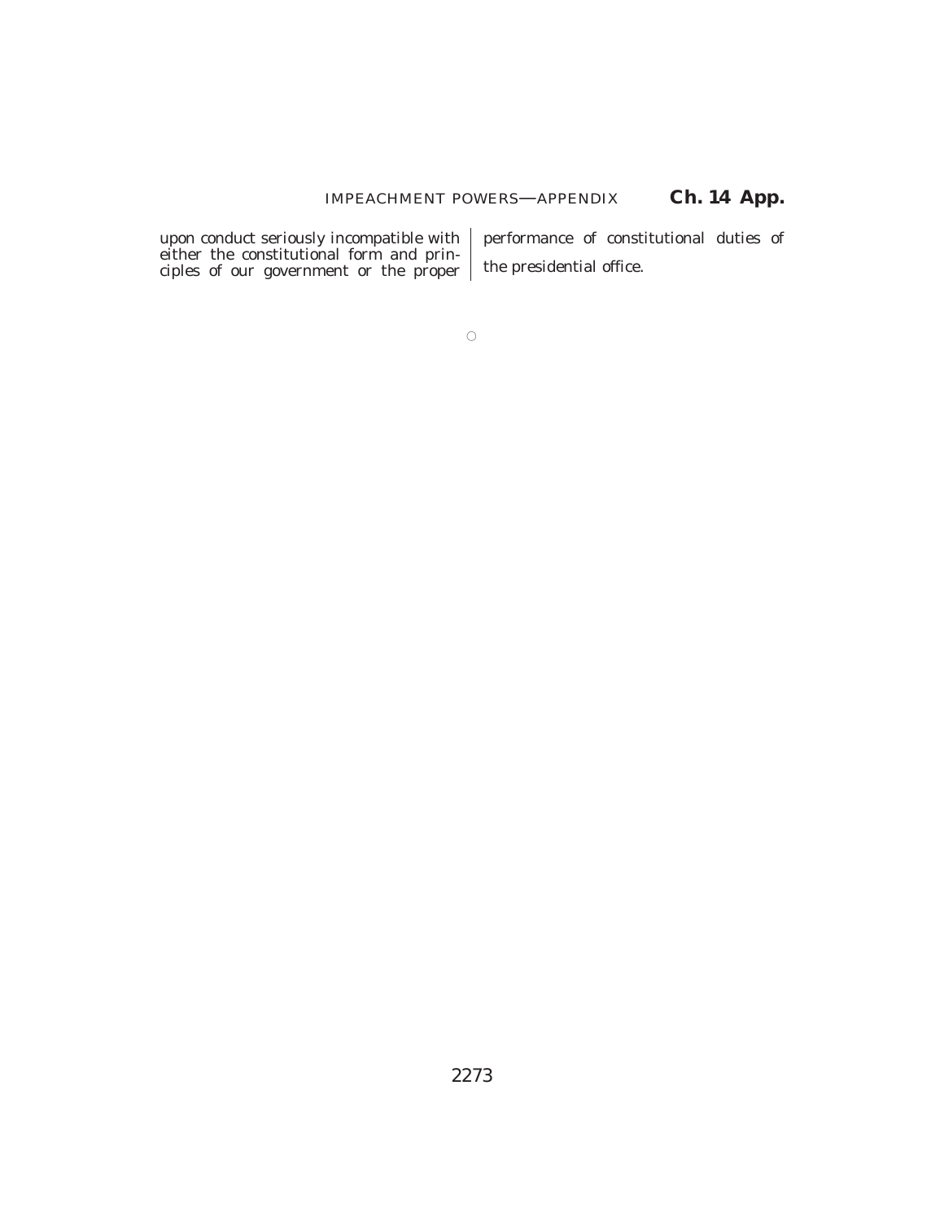upon conduct seriously incompatible with either the constitutional form and principles of our government or the proper performance of constitutional duties of the presidential office.